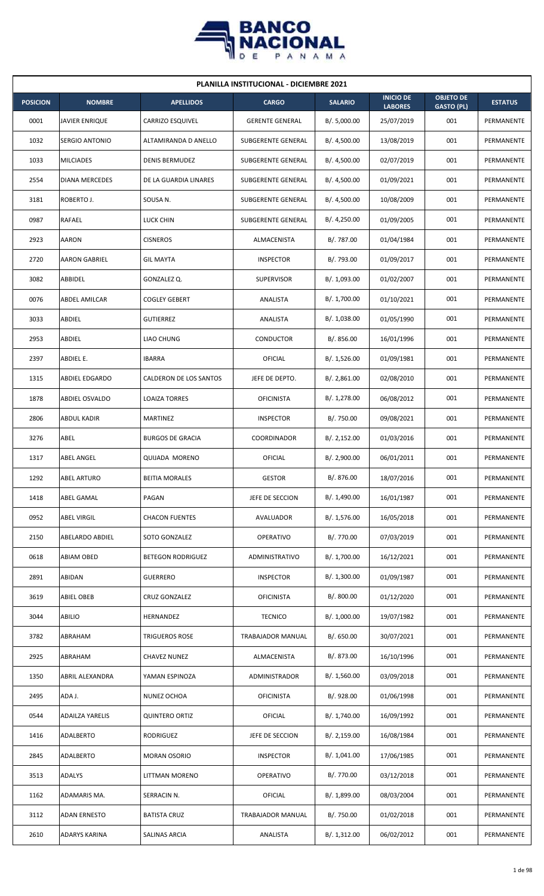| PLANILLA INSTITUCIONAL - DICIEMBRE 2021 | | | | | | | |
|---|---|---|---|---|---|---|---|
| POSICION | NOMBRE | APELLIDOS | CARGO | SALARIO | INICIO DE LABORES | OBJETO DE GASTO (PL) | ESTATUS |
| 0001 | JAVIER ENRIQUE | CARRIZO ESQUIVEL | GERENTE GENERAL | B/. 5,000.00 | 25/07/2019 | 001 | PERMANENTE |
| 1032 | SERGIO ANTONIO | ALTAMIRANDA D ANELLO | SUBGERENTE GENERAL | B/. 4,500.00 | 13/08/2019 | 001 | PERMANENTE |
| 1033 | MILCIADES | DENIS BERMUDEZ | SUBGERENTE GENERAL | B/. 4,500.00 | 02/07/2019 | 001 | PERMANENTE |
| 2554 | DIANA MERCEDES | DE LA GUARDIA LINARES | SUBGERENTE GENERAL | B/. 4,500.00 | 01/09/2021 | 001 | PERMANENTE |
| 3181 | ROBERTO J. | SOUSA N. | SUBGERENTE GENERAL | B/. 4,500.00 | 10/08/2009 | 001 | PERMANENTE |
| 0987 | RAFAEL | LUCK CHIN | SUBGERENTE GENERAL | B/. 4,250.00 | 01/09/2005 | 001 | PERMANENTE |
| 2923 | AARON | CISNEROS | ALMACENISTA | B/. 787.00 | 01/04/1984 | 001 | PERMANENTE |
| 2720 | AARON GABRIEL | GIL MAYTA | INSPECTOR | B/. 793.00 | 01/09/2017 | 001 | PERMANENTE |
| 3082 | ABBIDEL | GONZALEZ Q. | SUPERVISOR | B/. 1,093.00 | 01/02/2007 | 001 | PERMANENTE |
| 0076 | ABDEL AMILCAR | COGLEY GEBERT | ANALISTA | B/. 1,700.00 | 01/10/2021 | 001 | PERMANENTE |
| 3033 | ABDIEL | GUTIERREZ | ANALISTA | B/. 1,038.00 | 01/05/1990 | 001 | PERMANENTE |
| 2953 | ABDIEL | LIAO CHUNG | CONDUCTOR | B/. 856.00 | 16/01/1996 | 001 | PERMANENTE |
| 2397 | ABDIEL E. | IBARRA | OFICIAL | B/. 1,526.00 | 01/09/1981 | 001 | PERMANENTE |
| 1315 | ABDIEL EDGARDO | CALDERON DE LOS SANTOS | JEFE DE DEPTO. | B/. 2,861.00 | 02/08/2010 | 001 | PERMANENTE |
| 1878 | ABDIEL OSVALDO | LOAIZA TORRES | OFICINISTA | B/. 1,278.00 | 06/08/2012 | 001 | PERMANENTE |
| 2806 | ABDUL KADIR | MARTINEZ | INSPECTOR | B/. 750.00 | 09/08/2021 | 001 | PERMANENTE |
| 3276 | ABEL | BURGOS DE GRACIA | COORDINADOR | B/. 2,152.00 | 01/03/2016 | 001 | PERMANENTE |
| 1317 | ABEL ANGEL | QUIJADA MORENO | OFICIAL | B/. 2,900.00 | 06/01/2011 | 001 | PERMANENTE |
| 1292 | ABEL ARTURO | BEITIA MORALES | GESTOR | B/. 876.00 | 18/07/2016 | 001 | PERMANENTE |
| 1418 | ABEL GAMAL | PAGAN | JEFE DE SECCION | B/. 1,490.00 | 16/01/1987 | 001 | PERMANENTE |
| 0952 | ABEL VIRGIL | CHACON FUENTES | AVALUADOR | B/. 1,576.00 | 16/05/2018 | 001 | PERMANENTE |
| 2150 | ABELARDO ABDIEL | SOTO GONZALEZ | OPERATIVO | B/. 770.00 | 07/03/2019 | 001 | PERMANENTE |
| 0618 | ABIAM OBED | BETEGON RODRIGUEZ | ADMINISTRATIVO | B/. 1,700.00 | 16/12/2021 | 001 | PERMANENTE |
| 2891 | ABIDAN | GUERRERO | INSPECTOR | B/. 1,300.00 | 01/09/1987 | 001 | PERMANENTE |
| 3619 | ABIEL OBEB | CRUZ GONZALEZ | OFICINISTA | B/. 800.00 | 01/12/2020 | 001 | PERMANENTE |
| 3044 | ABILIO | HERNANDEZ | TECNICO | B/. 1,000.00 | 19/07/1982 | 001 | PERMANENTE |
| 3782 | ABRAHAM | TRIGUEROS ROSE | TRABAJADOR MANUAL | B/. 650.00 | 30/07/2021 | 001 | PERMANENTE |
| 2925 | ABRAHAM | CHAVEZ NUNEZ | ALMACENISTA | B/. 873.00 | 16/10/1996 | 001 | PERMANENTE |
| 1350 | ABRIL ALEXANDRA | YAMAN ESPINOZA | ADMINISTRADOR | B/. 1,560.00 | 03/09/2018 | 001 | PERMANENTE |
| 2495 | ADA J. | NUNEZ OCHOA | OFICINISTA | B/. 928.00 | 01/06/1998 | 001 | PERMANENTE |
| 0544 | ADAILZA YARELIS | QUINTERO ORTIZ | OFICIAL | B/. 1,740.00 | 16/09/1992 | 001 | PERMANENTE |
| 1416 | ADALBERTO | RODRIGUEZ | JEFE DE SECCION | B/. 2,159.00 | 16/08/1984 | 001 | PERMANENTE |
| 2845 | ADALBERTO | MORAN OSORIO | INSPECTOR | B/. 1,041.00 | 17/06/1985 | 001 | PERMANENTE |
| 3513 | ADALYS | LITTMAN MORENO | OPERATIVO | B/. 770.00 | 03/12/2018 | 001 | PERMANENTE |
| 1162 | ADAMARIS MA. | SERRACIN N. | OFICIAL | B/. 1,899.00 | 08/03/2004 | 001 | PERMANENTE |
| 3112 | ADAN ERNESTO | BATISTA CRUZ | TRABAJADOR MANUAL | B/. 750.00 | 01/02/2018 | 001 | PERMANENTE |
| 2610 | ADARYS KARINA | SALINAS ARCIA | ANALISTA | B/. 1,312.00 | 06/02/2012 | 001 | PERMANENTE |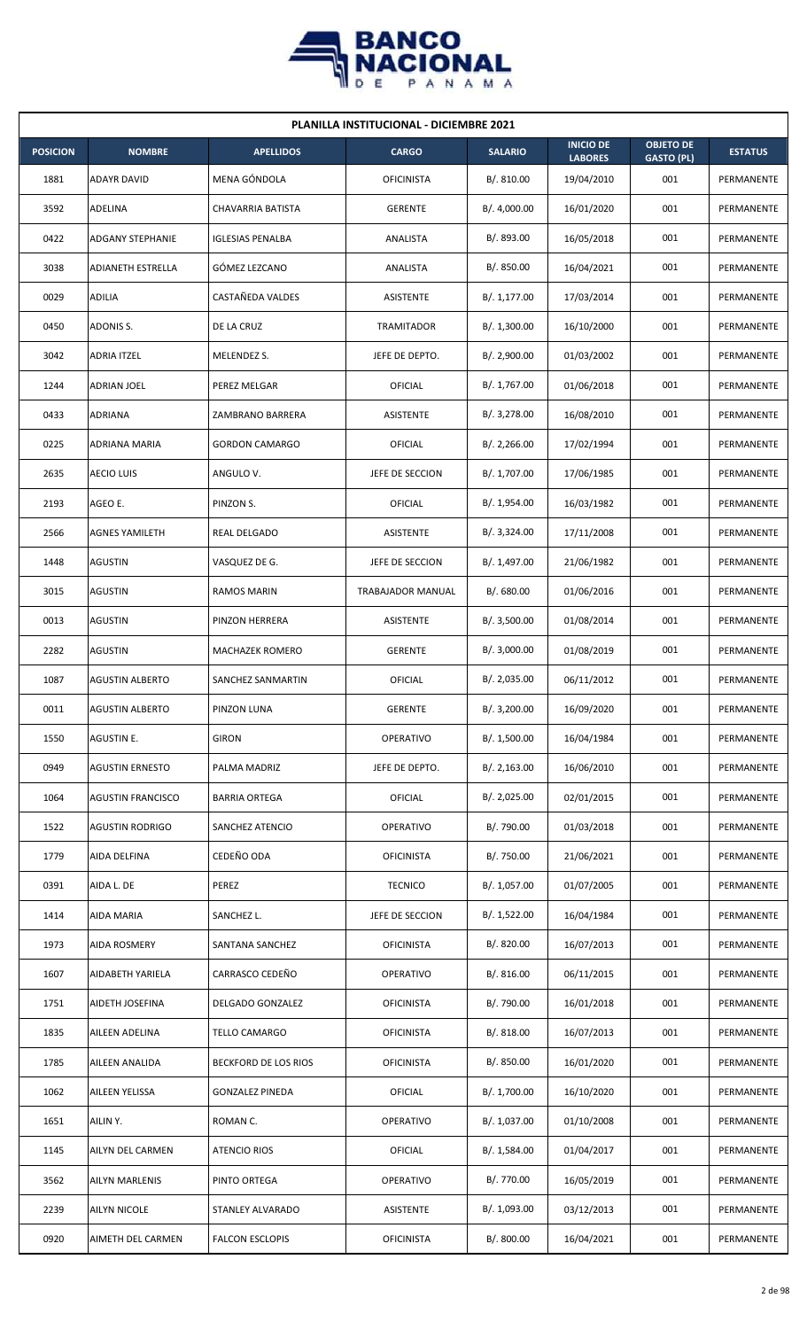| PLANILLA INSTITUCIONAL - DICIEMBRE 2021 | | | | | | | |
|---|---|---|---|---|---|---|---|
| **POSICION** | **NOMBRE** | **APELLIDOS** | **CARGO** | **SALARIO** | **INICIO DE LABORES** | **OBJETO DE GASTO (PL)** | **ESTATUS** |
| 1881 | ADAYR DAVID | MENA GÓNDOLA | OFICINISTA | B/. 810.00 | 19/04/2010 | 001 | PERMANENTE |
| 3592 | ADELINA | CHAVARRIA BATISTA | GERENTE | B/. 4,000.00 | 16/01/2020 | 001 | PERMANENTE |
| 0422 | ADGANY STEPHANIE | IGLESIAS PENALBA | ANALISTA | B/. 893.00 | 16/05/2018 | 001 | PERMANENTE |
| 3038 | ADIANETH ESTRELLA | GÓMEZ LEZCANO | ANALISTA | B/. 850.00 | 16/04/2021 | 001 | PERMANENTE |
| 0029 | ADILIA | CASTAÑEDA VALDES | ASISTENTE | B/. 1,177.00 | 17/03/2014 | 001 | PERMANENTE |
| 0450 | ADONIS S. | DE LA CRUZ | TRAMITADOR | B/. 1,300.00 | 16/10/2000 | 001 | PERMANENTE |
| 3042 | ADRIA ITZEL | MELENDEZ S. | JEFE DE DEPTO. | B/. 2,900.00 | 01/03/2002 | 001 | PERMANENTE |
| 1244 | ADRIAN JOEL | PEREZ MELGAR | OFICIAL | B/. 1,767.00 | 01/06/2018 | 001 | PERMANENTE |
| 0433 | ADRIANA | ZAMBRANO BARRERA | ASISTENTE | B/. 3,278.00 | 16/08/2010 | 001 | PERMANENTE |
| 0225 | ADRIANA MARIA | GORDON CAMARGO | OFICIAL | B/. 2,266.00 | 17/02/1994 | 001 | PERMANENTE |
| 2635 | AECIO LUIS | ANGULO V. | JEFE DE SECCION | B/. 1,707.00 | 17/06/1985 | 001 | PERMANENTE |
| 2193 | AGEO E. | PINZON S. | OFICIAL | B/. 1,954.00 | 16/03/1982 | 001 | PERMANENTE |
| 2566 | AGNES YAMILETH | REAL DELGADO | ASISTENTE | B/. 3,324.00 | 17/11/2008 | 001 | PERMANENTE |
| 1448 | AGUSTIN | VASQUEZ DE G. | JEFE DE SECCION | B/. 1,497.00 | 21/06/1982 | 001 | PERMANENTE |
| 3015 | AGUSTIN | RAMOS MARIN | TRABAJADOR MANUAL | B/. 680.00 | 01/06/2016 | 001 | PERMANENTE |
| 0013 | AGUSTIN | PINZON HERRERA | ASISTENTE | B/. 3,500.00 | 01/08/2014 | 001 | PERMANENTE |
| 2282 | AGUSTIN | MACHAZEK ROMERO | GERENTE | B/. 3,000.00 | 01/08/2019 | 001 | PERMANENTE |
| 1087 | AGUSTIN ALBERTO | SANCHEZ SANMARTIN | OFICIAL | B/. 2,035.00 | 06/11/2012 | 001 | PERMANENTE |
| 0011 | AGUSTIN ALBERTO | PINZON LUNA | GERENTE | B/. 3,200.00 | 16/09/2020 | 001 | PERMANENTE |
| 1550 | AGUSTIN E. | GIRON | OPERATIVO | B/. 1,500.00 | 16/04/1984 | 001 | PERMANENTE |
| 0949 | AGUSTIN ERNESTO | PALMA MADRIZ | JEFE DE DEPTO. | B/. 2,163.00 | 16/06/2010 | 001 | PERMANENTE |
| 1064 | AGUSTIN FRANCISCO | BARRIA ORTEGA | OFICIAL | B/. 2,025.00 | 02/01/2015 | 001 | PERMANENTE |
| 1522 | AGUSTIN RODRIGO | SANCHEZ ATENCIO | OPERATIVO | B/. 790.00 | 01/03/2018 | 001 | PERMANENTE |
| 1779 | AIDA DELFINA | CEDEÑO ODA | OFICINISTA | B/. 750.00 | 21/06/2021 | 001 | PERMANENTE |
| 0391 | AIDA L. DE | PEREZ | TECNICO | B/. 1,057.00 | 01/07/2005 | 001 | PERMANENTE |
| 1414 | AIDA MARIA | SANCHEZ L. | JEFE DE SECCION | B/. 1,522.00 | 16/04/1984 | 001 | PERMANENTE |
| 1973 | AIDA ROSMERY | SANTANA SANCHEZ | OFICINISTA | B/. 820.00 | 16/07/2013 | 001 | PERMANENTE |
| 1607 | AIDABETH YARIELA | CARRASCO CEDEÑO | OPERATIVO | B/. 816.00 | 06/11/2015 | 001 | PERMANENTE |
| 1751 | AIDETH JOSEFINA | DELGADO GONZALEZ | OFICINISTA | B/. 790.00 | 16/01/2018 | 001 | PERMANENTE |
| 1835 | AILEEN ADELINA | TELLO CAMARGO | OFICINISTA | B/. 818.00 | 16/07/2013 | 001 | PERMANENTE |
| 1785 | AILEEN ANALIDA | BECKFORD DE LOS RIOS | OFICINISTA | B/. 850.00 | 16/01/2020 | 001 | PERMANENTE |
| 1062 | AILEEN YELISSA | GONZALEZ PINEDA | OFICIAL | B/. 1,700.00 | 16/10/2020 | 001 | PERMANENTE |
| 1651 | AILIN Y. | ROMAN C. | OPERATIVO | B/. 1,037.00 | 01/10/2008 | 001 | PERMANENTE |
| 1145 | AILYN DEL CARMEN | ATENCIO RIOS | OFICIAL | B/. 1,584.00 | 01/04/2017 | 001 | PERMANENTE |
| 3562 | AILYN MARLENIS | PINTO ORTEGA | OPERATIVO | B/. 770.00 | 16/05/2019 | 001 | PERMANENTE |
| 2239 | AILYN NICOLE | STANLEY ALVARADO | ASISTENTE | B/. 1,093.00 | 03/12/2013 | 001 | PERMANENTE |
| 0920 | AIMETH DEL CARMEN | FALCON ESCLOPIS | OFICINISTA | B/. 800.00 | 16/04/2021 | 001 | PERMANENTE |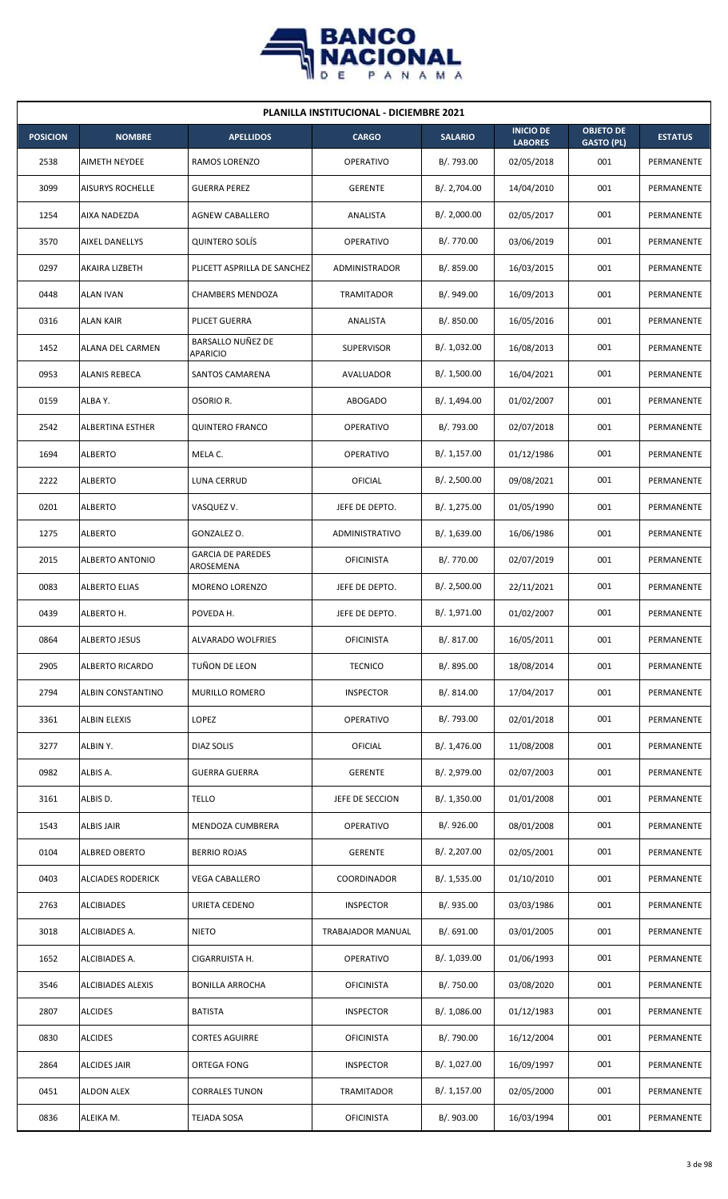**PLANILLA INSTITUCIONAL - DICIEMBRE 2021**

| POSICION | NOMBRE | APELLIDOS | CARGO | SALARIO | INICIO DE LABORES | OBJETO DE GASTO (PL) | ESTATUS |
|---|---|---|---|---|---|---|---|
| 2538 | AIMETH NEYDEE | RAMOS LORENZO | OPERATIVO | B/. 793.00 | 02/05/2018 | 001 | PERMANENTE |
| 3099 | AISURYS ROCHELLE | GUERRA PEREZ | GERENTE | B/. 2,704.00 | 14/04/2010 | 001 | PERMANENTE |
| 1254 | AIXA NADEZDA | AGNEW CABALLERO | ANALISTA | B/. 2,000.00 | 02/05/2017 | 001 | PERMANENTE |
| 3570 | AIXEL DANELLYS | QUINTERO SOLÍS | OPERATIVO | B/. 770.00 | 03/06/2019 | 001 | PERMANENTE |
| 0297 | AKAIRA LIZBETH | PLICETT ASPRILLA DE SANCHEZ | ADMINISTRADOR | B/. 859.00 | 16/03/2015 | 001 | PERMANENTE |
| 0448 | ALAN IVAN | CHAMBERS MENDOZA | TRAMITADOR | B/. 949.00 | 16/09/2013 | 001 | PERMANENTE |
| 0316 | ALAN KAIR | PLICET GUERRA | ANALISTA | B/. 850.00 | 16/05/2016 | 001 | PERMANENTE |
| 1452 | ALANA DEL CARMEN | BARSALLO NUÑEZ DE APARICIO | SUPERVISOR | B/. 1,032.00 | 16/08/2013 | 001 | PERMANENTE |
| 0953 | ALANIS REBECA | SANTOS CAMARENA | AVALUADOR | B/. 1,500.00 | 16/04/2021 | 001 | PERMANENTE |
| 0159 | ALBA Y. | OSORIO R. | ABOGADO | B/. 1,494.00 | 01/02/2007 | 001 | PERMANENTE |
| 2542 | ALBERTINA ESTHER | QUINTERO FRANCO | OPERATIVO | B/. 793.00 | 02/07/2018 | 001 | PERMANENTE |
| 1694 | ALBERTO | MELA C. | OPERATIVO | B/. 1,157.00 | 01/12/1986 | 001 | PERMANENTE |
| 2222 | ALBERTO | LUNA CERRUD | OFICIAL | B/. 2,500.00 | 09/08/2021 | 001 | PERMANENTE |
| 0201 | ALBERTO | VASQUEZ V. | JEFE DE DEPTO. | B/. 1,275.00 | 01/05/1990 | 001 | PERMANENTE |
| 1275 | ALBERTO | GONZALEZ O. | ADMINISTRATIVO | B/. 1,639.00 | 16/06/1986 | 001 | PERMANENTE |
| 2015 | ALBERTO ANTONIO | GARCIA DE PAREDES AROSEMENA | OFICINISTA | B/. 770.00 | 02/07/2019 | 001 | PERMANENTE |
| 0083 | ALBERTO ELIAS | MORENO LORENZO | JEFE DE DEPTO. | B/. 2,500.00 | 22/11/2021 | 001 | PERMANENTE |
| 0439 | ALBERTO H. | POVEDA H. | JEFE DE DEPTO. | B/. 1,971.00 | 01/02/2007 | 001 | PERMANENTE |
| 0864 | ALBERTO JESUS | ALVARADO WOLFRIES | OFICINISTA | B/. 817.00 | 16/05/2011 | 001 | PERMANENTE |
| 2905 | ALBERTO RICARDO | TUÑON DE LEON | TECNICO | B/. 895.00 | 18/08/2014 | 001 | PERMANENTE |
| 2794 | ALBIN CONSTANTINO | MURILLO ROMERO | INSPECTOR | B/. 814.00 | 17/04/2017 | 001 | PERMANENTE |
| 3361 | ALBIN ELEXIS | LOPEZ | OPERATIVO | B/. 793.00 | 02/01/2018 | 001 | PERMANENTE |
| 3277 | ALBIN Y. | DIAZ SOLIS | OFICIAL | B/. 1,476.00 | 11/08/2008 | 001 | PERMANENTE |
| 0982 | ALBIS A. | GUERRA GUERRA | GERENTE | B/. 2,979.00 | 02/07/2003 | 001 | PERMANENTE |
| 3161 | ALBIS D. | TELLO | JEFE DE SECCION | B/. 1,350.00 | 01/01/2008 | 001 | PERMANENTE |
| 1543 | ALBIS JAIR | MENDOZA CUMBRERA | OPERATIVO | B/. 926.00 | 08/01/2008 | 001 | PERMANENTE |
| 0104 | ALBRED OBERTO | BERRIO ROJAS | GERENTE | B/. 2,207.00 | 02/05/2001 | 001 | PERMANENTE |
| 0403 | ALCIADES RODERICK | VEGA CABALLERO | COORDINADOR | B/. 1,535.00 | 01/10/2010 | 001 | PERMANENTE |
| 2763 | ALCIBIADES | URIETA CEDENO | INSPECTOR | B/. 935.00 | 03/03/1986 | 001 | PERMANENTE |
| 3018 | ALCIBIADES A. | NIETO | TRABAJADOR MANUAL | B/. 691.00 | 03/01/2005 | 001 | PERMANENTE |
| 1652 | ALCIBIADES A. | CIGARRUISTA H. | OPERATIVO | B/. 1,039.00 | 01/06/1993 | 001 | PERMANENTE |
| 3546 | ALCIBIADES ALEXIS | BONILLA ARROCHA | OFICINISTA | B/. 750.00 | 03/08/2020 | 001 | PERMANENTE |
| 2807 | ALCIDES | BATISTA | INSPECTOR | B/. 1,086.00 | 01/12/1983 | 001 | PERMANENTE |
| 0830 | ALCIDES | CORTES AGUIRRE | OFICINISTA | B/. 790.00 | 16/12/2004 | 001 | PERMANENTE |
| 2864 | ALCIDES JAIR | ORTEGA FONG | INSPECTOR | B/. 1,027.00 | 16/09/1997 | 001 | PERMANENTE |
| 0451 | ALDON ALEX | CORRALES TUNON | TRAMITADOR | B/. 1,157.00 | 02/05/2000 | 001 | PERMANENTE |
| 0836 | ALEIKA M. | TEJADA SOSA | OFICINISTA | B/. 903.00 | 16/03/1994 | 001 | PERMANENTE |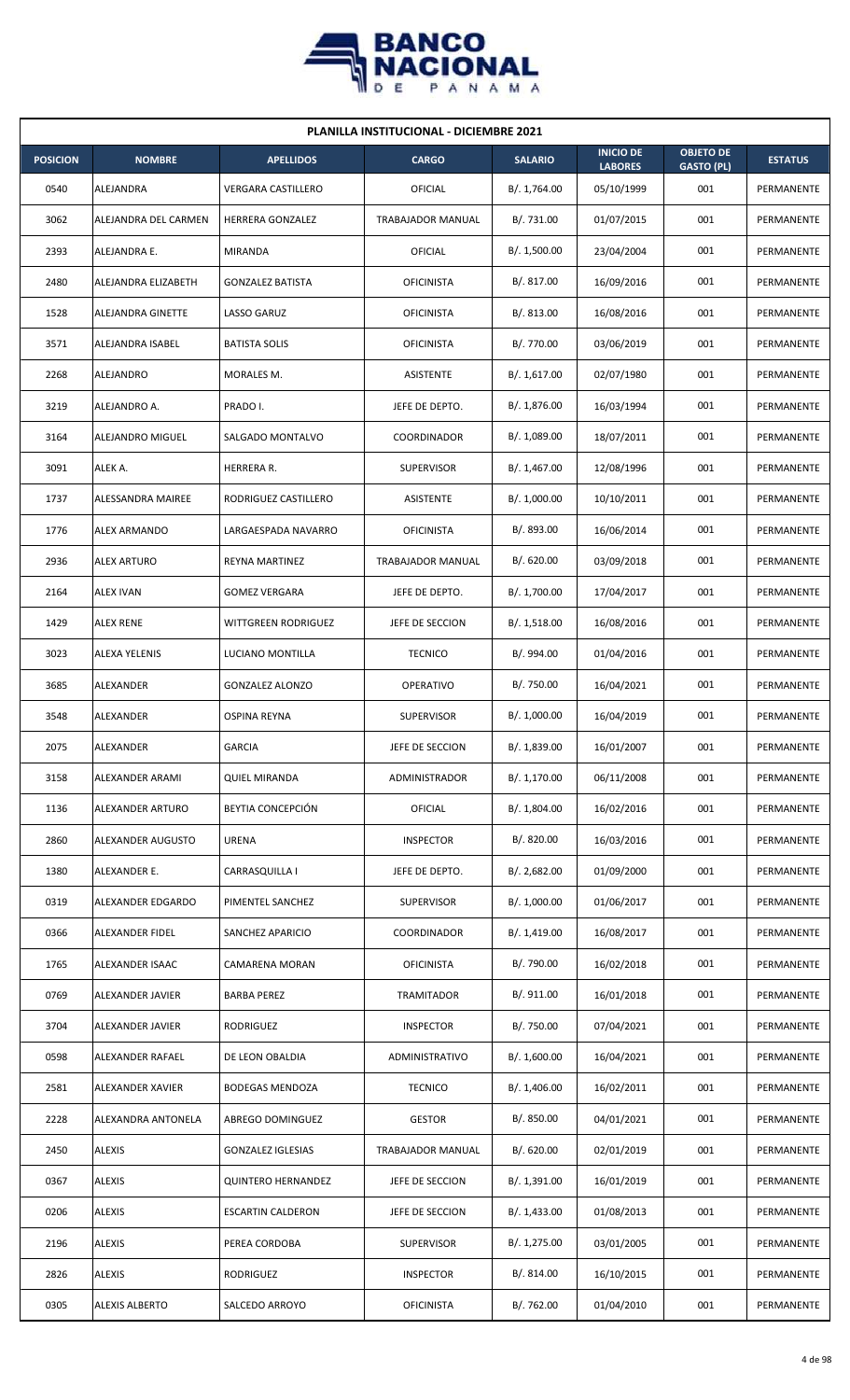| PLANILLA INSTITUCIONAL - DICIEMBRE 2021 | | | | | | | |
|---|---|---|---|---|---|---|---|
| **POSICION** | **NOMBRE** | **APELLIDOS** | **CARGO** | **SALARIO** | **INICIO DE LABORES** | **OBJETO DE GASTO (PL)** | **ESTATUS** |
| 0540 | ALEJANDRA | VERGARA CASTILLERO | OFICIAL | B/. 1,764.00 | 05/10/1999 | 001 | PERMANENTE |
| 3062 | ALEJANDRA DEL CARMEN | HERRERA GONZALEZ | TRABAJADOR MANUAL | B/. 731.00 | 01/07/2015 | 001 | PERMANENTE |
| 2393 | ALEJANDRA E. | MIRANDA | OFICIAL | B/. 1,500.00 | 23/04/2004 | 001 | PERMANENTE |
| 2480 | ALEJANDRA ELIZABETH | GONZALEZ BATISTA | OFICINISTA | B/. 817.00 | 16/09/2016 | 001 | PERMANENTE |
| 1528 | ALEJANDRA GINETTE | LASSO GARUZ | OFICINISTA | B/. 813.00 | 16/08/2016 | 001 | PERMANENTE |
| 3571 | ALEJANDRA ISABEL | BATISTA SOLIS | OFICINISTA | B/. 770.00 | 03/06/2019 | 001 | PERMANENTE |
| 2268 | ALEJANDRO | MORALES M. | ASISTENTE | B/. 1,617.00 | 02/07/1980 | 001 | PERMANENTE |
| 3219 | ALEJANDRO A. | PRADO I. | JEFE DE DEPTO. | B/. 1,876.00 | 16/03/1994 | 001 | PERMANENTE |
| 3164 | ALEJANDRO MIGUEL | SALGADO MONTALVO | COORDINADOR | B/. 1,089.00 | 18/07/2011 | 001 | PERMANENTE |
| 3091 | ALEK A. | HERRERA R. | SUPERVISOR | B/. 1,467.00 | 12/08/1996 | 001 | PERMANENTE |
| 1737 | ALESSANDRA MAIREE | RODRIGUEZ CASTILLERO | ASISTENTE | B/. 1,000.00 | 10/10/2011 | 001 | PERMANENTE |
| 1776 | ALEX ARMANDO | LARGAESPADA NAVARRO | OFICINISTA | B/. 893.00 | 16/06/2014 | 001 | PERMANENTE |
| 2936 | ALEX ARTURO | REYNA MARTINEZ | TRABAJADOR MANUAL | B/. 620.00 | 03/09/2018 | 001 | PERMANENTE |
| 2164 | ALEX IVAN | GOMEZ VERGARA | JEFE DE DEPTO. | B/. 1,700.00 | 17/04/2017 | 001 | PERMANENTE |
| 1429 | ALEX RENE | WITTGREEN RODRIGUEZ | JEFE DE SECCION | B/. 1,518.00 | 16/08/2016 | 001 | PERMANENTE |
| 3023 | ALEXA YELENIS | LUCIANO MONTILLA | TECNICO | B/. 994.00 | 01/04/2016 | 001 | PERMANENTE |
| 3685 | ALEXANDER | GONZALEZ ALONZO | OPERATIVO | B/. 750.00 | 16/04/2021 | 001 | PERMANENTE |
| 3548 | ALEXANDER | OSPINA REYNA | SUPERVISOR | B/. 1,000.00 | 16/04/2019 | 001 | PERMANENTE |
| 2075 | ALEXANDER | GARCIA | JEFE DE SECCION | B/. 1,839.00 | 16/01/2007 | 001 | PERMANENTE |
| 3158 | ALEXANDER ARAMI | QUIEL MIRANDA | ADMINISTRADOR | B/. 1,170.00 | 06/11/2008 | 001 | PERMANENTE |
| 1136 | ALEXANDER ARTURO | BEYTIA CONCEPCIÓN | OFICIAL | B/. 1,804.00 | 16/02/2016 | 001 | PERMANENTE |
| 2860 | ALEXANDER AUGUSTO | URENA | INSPECTOR | B/. 820.00 | 16/03/2016 | 001 | PERMANENTE |
| 1380 | ALEXANDER E. | CARRASQUILLA I | JEFE DE DEPTO. | B/. 2,682.00 | 01/09/2000 | 001 | PERMANENTE |
| 0319 | ALEXANDER EDGARDO | PIMENTEL SANCHEZ | SUPERVISOR | B/. 1,000.00 | 01/06/2017 | 001 | PERMANENTE |
| 0366 | ALEXANDER FIDEL | SANCHEZ APARICIO | COORDINADOR | B/. 1,419.00 | 16/08/2017 | 001 | PERMANENTE |
| 1765 | ALEXANDER ISAAC | CAMARENA MORAN | OFICINISTA | B/. 790.00 | 16/02/2018 | 001 | PERMANENTE |
| 0769 | ALEXANDER JAVIER | BARBA PEREZ | TRAMITADOR | B/. 911.00 | 16/01/2018 | 001 | PERMANENTE |
| 3704 | ALEXANDER JAVIER | RODRIGUEZ | INSPECTOR | B/. 750.00 | 07/04/2021 | 001 | PERMANENTE |
| 0598 | ALEXANDER RAFAEL | DE LEON OBALDIA | ADMINISTRATIVO | B/. 1,600.00 | 16/04/2021 | 001 | PERMANENTE |
| 2581 | ALEXANDER XAVIER | BODEGAS MENDOZA | TECNICO | B/. 1,406.00 | 16/02/2011 | 001 | PERMANENTE |
| 2228 | ALEXANDRA ANTONELA | ABREGO DOMINGUEZ | GESTOR | B/. 850.00 | 04/01/2021 | 001 | PERMANENTE |
| 2450 | ALEXIS | GONZALEZ IGLESIAS | TRABAJADOR MANUAL | B/. 620.00 | 02/01/2019 | 001 | PERMANENTE |
| 0367 | ALEXIS | QUINTERO HERNANDEZ | JEFE DE SECCION | B/. 1,391.00 | 16/01/2019 | 001 | PERMANENTE |
| 0206 | ALEXIS | ESCARTIN CALDERON | JEFE DE SECCION | B/. 1,433.00 | 01/08/2013 | 001 | PERMANENTE |
| 2196 | ALEXIS | PEREA CORDOBA | SUPERVISOR | B/. 1,275.00 | 03/01/2005 | 001 | PERMANENTE |
| 2826 | ALEXIS | RODRIGUEZ | INSPECTOR | B/. 814.00 | 16/10/2015 | 001 | PERMANENTE |
| 0305 | ALEXIS ALBERTO | SALCEDO ARROYO | OFICINISTA | B/. 762.00 | 01/04/2010 | 001 | PERMANENTE |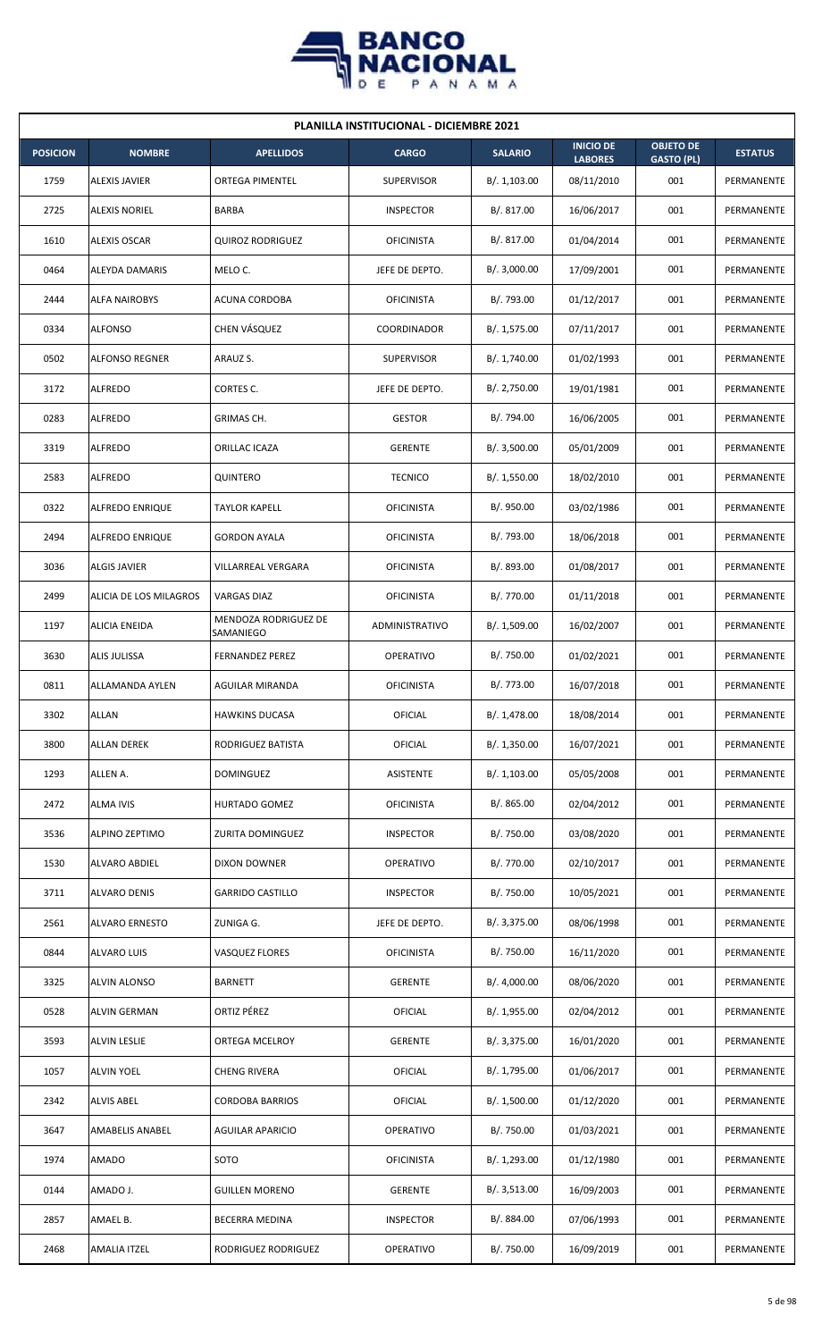| PLANILLA INSTITUCIONAL - DICIEMBRE 2021 | | | | | | | |
|---|---|---|---|---|---|---|---|
| **POSICION** | **NOMBRE** | **APELLIDOS** | **CARGO** | **SALARIO** | **INICIO DE LABORES** | **OBJETO DE GASTO (PL)** | **ESTATUS** |
| 1759 | ALEXIS JAVIER | ORTEGA PIMENTEL | SUPERVISOR | B/. 1,103.00 | 08/11/2010 | 001 | PERMANENTE |
| 2725 | ALEXIS NORIEL | BARBA | INSPECTOR | B/. 817.00 | 16/06/2017 | 001 | PERMANENTE |
| 1610 | ALEXIS OSCAR | QUIROZ RODRIGUEZ | OFICINISTA | B/. 817.00 | 01/04/2014 | 001 | PERMANENTE |
| 0464 | ALEYDA DAMARIS | MELO C. | JEFE DE DEPTO. | B/. 3,000.00 | 17/09/2001 | 001 | PERMANENTE |
| 2444 | ALFA NAIROBYS | ACUNA CORDOBA | OFICINISTA | B/. 793.00 | 01/12/2017 | 001 | PERMANENTE |
| 0334 | ALFONSO | CHEN VÁSQUEZ | COORDINADOR | B/. 1,575.00 | 07/11/2017 | 001 | PERMANENTE |
| 0502 | ALFONSO REGNER | ARAUZ S. | SUPERVISOR | B/. 1,740.00 | 01/02/1993 | 001 | PERMANENTE |
| 3172 | ALFREDO | CORTES C. | JEFE DE DEPTO. | B/. 2,750.00 | 19/01/1981 | 001 | PERMANENTE |
| 0283 | ALFREDO | GRIMAS CH. | GESTOR | B/. 794.00 | 16/06/2005 | 001 | PERMANENTE |
| 3319 | ALFREDO | ORILLAC ICAZA | GERENTE | B/. 3,500.00 | 05/01/2009 | 001 | PERMANENTE |
| 2583 | ALFREDO | QUINTERO | TECNICO | B/. 1,550.00 | 18/02/2010 | 001 | PERMANENTE |
| 0322 | ALFREDO ENRIQUE | TAYLOR KAPELL | OFICINISTA | B/. 950.00 | 03/02/1986 | 001 | PERMANENTE |
| 2494 | ALFREDO ENRIQUE | GORDON AYALA | OFICINISTA | B/. 793.00 | 18/06/2018 | 001 | PERMANENTE |
| 3036 | ALGIS JAVIER | VILLARREAL VERGARA | OFICINISTA | B/. 893.00 | 01/08/2017 | 001 | PERMANENTE |
| 2499 | ALICIA DE LOS MILAGROS | VARGAS DIAZ | OFICINISTA | B/. 770.00 | 01/11/2018 | 001 | PERMANENTE |
| 1197 | ALICIA ENEIDA | MENDOZA RODRIGUEZ DE SAMANIEGO | ADMINISTRATIVO | B/. 1,509.00 | 16/02/2007 | 001 | PERMANENTE |
| 3630 | ALIS JULISSA | FERNANDEZ PEREZ | OPERATIVO | B/. 750.00 | 01/02/2021 | 001 | PERMANENTE |
| 0811 | ALLAMANDA AYLEN | AGUILAR MIRANDA | OFICINISTA | B/. 773.00 | 16/07/2018 | 001 | PERMANENTE |
| 3302 | ALLAN | HAWKINS DUCASA | OFICIAL | B/. 1,478.00 | 18/08/2014 | 001 | PERMANENTE |
| 3800 | ALLAN DEREK | RODRIGUEZ BATISTA | OFICIAL | B/. 1,350.00 | 16/07/2021 | 001 | PERMANENTE |
| 1293 | ALLEN A. | DOMINGUEZ | ASISTENTE | B/. 1,103.00 | 05/05/2008 | 001 | PERMANENTE |
| 2472 | ALMA IVIS | HURTADO GOMEZ | OFICINISTA | B/. 865.00 | 02/04/2012 | 001 | PERMANENTE |
| 3536 | ALPINO ZEPTIMO | ZURITA DOMINGUEZ | INSPECTOR | B/. 750.00 | 03/08/2020 | 001 | PERMANENTE |
| 1530 | ALVARO ABDIEL | DIXON DOWNER | OPERATIVO | B/. 770.00 | 02/10/2017 | 001 | PERMANENTE |
| 3711 | ALVARO DENIS | GARRIDO CASTILLO | INSPECTOR | B/. 750.00 | 10/05/2021 | 001 | PERMANENTE |
| 2561 | ALVARO ERNESTO | ZUNIGA G. | JEFE DE DEPTO. | B/. 3,375.00 | 08/06/1998 | 001 | PERMANENTE |
| 0844 | ALVARO LUIS | VASQUEZ FLORES | OFICINISTA | B/. 750.00 | 16/11/2020 | 001 | PERMANENTE |
| 3325 | ALVIN ALONSO | BARNETT | GERENTE | B/. 4,000.00 | 08/06/2020 | 001 | PERMANENTE |
| 0528 | ALVIN GERMAN | ORTIZ PÉREZ | OFICIAL | B/. 1,955.00 | 02/04/2012 | 001 | PERMANENTE |
| 3593 | ALVIN LESLIE | ORTEGA MCELROY | GERENTE | B/. 3,375.00 | 16/01/2020 | 001 | PERMANENTE |
| 1057 | ALVIN YOEL | CHENG RIVERA | OFICIAL | B/. 1,795.00 | 01/06/2017 | 001 | PERMANENTE |
| 2342 | ALVIS ABEL | CORDOBA BARRIOS | OFICIAL | B/. 1,500.00 | 01/12/2020 | 001 | PERMANENTE |
| 3647 | AMABELIS ANABEL | AGUILAR APARICIO | OPERATIVO | B/. 750.00 | 01/03/2021 | 001 | PERMANENTE |
| 1974 | AMADO | SOTO | OFICINISTA | B/. 1,293.00 | 01/12/1980 | 001 | PERMANENTE |
| 0144 | AMADO J. | GUILLEN MORENO | GERENTE | B/. 3,513.00 | 16/09/2003 | 001 | PERMANENTE |
| 2857 | AMAEL B. | BECERRA MEDINA | INSPECTOR | B/. 884.00 | 07/06/1993 | 001 | PERMANENTE |
| 2468 | AMALIA ITZEL | RODRIGUEZ RODRIGUEZ | OPERATIVO | B/. 750.00 | 16/09/2019 | 001 | PERMANENTE |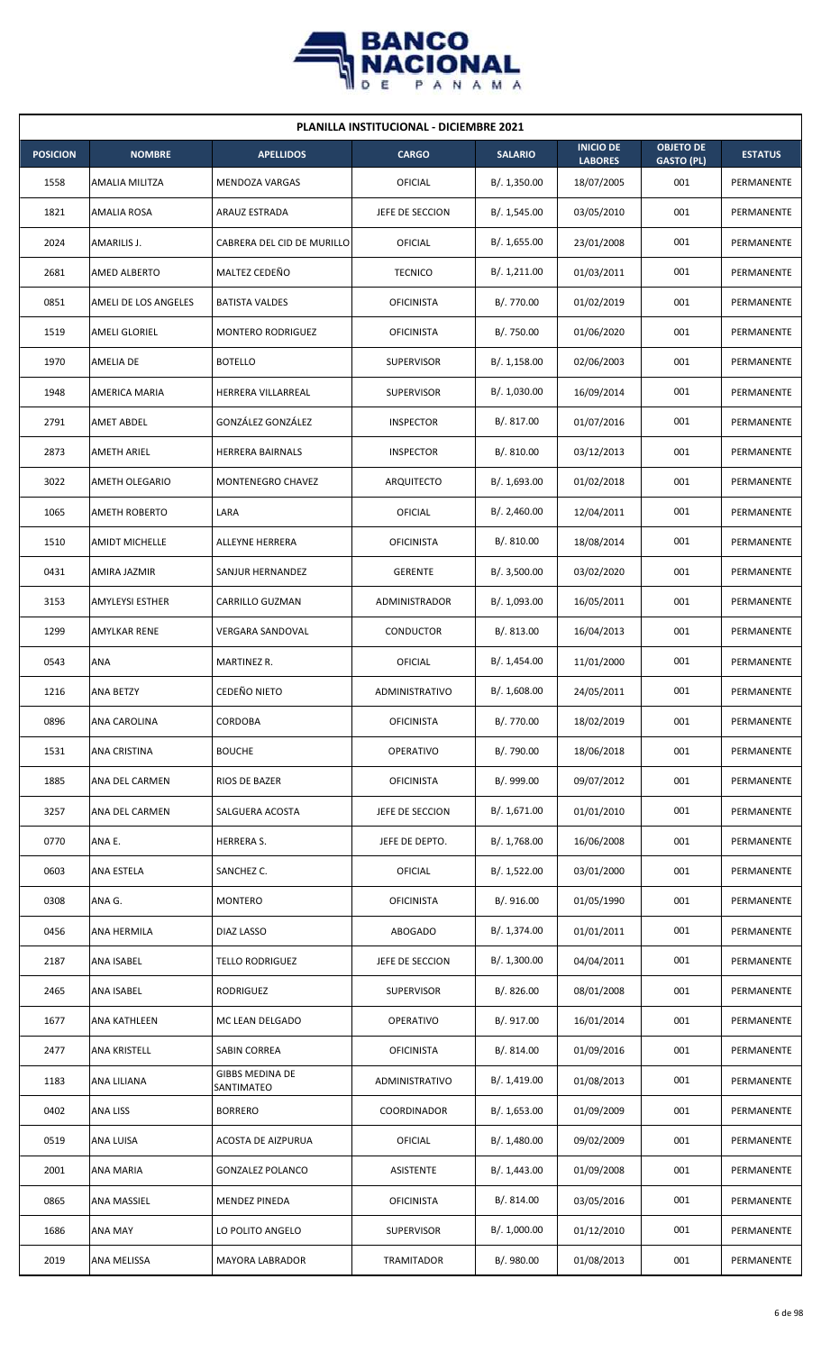**PLANILLA INSTITUCIONAL - DICIEMBRE 2021**

| POSICION | NOMBRE | APELLIDOS | CARGO | SALARIO | INICIO DE LABORES | OBJETO DE GASTO (PL) | ESTATUS |
|---|---|---|---|---|---|---|---|
| 1558 | AMALIA MILITZA | MENDOZA VARGAS | OFICIAL | B/. 1,350.00 | 18/07/2005 | 001 | PERMANENTE |
| 1821 | AMALIA ROSA | ARAUZ ESTRADA | JEFE DE SECCION | B/. 1,545.00 | 03/05/2010 | 001 | PERMANENTE |
| 2024 | AMARILIS J. | CABRERA DEL CID DE MURILLO | OFICIAL | B/. 1,655.00 | 23/01/2008 | 001 | PERMANENTE |
| 2681 | AMED ALBERTO | MALTEZ CEDEÑO | TECNICO | B/. 1,211.00 | 01/03/2011 | 001 | PERMANENTE |
| 0851 | AMELI DE LOS ANGELES | BATISTA VALDES | OFICINISTA | B/. 770.00 | 01/02/2019 | 001 | PERMANENTE |
| 1519 | AMELI GLORIEL | MONTERO RODRIGUEZ | OFICINISTA | B/. 750.00 | 01/06/2020 | 001 | PERMANENTE |
| 1970 | AMELIA DE | BOTELLO | SUPERVISOR | B/. 1,158.00 | 02/06/2003 | 001 | PERMANENTE |
| 1948 | AMERICA MARIA | HERRERA VILLARREAL | SUPERVISOR | B/. 1,030.00 | 16/09/2014 | 001 | PERMANENTE |
| 2791 | AMET ABDEL | GONZÁLEZ GONZÁLEZ | INSPECTOR | B/. 817.00 | 01/07/2016 | 001 | PERMANENTE |
| 2873 | AMETH ARIEL | HERRERA BAIRNALS | INSPECTOR | B/. 810.00 | 03/12/2013 | 001 | PERMANENTE |
| 3022 | AMETH OLEGARIO | MONTENEGRO CHAVEZ | ARQUITECTO | B/. 1,693.00 | 01/02/2018 | 001 | PERMANENTE |
| 1065 | AMETH ROBERTO | LARA | OFICIAL | B/. 2,460.00 | 12/04/2011 | 001 | PERMANENTE |
| 1510 | AMIDT MICHELLE | ALLEYNE HERRERA | OFICINISTA | B/. 810.00 | 18/08/2014 | 001 | PERMANENTE |
| 0431 | AMIRA JAZMIR | SANJUR HERNANDEZ | GERENTE | B/. 3,500.00 | 03/02/2020 | 001 | PERMANENTE |
| 3153 | AMYLEYSI ESTHER | CARRILLO GUZMAN | ADMINISTRADOR | B/. 1,093.00 | 16/05/2011 | 001 | PERMANENTE |
| 1299 | AMYLKAR RENE | VERGARA SANDOVAL | CONDUCTOR | B/. 813.00 | 16/04/2013 | 001 | PERMANENTE |
| 0543 | ANA | MARTINEZ R. | OFICIAL | B/. 1,454.00 | 11/01/2000 | 001 | PERMANENTE |
| 1216 | ANA BETZY | CEDEÑO NIETO | ADMINISTRATIVO | B/. 1,608.00 | 24/05/2011 | 001 | PERMANENTE |
| 0896 | ANA CAROLINA | CORDOBA | OFICINISTA | B/. 770.00 | 18/02/2019 | 001 | PERMANENTE |
| 1531 | ANA CRISTINA | BOUCHE | OPERATIVO | B/. 790.00 | 18/06/2018 | 001 | PERMANENTE |
| 1885 | ANA DEL CARMEN | RIOS DE BAZER | OFICINISTA | B/. 999.00 | 09/07/2012 | 001 | PERMANENTE |
| 3257 | ANA DEL CARMEN | SALGUERA ACOSTA | JEFE DE SECCION | B/. 1,671.00 | 01/01/2010 | 001 | PERMANENTE |
| 0770 | ANA E. | HERRERA S. | JEFE DE DEPTO. | B/. 1,768.00 | 16/06/2008 | 001 | PERMANENTE |
| 0603 | ANA ESTELA | SANCHEZ C. | OFICIAL | B/. 1,522.00 | 03/01/2000 | 001 | PERMANENTE |
| 0308 | ANA G. | MONTERO | OFICINISTA | B/. 916.00 | 01/05/1990 | 001 | PERMANENTE |
| 0456 | ANA HERMILA | DIAZ LASSO | ABOGADO | B/. 1,374.00 | 01/01/2011 | 001 | PERMANENTE |
| 2187 | ANA ISABEL | TELLO RODRIGUEZ | JEFE DE SECCION | B/. 1,300.00 | 04/04/2011 | 001 | PERMANENTE |
| 2465 | ANA ISABEL | RODRIGUEZ | SUPERVISOR | B/. 826.00 | 08/01/2008 | 001 | PERMANENTE |
| 1677 | ANA KATHLEEN | MC LEAN DELGADO | OPERATIVO | B/. 917.00 | 16/01/2014 | 001 | PERMANENTE |
| 2477 | ANA KRISTELL | SABIN CORREA | OFICINISTA | B/. 814.00 | 01/09/2016 | 001 | PERMANENTE |
| 1183 | ANA LILIANA | GIBBS MEDINA DE SANTIMATEO | ADMINISTRATIVO | B/. 1,419.00 | 01/08/2013 | 001 | PERMANENTE |
| 0402 | ANA LISS | BORRERO | COORDINADOR | B/. 1,653.00 | 01/09/2009 | 001 | PERMANENTE |
| 0519 | ANA LUISA | ACOSTA DE AIZPURUA | OFICIAL | B/. 1,480.00 | 09/02/2009 | 001 | PERMANENTE |
| 2001 | ANA MARIA | GONZALEZ POLANCO | ASISTENTE | B/. 1,443.00 | 01/09/2008 | 001 | PERMANENTE |
| 0865 | ANA MASSIEL | MENDEZ PINEDA | OFICINISTA | B/. 814.00 | 03/05/2016 | 001 | PERMANENTE |
| 1686 | ANA MAY | LO POLITO ANGELO | SUPERVISOR | B/. 1,000.00 | 01/12/2010 | 001 | PERMANENTE |
| 2019 | ANA MELISSA | MAYORA LABRADOR | TRAMITADOR | B/. 980.00 | 01/08/2013 | 001 | PERMANENTE |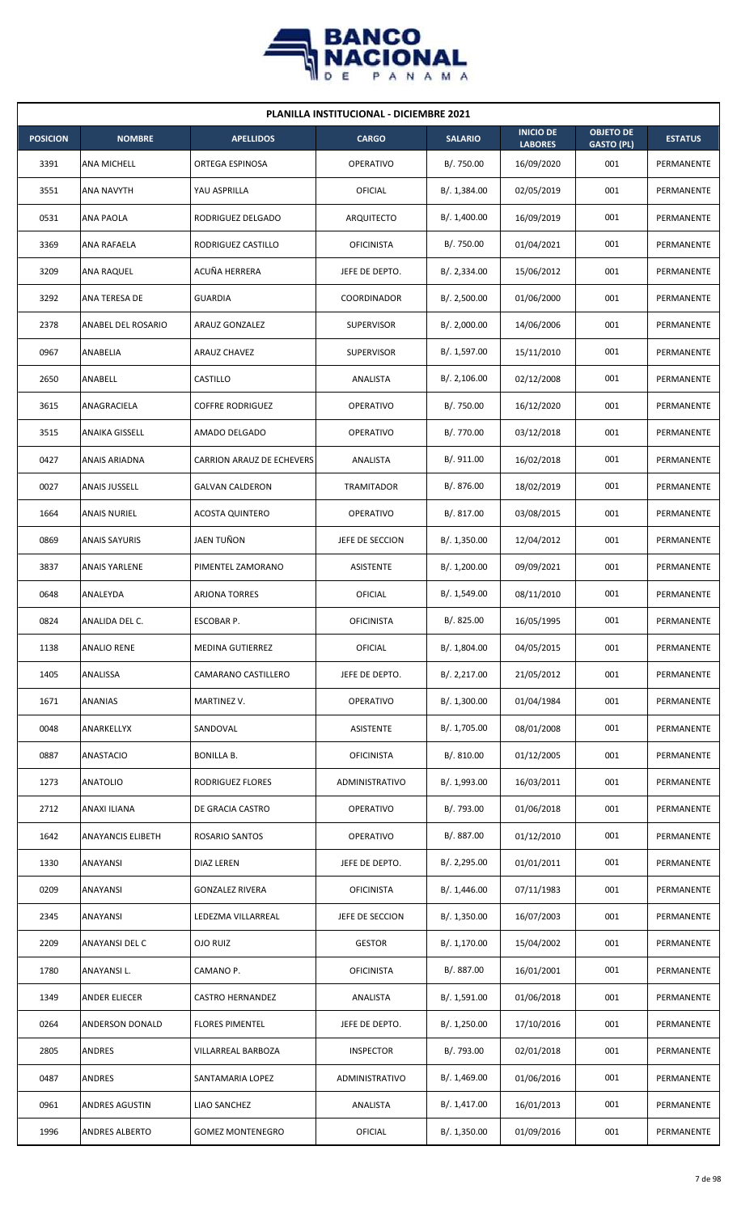**PLANILLA INSTITUCIONAL - DICIEMBRE 2021**

| POSICION | NOMBRE | APELLIDOS | CARGO | SALARIO | INICIO DE LABORES | OBJETO DE GASTO (PL) | ESTATUS |
|---|---|---|---|---|---|---|---|
| 3391 | ANA MICHELL | ORTEGA ESPINOSA | OPERATIVO | B/. 750.00 | 16/09/2020 | 001 | PERMANENTE |
| 3551 | ANA NAVYTH | YAU ASPRILLA | OFICIAL | B/. 1,384.00 | 02/05/2019 | 001 | PERMANENTE |
| 0531 | ANA PAOLA | RODRIGUEZ DELGADO | ARQUITECTO | B/. 1,400.00 | 16/09/2019 | 001 | PERMANENTE |
| 3369 | ANA RAFAELA | RODRIGUEZ CASTILLO | OFICINISTA | B/. 750.00 | 01/04/2021 | 001 | PERMANENTE |
| 3209 | ANA RAQUEL | ACUÑA HERRERA | JEFE DE DEPTO. | B/. 2,334.00 | 15/06/2012 | 001 | PERMANENTE |
| 3292 | ANA TERESA DE | GUARDIA | COORDINADOR | B/. 2,500.00 | 01/06/2000 | 001 | PERMANENTE |
| 2378 | ANABEL DEL ROSARIO | ARAUZ GONZALEZ | SUPERVISOR | B/. 2,000.00 | 14/06/2006 | 001 | PERMANENTE |
| 0967 | ANABELIA | ARAUZ CHAVEZ | SUPERVISOR | B/. 1,597.00 | 15/11/2010 | 001 | PERMANENTE |
| 2650 | ANABELL | CASTILLO | ANALISTA | B/. 2,106.00 | 02/12/2008 | 001 | PERMANENTE |
| 3615 | ANAGRACIELA | COFFRE RODRIGUEZ | OPERATIVO | B/. 750.00 | 16/12/2020 | 001 | PERMANENTE |
| 3515 | ANAIKA GISSELL | AMADO DELGADO | OPERATIVO | B/. 770.00 | 03/12/2018 | 001 | PERMANENTE |
| 0427 | ANAIS ARIADNA | CARRION ARAUZ DE ECHEVERS | ANALISTA | B/. 911.00 | 16/02/2018 | 001 | PERMANENTE |
| 0027 | ANAIS JUSSELL | GALVAN CALDERON | TRAMITADOR | B/. 876.00 | 18/02/2019 | 001 | PERMANENTE |
| 1664 | ANAIS NURIEL | ACOSTA QUINTERO | OPERATIVO | B/. 817.00 | 03/08/2015 | 001 | PERMANENTE |
| 0869 | ANAIS SAYURIS | JAEN TUÑON | JEFE DE SECCION | B/. 1,350.00 | 12/04/2012 | 001 | PERMANENTE |
| 3837 | ANAIS YARLENE | PIMENTEL ZAMORANO | ASISTENTE | B/. 1,200.00 | 09/09/2021 | 001 | PERMANENTE |
| 0648 | ANALEYDA | ARJONA TORRES | OFICIAL | B/. 1,549.00 | 08/11/2010 | 001 | PERMANENTE |
| 0824 | ANALIDA DEL C. | ESCOBAR P. | OFICINISTA | B/. 825.00 | 16/05/1995 | 001 | PERMANENTE |
| 1138 | ANALIO RENE | MEDINA GUTIERREZ | OFICIAL | B/. 1,804.00 | 04/05/2015 | 001 | PERMANENTE |
| 1405 | ANALISSA | CAMARANO CASTILLERO | JEFE DE DEPTO. | B/. 2,217.00 | 21/05/2012 | 001 | PERMANENTE |
| 1671 | ANANIAS | MARTINEZ V. | OPERATIVO | B/. 1,300.00 | 01/04/1984 | 001 | PERMANENTE |
| 0048 | ANARKELLYX | SANDOVAL | ASISTENTE | B/. 1,705.00 | 08/01/2008 | 001 | PERMANENTE |
| 0887 | ANASTACIO | BONILLA B. | OFICINISTA | B/. 810.00 | 01/12/2005 | 001 | PERMANENTE |
| 1273 | ANATOLIO | RODRIGUEZ FLORES | ADMINISTRATIVO | B/. 1,993.00 | 16/03/2011 | 001 | PERMANENTE |
| 2712 | ANAXI ILIANA | DE GRACIA CASTRO | OPERATIVO | B/. 793.00 | 01/06/2018 | 001 | PERMANENTE |
| 1642 | ANAYANCIS ELIBETH | ROSARIO SANTOS | OPERATIVO | B/. 887.00 | 01/12/2010 | 001 | PERMANENTE |
| 1330 | ANAYANSI | DIAZ LEREN | JEFE DE DEPTO. | B/. 2,295.00 | 01/01/2011 | 001 | PERMANENTE |
| 0209 | ANAYANSI | GONZALEZ RIVERA | OFICINISTA | B/. 1,446.00 | 07/11/1983 | 001 | PERMANENTE |
| 2345 | ANAYANSI | LEDEZMA VILLARREAL | JEFE DE SECCION | B/. 1,350.00 | 16/07/2003 | 001 | PERMANENTE |
| 2209 | ANAYANSI DEL C | OJO RUIZ | GESTOR | B/. 1,170.00 | 15/04/2002 | 001 | PERMANENTE |
| 1780 | ANAYANSI L. | CAMANO P. | OFICINISTA | B/. 887.00 | 16/01/2001 | 001 | PERMANENTE |
| 1349 | ANDER ELIECER | CASTRO HERNANDEZ | ANALISTA | B/. 1,591.00 | 01/06/2018 | 001 | PERMANENTE |
| 0264 | ANDERSON DONALD | FLORES PIMENTEL | JEFE DE DEPTO. | B/. 1,250.00 | 17/10/2016 | 001 | PERMANENTE |
| 2805 | ANDRES | VILLARREAL BARBOZA | INSPECTOR | B/. 793.00 | 02/01/2018 | 001 | PERMANENTE |
| 0487 | ANDRES | SANTAMARIA LOPEZ | ADMINISTRATIVO | B/. 1,469.00 | 01/06/2016 | 001 | PERMANENTE |
| 0961 | ANDRES AGUSTIN | LIAO SANCHEZ | ANALISTA | B/. 1,417.00 | 16/01/2013 | 001 | PERMANENTE |
| 1996 | ANDRES ALBERTO | GOMEZ MONTENEGRO | OFICIAL | B/. 1,350.00 | 01/09/2016 | 001 | PERMANENTE |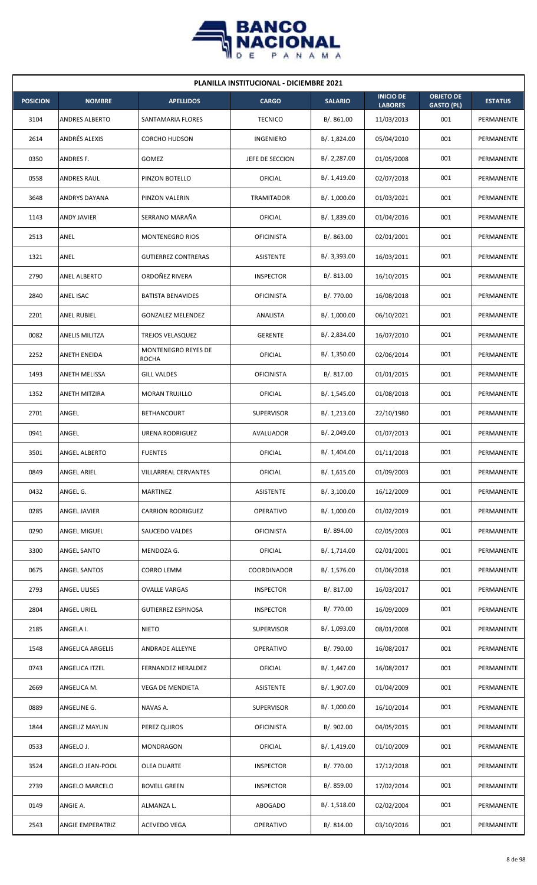| PLANILLA INSTITUCIONAL - DICIEMBRE 2021 | | | | | | | |
|---|---|---|---|---|---|---|---|
| **POSICION** | **NOMBRE** | **APELLIDOS** | **CARGO** | **SALARIO** | **INICIO DE LABORES** | **OBJETO DE GASTO (PL)** | **ESTATUS** |
| 3104 | ANDRES ALBERTO | SANTAMARIA FLORES | TECNICO | B/. 861.00 | 11/03/2013 | 001 | PERMANENTE |
| 2614 | ANDRÉS ALEXIS | CORCHO HUDSON | INGENIERO | B/. 1,824.00 | 05/04/2010 | 001 | PERMANENTE |
| 0350 | ANDRES F. | GOMEZ | JEFE DE SECCION | B/. 2,287.00 | 01/05/2008 | 001 | PERMANENTE |
| 0558 | ANDRES RAUL | PINZON BOTELLO | OFICIAL | B/. 1,419.00 | 02/07/2018 | 001 | PERMANENTE |
| 3648 | ANDRYS DAYANA | PINZON VALERIN | TRAMITADOR | B/. 1,000.00 | 01/03/2021 | 001 | PERMANENTE |
| 1143 | ANDY JAVIER | SERRANO MARAÑA | OFICIAL | B/. 1,839.00 | 01/04/2016 | 001 | PERMANENTE |
| 2513 | ANEL | MONTENEGRO RIOS | OFICINISTA | B/. 863.00 | 02/01/2001 | 001 | PERMANENTE |
| 1321 | ANEL | GUTIERREZ CONTRERAS | ASISTENTE | B/. 3,393.00 | 16/03/2011 | 001 | PERMANENTE |
| 2790 | ANEL ALBERTO | ORDOÑEZ RIVERA | INSPECTOR | B/. 813.00 | 16/10/2015 | 001 | PERMANENTE |
| 2840 | ANEL ISAC | BATISTA BENAVIDES | OFICINISTA | B/. 770.00 | 16/08/2018 | 001 | PERMANENTE |
| 2201 | ANEL RUBIEL | GONZALEZ MELENDEZ | ANALISTA | B/. 1,000.00 | 06/10/2021 | 001 | PERMANENTE |
| 0082 | ANELIS MILITZA | TREJOS VELASQUEZ | GERENTE | B/. 2,834.00 | 16/07/2010 | 001 | PERMANENTE |
| 2252 | ANETH ENEIDA | MONTENEGRO REYES DE ROCHA | OFICIAL | B/. 1,350.00 | 02/06/2014 | 001 | PERMANENTE |
| 1493 | ANETH MELISSA | GILL VALDES | OFICINISTA | B/. 817.00 | 01/01/2015 | 001 | PERMANENTE |
| 1352 | ANETH MITZIRA | MORAN TRUJILLO | OFICIAL | B/. 1,545.00 | 01/08/2018 | 001 | PERMANENTE |
| 2701 | ANGEL | BETHANCOURT | SUPERVISOR | B/. 1,213.00 | 22/10/1980 | 001 | PERMANENTE |
| 0941 | ANGEL | URENA RODRIGUEZ | AVALUADOR | B/. 2,049.00 | 01/07/2013 | 001 | PERMANENTE |
| 3501 | ANGEL ALBERTO | FUENTES | OFICIAL | B/. 1,404.00 | 01/11/2018 | 001 | PERMANENTE |
| 0849 | ANGEL ARIEL | VILLARREAL CERVANTES | OFICIAL | B/. 1,615.00 | 01/09/2003 | 001 | PERMANENTE |
| 0432 | ANGEL G. | MARTINEZ | ASISTENTE | B/. 3,100.00 | 16/12/2009 | 001 | PERMANENTE |
| 0285 | ANGEL JAVIER | CARRION RODRIGUEZ | OPERATIVO | B/. 1,000.00 | 01/02/2019 | 001 | PERMANENTE |
| 0290 | ANGEL MIGUEL | SAUCEDO VALDES | OFICINISTA | B/. 894.00 | 02/05/2003 | 001 | PERMANENTE |
| 3300 | ANGEL SANTO | MENDOZA G. | OFICIAL | B/. 1,714.00 | 02/01/2001 | 001 | PERMANENTE |
| 0675 | ANGEL SANTOS | CORRO LEMM | COORDINADOR | B/. 1,576.00 | 01/06/2018 | 001 | PERMANENTE |
| 2793 | ANGEL ULISES | OVALLE VARGAS | INSPECTOR | B/. 817.00 | 16/03/2017 | 001 | PERMANENTE |
| 2804 | ANGEL URIEL | GUTIERREZ ESPINOSA | INSPECTOR | B/. 770.00 | 16/09/2009 | 001 | PERMANENTE |
| 2185 | ANGELA I. | NIETO | SUPERVISOR | B/. 1,093.00 | 08/01/2008 | 001 | PERMANENTE |
| 1548 | ANGELICA ARGELIS | ANDRADE ALLEYNE | OPERATIVO | B/. 790.00 | 16/08/2017 | 001 | PERMANENTE |
| 0743 | ANGELICA ITZEL | FERNANDEZ HERALDEZ | OFICIAL | B/. 1,447.00 | 16/08/2017 | 001 | PERMANENTE |
| 2669 | ANGELICA M. | VEGA DE MENDIETA | ASISTENTE | B/. 1,907.00 | 01/04/2009 | 001 | PERMANENTE |
| 0889 | ANGELINE G. | NAVAS A. | SUPERVISOR | B/. 1,000.00 | 16/10/2014 | 001 | PERMANENTE |
| 1844 | ANGELIZ MAYLIN | PEREZ QUIROS | OFICINISTA | B/. 902.00 | 04/05/2015 | 001 | PERMANENTE |
| 0533 | ANGELO J. | MONDRAGON | OFICIAL | B/. 1,419.00 | 01/10/2009 | 001 | PERMANENTE |
| 3524 | ANGELO JEAN-POOL | OLEA DUARTE | INSPECTOR | B/. 770.00 | 17/12/2018 | 001 | PERMANENTE |
| 2739 | ANGELO MARCELO | BOVELL GREEN | INSPECTOR | B/. 859.00 | 17/02/2014 | 001 | PERMANENTE |
| 0149 | ANGIE A. | ALMANZA L. | ABOGADO | B/. 1,518.00 | 02/02/2004 | 001 | PERMANENTE |
| 2543 | ANGIE EMPERATRIZ | ACEVEDO VEGA | OPERATIVO | B/. 814.00 | 03/10/2016 | 001 | PERMANENTE |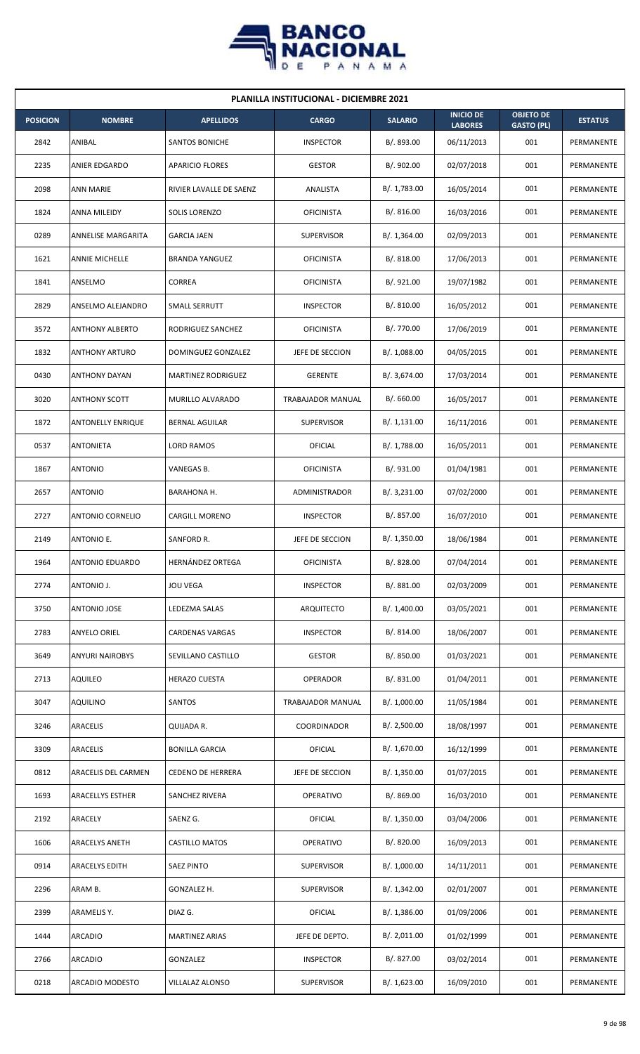# PLANILLA INSTITUCIONAL - DICIEMBRE 2021

| POSICION | NOMBRE | APELLIDOS | CARGO | SALARIO | INICIO DE LABORES | OBJETO DE GASTO (PL) | ESTATUS |
|---|---|---|---|---|---|---|---|
| 2842 | ANIBAL | SANTOS BONICHE | INSPECTOR | B/. 893.00 | 06/11/2013 | 001 | PERMANENTE |
| 2235 | ANIER EDGARDO | APARICIO FLORES | GESTOR | B/. 902.00 | 02/07/2018 | 001 | PERMANENTE |
| 2098 | ANN MARIE | RIVIER LAVALLE DE SAENZ | ANALISTA | B/. 1,783.00 | 16/05/2014 | 001 | PERMANENTE |
| 1824 | ANNA MILEIDY | SOLIS LORENZO | OFICINISTA | B/. 816.00 | 16/03/2016 | 001 | PERMANENTE |
| 0289 | ANNELISE MARGARITA | GARCIA JAEN | SUPERVISOR | B/. 1,364.00 | 02/09/2013 | 001 | PERMANENTE |
| 1621 | ANNIE MICHELLE | BRANDA YANGUEZ | OFICINISTA | B/. 818.00 | 17/06/2013 | 001 | PERMANENTE |
| 1841 | ANSELMO | CORREA | OFICINISTA | B/. 921.00 | 19/07/1982 | 001 | PERMANENTE |
| 2829 | ANSELMO ALEJANDRO | SMALL SERRUTT | INSPECTOR | B/. 810.00 | 16/05/2012 | 001 | PERMANENTE |
| 3572 | ANTHONY ALBERTO | RODRIGUEZ SANCHEZ | OFICINISTA | B/. 770.00 | 17/06/2019 | 001 | PERMANENTE |
| 1832 | ANTHONY ARTURO | DOMINGUEZ GONZALEZ | JEFE DE SECCION | B/. 1,088.00 | 04/05/2015 | 001 | PERMANENTE |
| 0430 | ANTHONY DAYAN | MARTINEZ RODRIGUEZ | GERENTE | B/. 3,674.00 | 17/03/2014 | 001 | PERMANENTE |
| 3020 | ANTHONY SCOTT | MURILLO ALVARADO | TRABAJADOR MANUAL | B/. 660.00 | 16/05/2017 | 001 | PERMANENTE |
| 1872 | ANTONELLY ENRIQUE | BERNAL AGUILAR | SUPERVISOR | B/. 1,131.00 | 16/11/2016 | 001 | PERMANENTE |
| 0537 | ANTONIETA | LORD RAMOS | OFICIAL | B/. 1,788.00 | 16/05/2011 | 001 | PERMANENTE |
| 1867 | ANTONIO | VANEGAS B. | OFICINISTA | B/. 931.00 | 01/04/1981 | 001 | PERMANENTE |
| 2657 | ANTONIO | BARAHONA H. | ADMINISTRADOR | B/. 3,231.00 | 07/02/2000 | 001 | PERMANENTE |
| 2727 | ANTONIO CORNELIO | CARGILL MORENO | INSPECTOR | B/. 857.00 | 16/07/2010 | 001 | PERMANENTE |
| 2149 | ANTONIO E. | SANFORD R. | JEFE DE SECCION | B/. 1,350.00 | 18/06/1984 | 001 | PERMANENTE |
| 1964 | ANTONIO EDUARDO | HERNÁNDEZ ORTEGA | OFICINISTA | B/. 828.00 | 07/04/2014 | 001 | PERMANENTE |
| 2774 | ANTONIO J. | JOU VEGA | INSPECTOR | B/. 881.00 | 02/03/2009 | 001 | PERMANENTE |
| 3750 | ANTONIO JOSE | LEDEZMA SALAS | ARQUITECTO | B/. 1,400.00 | 03/05/2021 | 001 | PERMANENTE |
| 2783 | ANYELO ORIEL | CARDENAS VARGAS | INSPECTOR | B/. 814.00 | 18/06/2007 | 001 | PERMANENTE |
| 3649 | ANYURI NAIROBYS | SEVILLANO CASTILLO | GESTOR | B/. 850.00 | 01/03/2021 | 001 | PERMANENTE |
| 2713 | AQUILEO | HERAZO CUESTA | OPERADOR | B/. 831.00 | 01/04/2011 | 001 | PERMANENTE |
| 3047 | AQUILINO | SANTOS | TRABAJADOR MANUAL | B/. 1,000.00 | 11/05/1984 | 001 | PERMANENTE |
| 3246 | ARACELIS | QUIJADA R. | COORDINADOR | B/. 2,500.00 | 18/08/1997 | 001 | PERMANENTE |
| 3309 | ARACELIS | BONILLA GARCIA | OFICIAL | B/. 1,670.00 | 16/12/1999 | 001 | PERMANENTE |
| 0812 | ARACELIS DEL CARMEN | CEDENO DE HERRERA | JEFE DE SECCION | B/. 1,350.00 | 01/07/2015 | 001 | PERMANENTE |
| 1693 | ARACELLYS ESTHER | SANCHEZ RIVERA | OPERATIVO | B/. 869.00 | 16/03/2010 | 001 | PERMANENTE |
| 2192 | ARACELY | SAENZ G. | OFICIAL | B/. 1,350.00 | 03/04/2006 | 001 | PERMANENTE |
| 1606 | ARACELYS ANETH | CASTILLO MATOS | OPERATIVO | B/. 820.00 | 16/09/2013 | 001 | PERMANENTE |
| 0914 | ARACELYS EDITH | SAEZ PINTO | SUPERVISOR | B/. 1,000.00 | 14/11/2011 | 001 | PERMANENTE |
| 2296 | ARAM B. | GONZALEZ H. | SUPERVISOR | B/. 1,342.00 | 02/01/2007 | 001 | PERMANENTE |
| 2399 | ARAMELIS Y. | DIAZ G. | OFICIAL | B/. 1,386.00 | 01/09/2006 | 001 | PERMANENTE |
| 1444 | ARCADIO | MARTINEZ ARIAS | JEFE DE DEPTO. | B/. 2,011.00 | 01/02/1999 | 001 | PERMANENTE |
| 2766 | ARCADIO | GONZALEZ | INSPECTOR | B/. 827.00 | 03/02/2014 | 001 | PERMANENTE |
| 0218 | ARCADIO MODESTO | VILLALAZ ALONSO | SUPERVISOR | B/. 1,623.00 | 16/09/2010 | 001 | PERMANENTE |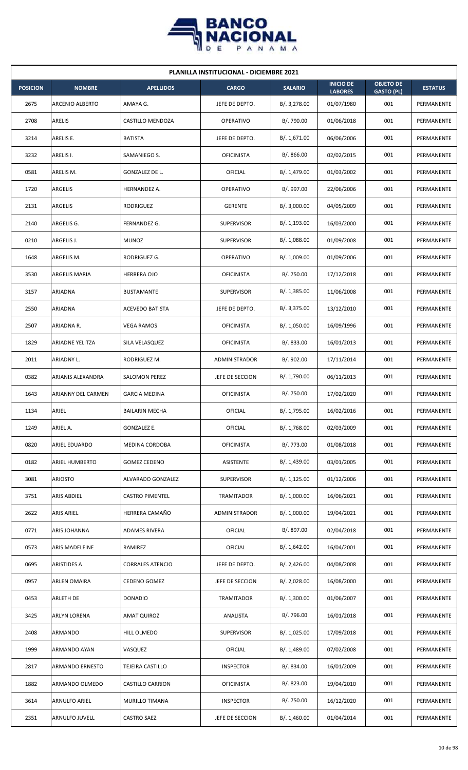| PLANILLA INSTITUCIONAL - DICIEMBRE 2021 | | | | | | | |
|---|---|---|---|---|---|---|---|
| **POSICION** | **NOMBRE** | **APELLIDOS** | **CARGO** | **SALARIO** | **INICIO DE LABORES** | **OBJETO DE GASTO (PL)** | **ESTATUS** |
| 2675 | ARCENIO ALBERTO | AMAYA G. | JEFE DE DEPTO. | B/. 3,278.00 | 01/07/1980 | 001 | PERMANENTE |
| 2708 | ARELIS | CASTILLO MENDOZA | OPERATIVO | B/. 790.00 | 01/06/2018 | 001 | PERMANENTE |
| 3214 | ARELIS E. | BATISTA | JEFE DE DEPTO. | B/. 1,671.00 | 06/06/2006 | 001 | PERMANENTE |
| 3232 | ARELIS I. | SAMANIEGO S. | OFICINISTA | B/. 866.00 | 02/02/2015 | 001 | PERMANENTE |
| 0581 | ARELIS M. | GONZALEZ DE L. | OFICIAL | B/. 1,479.00 | 01/03/2002 | 001 | PERMANENTE |
| 1720 | ARGELIS | HERNANDEZ A. | OPERATIVO | B/. 997.00 | 22/06/2006 | 001 | PERMANENTE |
| 2131 | ARGELIS | RODRIGUEZ | GERENTE | B/. 3,000.00 | 04/05/2009 | 001 | PERMANENTE |
| 2140 | ARGELIS G. | FERNANDEZ G. | SUPERVISOR | B/. 1,193.00 | 16/03/2000 | 001 | PERMANENTE |
| 0210 | ARGELIS J. | MUNOZ | SUPERVISOR | B/. 1,088.00 | 01/09/2008 | 001 | PERMANENTE |
| 1648 | ARGELIS M. | RODRIGUEZ G. | OPERATIVO | B/. 1,009.00 | 01/09/2006 | 001 | PERMANENTE |
| 3530 | ARGELIS MARIA | HERRERA OJO | OFICINISTA | B/. 750.00 | 17/12/2018 | 001 | PERMANENTE |
| 3157 | ARIADNA | BUSTAMANTE | SUPERVISOR | B/. 1,385.00 | 11/06/2008 | 001 | PERMANENTE |
| 2550 | ARIADNA | ACEVEDO BATISTA | JEFE DE DEPTO. | B/. 3,375.00 | 13/12/2010 | 001 | PERMANENTE |
| 2507 | ARIADNA R. | VEGA RAMOS | OFICINISTA | B/. 1,050.00 | 16/09/1996 | 001 | PERMANENTE |
| 1829 | ARIADNE YELITZA | SILA VELASQUEZ | OFICINISTA | B/. 833.00 | 16/01/2013 | 001 | PERMANENTE |
| 2011 | ARIADNY L. | RODRIGUEZ M. | ADMINISTRADOR | B/. 902.00 | 17/11/2014 | 001 | PERMANENTE |
| 0382 | ARIANIS ALEXANDRA | SALOMON PEREZ | JEFE DE SECCION | B/. 1,790.00 | 06/11/2013 | 001 | PERMANENTE |
| 1643 | ARIANNY DEL CARMEN | GARCIA MEDINA | OFICINISTA | B/. 750.00 | 17/02/2020 | 001 | PERMANENTE |
| 1134 | ARIEL | BAILARIN MECHA | OFICIAL | B/. 1,795.00 | 16/02/2016 | 001 | PERMANENTE |
| 1249 | ARIEL A. | GONZALEZ E. | OFICIAL | B/. 1,768.00 | 02/03/2009 | 001 | PERMANENTE |
| 0820 | ARIEL EDUARDO | MEDINA CORDOBA | OFICINISTA | B/. 773.00 | 01/08/2018 | 001 | PERMANENTE |
| 0182 | ARIEL HUMBERTO | GOMEZ CEDENO | ASISTENTE | B/. 1,439.00 | 03/01/2005 | 001 | PERMANENTE |
| 3081 | ARIOSTO | ALVARADO GONZALEZ | SUPERVISOR | B/. 1,125.00 | 01/12/2006 | 001 | PERMANENTE |
| 3751 | ARIS ABDIEL | CASTRO PIMENTEL | TRAMITADOR | B/. 1,000.00 | 16/06/2021 | 001 | PERMANENTE |
| 2622 | ARIS ARIEL | HERRERA CAMAÑO | ADMINISTRADOR | B/. 1,000.00 | 19/04/2021 | 001 | PERMANENTE |
| 0771 | ARIS JOHANNA | ADAMES RIVERA | OFICIAL | B/. 897.00 | 02/04/2018 | 001 | PERMANENTE |
| 0573 | ARIS MADELEINE | RAMIREZ | OFICIAL | B/. 1,642.00 | 16/04/2001 | 001 | PERMANENTE |
| 0695 | ARISTIDES A | CORRALES ATENCIO | JEFE DE DEPTO. | B/. 2,426.00 | 04/08/2008 | 001 | PERMANENTE |
| 0957 | ARLEN OMAIRA | CEDENO GOMEZ | JEFE DE SECCION | B/. 2,028.00 | 16/08/2000 | 001 | PERMANENTE |
| 0453 | ARLETH DE | DONADIO | TRAMITADOR | B/. 1,300.00 | 01/06/2007 | 001 | PERMANENTE |
| 3425 | ARLYN LORENA | AMAT QUIROZ | ANALISTA | B/. 796.00 | 16/01/2018 | 001 | PERMANENTE |
| 2408 | ARMANDO | HILL OLMEDO | SUPERVISOR | B/. 1,025.00 | 17/09/2018 | 001 | PERMANENTE |
| 1999 | ARMANDO AYAN | VASQUEZ | OFICIAL | B/. 1,489.00 | 07/02/2008 | 001 | PERMANENTE |
| 2817 | ARMANDO ERNESTO | TEJEIRA CASTILLO | INSPECTOR | B/. 834.00 | 16/01/2009 | 001 | PERMANENTE |
| 1882 | ARMANDO OLMEDO | CASTILLO CARRION | OFICINISTA | B/. 823.00 | 19/04/2010 | 001 | PERMANENTE |
| 3614 | ARNULFO ARIEL | MURILLO TIMANA | INSPECTOR | B/. 750.00 | 16/12/2020 | 001 | PERMANENTE |
| 2351 | ARNULFO JUVELL | CASTRO SAEZ | JEFE DE SECCION | B/. 1,460.00 | 01/04/2014 | 001 | PERMANENTE |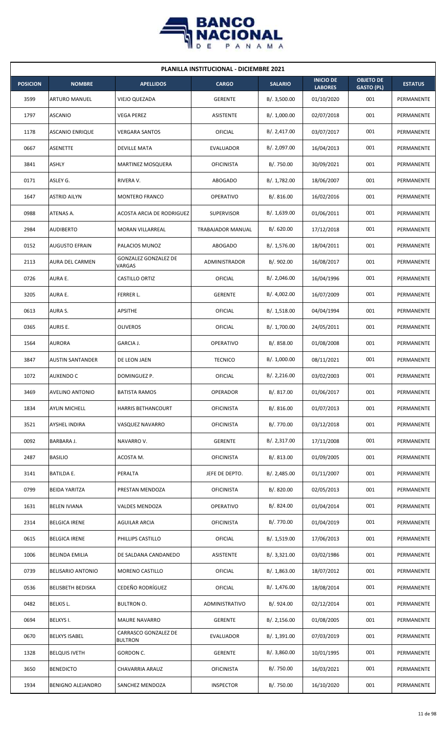**PLANILLA INSTITUCIONAL - DICIEMBRE 2021**

| POSICION | NOMBRE | APELLIDOS | CARGO | SALARIO | INICIO DE LABORES | OBJETO DE GASTO (PL) | ESTATUS |
|---|---|---|---|---|---|---|---|
| 3599 | ARTURO MANUEL | VIEJO QUEZADA | GERENTE | B/. 3,500.00 | 01/10/2020 | 001 | PERMANENTE |
| 1797 | ASCANIO | VEGA PEREZ | ASISTENTE | B/. 1,000.00 | 02/07/2018 | 001 | PERMANENTE |
| 1178 | ASCANIO ENRIQUE | VERGARA SANTOS | OFICIAL | B/. 2,417.00 | 03/07/2017 | 001 | PERMANENTE |
| 0667 | ASENETTE | DEVILLE MATA | EVALUADOR | B/. 2,097.00 | 16/04/2013 | 001 | PERMANENTE |
| 3841 | ASHLY | MARTINEZ MOSQUERA | OFICINISTA | B/. 750.00 | 30/09/2021 | 001 | PERMANENTE |
| 0171 | ASLEY G. | RIVERA V. | ABOGADO | B/. 1,782.00 | 18/06/2007 | 001 | PERMANENTE |
| 1647 | ASTRID AILYN | MONTERO FRANCO | OPERATIVO | B/. 816.00 | 16/02/2016 | 001 | PERMANENTE |
| 0988 | ATENAS A. | ACOSTA ARCIA DE RODRIGUEZ | SUPERVISOR | B/. 1,639.00 | 01/06/2011 | 001 | PERMANENTE |
| 2984 | AUDIBERTO | MORAN VILLARREAL | TRABAJADOR MANUAL | B/. 620.00 | 17/12/2018 | 001 | PERMANENTE |
| 0152 | AUGUSTO EFRAIN | PALACIOS MUNOZ | ABOGADO | B/. 1,576.00 | 18/04/2011 | 001 | PERMANENTE |
| 2113 | AURA DEL CARMEN | GONZALEZ GONZALEZ DE VARGAS | ADMINISTRADOR | B/. 902.00 | 16/08/2017 | 001 | PERMANENTE |
| 0726 | AURA E. | CASTILLO ORTIZ | OFICIAL | B/. 2,046.00 | 16/04/1996 | 001 | PERMANENTE |
| 3205 | AURA E. | FERRER L. | GERENTE | B/. 4,002.00 | 16/07/2009 | 001 | PERMANENTE |
| 0613 | AURA S. | APSITHE | OFICIAL | B/. 1,518.00 | 04/04/1994 | 001 | PERMANENTE |
| 0365 | AURIS E. | OLIVEROS | OFICIAL | B/. 1,700.00 | 24/05/2011 | 001 | PERMANENTE |
| 1564 | AURORA | GARCIA J. | OPERATIVO | B/. 858.00 | 01/08/2008 | 001 | PERMANENTE |
| 3847 | AUSTIN SANTANDER | DE LEON JAEN | TECNICO | B/. 1,000.00 | 08/11/2021 | 001 | PERMANENTE |
| 1072 | AUXENDO C | DOMINGUEZ P. | OFICIAL | B/. 2,216.00 | 03/02/2003 | 001 | PERMANENTE |
| 3469 | AVELINO ANTONIO | BATISTA RAMOS | OPERADOR | B/. 817.00 | 01/06/2017 | 001 | PERMANENTE |
| 1834 | AYLIN MICHELL | HARRIS BETHANCOURT | OFICINISTA | B/. 816.00 | 01/07/2013 | 001 | PERMANENTE |
| 3521 | AYSHEL INDIRA | VASQUEZ NAVARRO | OFICINISTA | B/. 770.00 | 03/12/2018 | 001 | PERMANENTE |
| 0092 | BARBARA J. | NAVARRO V. | GERENTE | B/. 2,317.00 | 17/11/2008 | 001 | PERMANENTE |
| 2487 | BASILIO | ACOSTA M. | OFICINISTA | B/. 813.00 | 01/09/2005 | 001 | PERMANENTE |
| 3141 | BATILDA E. | PERALTA | JEFE DE DEPTO. | B/. 2,485.00 | 01/11/2007 | 001 | PERMANENTE |
| 0799 | BEIDA YARITZA | PRESTAN MENDOZA | OFICINISTA | B/. 820.00 | 02/05/2013 | 001 | PERMANENTE |
| 1631 | BELEN IVIANA | VALDES MENDOZA | OPERATIVO | B/. 824.00 | 01/04/2014 | 001 | PERMANENTE |
| 2314 | BELGICA IRENE | AGUILAR ARCIA | OFICINISTA | B/. 770.00 | 01/04/2019 | 001 | PERMANENTE |
| 0615 | BELGICA IRENE | PHILLIPS CASTILLO | OFICIAL | B/. 1,519.00 | 17/06/2013 | 001 | PERMANENTE |
| 1006 | BELINDA EMILIA | DE SALDANA CANDANEDO | ASISTENTE | B/. 3,321.00 | 03/02/1986 | 001 | PERMANENTE |
| 0739 | BELISARIO ANTONIO | MORENO CASTILLO | OFICIAL | B/. 1,863.00 | 18/07/2012 | 001 | PERMANENTE |
| 0536 | BELISBETH BEDISKA | CEDEÑO RODRÍGUEZ | OFICIAL | B/. 1,476.00 | 18/08/2014 | 001 | PERMANENTE |
| 0482 | BELKIS L. | BULTRON O. | ADMINISTRATIVO | B/. 924.00 | 02/12/2014 | 001 | PERMANENTE |
| 0694 | BELKYS I. | MAURE NAVARRO | GERENTE | B/. 2,156.00 | 01/08/2005 | 001 | PERMANENTE |
| 0670 | BELKYS ISABEL | CARRASCO GONZALEZ DE BULTRON | EVALUADOR | B/. 1,391.00 | 07/03/2019 | 001 | PERMANENTE |
| 1328 | BELQUIS IVETH | GORDON C. | GERENTE | B/. 3,860.00 | 10/01/1995 | 001 | PERMANENTE |
| 3650 | BENEDICTO | CHAVARRIA ARAUZ | OFICINISTA | B/. 750.00 | 16/03/2021 | 001 | PERMANENTE |
| 1934 | BENIGNO ALEJANDRO | SANCHEZ MENDOZA | INSPECTOR | B/. 750.00 | 16/10/2020 | 001 | PERMANENTE |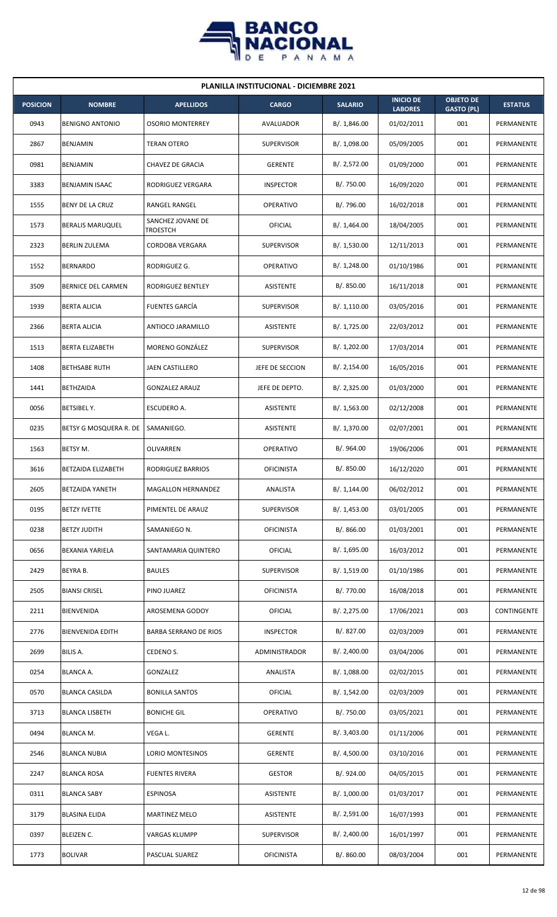| PLANILLA INSTITUCIONAL - DICIEMBRE 2021 | | | | | | | |
|---|---|---|---|---|---|---|---|
| **POSICION** | **NOMBRE** | **APELLIDOS** | **CARGO** | **SALARIO** | **INICIO DE LABORES** | **OBJETO DE GASTO (PL)** | **ESTATUS** |
| 0943 | BENIGNO ANTONIO | OSORIO MONTERREY | AVALUADOR | B/. 1,846.00 | 01/02/2011 | 001 | PERMANENTE |
| 2867 | BENJAMIN | TERAN OTERO | SUPERVISOR | B/. 1,098.00 | 05/09/2005 | 001 | PERMANENTE |
| 0981 | BENJAMIN | CHAVEZ DE GRACIA | GERENTE | B/. 2,572.00 | 01/09/2000 | 001 | PERMANENTE |
| 3383 | BENJAMIN ISAAC | RODRIGUEZ VERGARA | INSPECTOR | B/. 750.00 | 16/09/2020 | 001 | PERMANENTE |
| 1555 | BENY DE LA CRUZ | RANGEL RANGEL | OPERATIVO | B/. 796.00 | 16/02/2018 | 001 | PERMANENTE |
| 1573 | BERALIS MARUQUEL | SANCHEZ JOVANE DE TROESTCH | OFICIAL | B/. 1,464.00 | 18/04/2005 | 001 | PERMANENTE |
| 2323 | BERLIN ZULEMA | CORDOBA VERGARA | SUPERVISOR | B/. 1,530.00 | 12/11/2013 | 001 | PERMANENTE |
| 1552 | BERNARDO | RODRIGUEZ G. | OPERATIVO | B/. 1,248.00 | 01/10/1986 | 001 | PERMANENTE |
| 3509 | BERNICE DEL CARMEN | RODRIGUEZ BENTLEY | ASISTENTE | B/. 850.00 | 16/11/2018 | 001 | PERMANENTE |
| 1939 | BERTA ALICIA | FUENTES GARCÍA | SUPERVISOR | B/. 1,110.00 | 03/05/2016 | 001 | PERMANENTE |
| 2366 | BERTA ALICIA | ANTIOCO JARAMILLO | ASISTENTE | B/. 1,725.00 | 22/03/2012 | 001 | PERMANENTE |
| 1513 | BERTA ELIZABETH | MORENO GONZÁLEZ | SUPERVISOR | B/. 1,202.00 | 17/03/2014 | 001 | PERMANENTE |
| 1408 | BETHSABE RUTH | JAEN CASTILLERO | JEFE DE SECCION | B/. 2,154.00 | 16/05/2016 | 001 | PERMANENTE |
| 1441 | BETHZAIDA | GONZALEZ ARAUZ | JEFE DE DEPTO. | B/. 2,325.00 | 01/03/2000 | 001 | PERMANENTE |
| 0056 | BETSIBEL Y. | ESCUDERO A. | ASISTENTE | B/. 1,563.00 | 02/12/2008 | 001 | PERMANENTE |
| 0235 | BETSY G MOSQUERA R. DE | SAMANIEGO. | ASISTENTE | B/. 1,370.00 | 02/07/2001 | 001 | PERMANENTE |
| 1563 | BETSY M. | OLIVARREN | OPERATIVO | B/. 964.00 | 19/06/2006 | 001 | PERMANENTE |
| 3616 | BETZAIDA ELIZABETH | RODRIGUEZ BARRIOS | OFICINISTA | B/. 850.00 | 16/12/2020 | 001 | PERMANENTE |
| 2605 | BETZAIDA YANETH | MAGALLON HERNANDEZ | ANALISTA | B/. 1,144.00 | 06/02/2012 | 001 | PERMANENTE |
| 0195 | BETZY IVETTE | PIMENTEL DE ARAUZ | SUPERVISOR | B/. 1,453.00 | 03/01/2005 | 001 | PERMANENTE |
| 0238 | BETZY JUDITH | SAMANIEGO N. | OFICINISTA | B/. 866.00 | 01/03/2001 | 001 | PERMANENTE |
| 0656 | BEXANIA YARIELA | SANTAMARIA QUINTERO | OFICIAL | B/. 1,695.00 | 16/03/2012 | 001 | PERMANENTE |
| 2429 | BEYRA B. | BAULES | SUPERVISOR | B/. 1,519.00 | 01/10/1986 | 001 | PERMANENTE |
| 2505 | BIANSI CRISEL | PINO JUAREZ | OFICINISTA | B/. 770.00 | 16/08/2018 | 001 | PERMANENTE |
| 2211 | BIENVENIDA | AROSEMENA GODOY | OFICIAL | B/. 2,275.00 | 17/06/2021 | 003 | CONTINGENTE |
| 2776 | BIENVENIDA EDITH | BARBA SERRANO DE RIOS | INSPECTOR | B/. 827.00 | 02/03/2009 | 001 | PERMANENTE |
| 2699 | BILIS A. | CEDENO S. | ADMINISTRADOR | B/. 2,400.00 | 03/04/2006 | 001 | PERMANENTE |
| 0254 | BLANCA A. | GONZALEZ | ANALISTA | B/. 1,088.00 | 02/02/2015 | 001 | PERMANENTE |
| 0570 | BLANCA CASILDA | BONILLA SANTOS | OFICIAL | B/. 1,542.00 | 02/03/2009 | 001 | PERMANENTE |
| 3713 | BLANCA LISBETH | BONICHE GIL | OPERATIVO | B/. 750.00 | 03/05/2021 | 001 | PERMANENTE |
| 0494 | BLANCA M. | VEGA L. | GERENTE | B/. 3,403.00 | 01/11/2006 | 001 | PERMANENTE |
| 2546 | BLANCA NUBIA | LORIO MONTESINOS | GERENTE | B/. 4,500.00 | 03/10/2016 | 001 | PERMANENTE |
| 2247 | BLANCA ROSA | FUENTES RIVERA | GESTOR | B/. 924.00 | 04/05/2015 | 001 | PERMANENTE |
| 0311 | BLANCA SABY | ESPINOSA | ASISTENTE | B/. 1,000.00 | 01/03/2017 | 001 | PERMANENTE |
| 3179 | BLASINA ELIDA | MARTINEZ MELO | ASISTENTE | B/. 2,591.00 | 16/07/1993 | 001 | PERMANENTE |
| 0397 | BLEIZEN C. | VARGAS KLUMPP | SUPERVISOR | B/. 2,400.00 | 16/01/1997 | 001 | PERMANENTE |
| 1773 | BOLIVAR | PASCUAL SUAREZ | OFICINISTA | B/. 860.00 | 08/03/2004 | 001 | PERMANENTE |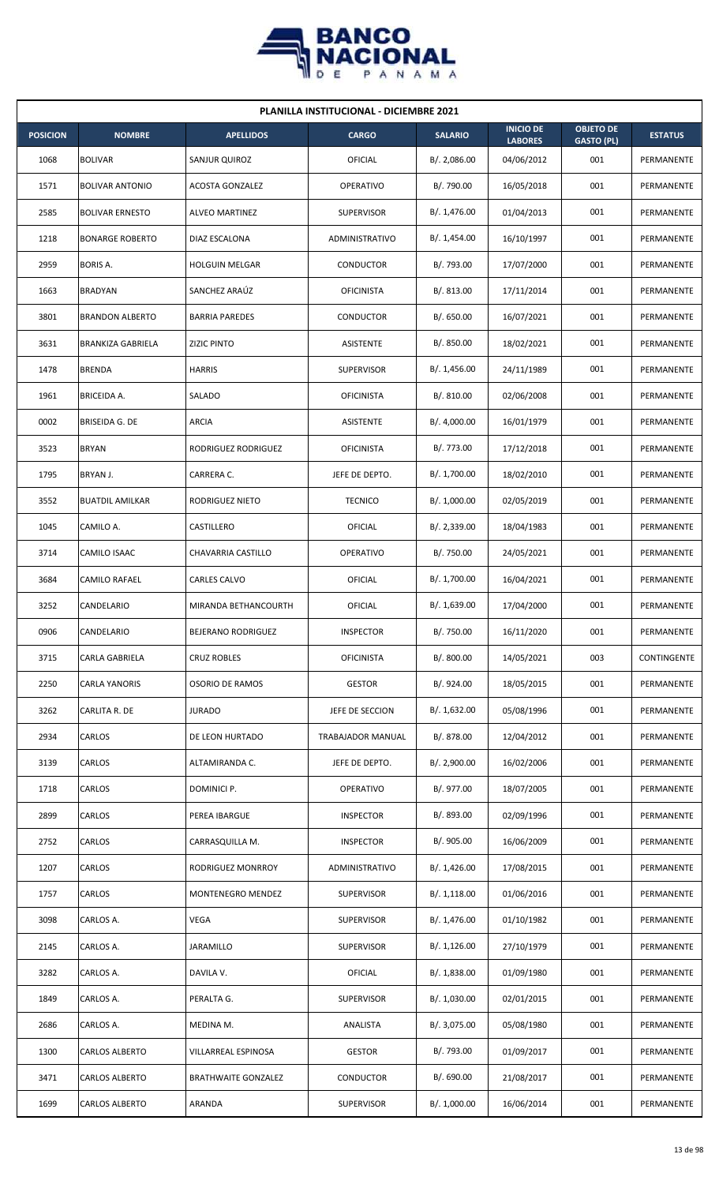| PLANILLA INSTITUCIONAL - DICIEMBRE 2021 | | | | | | | |
|---|---|---|---|---|---|---|---|
| **POSICION** | **NOMBRE** | **APELLIDOS** | **CARGO** | **SALARIO** | **INICIO DE LABORES** | **OBJETO DE GASTO (PL)** | **ESTATUS** |
| 1068 | BOLIVAR | SANJUR QUIROZ | OFICIAL | B/. 2,086.00 | 04/06/2012 | 001 | PERMANENTE |
| 1571 | BOLIVAR ANTONIO | ACOSTA GONZALEZ | OPERATIVO | B/. 790.00 | 16/05/2018 | 001 | PERMANENTE |
| 2585 | BOLIVAR ERNESTO | ALVEO MARTINEZ | SUPERVISOR | B/. 1,476.00 | 01/04/2013 | 001 | PERMANENTE |
| 1218 | BONARGE ROBERTO | DIAZ ESCALONA | ADMINISTRATIVO | B/. 1,454.00 | 16/10/1997 | 001 | PERMANENTE |
| 2959 | BORIS A. | HOLGUIN MELGAR | CONDUCTOR | B/. 793.00 | 17/07/2000 | 001 | PERMANENTE |
| 1663 | BRADYAN | SANCHEZ ARAÚZ | OFICINISTA | B/. 813.00 | 17/11/2014 | 001 | PERMANENTE |
| 3801 | BRANDON ALBERTO | BARRIA PAREDES | CONDUCTOR | B/. 650.00 | 16/07/2021 | 001 | PERMANENTE |
| 3631 | BRANKIZA GABRIELA | ZIZIC PINTO | ASISTENTE | B/. 850.00 | 18/02/2021 | 001 | PERMANENTE |
| 1478 | BRENDA | HARRIS | SUPERVISOR | B/. 1,456.00 | 24/11/1989 | 001 | PERMANENTE |
| 1961 | BRICEIDA A. | SALADO | OFICINISTA | B/. 810.00 | 02/06/2008 | 001 | PERMANENTE |
| 0002 | BRISEIDA G. DE | ARCIA | ASISTENTE | B/. 4,000.00 | 16/01/1979 | 001 | PERMANENTE |
| 3523 | BRYAN | RODRIGUEZ RODRIGUEZ | OFICINISTA | B/. 773.00 | 17/12/2018 | 001 | PERMANENTE |
| 1795 | BRYAN J. | CARRERA C. | JEFE DE DEPTO. | B/. 1,700.00 | 18/02/2010 | 001 | PERMANENTE |
| 3552 | BUATDIL AMILKAR | RODRIGUEZ NIETO | TECNICO | B/. 1,000.00 | 02/05/2019 | 001 | PERMANENTE |
| 1045 | CAMILO A. | CASTILLERO | OFICIAL | B/. 2,339.00 | 18/04/1983 | 001 | PERMANENTE |
| 3714 | CAMILO ISAAC | CHAVARRIA CASTILLO | OPERATIVO | B/. 750.00 | 24/05/2021 | 001 | PERMANENTE |
| 3684 | CAMILO RAFAEL | CARLES CALVO | OFICIAL | B/. 1,700.00 | 16/04/2021 | 001 | PERMANENTE |
| 3252 | CANDELARIO | MIRANDA BETHANCOURTH | OFICIAL | B/. 1,639.00 | 17/04/2000 | 001 | PERMANENTE |
| 0906 | CANDELARIO | BEJERANO RODRIGUEZ | INSPECTOR | B/. 750.00 | 16/11/2020 | 001 | PERMANENTE |
| 3715 | CARLA GABRIELA | CRUZ ROBLES | OFICINISTA | B/. 800.00 | 14/05/2021 | 003 | CONTINGENTE |
| 2250 | CARLA YANORIS | OSORIO DE RAMOS | GESTOR | B/. 924.00 | 18/05/2015 | 001 | PERMANENTE |
| 3262 | CARLITA R. DE | JURADO | JEFE DE SECCION | B/. 1,632.00 | 05/08/1996 | 001 | PERMANENTE |
| 2934 | CARLOS | DE LEON HURTADO | TRABAJADOR MANUAL | B/. 878.00 | 12/04/2012 | 001 | PERMANENTE |
| 3139 | CARLOS | ALTAMIRANDA C. | JEFE DE DEPTO. | B/. 2,900.00 | 16/02/2006 | 001 | PERMANENTE |
| 1718 | CARLOS | DOMINICI P. | OPERATIVO | B/. 977.00 | 18/07/2005 | 001 | PERMANENTE |
| 2899 | CARLOS | PEREA IBARGUE | INSPECTOR | B/. 893.00 | 02/09/1996 | 001 | PERMANENTE |
| 2752 | CARLOS | CARRASQUILLA M. | INSPECTOR | B/. 905.00 | 16/06/2009 | 001 | PERMANENTE |
| 1207 | CARLOS | RODRIGUEZ MONRROY | ADMINISTRATIVO | B/. 1,426.00 | 17/08/2015 | 001 | PERMANENTE |
| 1757 | CARLOS | MONTENEGRO MENDEZ | SUPERVISOR | B/. 1,118.00 | 01/06/2016 | 001 | PERMANENTE |
| 3098 | CARLOS A. | VEGA | SUPERVISOR | B/. 1,476.00 | 01/10/1982 | 001 | PERMANENTE |
| 2145 | CARLOS A. | JARAMILLO | SUPERVISOR | B/. 1,126.00 | 27/10/1979 | 001 | PERMANENTE |
| 3282 | CARLOS A. | DAVILA V. | OFICIAL | B/. 1,838.00 | 01/09/1980 | 001 | PERMANENTE |
| 1849 | CARLOS A. | PERALTA G. | SUPERVISOR | B/. 1,030.00 | 02/01/2015 | 001 | PERMANENTE |
| 2686 | CARLOS A. | MEDINA M. | ANALISTA | B/. 3,075.00 | 05/08/1980 | 001 | PERMANENTE |
| 1300 | CARLOS ALBERTO | VILLARREAL ESPINOSA | GESTOR | B/. 793.00 | 01/09/2017 | 001 | PERMANENTE |
| 3471 | CARLOS ALBERTO | BRATHWAITE GONZALEZ | CONDUCTOR | B/. 690.00 | 21/08/2017 | 001 | PERMANENTE |
| 1699 | CARLOS ALBERTO | ARANDA | SUPERVISOR | B/. 1,000.00 | 16/06/2014 | 001 | PERMANENTE |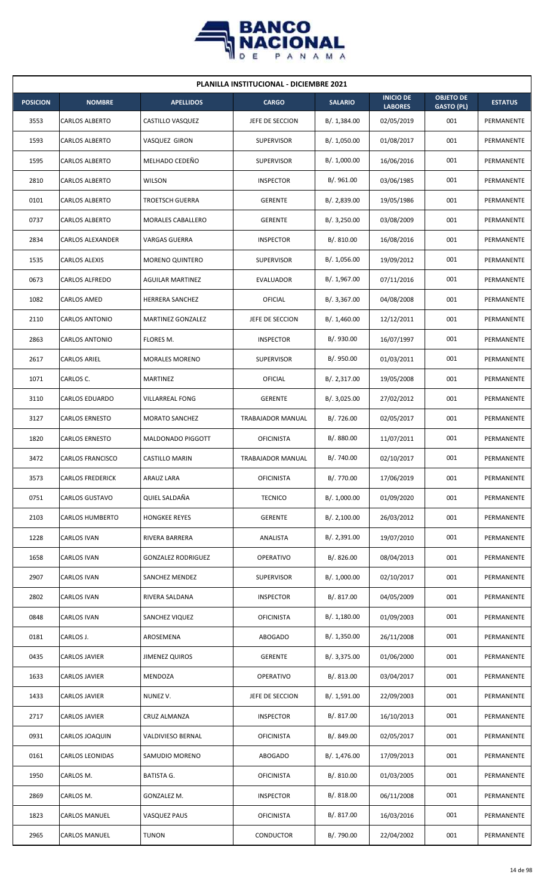| PLANILLA INSTITUCIONAL - DICIEMBRE 2021 | | | | | | | |
|---|---|---|---|---|---|---|---|
| **POSICION** | **NOMBRE** | **APELLIDOS** | **CARGO** | **SALARIO** | **INICIO DE LABORES** | **OBJETO DE GASTO (PL)** | **ESTATUS** |
| 3553 | CARLOS ALBERTO | CASTILLO VASQUEZ | JEFE DE SECCION | B/. 1,384.00 | 02/05/2019 | 001 | PERMANENTE |
| 1593 | CARLOS ALBERTO | VASQUEZ GIRON | SUPERVISOR | B/. 1,050.00 | 01/08/2017 | 001 | PERMANENTE |
| 1595 | CARLOS ALBERTO | MELHADO CEDEÑO | SUPERVISOR | B/. 1,000.00 | 16/06/2016 | 001 | PERMANENTE |
| 2810 | CARLOS ALBERTO | WILSON | INSPECTOR | B/. 961.00 | 03/06/1985 | 001 | PERMANENTE |
| 0101 | CARLOS ALBERTO | TROETSCH GUERRA | GERENTE | B/. 2,839.00 | 19/05/1986 | 001 | PERMANENTE |
| 0737 | CARLOS ALBERTO | MORALES CABALLERO | GERENTE | B/. 3,250.00 | 03/08/2009 | 001 | PERMANENTE |
| 2834 | CARLOS ALEXANDER | VARGAS GUERRA | INSPECTOR | B/. 810.00 | 16/08/2016 | 001 | PERMANENTE |
| 1535 | CARLOS ALEXIS | MORENO QUINTERO | SUPERVISOR | B/. 1,056.00 | 19/09/2012 | 001 | PERMANENTE |
| 0673 | CARLOS ALFREDO | AGUILAR MARTINEZ | EVALUADOR | B/. 1,967.00 | 07/11/2016 | 001 | PERMANENTE |
| 1082 | CARLOS AMED | HERRERA SANCHEZ | OFICIAL | B/. 3,367.00 | 04/08/2008 | 001 | PERMANENTE |
| 2110 | CARLOS ANTONIO | MARTINEZ GONZALEZ | JEFE DE SECCION | B/. 1,460.00 | 12/12/2011 | 001 | PERMANENTE |
| 2863 | CARLOS ANTONIO | FLORES M. | INSPECTOR | B/. 930.00 | 16/07/1997 | 001 | PERMANENTE |
| 2617 | CARLOS ARIEL | MORALES MORENO | SUPERVISOR | B/. 950.00 | 01/03/2011 | 001 | PERMANENTE |
| 1071 | CARLOS C. | MARTINEZ | OFICIAL | B/. 2,317.00 | 19/05/2008 | 001 | PERMANENTE |
| 3110 | CARLOS EDUARDO | VILLARREAL FONG | GERENTE | B/. 3,025.00 | 27/02/2012 | 001 | PERMANENTE |
| 3127 | CARLOS ERNESTO | MORATO SANCHEZ | TRABAJADOR MANUAL | B/. 726.00 | 02/05/2017 | 001 | PERMANENTE |
| 1820 | CARLOS ERNESTO | MALDONADO PIGGOTT | OFICINISTA | B/. 880.00 | 11/07/2011 | 001 | PERMANENTE |
| 3472 | CARLOS FRANCISCO | CASTILLO MARIN | TRABAJADOR MANUAL | B/. 740.00 | 02/10/2017 | 001 | PERMANENTE |
| 3573 | CARLOS FREDERICK | ARAUZ LARA | OFICINISTA | B/. 770.00 | 17/06/2019 | 001 | PERMANENTE |
| 0751 | CARLOS GUSTAVO | QUIEL SALDAÑA | TECNICO | B/. 1,000.00 | 01/09/2020 | 001 | PERMANENTE |
| 2103 | CARLOS HUMBERTO | HONGKEE REYES | GERENTE | B/. 2,100.00 | 26/03/2012 | 001 | PERMANENTE |
| 1228 | CARLOS IVAN | RIVERA BARRERA | ANALISTA | B/. 2,391.00 | 19/07/2010 | 001 | PERMANENTE |
| 1658 | CARLOS IVAN | GONZALEZ RODRIGUEZ | OPERATIVO | B/. 826.00 | 08/04/2013 | 001 | PERMANENTE |
| 2907 | CARLOS IVAN | SANCHEZ MENDEZ | SUPERVISOR | B/. 1,000.00 | 02/10/2017 | 001 | PERMANENTE |
| 2802 | CARLOS IVAN | RIVERA SALDANA | INSPECTOR | B/. 817.00 | 04/05/2009 | 001 | PERMANENTE |
| 0848 | CARLOS IVAN | SANCHEZ VIQUEZ | OFICINISTA | B/. 1,180.00 | 01/09/2003 | 001 | PERMANENTE |
| 0181 | CARLOS J. | AROSEMENA | ABOGADO | B/. 1,350.00 | 26/11/2008 | 001 | PERMANENTE |
| 0435 | CARLOS JAVIER | JIMENEZ QUIROS | GERENTE | B/. 3,375.00 | 01/06/2000 | 001 | PERMANENTE |
| 1633 | CARLOS JAVIER | MENDOZA | OPERATIVO | B/. 813.00 | 03/04/2017 | 001 | PERMANENTE |
| 1433 | CARLOS JAVIER | NUNEZ V. | JEFE DE SECCION | B/. 1,591.00 | 22/09/2003 | 001 | PERMANENTE |
| 2717 | CARLOS JAVIER | CRUZ ALMANZA | INSPECTOR | B/. 817.00 | 16/10/2013 | 001 | PERMANENTE |
| 0931 | CARLOS JOAQUIN | VALDIVIESO BERNAL | OFICINISTA | B/. 849.00 | 02/05/2017 | 001 | PERMANENTE |
| 0161 | CARLOS LEONIDAS | SAMUDIO MORENO | ABOGADO | B/. 1,476.00 | 17/09/2013 | 001 | PERMANENTE |
| 1950 | CARLOS M. | BATISTA G. | OFICINISTA | B/. 810.00 | 01/03/2005 | 001 | PERMANENTE |
| 2869 | CARLOS M. | GONZALEZ M. | INSPECTOR | B/. 818.00 | 06/11/2008 | 001 | PERMANENTE |
| 1823 | CARLOS MANUEL | VASQUEZ PAUS | OFICINISTA | B/. 817.00 | 16/03/2016 | 001 | PERMANENTE |
| 2965 | CARLOS MANUEL | TUNON | CONDUCTOR | B/. 790.00 | 22/04/2002 | 001 | PERMANENTE |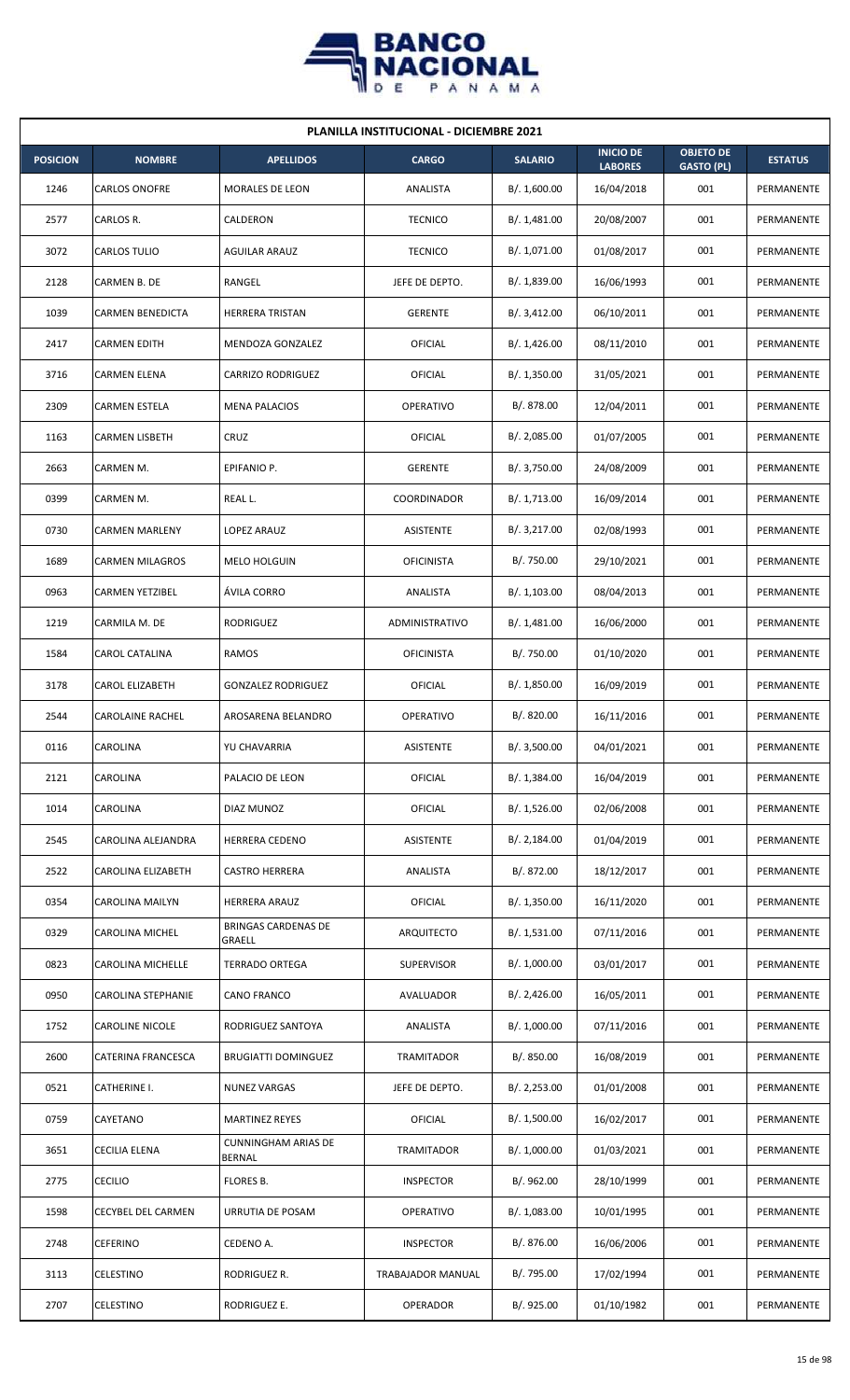**PLANILLA INSTITUCIONAL - DICIEMBRE 2021**

| POSICION | NOMBRE | APELLIDOS | CARGO | SALARIO | INICIO DE LABORES | OBJETO DE GASTO (PL) | ESTATUS |
|---|---|---|---|---|---|---|---|
| 1246 | CARLOS ONOFRE | MORALES DE LEON | ANALISTA | B/. 1,600.00 | 16/04/2018 | 001 | PERMANENTE |
| 2577 | CARLOS R. | CALDERON | TECNICO | B/. 1,481.00 | 20/08/2007 | 001 | PERMANENTE |
| 3072 | CARLOS TULIO | AGUILAR ARAUZ | TECNICO | B/. 1,071.00 | 01/08/2017 | 001 | PERMANENTE |
| 2128 | CARMEN B. DE | RANGEL | JEFE DE DEPTO. | B/. 1,839.00 | 16/06/1993 | 001 | PERMANENTE |
| 1039 | CARMEN BENEDICTA | HERRERA TRISTAN | GERENTE | B/. 3,412.00 | 06/10/2011 | 001 | PERMANENTE |
| 2417 | CARMEN EDITH | MENDOZA GONZALEZ | OFICIAL | B/. 1,426.00 | 08/11/2010 | 001 | PERMANENTE |
| 3716 | CARMEN ELENA | CARRIZO RODRIGUEZ | OFICIAL | B/. 1,350.00 | 31/05/2021 | 001 | PERMANENTE |
| 2309 | CARMEN ESTELA | MENA PALACIOS | OPERATIVO | B/. 878.00 | 12/04/2011 | 001 | PERMANENTE |
| 1163 | CARMEN LISBETH | CRUZ | OFICIAL | B/. 2,085.00 | 01/07/2005 | 001 | PERMANENTE |
| 2663 | CARMEN M. | EPIFANIO P. | GERENTE | B/. 3,750.00 | 24/08/2009 | 001 | PERMANENTE |
| 0399 | CARMEN M. | REAL L. | COORDINADOR | B/. 1,713.00 | 16/09/2014 | 001 | PERMANENTE |
| 0730 | CARMEN MARLENY | LOPEZ ARAUZ | ASISTENTE | B/. 3,217.00 | 02/08/1993 | 001 | PERMANENTE |
| 1689 | CARMEN MILAGROS | MELO HOLGUIN | OFICINISTA | B/. 750.00 | 29/10/2021 | 001 | PERMANENTE |
| 0963 | CARMEN YETZIBEL | ÁVILA CORRO | ANALISTA | B/. 1,103.00 | 08/04/2013 | 001 | PERMANENTE |
| 1219 | CARMILA M. DE | RODRIGUEZ | ADMINISTRATIVO | B/. 1,481.00 | 16/06/2000 | 001 | PERMANENTE |
| 1584 | CAROL CATALINA | RAMOS | OFICINISTA | B/. 750.00 | 01/10/2020 | 001 | PERMANENTE |
| 3178 | CAROL ELIZABETH | GONZALEZ RODRIGUEZ | OFICIAL | B/. 1,850.00 | 16/09/2019 | 001 | PERMANENTE |
| 2544 | CAROLAINE RACHEL | AROSARENA BELANDRO | OPERATIVO | B/. 820.00 | 16/11/2016 | 001 | PERMANENTE |
| 0116 | CAROLINA | YU CHAVARRIA | ASISTENTE | B/. 3,500.00 | 04/01/2021 | 001 | PERMANENTE |
| 2121 | CAROLINA | PALACIO DE LEON | OFICIAL | B/. 1,384.00 | 16/04/2019 | 001 | PERMANENTE |
| 1014 | CAROLINA | DIAZ MUNOZ | OFICIAL | B/. 1,526.00 | 02/06/2008 | 001 | PERMANENTE |
| 2545 | CAROLINA ALEJANDRA | HERRERA CEDENO | ASISTENTE | B/. 2,184.00 | 01/04/2019 | 001 | PERMANENTE |
| 2522 | CAROLINA ELIZABETH | CASTRO HERRERA | ANALISTA | B/. 872.00 | 18/12/2017 | 001 | PERMANENTE |
| 0354 | CAROLINA MAILYN | HERRERA ARAUZ | OFICIAL | B/. 1,350.00 | 16/11/2020 | 001 | PERMANENTE |
| 0329 | CAROLINA MICHEL | BRINGAS CARDENAS DE GRAELL | ARQUITECTO | B/. 1,531.00 | 07/11/2016 | 001 | PERMANENTE |
| 0823 | CAROLINA MICHELLE | TERRADO ORTEGA | SUPERVISOR | B/. 1,000.00 | 03/01/2017 | 001 | PERMANENTE |
| 0950 | CAROLINA STEPHANIE | CANO FRANCO | AVALUADOR | B/. 2,426.00 | 16/05/2011 | 001 | PERMANENTE |
| 1752 | CAROLINE NICOLE | RODRIGUEZ SANTOYA | ANALISTA | B/. 1,000.00 | 07/11/2016 | 001 | PERMANENTE |
| 2600 | CATERINA FRANCESCA | BRUGIATTI DOMINGUEZ | TRAMITADOR | B/. 850.00 | 16/08/2019 | 001 | PERMANENTE |
| 0521 | CATHERINE I. | NUNEZ VARGAS | JEFE DE DEPTO. | B/. 2,253.00 | 01/01/2008 | 001 | PERMANENTE |
| 0759 | CAYETANO | MARTINEZ REYES | OFICIAL | B/. 1,500.00 | 16/02/2017 | 001 | PERMANENTE |
| 3651 | CECILIA ELENA | CUNNINGHAM ARIAS DE BERNAL | TRAMITADOR | B/. 1,000.00 | 01/03/2021 | 001 | PERMANENTE |
| 2775 | CECILIO | FLORES B. | INSPECTOR | B/. 962.00 | 28/10/1999 | 001 | PERMANENTE |
| 1598 | CECYBEL DEL CARMEN | URRUTIA DE POSAM | OPERATIVO | B/. 1,083.00 | 10/01/1995 | 001 | PERMANENTE |
| 2748 | CEFERINO | CEDENO A. | INSPECTOR | B/. 876.00 | 16/06/2006 | 001 | PERMANENTE |
| 3113 | CELESTINO | RODRIGUEZ R. | TRABAJADOR MANUAL | B/. 795.00 | 17/02/1994 | 001 | PERMANENTE |
| 2707 | CELESTINO | RODRIGUEZ E. | OPERADOR | B/. 925.00 | 01/10/1982 | 001 | PERMANENTE |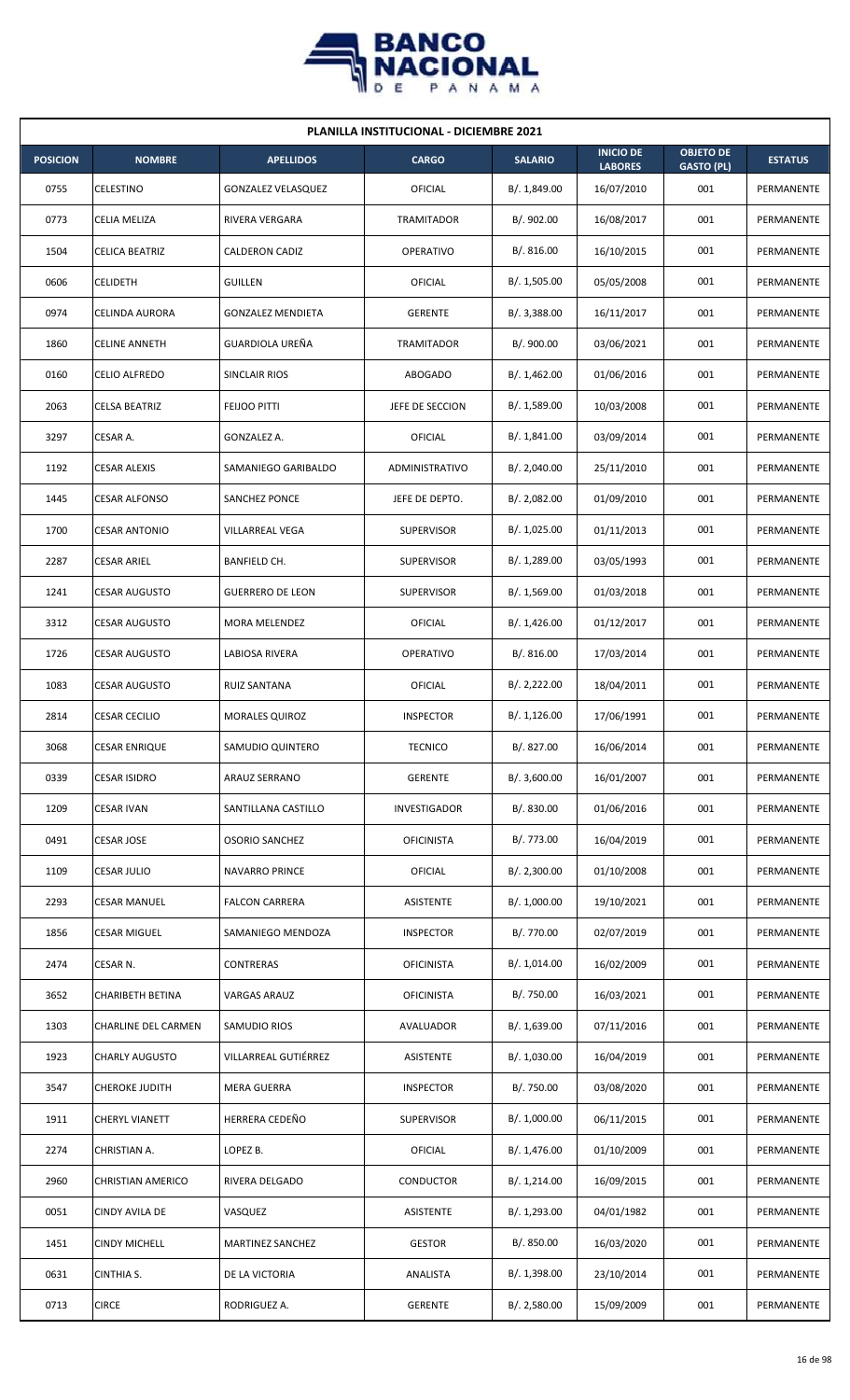| PLANILLA INSTITUCIONAL - DICIEMBRE 2021 | | | | | | | |
|---|---|---|---|---|---|---|---|
| POSICION | NOMBRE | APELLIDOS | CARGO | SALARIO | INICIO DE LABORES | OBJETO DE GASTO (PL) | ESTATUS |
| 0755 | CELESTINO | GONZALEZ VELASQUEZ | OFICIAL | B/. 1,849.00 | 16/07/2010 | 001 | PERMANENTE |
| 0773 | CELIA MELIZA | RIVERA VERGARA | TRAMITADOR | B/. 902.00 | 16/08/2017 | 001 | PERMANENTE |
| 1504 | CELICA BEATRIZ | CALDERON CADIZ | OPERATIVO | B/. 816.00 | 16/10/2015 | 001 | PERMANENTE |
| 0606 | CELIDETH | GUILLEN | OFICIAL | B/. 1,505.00 | 05/05/2008 | 001 | PERMANENTE |
| 0974 | CELINDA AURORA | GONZALEZ MENDIETA | GERENTE | B/. 3,388.00 | 16/11/2017 | 001 | PERMANENTE |
| 1860 | CELINE ANNETH | GUARDIOLA UREÑA | TRAMITADOR | B/. 900.00 | 03/06/2021 | 001 | PERMANENTE |
| 0160 | CELIO ALFREDO | SINCLAIR RIOS | ABOGADO | B/. 1,462.00 | 01/06/2016 | 001 | PERMANENTE |
| 2063 | CELSA BEATRIZ | FEIJOO PITTI | JEFE DE SECCION | B/. 1,589.00 | 10/03/2008 | 001 | PERMANENTE |
| 3297 | CESAR A. | GONZALEZ A. | OFICIAL | B/. 1,841.00 | 03/09/2014 | 001 | PERMANENTE |
| 1192 | CESAR ALEXIS | SAMANIEGO GARIBALDO | ADMINISTRATIVO | B/. 2,040.00 | 25/11/2010 | 001 | PERMANENTE |
| 1445 | CESAR ALFONSO | SANCHEZ PONCE | JEFE DE DEPTO. | B/. 2,082.00 | 01/09/2010 | 001 | PERMANENTE |
| 1700 | CESAR ANTONIO | VILLARREAL VEGA | SUPERVISOR | B/. 1,025.00 | 01/11/2013 | 001 | PERMANENTE |
| 2287 | CESAR ARIEL | BANFIELD CH. | SUPERVISOR | B/. 1,289.00 | 03/05/1993 | 001 | PERMANENTE |
| 1241 | CESAR AUGUSTO | GUERRERO DE LEON | SUPERVISOR | B/. 1,569.00 | 01/03/2018 | 001 | PERMANENTE |
| 3312 | CESAR AUGUSTO | MORA MELENDEZ | OFICIAL | B/. 1,426.00 | 01/12/2017 | 001 | PERMANENTE |
| 1726 | CESAR AUGUSTO | LABIOSA RIVERA | OPERATIVO | B/. 816.00 | 17/03/2014 | 001 | PERMANENTE |
| 1083 | CESAR AUGUSTO | RUIZ SANTANA | OFICIAL | B/. 2,222.00 | 18/04/2011 | 001 | PERMANENTE |
| 2814 | CESAR CECILIO | MORALES QUIROZ | INSPECTOR | B/. 1,126.00 | 17/06/1991 | 001 | PERMANENTE |
| 3068 | CESAR ENRIQUE | SAMUDIO QUINTERO | TECNICO | B/. 827.00 | 16/06/2014 | 001 | PERMANENTE |
| 0339 | CESAR ISIDRO | ARAUZ SERRANO | GERENTE | B/. 3,600.00 | 16/01/2007 | 001 | PERMANENTE |
| 1209 | CESAR IVAN | SANTILLANA CASTILLO | INVESTIGADOR | B/. 830.00 | 01/06/2016 | 001 | PERMANENTE |
| 0491 | CESAR JOSE | OSORIO SANCHEZ | OFICINISTA | B/. 773.00 | 16/04/2019 | 001 | PERMANENTE |
| 1109 | CESAR JULIO | NAVARRO PRINCE | OFICIAL | B/. 2,300.00 | 01/10/2008 | 001 | PERMANENTE |
| 2293 | CESAR MANUEL | FALCON CARRERA | ASISTENTE | B/. 1,000.00 | 19/10/2021 | 001 | PERMANENTE |
| 1856 | CESAR MIGUEL | SAMANIEGO MENDOZA | INSPECTOR | B/. 770.00 | 02/07/2019 | 001 | PERMANENTE |
| 2474 | CESAR N. | CONTRERAS | OFICINISTA | B/. 1,014.00 | 16/02/2009 | 001 | PERMANENTE |
| 3652 | CHARIBETH BETINA | VARGAS ARAUZ | OFICINISTA | B/. 750.00 | 16/03/2021 | 001 | PERMANENTE |
| 1303 | CHARLINE DEL CARMEN | SAMUDIO RIOS | AVALUADOR | B/. 1,639.00 | 07/11/2016 | 001 | PERMANENTE |
| 1923 | CHARLY AUGUSTO | VILLARREAL GUTIÉRREZ | ASISTENTE | B/. 1,030.00 | 16/04/2019 | 001 | PERMANENTE |
| 3547 | CHEROKE JUDITH | MERA GUERRA | INSPECTOR | B/. 750.00 | 03/08/2020 | 001 | PERMANENTE |
| 1911 | CHERYL VIANETT | HERRERA CEDEÑO | SUPERVISOR | B/. 1,000.00 | 06/11/2015 | 001 | PERMANENTE |
| 2274 | CHRISTIAN A. | LOPEZ B. | OFICIAL | B/. 1,476.00 | 01/10/2009 | 001 | PERMANENTE |
| 2960 | CHRISTIAN AMERICO | RIVERA DELGADO | CONDUCTOR | B/. 1,214.00 | 16/09/2015 | 001 | PERMANENTE |
| 0051 | CINDY AVILA DE | VASQUEZ | ASISTENTE | B/. 1,293.00 | 04/01/1982 | 001 | PERMANENTE |
| 1451 | CINDY MICHELL | MARTINEZ SANCHEZ | GESTOR | B/. 850.00 | 16/03/2020 | 001 | PERMANENTE |
| 0631 | CINTHIA S. | DE LA VICTORIA | ANALISTA | B/. 1,398.00 | 23/10/2014 | 001 | PERMANENTE |
| 0713 | CIRCE | RODRIGUEZ A. | GERENTE | B/. 2,580.00 | 15/09/2009 | 001 | PERMANENTE |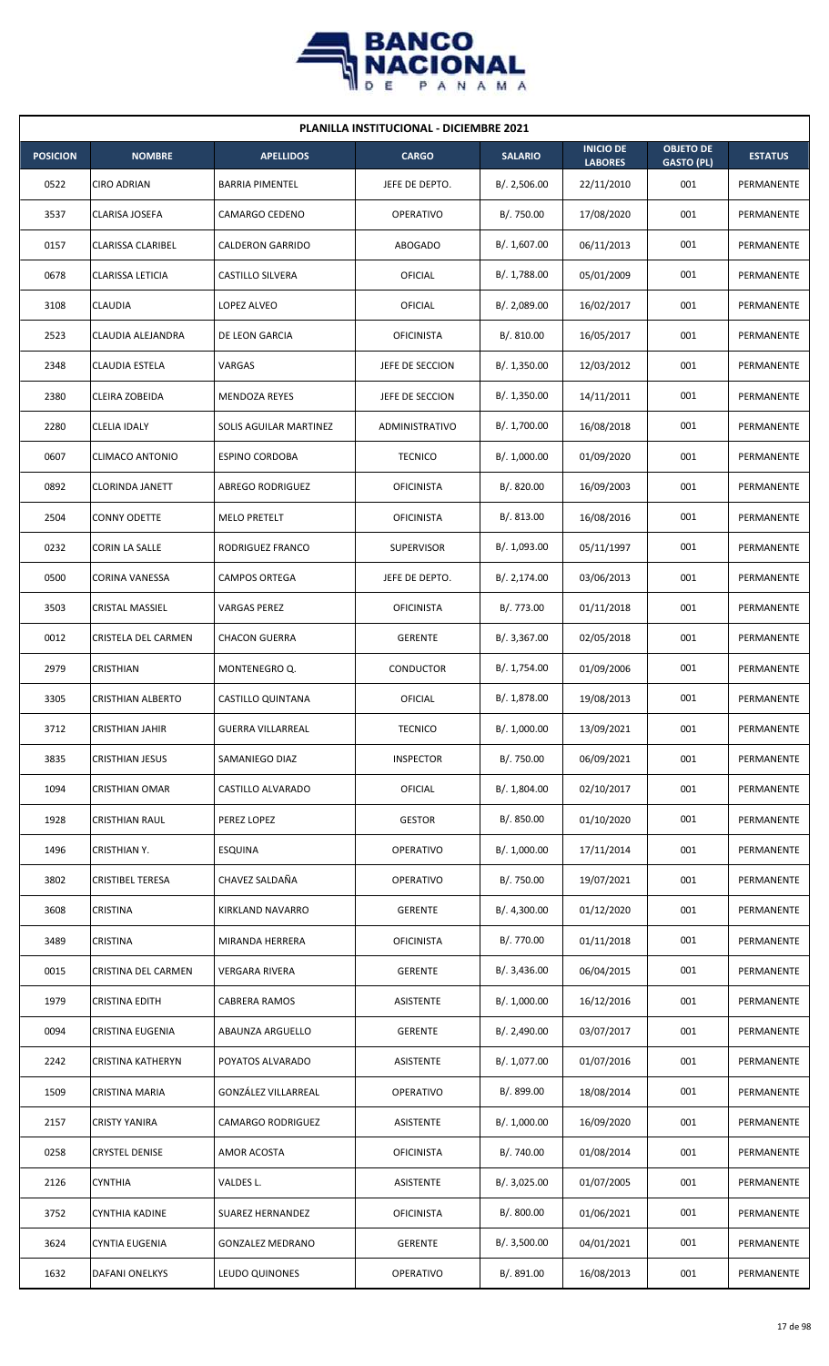## PLANILLA INSTITUCIONAL - DICIEMBRE 2021

| POSICION | NOMBRE | APELLIDOS | CARGO | SALARIO | INICIO DE LABORES | OBJETO DE GASTO (PL) | ESTATUS |
|---|---|---|---|---|---|---|---|
| 0522 | CIRO ADRIAN | BARRIA PIMENTEL | JEFE DE DEPTO. | B/. 2,506.00 | 22/11/2010 | 001 | PERMANENTE |
| 3537 | CLARISA JOSEFA | CAMARGO CEDENO | OPERATIVO | B/. 750.00 | 17/08/2020 | 001 | PERMANENTE |
| 0157 | CLARISSA CLARIBEL | CALDERON GARRIDO | ABOGADO | B/. 1,607.00 | 06/11/2013 | 001 | PERMANENTE |
| 0678 | CLARISSA LETICIA | CASTILLO SILVERA | OFICIAL | B/. 1,788.00 | 05/01/2009 | 001 | PERMANENTE |
| 3108 | CLAUDIA | LOPEZ ALVEO | OFICIAL | B/. 2,089.00 | 16/02/2017 | 001 | PERMANENTE |
| 2523 | CLAUDIA ALEJANDRA | DE LEON GARCIA | OFICINISTA | B/. 810.00 | 16/05/2017 | 001 | PERMANENTE |
| 2348 | CLAUDIA ESTELA | VARGAS | JEFE DE SECCION | B/. 1,350.00 | 12/03/2012 | 001 | PERMANENTE |
| 2380 | CLEIRA ZOBEIDA | MENDOZA REYES | JEFE DE SECCION | B/. 1,350.00 | 14/11/2011 | 001 | PERMANENTE |
| 2280 | CLELIA IDALY | SOLIS AGUILAR MARTINEZ | ADMINISTRATIVO | B/. 1,700.00 | 16/08/2018 | 001 | PERMANENTE |
| 0607 | CLIMACO ANTONIO | ESPINO CORDOBA | TECNICO | B/. 1,000.00 | 01/09/2020 | 001 | PERMANENTE |
| 0892 | CLORINDA JANETT | ABREGO RODRIGUEZ | OFICINISTA | B/. 820.00 | 16/09/2003 | 001 | PERMANENTE |
| 2504 | CONNY ODETTE | MELO PRETELT | OFICINISTA | B/. 813.00 | 16/08/2016 | 001 | PERMANENTE |
| 0232 | CORIN LA SALLE | RODRIGUEZ FRANCO | SUPERVISOR | B/. 1,093.00 | 05/11/1997 | 001 | PERMANENTE |
| 0500 | CORINA VANESSA | CAMPOS ORTEGA | JEFE DE DEPTO. | B/. 2,174.00 | 03/06/2013 | 001 | PERMANENTE |
| 3503 | CRISTAL MASSIEL | VARGAS PEREZ | OFICINISTA | B/. 773.00 | 01/11/2018 | 001 | PERMANENTE |
| 0012 | CRISTELA DEL CARMEN | CHACON GUERRA | GERENTE | B/. 3,367.00 | 02/05/2018 | 001 | PERMANENTE |
| 2979 | CRISTHIAN | MONTENEGRO Q. | CONDUCTOR | B/. 1,754.00 | 01/09/2006 | 001 | PERMANENTE |
| 3305 | CRISTHIAN ALBERTO | CASTILLO QUINTANA | OFICIAL | B/. 1,878.00 | 19/08/2013 | 001 | PERMANENTE |
| 3712 | CRISTHIAN JAHIR | GUERRA VILLARREAL | TECNICO | B/. 1,000.00 | 13/09/2021 | 001 | PERMANENTE |
| 3835 | CRISTHIAN JESUS | SAMANIEGO DIAZ | INSPECTOR | B/. 750.00 | 06/09/2021 | 001 | PERMANENTE |
| 1094 | CRISTHIAN OMAR | CASTILLO ALVARADO | OFICIAL | B/. 1,804.00 | 02/10/2017 | 001 | PERMANENTE |
| 1928 | CRISTHIAN RAUL | PEREZ LOPEZ | GESTOR | B/. 850.00 | 01/10/2020 | 001 | PERMANENTE |
| 1496 | CRISTHIAN Y. | ESQUINA | OPERATIVO | B/. 1,000.00 | 17/11/2014 | 001 | PERMANENTE |
| 3802 | CRISTIBEL TERESA | CHAVEZ SALDAÑA | OPERATIVO | B/. 750.00 | 19/07/2021 | 001 | PERMANENTE |
| 3608 | CRISTINA | KIRKLAND NAVARRO | GERENTE | B/. 4,300.00 | 01/12/2020 | 001 | PERMANENTE |
| 3489 | CRISTINA | MIRANDA HERRERA | OFICINISTA | B/. 770.00 | 01/11/2018 | 001 | PERMANENTE |
| 0015 | CRISTINA DEL CARMEN | VERGARA RIVERA | GERENTE | B/. 3,436.00 | 06/04/2015 | 001 | PERMANENTE |
| 1979 | CRISTINA EDITH | CABRERA RAMOS | ASISTENTE | B/. 1,000.00 | 16/12/2016 | 001 | PERMANENTE |
| 0094 | CRISTINA EUGENIA | ABAUNZA ARGUELLO | GERENTE | B/. 2,490.00 | 03/07/2017 | 001 | PERMANENTE |
| 2242 | CRISTINA KATHERYN | POYATOS ALVARADO | ASISTENTE | B/. 1,077.00 | 01/07/2016 | 001 | PERMANENTE |
| 1509 | CRISTINA MARIA | GONZÁLEZ VILLARREAL | OPERATIVO | B/. 899.00 | 18/08/2014 | 001 | PERMANENTE |
| 2157 | CRISTY YANIRA | CAMARGO RODRIGUEZ | ASISTENTE | B/. 1,000.00 | 16/09/2020 | 001 | PERMANENTE |
| 0258 | CRYSTEL DENISE | AMOR ACOSTA | OFICINISTA | B/. 740.00 | 01/08/2014 | 001 | PERMANENTE |
| 2126 | CYNTHIA | VALDES L. | ASISTENTE | B/. 3,025.00 | 01/07/2005 | 001 | PERMANENTE |
| 3752 | CYNTHIA KADINE | SUAREZ HERNANDEZ | OFICINISTA | B/. 800.00 | 01/06/2021 | 001 | PERMANENTE |
| 3624 | CYNTIA EUGENIA | GONZALEZ MEDRANO | GERENTE | B/. 3,500.00 | 04/01/2021 | 001 | PERMANENTE |
| 1632 | DAFANI ONELKYS | LEUDO QUINONES | OPERATIVO | B/. 891.00 | 16/08/2013 | 001 | PERMANENTE |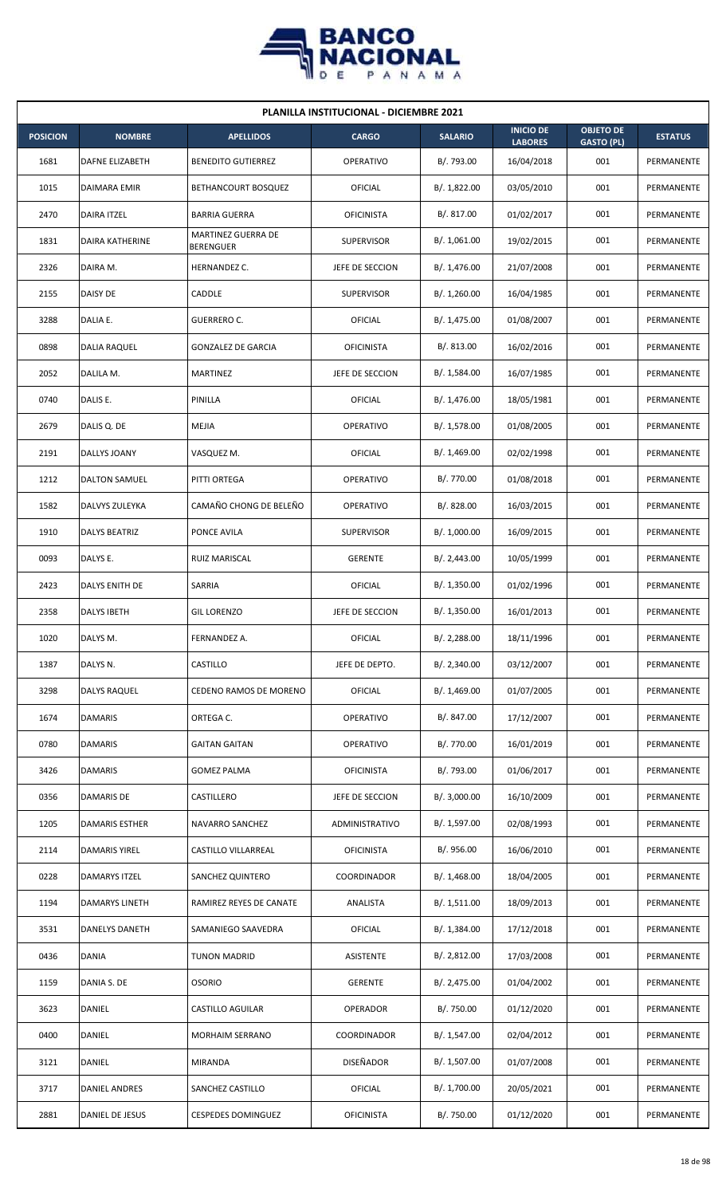| PLANILLA INSTITUCIONAL - DICIEMBRE 2021 | | | | | | | |
|---|---|---|---|---|---|---|---|
| **POSICION** | **NOMBRE** | **APELLIDOS** | **CARGO** | **SALARIO** | **INICIO DE LABORES** | **OBJETO DE GASTO (PL)** | **ESTATUS** |
| 1681 | DAFNE ELIZABETH | BENEDITO GUTIERREZ | OPERATIVO | B/. 793.00 | 16/04/2018 | 001 | PERMANENTE |
| 1015 | DAIMARA EMIR | BETHANCOURT BOSQUEZ | OFICIAL | B/. 1,822.00 | 03/05/2010 | 001 | PERMANENTE |
| 2470 | DAIRA ITZEL | BARRIA GUERRA | OFICINISTA | B/. 817.00 | 01/02/2017 | 001 | PERMANENTE |
| 1831 | DAIRA KATHERINE | MARTINEZ GUERRA DE BERENGUER | SUPERVISOR | B/. 1,061.00 | 19/02/2015 | 001 | PERMANENTE |
| 2326 | DAIRA M. | HERNANDEZ C. | JEFE DE SECCION | B/. 1,476.00 | 21/07/2008 | 001 | PERMANENTE |
| 2155 | DAISY DE | CADDLE | SUPERVISOR | B/. 1,260.00 | 16/04/1985 | 001 | PERMANENTE |
| 3288 | DALIA E. | GUERRERO C. | OFICIAL | B/. 1,475.00 | 01/08/2007 | 001 | PERMANENTE |
| 0898 | DALIA RAQUEL | GONZALEZ DE GARCIA | OFICINISTA | B/. 813.00 | 16/02/2016 | 001 | PERMANENTE |
| 2052 | DALILA M. | MARTINEZ | JEFE DE SECCION | B/. 1,584.00 | 16/07/1985 | 001 | PERMANENTE |
| 0740 | DALIS E. | PINILLA | OFICIAL | B/. 1,476.00 | 18/05/1981 | 001 | PERMANENTE |
| 2679 | DALIS Q. DE | MEJIA | OPERATIVO | B/. 1,578.00 | 01/08/2005 | 001 | PERMANENTE |
| 2191 | DALLYS JOANY | VASQUEZ M. | OFICIAL | B/. 1,469.00 | 02/02/1998 | 001 | PERMANENTE |
| 1212 | DALTON SAMUEL | PITTI ORTEGA | OPERATIVO | B/. 770.00 | 01/08/2018 | 001 | PERMANENTE |
| 1582 | DALVYS ZULEYKA | CAMAÑO CHONG DE BELEÑO | OPERATIVO | B/. 828.00 | 16/03/2015 | 001 | PERMANENTE |
| 1910 | DALYS BEATRIZ | PONCE AVILA | SUPERVISOR | B/. 1,000.00 | 16/09/2015 | 001 | PERMANENTE |
| 0093 | DALYS E. | RUIZ MARISCAL | GERENTE | B/. 2,443.00 | 10/05/1999 | 001 | PERMANENTE |
| 2423 | DALYS ENITH DE | SARRIA | OFICIAL | B/. 1,350.00 | 01/02/1996 | 001 | PERMANENTE |
| 2358 | DALYS IBETH | GIL LORENZO | JEFE DE SECCION | B/. 1,350.00 | 16/01/2013 | 001 | PERMANENTE |
| 1020 | DALYS M. | FERNANDEZ A. | OFICIAL | B/. 2,288.00 | 18/11/1996 | 001 | PERMANENTE |
| 1387 | DALYS N. | CASTILLO | JEFE DE DEPTO. | B/. 2,340.00 | 03/12/2007 | 001 | PERMANENTE |
| 3298 | DALYS RAQUEL | CEDENO RAMOS DE MORENO | OFICIAL | B/. 1,469.00 | 01/07/2005 | 001 | PERMANENTE |
| 1674 | DAMARIS | ORTEGA C. | OPERATIVO | B/. 847.00 | 17/12/2007 | 001 | PERMANENTE |
| 0780 | DAMARIS | GAITAN GAITAN | OPERATIVO | B/. 770.00 | 16/01/2019 | 001 | PERMANENTE |
| 3426 | DAMARIS | GOMEZ PALMA | OFICINISTA | B/. 793.00 | 01/06/2017 | 001 | PERMANENTE |
| 0356 | DAMARIS DE | CASTILLERO | JEFE DE SECCION | B/. 3,000.00 | 16/10/2009 | 001 | PERMANENTE |
| 1205 | DAMARIS ESTHER | NAVARRO SANCHEZ | ADMINISTRATIVO | B/. 1,597.00 | 02/08/1993 | 001 | PERMANENTE |
| 2114 | DAMARIS YIREL | CASTILLO VILLARREAL | OFICINISTA | B/. 956.00 | 16/06/2010 | 001 | PERMANENTE |
| 0228 | DAMARYS ITZEL | SANCHEZ QUINTERO | COORDINADOR | B/. 1,468.00 | 18/04/2005 | 001 | PERMANENTE |
| 1194 | DAMARYS LINETH | RAMIREZ REYES DE CANATE | ANALISTA | B/. 1,511.00 | 18/09/2013 | 001 | PERMANENTE |
| 3531 | DANELYS DANETH | SAMANIEGO SAAVEDRA | OFICIAL | B/. 1,384.00 | 17/12/2018 | 001 | PERMANENTE |
| 0436 | DANIA | TUNON MADRID | ASISTENTE | B/. 2,812.00 | 17/03/2008 | 001 | PERMANENTE |
| 1159 | DANIA S. DE | OSORIO | GERENTE | B/. 2,475.00 | 01/04/2002 | 001 | PERMANENTE |
| 3623 | DANIEL | CASTILLO AGUILAR | OPERADOR | B/. 750.00 | 01/12/2020 | 001 | PERMANENTE |
| 0400 | DANIEL | MORHAIM SERRANO | COORDINADOR | B/. 1,547.00 | 02/04/2012 | 001 | PERMANENTE |
| 3121 | DANIEL | MIRANDA | DISEÑADOR | B/. 1,507.00 | 01/07/2008 | 001 | PERMANENTE |
| 3717 | DANIEL ANDRES | SANCHEZ CASTILLO | OFICIAL | B/. 1,700.00 | 20/05/2021 | 001 | PERMANENTE |
| 2881 | DANIEL DE JESUS | CESPEDES DOMINGUEZ | OFICINISTA | B/. 750.00 | 01/12/2020 | 001 | PERMANENTE |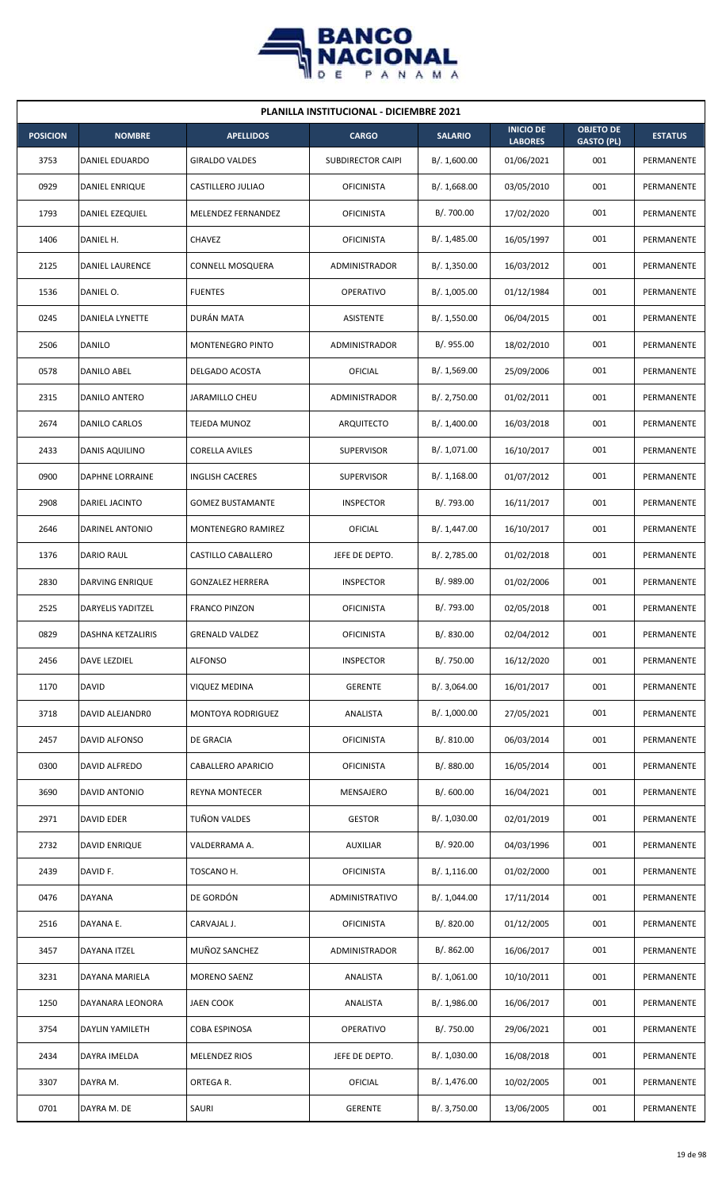## PLANILLA INSTITUCIONAL - DICIEMBRE 2021

| POSICION | NOMBRE | APELLIDOS | CARGO | SALARIO | INICIO DE LABORES | OBJETO DE GASTO (PL) | ESTATUS |
|---|---|---|---|---|---|---|---|
| 3753 | DANIEL EDUARDO | GIRALDO VALDES | SUBDIRECTOR CAIPI | B/. 1,600.00 | 01/06/2021 | 001 | PERMANENTE |
| 0929 | DANIEL ENRIQUE | CASTILLERO JULIAO | OFICINISTA | B/. 1,668.00 | 03/05/2010 | 001 | PERMANENTE |
| 1793 | DANIEL EZEQUIEL | MELENDEZ FERNANDEZ | OFICINISTA | B/. 700.00 | 17/02/2020 | 001 | PERMANENTE |
| 1406 | DANIEL H. | CHAVEZ | OFICINISTA | B/. 1,485.00 | 16/05/1997 | 001 | PERMANENTE |
| 2125 | DANIEL LAURENCE | CONNELL MOSQUERA | ADMINISTRADOR | B/. 1,350.00 | 16/03/2012 | 001 | PERMANENTE |
| 1536 | DANIEL O. | FUENTES | OPERATIVO | B/. 1,005.00 | 01/12/1984 | 001 | PERMANENTE |
| 0245 | DANIELA LYNETTE | DURÁN MATA | ASISTENTE | B/. 1,550.00 | 06/04/2015 | 001 | PERMANENTE |
| 2506 | DANILO | MONTENEGRO PINTO | ADMINISTRADOR | B/. 955.00 | 18/02/2010 | 001 | PERMANENTE |
| 0578 | DANILO ABEL | DELGADO ACOSTA | OFICIAL | B/. 1,569.00 | 25/09/2006 | 001 | PERMANENTE |
| 2315 | DANILO ANTERO | JARAMILLO CHEU | ADMINISTRADOR | B/. 2,750.00 | 01/02/2011 | 001 | PERMANENTE |
| 2674 | DANILO CARLOS | TEJEDA MUNOZ | ARQUITECTO | B/. 1,400.00 | 16/03/2018 | 001 | PERMANENTE |
| 2433 | DANIS AQUILINO | CORELLA AVILES | SUPERVISOR | B/. 1,071.00 | 16/10/2017 | 001 | PERMANENTE |
| 0900 | DAPHNE LORRAINE | INGLISH CACERES | SUPERVISOR | B/. 1,168.00 | 01/07/2012 | 001 | PERMANENTE |
| 2908 | DARIEL JACINTO | GOMEZ BUSTAMANTE | INSPECTOR | B/. 793.00 | 16/11/2017 | 001 | PERMANENTE |
| 2646 | DARINEL ANTONIO | MONTENEGRO RAMIREZ | OFICIAL | B/. 1,447.00 | 16/10/2017 | 001 | PERMANENTE |
| 1376 | DARIO RAUL | CASTILLO CABALLERO | JEFE DE DEPTO. | B/. 2,785.00 | 01/02/2018 | 001 | PERMANENTE |
| 2830 | DARVING ENRIQUE | GONZALEZ HERRERA | INSPECTOR | B/. 989.00 | 01/02/2006 | 001 | PERMANENTE |
| 2525 | DARYELIS YADITZEL | FRANCO PINZON | OFICINISTA | B/. 793.00 | 02/05/2018 | 001 | PERMANENTE |
| 0829 | DASHNA KETZALIRIS | GRENALD VALDEZ | OFICINISTA | B/. 830.00 | 02/04/2012 | 001 | PERMANENTE |
| 2456 | DAVE LEZDIEL | ALFONSO | INSPECTOR | B/. 750.00 | 16/12/2020 | 001 | PERMANENTE |
| 1170 | DAVID | VIQUEZ MEDINA | GERENTE | B/. 3,064.00 | 16/01/2017 | 001 | PERMANENTE |
| 3718 | DAVID ALEJANDR0 | MONTOYA RODRIGUEZ | ANALISTA | B/. 1,000.00 | 27/05/2021 | 001 | PERMANENTE |
| 2457 | DAVID ALFONSO | DE GRACIA | OFICINISTA | B/. 810.00 | 06/03/2014 | 001 | PERMANENTE |
| 0300 | DAVID ALFREDO | CABALLERO APARICIO | OFICINISTA | B/. 880.00 | 16/05/2014 | 001 | PERMANENTE |
| 3690 | DAVID ANTONIO | REYNA MONTECER | MENSAJERO | B/. 600.00 | 16/04/2021 | 001 | PERMANENTE |
| 2971 | DAVID EDER | TUÑON VALDES | GESTOR | B/. 1,030.00 | 02/01/2019 | 001 | PERMANENTE |
| 2732 | DAVID ENRIQUE | VALDERRAMA A. | AUXILIAR | B/. 920.00 | 04/03/1996 | 001 | PERMANENTE |
| 2439 | DAVID F. | TOSCANO H. | OFICINISTA | B/. 1,116.00 | 01/02/2000 | 001 | PERMANENTE |
| 0476 | DAYANA | DE GORDÓN | ADMINISTRATIVO | B/. 1,044.00 | 17/11/2014 | 001 | PERMANENTE |
| 2516 | DAYANA E. | CARVAJAL J. | OFICINISTA | B/. 820.00 | 01/12/2005 | 001 | PERMANENTE |
| 3457 | DAYANA ITZEL | MUÑOZ SANCHEZ | ADMINISTRADOR | B/. 862.00 | 16/06/2017 | 001 | PERMANENTE |
| 3231 | DAYANA MARIELA | MORENO SAENZ | ANALISTA | B/. 1,061.00 | 10/10/2011 | 001 | PERMANENTE |
| 1250 | DAYANARA LEONORA | JAEN COOK | ANALISTA | B/. 1,986.00 | 16/06/2017 | 001 | PERMANENTE |
| 3754 | DAYLIN YAMILETH | COBA ESPINOSA | OPERATIVO | B/. 750.00 | 29/06/2021 | 001 | PERMANENTE |
| 2434 | DAYRA IMELDA | MELENDEZ RIOS | JEFE DE DEPTO. | B/. 1,030.00 | 16/08/2018 | 001 | PERMANENTE |
| 3307 | DAYRA M. | ORTEGA R. | OFICIAL | B/. 1,476.00 | 10/02/2005 | 001 | PERMANENTE |
| 0701 | DAYRA M. DE | SAURI | GERENTE | B/. 3,750.00 | 13/06/2005 | 001 | PERMANENTE |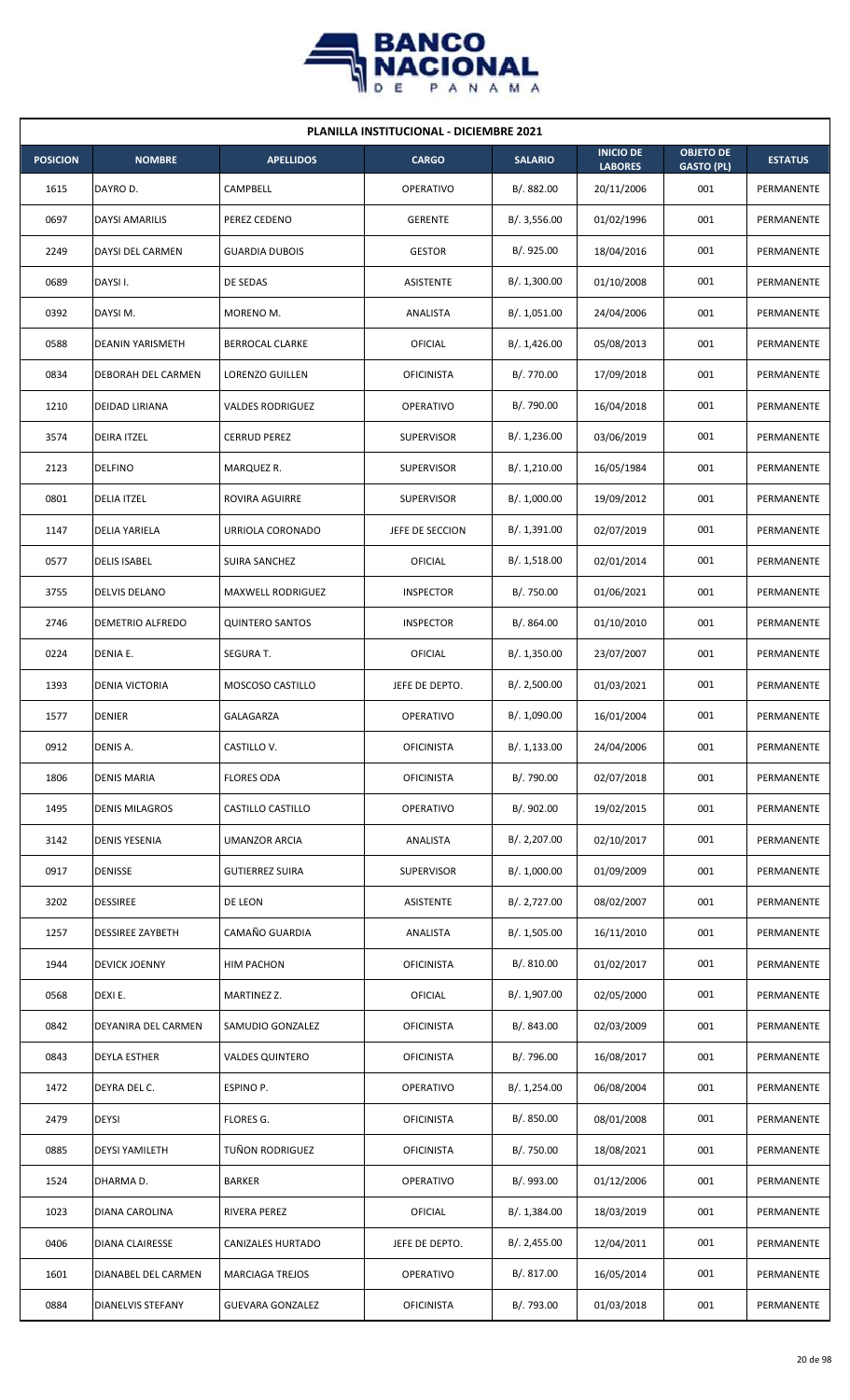| PLANILLA INSTITUCIONAL - DICIEMBRE 2021 | | | | | | | |
|---|---|---|---|---|---|---|---|
| **POSICION** | **NOMBRE** | **APELLIDOS** | **CARGO** | **SALARIO** | **INICIO DE LABORES** | **OBJETO DE GASTO (PL)** | **ESTATUS** |
| 1615 | DAYRO D. | CAMPBELL | OPERATIVO | B/. 882.00 | 20/11/2006 | 001 | PERMANENTE |
| 0697 | DAYSI AMARILIS | PEREZ CEDENO | GERENTE | B/. 3,556.00 | 01/02/1996 | 001 | PERMANENTE |
| 2249 | DAYSI DEL CARMEN | GUARDIA DUBOIS | GESTOR | B/. 925.00 | 18/04/2016 | 001 | PERMANENTE |
| 0689 | DAYSI I. | DE SEDAS | ASISTENTE | B/. 1,300.00 | 01/10/2008 | 001 | PERMANENTE |
| 0392 | DAYSI M. | MORENO M. | ANALISTA | B/. 1,051.00 | 24/04/2006 | 001 | PERMANENTE |
| 0588 | DEANIN YARISMETH | BERROCAL CLARKE | OFICIAL | B/. 1,426.00 | 05/08/2013 | 001 | PERMANENTE |
| 0834 | DEBORAH DEL CARMEN | LORENZO GUILLEN | OFICINISTA | B/. 770.00 | 17/09/2018 | 001 | PERMANENTE |
| 1210 | DEIDAD LIRIANA | VALDES RODRIGUEZ | OPERATIVO | B/. 790.00 | 16/04/2018 | 001 | PERMANENTE |
| 3574 | DEIRA ITZEL | CERRUD PEREZ | SUPERVISOR | B/. 1,236.00 | 03/06/2019 | 001 | PERMANENTE |
| 2123 | DELFINO | MARQUEZ R. | SUPERVISOR | B/. 1,210.00 | 16/05/1984 | 001 | PERMANENTE |
| 0801 | DELIA ITZEL | ROVIRA AGUIRRE | SUPERVISOR | B/. 1,000.00 | 19/09/2012 | 001 | PERMANENTE |
| 1147 | DELIA YARIELA | URRIOLA CORONADO | JEFE DE SECCION | B/. 1,391.00 | 02/07/2019 | 001 | PERMANENTE |
| 0577 | DELIS ISABEL | SUIRA SANCHEZ | OFICIAL | B/. 1,518.00 | 02/01/2014 | 001 | PERMANENTE |
| 3755 | DELVIS DELANO | MAXWELL RODRIGUEZ | INSPECTOR | B/. 750.00 | 01/06/2021 | 001 | PERMANENTE |
| 2746 | DEMETRIO ALFREDO | QUINTERO SANTOS | INSPECTOR | B/. 864.00 | 01/10/2010 | 001 | PERMANENTE |
| 0224 | DENIA E. | SEGURA T. | OFICIAL | B/. 1,350.00 | 23/07/2007 | 001 | PERMANENTE |
| 1393 | DENIA VICTORIA | MOSCOSO CASTILLO | JEFE DE DEPTO. | B/. 2,500.00 | 01/03/2021 | 001 | PERMANENTE |
| 1577 | DENIER | GALAGARZA | OPERATIVO | B/. 1,090.00 | 16/01/2004 | 001 | PERMANENTE |
| 0912 | DENIS A. | CASTILLO V. | OFICINISTA | B/. 1,133.00 | 24/04/2006 | 001 | PERMANENTE |
| 1806 | DENIS MARIA | FLORES ODA | OFICINISTA | B/. 790.00 | 02/07/2018 | 001 | PERMANENTE |
| 1495 | DENIS MILAGROS | CASTILLO CASTILLO | OPERATIVO | B/. 902.00 | 19/02/2015 | 001 | PERMANENTE |
| 3142 | DENIS YESENIA | UMANZOR ARCIA | ANALISTA | B/. 2,207.00 | 02/10/2017 | 001 | PERMANENTE |
| 0917 | DENISSE | GUTIERREZ SUIRA | SUPERVISOR | B/. 1,000.00 | 01/09/2009 | 001 | PERMANENTE |
| 3202 | DESSIREE | DE LEON | ASISTENTE | B/. 2,727.00 | 08/02/2007 | 001 | PERMANENTE |
| 1257 | DESSIREE ZAYBETH | CAMAÑO GUARDIA | ANALISTA | B/. 1,505.00 | 16/11/2010 | 001 | PERMANENTE |
| 1944 | DEVICK JOENNY | HIM PACHON | OFICINISTA | B/. 810.00 | 01/02/2017 | 001 | PERMANENTE |
| 0568 | DEXI E. | MARTINEZ Z. | OFICIAL | B/. 1,907.00 | 02/05/2000 | 001 | PERMANENTE |
| 0842 | DEYANIRA DEL CARMEN | SAMUDIO GONZALEZ | OFICINISTA | B/. 843.00 | 02/03/2009 | 001 | PERMANENTE |
| 0843 | DEYLA ESTHER | VALDES QUINTERO | OFICINISTA | B/. 796.00 | 16/08/2017 | 001 | PERMANENTE |
| 1472 | DEYRA DEL C. | ESPINO P. | OPERATIVO | B/. 1,254.00 | 06/08/2004 | 001 | PERMANENTE |
| 2479 | DEYSI | FLORES G. | OFICINISTA | B/. 850.00 | 08/01/2008 | 001 | PERMANENTE |
| 0885 | DEYSI YAMILETH | TUÑON RODRIGUEZ | OFICINISTA | B/. 750.00 | 18/08/2021 | 001 | PERMANENTE |
| 1524 | DHARMA D. | BARKER | OPERATIVO | B/. 993.00 | 01/12/2006 | 001 | PERMANENTE |
| 1023 | DIANA CAROLINA | RIVERA PEREZ | OFICIAL | B/. 1,384.00 | 18/03/2019 | 001 | PERMANENTE |
| 0406 | DIANA CLAIRESSE | CANIZALES HURTADO | JEFE DE DEPTO. | B/. 2,455.00 | 12/04/2011 | 001 | PERMANENTE |
| 1601 | DIANABEL DEL CARMEN | MARCIAGA TREJOS | OPERATIVO | B/. 817.00 | 16/05/2014 | 001 | PERMANENTE |
| 0884 | DIANELVIS STEFANY | GUEVARA GONZALEZ | OFICINISTA | B/. 793.00 | 01/03/2018 | 001 | PERMANENTE |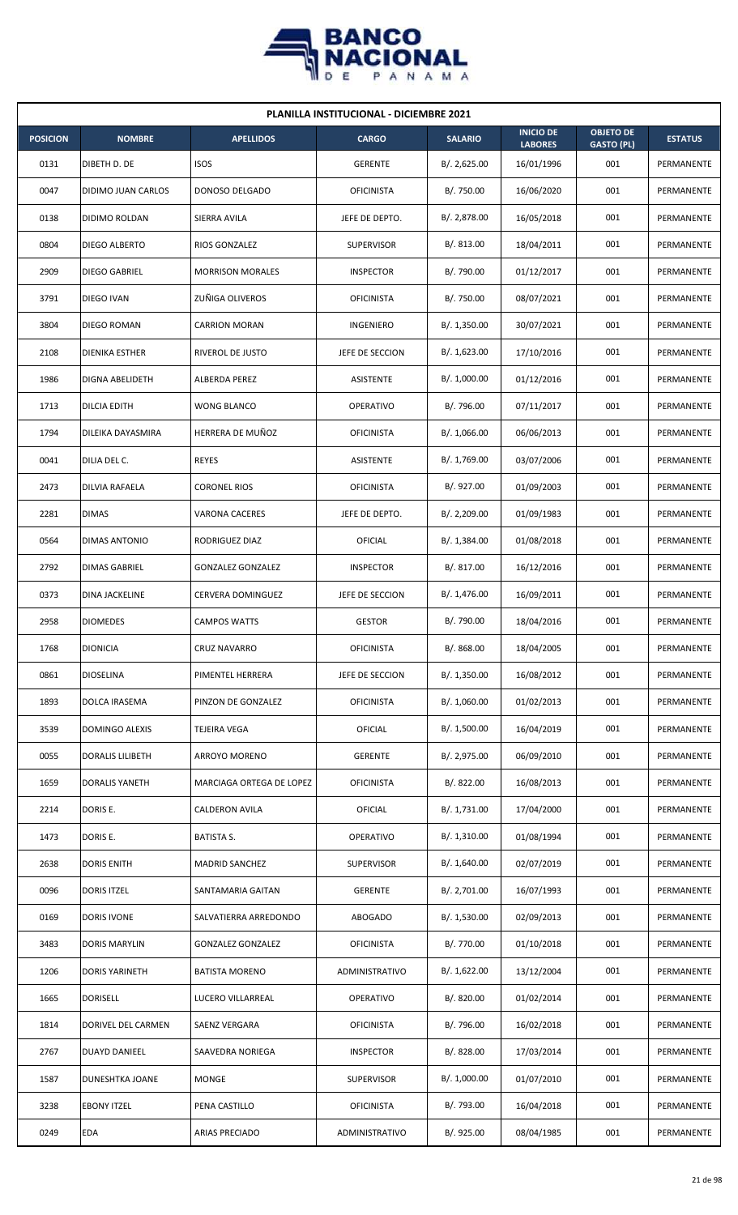| PLANILLA INSTITUCIONAL - DICIEMBRE 2021 | | | | | | | |
|---|---|---|---|---|---|---|---|
| **POSICION** | **NOMBRE** | **APELLIDOS** | **CARGO** | **SALARIO** | **INICIO DE LABORES** | **OBJETO DE GASTO (PL)** | **ESTATUS** |
| 0131 | DIBETH D. DE | ISOS | GERENTE | B/. 2,625.00 | 16/01/1996 | 001 | PERMANENTE |
| 0047 | DIDIMO JUAN CARLOS | DONOSO DELGADO | OFICINISTA | B/. 750.00 | 16/06/2020 | 001 | PERMANENTE |
| 0138 | DIDIMO ROLDAN | SIERRA AVILA | JEFE DE DEPTO. | B/. 2,878.00 | 16/05/2018 | 001 | PERMANENTE |
| 0804 | DIEGO ALBERTO | RIOS GONZALEZ | SUPERVISOR | B/. 813.00 | 18/04/2011 | 001 | PERMANENTE |
| 2909 | DIEGO GABRIEL | MORRISON MORALES | INSPECTOR | B/. 790.00 | 01/12/2017 | 001 | PERMANENTE |
| 3791 | DIEGO IVAN | ZUÑIGA OLIVEROS | OFICINISTA | B/. 750.00 | 08/07/2021 | 001 | PERMANENTE |
| 3804 | DIEGO ROMAN | CARRION MORAN | INGENIERO | B/. 1,350.00 | 30/07/2021 | 001 | PERMANENTE |
| 2108 | DIENIKA ESTHER | RIVEROL DE JUSTO | JEFE DE SECCION | B/. 1,623.00 | 17/10/2016 | 001 | PERMANENTE |
| 1986 | DIGNA ABELIDETH | ALBERDA PEREZ | ASISTENTE | B/. 1,000.00 | 01/12/2016 | 001 | PERMANENTE |
| 1713 | DILCIA EDITH | WONG BLANCO | OPERATIVO | B/. 796.00 | 07/11/2017 | 001 | PERMANENTE |
| 1794 | DILEIKA DAYASMIRA | HERRERA DE MUÑOZ | OFICINISTA | B/. 1,066.00 | 06/06/2013 | 001 | PERMANENTE |
| 0041 | DILIA DEL C. | REYES | ASISTENTE | B/. 1,769.00 | 03/07/2006 | 001 | PERMANENTE |
| 2473 | DILVIA RAFAELA | CORONEL RIOS | OFICINISTA | B/. 927.00 | 01/09/2003 | 001 | PERMANENTE |
| 2281 | DIMAS | VARONA CACERES | JEFE DE DEPTO. | B/. 2,209.00 | 01/09/1983 | 001 | PERMANENTE |
| 0564 | DIMAS ANTONIO | RODRIGUEZ DIAZ | OFICIAL | B/. 1,384.00 | 01/08/2018 | 001 | PERMANENTE |
| 2792 | DIMAS GABRIEL | GONZALEZ GONZALEZ | INSPECTOR | B/. 817.00 | 16/12/2016 | 001 | PERMANENTE |
| 0373 | DINA JACKELINE | CERVERA DOMINGUEZ | JEFE DE SECCION | B/. 1,476.00 | 16/09/2011 | 001 | PERMANENTE |
| 2958 | DIOMEDES | CAMPOS WATTS | GESTOR | B/. 790.00 | 18/04/2016 | 001 | PERMANENTE |
| 1768 | DIONICIA | CRUZ NAVARRO | OFICINISTA | B/. 868.00 | 18/04/2005 | 001 | PERMANENTE |
| 0861 | DIOSELINA | PIMENTEL HERRERA | JEFE DE SECCION | B/. 1,350.00 | 16/08/2012 | 001 | PERMANENTE |
| 1893 | DOLCA IRASEMA | PINZON DE GONZALEZ | OFICINISTA | B/. 1,060.00 | 01/02/2013 | 001 | PERMANENTE |
| 3539 | DOMINGO ALEXIS | TEJEIRA VEGA | OFICIAL | B/. 1,500.00 | 16/04/2019 | 001 | PERMANENTE |
| 0055 | DORALIS LILIBETH | ARROYO MORENO | GERENTE | B/. 2,975.00 | 06/09/2010 | 001 | PERMANENTE |
| 1659 | DORALIS YANETH | MARCIAGA ORTEGA DE LOPEZ | OFICINISTA | B/. 822.00 | 16/08/2013 | 001 | PERMANENTE |
| 2214 | DORIS E. | CALDERON AVILA | OFICIAL | B/. 1,731.00 | 17/04/2000 | 001 | PERMANENTE |
| 1473 | DORIS E. | BATISTA S. | OPERATIVO | B/. 1,310.00 | 01/08/1994 | 001 | PERMANENTE |
| 2638 | DORIS ENITH | MADRID SANCHEZ | SUPERVISOR | B/. 1,640.00 | 02/07/2019 | 001 | PERMANENTE |
| 0096 | DORIS ITZEL | SANTAMARIA GAITAN | GERENTE | B/. 2,701.00 | 16/07/1993 | 001 | PERMANENTE |
| 0169 | DORIS IVONE | SALVATIERRA ARREDONDO | ABOGADO | B/. 1,530.00 | 02/09/2013 | 001 | PERMANENTE |
| 3483 | DORIS MARYLIN | GONZALEZ GONZALEZ | OFICINISTA | B/. 770.00 | 01/10/2018 | 001 | PERMANENTE |
| 1206 | DORIS YARINETH | BATISTA MORENO | ADMINISTRATIVO | B/. 1,622.00 | 13/12/2004 | 001 | PERMANENTE |
| 1665 | DORISELL | LUCERO VILLARREAL | OPERATIVO | B/. 820.00 | 01/02/2014 | 001 | PERMANENTE |
| 1814 | DORIVEL DEL CARMEN | SAENZ VERGARA | OFICINISTA | B/. 796.00 | 16/02/2018 | 001 | PERMANENTE |
| 2767 | DUAYD DANIEEL | SAAVEDRA NORIEGA | INSPECTOR | B/. 828.00 | 17/03/2014 | 001 | PERMANENTE |
| 1587 | DUNESHTKA JOANE | MONGE | SUPERVISOR | B/. 1,000.00 | 01/07/2010 | 001 | PERMANENTE |
| 3238 | EBONY ITZEL | PENA CASTILLO | OFICINISTA | B/. 793.00 | 16/04/2018 | 001 | PERMANENTE |
| 0249 | EDA | ARIAS PRECIADO | ADMINISTRATIVO | B/. 925.00 | 08/04/1985 | 001 | PERMANENTE |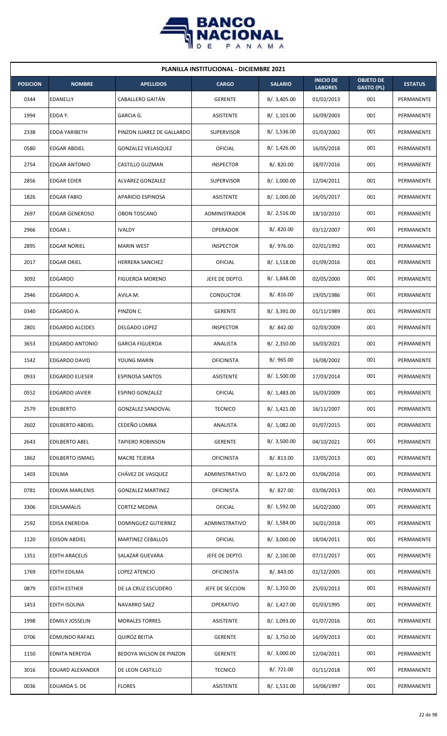**PLANILLA INSTITUCIONAL - DICIEMBRE 2021**

| POSICION | NOMBRE | APELLIDOS | CARGO | SALARIO | INICIO DE LABORES | OBJETO DE GASTO (PL) | ESTATUS |
|---|---|---|---|---|---|---|---|
| 0344 | EDANELLY | CABALLERO GAITÁN | GERENTE | B/. 3,405.00 | 01/02/2013 | 001 | PERMANENTE |
| 1994 | EDDA Y. | GARCIA G. | ASISTENTE | B/. 1,103.00 | 16/09/2003 | 001 | PERMANENTE |
| 2338 | EDDA YARIBETH | PINZON JUAREZ DE GALLARDO | SUPERVISOR | B/. 1,536.00 | 01/03/2002 | 001 | PERMANENTE |
| 0580 | EDGAR ABDIEL | GONZALEZ VELASQUEZ | OFICIAL | B/. 1,426.00 | 16/05/2018 | 001 | PERMANENTE |
| 2754 | EDGAR ANTONIO | CASTILLO GUZMAN | INSPECTOR | B/. 820.00 | 18/07/2016 | 001 | PERMANENTE |
| 2856 | EDGAR EDIER | ALVAREZ GONZALEZ | SUPERVISOR | B/. 1,000.00 | 12/04/2011 | 001 | PERMANENTE |
| 1826 | EDGAR FABIO | APARICIO ESPINOSA | ASISTENTE | B/. 1,000.00 | 16/05/2017 | 001 | PERMANENTE |
| 2697 | EDGAR GENEROSO | OBON TOSCANO | ADMINISTRADOR | B/. 2,516.00 | 18/10/2010 | 001 | PERMANENTE |
| 2966 | EDGAR J. | IVALDY | OPERADOR | B/. 820.00 | 03/12/2007 | 001 | PERMANENTE |
| 2895 | EDGAR NORIEL | MARIN WEST | INSPECTOR | B/. 976.00 | 02/01/1992 | 001 | PERMANENTE |
| 2017 | EDGAR ORIEL | HERRERA SANCHEZ | OFICIAL | B/. 1,518.00 | 01/09/2016 | 001 | PERMANENTE |
| 3092 | EDGARDO | FIGUEROA MORENO | JEFE DE DEPTO. | B/. 1,848.00 | 02/05/2000 | 001 | PERMANENTE |
| 2946 | EDGARDO A. | AVILA M. | CONDUCTOR | B/. 816.00 | 19/05/1986 | 001 | PERMANENTE |
| 0340 | EDGARDO A. | PINZON C. | GERENTE | B/. 3,391.00 | 01/11/1989 | 001 | PERMANENTE |
| 2801 | EDGARDO ALCIDES | DELGADO LOPEZ | INSPECTOR | B/. 842.00 | 02/03/2009 | 001 | PERMANENTE |
| 3653 | EDGARDO ANTONIO | GARCIA FIGUEROA | ANALISTA | B/. 2,350.00 | 16/03/2021 | 001 | PERMANENTE |
| 1542 | EDGARDO DAVID | YOUNG MARIN | OFICINISTA | B/. 965.00 | 16/08/2002 | 001 | PERMANENTE |
| 0933 | EDGARDO ELIESER | ESPINOSA SANTOS | ASISTENTE | B/. 1,500.00 | 17/03/2014 | 001 | PERMANENTE |
| 0552 | EDGARDO JAVIER | ESPINO GONZALEZ | OFICIAL | B/. 1,483.00 | 16/03/2009 | 001 | PERMANENTE |
| 2579 | EDILBERTO | GONZALEZ SANDOVAL | TECNICO | B/. 1,421.00 | 16/11/2007 | 001 | PERMANENTE |
| 2602 | EDILBERTO ABDIEL | CEDEÑO LOMBA | ANALISTA | B/. 1,082.00 | 01/07/2015 | 001 | PERMANENTE |
| 2643 | EDILBERTO ABEL | TAPIERO ROBINSON | GERENTE | B/. 3,500.00 | 04/10/2021 | 001 | PERMANENTE |
| 1862 | EDILBERTO ISMAEL | MACRE TEJEIRA | OFICINISTA | B/. 813.00 | 13/05/2013 | 001 | PERMANENTE |
| 1403 | EDILMA | CHÁVEZ DE VASQUEZ | ADMINISTRATIVO | B/. 1,672.00 | 01/06/2016 | 001 | PERMANENTE |
| 0781 | EDILMA MARLENIS | GONZALEZ MARTINEZ | OFICINISTA | B/. 827.00 | 03/06/2013 | 001 | PERMANENTE |
| 3306 | EDILSAMALIS | CORTEZ MEDINA | OFICIAL | B/. 1,592.00 | 16/02/2000 | 001 | PERMANENTE |
| 2592 | EDISA ENEREIDA | DOMINGUEZ GUTIERREZ | ADMINISTRATIVO | B/. 1,584.00 | 16/01/2018 | 001 | PERMANENTE |
| 1120 | EDISON ABDIEL | MARTINEZ CEBALLOS | OFICIAL | B/. 3,000.00 | 18/04/2011 | 001 | PERMANENTE |
| 1351 | EDITH ARACELIS | SALAZAR GUEVARA | JEFE DE DEPTO. | B/. 2,100.00 | 07/11/2017 | 001 | PERMANENTE |
| 1769 | EDITH EDILMA | LOPEZ ATENCIO | OFICINISTA | B/. 843.00 | 01/12/2005 | 001 | PERMANENTE |
| 0879 | EDITH ESTHER | DE LA CRUZ ESCUDERO | JEFE DE SECCION | B/. 1,350.00 | 25/03/2013 | 001 | PERMANENTE |
| 1453 | EDITH ISOLINA | NAVARRO SAEZ | OPERATIVO | B/. 1,427.00 | 01/03/1995 | 001 | PERMANENTE |
| 1998 | EDMILY JOSSELIN | MORALES TORRES | ASISTENTE | B/. 1,093.00 | 01/07/2016 | 001 | PERMANENTE |
| 0706 | EDMUNDO RAFAEL | QUIROZ BEITIA | GERENTE | B/. 3,750.00 | 16/09/2013 | 001 | PERMANENTE |
| 1150 | EDNITA NEREYDA | BEDOYA WILSON DE PINZON | GERENTE | B/. 3,000.00 | 12/04/2011 | 001 | PERMANENTE |
| 3016 | EDUARD ALEXANDER | DE LEON CASTILLO | TECNICO | B/. 721.00 | 01/11/2018 | 001 | PERMANENTE |
| 0036 | EDUARDA S. DE | FLORES | ASISTENTE | B/. 1,531.00 | 16/06/1997 | 001 | PERMANENTE |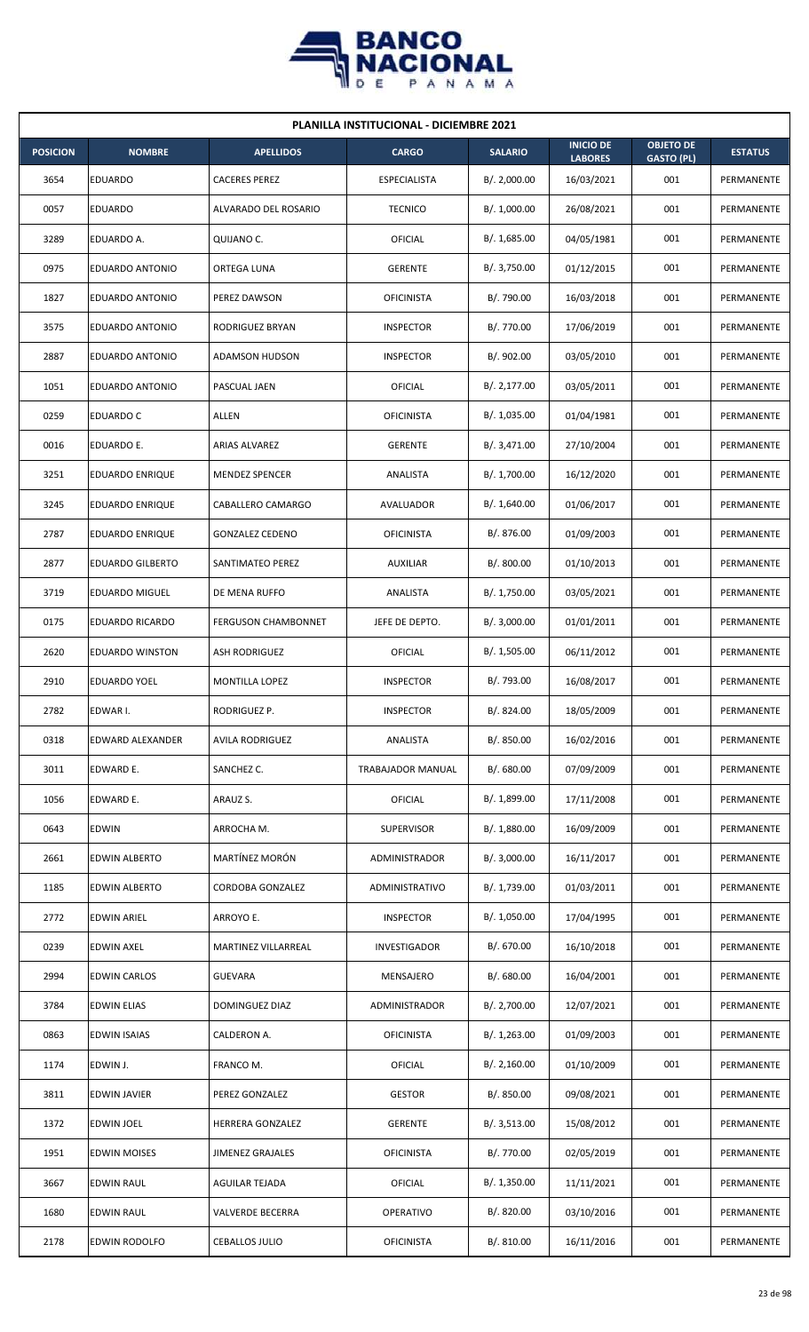## PLANILLA INSTITUCIONAL - DICIEMBRE 2021

| POSICION | NOMBRE | APELLIDOS | CARGO | SALARIO | INICIO DE LABORES | OBJETO DE GASTO (PL) | ESTATUS |
|---|---|---|---|---|---|---|---|
| 3654 | EDUARDO | CACERES PEREZ | ESPECIALISTA | B/. 2,000.00 | 16/03/2021 | 001 | PERMANENTE |
| 0057 | EDUARDO | ALVARADO DEL ROSARIO | TECNICO | B/. 1,000.00 | 26/08/2021 | 001 | PERMANENTE |
| 3289 | EDUARDO A. | QUIJANO C. | OFICIAL | B/. 1,685.00 | 04/05/1981 | 001 | PERMANENTE |
| 0975 | EDUARDO ANTONIO | ORTEGA LUNA | GERENTE | B/. 3,750.00 | 01/12/2015 | 001 | PERMANENTE |
| 1827 | EDUARDO ANTONIO | PEREZ DAWSON | OFICINISTA | B/. 790.00 | 16/03/2018 | 001 | PERMANENTE |
| 3575 | EDUARDO ANTONIO | RODRIGUEZ BRYAN | INSPECTOR | B/. 770.00 | 17/06/2019 | 001 | PERMANENTE |
| 2887 | EDUARDO ANTONIO | ADAMSON HUDSON | INSPECTOR | B/. 902.00 | 03/05/2010 | 001 | PERMANENTE |
| 1051 | EDUARDO ANTONIO | PASCUAL JAEN | OFICIAL | B/. 2,177.00 | 03/05/2011 | 001 | PERMANENTE |
| 0259 | EDUARDO C | ALLEN | OFICINISTA | B/. 1,035.00 | 01/04/1981 | 001 | PERMANENTE |
| 0016 | EDUARDO E. | ARIAS ALVAREZ | GERENTE | B/. 3,471.00 | 27/10/2004 | 001 | PERMANENTE |
| 3251 | EDUARDO ENRIQUE | MENDEZ SPENCER | ANALISTA | B/. 1,700.00 | 16/12/2020 | 001 | PERMANENTE |
| 3245 | EDUARDO ENRIQUE | CABALLERO CAMARGO | AVALUADOR | B/. 1,640.00 | 01/06/2017 | 001 | PERMANENTE |
| 2787 | EDUARDO ENRIQUE | GONZALEZ CEDENO | OFICINISTA | B/. 876.00 | 01/09/2003 | 001 | PERMANENTE |
| 2877 | EDUARDO GILBERTO | SANTIMATEO PEREZ | AUXILIAR | B/. 800.00 | 01/10/2013 | 001 | PERMANENTE |
| 3719 | EDUARDO MIGUEL | DE MENA RUFFO | ANALISTA | B/. 1,750.00 | 03/05/2021 | 001 | PERMANENTE |
| 0175 | EDUARDO RICARDO | FERGUSON CHAMBONNET | JEFE DE DEPTO. | B/. 3,000.00 | 01/01/2011 | 001 | PERMANENTE |
| 2620 | EDUARDO WINSTON | ASH RODRIGUEZ | OFICIAL | B/. 1,505.00 | 06/11/2012 | 001 | PERMANENTE |
| 2910 | EDUARDO YOEL | MONTILLA LOPEZ | INSPECTOR | B/. 793.00 | 16/08/2017 | 001 | PERMANENTE |
| 2782 | EDWAR I. | RODRIGUEZ P. | INSPECTOR | B/. 824.00 | 18/05/2009 | 001 | PERMANENTE |
| 0318 | EDWARD ALEXANDER | AVILA RODRIGUEZ | ANALISTA | B/. 850.00 | 16/02/2016 | 001 | PERMANENTE |
| 3011 | EDWARD E. | SANCHEZ C. | TRABAJADOR MANUAL | B/. 680.00 | 07/09/2009 | 001 | PERMANENTE |
| 1056 | EDWARD E. | ARAUZ S. | OFICIAL | B/. 1,899.00 | 17/11/2008 | 001 | PERMANENTE |
| 0643 | EDWIN | ARROCHA M. | SUPERVISOR | B/. 1,880.00 | 16/09/2009 | 001 | PERMANENTE |
| 2661 | EDWIN ALBERTO | MARTÍNEZ MORÓN | ADMINISTRADOR | B/. 3,000.00 | 16/11/2017 | 001 | PERMANENTE |
| 1185 | EDWIN ALBERTO | CORDOBA GONZALEZ | ADMINISTRATIVO | B/. 1,739.00 | 01/03/2011 | 001 | PERMANENTE |
| 2772 | EDWIN ARIEL | ARROYO E. | INSPECTOR | B/. 1,050.00 | 17/04/1995 | 001 | PERMANENTE |
| 0239 | EDWIN AXEL | MARTINEZ VILLARREAL | INVESTIGADOR | B/. 670.00 | 16/10/2018 | 001 | PERMANENTE |
| 2994 | EDWIN CARLOS | GUEVARA | MENSAJERO | B/. 680.00 | 16/04/2001 | 001 | PERMANENTE |
| 3784 | EDWIN ELIAS | DOMINGUEZ DIAZ | ADMINISTRADOR | B/. 2,700.00 | 12/07/2021 | 001 | PERMANENTE |
| 0863 | EDWIN ISAIAS | CALDERON A. | OFICINISTA | B/. 1,263.00 | 01/09/2003 | 001 | PERMANENTE |
| 1174 | EDWIN J. | FRANCO M. | OFICIAL | B/. 2,160.00 | 01/10/2009 | 001 | PERMANENTE |
| 3811 | EDWIN JAVIER | PEREZ GONZALEZ | GESTOR | B/. 850.00 | 09/08/2021 | 001 | PERMANENTE |
| 1372 | EDWIN JOEL | HERRERA GONZALEZ | GERENTE | B/. 3,513.00 | 15/08/2012 | 001 | PERMANENTE |
| 1951 | EDWIN MOISES | JIMENEZ GRAJALES | OFICINISTA | B/. 770.00 | 02/05/2019 | 001 | PERMANENTE |
| 3667 | EDWIN RAUL | AGUILAR TEJADA | OFICIAL | B/. 1,350.00 | 11/11/2021 | 001 | PERMANENTE |
| 1680 | EDWIN RAUL | VALVERDE BECERRA | OPERATIVO | B/. 820.00 | 03/10/2016 | 001 | PERMANENTE |
| 2178 | EDWIN RODOLFO | CEBALLOS JULIO | OFICINISTA | B/. 810.00 | 16/11/2016 | 001 | PERMANENTE |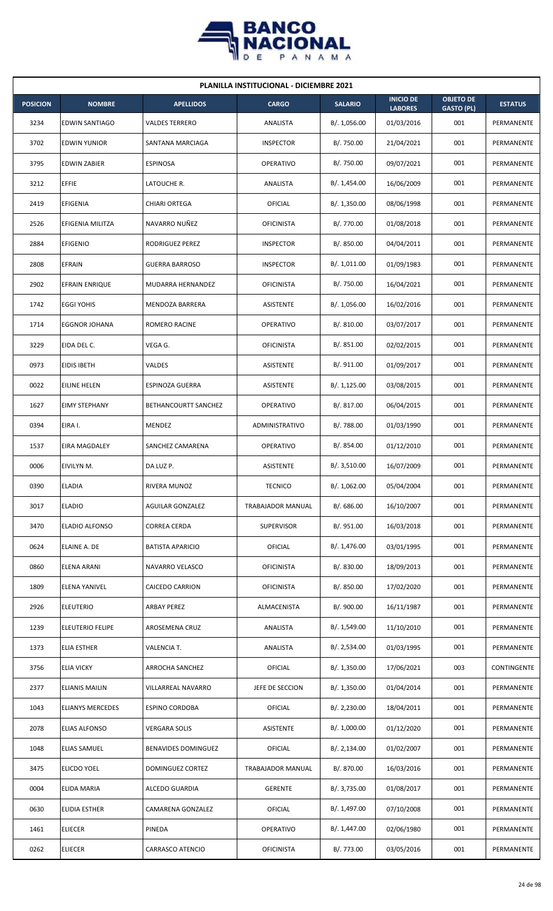| PLANILLA INSTITUCIONAL - DICIEMBRE 2021 | | | | | | | |
|---|---|---|---|---|---|---|---|
| **POSICION** | **NOMBRE** | **APELLIDOS** | **CARGO** | **SALARIO** | **INICIO DE LABORES** | **OBJETO DE GASTO (PL)** | **ESTATUS** |
| 3234 | EDWIN SANTIAGO | VALDES TERRERO | ANALISTA | B/. 1,056.00 | 01/03/2016 | 001 | PERMANENTE |
| 3702 | EDWIN YUNIOR | SANTANA MARCIAGA | INSPECTOR | B/. 750.00 | 21/04/2021 | 001 | PERMANENTE |
| 3795 | EDWIN ZABIER | ESPINOSA | OPERATIVO | B/. 750.00 | 09/07/2021 | 001 | PERMANENTE |
| 3212 | EFFIE | LATOUCHE R. | ANALISTA | B/. 1,454.00 | 16/06/2009 | 001 | PERMANENTE |
| 2419 | EFIGENIA | CHIARI ORTEGA | OFICIAL | B/. 1,350.00 | 08/06/1998 | 001 | PERMANENTE |
| 2526 | EFIGENIA MILITZA | NAVARRO NUÑEZ | OFICINISTA | B/. 770.00 | 01/08/2018 | 001 | PERMANENTE |
| 2884 | EFIGENIO | RODRIGUEZ PEREZ | INSPECTOR | B/. 850.00 | 04/04/2011 | 001 | PERMANENTE |
| 2808 | EFRAIN | GUERRA BARROSO | INSPECTOR | B/. 1,011.00 | 01/09/1983 | 001 | PERMANENTE |
| 2902 | EFRAIN ENRIQUE | MUDARRA HERNANDEZ | OFICINISTA | B/. 750.00 | 16/04/2021 | 001 | PERMANENTE |
| 1742 | EGGI YOHIS | MENDOZA BARRERA | ASISTENTE | B/. 1,056.00 | 16/02/2016 | 001 | PERMANENTE |
| 1714 | EGGNOR JOHANA | ROMERO RACINE | OPERATIVO | B/. 810.00 | 03/07/2017 | 001 | PERMANENTE |
| 3229 | EIDA DEL C. | VEGA G. | OFICINISTA | B/. 851.00 | 02/02/2015 | 001 | PERMANENTE |
| 0973 | EIDIS IBETH | VALDES | ASISTENTE | B/. 911.00 | 01/09/2017 | 001 | PERMANENTE |
| 0022 | EILINE HELEN | ESPINOZA GUERRA | ASISTENTE | B/. 1,125.00 | 03/08/2015 | 001 | PERMANENTE |
| 1627 | EIMY STEPHANY | BETHANCOURTT SANCHEZ | OPERATIVO | B/. 817.00 | 06/04/2015 | 001 | PERMANENTE |
| 0394 | EIRA I. | MENDEZ | ADMINISTRATIVO | B/. 788.00 | 01/03/1990 | 001 | PERMANENTE |
| 1537 | EIRA MAGDALEY | SANCHEZ CAMARENA | OPERATIVO | B/. 854.00 | 01/12/2010 | 001 | PERMANENTE |
| 0006 | EIVILYN M. | DA LUZ P. | ASISTENTE | B/. 3,510.00 | 16/07/2009 | 001 | PERMANENTE |
| 0390 | ELADIA | RIVERA MUNOZ | TECNICO | B/. 1,062.00 | 05/04/2004 | 001 | PERMANENTE |
| 3017 | ELADIO | AGUILAR GONZALEZ | TRABAJADOR MANUAL | B/. 686.00 | 16/10/2007 | 001 | PERMANENTE |
| 3470 | ELADIO ALFONSO | CORREA CERDA | SUPERVISOR | B/. 951.00 | 16/03/2018 | 001 | PERMANENTE |
| 0624 | ELAINE A. DE | BATISTA APARICIO | OFICIAL | B/. 1,476.00 | 03/01/1995 | 001 | PERMANENTE |
| 0860 | ELENA ARANI | NAVARRO VELASCO | OFICINISTA | B/. 830.00 | 18/09/2013 | 001 | PERMANENTE |
| 1809 | ELENA YANIVEL | CAICEDO CARRION | OFICINISTA | B/. 850.00 | 17/02/2020 | 001 | PERMANENTE |
| 2926 | ELEUTERIO | ARBAY PEREZ | ALMACENISTA | B/. 900.00 | 16/11/1987 | 001 | PERMANENTE |
| 1239 | ELEUTERIO FELIPE | AROSEMENA CRUZ | ANALISTA | B/. 1,549.00 | 11/10/2010 | 001 | PERMANENTE |
| 1373 | ELIA ESTHER | VALENCIA T. | ANALISTA | B/. 2,534.00 | 01/03/1995 | 001 | PERMANENTE |
| 3756 | ELIA VICKY | ARROCHA SANCHEZ | OFICIAL | B/. 1,350.00 | 17/06/2021 | 003 | CONTINGENTE |
| 2377 | ELIANIS MAILIN | VILLARREAL NAVARRO | JEFE DE SECCION | B/. 1,350.00 | 01/04/2014 | 001 | PERMANENTE |
| 1043 | ELIANYS MERCEDES | ESPINO CORDOBA | OFICIAL | B/. 2,230.00 | 18/04/2011 | 001 | PERMANENTE |
| 2078 | ELIAS ALFONSO | VERGARA SOLIS | ASISTENTE | B/. 1,000.00 | 01/12/2020 | 001 | PERMANENTE |
| 1048 | ELIAS SAMUEL | BENAVIDES DOMINGUEZ | OFICIAL | B/. 2,134.00 | 01/02/2007 | 001 | PERMANENTE |
| 3475 | ELICDO YOEL | DOMINGUEZ CORTEZ | TRABAJADOR MANUAL | B/. 870.00 | 16/03/2016 | 001 | PERMANENTE |
| 0004 | ELIDA MARIA | ALCEDO GUARDIA | GERENTE | B/. 3,735.00 | 01/08/2017 | 001 | PERMANENTE |
| 0630 | ELIDIA ESTHER | CAMARENA GONZALEZ | OFICIAL | B/. 1,497.00 | 07/10/2008 | 001 | PERMANENTE |
| 1461 | ELIECER | PINEDA | OPERATIVO | B/. 1,447.00 | 02/06/1980 | 001 | PERMANENTE |
| 0262 | ELIECER | CARRASCO ATENCIO | OFICINISTA | B/. 773.00 | 03/05/2016 | 001 | PERMANENTE |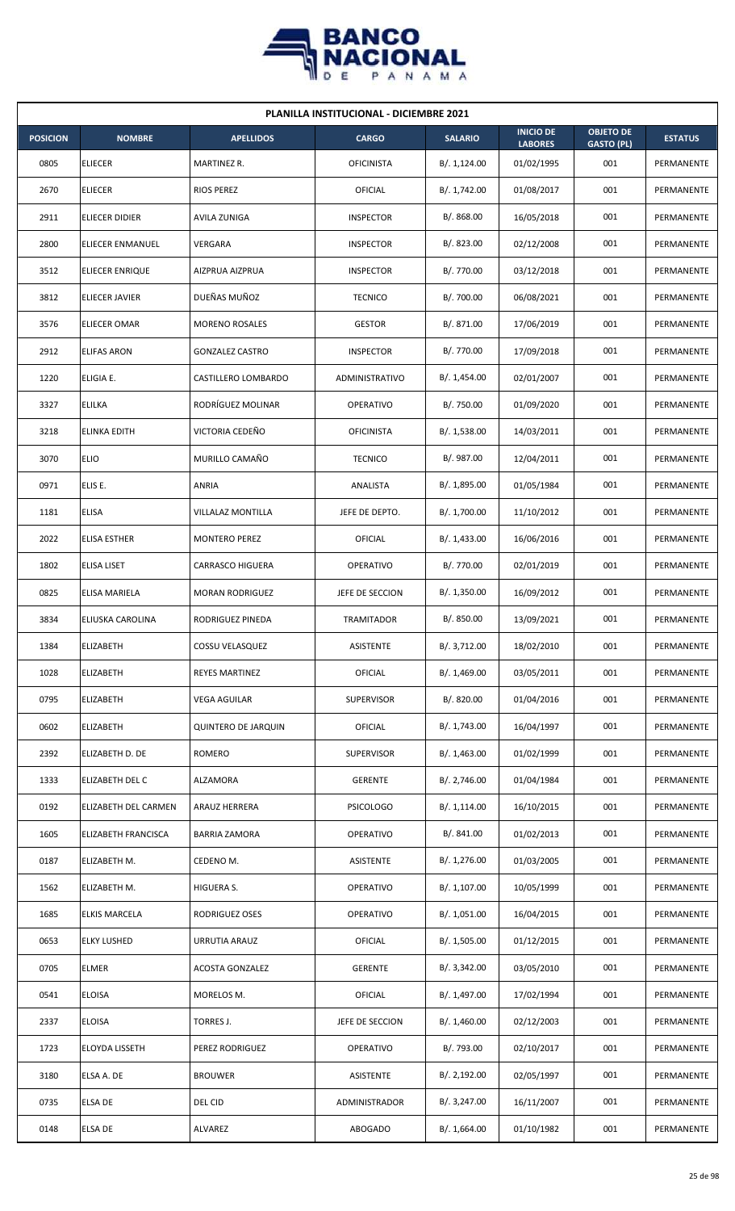| PLANILLA INSTITUCIONAL - DICIEMBRE 2021 | | | | | | | |
|---|---|---|---|---|---|---|---|
| **POSICION** | **NOMBRE** | **APELLIDOS** | **CARGO** | **SALARIO** | **INICIO DE LABORES** | **OBJETO DE GASTO (PL)** | **ESTATUS** |
| 0805 | ELIECER | MARTINEZ R. | OFICINISTA | B/. 1,124.00 | 01/02/1995 | 001 | PERMANENTE |
| 2670 | ELIECER | RIOS PEREZ | OFICIAL | B/. 1,742.00 | 01/08/2017 | 001 | PERMANENTE |
| 2911 | ELIECER DIDIER | AVILA ZUNIGA | INSPECTOR | B/. 868.00 | 16/05/2018 | 001 | PERMANENTE |
| 2800 | ELIECER ENMANUEL | VERGARA | INSPECTOR | B/. 823.00 | 02/12/2008 | 001 | PERMANENTE |
| 3512 | ELIECER ENRIQUE | AIZPRUA AIZPRUA | INSPECTOR | B/. 770.00 | 03/12/2018 | 001 | PERMANENTE |
| 3812 | ELIECER JAVIER | DUEÑAS MUÑOZ | TECNICO | B/. 700.00 | 06/08/2021 | 001 | PERMANENTE |
| 3576 | ELIECER OMAR | MORENO ROSALES | GESTOR | B/. 871.00 | 17/06/2019 | 001 | PERMANENTE |
| 2912 | ELIFAS ARON | GONZALEZ CASTRO | INSPECTOR | B/. 770.00 | 17/09/2018 | 001 | PERMANENTE |
| 1220 | ELIGIA E. | CASTILLERO LOMBARDO | ADMINISTRATIVO | B/. 1,454.00 | 02/01/2007 | 001 | PERMANENTE |
| 3327 | ELILKA | RODRÍGUEZ MOLINAR | OPERATIVO | B/. 750.00 | 01/09/2020 | 001 | PERMANENTE |
| 3218 | ELINKA EDITH | VICTORIA CEDEÑO | OFICINISTA | B/. 1,538.00 | 14/03/2011 | 001 | PERMANENTE |
| 3070 | ELIO | MURILLO CAMAÑO | TECNICO | B/. 987.00 | 12/04/2011 | 001 | PERMANENTE |
| 0971 | ELIS E. | ANRIA | ANALISTA | B/. 1,895.00 | 01/05/1984 | 001 | PERMANENTE |
| 1181 | ELISA | VILLALAZ MONTILLA | JEFE DE DEPTO. | B/. 1,700.00 | 11/10/2012 | 001 | PERMANENTE |
| 2022 | ELISA ESTHER | MONTERO PEREZ | OFICIAL | B/. 1,433.00 | 16/06/2016 | 001 | PERMANENTE |
| 1802 | ELISA LISET | CARRASCO HIGUERA | OPERATIVO | B/. 770.00 | 02/01/2019 | 001 | PERMANENTE |
| 0825 | ELISA MARIELA | MORAN RODRIGUEZ | JEFE DE SECCION | B/. 1,350.00 | 16/09/2012 | 001 | PERMANENTE |
| 3834 | ELIUSKA CAROLINA | RODRIGUEZ PINEDA | TRAMITADOR | B/. 850.00 | 13/09/2021 | 001 | PERMANENTE |
| 1384 | ELIZABETH | COSSU VELASQUEZ | ASISTENTE | B/. 3,712.00 | 18/02/2010 | 001 | PERMANENTE |
| 1028 | ELIZABETH | REYES MARTINEZ | OFICIAL | B/. 1,469.00 | 03/05/2011 | 001 | PERMANENTE |
| 0795 | ELIZABETH | VEGA AGUILAR | SUPERVISOR | B/. 820.00 | 01/04/2016 | 001 | PERMANENTE |
| 0602 | ELIZABETH | QUINTERO DE JARQUIN | OFICIAL | B/. 1,743.00 | 16/04/1997 | 001 | PERMANENTE |
| 2392 | ELIZABETH D. DE | ROMERO | SUPERVISOR | B/. 1,463.00 | 01/02/1999 | 001 | PERMANENTE |
| 1333 | ELIZABETH DEL C | ALZAMORA | GERENTE | B/. 2,746.00 | 01/04/1984 | 001 | PERMANENTE |
| 0192 | ELIZABETH DEL CARMEN | ARAUZ HERRERA | PSICOLOGO | B/. 1,114.00 | 16/10/2015 | 001 | PERMANENTE |
| 1605 | ELIZABETH FRANCISCA | BARRIA ZAMORA | OPERATIVO | B/. 841.00 | 01/02/2013 | 001 | PERMANENTE |
| 0187 | ELIZABETH M. | CEDENO M. | ASISTENTE | B/. 1,276.00 | 01/03/2005 | 001 | PERMANENTE |
| 1562 | ELIZABETH M. | HIGUERA S. | OPERATIVO | B/. 1,107.00 | 10/05/1999 | 001 | PERMANENTE |
| 1685 | ELKIS MARCELA | RODRIGUEZ OSES | OPERATIVO | B/. 1,051.00 | 16/04/2015 | 001 | PERMANENTE |
| 0653 | ELKY LUSHED | URRUTIA ARAUZ | OFICIAL | B/. 1,505.00 | 01/12/2015 | 001 | PERMANENTE |
| 0705 | ELMER | ACOSTA GONZALEZ | GERENTE | B/. 3,342.00 | 03/05/2010 | 001 | PERMANENTE |
| 0541 | ELOISA | MORELOS M. | OFICIAL | B/. 1,497.00 | 17/02/1994 | 001 | PERMANENTE |
| 2337 | ELOISA | TORRES J. | JEFE DE SECCION | B/. 1,460.00 | 02/12/2003 | 001 | PERMANENTE |
| 1723 | ELOYDA LISSETH | PEREZ RODRIGUEZ | OPERATIVO | B/. 793.00 | 02/10/2017 | 001 | PERMANENTE |
| 3180 | ELSA A. DE | BROUWER | ASISTENTE | B/. 2,192.00 | 02/05/1997 | 001 | PERMANENTE |
| 0735 | ELSA DE | DEL CID | ADMINISTRADOR | B/. 3,247.00 | 16/11/2007 | 001 | PERMANENTE |
| 0148 | ELSA DE | ALVAREZ | ABOGADO | B/. 1,664.00 | 01/10/1982 | 001 | PERMANENTE |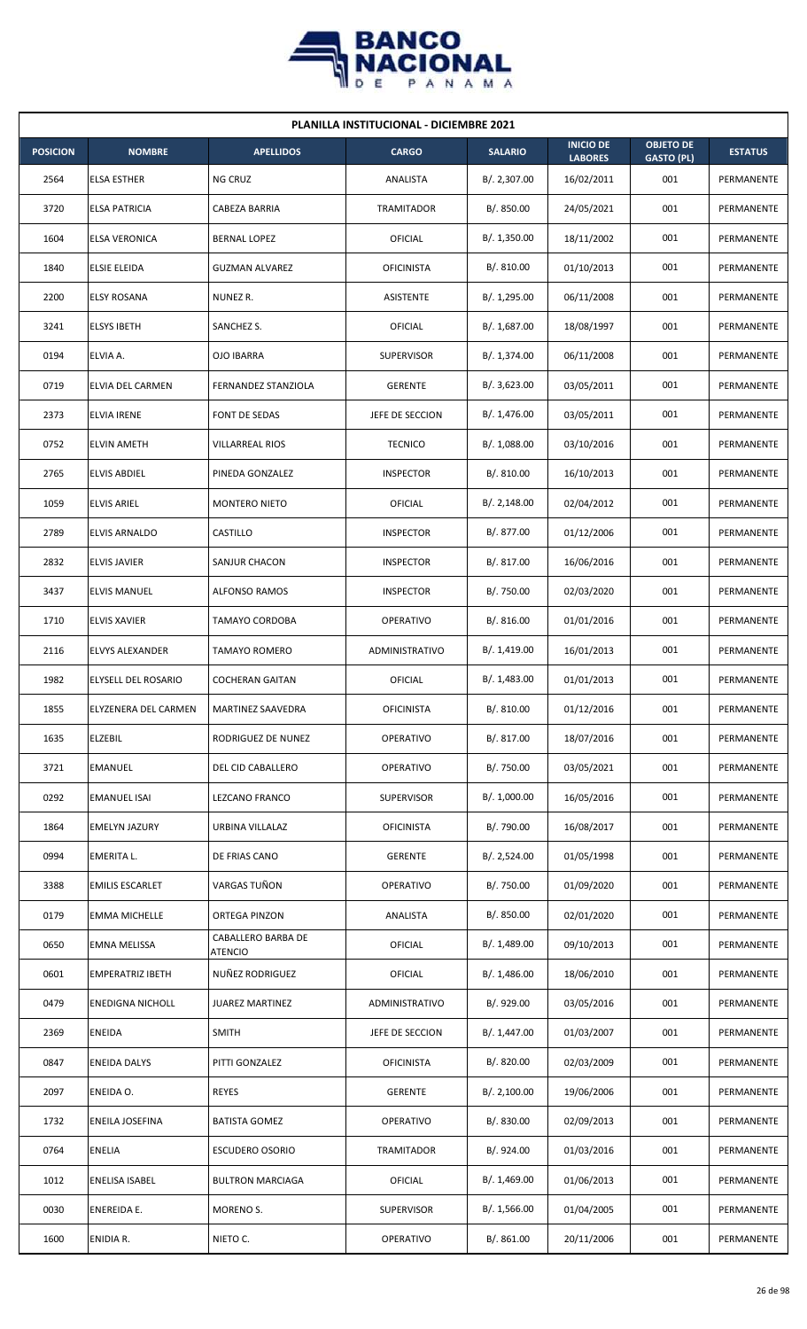| PLANILLA INSTITUCIONAL - DICIEMBRE 2021 | | | | | | | |
|---|---|---|---|---|---|---|---|
| **POSICION** | **NOMBRE** | **APELLIDOS** | **CARGO** | **SALARIO** | **INICIO DE LABORES** | **OBJETO DE GASTO (PL)** | **ESTATUS** |
| 2564 | ELSA ESTHER | NG CRUZ | ANALISTA | B/. 2,307.00 | 16/02/2011 | 001 | PERMANENTE |
| 3720 | ELSA PATRICIA | CABEZA BARRIA | TRAMITADOR | B/. 850.00 | 24/05/2021 | 001 | PERMANENTE |
| 1604 | ELSA VERONICA | BERNAL LOPEZ | OFICIAL | B/. 1,350.00 | 18/11/2002 | 001 | PERMANENTE |
| 1840 | ELSIE ELEIDA | GUZMAN ALVAREZ | OFICINISTA | B/. 810.00 | 01/10/2013 | 001 | PERMANENTE |
| 2200 | ELSY ROSANA | NUNEZ R. | ASISTENTE | B/. 1,295.00 | 06/11/2008 | 001 | PERMANENTE |
| 3241 | ELSYS IBETH | SANCHEZ S. | OFICIAL | B/. 1,687.00 | 18/08/1997 | 001 | PERMANENTE |
| 0194 | ELVIA A. | OJO IBARRA | SUPERVISOR | B/. 1,374.00 | 06/11/2008 | 001 | PERMANENTE |
| 0719 | ELVIA DEL CARMEN | FERNANDEZ STANZIOLA | GERENTE | B/. 3,623.00 | 03/05/2011 | 001 | PERMANENTE |
| 2373 | ELVIA IRENE | FONT DE SEDAS | JEFE DE SECCION | B/. 1,476.00 | 03/05/2011 | 001 | PERMANENTE |
| 0752 | ELVIN AMETH | VILLARREAL RIOS | TECNICO | B/. 1,088.00 | 03/10/2016 | 001 | PERMANENTE |
| 2765 | ELVIS ABDIEL | PINEDA GONZALEZ | INSPECTOR | B/. 810.00 | 16/10/2013 | 001 | PERMANENTE |
| 1059 | ELVIS ARIEL | MONTERO NIETO | OFICIAL | B/. 2,148.00 | 02/04/2012 | 001 | PERMANENTE |
| 2789 | ELVIS ARNALDO | CASTILLO | INSPECTOR | B/. 877.00 | 01/12/2006 | 001 | PERMANENTE |
| 2832 | ELVIS JAVIER | SANJUR CHACON | INSPECTOR | B/. 817.00 | 16/06/2016 | 001 | PERMANENTE |
| 3437 | ELVIS MANUEL | ALFONSO RAMOS | INSPECTOR | B/. 750.00 | 02/03/2020 | 001 | PERMANENTE |
| 1710 | ELVIS XAVIER | TAMAYO CORDOBA | OPERATIVO | B/. 816.00 | 01/01/2016 | 001 | PERMANENTE |
| 2116 | ELVYS ALEXANDER | TAMAYO ROMERO | ADMINISTRATIVO | B/. 1,419.00 | 16/01/2013 | 001 | PERMANENTE |
| 1982 | ELYSELL DEL ROSARIO | COCHERAN GAITAN | OFICIAL | B/. 1,483.00 | 01/01/2013 | 001 | PERMANENTE |
| 1855 | ELYZENERA DEL CARMEN | MARTINEZ SAAVEDRA | OFICINISTA | B/. 810.00 | 01/12/2016 | 001 | PERMANENTE |
| 1635 | ELZEBIL | RODRIGUEZ DE NUNEZ | OPERATIVO | B/. 817.00 | 18/07/2016 | 001 | PERMANENTE |
| 3721 | EMANUEL | DEL CID CABALLERO | OPERATIVO | B/. 750.00 | 03/05/2021 | 001 | PERMANENTE |
| 0292 | EMANUEL ISAI | LEZCANO FRANCO | SUPERVISOR | B/. 1,000.00 | 16/05/2016 | 001 | PERMANENTE |
| 1864 | EMELYN JAZURY | URBINA VILLALAZ | OFICINISTA | B/. 790.00 | 16/08/2017 | 001 | PERMANENTE |
| 0994 | EMERITA L. | DE FRIAS CANO | GERENTE | B/. 2,524.00 | 01/05/1998 | 001 | PERMANENTE |
| 3388 | EMILIS ESCARLET | VARGAS TUÑON | OPERATIVO | B/. 750.00 | 01/09/2020 | 001 | PERMANENTE |
| 0179 | EMMA MICHELLE | ORTEGA PINZON | ANALISTA | B/. 850.00 | 02/01/2020 | 001 | PERMANENTE |
| 0650 | EMNA MELISSA | CABALLERO BARBA DE ATENCIO | OFICIAL | B/. 1,489.00 | 09/10/2013 | 001 | PERMANENTE |
| 0601 | EMPERATRIZ IBETH | NUÑEZ RODRIGUEZ | OFICIAL | B/. 1,486.00 | 18/06/2010 | 001 | PERMANENTE |
| 0479 | ENEDIGNA NICHOLL | JUAREZ MARTINEZ | ADMINISTRATIVO | B/. 929.00 | 03/05/2016 | 001 | PERMANENTE |
| 2369 | ENEIDA | SMITH | JEFE DE SECCION | B/. 1,447.00 | 01/03/2007 | 001 | PERMANENTE |
| 0847 | ENEIDA DALYS | PITTI GONZALEZ | OFICINISTA | B/. 820.00 | 02/03/2009 | 001 | PERMANENTE |
| 2097 | ENEIDA O. | REYES | GERENTE | B/. 2,100.00 | 19/06/2006 | 001 | PERMANENTE |
| 1732 | ENEILA JOSEFINA | BATISTA GOMEZ | OPERATIVO | B/. 830.00 | 02/09/2013 | 001 | PERMANENTE |
| 0764 | ENELIA | ESCUDERO OSORIO | TRAMITADOR | B/. 924.00 | 01/03/2016 | 001 | PERMANENTE |
| 1012 | ENELISA ISABEL | BULTRON MARCIAGA | OFICIAL | B/. 1,469.00 | 01/06/2013 | 001 | PERMANENTE |
| 0030 | ENEREIDA E. | MORENO S. | SUPERVISOR | B/. 1,566.00 | 01/04/2005 | 001 | PERMANENTE |
| 1600 | ENIDIA R. | NIETO C. | OPERATIVO | B/. 861.00 | 20/11/2006 | 001 | PERMANENTE |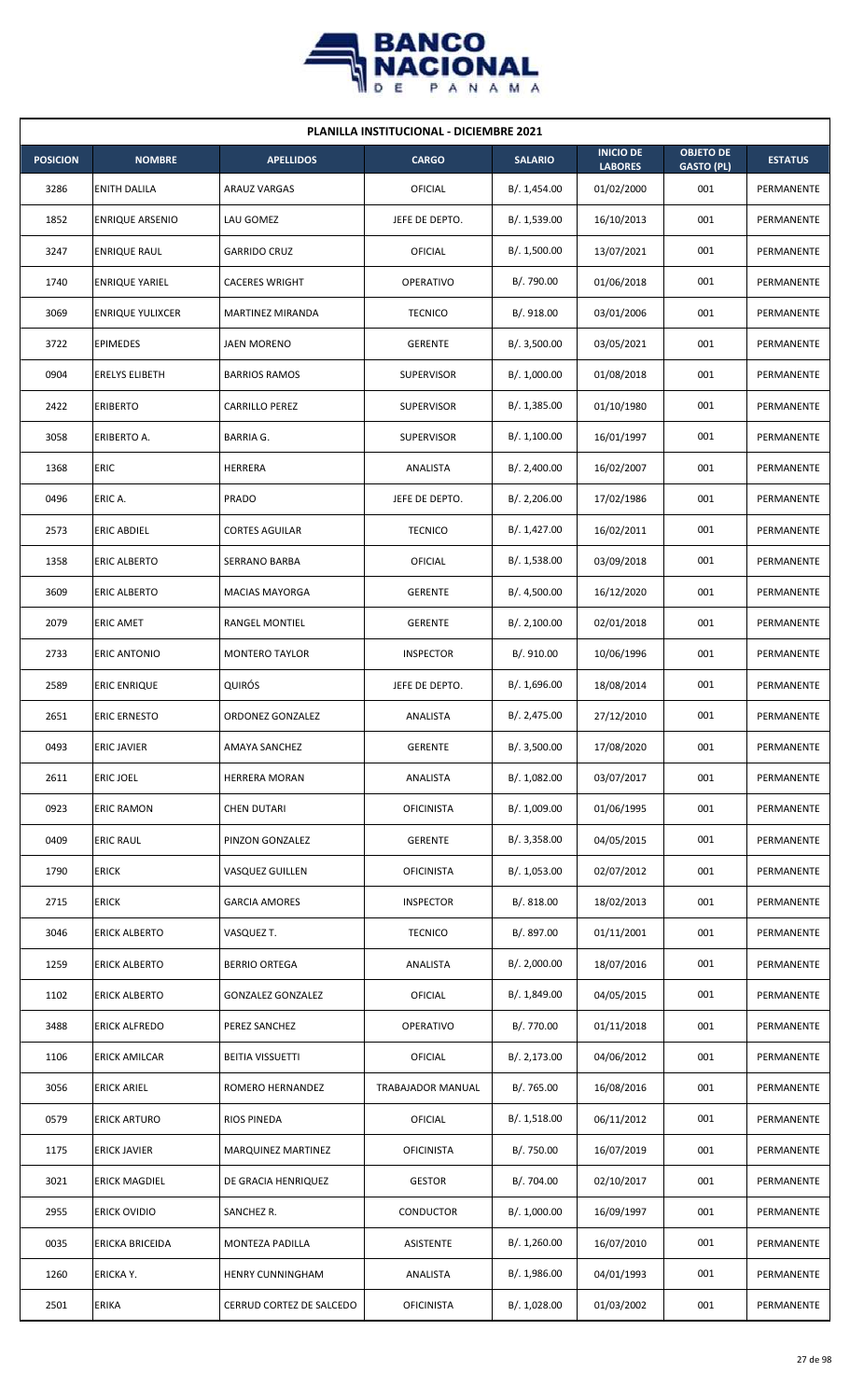## PLANILLA INSTITUCIONAL - DICIEMBRE 2021

| POSICION | NOMBRE | APELLIDOS | CARGO | SALARIO | INICIO DE LABORES | OBJETO DE GASTO (PL) | ESTATUS |
|---|---|---|---|---|---|---|---|
| 3286 | ENITH DALILA | ARAUZ VARGAS | OFICIAL | B/. 1,454.00 | 01/02/2000 | 001 | PERMANENTE |
| 1852 | ENRIQUE ARSENIO | LAU GOMEZ | JEFE DE DEPTO. | B/. 1,539.00 | 16/10/2013 | 001 | PERMANENTE |
| 3247 | ENRIQUE RAUL | GARRIDO CRUZ | OFICIAL | B/. 1,500.00 | 13/07/2021 | 001 | PERMANENTE |
| 1740 | ENRIQUE YARIEL | CACERES WRIGHT | OPERATIVO | B/. 790.00 | 01/06/2018 | 001 | PERMANENTE |
| 3069 | ENRIQUE YULIXCER | MARTINEZ MIRANDA | TECNICO | B/. 918.00 | 03/01/2006 | 001 | PERMANENTE |
| 3722 | EPIMEDES | JAEN MORENO | GERENTE | B/. 3,500.00 | 03/05/2021 | 001 | PERMANENTE |
| 0904 | ERELYS ELIBETH | BARRIOS RAMOS | SUPERVISOR | B/. 1,000.00 | 01/08/2018 | 001 | PERMANENTE |
| 2422 | ERIBERTO | CARRILLO PEREZ | SUPERVISOR | B/. 1,385.00 | 01/10/1980 | 001 | PERMANENTE |
| 3058 | ERIBERTO A. | BARRIA G. | SUPERVISOR | B/. 1,100.00 | 16/01/1997 | 001 | PERMANENTE |
| 1368 | ERIC | HERRERA | ANALISTA | B/. 2,400.00 | 16/02/2007 | 001 | PERMANENTE |
| 0496 | ERIC A. | PRADO | JEFE DE DEPTO. | B/. 2,206.00 | 17/02/1986 | 001 | PERMANENTE |
| 2573 | ERIC ABDIEL | CORTES AGUILAR | TECNICO | B/. 1,427.00 | 16/02/2011 | 001 | PERMANENTE |
| 1358 | ERIC ALBERTO | SERRANO BARBA | OFICIAL | B/. 1,538.00 | 03/09/2018 | 001 | PERMANENTE |
| 3609 | ERIC ALBERTO | MACIAS MAYORGA | GERENTE | B/. 4,500.00 | 16/12/2020 | 001 | PERMANENTE |
| 2079 | ERIC AMET | RANGEL MONTIEL | GERENTE | B/. 2,100.00 | 02/01/2018 | 001 | PERMANENTE |
| 2733 | ERIC ANTONIO | MONTERO TAYLOR | INSPECTOR | B/. 910.00 | 10/06/1996 | 001 | PERMANENTE |
| 2589 | ERIC ENRIQUE | QUIRÓS | JEFE DE DEPTO. | B/. 1,696.00 | 18/08/2014 | 001 | PERMANENTE |
| 2651 | ERIC ERNESTO | ORDONEZ GONZALEZ | ANALISTA | B/. 2,475.00 | 27/12/2010 | 001 | PERMANENTE |
| 0493 | ERIC JAVIER | AMAYA SANCHEZ | GERENTE | B/. 3,500.00 | 17/08/2020 | 001 | PERMANENTE |
| 2611 | ERIC JOEL | HERRERA MORAN | ANALISTA | B/. 1,082.00 | 03/07/2017 | 001 | PERMANENTE |
| 0923 | ERIC RAMON | CHEN DUTARI | OFICINISTA | B/. 1,009.00 | 01/06/1995 | 001 | PERMANENTE |
| 0409 | ERIC RAUL | PINZON GONZALEZ | GERENTE | B/. 3,358.00 | 04/05/2015 | 001 | PERMANENTE |
| 1790 | ERICK | VASQUEZ GUILLEN | OFICINISTA | B/. 1,053.00 | 02/07/2012 | 001 | PERMANENTE |
| 2715 | ERICK | GARCIA AMORES | INSPECTOR | B/. 818.00 | 18/02/2013 | 001 | PERMANENTE |
| 3046 | ERICK ALBERTO | VASQUEZ T. | TECNICO | B/. 897.00 | 01/11/2001 | 001 | PERMANENTE |
| 1259 | ERICK ALBERTO | BERRIO ORTEGA | ANALISTA | B/. 2,000.00 | 18/07/2016 | 001 | PERMANENTE |
| 1102 | ERICK ALBERTO | GONZALEZ GONZALEZ | OFICIAL | B/. 1,849.00 | 04/05/2015 | 001 | PERMANENTE |
| 3488 | ERICK ALFREDO | PEREZ SANCHEZ | OPERATIVO | B/. 770.00 | 01/11/2018 | 001 | PERMANENTE |
| 1106 | ERICK AMILCAR | BEITIA VISSUETTI | OFICIAL | B/. 2,173.00 | 04/06/2012 | 001 | PERMANENTE |
| 3056 | ERICK ARIEL | ROMERO HERNANDEZ | TRABAJADOR MANUAL | B/. 765.00 | 16/08/2016 | 001 | PERMANENTE |
| 0579 | ERICK ARTURO | RIOS PINEDA | OFICIAL | B/. 1,518.00 | 06/11/2012 | 001 | PERMANENTE |
| 1175 | ERICK JAVIER | MARQUINEZ MARTINEZ | OFICINISTA | B/. 750.00 | 16/07/2019 | 001 | PERMANENTE |
| 3021 | ERICK MAGDIEL | DE GRACIA HENRIQUEZ | GESTOR | B/. 704.00 | 02/10/2017 | 001 | PERMANENTE |
| 2955 | ERICK OVIDIO | SANCHEZ R. | CONDUCTOR | B/. 1,000.00 | 16/09/1997 | 001 | PERMANENTE |
| 0035 | ERICKA BRICEIDA | MONTEZA PADILLA | ASISTENTE | B/. 1,260.00 | 16/07/2010 | 001 | PERMANENTE |
| 1260 | ERICKA Y. | HENRY CUNNINGHAM | ANALISTA | B/. 1,986.00 | 04/01/1993 | 001 | PERMANENTE |
| 2501 | ERIKA | CERRUD CORTEZ DE SALCEDO | OFICINISTA | B/. 1,028.00 | 01/03/2002 | 001 | PERMANENTE |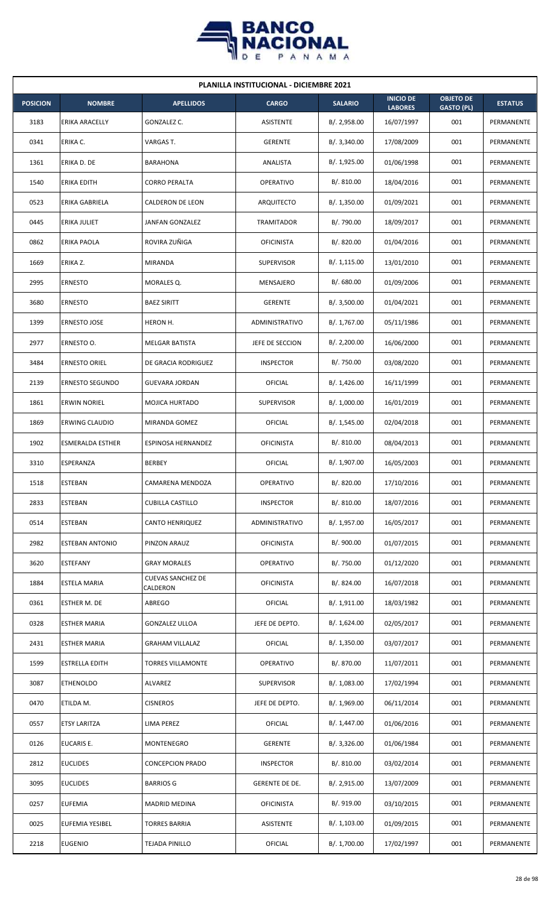## PLANILLA INSTITUCIONAL - DICIEMBRE 2021

| POSICION | NOMBRE | APELLIDOS | CARGO | SALARIO | INICIO DE LABORES | OBJETO DE GASTO (PL) | ESTATUS |
|---|---|---|---|---|---|---|---|
| 3183 | ERIKA ARACELLY | GONZALEZ C. | ASISTENTE | B/. 2,958.00 | 16/07/1997 | 001 | PERMANENTE |
| 0341 | ERIKA C. | VARGAS T. | GERENTE | B/. 3,340.00 | 17/08/2009 | 001 | PERMANENTE |
| 1361 | ERIKA D. DE | BARAHONA | ANALISTA | B/. 1,925.00 | 01/06/1998 | 001 | PERMANENTE |
| 1540 | ERIKA EDITH | CORRO PERALTA | OPERATIVO | B/. 810.00 | 18/04/2016 | 001 | PERMANENTE |
| 0523 | ERIKA GABRIELA | CALDERON DE LEON | ARQUITECTO | B/. 1,350.00 | 01/09/2021 | 001 | PERMANENTE |
| 0445 | ERIKA JULIET | JANFAN GONZALEZ | TRAMITADOR | B/. 790.00 | 18/09/2017 | 001 | PERMANENTE |
| 0862 | ERIKA PAOLA | ROVIRA ZUÑIGA | OFICINISTA | B/. 820.00 | 01/04/2016 | 001 | PERMANENTE |
| 1669 | ERIKA Z. | MIRANDA | SUPERVISOR | B/. 1,115.00 | 13/01/2010 | 001 | PERMANENTE |
| 2995 | ERNESTO | MORALES Q. | MENSAJERO | B/. 680.00 | 01/09/2006 | 001 | PERMANENTE |
| 3680 | ERNESTO | BAEZ SIRITT | GERENTE | B/. 3,500.00 | 01/04/2021 | 001 | PERMANENTE |
| 1399 | ERNESTO JOSE | HERON H. | ADMINISTRATIVO | B/. 1,767.00 | 05/11/1986 | 001 | PERMANENTE |
| 2977 | ERNESTO O. | MELGAR BATISTA | JEFE DE SECCION | B/. 2,200.00 | 16/06/2000 | 001 | PERMANENTE |
| 3484 | ERNESTO ORIEL | DE GRACIA RODRIGUEZ | INSPECTOR | B/. 750.00 | 03/08/2020 | 001 | PERMANENTE |
| 2139 | ERNESTO SEGUNDO | GUEVARA JORDAN | OFICIAL | B/. 1,426.00 | 16/11/1999 | 001 | PERMANENTE |
| 1861 | ERWIN NORIEL | MOJICA HURTADO | SUPERVISOR | B/. 1,000.00 | 16/01/2019 | 001 | PERMANENTE |
| 1869 | ERWING CLAUDIO | MIRANDA GOMEZ | OFICIAL | B/. 1,545.00 | 02/04/2018 | 001 | PERMANENTE |
| 1902 | ESMERALDA ESTHER | ESPINOSA HERNANDEZ | OFICINISTA | B/. 810.00 | 08/04/2013 | 001 | PERMANENTE |
| 3310 | ESPERANZA | BERBEY | OFICIAL | B/. 1,907.00 | 16/05/2003 | 001 | PERMANENTE |
| 1518 | ESTEBAN | CAMARENA MENDOZA | OPERATIVO | B/. 820.00 | 17/10/2016 | 001 | PERMANENTE |
| 2833 | ESTEBAN | CUBILLA CASTILLO | INSPECTOR | B/. 810.00 | 18/07/2016 | 001 | PERMANENTE |
| 0514 | ESTEBAN | CANTO HENRIQUEZ | ADMINISTRATIVO | B/. 1,957.00 | 16/05/2017 | 001 | PERMANENTE |
| 2982 | ESTEBAN ANTONIO | PINZON ARAUZ | OFICINISTA | B/. 900.00 | 01/07/2015 | 001 | PERMANENTE |
| 3620 | ESTEFANY | GRAY MORALES | OPERATIVO | B/. 750.00 | 01/12/2020 | 001 | PERMANENTE |
| 1884 | ESTELA MARIA | CUEVAS SANCHEZ DE CALDERON | OFICINISTA | B/. 824.00 | 16/07/2018 | 001 | PERMANENTE |
| 0361 | ESTHER M. DE | ABREGO | OFICIAL | B/. 1,911.00 | 18/03/1982 | 001 | PERMANENTE |
| 0328 | ESTHER MARIA | GONZALEZ ULLOA | JEFE DE DEPTO. | B/. 1,624.00 | 02/05/2017 | 001 | PERMANENTE |
| 2431 | ESTHER MARIA | GRAHAM VILLALAZ | OFICIAL | B/. 1,350.00 | 03/07/2017 | 001 | PERMANENTE |
| 1599 | ESTRELLA EDITH | TORRES VILLAMONTE | OPERATIVO | B/. 870.00 | 11/07/2011 | 001 | PERMANENTE |
| 3087 | ETHENOLDO | ALVAREZ | SUPERVISOR | B/. 1,083.00 | 17/02/1994 | 001 | PERMANENTE |
| 0470 | ETILDA M. | CISNEROS | JEFE DE DEPTO. | B/. 1,969.00 | 06/11/2014 | 001 | PERMANENTE |
| 0557 | ETSY LARITZA | LIMA PEREZ | OFICIAL | B/. 1,447.00 | 01/06/2016 | 001 | PERMANENTE |
| 0126 | EUCARIS E. | MONTENEGRO | GERENTE | B/. 3,326.00 | 01/06/1984 | 001 | PERMANENTE |
| 2812 | EUCLIDES | CONCEPCION PRADO | INSPECTOR | B/. 810.00 | 03/02/2014 | 001 | PERMANENTE |
| 3095 | EUCLIDES | BARRIOS G | GERENTE DE DE. | B/. 2,915.00 | 13/07/2009 | 001 | PERMANENTE |
| 0257 | EUFEMIA | MADRID MEDINA | OFICINISTA | B/. 919.00 | 03/10/2015 | 001 | PERMANENTE |
| 0025 | EUFEMIA YESIBEL | TORRES BARRIA | ASISTENTE | B/. 1,103.00 | 01/09/2015 | 001 | PERMANENTE |
| 2218 | EUGENIO | TEJADA PINILLO | OFICIAL | B/. 1,700.00 | 17/02/1997 | 001 | PERMANENTE |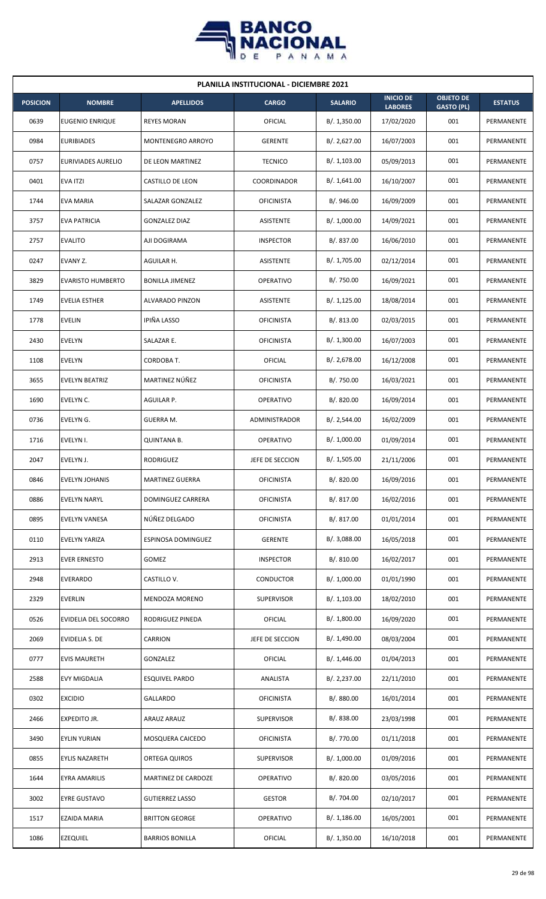| PLANILLA INSTITUCIONAL - DICIEMBRE 2021 | | | | | | | |
|---|---|---|---|---|---|---|---|
| POSICION | NOMBRE | APELLIDOS | CARGO | SALARIO | INICIO DE LABORES | OBJETO DE GASTO (PL) | ESTATUS |
| 0639 | EUGENIO ENRIQUE | REYES MORAN | OFICIAL | B/. 1,350.00 | 17/02/2020 | 001 | PERMANENTE |
| 0984 | EURIBIADES | MONTENEGRO ARROYO | GERENTE | B/. 2,627.00 | 16/07/2003 | 001 | PERMANENTE |
| 0757 | EURIVIADES AURELIO | DE LEON MARTINEZ | TECNICO | B/. 1,103.00 | 05/09/2013 | 001 | PERMANENTE |
| 0401 | EVA ITZI | CASTILLO DE LEON | COORDINADOR | B/. 1,641.00 | 16/10/2007 | 001 | PERMANENTE |
| 1744 | EVA MARIA | SALAZAR GONZALEZ | OFICINISTA | B/. 946.00 | 16/09/2009 | 001 | PERMANENTE |
| 3757 | EVA PATRICIA | GONZALEZ DIAZ | ASISTENTE | B/. 1,000.00 | 14/09/2021 | 001 | PERMANENTE |
| 2757 | EVALITO | AJI DOGIRAMA | INSPECTOR | B/. 837.00 | 16/06/2010 | 001 | PERMANENTE |
| 0247 | EVANY Z. | AGUILAR H. | ASISTENTE | B/. 1,705.00 | 02/12/2014 | 001 | PERMANENTE |
| 3829 | EVARISTO HUMBERTO | BONILLA JIMENEZ | OPERATIVO | B/. 750.00 | 16/09/2021 | 001 | PERMANENTE |
| 1749 | EVELIA ESTHER | ALVARADO PINZON | ASISTENTE | B/. 1,125.00 | 18/08/2014 | 001 | PERMANENTE |
| 1778 | EVELIN | IPIÑA LASSO | OFICINISTA | B/. 813.00 | 02/03/2015 | 001 | PERMANENTE |
| 2430 | EVELYN | SALAZAR E. | OFICINISTA | B/. 1,300.00 | 16/07/2003 | 001 | PERMANENTE |
| 1108 | EVELYN | CORDOBA T. | OFICIAL | B/. 2,678.00 | 16/12/2008 | 001 | PERMANENTE |
| 3655 | EVELYN BEATRIZ | MARTINEZ NÚÑEZ | OFICINISTA | B/. 750.00 | 16/03/2021 | 001 | PERMANENTE |
| 1690 | EVELYN C. | AGUILAR P. | OPERATIVO | B/. 820.00 | 16/09/2014 | 001 | PERMANENTE |
| 0736 | EVELYN G. | GUERRA M. | ADMINISTRADOR | B/. 2,544.00 | 16/02/2009 | 001 | PERMANENTE |
| 1716 | EVELYN I. | QUINTANA B. | OPERATIVO | B/. 1,000.00 | 01/09/2014 | 001 | PERMANENTE |
| 2047 | EVELYN J. | RODRIGUEZ | JEFE DE SECCION | B/. 1,505.00 | 21/11/2006 | 001 | PERMANENTE |
| 0846 | EVELYN JOHANIS | MARTINEZ GUERRA | OFICINISTA | B/. 820.00 | 16/09/2016 | 001 | PERMANENTE |
| 0886 | EVELYN NARYL | DOMINGUEZ CARRERA | OFICINISTA | B/. 817.00 | 16/02/2016 | 001 | PERMANENTE |
| 0895 | EVELYN VANESA | NÚÑEZ DELGADO | OFICINISTA | B/. 817.00 | 01/01/2014 | 001 | PERMANENTE |
| 0110 | EVELYN YARIZA | ESPINOSA DOMINGUEZ | GERENTE | B/. 3,088.00 | 16/05/2018 | 001 | PERMANENTE |
| 2913 | EVER ERNESTO | GOMEZ | INSPECTOR | B/. 810.00 | 16/02/2017 | 001 | PERMANENTE |
| 2948 | EVERARDO | CASTILLO V. | CONDUCTOR | B/. 1,000.00 | 01/01/1990 | 001 | PERMANENTE |
| 2329 | EVERLIN | MENDOZA MORENO | SUPERVISOR | B/. 1,103.00 | 18/02/2010 | 001 | PERMANENTE |
| 0526 | EVIDELIA DEL SOCORRO | RODRIGUEZ PINEDA | OFICIAL | B/. 1,800.00 | 16/09/2020 | 001 | PERMANENTE |
| 2069 | EVIDELIA S. DE | CARRION | JEFE DE SECCION | B/. 1,490.00 | 08/03/2004 | 001 | PERMANENTE |
| 0777 | EVIS MAURETH | GONZALEZ | OFICIAL | B/. 1,446.00 | 01/04/2013 | 001 | PERMANENTE |
| 2588 | EVY MIGDALIA | ESQUIVEL PARDO | ANALISTA | B/. 2,237.00 | 22/11/2010 | 001 | PERMANENTE |
| 0302 | EXCIDIO | GALLARDO | OFICINISTA | B/. 880.00 | 16/01/2014 | 001 | PERMANENTE |
| 2466 | EXPEDITO JR. | ARAUZ ARAUZ | SUPERVISOR | B/. 838.00 | 23/03/1998 | 001 | PERMANENTE |
| 3490 | EYLIN YURIAN | MOSQUERA CAICEDO | OFICINISTA | B/. 770.00 | 01/11/2018 | 001 | PERMANENTE |
| 0855 | EYLIS NAZARETH | ORTEGA QUIROS | SUPERVISOR | B/. 1,000.00 | 01/09/2016 | 001 | PERMANENTE |
| 1644 | EYRA AMARILIS | MARTINEZ DE CARDOZE | OPERATIVO | B/. 820.00 | 03/05/2016 | 001 | PERMANENTE |
| 3002 | EYRE GUSTAVO | GUTIERREZ LASSO | GESTOR | B/. 704.00 | 02/10/2017 | 001 | PERMANENTE |
| 1517 | EZAIDA MARIA | BRITTON GEORGE | OPERATIVO | B/. 1,186.00 | 16/05/2001 | 001 | PERMANENTE |
| 1086 | EZEQUIEL | BARRIOS BONILLA | OFICIAL | B/. 1,350.00 | 16/10/2018 | 001 | PERMANENTE |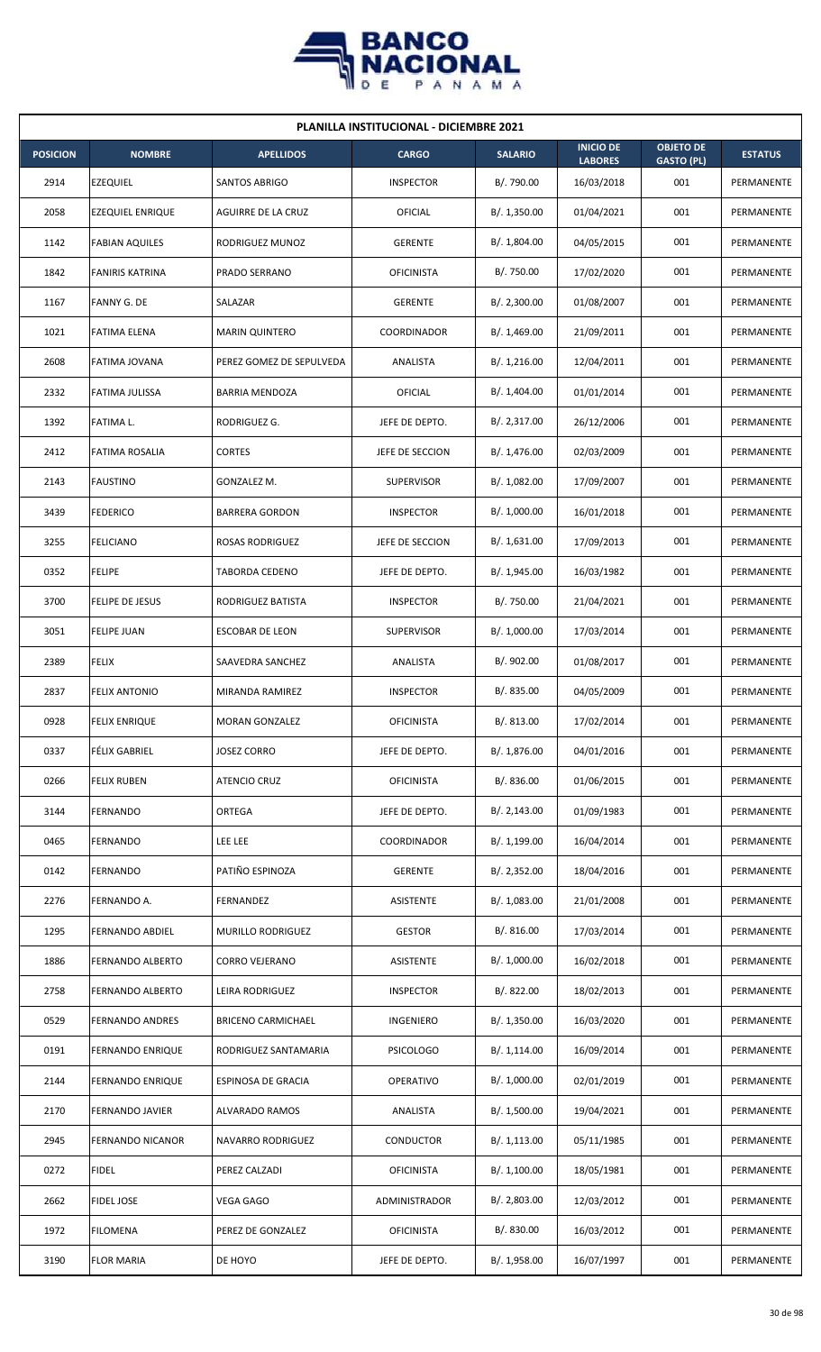| PLANILLA INSTITUCIONAL - DICIEMBRE 2021 | | | | | | | |
|---|---|---|---|---|---|---|---|
| **POSICION** | **NOMBRE** | **APELLIDOS** | **CARGO** | **SALARIO** | **INICIO DE LABORES** | **OBJETO DE GASTO (PL)** | **ESTATUS** |
| 2914 | EZEQUIEL | SANTOS ABRIGO | INSPECTOR | B/. 790.00 | 16/03/2018 | 001 | PERMANENTE |
| 2058 | EZEQUIEL ENRIQUE | AGUIRRE DE LA CRUZ | OFICIAL | B/. 1,350.00 | 01/04/2021 | 001 | PERMANENTE |
| 1142 | FABIAN AQUILES | RODRIGUEZ MUNOZ | GERENTE | B/. 1,804.00 | 04/05/2015 | 001 | PERMANENTE |
| 1842 | FANIRIS KATRINA | PRADO SERRANO | OFICINISTA | B/. 750.00 | 17/02/2020 | 001 | PERMANENTE |
| 1167 | FANNY G. DE | SALAZAR | GERENTE | B/. 2,300.00 | 01/08/2007 | 001 | PERMANENTE |
| 1021 | FATIMA ELENA | MARIN QUINTERO | COORDINADOR | B/. 1,469.00 | 21/09/2011 | 001 | PERMANENTE |
| 2608 | FATIMA JOVANA | PEREZ GOMEZ DE SEPULVEDA | ANALISTA | B/. 1,216.00 | 12/04/2011 | 001 | PERMANENTE |
| 2332 | FATIMA JULISSA | BARRIA MENDOZA | OFICIAL | B/. 1,404.00 | 01/01/2014 | 001 | PERMANENTE |
| 1392 | FATIMA L. | RODRIGUEZ G. | JEFE DE DEPTO. | B/. 2,317.00 | 26/12/2006 | 001 | PERMANENTE |
| 2412 | FATIMA ROSALIA | CORTES | JEFE DE SECCION | B/. 1,476.00 | 02/03/2009 | 001 | PERMANENTE |
| 2143 | FAUSTINO | GONZALEZ M. | SUPERVISOR | B/. 1,082.00 | 17/09/2007 | 001 | PERMANENTE |
| 3439 | FEDERICO | BARRERA GORDON | INSPECTOR | B/. 1,000.00 | 16/01/2018 | 001 | PERMANENTE |
| 3255 | FELICIANO | ROSAS RODRIGUEZ | JEFE DE SECCION | B/. 1,631.00 | 17/09/2013 | 001 | PERMANENTE |
| 0352 | FELIPE | TABORDA CEDENO | JEFE DE DEPTO. | B/. 1,945.00 | 16/03/1982 | 001 | PERMANENTE |
| 3700 | FELIPE DE JESUS | RODRIGUEZ BATISTA | INSPECTOR | B/. 750.00 | 21/04/2021 | 001 | PERMANENTE |
| 3051 | FELIPE JUAN | ESCOBAR DE LEON | SUPERVISOR | B/. 1,000.00 | 17/03/2014 | 001 | PERMANENTE |
| 2389 | FELIX | SAAVEDRA SANCHEZ | ANALISTA | B/. 902.00 | 01/08/2017 | 001 | PERMANENTE |
| 2837 | FELIX ANTONIO | MIRANDA RAMIREZ | INSPECTOR | B/. 835.00 | 04/05/2009 | 001 | PERMANENTE |
| 0928 | FELIX ENRIQUE | MORAN GONZALEZ | OFICINISTA | B/. 813.00 | 17/02/2014 | 001 | PERMANENTE |
| 0337 | FÉLIX GABRIEL | JOSEZ CORRO | JEFE DE DEPTO. | B/. 1,876.00 | 04/01/2016 | 001 | PERMANENTE |
| 0266 | FELIX RUBEN | ATENCIO CRUZ | OFICINISTA | B/. 836.00 | 01/06/2015 | 001 | PERMANENTE |
| 3144 | FERNANDO | ORTEGA | JEFE DE DEPTO. | B/. 2,143.00 | 01/09/1983 | 001 | PERMANENTE |
| 0465 | FERNANDO | LEE LEE | COORDINADOR | B/. 1,199.00 | 16/04/2014 | 001 | PERMANENTE |
| 0142 | FERNANDO | PATIÑO ESPINOZA | GERENTE | B/. 2,352.00 | 18/04/2016 | 001 | PERMANENTE |
| 2276 | FERNANDO A. | FERNANDEZ | ASISTENTE | B/. 1,083.00 | 21/01/2008 | 001 | PERMANENTE |
| 1295 | FERNANDO ABDIEL | MURILLO RODRIGUEZ | GESTOR | B/. 816.00 | 17/03/2014 | 001 | PERMANENTE |
| 1886 | FERNANDO ALBERTO | CORRO VEJERANO | ASISTENTE | B/. 1,000.00 | 16/02/2018 | 001 | PERMANENTE |
| 2758 | FERNANDO ALBERTO | LEIRA RODRIGUEZ | INSPECTOR | B/. 822.00 | 18/02/2013 | 001 | PERMANENTE |
| 0529 | FERNANDO ANDRES | BRICENO CARMICHAEL | INGENIERO | B/. 1,350.00 | 16/03/2020 | 001 | PERMANENTE |
| 0191 | FERNANDO ENRIQUE | RODRIGUEZ SANTAMARIA | PSICOLOGO | B/. 1,114.00 | 16/09/2014 | 001 | PERMANENTE |
| 2144 | FERNANDO ENRIQUE | ESPINOSA DE GRACIA | OPERATIVO | B/. 1,000.00 | 02/01/2019 | 001 | PERMANENTE |
| 2170 | FERNANDO JAVIER | ALVARADO RAMOS | ANALISTA | B/. 1,500.00 | 19/04/2021 | 001 | PERMANENTE |
| 2945 | FERNANDO NICANOR | NAVARRO RODRIGUEZ | CONDUCTOR | B/. 1,113.00 | 05/11/1985 | 001 | PERMANENTE |
| 0272 | FIDEL | PEREZ CALZADI | OFICINISTA | B/. 1,100.00 | 18/05/1981 | 001 | PERMANENTE |
| 2662 | FIDEL JOSE | VEGA GAGO | ADMINISTRADOR | B/. 2,803.00 | 12/03/2012 | 001 | PERMANENTE |
| 1972 | FILOMENA | PEREZ DE GONZALEZ | OFICINISTA | B/. 830.00 | 16/03/2012 | 001 | PERMANENTE |
| 3190 | FLOR MARIA | DE HOYO | JEFE DE DEPTO. | B/. 1,958.00 | 16/07/1997 | 001 | PERMANENTE |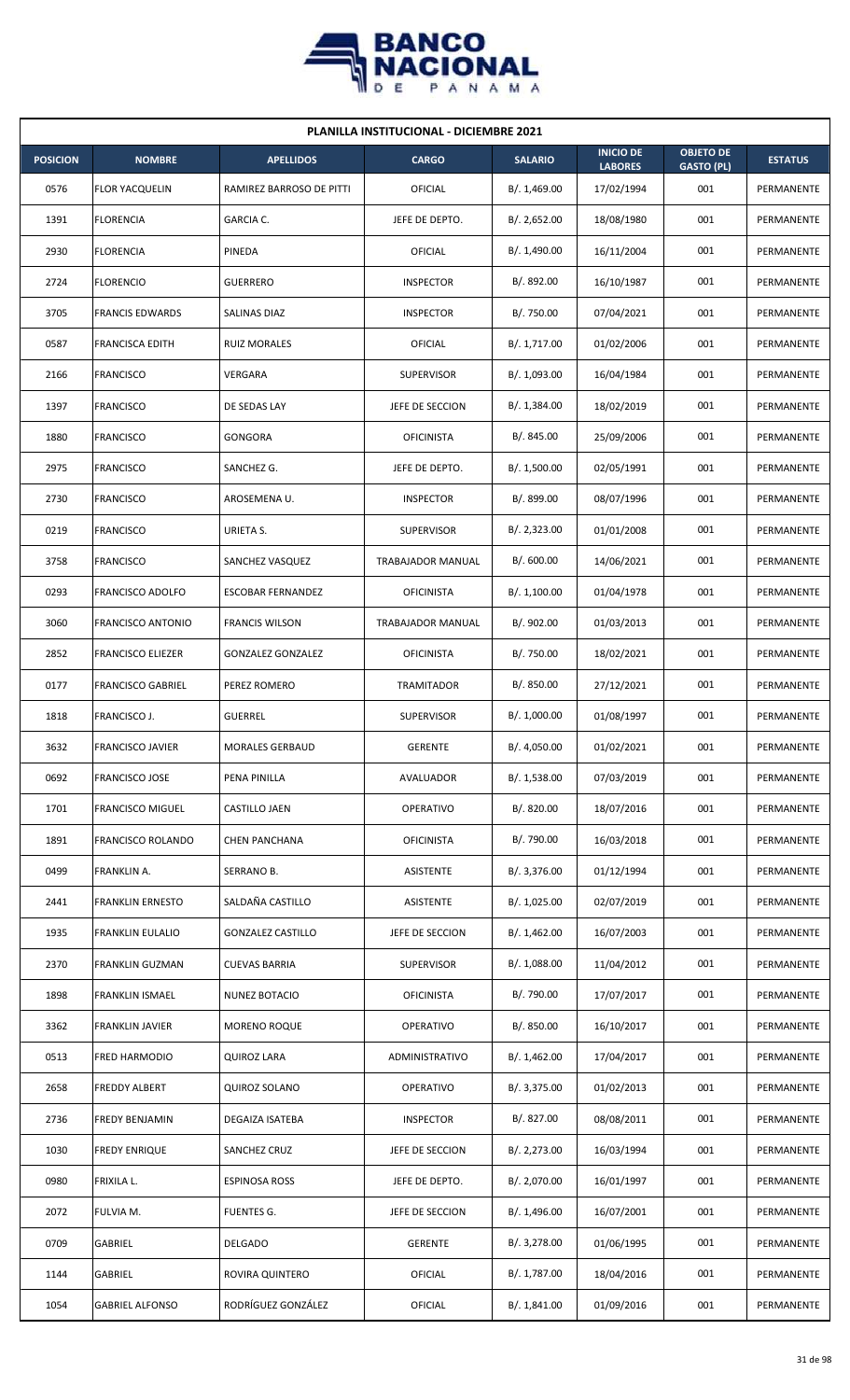## PLANILLA INSTITUCIONAL - DICIEMBRE 2021

| POSICION | NOMBRE | APELLIDOS | CARGO | SALARIO | INICIO DE LABORES | OBJETO DE GASTO (PL) | ESTATUS |
|---|---|---|---|---|---|---|---|
| 0576 | FLOR YACQUELIN | RAMIREZ BARROSO DE PITTI | OFICIAL | B/. 1,469.00 | 17/02/1994 | 001 | PERMANENTE |
| 1391 | FLORENCIA | GARCIA C. | JEFE DE DEPTO. | B/. 2,652.00 | 18/08/1980 | 001 | PERMANENTE |
| 2930 | FLORENCIA | PINEDA | OFICIAL | B/. 1,490.00 | 16/11/2004 | 001 | PERMANENTE |
| 2724 | FLORENCIO | GUERRERO | INSPECTOR | B/. 892.00 | 16/10/1987 | 001 | PERMANENTE |
| 3705 | FRANCIS EDWARDS | SALINAS DIAZ | INSPECTOR | B/. 750.00 | 07/04/2021 | 001 | PERMANENTE |
| 0587 | FRANCISCA EDITH | RUIZ MORALES | OFICIAL | B/. 1,717.00 | 01/02/2006 | 001 | PERMANENTE |
| 2166 | FRANCISCO | VERGARA | SUPERVISOR | B/. 1,093.00 | 16/04/1984 | 001 | PERMANENTE |
| 1397 | FRANCISCO | DE SEDAS LAY | JEFE DE SECCION | B/. 1,384.00 | 18/02/2019 | 001 | PERMANENTE |
| 1880 | FRANCISCO | GONGORA | OFICINISTA | B/. 845.00 | 25/09/2006 | 001 | PERMANENTE |
| 2975 | FRANCISCO | SANCHEZ G. | JEFE DE DEPTO. | B/. 1,500.00 | 02/05/1991 | 001 | PERMANENTE |
| 2730 | FRANCISCO | AROSEMENA U. | INSPECTOR | B/. 899.00 | 08/07/1996 | 001 | PERMANENTE |
| 0219 | FRANCISCO | URIETA S. | SUPERVISOR | B/. 2,323.00 | 01/01/2008 | 001 | PERMANENTE |
| 3758 | FRANCISCO | SANCHEZ VASQUEZ | TRABAJADOR MANUAL | B/. 600.00 | 14/06/2021 | 001 | PERMANENTE |
| 0293 | FRANCISCO ADOLFO | ESCOBAR FERNANDEZ | OFICINISTA | B/. 1,100.00 | 01/04/1978 | 001 | PERMANENTE |
| 3060 | FRANCISCO ANTONIO | FRANCIS WILSON | TRABAJADOR MANUAL | B/. 902.00 | 01/03/2013 | 001 | PERMANENTE |
| 2852 | FRANCISCO ELIEZER | GONZALEZ GONZALEZ | OFICINISTA | B/. 750.00 | 18/02/2021 | 001 | PERMANENTE |
| 0177 | FRANCISCO GABRIEL | PEREZ ROMERO | TRAMITADOR | B/. 850.00 | 27/12/2021 | 001 | PERMANENTE |
| 1818 | FRANCISCO J. | GUERREL | SUPERVISOR | B/. 1,000.00 | 01/08/1997 | 001 | PERMANENTE |
| 3632 | FRANCISCO JAVIER | MORALES GERBAUD | GERENTE | B/. 4,050.00 | 01/02/2021 | 001 | PERMANENTE |
| 0692 | FRANCISCO JOSE | PENA PINILLA | AVALUADOR | B/. 1,538.00 | 07/03/2019 | 001 | PERMANENTE |
| 1701 | FRANCISCO MIGUEL | CASTILLO JAEN | OPERATIVO | B/. 820.00 | 18/07/2016 | 001 | PERMANENTE |
| 1891 | FRANCISCO ROLANDO | CHEN PANCHANA | OFICINISTA | B/. 790.00 | 16/03/2018 | 001 | PERMANENTE |
| 0499 | FRANKLIN A. | SERRANO B. | ASISTENTE | B/. 3,376.00 | 01/12/1994 | 001 | PERMANENTE |
| 2441 | FRANKLIN ERNESTO | SALDAÑA CASTILLO | ASISTENTE | B/. 1,025.00 | 02/07/2019 | 001 | PERMANENTE |
| 1935 | FRANKLIN EULALIO | GONZALEZ CASTILLO | JEFE DE SECCION | B/. 1,462.00 | 16/07/2003 | 001 | PERMANENTE |
| 2370 | FRANKLIN GUZMAN | CUEVAS BARRIA | SUPERVISOR | B/. 1,088.00 | 11/04/2012 | 001 | PERMANENTE |
| 1898 | FRANKLIN ISMAEL | NUNEZ BOTACIO | OFICINISTA | B/. 790.00 | 17/07/2017 | 001 | PERMANENTE |
| 3362 | FRANKLIN JAVIER | MORENO ROQUE | OPERATIVO | B/. 850.00 | 16/10/2017 | 001 | PERMANENTE |
| 0513 | FRED HARMODIO | QUIROZ LARA | ADMINISTRATIVO | B/. 1,462.00 | 17/04/2017 | 001 | PERMANENTE |
| 2658 | FREDDY ALBERT | QUIROZ SOLANO | OPERATIVO | B/. 3,375.00 | 01/02/2013 | 001 | PERMANENTE |
| 2736 | FREDY BENJAMIN | DEGAIZA ISATEBA | INSPECTOR | B/. 827.00 | 08/08/2011 | 001 | PERMANENTE |
| 1030 | FREDY ENRIQUE | SANCHEZ CRUZ | JEFE DE SECCION | B/. 2,273.00 | 16/03/1994 | 001 | PERMANENTE |
| 0980 | FRIXILA L. | ESPINOSA ROSS | JEFE DE DEPTO. | B/. 2,070.00 | 16/01/1997 | 001 | PERMANENTE |
| 2072 | FULVIA M. | FUENTES G. | JEFE DE SECCION | B/. 1,496.00 | 16/07/2001 | 001 | PERMANENTE |
| 0709 | GABRIEL | DELGADO | GERENTE | B/. 3,278.00 | 01/06/1995 | 001 | PERMANENTE |
| 1144 | GABRIEL | ROVIRA QUINTERO | OFICIAL | B/. 1,787.00 | 18/04/2016 | 001 | PERMANENTE |
| 1054 | GABRIEL ALFONSO | RODRÍGUEZ GONZÁLEZ | OFICIAL | B/. 1,841.00 | 01/09/2016 | 001 | PERMANENTE |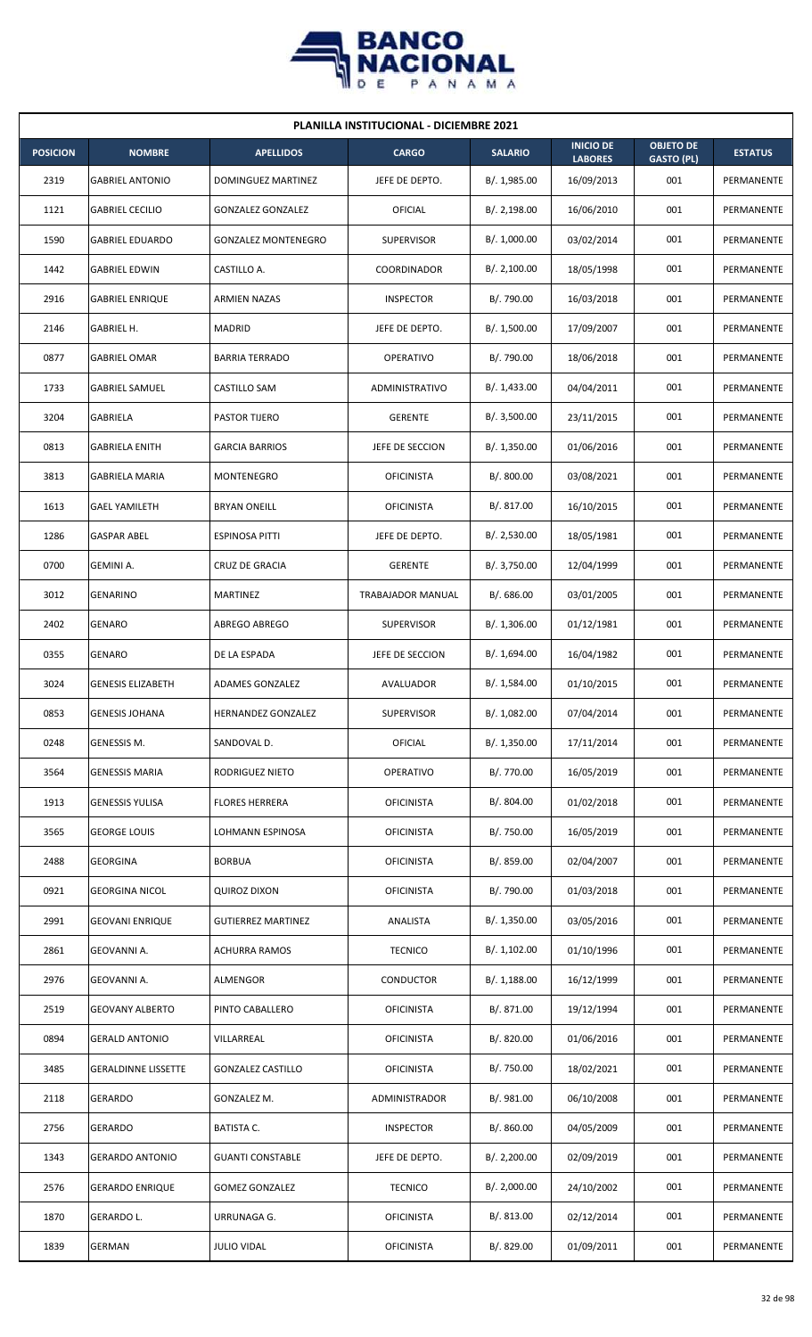**PLANILLA INSTITUCIONAL - DICIEMBRE 2021**

| POSICION | NOMBRE | APELLIDOS | CARGO | SALARIO | INICIO DE LABORES | OBJETO DE GASTO (PL) | ESTATUS |
|---|---|---|---|---|---|---|---|
| 2319 | GABRIEL ANTONIO | DOMINGUEZ MARTINEZ | JEFE DE DEPTO. | B/. 1,985.00 | 16/09/2013 | 001 | PERMANENTE |
| 1121 | GABRIEL CECILIO | GONZALEZ GONZALEZ | OFICIAL | B/. 2,198.00 | 16/06/2010 | 001 | PERMANENTE |
| 1590 | GABRIEL EDUARDO | GONZALEZ MONTENEGRO | SUPERVISOR | B/. 1,000.00 | 03/02/2014 | 001 | PERMANENTE |
| 1442 | GABRIEL EDWIN | CASTILLO A. | COORDINADOR | B/. 2,100.00 | 18/05/1998 | 001 | PERMANENTE |
| 2916 | GABRIEL ENRIQUE | ARMIEN NAZAS | INSPECTOR | B/. 790.00 | 16/03/2018 | 001 | PERMANENTE |
| 2146 | GABRIEL H. | MADRID | JEFE DE DEPTO. | B/. 1,500.00 | 17/09/2007 | 001 | PERMANENTE |
| 0877 | GABRIEL OMAR | BARRIA TERRADO | OPERATIVO | B/. 790.00 | 18/06/2018 | 001 | PERMANENTE |
| 1733 | GABRIEL SAMUEL | CASTILLO SAM | ADMINISTRATIVO | B/. 1,433.00 | 04/04/2011 | 001 | PERMANENTE |
| 3204 | GABRIELA | PASTOR TIJERO | GERENTE | B/. 3,500.00 | 23/11/2015 | 001 | PERMANENTE |
| 0813 | GABRIELA ENITH | GARCIA BARRIOS | JEFE DE SECCION | B/. 1,350.00 | 01/06/2016 | 001 | PERMANENTE |
| 3813 | GABRIELA MARIA | MONTENEGRO | OFICINISTA | B/. 800.00 | 03/08/2021 | 001 | PERMANENTE |
| 1613 | GAEL YAMILETH | BRYAN ONEILL | OFICINISTA | B/. 817.00 | 16/10/2015 | 001 | PERMANENTE |
| 1286 | GASPAR ABEL | ESPINOSA PITTI | JEFE DE DEPTO. | B/. 2,530.00 | 18/05/1981 | 001 | PERMANENTE |
| 0700 | GEMINI A. | CRUZ DE GRACIA | GERENTE | B/. 3,750.00 | 12/04/1999 | 001 | PERMANENTE |
| 3012 | GENARINO | MARTINEZ | TRABAJADOR MANUAL | B/. 686.00 | 03/01/2005 | 001 | PERMANENTE |
| 2402 | GENARO | ABREGO ABREGO | SUPERVISOR | B/. 1,306.00 | 01/12/1981 | 001 | PERMANENTE |
| 0355 | GENARO | DE LA ESPADA | JEFE DE SECCION | B/. 1,694.00 | 16/04/1982 | 001 | PERMANENTE |
| 3024 | GENESIS ELIZABETH | ADAMES GONZALEZ | AVALUADOR | B/. 1,584.00 | 01/10/2015 | 001 | PERMANENTE |
| 0853 | GENESIS JOHANA | HERNANDEZ GONZALEZ | SUPERVISOR | B/. 1,082.00 | 07/04/2014 | 001 | PERMANENTE |
| 0248 | GENESSIS M. | SANDOVAL D. | OFICIAL | B/. 1,350.00 | 17/11/2014 | 001 | PERMANENTE |
| 3564 | GENESSIS MARIA | RODRIGUEZ NIETO | OPERATIVO | B/. 770.00 | 16/05/2019 | 001 | PERMANENTE |
| 1913 | GENESSIS YULISA | FLORES HERRERA | OFICINISTA | B/. 804.00 | 01/02/2018 | 001 | PERMANENTE |
| 3565 | GEORGE LOUIS | LOHMANN ESPINOSA | OFICINISTA | B/. 750.00 | 16/05/2019 | 001 | PERMANENTE |
| 2488 | GEORGINA | BORBUA | OFICINISTA | B/. 859.00 | 02/04/2007 | 001 | PERMANENTE |
| 0921 | GEORGINA NICOL | QUIROZ DIXON | OFICINISTA | B/. 790.00 | 01/03/2018 | 001 | PERMANENTE |
| 2991 | GEOVANI ENRIQUE | GUTIERREZ MARTINEZ | ANALISTA | B/. 1,350.00 | 03/05/2016 | 001 | PERMANENTE |
| 2861 | GEOVANNI A. | ACHURRA RAMOS | TECNICO | B/. 1,102.00 | 01/10/1996 | 001 | PERMANENTE |
| 2976 | GEOVANNI A. | ALMENGOR | CONDUCTOR | B/. 1,188.00 | 16/12/1999 | 001 | PERMANENTE |
| 2519 | GEOVANY ALBERTO | PINTO CABALLERO | OFICINISTA | B/. 871.00 | 19/12/1994 | 001 | PERMANENTE |
| 0894 | GERALD ANTONIO | VILLARREAL | OFICINISTA | B/. 820.00 | 01/06/2016 | 001 | PERMANENTE |
| 3485 | GERALDINNE LISSETTE | GONZALEZ CASTILLO | OFICINISTA | B/. 750.00 | 18/02/2021 | 001 | PERMANENTE |
| 2118 | GERARDO | GONZALEZ M. | ADMINISTRADOR | B/. 981.00 | 06/10/2008 | 001 | PERMANENTE |
| 2756 | GERARDO | BATISTA C. | INSPECTOR | B/. 860.00 | 04/05/2009 | 001 | PERMANENTE |
| 1343 | GERARDO ANTONIO | GUANTI CONSTABLE | JEFE DE DEPTO. | B/. 2,200.00 | 02/09/2019 | 001 | PERMANENTE |
| 2576 | GERARDO ENRIQUE | GOMEZ GONZALEZ | TECNICO | B/. 2,000.00 | 24/10/2002 | 001 | PERMANENTE |
| 1870 | GERARDO L. | URRUNAGA G. | OFICINISTA | B/. 813.00 | 02/12/2014 | 001 | PERMANENTE |
| 1839 | GERMAN | JULIO VIDAL | OFICINISTA | B/. 829.00 | 01/09/2011 | 001 | PERMANENTE |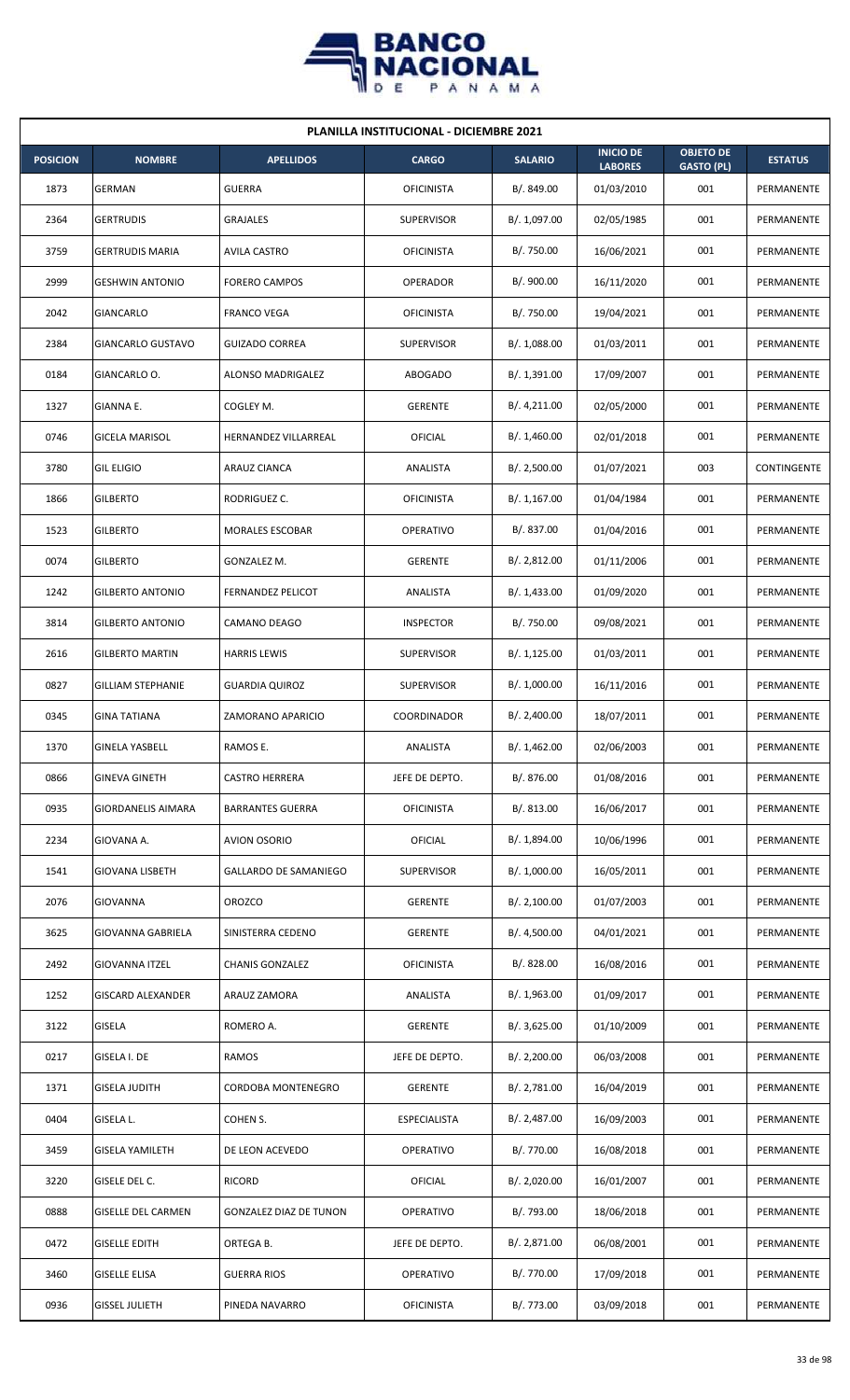**PLANILLA INSTITUCIONAL - DICIEMBRE 2021**

| POSICION | NOMBRE | APELLIDOS | CARGO | SALARIO | INICIO DE LABORES | OBJETO DE GASTO (PL) | ESTATUS |
|---|---|---|---|---|---|---|---|
| 1873 | GERMAN | GUERRA | OFICINISTA | B/. 849.00 | 01/03/2010 | 001 | PERMANENTE |
| 2364 | GERTRUDIS | GRAJALES | SUPERVISOR | B/. 1,097.00 | 02/05/1985 | 001 | PERMANENTE |
| 3759 | GERTRUDIS MARIA | AVILA CASTRO | OFICINISTA | B/. 750.00 | 16/06/2021 | 001 | PERMANENTE |
| 2999 | GESHWIN ANTONIO | FORERO CAMPOS | OPERADOR | B/. 900.00 | 16/11/2020 | 001 | PERMANENTE |
| 2042 | GIANCARLO | FRANCO VEGA | OFICINISTA | B/. 750.00 | 19/04/2021 | 001 | PERMANENTE |
| 2384 | GIANCARLO GUSTAVO | GUIZADO CORREA | SUPERVISOR | B/. 1,088.00 | 01/03/2011 | 001 | PERMANENTE |
| 0184 | GIANCARLO O. | ALONSO MADRIGALEZ | ABOGADO | B/. 1,391.00 | 17/09/2007 | 001 | PERMANENTE |
| 1327 | GIANNA E. | COGLEY M. | GERENTE | B/. 4,211.00 | 02/05/2000 | 001 | PERMANENTE |
| 0746 | GICELA MARISOL | HERNANDEZ VILLARREAL | OFICIAL | B/. 1,460.00 | 02/01/2018 | 001 | PERMANENTE |
| 3780 | GIL ELIGIO | ARAUZ CIANCA | ANALISTA | B/. 2,500.00 | 01/07/2021 | 003 | CONTINGENTE |
| 1866 | GILBERTO | RODRIGUEZ C. | OFICINISTA | B/. 1,167.00 | 01/04/1984 | 001 | PERMANENTE |
| 1523 | GILBERTO | MORALES ESCOBAR | OPERATIVO | B/. 837.00 | 01/04/2016 | 001 | PERMANENTE |
| 0074 | GILBERTO | GONZALEZ M. | GERENTE | B/. 2,812.00 | 01/11/2006 | 001 | PERMANENTE |
| 1242 | GILBERTO ANTONIO | FERNANDEZ PELICOT | ANALISTA | B/. 1,433.00 | 01/09/2020 | 001 | PERMANENTE |
| 3814 | GILBERTO ANTONIO | CAMANO DEAGO | INSPECTOR | B/. 750.00 | 09/08/2021 | 001 | PERMANENTE |
| 2616 | GILBERTO MARTIN | HARRIS LEWIS | SUPERVISOR | B/. 1,125.00 | 01/03/2011 | 001 | PERMANENTE |
| 0827 | GILLIAM STEPHANIE | GUARDIA QUIROZ | SUPERVISOR | B/. 1,000.00 | 16/11/2016 | 001 | PERMANENTE |
| 0345 | GINA TATIANA | ZAMORANO APARICIO | COORDINADOR | B/. 2,400.00 | 18/07/2011 | 001 | PERMANENTE |
| 1370 | GINELA YASBELL | RAMOS E. | ANALISTA | B/. 1,462.00 | 02/06/2003 | 001 | PERMANENTE |
| 0866 | GINEVA GINETH | CASTRO HERRERA | JEFE DE DEPTO. | B/. 876.00 | 01/08/2016 | 001 | PERMANENTE |
| 0935 | GIORDANELIS AIMARA | BARRANTES GUERRA | OFICINISTA | B/. 813.00 | 16/06/2017 | 001 | PERMANENTE |
| 2234 | GIOVANA A. | AVION OSORIO | OFICIAL | B/. 1,894.00 | 10/06/1996 | 001 | PERMANENTE |
| 1541 | GIOVANA LISBETH | GALLARDO DE SAMANIEGO | SUPERVISOR | B/. 1,000.00 | 16/05/2011 | 001 | PERMANENTE |
| 2076 | GIOVANNA | OROZCO | GERENTE | B/. 2,100.00 | 01/07/2003 | 001 | PERMANENTE |
| 3625 | GIOVANNA GABRIELA | SINISTERRA CEDENO | GERENTE | B/. 4,500.00 | 04/01/2021 | 001 | PERMANENTE |
| 2492 | GIOVANNA ITZEL | CHANIS GONZALEZ | OFICINISTA | B/. 828.00 | 16/08/2016 | 001 | PERMANENTE |
| 1252 | GISCARD ALEXANDER | ARAUZ ZAMORA | ANALISTA | B/. 1,963.00 | 01/09/2017 | 001 | PERMANENTE |
| 3122 | GISELA | ROMERO A. | GERENTE | B/. 3,625.00 | 01/10/2009 | 001 | PERMANENTE |
| 0217 | GISELA I. DE | RAMOS | JEFE DE DEPTO. | B/. 2,200.00 | 06/03/2008 | 001 | PERMANENTE |
| 1371 | GISELA JUDITH | CORDOBA MONTENEGRO | GERENTE | B/. 2,781.00 | 16/04/2019 | 001 | PERMANENTE |
| 0404 | GISELA L. | COHEN S. | ESPECIALISTA | B/. 2,487.00 | 16/09/2003 | 001 | PERMANENTE |
| 3459 | GISELA YAMILETH | DE LEON ACEVEDO | OPERATIVO | B/. 770.00 | 16/08/2018 | 001 | PERMANENTE |
| 3220 | GISELE DEL C. | RICORD | OFICIAL | B/. 2,020.00 | 16/01/2007 | 001 | PERMANENTE |
| 0888 | GISELLE DEL CARMEN | GONZALEZ DIAZ DE TUNON | OPERATIVO | B/. 793.00 | 18/06/2018 | 001 | PERMANENTE |
| 0472 | GISELLE EDITH | ORTEGA B. | JEFE DE DEPTO. | B/. 2,871.00 | 06/08/2001 | 001 | PERMANENTE |
| 3460 | GISELLE ELISA | GUERRA RIOS | OPERATIVO | B/. 770.00 | 17/09/2018 | 001 | PERMANENTE |
| 0936 | GISSEL JULIETH | PINEDA NAVARRO | OFICINISTA | B/. 773.00 | 03/09/2018 | 001 | PERMANENTE |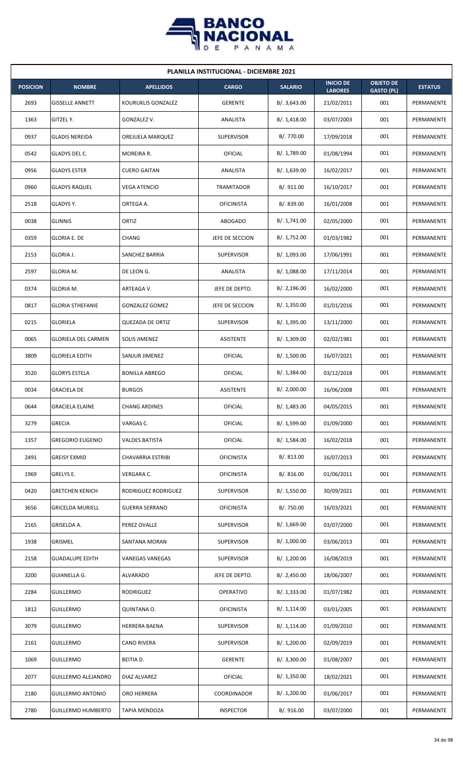## PLANILLA INSTITUCIONAL - DICIEMBRE 2021

| POSICION | NOMBRE | APELLIDOS | CARGO | SALARIO | INICIO DE LABORES | OBJETO DE GASTO (PL) | ESTATUS |
|---|---|---|---|---|---|---|---|
| 2693 | GISSELLE ANNETT | KOURUKLIS GONZALEZ | GERENTE | B/. 3,643.00 | 21/02/2011 | 001 | PERMANENTE |
| 1363 | GITZEL Y. | GONZALEZ V. | ANALISTA | B/. 1,418.00 | 03/07/2003 | 001 | PERMANENTE |
| 0937 | GLADIS NEREIDA | OREJUELA MARQUEZ | SUPERVISOR | B/. 770.00 | 17/09/2018 | 001 | PERMANENTE |
| 0542 | GLADYS DEL C. | MOREIRA R. | OFICIAL | B/. 1,789.00 | 01/08/1994 | 001 | PERMANENTE |
| 0956 | GLADYS ESTER | CUERO GAITAN | ANALISTA | B/. 1,639.00 | 16/02/2017 | 001 | PERMANENTE |
| 0960 | GLADYS RAQUEL | VEGA ATENCIO | TRAMITADOR | B/. 911.00 | 16/10/2017 | 001 | PERMANENTE |
| 2518 | GLADYS Y. | ORTEGA A. | OFICINISTA | B/. 839.00 | 16/01/2008 | 001 | PERMANENTE |
| 0038 | GLINNIS | ORTIZ | ABOGADO | B/. 1,741.00 | 02/05/2000 | 001 | PERMANENTE |
| 0359 | GLORIA E. DE | CHANG | JEFE DE SECCION | B/. 1,752.00 | 01/03/1982 | 001 | PERMANENTE |
| 2153 | GLORIA J. | SANCHEZ BARRIA | SUPERVISOR | B/. 1,093.00 | 17/06/1991 | 001 | PERMANENTE |
| 2597 | GLORIA M. | DE LEON G. | ANALISTA | B/. 1,088.00 | 17/11/2014 | 001 | PERMANENTE |
| 0374 | GLORIA M. | ARTEAGA V. | JEFE DE DEPTO. | B/. 2,196.00 | 16/02/2000 | 001 | PERMANENTE |
| 0817 | GLORIA STHEFANIE | GONZALEZ GOMEZ | JEFE DE SECCION | B/. 1,350.00 | 01/01/2016 | 001 | PERMANENTE |
| 0215 | GLORIELA | QUEZADA DE ORTIZ | SUPERVISOR | B/. 1,395.00 | 13/11/2000 | 001 | PERMANENTE |
| 0065 | GLORIELA DEL CARMEN | SOLIS JIMENEZ | ASISTENTE | B/. 1,309.00 | 02/02/1981 | 001 | PERMANENTE |
| 3809 | GLORIELA EDITH | SANJUR JIMENEZ | OFICIAL | B/. 1,500.00 | 16/07/2021 | 001 | PERMANENTE |
| 3520 | GLORYS ESTELA | BONILLA ABREGO | OFICIAL | B/. 1,384.00 | 03/12/2018 | 001 | PERMANENTE |
| 0034 | GRACIELA DE | BURGOS | ASISTENTE | B/. 2,000.00 | 16/06/2008 | 001 | PERMANENTE |
| 0644 | GRACIELA ELAINE | CHANG ARDINES | OFICIAL | B/. 1,483.00 | 04/05/2015 | 001 | PERMANENTE |
| 3279 | GRECIA | VARGAS C. | OFICIAL | B/. 1,599.00 | 01/09/2000 | 001 | PERMANENTE |
| 1357 | GREGORIO EUGENIO | VALDES BATISTA | OFICIAL | B/. 1,584.00 | 16/02/2018 | 001 | PERMANENTE |
| 2491 | GREISY EXMID | CHAVARRIA ESTRIBI | OFICINISTA | B/. 813.00 | 16/07/2013 | 001 | PERMANENTE |
| 1969 | GRELYS E. | VERGARA C. | OFICINISTA | B/. 816.00 | 01/06/2011 | 001 | PERMANENTE |
| 0420 | GRETCHEN KENICH | RODRIGUEZ RODRIGUEZ | SUPERVISOR | B/. 1,550.00 | 30/09/2021 | 001 | PERMANENTE |
| 3656 | GRICELDA MURIELL | GUERRA SERRANO | OFICINISTA | B/. 750.00 | 16/03/2021 | 001 | PERMANENTE |
| 2165 | GRISELDA A. | PEREZ OVALLE | SUPERVISOR | B/. 1,669.00 | 03/07/2000 | 001 | PERMANENTE |
| 1938 | GRISMEL | SANTANA MORAN | SUPERVISOR | B/. 1,000.00 | 03/06/2013 | 001 | PERMANENTE |
| 2158 | GUADALUPE EDITH | VANEGAS VANEGAS | SUPERVISOR | B/. 1,200.00 | 16/08/2019 | 001 | PERMANENTE |
| 3200 | GUIANELLA G. | ALVARADO | JEFE DE DEPTO. | B/. 2,450.00 | 18/06/2007 | 001 | PERMANENTE |
| 2284 | GUILLERMO | RODRIGUEZ | OPERATIVO | B/. 1,333.00 | 01/07/1982 | 001 | PERMANENTE |
| 1812 | GUILLERMO | QUINTANA O. | OFICINISTA | B/. 1,114.00 | 03/01/2005 | 001 | PERMANENTE |
| 3079 | GUILLERMO | HERRERA BAENA | SUPERVISOR | B/. 1,114.00 | 01/09/2010 | 001 | PERMANENTE |
| 2161 | GUILLERMO | CANO RIVERA | SUPERVISOR | B/. 1,200.00 | 02/09/2019 | 001 | PERMANENTE |
| 1069 | GUILLERMO | BEITIA D. | GERENTE | B/. 3,300.00 | 01/08/2007 | 001 | PERMANENTE |
| 2077 | GUILLERMO ALEJANDRO | DIAZ ALVAREZ | OFICIAL | B/. 1,350.00 | 18/02/2021 | 001 | PERMANENTE |
| 2180 | GUILLERMO ANTONIO | ORO HERRERA | COORDINADOR | B/. 1,200.00 | 01/06/2017 | 001 | PERMANENTE |
| 2780 | GUILLERMO HUMBERTO | TAPIA MENDOZA | INSPECTOR | B/. 916.00 | 03/07/2000 | 001 | PERMANENTE |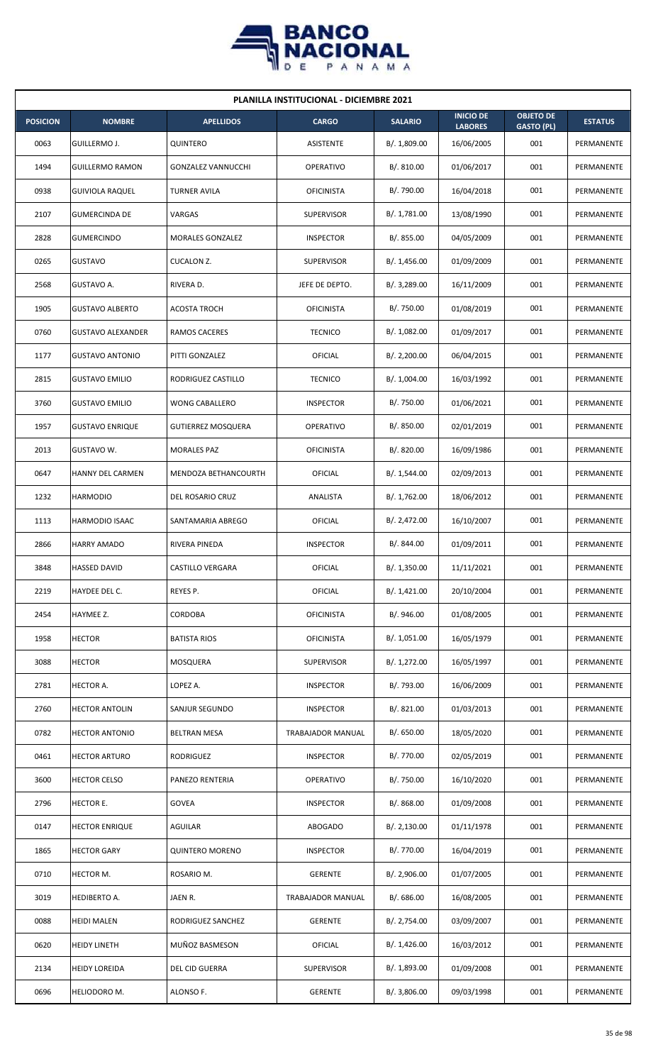## PLANILLA INSTITUCIONAL - DICIEMBRE 2021

| POSICION | NOMBRE | APELLIDOS | CARGO | SALARIO | INICIO DE LABORES | OBJETO DE GASTO (PL) | ESTATUS |
|---|---|---|---|---|---|---|---|
| 0063 | GUILLERMO J. | QUINTERO | ASISTENTE | B/. 1,809.00 | 16/06/2005 | 001 | PERMANENTE |
| 1494 | GUILLERMO RAMON | GONZALEZ VANNUCCHI | OPERATIVO | B/. 810.00 | 01/06/2017 | 001 | PERMANENTE |
| 0938 | GUIVIOLA RAQUEL | TURNER AVILA | OFICINISTA | B/. 790.00 | 16/04/2018 | 001 | PERMANENTE |
| 2107 | GUMERCINDA DE | VARGAS | SUPERVISOR | B/. 1,781.00 | 13/08/1990 | 001 | PERMANENTE |
| 2828 | GUMERCINDO | MORALES GONZALEZ | INSPECTOR | B/. 855.00 | 04/05/2009 | 001 | PERMANENTE |
| 0265 | GUSTAVO | CUCALON Z. | SUPERVISOR | B/. 1,456.00 | 01/09/2009 | 001 | PERMANENTE |
| 2568 | GUSTAVO A. | RIVERA D. | JEFE DE DEPTO. | B/. 3,289.00 | 16/11/2009 | 001 | PERMANENTE |
| 1905 | GUSTAVO ALBERTO | ACOSTA TROCH | OFICINISTA | B/. 750.00 | 01/08/2019 | 001 | PERMANENTE |
| 0760 | GUSTAVO ALEXANDER | RAMOS CACERES | TECNICO | B/. 1,082.00 | 01/09/2017 | 001 | PERMANENTE |
| 1177 | GUSTAVO ANTONIO | PITTI GONZALEZ | OFICIAL | B/. 2,200.00 | 06/04/2015 | 001 | PERMANENTE |
| 2815 | GUSTAVO EMILIO | RODRIGUEZ CASTILLO | TECNICO | B/. 1,004.00 | 16/03/1992 | 001 | PERMANENTE |
| 3760 | GUSTAVO EMILIO | WONG CABALLERO | INSPECTOR | B/. 750.00 | 01/06/2021 | 001 | PERMANENTE |
| 1957 | GUSTAVO ENRIQUE | GUTIERREZ MOSQUERA | OPERATIVO | B/. 850.00 | 02/01/2019 | 001 | PERMANENTE |
| 2013 | GUSTAVO W. | MORALES PAZ | OFICINISTA | B/. 820.00 | 16/09/1986 | 001 | PERMANENTE |
| 0647 | HANNY DEL CARMEN | MENDOZA BETHANCOURTH | OFICIAL | B/. 1,544.00 | 02/09/2013 | 001 | PERMANENTE |
| 1232 | HARMODIO | DEL ROSARIO CRUZ | ANALISTA | B/. 1,762.00 | 18/06/2012 | 001 | PERMANENTE |
| 1113 | HARMODIO ISAAC | SANTAMARIA ABREGO | OFICIAL | B/. 2,472.00 | 16/10/2007 | 001 | PERMANENTE |
| 2866 | HARRY AMADO | RIVERA PINEDA | INSPECTOR | B/. 844.00 | 01/09/2011 | 001 | PERMANENTE |
| 3848 | HASSED DAVID | CASTILLO VERGARA | OFICIAL | B/. 1,350.00 | 11/11/2021 | 001 | PERMANENTE |
| 2219 | HAYDEE DEL C. | REYES P. | OFICIAL | B/. 1,421.00 | 20/10/2004 | 001 | PERMANENTE |
| 2454 | HAYMEE Z. | CORDOBA | OFICINISTA | B/. 946.00 | 01/08/2005 | 001 | PERMANENTE |
| 1958 | HECTOR | BATISTA RIOS | OFICINISTA | B/. 1,051.00 | 16/05/1979 | 001 | PERMANENTE |
| 3088 | HECTOR | MOSQUERA | SUPERVISOR | B/. 1,272.00 | 16/05/1997 | 001 | PERMANENTE |
| 2781 | HECTOR A. | LOPEZ A. | INSPECTOR | B/. 793.00 | 16/06/2009 | 001 | PERMANENTE |
| 2760 | HECTOR ANTOLIN | SANJUR SEGUNDO | INSPECTOR | B/. 821.00 | 01/03/2013 | 001 | PERMANENTE |
| 0782 | HECTOR ANTONIO | BELTRAN MESA | TRABAJADOR MANUAL | B/. 650.00 | 18/05/2020 | 001 | PERMANENTE |
| 0461 | HECTOR ARTURO | RODRIGUEZ | INSPECTOR | B/. 770.00 | 02/05/2019 | 001 | PERMANENTE |
| 3600 | HECTOR CELSO | PANEZO RENTERIA | OPERATIVO | B/. 750.00 | 16/10/2020 | 001 | PERMANENTE |
| 2796 | HECTOR E. | GOVEA | INSPECTOR | B/. 868.00 | 01/09/2008 | 001 | PERMANENTE |
| 0147 | HECTOR ENRIQUE | AGUILAR | ABOGADO | B/. 2,130.00 | 01/11/1978 | 001 | PERMANENTE |
| 1865 | HECTOR GARY | QUINTERO MORENO | INSPECTOR | B/. 770.00 | 16/04/2019 | 001 | PERMANENTE |
| 0710 | HECTOR M. | ROSARIO M. | GERENTE | B/. 2,906.00 | 01/07/2005 | 001 | PERMANENTE |
| 3019 | HEDIBERTO A. | JAEN R. | TRABAJADOR MANUAL | B/. 686.00 | 16/08/2005 | 001 | PERMANENTE |
| 0088 | HEIDI MALEN | RODRIGUEZ SANCHEZ | GERENTE | B/. 2,754.00 | 03/09/2007 | 001 | PERMANENTE |
| 0620 | HEIDY LINETH | MUÑOZ BASMESON | OFICIAL | B/. 1,426.00 | 16/03/2012 | 001 | PERMANENTE |
| 2134 | HEIDY LOREIDA | DEL CID GUERRA | SUPERVISOR | B/. 1,893.00 | 01/09/2008 | 001 | PERMANENTE |
| 0696 | HELIODORO M. | ALONSO F. | GERENTE | B/. 3,806.00 | 09/03/1998 | 001 | PERMANENTE |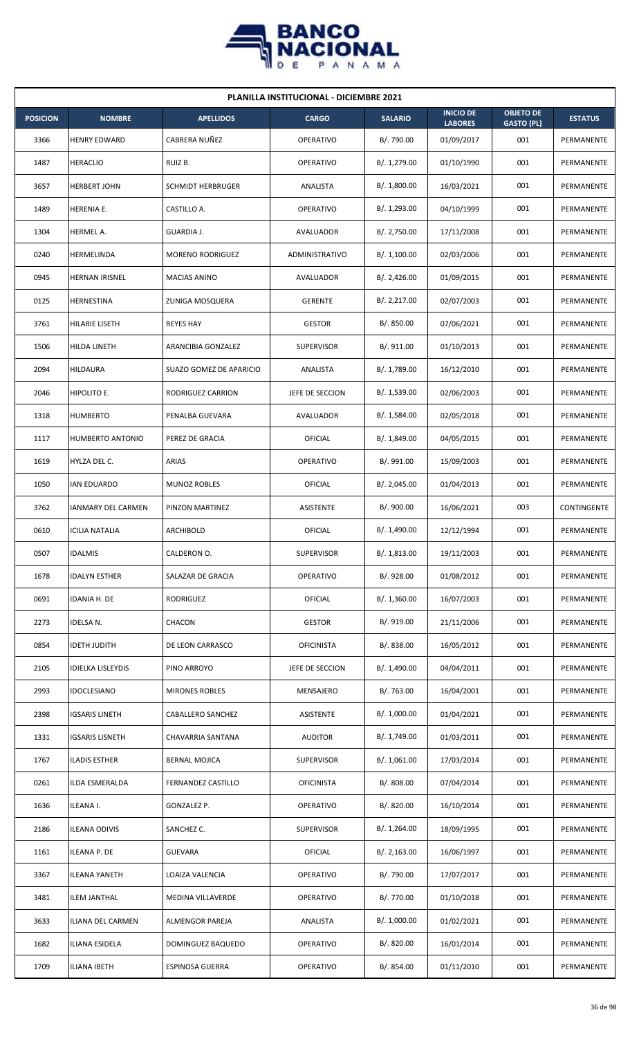| PLANILLA INSTITUCIONAL - DICIEMBRE 2021 | | | | | | | |
|---|---|---|---|---|---|---|---|
| **POSICION** | **NOMBRE** | **APELLIDOS** | **CARGO** | **SALARIO** | **INICIO DE LABORES** | **OBJETO DE GASTO (PL)** | **ESTATUS** |
| 3366 | HENRY EDWARD | CABRERA NUÑEZ | OPERATIVO | B/. 790.00 | 01/09/2017 | 001 | PERMANENTE |
| 1487 | HERACLIO | RUIZ B. | OPERATIVO | B/. 1,279.00 | 01/10/1990 | 001 | PERMANENTE |
| 3657 | HERBERT JOHN | SCHMIDT HERBRUGER | ANALISTA | B/. 1,800.00 | 16/03/2021 | 001 | PERMANENTE |
| 1489 | HERENIA E. | CASTILLO A. | OPERATIVO | B/. 1,293.00 | 04/10/1999 | 001 | PERMANENTE |
| 1304 | HERMEL A. | GUARDIA J. | AVALUADOR | B/. 2,750.00 | 17/11/2008 | 001 | PERMANENTE |
| 0240 | HERMELINDA | MORENO RODRIGUEZ | ADMINISTRATIVO | B/. 1,100.00 | 02/03/2006 | 001 | PERMANENTE |
| 0945 | HERNAN IRISNEL | MACIAS ANINO | AVALUADOR | B/. 2,426.00 | 01/09/2015 | 001 | PERMANENTE |
| 0125 | HERNESTINA | ZUNIGA MOSQUERA | GERENTE | B/. 2,217.00 | 02/07/2003 | 001 | PERMANENTE |
| 3761 | HILARIE LISETH | REYES HAY | GESTOR | B/. 850.00 | 07/06/2021 | 001 | PERMANENTE |
| 1506 | HILDA LINETH | ARANCIBIA GONZALEZ | SUPERVISOR | B/. 911.00 | 01/10/2013 | 001 | PERMANENTE |
| 2094 | HILDAURA | SUAZO GOMEZ DE APARICIO | ANALISTA | B/. 1,789.00 | 16/12/2010 | 001 | PERMANENTE |
| 2046 | HIPOLITO E. | RODRIGUEZ CARRION | JEFE DE SECCION | B/. 1,539.00 | 02/06/2003 | 001 | PERMANENTE |
| 1318 | HUMBERTO | PENALBA GUEVARA | AVALUADOR | B/. 1,584.00 | 02/05/2018 | 001 | PERMANENTE |
| 1117 | HUMBERTO ANTONIO | PEREZ DE GRACIA | OFICIAL | B/. 1,849.00 | 04/05/2015 | 001 | PERMANENTE |
| 1619 | HYLZA DEL C. | ARIAS | OPERATIVO | B/. 991.00 | 15/09/2003 | 001 | PERMANENTE |
| 1050 | IAN EDUARDO | MUNOZ ROBLES | OFICIAL | B/. 2,045.00 | 01/04/2013 | 001 | PERMANENTE |
| 3762 | IANMARY DEL CARMEN | PINZON MARTINEZ | ASISTENTE | B/. 900.00 | 16/06/2021 | 003 | CONTINGENTE |
| 0610 | ICILIA NATALIA | ARCHIBOLD | OFICIAL | B/. 1,490.00 | 12/12/1994 | 001 | PERMANENTE |
| 0507 | IDALMIS | CALDERON O. | SUPERVISOR | B/. 1,813.00 | 19/11/2003 | 001 | PERMANENTE |
| 1678 | IDALYN ESTHER | SALAZAR DE GRACIA | OPERATIVO | B/. 928.00 | 01/08/2012 | 001 | PERMANENTE |
| 0691 | IDANIA H. DE | RODRIGUEZ | OFICIAL | B/. 1,360.00 | 16/07/2003 | 001 | PERMANENTE |
| 2273 | IDELSA N. | CHACON | GESTOR | B/. 919.00 | 21/11/2006 | 001 | PERMANENTE |
| 0854 | IDETH JUDITH | DE LEON CARRASCO | OFICINISTA | B/. 838.00 | 16/05/2012 | 001 | PERMANENTE |
| 2105 | IDIELKA LISLEYDIS | PINO ARROYO | JEFE DE SECCION | B/. 1,490.00 | 04/04/2011 | 001 | PERMANENTE |
| 2993 | IDOCLESIANO | MIRONES ROBLES | MENSAJERO | B/. 763.00 | 16/04/2001 | 001 | PERMANENTE |
| 2398 | IGSARIS LINETH | CABALLERO SANCHEZ | ASISTENTE | B/. 1,000.00 | 01/04/2021 | 001 | PERMANENTE |
| 1331 | IGSARIS LISNETH | CHAVARRIA SANTANA | AUDITOR | B/. 1,749.00 | 01/03/2011 | 001 | PERMANENTE |
| 1767 | ILADIS ESTHER | BERNAL MOJICA | SUPERVISOR | B/. 1,061.00 | 17/03/2014 | 001 | PERMANENTE |
| 0261 | ILDA ESMERALDA | FERNANDEZ CASTILLO | OFICINISTA | B/. 808.00 | 07/04/2014 | 001 | PERMANENTE |
| 1636 | ILEANA I. | GONZALEZ P. | OPERATIVO | B/. 820.00 | 16/10/2014 | 001 | PERMANENTE |
| 2186 | ILEANA ODIVIS | SANCHEZ C. | SUPERVISOR | B/. 1,264.00 | 18/09/1995 | 001 | PERMANENTE |
| 1161 | ILEANA P. DE | GUEVARA | OFICIAL | B/. 2,163.00 | 16/06/1997 | 001 | PERMANENTE |
| 3367 | ILEANA YANETH | LOAIZA VALENCIA | OPERATIVO | B/. 790.00 | 17/07/2017 | 001 | PERMANENTE |
| 3481 | ILEM JANTHAL | MEDINA VILLAVERDE | OPERATIVO | B/. 770.00 | 01/10/2018 | 001 | PERMANENTE |
| 3633 | ILIANA DEL CARMEN | ALMENGOR PAREJA | ANALISTA | B/. 1,000.00 | 01/02/2021 | 001 | PERMANENTE |
| 1682 | ILIANA ESIDELA | DOMINGUEZ BAQUEDO | OPERATIVO | B/. 820.00 | 16/01/2014 | 001 | PERMANENTE |
| 1709 | ILIANA IBETH | ESPINOSA GUERRA | OPERATIVO | B/. 854.00 | 01/11/2010 | 001 | PERMANENTE |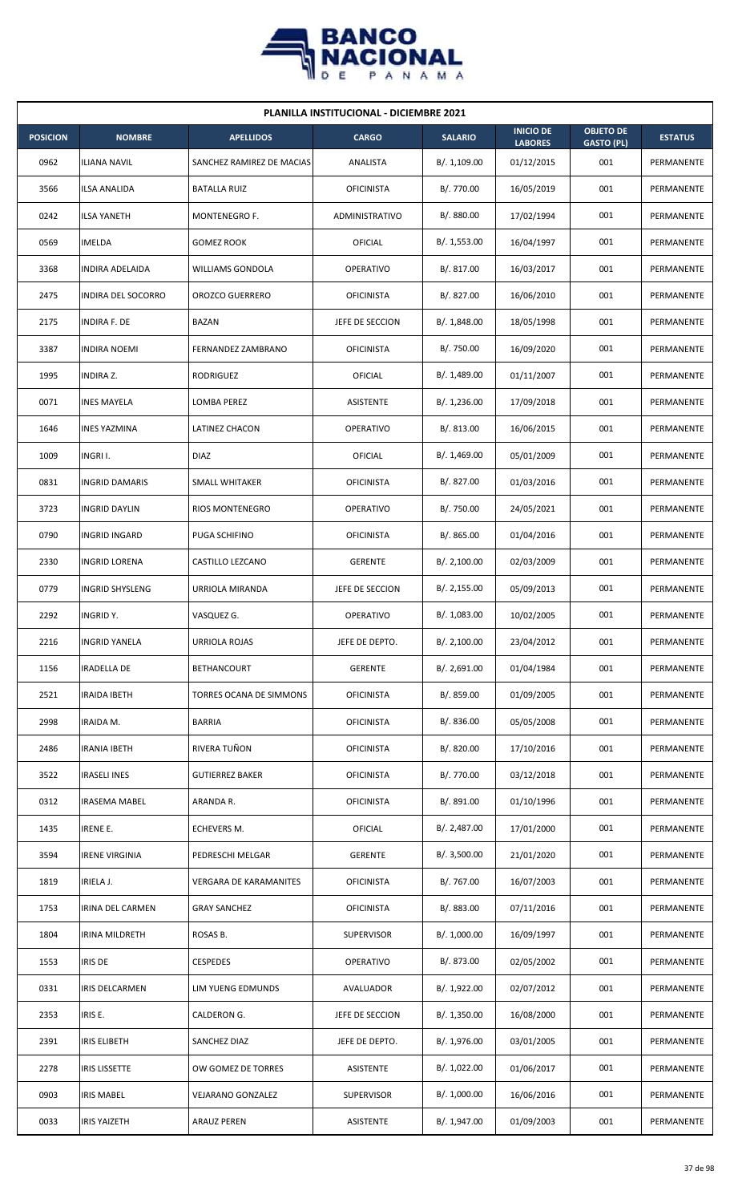| PLANILLA INSTITUCIONAL - DICIEMBRE 2021 | | | | | | | |
|---|---|---|---|---|---|---|---|
| **POSICION** | **NOMBRE** | **APELLIDOS** | **CARGO** | **SALARIO** | **INICIO DE LABORES** | **OBJETO DE GASTO (PL)** | **ESTATUS** |
| 0962 | ILIANA NAVIL | SANCHEZ RAMIREZ DE MACIAS | ANALISTA | B/. 1,109.00 | 01/12/2015 | 001 | PERMANENTE |
| 3566 | ILSA ANALIDA | BATALLA RUIZ | OFICINISTA | B/. 770.00 | 16/05/2019 | 001 | PERMANENTE |
| 0242 | ILSA YANETH | MONTENEGRO F. | ADMINISTRATIVO | B/. 880.00 | 17/02/1994 | 001 | PERMANENTE |
| 0569 | IMELDA | GOMEZ ROOK | OFICIAL | B/. 1,553.00 | 16/04/1997 | 001 | PERMANENTE |
| 3368 | INDIRA ADELAIDA | WILLIAMS GONDOLA | OPERATIVO | B/. 817.00 | 16/03/2017 | 001 | PERMANENTE |
| 2475 | INDIRA DEL SOCORRO | OROZCO GUERRERO | OFICINISTA | B/. 827.00 | 16/06/2010 | 001 | PERMANENTE |
| 2175 | INDIRA F. DE | BAZAN | JEFE DE SECCION | B/. 1,848.00 | 18/05/1998 | 001 | PERMANENTE |
| 3387 | INDIRA NOEMI | FERNANDEZ ZAMBRANO | OFICINISTA | B/. 750.00 | 16/09/2020 | 001 | PERMANENTE |
| 1995 | INDIRA Z. | RODRIGUEZ | OFICIAL | B/. 1,489.00 | 01/11/2007 | 001 | PERMANENTE |
| 0071 | INES MAYELA | LOMBA PEREZ | ASISTENTE | B/. 1,236.00 | 17/09/2018 | 001 | PERMANENTE |
| 1646 | INES YAZMINA | LATINEZ CHACON | OPERATIVO | B/. 813.00 | 16/06/2015 | 001 | PERMANENTE |
| 1009 | INGRI I. | DIAZ | OFICIAL | B/. 1,469.00 | 05/01/2009 | 001 | PERMANENTE |
| 0831 | INGRID DAMARIS | SMALL WHITAKER | OFICINISTA | B/. 827.00 | 01/03/2016 | 001 | PERMANENTE |
| 3723 | INGRID DAYLIN | RIOS MONTENEGRO | OPERATIVO | B/. 750.00 | 24/05/2021 | 001 | PERMANENTE |
| 0790 | INGRID INGARD | PUGA SCHIFINO | OFICINISTA | B/. 865.00 | 01/04/2016 | 001 | PERMANENTE |
| 2330 | INGRID LORENA | CASTILLO LEZCANO | GERENTE | B/. 2,100.00 | 02/03/2009 | 001 | PERMANENTE |
| 0779 | INGRID SHYSLENG | URRIOLA MIRANDA | JEFE DE SECCION | B/. 2,155.00 | 05/09/2013 | 001 | PERMANENTE |
| 2292 | INGRID Y. | VASQUEZ G. | OPERATIVO | B/. 1,083.00 | 10/02/2005 | 001 | PERMANENTE |
| 2216 | INGRID YANELA | URRIOLA ROJAS | JEFE DE DEPTO. | B/. 2,100.00 | 23/04/2012 | 001 | PERMANENTE |
| 1156 | IRADELLA DE | BETHANCOURT | GERENTE | B/. 2,691.00 | 01/04/1984 | 001 | PERMANENTE |
| 2521 | IRAIDA IBETH | TORRES OCANA DE SIMMONS | OFICINISTA | B/. 859.00 | 01/09/2005 | 001 | PERMANENTE |
| 2998 | IRAIDA M. | BARRIA | OFICINISTA | B/. 836.00 | 05/05/2008 | 001 | PERMANENTE |
| 2486 | IRANIA IBETH | RIVERA TUÑON | OFICINISTA | B/. 820.00 | 17/10/2016 | 001 | PERMANENTE |
| 3522 | IRASELI INES | GUTIERREZ BAKER | OFICINISTA | B/. 770.00 | 03/12/2018 | 001 | PERMANENTE |
| 0312 | IRASEMA MABEL | ARANDA R. | OFICINISTA | B/. 891.00 | 01/10/1996 | 001 | PERMANENTE |
| 1435 | IRENE E. | ECHEVERS M. | OFICIAL | B/. 2,487.00 | 17/01/2000 | 001 | PERMANENTE |
| 3594 | IRENE VIRGINIA | PEDRESCHI MELGAR | GERENTE | B/. 3,500.00 | 21/01/2020 | 001 | PERMANENTE |
| 1819 | IRIELA J. | VERGARA DE KARAMANITES | OFICINISTA | B/. 767.00 | 16/07/2003 | 001 | PERMANENTE |
| 1753 | IRINA DEL CARMEN | GRAY SANCHEZ | OFICINISTA | B/. 883.00 | 07/11/2016 | 001 | PERMANENTE |
| 1804 | IRINA MILDRETH | ROSAS B. | SUPERVISOR | B/. 1,000.00 | 16/09/1997 | 001 | PERMANENTE |
| 1553 | IRIS DE | CESPEDES | OPERATIVO | B/. 873.00 | 02/05/2002 | 001 | PERMANENTE |
| 0331 | IRIS DELCARMEN | LIM YUENG EDMUNDS | AVALUADOR | B/. 1,922.00 | 02/07/2012 | 001 | PERMANENTE |
| 2353 | IRIS E. | CALDERON G. | JEFE DE SECCION | B/. 1,350.00 | 16/08/2000 | 001 | PERMANENTE |
| 2391 | IRIS ELIBETH | SANCHEZ DIAZ | JEFE DE DEPTO. | B/. 1,976.00 | 03/01/2005 | 001 | PERMANENTE |
| 2278 | IRIS LISSETTE | OW GOMEZ DE TORRES | ASISTENTE | B/. 1,022.00 | 01/06/2017 | 001 | PERMANENTE |
| 0903 | IRIS MABEL | VEJARANO GONZALEZ | SUPERVISOR | B/. 1,000.00 | 16/06/2016 | 001 | PERMANENTE |
| 0033 | IRIS YAIZETH | ARAUZ PEREN | ASISTENTE | B/. 1,947.00 | 01/09/2003 | 001 | PERMANENTE |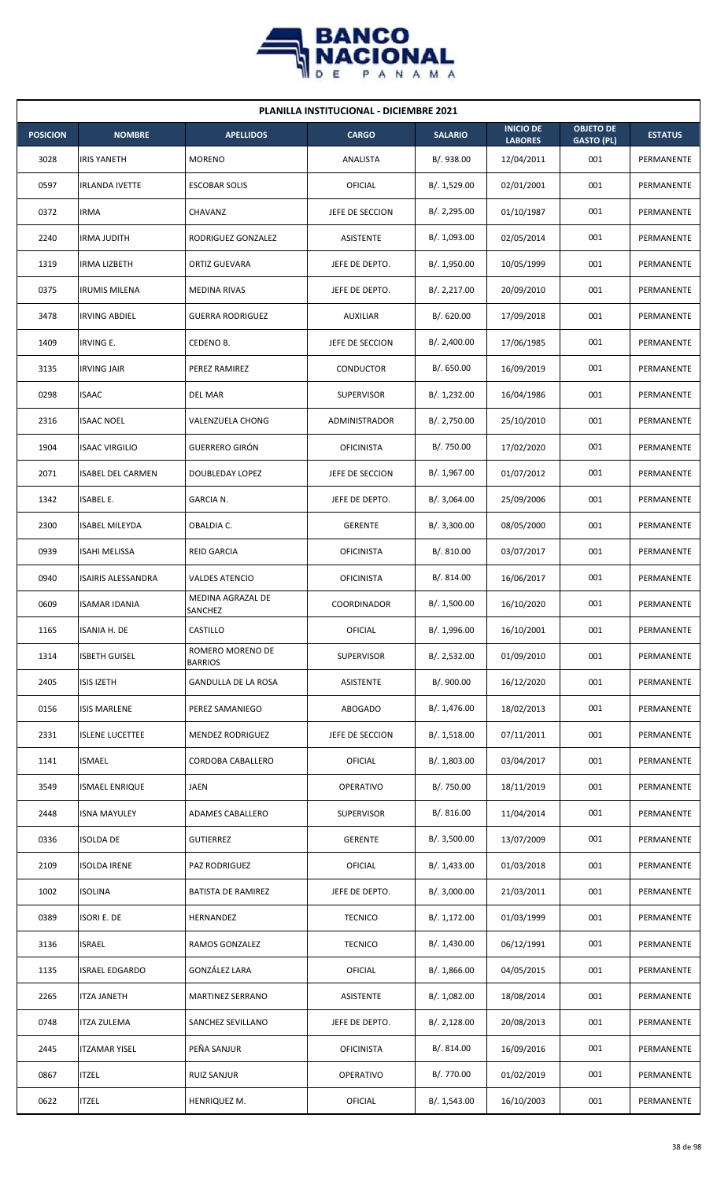**PLANILLA INSTITUCIONAL - DICIEMBRE 2021**

| POSICION | NOMBRE | APELLIDOS | CARGO | SALARIO | INICIO DE LABORES | OBJETO DE GASTO (PL) | ESTATUS |
|---|---|---|---|---|---|---|---|
| 3028 | IRIS YANETH | MORENO | ANALISTA | B/. 938.00 | 12/04/2011 | 001 | PERMANENTE |
| 0597 | IRLANDA IVETTE | ESCOBAR SOLIS | OFICIAL | B/. 1,529.00 | 02/01/2001 | 001 | PERMANENTE |
| 0372 | IRMA | CHAVANZ | JEFE DE SECCION | B/. 2,295.00 | 01/10/1987 | 001 | PERMANENTE |
| 2240 | IRMA JUDITH | RODRIGUEZ GONZALEZ | ASISTENTE | B/. 1,093.00 | 02/05/2014 | 001 | PERMANENTE |
| 1319 | IRMA LIZBETH | ORTIZ GUEVARA | JEFE DE DEPTO. | B/. 1,950.00 | 10/05/1999 | 001 | PERMANENTE |
| 0375 | IRUMIS MILENA | MEDINA RIVAS | JEFE DE DEPTO. | B/. 2,217.00 | 20/09/2010 | 001 | PERMANENTE |
| 3478 | IRVING ABDIEL | GUERRA RODRIGUEZ | AUXILIAR | B/. 620.00 | 17/09/2018 | 001 | PERMANENTE |
| 1409 | IRVING E. | CEDENO B. | JEFE DE SECCION | B/. 2,400.00 | 17/06/1985 | 001 | PERMANENTE |
| 3135 | IRVING JAIR | PEREZ RAMIREZ | CONDUCTOR | B/. 650.00 | 16/09/2019 | 001 | PERMANENTE |
| 0298 | ISAAC | DEL MAR | SUPERVISOR | B/. 1,232.00 | 16/04/1986 | 001 | PERMANENTE |
| 2316 | ISAAC NOEL | VALENZUELA CHONG | ADMINISTRADOR | B/. 2,750.00 | 25/10/2010 | 001 | PERMANENTE |
| 1904 | ISAAC VIRGILIO | GUERRERO GIRÓN | OFICINISTA | B/. 750.00 | 17/02/2020 | 001 | PERMANENTE |
| 2071 | ISABEL DEL CARMEN | DOUBLEDAY LOPEZ | JEFE DE SECCION | B/. 1,967.00 | 01/07/2012 | 001 | PERMANENTE |
| 1342 | ISABEL E. | GARCIA N. | JEFE DE DEPTO. | B/. 3,064.00 | 25/09/2006 | 001 | PERMANENTE |
| 2300 | ISABEL MILEYDA | OBALDIA C. | GERENTE | B/. 3,300.00 | 08/05/2000 | 001 | PERMANENTE |
| 0939 | ISAHI MELISSA | REID GARCIA | OFICINISTA | B/. 810.00 | 03/07/2017 | 001 | PERMANENTE |
| 0940 | ISAIRIS ALESSANDRA | VALDES ATENCIO | OFICINISTA | B/. 814.00 | 16/06/2017 | 001 | PERMANENTE |
| 0609 | ISAMAR IDANIA | MEDINA AGRAZAL DE SANCHEZ | COORDINADOR | B/. 1,500.00 | 16/10/2020 | 001 | PERMANENTE |
| 1165 | ISANIA H. DE | CASTILLO | OFICIAL | B/. 1,996.00 | 16/10/2001 | 001 | PERMANENTE |
| 1314 | ISBETH GUISEL | ROMERO MORENO DE BARRIOS | SUPERVISOR | B/. 2,532.00 | 01/09/2010 | 001 | PERMANENTE |
| 2405 | ISIS IZETH | GANDULLA DE LA ROSA | ASISTENTE | B/. 900.00 | 16/12/2020 | 001 | PERMANENTE |
| 0156 | ISIS MARLENE | PEREZ SAMANIEGO | ABOGADO | B/. 1,476.00 | 18/02/2013 | 001 | PERMANENTE |
| 2331 | ISLENE LUCETTEE | MENDEZ RODRIGUEZ | JEFE DE SECCION | B/. 1,518.00 | 07/11/2011 | 001 | PERMANENTE |
| 1141 | ISMAEL | CORDOBA CABALLERO | OFICIAL | B/. 1,803.00 | 03/04/2017 | 001 | PERMANENTE |
| 3549 | ISMAEL ENRIQUE | JAEN | OPERATIVO | B/. 750.00 | 18/11/2019 | 001 | PERMANENTE |
| 2448 | ISNA MAYULEY | ADAMES CABALLERO | SUPERVISOR | B/. 816.00 | 11/04/2014 | 001 | PERMANENTE |
| 0336 | ISOLDA DE | GUTIERREZ | GERENTE | B/. 3,500.00 | 13/07/2009 | 001 | PERMANENTE |
| 2109 | ISOLDA IRENE | PAZ RODRIGUEZ | OFICIAL | B/. 1,433.00 | 01/03/2018 | 001 | PERMANENTE |
| 1002 | ISOLINA | BATISTA DE RAMIREZ | JEFE DE DEPTO. | B/. 3,000.00 | 21/03/2011 | 001 | PERMANENTE |
| 0389 | ISORI E. DE | HERNANDEZ | TECNICO | B/. 1,172.00 | 01/03/1999 | 001 | PERMANENTE |
| 3136 | ISRAEL | RAMOS GONZALEZ | TECNICO | B/. 1,430.00 | 06/12/1991 | 001 | PERMANENTE |
| 1135 | ISRAEL EDGARDO | GONZÁLEZ LARA | OFICIAL | B/. 1,866.00 | 04/05/2015 | 001 | PERMANENTE |
| 2265 | ITZA JANETH | MARTINEZ SERRANO | ASISTENTE | B/. 1,082.00 | 18/08/2014 | 001 | PERMANENTE |
| 0748 | ITZA ZULEMA | SANCHEZ SEVILLANO | JEFE DE DEPTO. | B/. 2,128.00 | 20/08/2013 | 001 | PERMANENTE |
| 2445 | ITZAMAR YISEL | PEÑA SANJUR | OFICINISTA | B/. 814.00 | 16/09/2016 | 001 | PERMANENTE |
| 0867 | ITZEL | RUIZ SANJUR | OPERATIVO | B/. 770.00 | 01/02/2019 | 001 | PERMANENTE |
| 0622 | ITZEL | HENRIQUEZ M. | OFICIAL | B/. 1,543.00 | 16/10/2003 | 001 | PERMANENTE |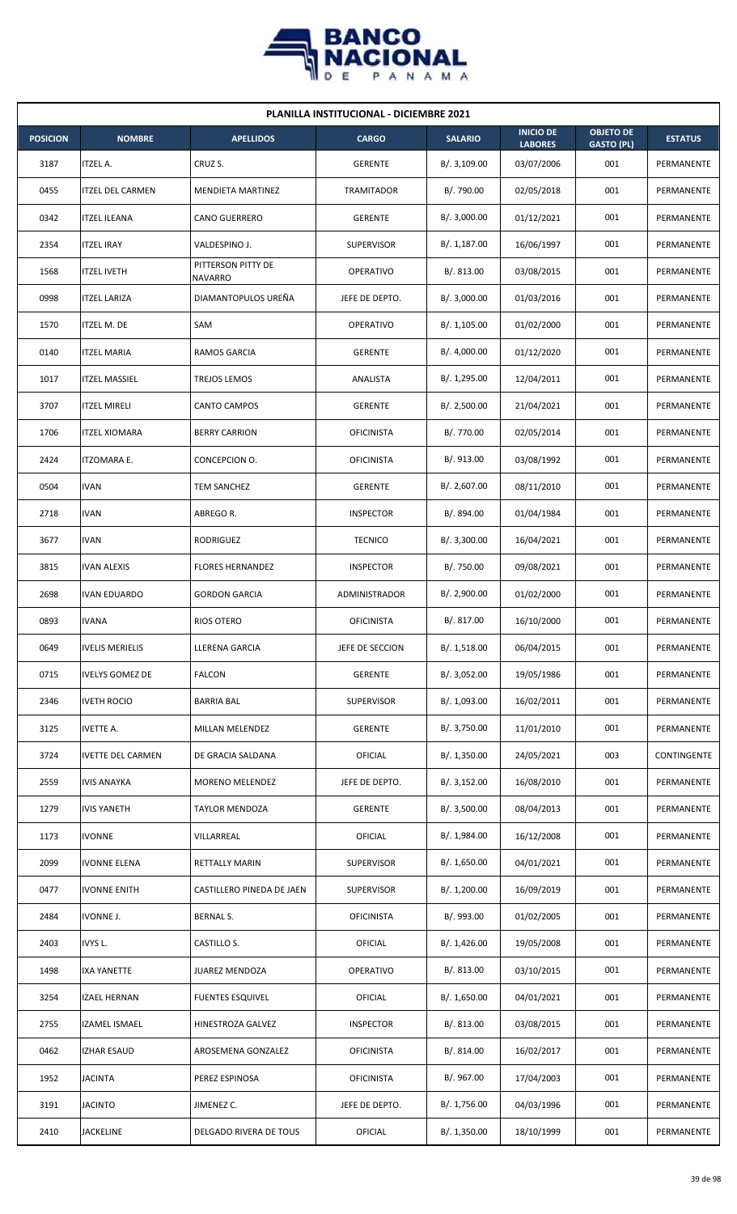| PLANILLA INSTITUCIONAL - DICIEMBRE 2021 | | | | | | | |
|---|---|---|---|---|---|---|---|
| **POSICION** | **NOMBRE** | **APELLIDOS** | **CARGO** | **SALARIO** | **INICIO DE LABORES** | **OBJETO DE GASTO (PL)** | **ESTATUS** |
| 3187 | ITZEL A. | CRUZ S. | GERENTE | B/. 3,109.00 | 03/07/2006 | 001 | PERMANENTE |
| 0455 | ITZEL DEL CARMEN | MENDIETA MARTINEZ | TRAMITADOR | B/. 790.00 | 02/05/2018 | 001 | PERMANENTE |
| 0342 | ITZEL ILEANA | CANO GUERRERO | GERENTE | B/. 3,000.00 | 01/12/2021 | 001 | PERMANENTE |
| 2354 | ITZEL IRAY | VALDESPINO J. | SUPERVISOR | B/. 1,187.00 | 16/06/1997 | 001 | PERMANENTE |
| 1568 | ITZEL IVETH | PITTERSON PITTY DE NAVARRO | OPERATIVO | B/. 813.00 | 03/08/2015 | 001 | PERMANENTE |
| 0998 | ITZEL LARIZA | DIAMANTOPULOS UREÑA | JEFE DE DEPTO. | B/. 3,000.00 | 01/03/2016 | 001 | PERMANENTE |
| 1570 | ITZEL M. DE | SAM | OPERATIVO | B/. 1,105.00 | 01/02/2000 | 001 | PERMANENTE |
| 0140 | ITZEL MARIA | RAMOS GARCIA | GERENTE | B/. 4,000.00 | 01/12/2020 | 001 | PERMANENTE |
| 1017 | ITZEL MASSIEL | TREJOS LEMOS | ANALISTA | B/. 1,295.00 | 12/04/2011 | 001 | PERMANENTE |
| 3707 | ITZEL MIRELI | CANTO CAMPOS | GERENTE | B/. 2,500.00 | 21/04/2021 | 001 | PERMANENTE |
| 1706 | ITZEL XIOMARA | BERRY CARRION | OFICINISTA | B/. 770.00 | 02/05/2014 | 001 | PERMANENTE |
| 2424 | ITZOMARA E. | CONCEPCION O. | OFICINISTA | B/. 913.00 | 03/08/1992 | 001 | PERMANENTE |
| 0504 | IVAN | TEM SANCHEZ | GERENTE | B/. 2,607.00 | 08/11/2010 | 001 | PERMANENTE |
| 2718 | IVAN | ABREGO R. | INSPECTOR | B/. 894.00 | 01/04/1984 | 001 | PERMANENTE |
| 3677 | IVAN | RODRIGUEZ | TECNICO | B/. 3,300.00 | 16/04/2021 | 001 | PERMANENTE |
| 3815 | IVAN ALEXIS | FLORES HERNANDEZ | INSPECTOR | B/. 750.00 | 09/08/2021 | 001 | PERMANENTE |
| 2698 | IVAN EDUARDO | GORDON GARCIA | ADMINISTRADOR | B/. 2,900.00 | 01/02/2000 | 001 | PERMANENTE |
| 0893 | IVANA | RIOS OTERO | OFICINISTA | B/. 817.00 | 16/10/2000 | 001 | PERMANENTE |
| 0649 | IVELIS MERIELIS | LLERENA GARCIA | JEFE DE SECCION | B/. 1,518.00 | 06/04/2015 | 001 | PERMANENTE |
| 0715 | IVELYS GOMEZ DE | FALCON | GERENTE | B/. 3,052.00 | 19/05/1986 | 001 | PERMANENTE |
| 2346 | IVETH ROCIO | BARRIA BAL | SUPERVISOR | B/. 1,093.00 | 16/02/2011 | 001 | PERMANENTE |
| 3125 | IVETTE A. | MILLAN MELENDEZ | GERENTE | B/. 3,750.00 | 11/01/2010 | 001 | PERMANENTE |
| 3724 | IVETTE DEL CARMEN | DE GRACIA SALDANA | OFICIAL | B/. 1,350.00 | 24/05/2021 | 003 | CONTINGENTE |
| 2559 | IVIS ANAYKA | MORENO MELENDEZ | JEFE DE DEPTO. | B/. 3,152.00 | 16/08/2010 | 001 | PERMANENTE |
| 1279 | IVIS YANETH | TAYLOR MENDOZA | GERENTE | B/. 3,500.00 | 08/04/2013 | 001 | PERMANENTE |
| 1173 | IVONNE | VILLARREAL | OFICIAL | B/. 1,984.00 | 16/12/2008 | 001 | PERMANENTE |
| 2099 | IVONNE ELENA | RETTALLY MARIN | SUPERVISOR | B/. 1,650.00 | 04/01/2021 | 001 | PERMANENTE |
| 0477 | IVONNE ENITH | CASTILLERO PINEDA DE JAEN | SUPERVISOR | B/. 1,200.00 | 16/09/2019 | 001 | PERMANENTE |
| 2484 | IVONNE J. | BERNAL S. | OFICINISTA | B/. 993.00 | 01/02/2005 | 001 | PERMANENTE |
| 2403 | IVYS L. | CASTILLO S. | OFICIAL | B/. 1,426.00 | 19/05/2008 | 001 | PERMANENTE |
| 1498 | IXA YANETTE | JUAREZ MENDOZA | OPERATIVO | B/. 813.00 | 03/10/2015 | 001 | PERMANENTE |
| 3254 | IZAEL HERNAN | FUENTES ESQUIVEL | OFICIAL | B/. 1,650.00 | 04/01/2021 | 001 | PERMANENTE |
| 2755 | IZAMEL ISMAEL | HINESTROZA GALVEZ | INSPECTOR | B/. 813.00 | 03/08/2015 | 001 | PERMANENTE |
| 0462 | IZHAR ESAUD | AROSEMENA GONZALEZ | OFICINISTA | B/. 814.00 | 16/02/2017 | 001 | PERMANENTE |
| 1952 | JACINTA | PEREZ ESPINOSA | OFICINISTA | B/. 967.00 | 17/04/2003 | 001 | PERMANENTE |
| 3191 | JACINTO | JIMENEZ C. | JEFE DE DEPTO. | B/. 1,756.00 | 04/03/1996 | 001 | PERMANENTE |
| 2410 | JACKELINE | DELGADO RIVERA DE TOUS | OFICIAL | B/. 1,350.00 | 18/10/1999 | 001 | PERMANENTE |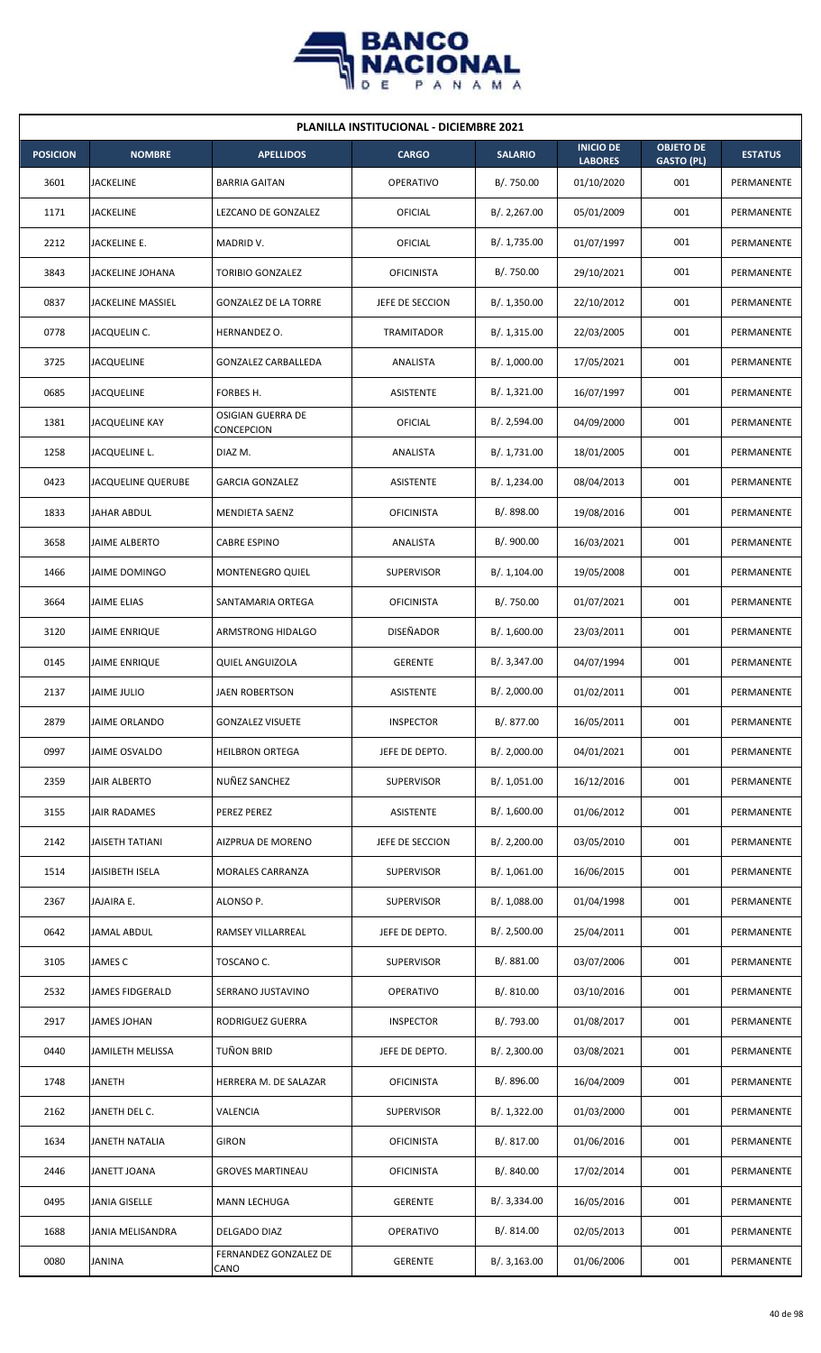**PLANILLA INSTITUCIONAL - DICIEMBRE 2021**

| POSICION | NOMBRE | APELLIDOS | CARGO | SALARIO | INICIO DE LABORES | OBJETO DE GASTO (PL) | ESTATUS |
|---|---|---|---|---|---|---|---|
| 3601 | JACKELINE | BARRIA GAITAN | OPERATIVO | B/. 750.00 | 01/10/2020 | 001 | PERMANENTE |
| 1171 | JACKELINE | LEZCANO DE GONZALEZ | OFICIAL | B/. 2,267.00 | 05/01/2009 | 001 | PERMANENTE |
| 2212 | JACKELINE E. | MADRID V. | OFICIAL | B/. 1,735.00 | 01/07/1997 | 001 | PERMANENTE |
| 3843 | JACKELINE JOHANA | TORIBIO GONZALEZ | OFICINISTA | B/. 750.00 | 29/10/2021 | 001 | PERMANENTE |
| 0837 | JACKELINE MASSIEL | GONZALEZ DE LA TORRE | JEFE DE SECCION | B/. 1,350.00 | 22/10/2012 | 001 | PERMANENTE |
| 0778 | JACQUELIN C. | HERNANDEZ O. | TRAMITADOR | B/. 1,315.00 | 22/03/2005 | 001 | PERMANENTE |
| 3725 | JACQUELINE | GONZALEZ CARBALLEDA | ANALISTA | B/. 1,000.00 | 17/05/2021 | 001 | PERMANENTE |
| 0685 | JACQUELINE | FORBES H. | ASISTENTE | B/. 1,321.00 | 16/07/1997 | 001 | PERMANENTE |
| 1381 | JACQUELINE KAY | OSIGIAN GUERRA DE CONCEPCION | OFICIAL | B/. 2,594.00 | 04/09/2000 | 001 | PERMANENTE |
| 1258 | JACQUELINE L. | DIAZ M. | ANALISTA | B/. 1,731.00 | 18/01/2005 | 001 | PERMANENTE |
| 0423 | JACQUELINE QUERUBE | GARCIA GONZALEZ | ASISTENTE | B/. 1,234.00 | 08/04/2013 | 001 | PERMANENTE |
| 1833 | JAHAR ABDUL | MENDIETA SAENZ | OFICINISTA | B/. 898.00 | 19/08/2016 | 001 | PERMANENTE |
| 3658 | JAIME ALBERTO | CABRE ESPINO | ANALISTA | B/. 900.00 | 16/03/2021 | 001 | PERMANENTE |
| 1466 | JAIME DOMINGO | MONTENEGRO QUIEL | SUPERVISOR | B/. 1,104.00 | 19/05/2008 | 001 | PERMANENTE |
| 3664 | JAIME ELIAS | SANTAMARIA ORTEGA | OFICINISTA | B/. 750.00 | 01/07/2021 | 001 | PERMANENTE |
| 3120 | JAIME ENRIQUE | ARMSTRONG HIDALGO | DISEÑADOR | B/. 1,600.00 | 23/03/2011 | 001 | PERMANENTE |
| 0145 | JAIME ENRIQUE | QUIEL ANGUIZOLA | GERENTE | B/. 3,347.00 | 04/07/1994 | 001 | PERMANENTE |
| 2137 | JAIME JULIO | JAEN ROBERTSON | ASISTENTE | B/. 2,000.00 | 01/02/2011 | 001 | PERMANENTE |
| 2879 | JAIME ORLANDO | GONZALEZ VISUETE | INSPECTOR | B/. 877.00 | 16/05/2011 | 001 | PERMANENTE |
| 0997 | JAIME OSVALDO | HEILBRON ORTEGA | JEFE DE DEPTO. | B/. 2,000.00 | 04/01/2021 | 001 | PERMANENTE |
| 2359 | JAIR ALBERTO | NUÑEZ SANCHEZ | SUPERVISOR | B/. 1,051.00 | 16/12/2016 | 001 | PERMANENTE |
| 3155 | JAIR RADAMES | PEREZ PEREZ | ASISTENTE | B/. 1,600.00 | 01/06/2012 | 001 | PERMANENTE |
| 2142 | JAISETH TATIANI | AIZPRUA DE MORENO | JEFE DE SECCION | B/. 2,200.00 | 03/05/2010 | 001 | PERMANENTE |
| 1514 | JAISIBETH ISELA | MORALES CARRANZA | SUPERVISOR | B/. 1,061.00 | 16/06/2015 | 001 | PERMANENTE |
| 2367 | JAJAIRA E. | ALONSO P. | SUPERVISOR | B/. 1,088.00 | 01/04/1998 | 001 | PERMANENTE |
| 0642 | JAMAL ABDUL | RAMSEY VILLARREAL | JEFE DE DEPTO. | B/. 2,500.00 | 25/04/2011 | 001 | PERMANENTE |
| 3105 | JAMES C | TOSCANO C. | SUPERVISOR | B/. 881.00 | 03/07/2006 | 001 | PERMANENTE |
| 2532 | JAMES FIDGERALD | SERRANO JUSTAVINO | OPERATIVO | B/. 810.00 | 03/10/2016 | 001 | PERMANENTE |
| 2917 | JAMES JOHAN | RODRIGUEZ GUERRA | INSPECTOR | B/. 793.00 | 01/08/2017 | 001 | PERMANENTE |
| 0440 | JAMILETH MELISSA | TUÑON BRID | JEFE DE DEPTO. | B/. 2,300.00 | 03/08/2021 | 001 | PERMANENTE |
| 1748 | JANETH | HERRERA M. DE SALAZAR | OFICINISTA | B/. 896.00 | 16/04/2009 | 001 | PERMANENTE |
| 2162 | JANETH DEL C. | VALENCIA | SUPERVISOR | B/. 1,322.00 | 01/03/2000 | 001 | PERMANENTE |
| 1634 | JANETH NATALIA | GIRON | OFICINISTA | B/. 817.00 | 01/06/2016 | 001 | PERMANENTE |
| 2446 | JANETT JOANA | GROVES MARTINEAU | OFICINISTA | B/. 840.00 | 17/02/2014 | 001 | PERMANENTE |
| 0495 | JANIA GISELLE | MANN LECHUGA | GERENTE | B/. 3,334.00 | 16/05/2016 | 001 | PERMANENTE |
| 1688 | JANIA MELISANDRA | DELGADO DIAZ | OPERATIVO | B/. 814.00 | 02/05/2013 | 001 | PERMANENTE |
| 0080 | JANINA | FERNANDEZ GONZALEZ DE CANO | GERENTE | B/. 3,163.00 | 01/06/2006 | 001 | PERMANENTE |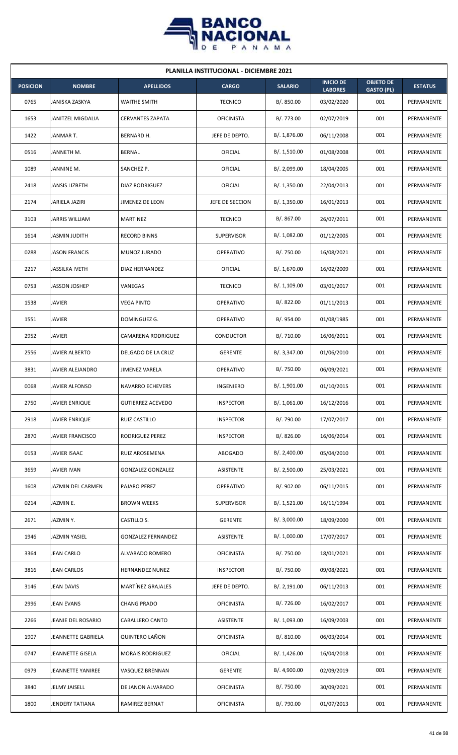**PLANILLA INSTITUCIONAL - DICIEMBRE 2021**

| POSICION | NOMBRE | APELLIDOS | CARGO | SALARIO | INICIO DE LABORES | OBJETO DE GASTO (PL) | ESTATUS |
|---|---|---|---|---|---|---|---|
| 0765 | JANISKA ZASKYA | WAITHE SMITH | TECNICO | B/. 850.00 | 03/02/2020 | 001 | PERMANENTE |
| 1653 | JANITZEL MIGDALIA | CERVANTES ZAPATA | OFICINISTA | B/. 773.00 | 02/07/2019 | 001 | PERMANENTE |
| 1422 | JANMAR T. | BERNARD H. | JEFE DE DEPTO. | B/. 1,876.00 | 06/11/2008 | 001 | PERMANENTE |
| 0516 | JANNETH M. | BERNAL | OFICIAL | B/. 1,510.00 | 01/08/2008 | 001 | PERMANENTE |
| 1089 | JANNINE M. | SANCHEZ P. | OFICIAL | B/. 2,099.00 | 18/04/2005 | 001 | PERMANENTE |
| 2418 | JANSIS LIZBETH | DIAZ RODRIGUEZ | OFICIAL | B/. 1,350.00 | 22/04/2013 | 001 | PERMANENTE |
| 2174 | JARIELA JAZIRI | JIMENEZ DE LEON | JEFE DE SECCION | B/. 1,350.00 | 16/01/2013 | 001 | PERMANENTE |
| 3103 | JARRIS WILLIAM | MARTINEZ | TECNICO | B/. 867.00 | 26/07/2011 | 001 | PERMANENTE |
| 1614 | JASMIN JUDITH | RECORD BINNS | SUPERVISOR | B/. 1,082.00 | 01/12/2005 | 001 | PERMANENTE |
| 0288 | JASON FRANCIS | MUNOZ JURADO | OPERATIVO | B/. 750.00 | 16/08/2021 | 001 | PERMANENTE |
| 2217 | JASSILKA IVETH | DIAZ HERNANDEZ | OFICIAL | B/. 1,670.00 | 16/02/2009 | 001 | PERMANENTE |
| 0753 | JASSON JOSHEP | VANEGAS | TECNICO | B/. 1,109.00 | 03/01/2017 | 001 | PERMANENTE |
| 1538 | JAVIER | VEGA PINTO | OPERATIVO | B/. 822.00 | 01/11/2013 | 001 | PERMANENTE |
| 1551 | JAVIER | DOMINGUEZ G. | OPERATIVO | B/. 954.00 | 01/08/1985 | 001 | PERMANENTE |
| 2952 | JAVIER | CAMARENA RODRIGUEZ | CONDUCTOR | B/. 710.00 | 16/06/2011 | 001 | PERMANENTE |
| 2556 | JAVIER ALBERTO | DELGADO DE LA CRUZ | GERENTE | B/. 3,347.00 | 01/06/2010 | 001 | PERMANENTE |
| 3831 | JAVIER ALEJANDRO | JIMENEZ VARELA | OPERATIVO | B/. 750.00 | 06/09/2021 | 001 | PERMANENTE |
| 0068 | JAVIER ALFONSO | NAVARRO ECHEVERS | INGENIERO | B/. 1,901.00 | 01/10/2015 | 001 | PERMANENTE |
| 2750 | JAVIER ENRIQUE | GUTIERREZ ACEVEDO | INSPECTOR | B/. 1,061.00 | 16/12/2016 | 001 | PERMANENTE |
| 2918 | JAVIER ENRIQUE | RUIZ CASTILLO | INSPECTOR | B/. 790.00 | 17/07/2017 | 001 | PERMANENTE |
| 2870 | JAVIER FRANCISCO | RODRIGUEZ PEREZ | INSPECTOR | B/. 826.00 | 16/06/2014 | 001 | PERMANENTE |
| 0153 | JAVIER ISAAC | RUIZ AROSEMENA | ABOGADO | B/. 2,400.00 | 05/04/2010 | 001 | PERMANENTE |
| 3659 | JAVIER IVAN | GONZALEZ GONZALEZ | ASISTENTE | B/. 2,500.00 | 25/03/2021 | 001 | PERMANENTE |
| 1608 | JAZMIN DEL CARMEN | PAJARO PEREZ | OPERATIVO | B/. 902.00 | 06/11/2015 | 001 | PERMANENTE |
| 0214 | JAZMIN E. | BROWN WEEKS | SUPERVISOR | B/. 1,521.00 | 16/11/1994 | 001 | PERMANENTE |
| 2671 | JAZMIN Y. | CASTILLO S. | GERENTE | B/. 3,000.00 | 18/09/2000 | 001 | PERMANENTE |
| 1946 | JAZMIN YASIEL | GONZALEZ FERNANDEZ | ASISTENTE | B/. 1,000.00 | 17/07/2017 | 001 | PERMANENTE |
| 3364 | JEAN CARLO | ALVARADO ROMERO | OFICINISTA | B/. 750.00 | 18/01/2021 | 001 | PERMANENTE |
| 3816 | JEAN CARLOS | HERNANDEZ NUNEZ | INSPECTOR | B/. 750.00 | 09/08/2021 | 001 | PERMANENTE |
| 3146 | JEAN DAVIS | MARTÍNEZ GRAJALES | JEFE DE DEPTO. | B/. 2,191.00 | 06/11/2013 | 001 | PERMANENTE |
| 2996 | JEAN EVANS | CHANG PRADO | OFICINISTA | B/. 726.00 | 16/02/2017 | 001 | PERMANENTE |
| 2266 | JEANIE DEL ROSARIO | CABALLERO CANTO | ASISTENTE | B/. 1,093.00 | 16/09/2003 | 001 | PERMANENTE |
| 1907 | JEANNETTE GABRIELA | QUINTERO LAÑON | OFICINISTA | B/. 810.00 | 06/03/2014 | 001 | PERMANENTE |
| 0747 | JEANNETTE GISELA | MORAIS RODRIGUEZ | OFICIAL | B/. 1,426.00 | 16/04/2018 | 001 | PERMANENTE |
| 0979 | JEANNETTE YANIREE | VASQUEZ BRENNAN | GERENTE | B/. 4,900.00 | 02/09/2019 | 001 | PERMANENTE |
| 3840 | JELMY JAISELL | DE JANON ALVARADO | OFICINISTA | B/. 750.00 | 30/09/2021 | 001 | PERMANENTE |
| 1800 | JENDERY TATIANA | RAMIREZ BERNAT | OFICINISTA | B/. 790.00 | 01/07/2013 | 001 | PERMANENTE |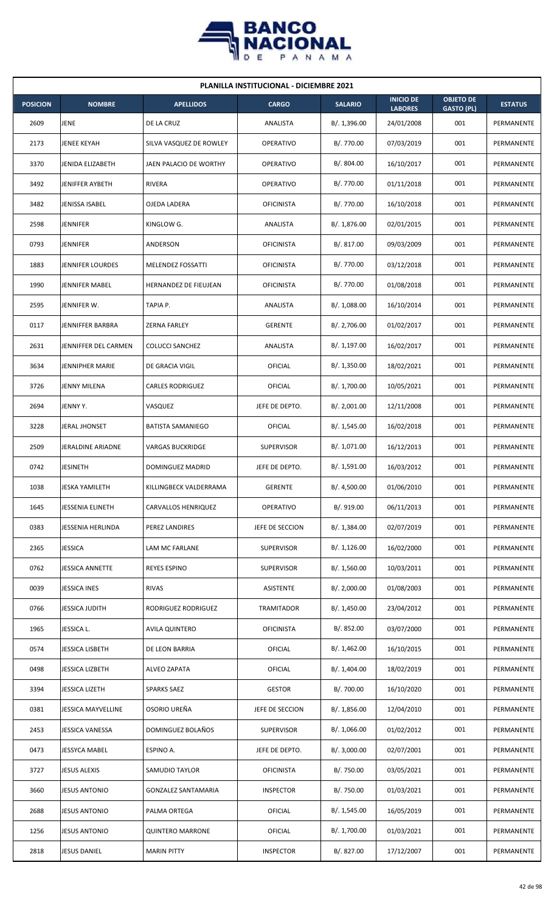**PLANILLA INSTITUCIONAL - DICIEMBRE 2021**

| POSICION | NOMBRE | APELLIDOS | CARGO | SALARIO | INICIO DE LABORES | OBJETO DE GASTO (PL) | ESTATUS |
|---|---|---|---|---|---|---|---|
| 2609 | JENE | DE LA CRUZ | ANALISTA | B/. 1,396.00 | 24/01/2008 | 001 | PERMANENTE |
| 2173 | JENEE KEYAH | SILVA VASQUEZ DE ROWLEY | OPERATIVO | B/. 770.00 | 07/03/2019 | 001 | PERMANENTE |
| 3370 | JENIDA ELIZABETH | JAEN PALACIO DE WORTHY | OPERATIVO | B/. 804.00 | 16/10/2017 | 001 | PERMANENTE |
| 3492 | JENIFFER AYBETH | RIVERA | OPERATIVO | B/. 770.00 | 01/11/2018 | 001 | PERMANENTE |
| 3482 | JENISSA ISABEL | OJEDA LADERA | OFICINISTA | B/. 770.00 | 16/10/2018 | 001 | PERMANENTE |
| 2598 | JENNIFER | KINGLOW G. | ANALISTA | B/. 1,876.00 | 02/01/2015 | 001 | PERMANENTE |
| 0793 | JENNIFER | ANDERSON | OFICINISTA | B/. 817.00 | 09/03/2009 | 001 | PERMANENTE |
| 1883 | JENNIFER LOURDES | MELENDEZ FOSSATTI | OFICINISTA | B/. 770.00 | 03/12/2018 | 001 | PERMANENTE |
| 1990 | JENNIFER MABEL | HERNANDEZ DE FIEUJEAN | OFICINISTA | B/. 770.00 | 01/08/2018 | 001 | PERMANENTE |
| 2595 | JENNIFER W. | TAPIA P. | ANALISTA | B/. 1,088.00 | 16/10/2014 | 001 | PERMANENTE |
| 0117 | JENNIFFER BARBRA | ZERNA FARLEY | GERENTE | B/. 2,706.00 | 01/02/2017 | 001 | PERMANENTE |
| 2631 | JENNIFFER DEL CARMEN | COLUCCI SANCHEZ | ANALISTA | B/. 1,197.00 | 16/02/2017 | 001 | PERMANENTE |
| 3634 | JENNIPHER MARIE | DE GRACIA VIGIL | OFICIAL | B/. 1,350.00 | 18/02/2021 | 001 | PERMANENTE |
| 3726 | JENNY MILENA | CARLES RODRIGUEZ | OFICIAL | B/. 1,700.00 | 10/05/2021 | 001 | PERMANENTE |
| 2694 | JENNY Y. | VASQUEZ | JEFE DE DEPTO. | B/. 2,001.00 | 12/11/2008 | 001 | PERMANENTE |
| 3228 | JERAL JHONSET | BATISTA SAMANIEGO | OFICIAL | B/. 1,545.00 | 16/02/2018 | 001 | PERMANENTE |
| 2509 | JERALDINE ARIADNE | VARGAS BUCKRIDGE | SUPERVISOR | B/. 1,071.00 | 16/12/2013 | 001 | PERMANENTE |
| 0742 | JESINETH | DOMINGUEZ MADRID | JEFE DE DEPTO. | B/. 1,591.00 | 16/03/2012 | 001 | PERMANENTE |
| 1038 | JESKA YAMILETH | KILLINGBECK VALDERRAMA | GERENTE | B/. 4,500.00 | 01/06/2010 | 001 | PERMANENTE |
| 1645 | JESSENIA ELINETH | CARVALLOS HENRIQUEZ | OPERATIVO | B/. 919.00 | 06/11/2013 | 001 | PERMANENTE |
| 0383 | JESSENIA HERLINDA | PEREZ LANDIRES | JEFE DE SECCION | B/. 1,384.00 | 02/07/2019 | 001 | PERMANENTE |
| 2365 | JESSICA | LAM MC FARLANE | SUPERVISOR | B/. 1,126.00 | 16/02/2000 | 001 | PERMANENTE |
| 0762 | JESSICA ANNETTE | REYES ESPINO | SUPERVISOR | B/. 1,560.00 | 10/03/2011 | 001 | PERMANENTE |
| 0039 | JESSICA INES | RIVAS | ASISTENTE | B/. 2,000.00 | 01/08/2003 | 001 | PERMANENTE |
| 0766 | JESSICA JUDITH | RODRIGUEZ RODRIGUEZ | TRAMITADOR | B/. 1,450.00 | 23/04/2012 | 001 | PERMANENTE |
| 1965 | JESSICA L. | AVILA QUINTERO | OFICINISTA | B/. 852.00 | 03/07/2000 | 001 | PERMANENTE |
| 0574 | JESSICA LISBETH | DE LEON BARRIA | OFICIAL | B/. 1,462.00 | 16/10/2015 | 001 | PERMANENTE |
| 0498 | JESSICA LIZBETH | ALVEO ZAPATA | OFICIAL | B/. 1,404.00 | 18/02/2019 | 001 | PERMANENTE |
| 3394 | JESSICA LIZETH | SPARKS SAEZ | GESTOR | B/. 700.00 | 16/10/2020 | 001 | PERMANENTE |
| 0381 | JESSICA MAYVELLINE | OSORIO UREÑA | JEFE DE SECCION | B/. 1,856.00 | 12/04/2010 | 001 | PERMANENTE |
| 2453 | JESSICA VANESSA | DOMINGUEZ BOLAÑOS | SUPERVISOR | B/. 1,066.00 | 01/02/2012 | 001 | PERMANENTE |
| 0473 | JESSYCA MABEL | ESPINO A. | JEFE DE DEPTO. | B/. 3,000.00 | 02/07/2001 | 001 | PERMANENTE |
| 3727 | JESUS ALEXIS | SAMUDIO TAYLOR | OFICINISTA | B/. 750.00 | 03/05/2021 | 001 | PERMANENTE |
| 3660 | JESUS ANTONIO | GONZALEZ SANTAMARIA | INSPECTOR | B/. 750.00 | 01/03/2021 | 001 | PERMANENTE |
| 2688 | JESUS ANTONIO | PALMA ORTEGA | OFICIAL | B/. 1,545.00 | 16/05/2019 | 001 | PERMANENTE |
| 1256 | JESUS ANTONIO | QUINTERO MARRONE | OFICIAL | B/. 1,700.00 | 01/03/2021 | 001 | PERMANENTE |
| 2818 | JESUS DANIEL | MARIN PITTY | INSPECTOR | B/. 827.00 | 17/12/2007 | 001 | PERMANENTE |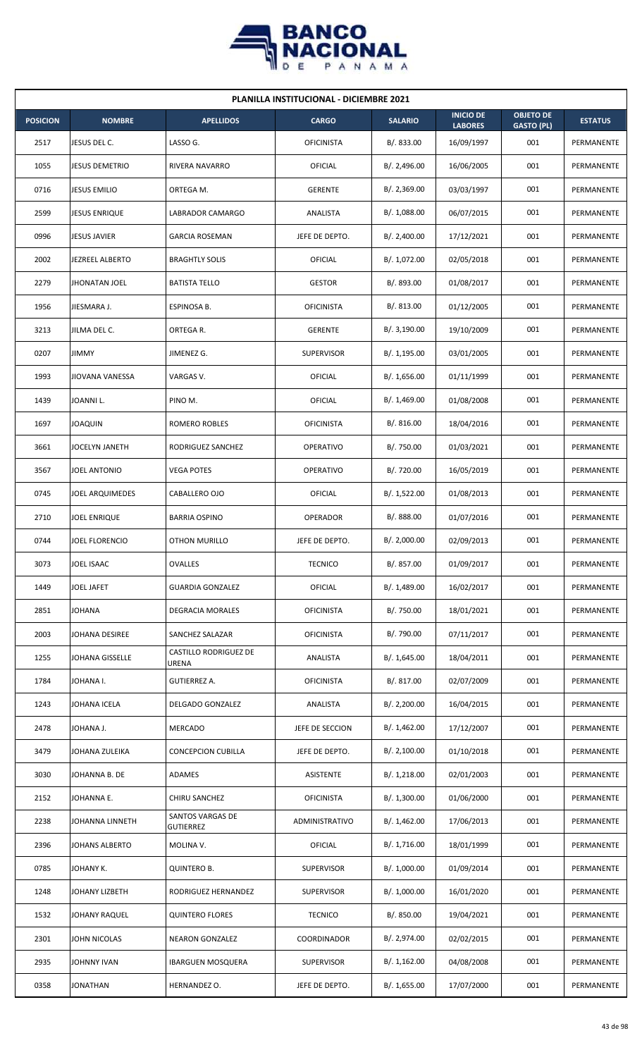| PLANILLA INSTITUCIONAL - DICIEMBRE 2021 | | | | | | | |
|---|---|---|---|---|---|---|---|
| POSICION | NOMBRE | APELLIDOS | CARGO | SALARIO | INICIO DE LABORES | OBJETO DE GASTO (PL) | ESTATUS |
| 2517 | JESUS DEL C. | LASSO G. | OFICINISTA | B/. 833.00 | 16/09/1997 | 001 | PERMANENTE |
| 1055 | JESUS DEMETRIO | RIVERA NAVARRO | OFICIAL | B/. 2,496.00 | 16/06/2005 | 001 | PERMANENTE |
| 0716 | JESUS EMILIO | ORTEGA M. | GERENTE | B/. 2,369.00 | 03/03/1997 | 001 | PERMANENTE |
| 2599 | JESUS ENRIQUE | LABRADOR CAMARGO | ANALISTA | B/. 1,088.00 | 06/07/2015 | 001 | PERMANENTE |
| 0996 | JESUS JAVIER | GARCIA ROSEMAN | JEFE DE DEPTO. | B/. 2,400.00 | 17/12/2021 | 001 | PERMANENTE |
| 2002 | JEZREEL ALBERTO | BRAGHTLY SOLIS | OFICIAL | B/. 1,072.00 | 02/05/2018 | 001 | PERMANENTE |
| 2279 | JHONATAN JOEL | BATISTA TELLO | GESTOR | B/. 893.00 | 01/08/2017 | 001 | PERMANENTE |
| 1956 | JIESMARA J. | ESPINOSA B. | OFICINISTA | B/. 813.00 | 01/12/2005 | 001 | PERMANENTE |
| 3213 | JILMA DEL C. | ORTEGA R. | GERENTE | B/. 3,190.00 | 19/10/2009 | 001 | PERMANENTE |
| 0207 | JIMMY | JIMENEZ G. | SUPERVISOR | B/. 1,195.00 | 03/01/2005 | 001 | PERMANENTE |
| 1993 | JIOVANA VANESSA | VARGAS V. | OFICIAL | B/. 1,656.00 | 01/11/1999 | 001 | PERMANENTE |
| 1439 | JOANNI L. | PINO M. | OFICIAL | B/. 1,469.00 | 01/08/2008 | 001 | PERMANENTE |
| 1697 | JOAQUIN | ROMERO ROBLES | OFICINISTA | B/. 816.00 | 18/04/2016 | 001 | PERMANENTE |
| 3661 | JOCELYN JANETH | RODRIGUEZ SANCHEZ | OPERATIVO | B/. 750.00 | 01/03/2021 | 001 | PERMANENTE |
| 3567 | JOEL ANTONIO | VEGA POTES | OPERATIVO | B/. 720.00 | 16/05/2019 | 001 | PERMANENTE |
| 0745 | JOEL ARQUIMEDES | CABALLERO OJO | OFICIAL | B/. 1,522.00 | 01/08/2013 | 001 | PERMANENTE |
| 2710 | JOEL ENRIQUE | BARRIA OSPINO | OPERADOR | B/. 888.00 | 01/07/2016 | 001 | PERMANENTE |
| 0744 | JOEL FLORENCIO | OTHON MURILLO | JEFE DE DEPTO. | B/. 2,000.00 | 02/09/2013 | 001 | PERMANENTE |
| 3073 | JOEL ISAAC | OVALLES | TECNICO | B/. 857.00 | 01/09/2017 | 001 | PERMANENTE |
| 1449 | JOEL JAFET | GUARDIA GONZALEZ | OFICIAL | B/. 1,489.00 | 16/02/2017 | 001 | PERMANENTE |
| 2851 | JOHANA | DEGRACIA MORALES | OFICINISTA | B/. 750.00 | 18/01/2021 | 001 | PERMANENTE |
| 2003 | JOHANA DESIREE | SANCHEZ SALAZAR | OFICINISTA | B/. 790.00 | 07/11/2017 | 001 | PERMANENTE |
| 1255 | JOHANA GISSELLE | CASTILLO RODRIGUEZ DE URENA | ANALISTA | B/. 1,645.00 | 18/04/2011 | 001 | PERMANENTE |
| 1784 | JOHANA I. | GUTIERREZ A. | OFICINISTA | B/. 817.00 | 02/07/2009 | 001 | PERMANENTE |
| 1243 | JOHANA ICELA | DELGADO GONZALEZ | ANALISTA | B/. 2,200.00 | 16/04/2015 | 001 | PERMANENTE |
| 2478 | JOHANA J. | MERCADO | JEFE DE SECCION | B/. 1,462.00 | 17/12/2007 | 001 | PERMANENTE |
| 3479 | JOHANA ZULEIKA | CONCEPCION CUBILLA | JEFE DE DEPTO. | B/. 2,100.00 | 01/10/2018 | 001 | PERMANENTE |
| 3030 | JOHANNA B. DE | ADAMES | ASISTENTE | B/. 1,218.00 | 02/01/2003 | 001 | PERMANENTE |
| 2152 | JOHANNA E. | CHIRU SANCHEZ | OFICINISTA | B/. 1,300.00 | 01/06/2000 | 001 | PERMANENTE |
| 2238 | JOHANNA LINNETH | SANTOS VARGAS DE GUTIERREZ | ADMINISTRATIVO | B/. 1,462.00 | 17/06/2013 | 001 | PERMANENTE |
| 2396 | JOHANS ALBERTO | MOLINA V. | OFICIAL | B/. 1,716.00 | 18/01/1999 | 001 | PERMANENTE |
| 0785 | JOHANY K. | QUINTERO B. | SUPERVISOR | B/. 1,000.00 | 01/09/2014 | 001 | PERMANENTE |
| 1248 | JOHANY LIZBETH | RODRIGUEZ HERNANDEZ | SUPERVISOR | B/. 1,000.00 | 16/01/2020 | 001 | PERMANENTE |
| 1532 | JOHANY RAQUEL | QUINTERO FLORES | TECNICO | B/. 850.00 | 19/04/2021 | 001 | PERMANENTE |
| 2301 | JOHN NICOLAS | NEARON GONZALEZ | COORDINADOR | B/. 2,974.00 | 02/02/2015 | 001 | PERMANENTE |
| 2935 | JOHNNY IVAN | IBARGUEN MOSQUERA | SUPERVISOR | B/. 1,162.00 | 04/08/2008 | 001 | PERMANENTE |
| 0358 | JONATHAN | HERNANDEZ O. | JEFE DE DEPTO. | B/. 1,655.00 | 17/07/2000 | 001 | PERMANENTE |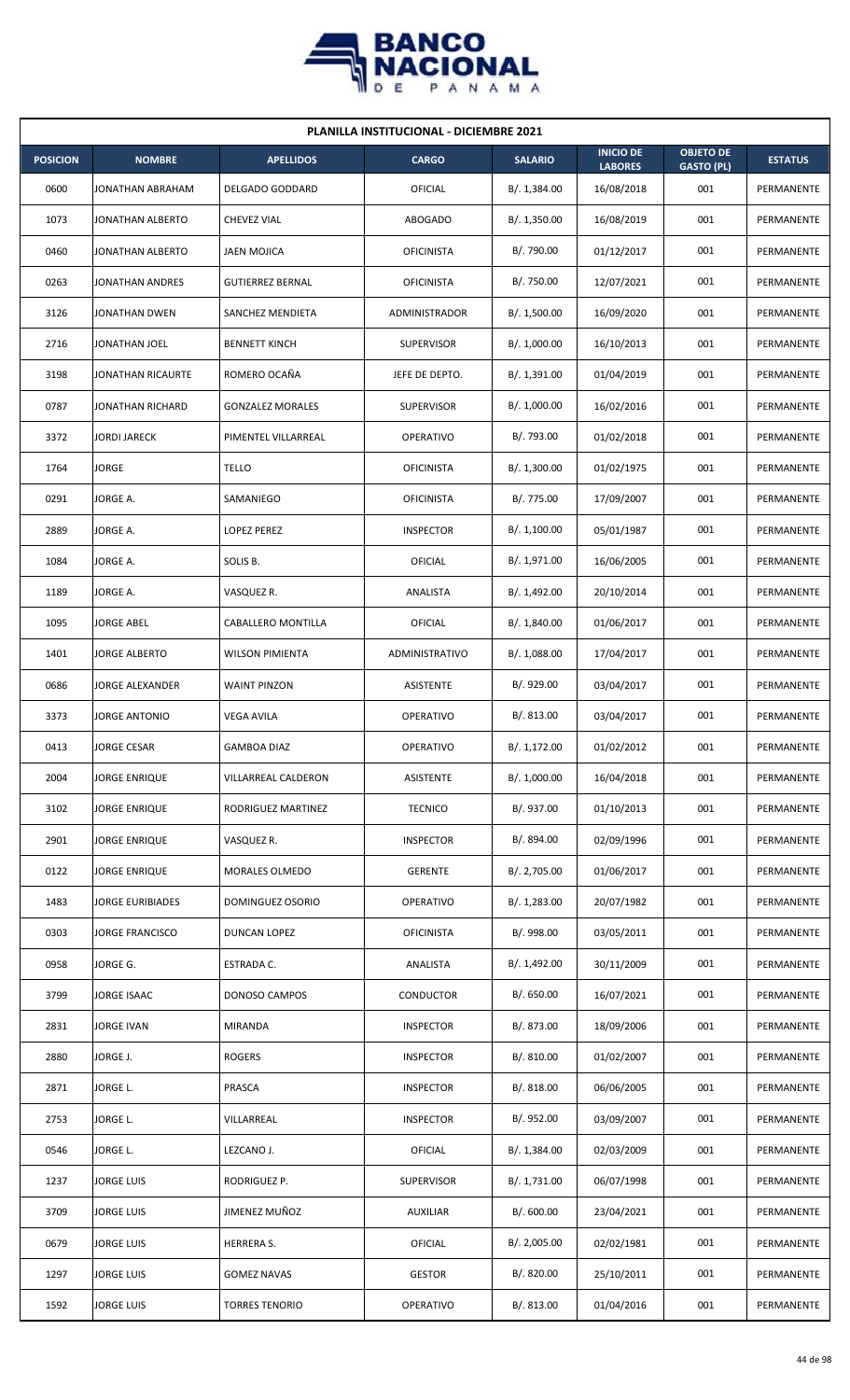| PLANILLA INSTITUCIONAL - DICIEMBRE 2021 | | | | | | | |
|---|---|---|---|---|---|---|---|
| **POSICION** | **NOMBRE** | **APELLIDOS** | **CARGO** | **SALARIO** | **INICIO DE LABORES** | **OBJETO DE GASTO (PL)** | **ESTATUS** |
| 0600 | JONATHAN ABRAHAM | DELGADO GODDARD | OFICIAL | B/. 1,384.00 | 16/08/2018 | 001 | PERMANENTE |
| 1073 | JONATHAN ALBERTO | CHEVEZ VIAL | ABOGADO | B/. 1,350.00 | 16/08/2019 | 001 | PERMANENTE |
| 0460 | JONATHAN ALBERTO | JAEN MOJICA | OFICINISTA | B/. 790.00 | 01/12/2017 | 001 | PERMANENTE |
| 0263 | JONATHAN ANDRES | GUTIERREZ BERNAL | OFICINISTA | B/. 750.00 | 12/07/2021 | 001 | PERMANENTE |
| 3126 | JONATHAN DWEN | SANCHEZ MENDIETA | ADMINISTRADOR | B/. 1,500.00 | 16/09/2020 | 001 | PERMANENTE |
| 2716 | JONATHAN JOEL | BENNETT KINCH | SUPERVISOR | B/. 1,000.00 | 16/10/2013 | 001 | PERMANENTE |
| 3198 | JONATHAN RICAURTE | ROMERO OCAÑA | JEFE DE DEPTO. | B/. 1,391.00 | 01/04/2019 | 001 | PERMANENTE |
| 0787 | JONATHAN RICHARD | GONZALEZ MORALES | SUPERVISOR | B/. 1,000.00 | 16/02/2016 | 001 | PERMANENTE |
| 3372 | JORDI JARECK | PIMENTEL VILLARREAL | OPERATIVO | B/. 793.00 | 01/02/2018 | 001 | PERMANENTE |
| 1764 | JORGE | TELLO | OFICINISTA | B/. 1,300.00 | 01/02/1975 | 001 | PERMANENTE |
| 0291 | JORGE A. | SAMANIEGO | OFICINISTA | B/. 775.00 | 17/09/2007 | 001 | PERMANENTE |
| 2889 | JORGE A. | LOPEZ PEREZ | INSPECTOR | B/. 1,100.00 | 05/01/1987 | 001 | PERMANENTE |
| 1084 | JORGE A. | SOLIS B. | OFICIAL | B/. 1,971.00 | 16/06/2005 | 001 | PERMANENTE |
| 1189 | JORGE A. | VASQUEZ R. | ANALISTA | B/. 1,492.00 | 20/10/2014 | 001 | PERMANENTE |
| 1095 | JORGE ABEL | CABALLERO MONTILLA | OFICIAL | B/. 1,840.00 | 01/06/2017 | 001 | PERMANENTE |
| 1401 | JORGE ALBERTO | WILSON PIMIENTA | ADMINISTRATIVO | B/. 1,088.00 | 17/04/2017 | 001 | PERMANENTE |
| 0686 | JORGE ALEXANDER | WAINT PINZON | ASISTENTE | B/. 929.00 | 03/04/2017 | 001 | PERMANENTE |
| 3373 | JORGE ANTONIO | VEGA AVILA | OPERATIVO | B/. 813.00 | 03/04/2017 | 001 | PERMANENTE |
| 0413 | JORGE CESAR | GAMBOA DIAZ | OPERATIVO | B/. 1,172.00 | 01/02/2012 | 001 | PERMANENTE |
| 2004 | JORGE ENRIQUE | VILLARREAL CALDERON | ASISTENTE | B/. 1,000.00 | 16/04/2018 | 001 | PERMANENTE |
| 3102 | JORGE ENRIQUE | RODRIGUEZ MARTINEZ | TECNICO | B/. 937.00 | 01/10/2013 | 001 | PERMANENTE |
| 2901 | JORGE ENRIQUE | VASQUEZ R. | INSPECTOR | B/. 894.00 | 02/09/1996 | 001 | PERMANENTE |
| 0122 | JORGE ENRIQUE | MORALES OLMEDO | GERENTE | B/. 2,705.00 | 01/06/2017 | 001 | PERMANENTE |
| 1483 | JORGE EURIBIADES | DOMINGUEZ OSORIO | OPERATIVO | B/. 1,283.00 | 20/07/1982 | 001 | PERMANENTE |
| 0303 | JORGE FRANCISCO | DUNCAN LOPEZ | OFICINISTA | B/. 998.00 | 03/05/2011 | 001 | PERMANENTE |
| 0958 | JORGE G. | ESTRADA C. | ANALISTA | B/. 1,492.00 | 30/11/2009 | 001 | PERMANENTE |
| 3799 | JORGE ISAAC | DONOSO CAMPOS | CONDUCTOR | B/. 650.00 | 16/07/2021 | 001 | PERMANENTE |
| 2831 | JORGE IVAN | MIRANDA | INSPECTOR | B/. 873.00 | 18/09/2006 | 001 | PERMANENTE |
| 2880 | JORGE J. | ROGERS | INSPECTOR | B/. 810.00 | 01/02/2007 | 001 | PERMANENTE |
| 2871 | JORGE L. | PRASCA | INSPECTOR | B/. 818.00 | 06/06/2005 | 001 | PERMANENTE |
| 2753 | JORGE L. | VILLARREAL | INSPECTOR | B/. 952.00 | 03/09/2007 | 001 | PERMANENTE |
| 0546 | JORGE L. | LEZCANO J. | OFICIAL | B/. 1,384.00 | 02/03/2009 | 001 | PERMANENTE |
| 1237 | JORGE LUIS | RODRIGUEZ P. | SUPERVISOR | B/. 1,731.00 | 06/07/1998 | 001 | PERMANENTE |
| 3709 | JORGE LUIS | JIMENEZ MUÑOZ | AUXILIAR | B/. 600.00 | 23/04/2021 | 001 | PERMANENTE |
| 0679 | JORGE LUIS | HERRERA S. | OFICIAL | B/. 2,005.00 | 02/02/1981 | 001 | PERMANENTE |
| 1297 | JORGE LUIS | GOMEZ NAVAS | GESTOR | B/. 820.00 | 25/10/2011 | 001 | PERMANENTE |
| 1592 | JORGE LUIS | TORRES TENORIO | OPERATIVO | B/. 813.00 | 01/04/2016 | 001 | PERMANENTE |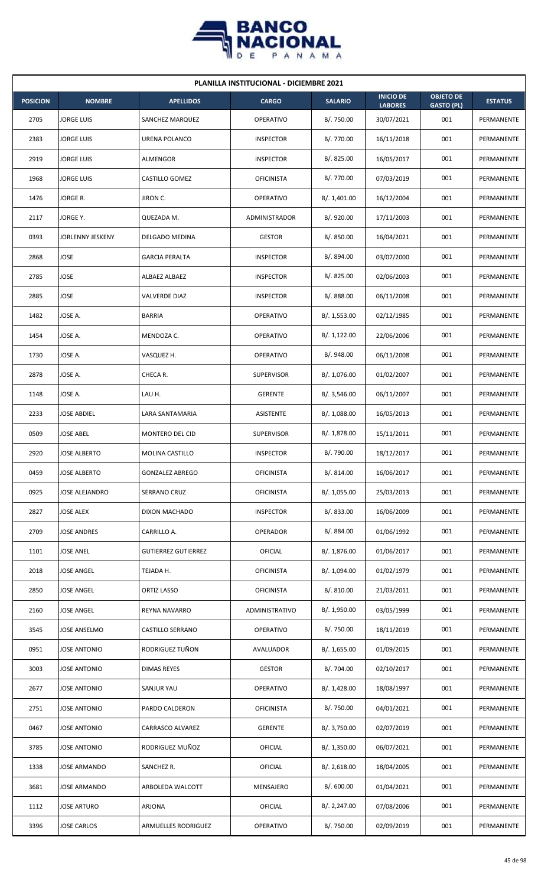# PLANILLA INSTITUCIONAL - DICIEMBRE 2021

| POSICION | NOMBRE | APELLIDOS | CARGO | SALARIO | INICIO DE LABORES | OBJETO DE GASTO (PL) | ESTATUS |
|---|---|---|---|---|---|---|---|
| 2705 | JORGE LUIS | SANCHEZ MARQUEZ | OPERATIVO | B/. 750.00 | 30/07/2021 | 001 | PERMANENTE |
| 2383 | JORGE LUIS | URENA POLANCO | INSPECTOR | B/. 770.00 | 16/11/2018 | 001 | PERMANENTE |
| 2919 | JORGE LUIS | ALMENGOR | INSPECTOR | B/. 825.00 | 16/05/2017 | 001 | PERMANENTE |
| 1968 | JORGE LUIS | CASTILLO GOMEZ | OFICINISTA | B/. 770.00 | 07/03/2019 | 001 | PERMANENTE |
| 1476 | JORGE R. | JIRON C. | OPERATIVO | B/. 1,401.00 | 16/12/2004 | 001 | PERMANENTE |
| 2117 | JORGE Y. | QUEZADA M. | ADMINISTRADOR | B/. 920.00 | 17/11/2003 | 001 | PERMANENTE |
| 0393 | JORLENNY JESKENY | DELGADO MEDINA | GESTOR | B/. 850.00 | 16/04/2021 | 001 | PERMANENTE |
| 2868 | JOSE | GARCIA PERALTA | INSPECTOR | B/. 894.00 | 03/07/2000 | 001 | PERMANENTE |
| 2785 | JOSE | ALBAEZ ALBAEZ | INSPECTOR | B/. 825.00 | 02/06/2003 | 001 | PERMANENTE |
| 2885 | JOSE | VALVERDE DIAZ | INSPECTOR | B/. 888.00 | 06/11/2008 | 001 | PERMANENTE |
| 1482 | JOSE A. | BARRIA | OPERATIVO | B/. 1,553.00 | 02/12/1985 | 001 | PERMANENTE |
| 1454 | JOSE A. | MENDOZA C. | OPERATIVO | B/. 1,122.00 | 22/06/2006 | 001 | PERMANENTE |
| 1730 | JOSE A. | VASQUEZ H. | OPERATIVO | B/. 948.00 | 06/11/2008 | 001 | PERMANENTE |
| 2878 | JOSE A. | CHECA R. | SUPERVISOR | B/. 1,076.00 | 01/02/2007 | 001 | PERMANENTE |
| 1148 | JOSE A. | LAU H. | GERENTE | B/. 3,546.00 | 06/11/2007 | 001 | PERMANENTE |
| 2233 | JOSE ABDIEL | LARA SANTAMARIA | ASISTENTE | B/. 1,088.00 | 16/05/2013 | 001 | PERMANENTE |
| 0509 | JOSE ABEL | MONTERO DEL CID | SUPERVISOR | B/. 1,878.00 | 15/11/2011 | 001 | PERMANENTE |
| 2920 | JOSE ALBERTO | MOLINA CASTILLO | INSPECTOR | B/. 790.00 | 18/12/2017 | 001 | PERMANENTE |
| 0459 | JOSE ALBERTO | GONZALEZ ABREGO | OFICINISTA | B/. 814.00 | 16/06/2017 | 001 | PERMANENTE |
| 0925 | JOSE ALEJANDRO | SERRANO CRUZ | OFICINISTA | B/. 1,055.00 | 25/03/2013 | 001 | PERMANENTE |
| 2827 | JOSE ALEX | DIXON MACHADO | INSPECTOR | B/. 833.00 | 16/06/2009 | 001 | PERMANENTE |
| 2709 | JOSE ANDRES | CARRILLO A. | OPERADOR | B/. 884.00 | 01/06/1992 | 001 | PERMANENTE |
| 1101 | JOSE ANEL | GUTIERREZ GUTIERREZ | OFICIAL | B/. 1,876.00 | 01/06/2017 | 001 | PERMANENTE |
| 2018 | JOSE ANGEL | TEJADA H. | OFICINISTA | B/. 1,094.00 | 01/02/1979 | 001 | PERMANENTE |
| 2850 | JOSE ANGEL | ORTIZ LASSO | OFICINISTA | B/. 810.00 | 21/03/2011 | 001 | PERMANENTE |
| 2160 | JOSE ANGEL | REYNA NAVARRO | ADMINISTRATIVO | B/. 1,950.00 | 03/05/1999 | 001 | PERMANENTE |
| 3545 | JOSE ANSELMO | CASTILLO SERRANO | OPERATIVO | B/. 750.00 | 18/11/2019 | 001 | PERMANENTE |
| 0951 | JOSE ANTONIO | RODRIGUEZ TUÑON | AVALUADOR | B/. 1,655.00 | 01/09/2015 | 001 | PERMANENTE |
| 3003 | JOSE ANTONIO | DIMAS REYES | GESTOR | B/. 704.00 | 02/10/2017 | 001 | PERMANENTE |
| 2677 | JOSE ANTONIO | SANJUR YAU | OPERATIVO | B/. 1,428.00 | 18/08/1997 | 001 | PERMANENTE |
| 2751 | JOSE ANTONIO | PARDO CALDERON | OFICINISTA | B/. 750.00 | 04/01/2021 | 001 | PERMANENTE |
| 0467 | JOSE ANTONIO | CARRASCO ALVAREZ | GERENTE | B/. 3,750.00 | 02/07/2019 | 001 | PERMANENTE |
| 3785 | JOSE ANTONIO | RODRIGUEZ MUÑOZ | OFICIAL | B/. 1,350.00 | 06/07/2021 | 001 | PERMANENTE |
| 1338 | JOSE ARMANDO | SANCHEZ R. | OFICIAL | B/. 2,618.00 | 18/04/2005 | 001 | PERMANENTE |
| 3681 | JOSE ARMANDO | ARBOLEDA WALCOTT | MENSAJERO | B/. 600.00 | 01/04/2021 | 001 | PERMANENTE |
| 1112 | JOSE ARTURO | ARJONA | OFICIAL | B/. 2,247.00 | 07/08/2006 | 001 | PERMANENTE |
| 3396 | JOSE CARLOS | ARMUELLES RODRIGUEZ | OPERATIVO | B/. 750.00 | 02/09/2019 | 001 | PERMANENTE |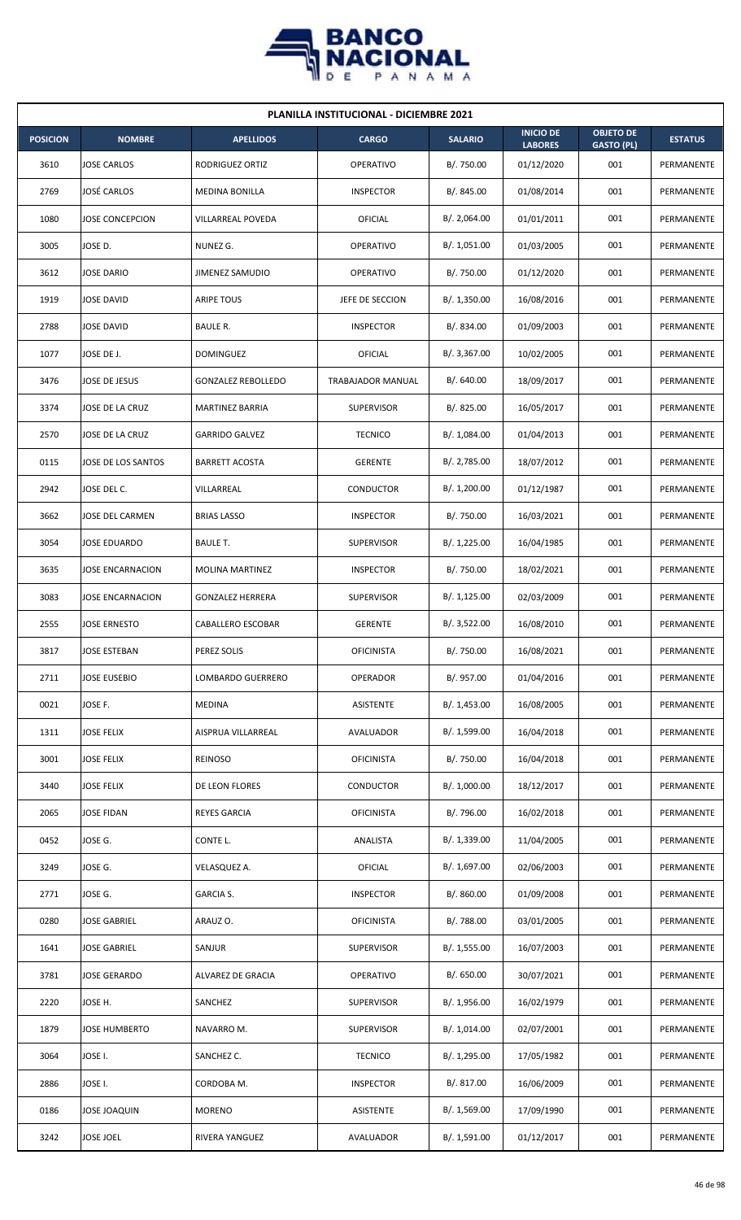## PLANILLA INSTITUCIONAL - DICIEMBRE 2021

| POSICION | NOMBRE | APELLIDOS | CARGO | SALARIO | INICIO DE LABORES | OBJETO DE GASTO (PL) | ESTATUS |
|---|---|---|---|---|---|---|---|
| 3610 | JOSE CARLOS | RODRIGUEZ ORTIZ | OPERATIVO | B/. 750.00 | 01/12/2020 | 001 | PERMANENTE |
| 2769 | JOSÉ CARLOS | MEDINA BONILLA | INSPECTOR | B/. 845.00 | 01/08/2014 | 001 | PERMANENTE |
| 1080 | JOSE CONCEPCION | VILLARREAL POVEDA | OFICIAL | B/. 2,064.00 | 01/01/2011 | 001 | PERMANENTE |
| 3005 | JOSE D. | NUNEZ G. | OPERATIVO | B/. 1,051.00 | 01/03/2005 | 001 | PERMANENTE |
| 3612 | JOSE DARIO | JIMENEZ SAMUDIO | OPERATIVO | B/. 750.00 | 01/12/2020 | 001 | PERMANENTE |
| 1919 | JOSE DAVID | ARIPE TOUS | JEFE DE SECCION | B/. 1,350.00 | 16/08/2016 | 001 | PERMANENTE |
| 2788 | JOSE DAVID | BAULE R. | INSPECTOR | B/. 834.00 | 01/09/2003 | 001 | PERMANENTE |
| 1077 | JOSE DE J. | DOMINGUEZ | OFICIAL | B/. 3,367.00 | 10/02/2005 | 001 | PERMANENTE |
| 3476 | JOSE DE JESUS | GONZALEZ REBOLLEDO | TRABAJADOR MANUAL | B/. 640.00 | 18/09/2017 | 001 | PERMANENTE |
| 3374 | JOSE DE LA CRUZ | MARTINEZ BARRIA | SUPERVISOR | B/. 825.00 | 16/05/2017 | 001 | PERMANENTE |
| 2570 | JOSE DE LA CRUZ | GARRIDO GALVEZ | TECNICO | B/. 1,084.00 | 01/04/2013 | 001 | PERMANENTE |
| 0115 | JOSE DE LOS SANTOS | BARRETT ACOSTA | GERENTE | B/. 2,785.00 | 18/07/2012 | 001 | PERMANENTE |
| 2942 | JOSE DEL C. | VILLARREAL | CONDUCTOR | B/. 1,200.00 | 01/12/1987 | 001 | PERMANENTE |
| 3662 | JOSE DEL CARMEN | BRIAS LASSO | INSPECTOR | B/. 750.00 | 16/03/2021 | 001 | PERMANENTE |
| 3054 | JOSE EDUARDO | BAULE T. | SUPERVISOR | B/. 1,225.00 | 16/04/1985 | 001 | PERMANENTE |
| 3635 | JOSE ENCARNACION | MOLINA MARTINEZ | INSPECTOR | B/. 750.00 | 18/02/2021 | 001 | PERMANENTE |
| 3083 | JOSE ENCARNACION | GONZALEZ HERRERA | SUPERVISOR | B/. 1,125.00 | 02/03/2009 | 001 | PERMANENTE |
| 2555 | JOSE ERNESTO | CABALLERO ESCOBAR | GERENTE | B/. 3,522.00 | 16/08/2010 | 001 | PERMANENTE |
| 3817 | JOSE ESTEBAN | PEREZ SOLIS | OFICINISTA | B/. 750.00 | 16/08/2021 | 001 | PERMANENTE |
| 2711 | JOSE EUSEBIO | LOMBARDO GUERRERO | OPERADOR | B/. 957.00 | 01/04/2016 | 001 | PERMANENTE |
| 0021 | JOSE F. | MEDINA | ASISTENTE | B/. 1,453.00 | 16/08/2005 | 001 | PERMANENTE |
| 1311 | JOSE FELIX | AISPRUA VILLARREAL | AVALUADOR | B/. 1,599.00 | 16/04/2018 | 001 | PERMANENTE |
| 3001 | JOSE FELIX | REINOSO | OFICINISTA | B/. 750.00 | 16/04/2018 | 001 | PERMANENTE |
| 3440 | JOSE FELIX | DE LEON FLORES | CONDUCTOR | B/. 1,000.00 | 18/12/2017 | 001 | PERMANENTE |
| 2065 | JOSE FIDAN | REYES GARCIA | OFICINISTA | B/. 796.00 | 16/02/2018 | 001 | PERMANENTE |
| 0452 | JOSE G. | CONTE L. | ANALISTA | B/. 1,339.00 | 11/04/2005 | 001 | PERMANENTE |
| 3249 | JOSE G. | VELASQUEZ A. | OFICIAL | B/. 1,697.00 | 02/06/2003 | 001 | PERMANENTE |
| 2771 | JOSE G. | GARCIA S. | INSPECTOR | B/. 860.00 | 01/09/2008 | 001 | PERMANENTE |
| 0280 | JOSE GABRIEL | ARAUZ O. | OFICINISTA | B/. 788.00 | 03/01/2005 | 001 | PERMANENTE |
| 1641 | JOSE GABRIEL | SANJUR | SUPERVISOR | B/. 1,555.00 | 16/07/2003 | 001 | PERMANENTE |
| 3781 | JOSE GERARDO | ALVAREZ DE GRACIA | OPERATIVO | B/. 650.00 | 30/07/2021 | 001 | PERMANENTE |
| 2220 | JOSE H. | SANCHEZ | SUPERVISOR | B/. 1,956.00 | 16/02/1979 | 001 | PERMANENTE |
| 1879 | JOSE HUMBERTO | NAVARRO M. | SUPERVISOR | B/. 1,014.00 | 02/07/2001 | 001 | PERMANENTE |
| 3064 | JOSE I. | SANCHEZ C. | TECNICO | B/. 1,295.00 | 17/05/1982 | 001 | PERMANENTE |
| 2886 | JOSE I. | CORDOBA M. | INSPECTOR | B/. 817.00 | 16/06/2009 | 001 | PERMANENTE |
| 0186 | JOSE JOAQUIN | MORENO | ASISTENTE | B/. 1,569.00 | 17/09/1990 | 001 | PERMANENTE |
| 3242 | JOSE JOEL | RIVERA YANGUEZ | AVALUADOR | B/. 1,591.00 | 01/12/2017 | 001 | PERMANENTE |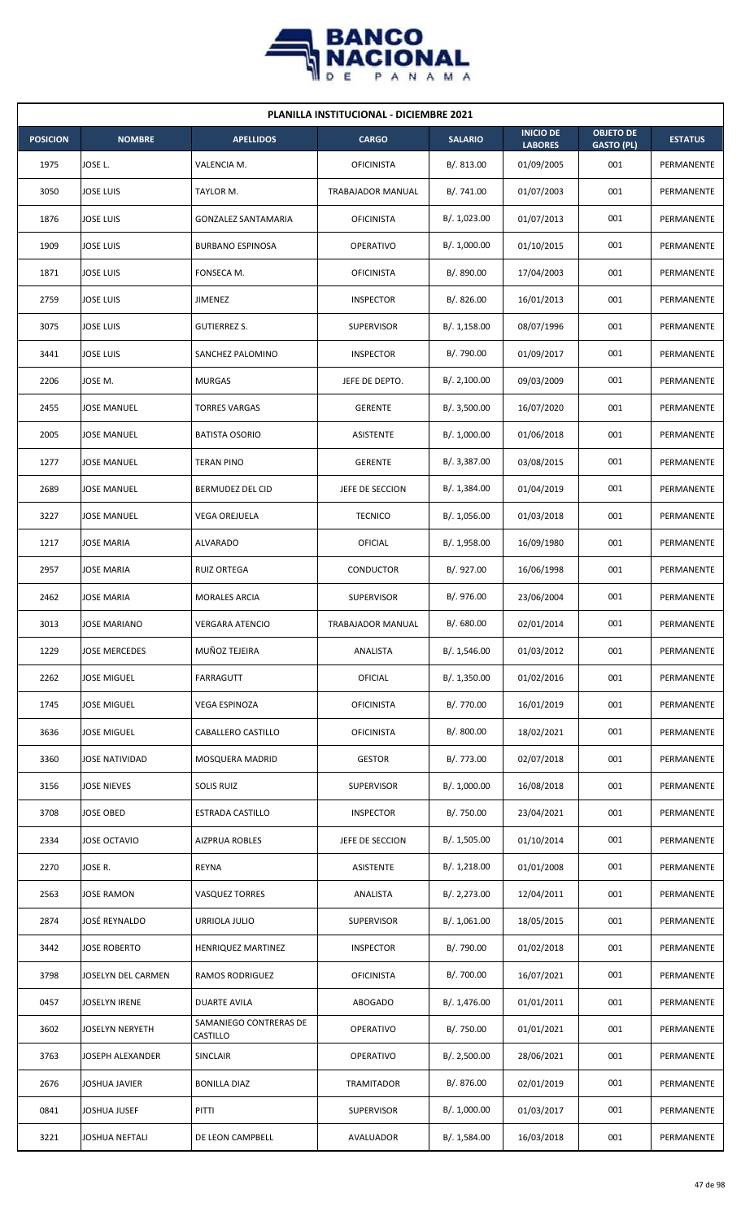**PLANILLA INSTITUCIONAL - DICIEMBRE 2021**

| POSICION | NOMBRE | APELLIDOS | CARGO | SALARIO | INICIO DE LABORES | OBJETO DE GASTO (PL) | ESTATUS |
|---|---|---|---|---|---|---|---|
| 1975 | JOSE L. | VALENCIA M. | OFICINISTA | B/. 813.00 | 01/09/2005 | 001 | PERMANENTE |
| 3050 | JOSE LUIS | TAYLOR M. | TRABAJADOR MANUAL | B/. 741.00 | 01/07/2003 | 001 | PERMANENTE |
| 1876 | JOSE LUIS | GONZALEZ SANTAMARIA | OFICINISTA | B/. 1,023.00 | 01/07/2013 | 001 | PERMANENTE |
| 1909 | JOSE LUIS | BURBANO ESPINOSA | OPERATIVO | B/. 1,000.00 | 01/10/2015 | 001 | PERMANENTE |
| 1871 | JOSE LUIS | FONSECA M. | OFICINISTA | B/. 890.00 | 17/04/2003 | 001 | PERMANENTE |
| 2759 | JOSE LUIS | JIMENEZ | INSPECTOR | B/. 826.00 | 16/01/2013 | 001 | PERMANENTE |
| 3075 | JOSE LUIS | GUTIERREZ S. | SUPERVISOR | B/. 1,158.00 | 08/07/1996 | 001 | PERMANENTE |
| 3441 | JOSE LUIS | SANCHEZ PALOMINO | INSPECTOR | B/. 790.00 | 01/09/2017 | 001 | PERMANENTE |
| 2206 | JOSE M. | MURGAS | JEFE DE DEPTO. | B/. 2,100.00 | 09/03/2009 | 001 | PERMANENTE |
| 2455 | JOSE MANUEL | TORRES VARGAS | GERENTE | B/. 3,500.00 | 16/07/2020 | 001 | PERMANENTE |
| 2005 | JOSE MANUEL | BATISTA OSORIO | ASISTENTE | B/. 1,000.00 | 01/06/2018 | 001 | PERMANENTE |
| 1277 | JOSE MANUEL | TERAN PINO | GERENTE | B/. 3,387.00 | 03/08/2015 | 001 | PERMANENTE |
| 2689 | JOSE MANUEL | BERMUDEZ DEL CID | JEFE DE SECCION | B/. 1,384.00 | 01/04/2019 | 001 | PERMANENTE |
| 3227 | JOSE MANUEL | VEGA OREJUELA | TECNICO | B/. 1,056.00 | 01/03/2018 | 001 | PERMANENTE |
| 1217 | JOSE MARIA | ALVARADO | OFICIAL | B/. 1,958.00 | 16/09/1980 | 001 | PERMANENTE |
| 2957 | JOSE MARIA | RUIZ ORTEGA | CONDUCTOR | B/. 927.00 | 16/06/1998 | 001 | PERMANENTE |
| 2462 | JOSE MARIA | MORALES ARCIA | SUPERVISOR | B/. 976.00 | 23/06/2004 | 001 | PERMANENTE |
| 3013 | JOSE MARIANO | VERGARA ATENCIO | TRABAJADOR MANUAL | B/. 680.00 | 02/01/2014 | 001 | PERMANENTE |
| 1229 | JOSE MERCEDES | MUÑOZ TEJEIRA | ANALISTA | B/. 1,546.00 | 01/03/2012 | 001 | PERMANENTE |
| 2262 | JOSE MIGUEL | FARRAGUTT | OFICIAL | B/. 1,350.00 | 01/02/2016 | 001 | PERMANENTE |
| 1745 | JOSE MIGUEL | VEGA ESPINOZA | OFICINISTA | B/. 770.00 | 16/01/2019 | 001 | PERMANENTE |
| 3636 | JOSE MIGUEL | CABALLERO CASTILLO | OFICINISTA | B/. 800.00 | 18/02/2021 | 001 | PERMANENTE |
| 3360 | JOSE NATIVIDAD | MOSQUERA MADRID | GESTOR | B/. 773.00 | 02/07/2018 | 001 | PERMANENTE |
| 3156 | JOSE NIEVES | SOLIS RUIZ | SUPERVISOR | B/. 1,000.00 | 16/08/2018 | 001 | PERMANENTE |
| 3708 | JOSE OBED | ESTRADA CASTILLO | INSPECTOR | B/. 750.00 | 23/04/2021 | 001 | PERMANENTE |
| 2334 | JOSE OCTAVIO | AIZPRUA ROBLES | JEFE DE SECCION | B/. 1,505.00 | 01/10/2014 | 001 | PERMANENTE |
| 2270 | JOSE R. | REYNA | ASISTENTE | B/. 1,218.00 | 01/01/2008 | 001 | PERMANENTE |
| 2563 | JOSE RAMON | VASQUEZ TORRES | ANALISTA | B/. 2,273.00 | 12/04/2011 | 001 | PERMANENTE |
| 2874 | JOSÉ REYNALDO | URRIOLA JULIO | SUPERVISOR | B/. 1,061.00 | 18/05/2015 | 001 | PERMANENTE |
| 3442 | JOSE ROBERTO | HENRIQUEZ MARTINEZ | INSPECTOR | B/. 790.00 | 01/02/2018 | 001 | PERMANENTE |
| 3798 | JOSELYN DEL CARMEN | RAMOS RODRIGUEZ | OFICINISTA | B/. 700.00 | 16/07/2021 | 001 | PERMANENTE |
| 0457 | JOSELYN IRENE | DUARTE AVILA | ABOGADO | B/. 1,476.00 | 01/01/2011 | 001 | PERMANENTE |
| 3602 | JOSELYN NERYETH | SAMANIEGO CONTRERAS DE CASTILLO | OPERATIVO | B/. 750.00 | 01/01/2021 | 001 | PERMANENTE |
| 3763 | JOSEPH ALEXANDER | SINCLAIR | OPERATIVO | B/. 2,500.00 | 28/06/2021 | 001 | PERMANENTE |
| 2676 | JOSHUA JAVIER | BONILLA DIAZ | TRAMITADOR | B/. 876.00 | 02/01/2019 | 001 | PERMANENTE |
| 0841 | JOSHUA JUSEF | PITTI | SUPERVISOR | B/. 1,000.00 | 01/03/2017 | 001 | PERMANENTE |
| 3221 | JOSHUA NEFTALI | DE LEON CAMPBELL | AVALUADOR | B/. 1,584.00 | 16/03/2018 | 001 | PERMANENTE |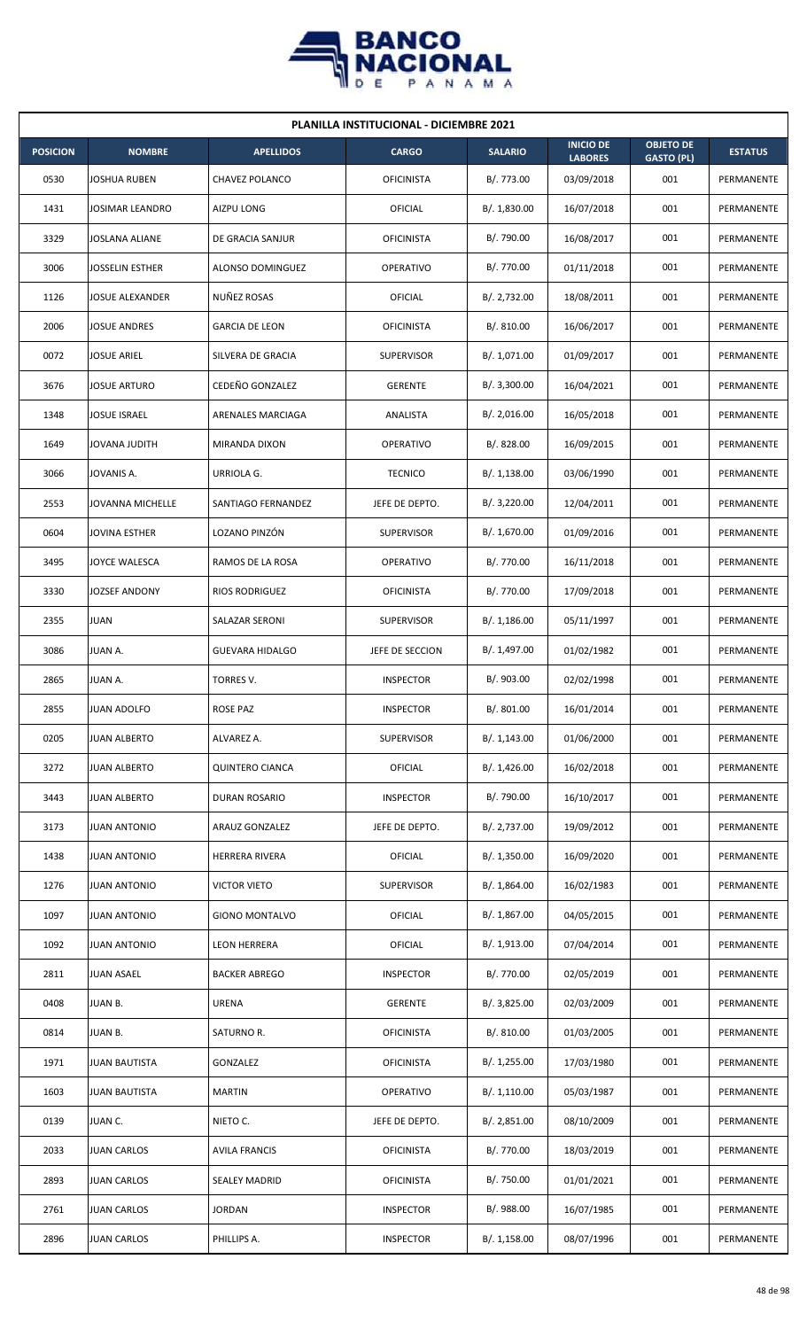## PLANILLA INSTITUCIONAL - DICIEMBRE 2021

| POSICION | NOMBRE | APELLIDOS | CARGO | SALARIO | INICIO DE LABORES | OBJETO DE GASTO (PL) | ESTATUS |
|---|---|---|---|---|---|---|---|
| 0530 | JOSHUA RUBEN | CHAVEZ POLANCO | OFICINISTA | B/. 773.00 | 03/09/2018 | 001 | PERMANENTE |
| 1431 | JOSIMAR LEANDRO | AIZPU LONG | OFICIAL | B/. 1,830.00 | 16/07/2018 | 001 | PERMANENTE |
| 3329 | JOSLANA ALIANE | DE GRACIA SANJUR | OFICINISTA | B/. 790.00 | 16/08/2017 | 001 | PERMANENTE |
| 3006 | JOSSELIN ESTHER | ALONSO DOMINGUEZ | OPERATIVO | B/. 770.00 | 01/11/2018 | 001 | PERMANENTE |
| 1126 | JOSUE ALEXANDER | NUÑEZ ROSAS | OFICIAL | B/. 2,732.00 | 18/08/2011 | 001 | PERMANENTE |
| 2006 | JOSUE ANDRES | GARCIA DE LEON | OFICINISTA | B/. 810.00 | 16/06/2017 | 001 | PERMANENTE |
| 0072 | JOSUE ARIEL | SILVERA DE GRACIA | SUPERVISOR | B/. 1,071.00 | 01/09/2017 | 001 | PERMANENTE |
| 3676 | JOSUE ARTURO | CEDEÑO GONZALEZ | GERENTE | B/. 3,300.00 | 16/04/2021 | 001 | PERMANENTE |
| 1348 | JOSUE ISRAEL | ARENALES MARCIAGA | ANALISTA | B/. 2,016.00 | 16/05/2018 | 001 | PERMANENTE |
| 1649 | JOVANA JUDITH | MIRANDA DIXON | OPERATIVO | B/. 828.00 | 16/09/2015 | 001 | PERMANENTE |
| 3066 | JOVANIS A. | URRIOLA G. | TECNICO | B/. 1,138.00 | 03/06/1990 | 001 | PERMANENTE |
| 2553 | JOVANNA MICHELLE | SANTIAGO FERNANDEZ | JEFE DE DEPTO. | B/. 3,220.00 | 12/04/2011 | 001 | PERMANENTE |
| 0604 | JOVINA ESTHER | LOZANO PINZÓN | SUPERVISOR | B/. 1,670.00 | 01/09/2016 | 001 | PERMANENTE |
| 3495 | JOYCE WALESCA | RAMOS DE LA ROSA | OPERATIVO | B/. 770.00 | 16/11/2018 | 001 | PERMANENTE |
| 3330 | JOZSEF ANDONY | RIOS RODRIGUEZ | OFICINISTA | B/. 770.00 | 17/09/2018 | 001 | PERMANENTE |
| 2355 | JUAN | SALAZAR SERONI | SUPERVISOR | B/. 1,186.00 | 05/11/1997 | 001 | PERMANENTE |
| 3086 | JUAN A. | GUEVARA HIDALGO | JEFE DE SECCION | B/. 1,497.00 | 01/02/1982 | 001 | PERMANENTE |
| 2865 | JUAN A. | TORRES V. | INSPECTOR | B/. 903.00 | 02/02/1998 | 001 | PERMANENTE |
| 2855 | JUAN ADOLFO | ROSE PAZ | INSPECTOR | B/. 801.00 | 16/01/2014 | 001 | PERMANENTE |
| 0205 | JUAN ALBERTO | ALVAREZ A. | SUPERVISOR | B/. 1,143.00 | 01/06/2000 | 001 | PERMANENTE |
| 3272 | JUAN ALBERTO | QUINTERO CIANCA | OFICIAL | B/. 1,426.00 | 16/02/2018 | 001 | PERMANENTE |
| 3443 | JUAN ALBERTO | DURAN ROSARIO | INSPECTOR | B/. 790.00 | 16/10/2017 | 001 | PERMANENTE |
| 3173 | JUAN ANTONIO | ARAUZ GONZALEZ | JEFE DE DEPTO. | B/. 2,737.00 | 19/09/2012 | 001 | PERMANENTE |
| 1438 | JUAN ANTONIO | HERRERA RIVERA | OFICIAL | B/. 1,350.00 | 16/09/2020 | 001 | PERMANENTE |
| 1276 | JUAN ANTONIO | VICTOR VIETO | SUPERVISOR | B/. 1,864.00 | 16/02/1983 | 001 | PERMANENTE |
| 1097 | JUAN ANTONIO | GIONO MONTALVO | OFICIAL | B/. 1,867.00 | 04/05/2015 | 001 | PERMANENTE |
| 1092 | JUAN ANTONIO | LEON HERRERA | OFICIAL | B/. 1,913.00 | 07/04/2014 | 001 | PERMANENTE |
| 2811 | JUAN ASAEL | BACKER ABREGO | INSPECTOR | B/. 770.00 | 02/05/2019 | 001 | PERMANENTE |
| 0408 | JUAN B. | URENA | GERENTE | B/. 3,825.00 | 02/03/2009 | 001 | PERMANENTE |
| 0814 | JUAN B. | SATURNO R. | OFICINISTA | B/. 810.00 | 01/03/2005 | 001 | PERMANENTE |
| 1971 | JUAN BAUTISTA | GONZALEZ | OFICINISTA | B/. 1,255.00 | 17/03/1980 | 001 | PERMANENTE |
| 1603 | JUAN BAUTISTA | MARTIN | OPERATIVO | B/. 1,110.00 | 05/03/1987 | 001 | PERMANENTE |
| 0139 | JUAN C. | NIETO C. | JEFE DE DEPTO. | B/. 2,851.00 | 08/10/2009 | 001 | PERMANENTE |
| 2033 | JUAN CARLOS | AVILA FRANCIS | OFICINISTA | B/. 770.00 | 18/03/2019 | 001 | PERMANENTE |
| 2893 | JUAN CARLOS | SEALEY MADRID | OFICINISTA | B/. 750.00 | 01/01/2021 | 001 | PERMANENTE |
| 2761 | JUAN CARLOS | JORDAN | INSPECTOR | B/. 988.00 | 16/07/1985 | 001 | PERMANENTE |
| 2896 | JUAN CARLOS | PHILLIPS A. | INSPECTOR | B/. 1,158.00 | 08/07/1996 | 001 | PERMANENTE |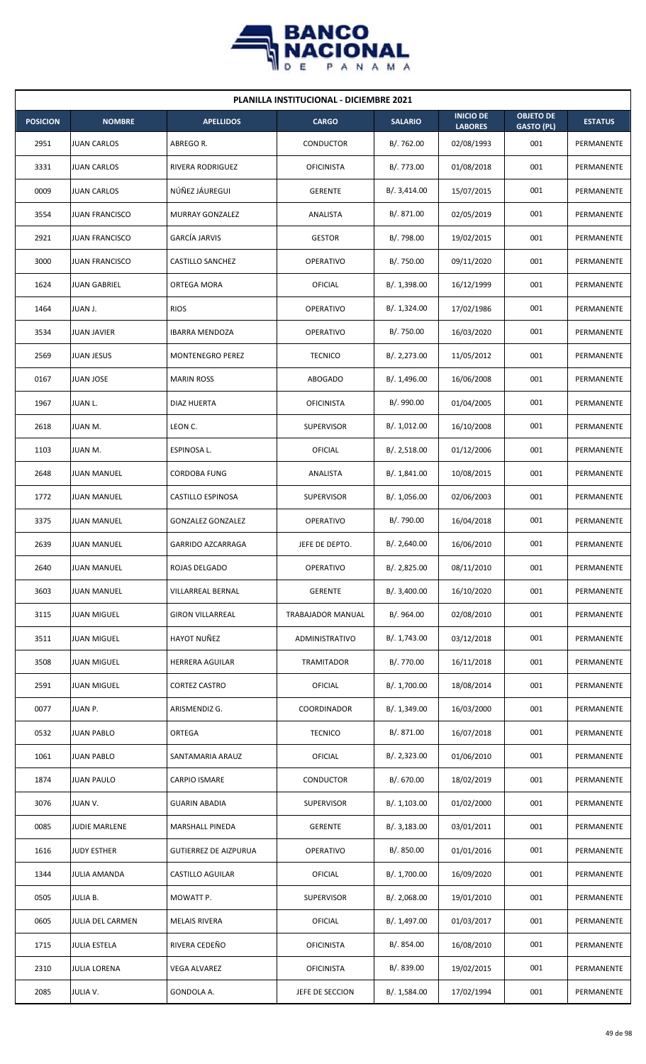## PLANILLA INSTITUCIONAL - DICIEMBRE 2021

| POSICION | NOMBRE | APELLIDOS | CARGO | SALARIO | INICIO DE LABORES | OBJETO DE GASTO (PL) | ESTATUS |
|---|---|---|---|---|---|---|---|
| 2951 | JUAN CARLOS | ABREGO R. | CONDUCTOR | B/. 762.00 | 02/08/1993 | 001 | PERMANENTE |
| 3331 | JUAN CARLOS | RIVERA RODRIGUEZ | OFICINISTA | B/. 773.00 | 01/08/2018 | 001 | PERMANENTE |
| 0009 | JUAN CARLOS | NÚÑEZ JÁUREGUI | GERENTE | B/. 3,414.00 | 15/07/2015 | 001 | PERMANENTE |
| 3554 | JUAN FRANCISCO | MURRAY GONZALEZ | ANALISTA | B/. 871.00 | 02/05/2019 | 001 | PERMANENTE |
| 2921 | JUAN FRANCISCO | GARCÍA JARVIS | GESTOR | B/. 798.00 | 19/02/2015 | 001 | PERMANENTE |
| 3000 | JUAN FRANCISCO | CASTILLO SANCHEZ | OPERATIVO | B/. 750.00 | 09/11/2020 | 001 | PERMANENTE |
| 1624 | JUAN GABRIEL | ORTEGA MORA | OFICIAL | B/. 1,398.00 | 16/12/1999 | 001 | PERMANENTE |
| 1464 | JUAN J. | RIOS | OPERATIVO | B/. 1,324.00 | 17/02/1986 | 001 | PERMANENTE |
| 3534 | JUAN JAVIER | IBARRA MENDOZA | OPERATIVO | B/. 750.00 | 16/03/2020 | 001 | PERMANENTE |
| 2569 | JUAN JESUS | MONTENEGRO PEREZ | TECNICO | B/. 2,273.00 | 11/05/2012 | 001 | PERMANENTE |
| 0167 | JUAN JOSE | MARIN ROSS | ABOGADO | B/. 1,496.00 | 16/06/2008 | 001 | PERMANENTE |
| 1967 | JUAN L. | DIAZ HUERTA | OFICINISTA | B/. 990.00 | 01/04/2005 | 001 | PERMANENTE |
| 2618 | JUAN M. | LEON C. | SUPERVISOR | B/. 1,012.00 | 16/10/2008 | 001 | PERMANENTE |
| 1103 | JUAN M. | ESPINOSA L. | OFICIAL | B/. 2,518.00 | 01/12/2006 | 001 | PERMANENTE |
| 2648 | JUAN MANUEL | CORDOBA FUNG | ANALISTA | B/. 1,841.00 | 10/08/2015 | 001 | PERMANENTE |
| 1772 | JUAN MANUEL | CASTILLO ESPINOSA | SUPERVISOR | B/. 1,056.00 | 02/06/2003 | 001 | PERMANENTE |
| 3375 | JUAN MANUEL | GONZALEZ GONZALEZ | OPERATIVO | B/. 790.00 | 16/04/2018 | 001 | PERMANENTE |
| 2639 | JUAN MANUEL | GARRIDO AZCARRAGA | JEFE DE DEPTO. | B/. 2,640.00 | 16/06/2010 | 001 | PERMANENTE |
| 2640 | JUAN MANUEL | ROJAS DELGADO | OPERATIVO | B/. 2,825.00 | 08/11/2010 | 001 | PERMANENTE |
| 3603 | JUAN MANUEL | VILLARREAL BERNAL | GERENTE | B/. 3,400.00 | 16/10/2020 | 001 | PERMANENTE |
| 3115 | JUAN MIGUEL | GIRON VILLARREAL | TRABAJADOR MANUAL | B/. 964.00 | 02/08/2010 | 001 | PERMANENTE |
| 3511 | JUAN MIGUEL | HAYOT NUÑEZ | ADMINISTRATIVO | B/. 1,743.00 | 03/12/2018 | 001 | PERMANENTE |
| 3508 | JUAN MIGUEL | HERRERA AGUILAR | TRAMITADOR | B/. 770.00 | 16/11/2018 | 001 | PERMANENTE |
| 2591 | JUAN MIGUEL | CORTEZ CASTRO | OFICIAL | B/. 1,700.00 | 18/08/2014 | 001 | PERMANENTE |
| 0077 | JUAN P. | ARISMENDIZ G. | COORDINADOR | B/. 1,349.00 | 16/03/2000 | 001 | PERMANENTE |
| 0532 | JUAN PABLO | ORTEGA | TECNICO | B/. 871.00 | 16/07/2018 | 001 | PERMANENTE |
| 1061 | JUAN PABLO | SANTAMARIA ARAUZ | OFICIAL | B/. 2,323.00 | 01/06/2010 | 001 | PERMANENTE |
| 1874 | JUAN PAULO | CARPIO ISMARE | CONDUCTOR | B/. 670.00 | 18/02/2019 | 001 | PERMANENTE |
| 3076 | JUAN V. | GUARIN ABADIA | SUPERVISOR | B/. 1,103.00 | 01/02/2000 | 001 | PERMANENTE |
| 0085 | JUDIE MARLENE | MARSHALL PINEDA | GERENTE | B/. 3,183.00 | 03/01/2011 | 001 | PERMANENTE |
| 1616 | JUDY ESTHER | GUTIERREZ DE AIZPURUA | OPERATIVO | B/. 850.00 | 01/01/2016 | 001 | PERMANENTE |
| 1344 | JULIA AMANDA | CASTILLO AGUILAR | OFICIAL | B/. 1,700.00 | 16/09/2020 | 001 | PERMANENTE |
| 0505 | JULIA B. | MOWATT P. | SUPERVISOR | B/. 2,068.00 | 19/01/2010 | 001 | PERMANENTE |
| 0605 | JULIA DEL CARMEN | MELAIS RIVERA | OFICIAL | B/. 1,497.00 | 01/03/2017 | 001 | PERMANENTE |
| 1715 | JULIA ESTELA | RIVERA CEDEÑO | OFICINISTA | B/. 854.00 | 16/08/2010 | 001 | PERMANENTE |
| 2310 | JULIA LORENA | VEGA ALVAREZ | OFICINISTA | B/. 839.00 | 19/02/2015 | 001 | PERMANENTE |
| 2085 | JULIA V. | GONDOLA A. | JEFE DE SECCION | B/. 1,584.00 | 17/02/1994 | 001 | PERMANENTE |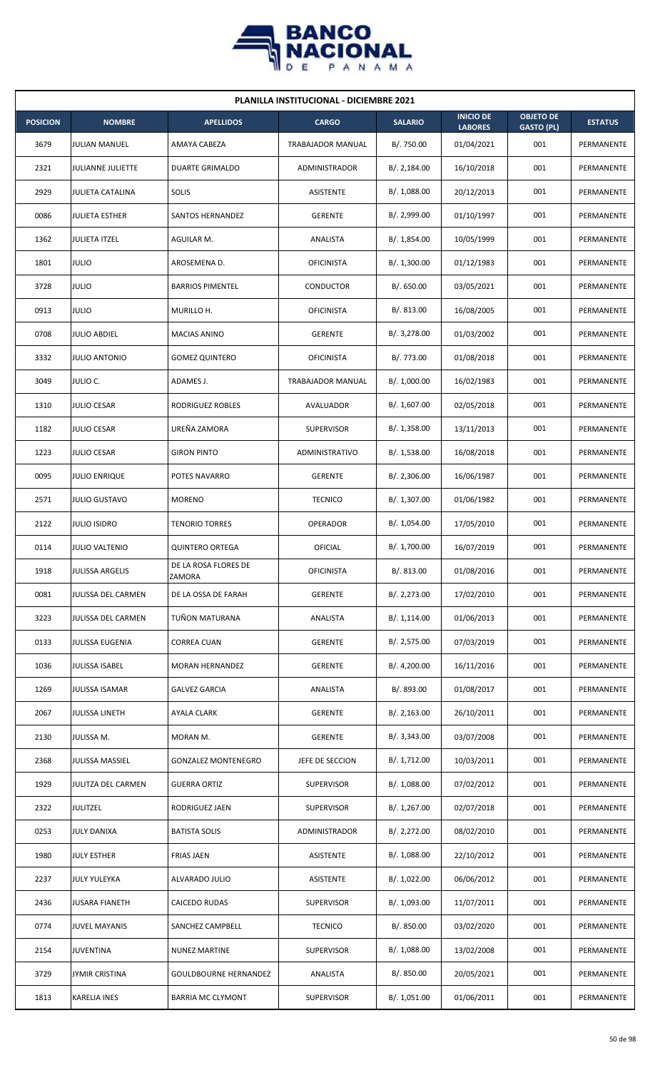| PLANILLA INSTITUCIONAL - DICIEMBRE 2021 | | | | | | | |
|---|---|---|---|---|---|---|---|
| **POSICION** | **NOMBRE** | **APELLIDOS** | **CARGO** | **SALARIO** | **INICIO DE LABORES** | **OBJETO DE GASTO (PL)** | **ESTATUS** |
| 3679 | JULIAN MANUEL | AMAYA CABEZA | TRABAJADOR MANUAL | B/. 750.00 | 01/04/2021 | 001 | PERMANENTE |
| 2321 | JULIANNE JULIETTE | DUARTE GRIMALDO | ADMINISTRADOR | B/. 2,184.00 | 16/10/2018 | 001 | PERMANENTE |
| 2929 | JULIETA CATALINA | SOLIS | ASISTENTE | B/. 1,088.00 | 20/12/2013 | 001 | PERMANENTE |
| 0086 | JULIETA ESTHER | SANTOS HERNANDEZ | GERENTE | B/. 2,999.00 | 01/10/1997 | 001 | PERMANENTE |
| 1362 | JULIETA ITZEL | AGUILAR M. | ANALISTA | B/. 1,854.00 | 10/05/1999 | 001 | PERMANENTE |
| 1801 | JULIO | AROSEMENA D. | OFICINISTA | B/. 1,300.00 | 01/12/1983 | 001 | PERMANENTE |
| 3728 | JULIO | BARRIOS PIMENTEL | CONDUCTOR | B/. 650.00 | 03/05/2021 | 001 | PERMANENTE |
| 0913 | JULIO | MURILLO H. | OFICINISTA | B/. 813.00 | 16/08/2005 | 001 | PERMANENTE |
| 0708 | JULIO ABDIEL | MACIAS ANINO | GERENTE | B/. 3,278.00 | 01/03/2002 | 001 | PERMANENTE |
| 3332 | JULIO ANTONIO | GOMEZ QUINTERO | OFICINISTA | B/. 773.00 | 01/08/2018 | 001 | PERMANENTE |
| 3049 | JULIO C. | ADAMES J. | TRABAJADOR MANUAL | B/. 1,000.00 | 16/02/1983 | 001 | PERMANENTE |
| 1310 | JULIO CESAR | RODRIGUEZ ROBLES | AVALUADOR | B/. 1,607.00 | 02/05/2018 | 001 | PERMANENTE |
| 1182 | JULIO CESAR | UREÑA ZAMORA | SUPERVISOR | B/. 1,358.00 | 13/11/2013 | 001 | PERMANENTE |
| 1223 | JULIO CESAR | GIRON PINTO | ADMINISTRATIVO | B/. 1,538.00 | 16/08/2018 | 001 | PERMANENTE |
| 0095 | JULIO ENRIQUE | POTES NAVARRO | GERENTE | B/. 2,306.00 | 16/06/1987 | 001 | PERMANENTE |
| 2571 | JULIO GUSTAVO | MORENO | TECNICO | B/. 1,307.00 | 01/06/1982 | 001 | PERMANENTE |
| 2122 | JULIO ISIDRO | TENORIO TORRES | OPERADOR | B/. 1,054.00 | 17/05/2010 | 001 | PERMANENTE |
| 0114 | JULIO VALTENIO | QUINTERO ORTEGA | OFICIAL | B/. 1,700.00 | 16/07/2019 | 001 | PERMANENTE |
| 1918 | JULISSA ARGELIS | DE LA ROSA FLORES DE ZAMORA | OFICINISTA | B/. 813.00 | 01/08/2016 | 001 | PERMANENTE |
| 0081 | JULISSA DEL CARMEN | DE LA OSSA DE FARAH | GERENTE | B/. 2,273.00 | 17/02/2010 | 001 | PERMANENTE |
| 3223 | JULISSA DEL CARMEN | TUÑON MATURANA | ANALISTA | B/. 1,114.00 | 01/06/2013 | 001 | PERMANENTE |
| 0133 | JULISSA EUGENIA | CORREA CUAN | GERENTE | B/. 2,575.00 | 07/03/2019 | 001 | PERMANENTE |
| 1036 | JULISSA ISABEL | MORAN HERNANDEZ | GERENTE | B/. 4,200.00 | 16/11/2016 | 001 | PERMANENTE |
| 1269 | JULISSA ISAMAR | GALVEZ GARCIA | ANALISTA | B/. 893.00 | 01/08/2017 | 001 | PERMANENTE |
| 2067 | JULISSA LINETH | AYALA CLARK | GERENTE | B/. 2,163.00 | 26/10/2011 | 001 | PERMANENTE |
| 2130 | JULISSA M. | MORAN M. | GERENTE | B/. 3,343.00 | 03/07/2008 | 001 | PERMANENTE |
| 2368 | JULISSA MASSIEL | GONZALEZ MONTENEGRO | JEFE DE SECCION | B/. 1,712.00 | 10/03/2011 | 001 | PERMANENTE |
| 1929 | JULITZA DEL CARMEN | GUERRA ORTIZ | SUPERVISOR | B/. 1,088.00 | 07/02/2012 | 001 | PERMANENTE |
| 2322 | JULITZEL | RODRIGUEZ JAEN | SUPERVISOR | B/. 1,267.00 | 02/07/2018 | 001 | PERMANENTE |
| 0253 | JULY DANIXA | BATISTA SOLIS | ADMINISTRADOR | B/. 2,272.00 | 08/02/2010 | 001 | PERMANENTE |
| 1980 | JULY ESTHER | FRIAS JAEN | ASISTENTE | B/. 1,088.00 | 22/10/2012 | 001 | PERMANENTE |
| 2237 | JULY YULEYKA | ALVARADO JULIO | ASISTENTE | B/. 1,022.00 | 06/06/2012 | 001 | PERMANENTE |
| 2436 | JUSARA FIANETH | CAICEDO RUDAS | SUPERVISOR | B/. 1,093.00 | 11/07/2011 | 001 | PERMANENTE |
| 0774 | JUVEL MAYANIS | SANCHEZ CAMPBELL | TECNICO | B/. 850.00 | 03/02/2020 | 001 | PERMANENTE |
| 2154 | JUVENTINA | NUNEZ MARTINE | SUPERVISOR | B/. 1,088.00 | 13/02/2008 | 001 | PERMANENTE |
| 3729 | JYMIR CRISTINA | GOULDBOURNE HERNANDEZ | ANALISTA | B/. 850.00 | 20/05/2021 | 001 | PERMANENTE |
| 1813 | KARELIA INES | BARRIA MC CLYMONT | SUPERVISOR | B/. 1,051.00 | 01/06/2011 | 001 | PERMANENTE |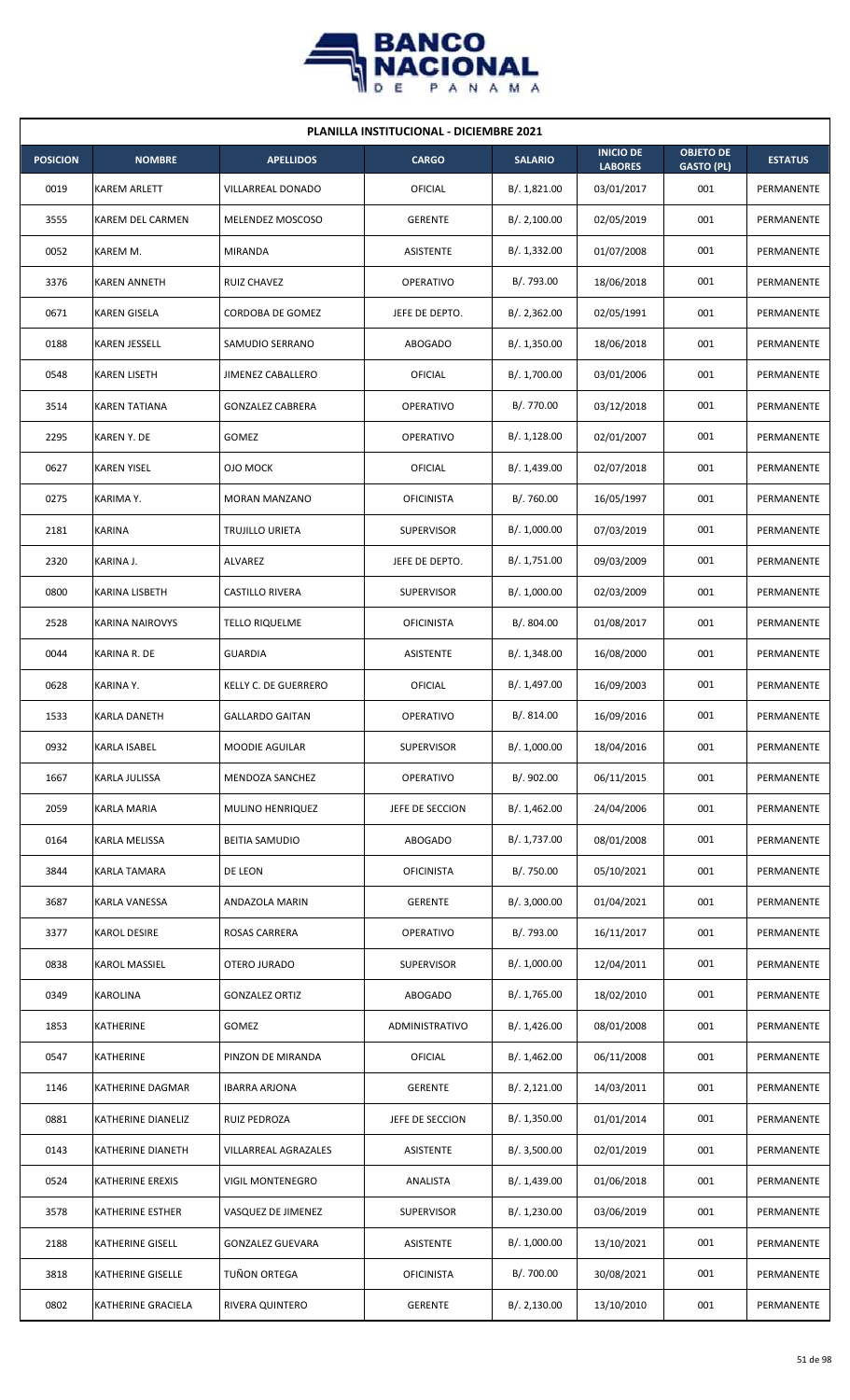| PLANILLA INSTITUCIONAL - DICIEMBRE 2021 | | | | | | | |
|---|---|---|---|---|---|---|---|
| **POSICION** | **NOMBRE** | **APELLIDOS** | **CARGO** | **SALARIO** | **INICIO DE LABORES** | **OBJETO DE GASTO (PL)** | **ESTATUS** |
| 0019 | KAREM ARLETT | VILLARREAL DONADO | OFICIAL | B/. 1,821.00 | 03/01/2017 | 001 | PERMANENTE |
| 3555 | KAREM DEL CARMEN | MELENDEZ MOSCOSO | GERENTE | B/. 2,100.00 | 02/05/2019 | 001 | PERMANENTE |
| 0052 | KAREM M. | MIRANDA | ASISTENTE | B/. 1,332.00 | 01/07/2008 | 001 | PERMANENTE |
| 3376 | KAREN ANNETH | RUIZ CHAVEZ | OPERATIVO | B/. 793.00 | 18/06/2018 | 001 | PERMANENTE |
| 0671 | KAREN GISELA | CORDOBA DE GOMEZ | JEFE DE DEPTO. | B/. 2,362.00 | 02/05/1991 | 001 | PERMANENTE |
| 0188 | KAREN JESSELL | SAMUDIO SERRANO | ABOGADO | B/. 1,350.00 | 18/06/2018 | 001 | PERMANENTE |
| 0548 | KAREN LISETH | JIMENEZ CABALLERO | OFICIAL | B/. 1,700.00 | 03/01/2006 | 001 | PERMANENTE |
| 3514 | KAREN TATIANA | GONZALEZ CABRERA | OPERATIVO | B/. 770.00 | 03/12/2018 | 001 | PERMANENTE |
| 2295 | KAREN Y. DE | GOMEZ | OPERATIVO | B/. 1,128.00 | 02/01/2007 | 001 | PERMANENTE |
| 0627 | KAREN YISEL | OJO MOCK | OFICIAL | B/. 1,439.00 | 02/07/2018 | 001 | PERMANENTE |
| 0275 | KARIMA Y. | MORAN MANZANO | OFICINISTA | B/. 760.00 | 16/05/1997 | 001 | PERMANENTE |
| 2181 | KARINA | TRUJILLO URIETA | SUPERVISOR | B/. 1,000.00 | 07/03/2019 | 001 | PERMANENTE |
| 2320 | KARINA J. | ALVAREZ | JEFE DE DEPTO. | B/. 1,751.00 | 09/03/2009 | 001 | PERMANENTE |
| 0800 | KARINA LISBETH | CASTILLO RIVERA | SUPERVISOR | B/. 1,000.00 | 02/03/2009 | 001 | PERMANENTE |
| 2528 | KARINA NAIROVYS | TELLO RIQUELME | OFICINISTA | B/. 804.00 | 01/08/2017 | 001 | PERMANENTE |
| 0044 | KARINA R. DE | GUARDIA | ASISTENTE | B/. 1,348.00 | 16/08/2000 | 001 | PERMANENTE |
| 0628 | KARINA Y. | KELLY C. DE GUERRERO | OFICIAL | B/. 1,497.00 | 16/09/2003 | 001 | PERMANENTE |
| 1533 | KARLA DANETH | GALLARDO GAITAN | OPERATIVO | B/. 814.00 | 16/09/2016 | 001 | PERMANENTE |
| 0932 | KARLA ISABEL | MOODIE AGUILAR | SUPERVISOR | B/. 1,000.00 | 18/04/2016 | 001 | PERMANENTE |
| 1667 | KARLA JULISSA | MENDOZA SANCHEZ | OPERATIVO | B/. 902.00 | 06/11/2015 | 001 | PERMANENTE |
| 2059 | KARLA MARIA | MULINO HENRIQUEZ | JEFE DE SECCION | B/. 1,462.00 | 24/04/2006 | 001 | PERMANENTE |
| 0164 | KARLA MELISSA | BEITIA SAMUDIO | ABOGADO | B/. 1,737.00 | 08/01/2008 | 001 | PERMANENTE |
| 3844 | KARLA TAMARA | DE LEON | OFICINISTA | B/. 750.00 | 05/10/2021 | 001 | PERMANENTE |
| 3687 | KARLA VANESSA | ANDAZOLA MARIN | GERENTE | B/. 3,000.00 | 01/04/2021 | 001 | PERMANENTE |
| 3377 | KAROL DESIRE | ROSAS CARRERA | OPERATIVO | B/. 793.00 | 16/11/2017 | 001 | PERMANENTE |
| 0838 | KAROL MASSIEL | OTERO JURADO | SUPERVISOR | B/. 1,000.00 | 12/04/2011 | 001 | PERMANENTE |
| 0349 | KAROLINA | GONZALEZ ORTIZ | ABOGADO | B/. 1,765.00 | 18/02/2010 | 001 | PERMANENTE |
| 1853 | KATHERINE | GOMEZ | ADMINISTRATIVO | B/. 1,426.00 | 08/01/2008 | 001 | PERMANENTE |
| 0547 | KATHERINE | PINZON DE MIRANDA | OFICIAL | B/. 1,462.00 | 06/11/2008 | 001 | PERMANENTE |
| 1146 | KATHERINE DAGMAR | IBARRA ARJONA | GERENTE | B/. 2,121.00 | 14/03/2011 | 001 | PERMANENTE |
| 0881 | KATHERINE DIANELIZ | RUIZ PEDROZA | JEFE DE SECCION | B/. 1,350.00 | 01/01/2014 | 001 | PERMANENTE |
| 0143 | KATHERINE DIANETH | VILLARREAL AGRAZALES | ASISTENTE | B/. 3,500.00 | 02/01/2019 | 001 | PERMANENTE |
| 0524 | KATHERINE EREXIS | VIGIL MONTENEGRO | ANALISTA | B/. 1,439.00 | 01/06/2018 | 001 | PERMANENTE |
| 3578 | KATHERINE ESTHER | VASQUEZ DE JIMENEZ | SUPERVISOR | B/. 1,230.00 | 03/06/2019 | 001 | PERMANENTE |
| 2188 | KATHERINE GISELL | GONZALEZ GUEVARA | ASISTENTE | B/. 1,000.00 | 13/10/2021 | 001 | PERMANENTE |
| 3818 | KATHERINE GISELLE | TUÑON ORTEGA | OFICINISTA | B/. 700.00 | 30/08/2021 | 001 | PERMANENTE |
| 0802 | KATHERINE GRACIELA | RIVERA QUINTERO | GERENTE | B/. 2,130.00 | 13/10/2010 | 001 | PERMANENTE |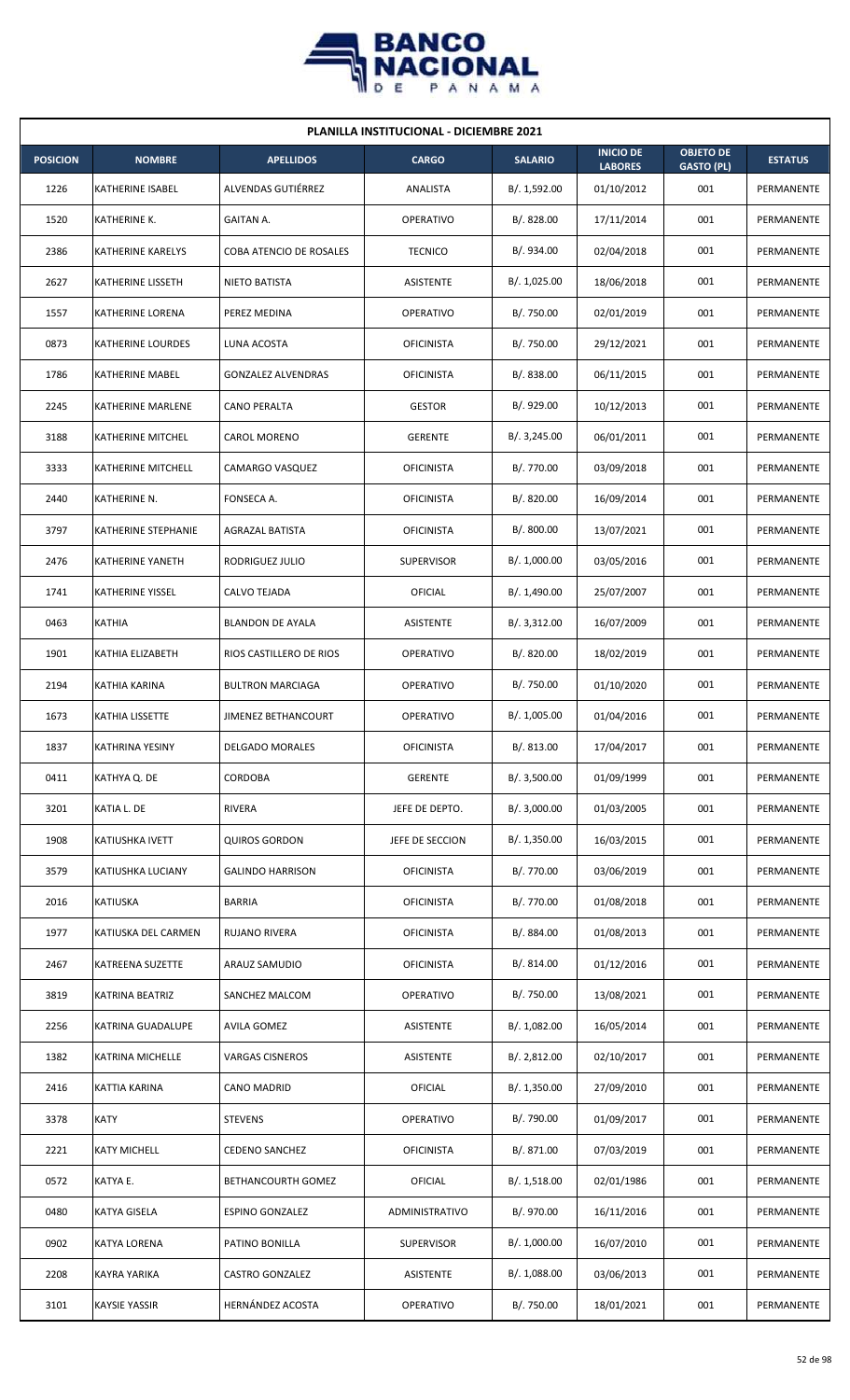**PLANILLA INSTITUCIONAL - DICIEMBRE 2021**

| POSICION | NOMBRE | APELLIDOS | CARGO | SALARIO | INICIO DE LABORES | OBJETO DE GASTO (PL) | ESTATUS |
|---|---|---|---|---|---|---|---|
| 1226 | KATHERINE ISABEL | ALVENDAS GUTIÉRREZ | ANALISTA | B/. 1,592.00 | 01/10/2012 | 001 | PERMANENTE |
| 1520 | KATHERINE K. | GAITAN A. | OPERATIVO | B/. 828.00 | 17/11/2014 | 001 | PERMANENTE |
| 2386 | KATHERINE KARELYS | COBA ATENCIO DE ROSALES | TECNICO | B/. 934.00 | 02/04/2018 | 001 | PERMANENTE |
| 2627 | KATHERINE LISSETH | NIETO BATISTA | ASISTENTE | B/. 1,025.00 | 18/06/2018 | 001 | PERMANENTE |
| 1557 | KATHERINE LORENA | PEREZ MEDINA | OPERATIVO | B/. 750.00 | 02/01/2019 | 001 | PERMANENTE |
| 0873 | KATHERINE LOURDES | LUNA ACOSTA | OFICINISTA | B/. 750.00 | 29/12/2021 | 001 | PERMANENTE |
| 1786 | KATHERINE MABEL | GONZALEZ ALVENDRAS | OFICINISTA | B/. 838.00 | 06/11/2015 | 001 | PERMANENTE |
| 2245 | KATHERINE MARLENE | CANO PERALTA | GESTOR | B/. 929.00 | 10/12/2013 | 001 | PERMANENTE |
| 3188 | KATHERINE MITCHEL | CAROL MORENO | GERENTE | B/. 3,245.00 | 06/01/2011 | 001 | PERMANENTE |
| 3333 | KATHERINE MITCHELL | CAMARGO VASQUEZ | OFICINISTA | B/. 770.00 | 03/09/2018 | 001 | PERMANENTE |
| 2440 | KATHERINE N. | FONSECA A. | OFICINISTA | B/. 820.00 | 16/09/2014 | 001 | PERMANENTE |
| 3797 | KATHERINE STEPHANIE | AGRAZAL BATISTA | OFICINISTA | B/. 800.00 | 13/07/2021 | 001 | PERMANENTE |
| 2476 | KATHERINE YANETH | RODRIGUEZ JULIO | SUPERVISOR | B/. 1,000.00 | 03/05/2016 | 001 | PERMANENTE |
| 1741 | KATHERINE YISSEL | CALVO TEJADA | OFICIAL | B/. 1,490.00 | 25/07/2007 | 001 | PERMANENTE |
| 0463 | KATHIA | BLANDON DE AYALA | ASISTENTE | B/. 3,312.00 | 16/07/2009 | 001 | PERMANENTE |
| 1901 | KATHIA ELIZABETH | RIOS CASTILLERO DE RIOS | OPERATIVO | B/. 820.00 | 18/02/2019 | 001 | PERMANENTE |
| 2194 | KATHIA KARINA | BULTRON MARCIAGA | OPERATIVO | B/. 750.00 | 01/10/2020 | 001 | PERMANENTE |
| 1673 | KATHIA LISSETTE | JIMENEZ BETHANCOURT | OPERATIVO | B/. 1,005.00 | 01/04/2016 | 001 | PERMANENTE |
| 1837 | KATHRINA YESINY | DELGADO MORALES | OFICINISTA | B/. 813.00 | 17/04/2017 | 001 | PERMANENTE |
| 0411 | KATHYA Q. DE | CORDOBA | GERENTE | B/. 3,500.00 | 01/09/1999 | 001 | PERMANENTE |
| 3201 | KATIA L. DE | RIVERA | JEFE DE DEPTO. | B/. 3,000.00 | 01/03/2005 | 001 | PERMANENTE |
| 1908 | KATIUSHKA IVETT | QUIROS GORDON | JEFE DE SECCION | B/. 1,350.00 | 16/03/2015 | 001 | PERMANENTE |
| 3579 | KATIUSHKA LUCIANY | GALINDO HARRISON | OFICINISTA | B/. 770.00 | 03/06/2019 | 001 | PERMANENTE |
| 2016 | KATIUSKA | BARRIA | OFICINISTA | B/. 770.00 | 01/08/2018 | 001 | PERMANENTE |
| 1977 | KATIUSKA DEL CARMEN | RUJANO RIVERA | OFICINISTA | B/. 884.00 | 01/08/2013 | 001 | PERMANENTE |
| 2467 | KATREENA SUZETTE | ARAUZ SAMUDIO | OFICINISTA | B/. 814.00 | 01/12/2016 | 001 | PERMANENTE |
| 3819 | KATRINA BEATRIZ | SANCHEZ MALCOM | OPERATIVO | B/. 750.00 | 13/08/2021 | 001 | PERMANENTE |
| 2256 | KATRINA GUADALUPE | AVILA GOMEZ | ASISTENTE | B/. 1,082.00 | 16/05/2014 | 001 | PERMANENTE |
| 1382 | KATRINA MICHELLE | VARGAS CISNEROS | ASISTENTE | B/. 2,812.00 | 02/10/2017 | 001 | PERMANENTE |
| 2416 | KATTIA KARINA | CANO MADRID | OFICIAL | B/. 1,350.00 | 27/09/2010 | 001 | PERMANENTE |
| 3378 | KATY | STEVENS | OPERATIVO | B/. 790.00 | 01/09/2017 | 001 | PERMANENTE |
| 2221 | KATY MICHELL | CEDENO SANCHEZ | OFICINISTA | B/. 871.00 | 07/03/2019 | 001 | PERMANENTE |
| 0572 | KATYA E. | BETHANCOURTH GOMEZ | OFICIAL | B/. 1,518.00 | 02/01/1986 | 001 | PERMANENTE |
| 0480 | KATYA GISELA | ESPINO GONZALEZ | ADMINISTRATIVO | B/. 970.00 | 16/11/2016 | 001 | PERMANENTE |
| 0902 | KATYA LORENA | PATINO BONILLA | SUPERVISOR | B/. 1,000.00 | 16/07/2010 | 001 | PERMANENTE |
| 2208 | KAYRA YARIKA | CASTRO GONZALEZ | ASISTENTE | B/. 1,088.00 | 03/06/2013 | 001 | PERMANENTE |
| 3101 | KAYSIE YASSIR | HERNÁNDEZ ACOSTA | OPERATIVO | B/. 750.00 | 18/01/2021 | 001 | PERMANENTE |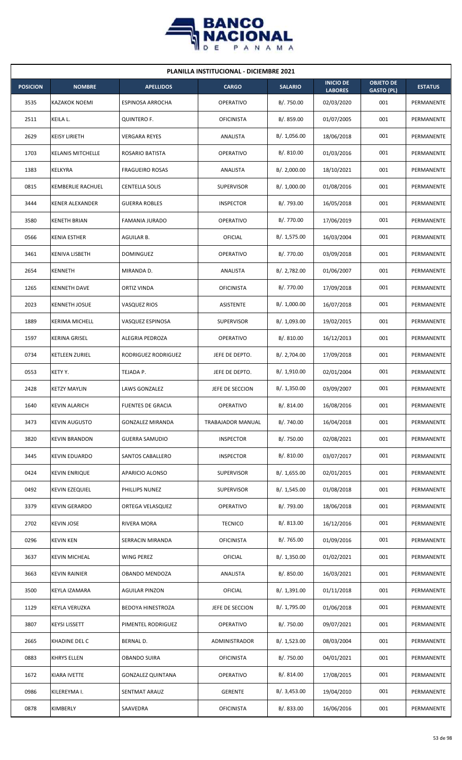| PLANILLA INSTITUCIONAL - DICIEMBRE 2021 | | | | | | | |
|---|---|---|---|---|---|---|---|
| **POSICION** | **NOMBRE** | **APELLIDOS** | **CARGO** | **SALARIO** | **INICIO DE LABORES** | **OBJETO DE GASTO (PL)** | **ESTATUS** |
| 3535 | KAZAKOK NOEMI | ESPINOSA ARROCHA | OPERATIVO | B/. 750.00 | 02/03/2020 | 001 | PERMANENTE |
| 2511 | KEILA L. | QUINTERO F. | OFICINISTA | B/. 859.00 | 01/07/2005 | 001 | PERMANENTE |
| 2629 | KEISY LIRIETH | VERGARA REYES | ANALISTA | B/. 1,056.00 | 18/06/2018 | 001 | PERMANENTE |
| 1703 | KELANIS MITCHELLE | ROSARIO BATISTA | OPERATIVO | B/. 810.00 | 01/03/2016 | 001 | PERMANENTE |
| 1383 | KELKYRA | FRAGUEIRO ROSAS | ANALISTA | B/. 2,000.00 | 18/10/2021 | 001 | PERMANENTE |
| 0815 | KEMBERLIE RACHUEL | CENTELLA SOLIS | SUPERVISOR | B/. 1,000.00 | 01/08/2016 | 001 | PERMANENTE |
| 3444 | KENER ALEXANDER | GUERRA ROBLES | INSPECTOR | B/. 793.00 | 16/05/2018 | 001 | PERMANENTE |
| 3580 | KENETH BRIAN | FAMANIA JURADO | OPERATIVO | B/. 770.00 | 17/06/2019 | 001 | PERMANENTE |
| 0566 | KENIA ESTHER | AGUILAR B. | OFICIAL | B/. 1,575.00 | 16/03/2004 | 001 | PERMANENTE |
| 3461 | KENIVA LISBETH | DOMINGUEZ | OPERATIVO | B/. 770.00 | 03/09/2018 | 001 | PERMANENTE |
| 2654 | KENNETH | MIRANDA D. | ANALISTA | B/. 2,782.00 | 01/06/2007 | 001 | PERMANENTE |
| 1265 | KENNETH DAVE | ORTIZ VINDA | OFICINISTA | B/. 770.00 | 17/09/2018 | 001 | PERMANENTE |
| 2023 | KENNETH JOSUE | VASQUEZ RIOS | ASISTENTE | B/. 1,000.00 | 16/07/2018 | 001 | PERMANENTE |
| 1889 | KERIMA MICHELL | VASQUEZ ESPINOSA | SUPERVISOR | B/. 1,093.00 | 19/02/2015 | 001 | PERMANENTE |
| 1597 | KERINA GRISEL | ALEGRIA PEDROZA | OPERATIVO | B/. 810.00 | 16/12/2013 | 001 | PERMANENTE |
| 0734 | KETLEEN ZURIEL | RODRIGUEZ RODRIGUEZ | JEFE DE DEPTO. | B/. 2,704.00 | 17/09/2018 | 001 | PERMANENTE |
| 0553 | KETY Y. | TEJADA P. | JEFE DE DEPTO. | B/. 1,910.00 | 02/01/2004 | 001 | PERMANENTE |
| 2428 | KETZY MAYLIN | LAWS GONZALEZ | JEFE DE SECCION | B/. 1,350.00 | 03/09/2007 | 001 | PERMANENTE |
| 1640 | KEVIN ALARICH | FUENTES DE GRACIA | OPERATIVO | B/. 814.00 | 16/08/2016 | 001 | PERMANENTE |
| 3473 | KEVIN AUGUSTO | GONZALEZ MIRANDA | TRABAJADOR MANUAL | B/. 740.00 | 16/04/2018 | 001 | PERMANENTE |
| 3820 | KEVIN BRANDON | GUERRA SAMUDIO | INSPECTOR | B/. 750.00 | 02/08/2021 | 001 | PERMANENTE |
| 3445 | KEVIN EDUARDO | SANTOS CABALLERO | INSPECTOR | B/. 810.00 | 03/07/2017 | 001 | PERMANENTE |
| 0424 | KEVIN ENRIQUE | APARICIO ALONSO | SUPERVISOR | B/. 1,655.00 | 02/01/2015 | 001 | PERMANENTE |
| 0492 | KEVIN EZEQUIEL | PHILLIPS NUNEZ | SUPERVISOR | B/. 1,545.00 | 01/08/2018 | 001 | PERMANENTE |
| 3379 | KEVIN GERARDO | ORTEGA VELASQUEZ | OPERATIVO | B/. 793.00 | 18/06/2018 | 001 | PERMANENTE |
| 2702 | KEVIN JOSE | RIVERA MORA | TECNICO | B/. 813.00 | 16/12/2016 | 001 | PERMANENTE |
| 0296 | KEVIN KEN | SERRACIN MIRANDA | OFICINISTA | B/. 765.00 | 01/09/2016 | 001 | PERMANENTE |
| 3637 | KEVIN MICHEAL | WING PEREZ | OFICIAL | B/. 1,350.00 | 01/02/2021 | 001 | PERMANENTE |
| 3663 | KEVIN RAINIER | OBANDO MENDOZA | ANALISTA | B/. 850.00 | 16/03/2021 | 001 | PERMANENTE |
| 3500 | KEYLA IZAMARA | AGUILAR PINZON | OFICIAL | B/. 1,391.00 | 01/11/2018 | 001 | PERMANENTE |
| 1129 | KEYLA VERUZKA | BEDOYA HINESTROZA | JEFE DE SECCION | B/. 1,795.00 | 01/06/2018 | 001 | PERMANENTE |
| 3807 | KEYSI LISSETT | PIMENTEL RODRIGUEZ | OPERATIVO | B/. 750.00 | 09/07/2021 | 001 | PERMANENTE |
| 2665 | KHADINE DEL C | BERNAL D. | ADMINISTRADOR | B/. 1,523.00 | 08/03/2004 | 001 | PERMANENTE |
| 0883 | KHRYS ELLEN | OBANDO SUIRA | OFICINISTA | B/. 750.00 | 04/01/2021 | 001 | PERMANENTE |
| 1672 | KIARA IVETTE | GONZALEZ QUINTANA | OPERATIVO | B/. 814.00 | 17/08/2015 | 001 | PERMANENTE |
| 0986 | KILEREYMA I. | SENTMAT ARAUZ | GERENTE | B/. 3,453.00 | 19/04/2010 | 001 | PERMANENTE |
| 0878 | KIMBERLY | SAAVEDRA | OFICINISTA | B/. 833.00 | 16/06/2016 | 001 | PERMANENTE |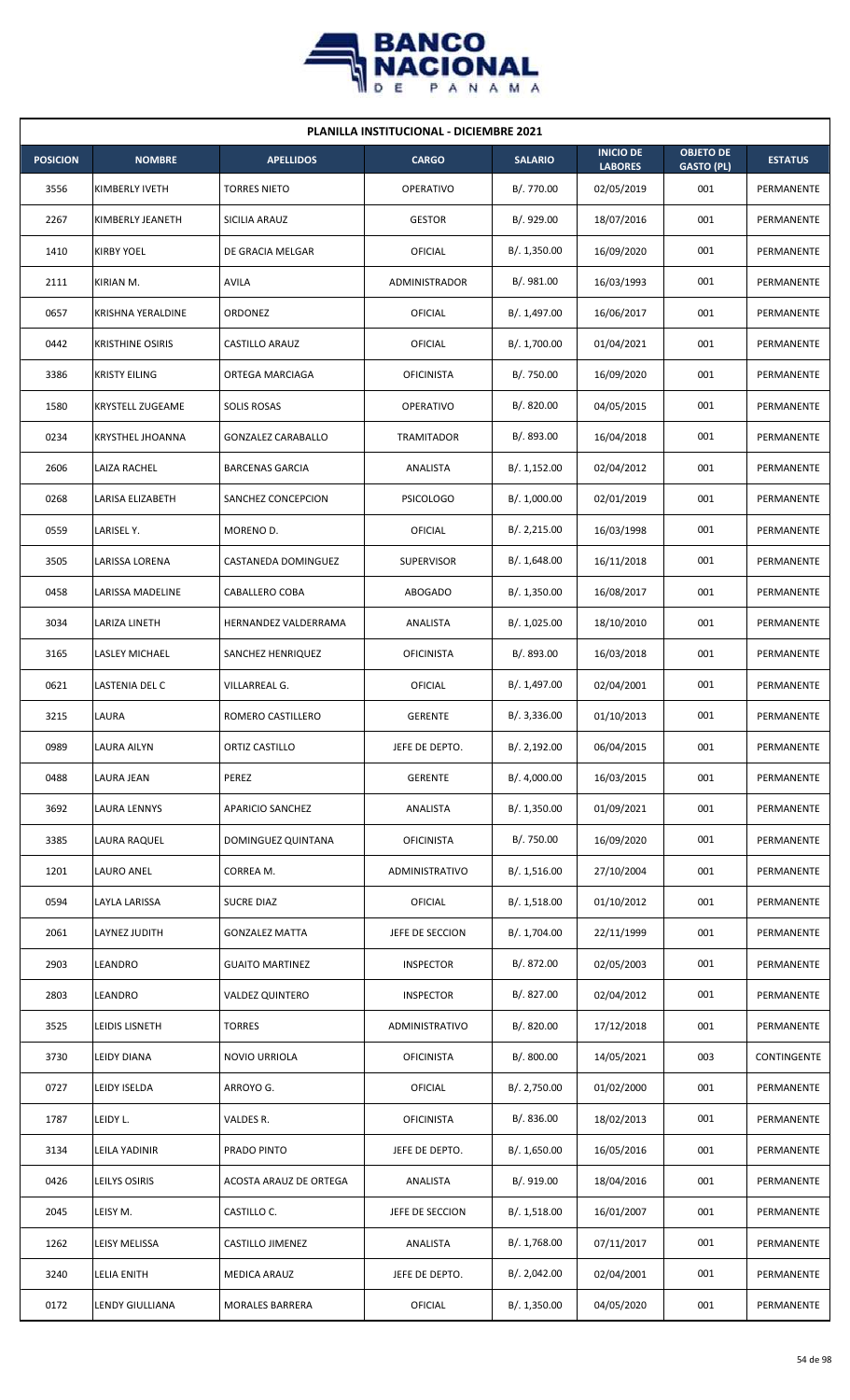| PLANILLA INSTITUCIONAL - DICIEMBRE 2021 | | | | | | | |
|---|---|---|---|---|---|---|---|
| **POSICION** | **NOMBRE** | **APELLIDOS** | **CARGO** | **SALARIO** | **INICIO DE LABORES** | **OBJETO DE GASTO (PL)** | **ESTATUS** |
| 3556 | KIMBERLY IVETH | TORRES NIETO | OPERATIVO | B/. 770.00 | 02/05/2019 | 001 | PERMANENTE |
| 2267 | KIMBERLY JEANETH | SICILIA ARAUZ | GESTOR | B/. 929.00 | 18/07/2016 | 001 | PERMANENTE |
| 1410 | KIRBY YOEL | DE GRACIA MELGAR | OFICIAL | B/. 1,350.00 | 16/09/2020 | 001 | PERMANENTE |
| 2111 | KIRIAN M. | AVILA | ADMINISTRADOR | B/. 981.00 | 16/03/1993 | 001 | PERMANENTE |
| 0657 | KRISHNA YERALDINE | ORDONEZ | OFICIAL | B/. 1,497.00 | 16/06/2017 | 001 | PERMANENTE |
| 0442 | KRISTHINE OSIRIS | CASTILLO ARAUZ | OFICIAL | B/. 1,700.00 | 01/04/2021 | 001 | PERMANENTE |
| 3386 | KRISTY EILING | ORTEGA MARCIAGA | OFICINISTA | B/. 750.00 | 16/09/2020 | 001 | PERMANENTE |
| 1580 | KRYSTELL ZUGEAME | SOLIS ROSAS | OPERATIVO | B/. 820.00 | 04/05/2015 | 001 | PERMANENTE |
| 0234 | KRYSTHEL JHOANNA | GONZALEZ CARABALLO | TRAMITADOR | B/. 893.00 | 16/04/2018 | 001 | PERMANENTE |
| 2606 | LAIZA RACHEL | BARCENAS GARCIA | ANALISTA | B/. 1,152.00 | 02/04/2012 | 001 | PERMANENTE |
| 0268 | LARISA ELIZABETH | SANCHEZ CONCEPCION | PSICOLOGO | B/. 1,000.00 | 02/01/2019 | 001 | PERMANENTE |
| 0559 | LARISEL Y. | MORENO D. | OFICIAL | B/. 2,215.00 | 16/03/1998 | 001 | PERMANENTE |
| 3505 | LARISSA LORENA | CASTANEDA DOMINGUEZ | SUPERVISOR | B/. 1,648.00 | 16/11/2018 | 001 | PERMANENTE |
| 0458 | LARISSA MADELINE | CABALLERO COBA | ABOGADO | B/. 1,350.00 | 16/08/2017 | 001 | PERMANENTE |
| 3034 | LARIZA LINETH | HERNANDEZ VALDERRAMA | ANALISTA | B/. 1,025.00 | 18/10/2010 | 001 | PERMANENTE |
| 3165 | LASLEY MICHAEL | SANCHEZ HENRIQUEZ | OFICINISTA | B/. 893.00 | 16/03/2018 | 001 | PERMANENTE |
| 0621 | LASTENIA DEL C | VILLARREAL G. | OFICIAL | B/. 1,497.00 | 02/04/2001 | 001 | PERMANENTE |
| 3215 | LAURA | ROMERO CASTILLERO | GERENTE | B/. 3,336.00 | 01/10/2013 | 001 | PERMANENTE |
| 0989 | LAURA AILYN | ORTIZ CASTILLO | JEFE DE DEPTO. | B/. 2,192.00 | 06/04/2015 | 001 | PERMANENTE |
| 0488 | LAURA JEAN | PEREZ | GERENTE | B/. 4,000.00 | 16/03/2015 | 001 | PERMANENTE |
| 3692 | LAURA LENNYS | APARICIO SANCHEZ | ANALISTA | B/. 1,350.00 | 01/09/2021 | 001 | PERMANENTE |
| 3385 | LAURA RAQUEL | DOMINGUEZ QUINTANA | OFICINISTA | B/. 750.00 | 16/09/2020 | 001 | PERMANENTE |
| 1201 | LAURO ANEL | CORREA M. | ADMINISTRATIVO | B/. 1,516.00 | 27/10/2004 | 001 | PERMANENTE |
| 0594 | LAYLA LARISSA | SUCRE DIAZ | OFICIAL | B/. 1,518.00 | 01/10/2012 | 001 | PERMANENTE |
| 2061 | LAYNEZ JUDITH | GONZALEZ MATTA | JEFE DE SECCION | B/. 1,704.00 | 22/11/1999 | 001 | PERMANENTE |
| 2903 | LEANDRO | GUAITO MARTINEZ | INSPECTOR | B/. 872.00 | 02/05/2003 | 001 | PERMANENTE |
| 2803 | LEANDRO | VALDEZ QUINTERO | INSPECTOR | B/. 827.00 | 02/04/2012 | 001 | PERMANENTE |
| 3525 | LEIDIS LISNETH | TORRES | ADMINISTRATIVO | B/. 820.00 | 17/12/2018 | 001 | PERMANENTE |
| 3730 | LEIDY DIANA | NOVIO URRIOLA | OFICINISTA | B/. 800.00 | 14/05/2021 | 003 | CONTINGENTE |
| 0727 | LEIDY ISELDA | ARROYO G. | OFICIAL | B/. 2,750.00 | 01/02/2000 | 001 | PERMANENTE |
| 1787 | LEIDY L. | VALDES R. | OFICINISTA | B/. 836.00 | 18/02/2013 | 001 | PERMANENTE |
| 3134 | LEILA YADINIR | PRADO PINTO | JEFE DE DEPTO. | B/. 1,650.00 | 16/05/2016 | 001 | PERMANENTE |
| 0426 | LEILYS OSIRIS | ACOSTA ARAUZ DE ORTEGA | ANALISTA | B/. 919.00 | 18/04/2016 | 001 | PERMANENTE |
| 2045 | LEISY M. | CASTILLO C. | JEFE DE SECCION | B/. 1,518.00 | 16/01/2007 | 001 | PERMANENTE |
| 1262 | LEISY MELISSA | CASTILLO JIMENEZ | ANALISTA | B/. 1,768.00 | 07/11/2017 | 001 | PERMANENTE |
| 3240 | LELIA ENITH | MEDICA ARAUZ | JEFE DE DEPTO. | B/. 2,042.00 | 02/04/2001 | 001 | PERMANENTE |
| 0172 | LENDY GIULLIANA | MORALES BARRERA | OFICIAL | B/. 1,350.00 | 04/05/2020 | 001 | PERMANENTE |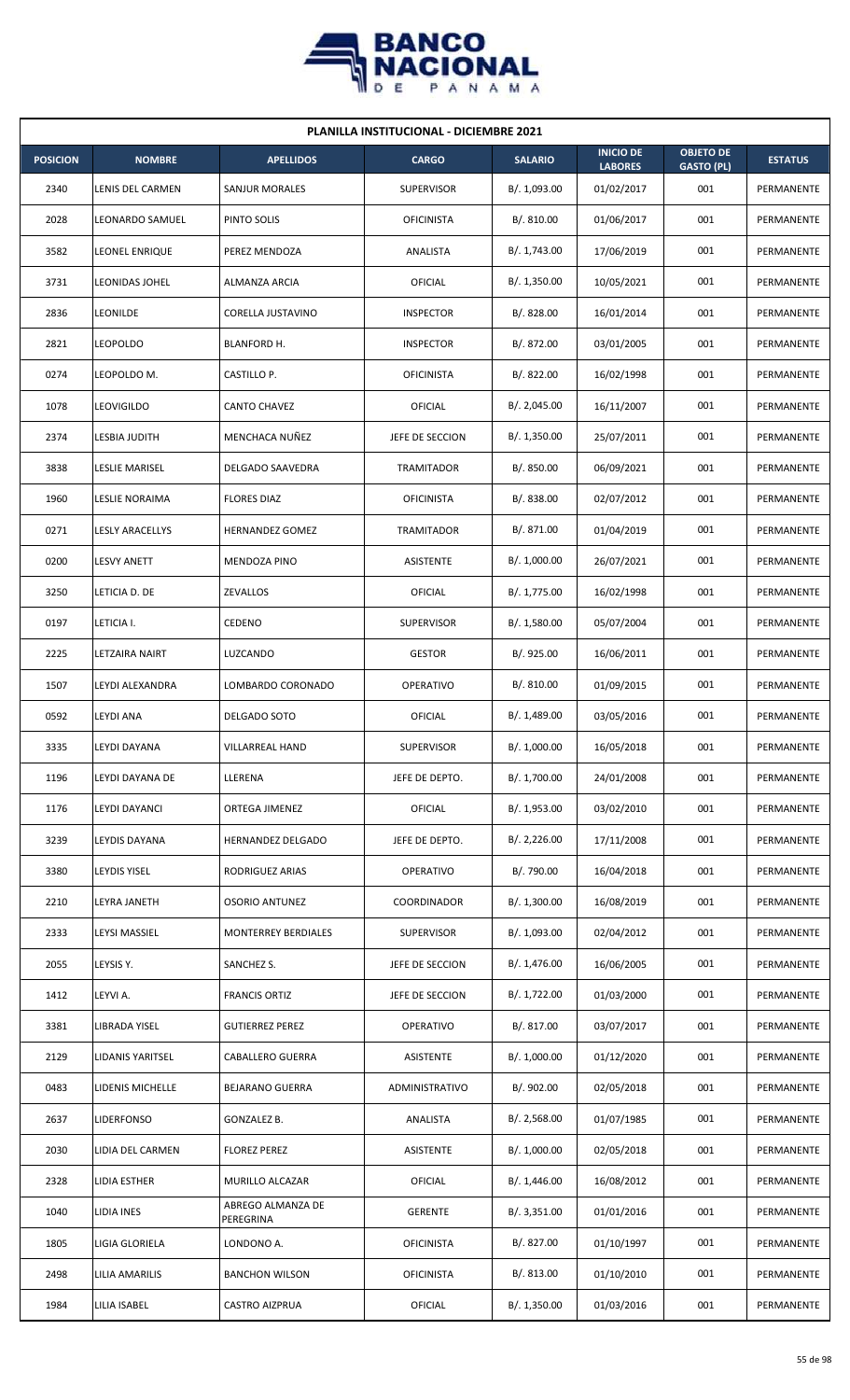| PLANILLA INSTITUCIONAL - DICIEMBRE 2021 | | | | | | | |
|---|---|---|---|---|---|---|---|
| **POSICION** | **NOMBRE** | **APELLIDOS** | **CARGO** | **SALARIO** | **INICIO DE LABORES** | **OBJETO DE GASTO (PL)** | **ESTATUS** |
| 2340 | LENIS DEL CARMEN | SANJUR MORALES | SUPERVISOR | B/. 1,093.00 | 01/02/2017 | 001 | PERMANENTE |
| 2028 | LEONARDO SAMUEL | PINTO SOLIS | OFICINISTA | B/. 810.00 | 01/06/2017 | 001 | PERMANENTE |
| 3582 | LEONEL ENRIQUE | PEREZ MENDOZA | ANALISTA | B/. 1,743.00 | 17/06/2019 | 001 | PERMANENTE |
| 3731 | LEONIDAS JOHEL | ALMANZA ARCIA | OFICIAL | B/. 1,350.00 | 10/05/2021 | 001 | PERMANENTE |
| 2836 | LEONILDE | CORELLA JUSTAVINO | INSPECTOR | B/. 828.00 | 16/01/2014 | 001 | PERMANENTE |
| 2821 | LEOPOLDO | BLANFORD H. | INSPECTOR | B/. 872.00 | 03/01/2005 | 001 | PERMANENTE |
| 0274 | LEOPOLDO M. | CASTILLO P. | OFICINISTA | B/. 822.00 | 16/02/1998 | 001 | PERMANENTE |
| 1078 | LEOVIGILDO | CANTO CHAVEZ | OFICIAL | B/. 2,045.00 | 16/11/2007 | 001 | PERMANENTE |
| 2374 | LESBIA JUDITH | MENCHACA NUÑEZ | JEFE DE SECCION | B/. 1,350.00 | 25/07/2011 | 001 | PERMANENTE |
| 3838 | LESLIE MARISEL | DELGADO SAAVEDRA | TRAMITADOR | B/. 850.00 | 06/09/2021 | 001 | PERMANENTE |
| 1960 | LESLIE NORAIMA | FLORES DIAZ | OFICINISTA | B/. 838.00 | 02/07/2012 | 001 | PERMANENTE |
| 0271 | LESLY ARACELLYS | HERNANDEZ GOMEZ | TRAMITADOR | B/. 871.00 | 01/04/2019 | 001 | PERMANENTE |
| 0200 | LESVY ANETT | MENDOZA PINO | ASISTENTE | B/. 1,000.00 | 26/07/2021 | 001 | PERMANENTE |
| 3250 | LETICIA D. DE | ZEVALLOS | OFICIAL | B/. 1,775.00 | 16/02/1998 | 001 | PERMANENTE |
| 0197 | LETICIA I. | CEDENO | SUPERVISOR | B/. 1,580.00 | 05/07/2004 | 001 | PERMANENTE |
| 2225 | LETZAIRA NAIRT | LUZCANDO | GESTOR | B/. 925.00 | 16/06/2011 | 001 | PERMANENTE |
| 1507 | LEYDI ALEXANDRA | LOMBARDO CORONADO | OPERATIVO | B/. 810.00 | 01/09/2015 | 001 | PERMANENTE |
| 0592 | LEYDI ANA | DELGADO SOTO | OFICIAL | B/. 1,489.00 | 03/05/2016 | 001 | PERMANENTE |
| 3335 | LEYDI DAYANA | VILLARREAL HAND | SUPERVISOR | B/. 1,000.00 | 16/05/2018 | 001 | PERMANENTE |
| 1196 | LEYDI DAYANA DE | LLERENA | JEFE DE DEPTO. | B/. 1,700.00 | 24/01/2008 | 001 | PERMANENTE |
| 1176 | LEYDI DAYANCI | ORTEGA JIMENEZ | OFICIAL | B/. 1,953.00 | 03/02/2010 | 001 | PERMANENTE |
| 3239 | LEYDIS DAYANA | HERNANDEZ DELGADO | JEFE DE DEPTO. | B/. 2,226.00 | 17/11/2008 | 001 | PERMANENTE |
| 3380 | LEYDIS YISEL | RODRIGUEZ ARIAS | OPERATIVO | B/. 790.00 | 16/04/2018 | 001 | PERMANENTE |
| 2210 | LEYRA JANETH | OSORIO ANTUNEZ | COORDINADOR | B/. 1,300.00 | 16/08/2019 | 001 | PERMANENTE |
| 2333 | LEYSI MASSIEL | MONTERREY BERDIALES | SUPERVISOR | B/. 1,093.00 | 02/04/2012 | 001 | PERMANENTE |
| 2055 | LEYSIS Y. | SANCHEZ S. | JEFE DE SECCION | B/. 1,476.00 | 16/06/2005 | 001 | PERMANENTE |
| 1412 | LEYVI A. | FRANCIS ORTIZ | JEFE DE SECCION | B/. 1,722.00 | 01/03/2000 | 001 | PERMANENTE |
| 3381 | LIBRADA YISEL | GUTIERREZ PEREZ | OPERATIVO | B/. 817.00 | 03/07/2017 | 001 | PERMANENTE |
| 2129 | LIDANIS YARITSEL | CABALLERO GUERRA | ASISTENTE | B/. 1,000.00 | 01/12/2020 | 001 | PERMANENTE |
| 0483 | LIDENIS MICHELLE | BEJARANO GUERRA | ADMINISTRATIVO | B/. 902.00 | 02/05/2018 | 001 | PERMANENTE |
| 2637 | LIDERFONSO | GONZALEZ B. | ANALISTA | B/. 2,568.00 | 01/07/1985 | 001 | PERMANENTE |
| 2030 | LIDIA DEL CARMEN | FLOREZ PEREZ | ASISTENTE | B/. 1,000.00 | 02/05/2018 | 001 | PERMANENTE |
| 2328 | LIDIA ESTHER | MURILLO ALCAZAR | OFICIAL | B/. 1,446.00 | 16/08/2012 | 001 | PERMANENTE |
| 1040 | LIDIA INES | ABREGO ALMANZA DE PEREGRINA | GERENTE | B/. 3,351.00 | 01/01/2016 | 001 | PERMANENTE |
| 1805 | LIGIA GLORIELA | LONDONO A. | OFICINISTA | B/. 827.00 | 01/10/1997 | 001 | PERMANENTE |
| 2498 | LILIA AMARILIS | BANCHON WILSON | OFICINISTA | B/. 813.00 | 01/10/2010 | 001 | PERMANENTE |
| 1984 | LILIA ISABEL | CASTRO AIZPRUA | OFICIAL | B/. 1,350.00 | 01/03/2016 | 001 | PERMANENTE |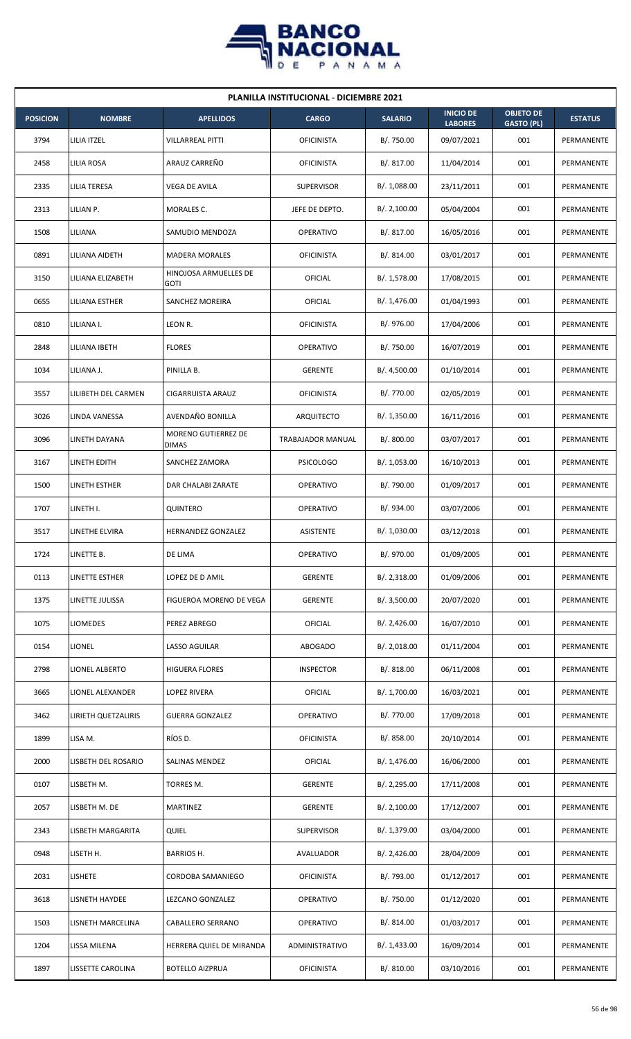**PLANILLA INSTITUCIONAL - DICIEMBRE 2021**

| POSICION | NOMBRE | APELLIDOS | CARGO | SALARIO | INICIO DE LABORES | OBJETO DE GASTO (PL) | ESTATUS |
|---|---|---|---|---|---|---|---|
| 3794 | LILIA ITZEL | VILLARREAL PITTI | OFICINISTA | B/. 750.00 | 09/07/2021 | 001 | PERMANENTE |
| 2458 | LILIA ROSA | ARAUZ CARREÑO | OFICINISTA | B/. 817.00 | 11/04/2014 | 001 | PERMANENTE |
| 2335 | LILIA TERESA | VEGA DE AVILA | SUPERVISOR | B/. 1,088.00 | 23/11/2011 | 001 | PERMANENTE |
| 2313 | LILIAN P. | MORALES C. | JEFE DE DEPTO. | B/. 2,100.00 | 05/04/2004 | 001 | PERMANENTE |
| 1508 | LILIANA | SAMUDIO MENDOZA | OPERATIVO | B/. 817.00 | 16/05/2016 | 001 | PERMANENTE |
| 0891 | LILIANA AIDETH | MADERA MORALES | OFICINISTA | B/. 814.00 | 03/01/2017 | 001 | PERMANENTE |
| 3150 | LILIANA ELIZABETH | HINOJOSA ARMUELLES DE GOTI | OFICIAL | B/. 1,578.00 | 17/08/2015 | 001 | PERMANENTE |
| 0655 | LILIANA ESTHER | SANCHEZ MOREIRA | OFICIAL | B/. 1,476.00 | 01/04/1993 | 001 | PERMANENTE |
| 0810 | LILIANA I. | LEON R. | OFICINISTA | B/. 976.00 | 17/04/2006 | 001 | PERMANENTE |
| 2848 | LILIANA IBETH | FLORES | OPERATIVO | B/. 750.00 | 16/07/2019 | 001 | PERMANENTE |
| 1034 | LILIANA J. | PINILLA B. | GERENTE | B/. 4,500.00 | 01/10/2014 | 001 | PERMANENTE |
| 3557 | LILIBETH DEL CARMEN | CIGARRUISTA ARAUZ | OFICINISTA | B/. 770.00 | 02/05/2019 | 001 | PERMANENTE |
| 3026 | LINDA VANESSA | AVENDAÑO BONILLA | ARQUITECTO | B/. 1,350.00 | 16/11/2016 | 001 | PERMANENTE |
| 3096 | LINETH DAYANA | MORENO GUTIERREZ DE DIMAS | TRABAJADOR MANUAL | B/. 800.00 | 03/07/2017 | 001 | PERMANENTE |
| 3167 | LINETH EDITH | SANCHEZ ZAMORA | PSICOLOGO | B/. 1,053.00 | 16/10/2013 | 001 | PERMANENTE |
| 1500 | LINETH ESTHER | DAR CHALABI ZARATE | OPERATIVO | B/. 790.00 | 01/09/2017 | 001 | PERMANENTE |
| 1707 | LINETH I. | QUINTERO | OPERATIVO | B/. 934.00 | 03/07/2006 | 001 | PERMANENTE |
| 3517 | LINETHE ELVIRA | HERNANDEZ GONZALEZ | ASISTENTE | B/. 1,030.00 | 03/12/2018 | 001 | PERMANENTE |
| 1724 | LINETTE B. | DE LIMA | OPERATIVO | B/. 970.00 | 01/09/2005 | 001 | PERMANENTE |
| 0113 | LINETTE ESTHER | LOPEZ DE D AMIL | GERENTE | B/. 2,318.00 | 01/09/2006 | 001 | PERMANENTE |
| 1375 | LINETTE JULISSA | FIGUEROA MORENO DE VEGA | GERENTE | B/. 3,500.00 | 20/07/2020 | 001 | PERMANENTE |
| 1075 | LIOMEDES | PEREZ ABREGO | OFICIAL | B/. 2,426.00 | 16/07/2010 | 001 | PERMANENTE |
| 0154 | LIONEL | LASSO AGUILAR | ABOGADO | B/. 2,018.00 | 01/11/2004 | 001 | PERMANENTE |
| 2798 | LIONEL ALBERTO | HIGUERA FLORES | INSPECTOR | B/. 818.00 | 06/11/2008 | 001 | PERMANENTE |
| 3665 | LIONEL ALEXANDER | LOPEZ RIVERA | OFICIAL | B/. 1,700.00 | 16/03/2021 | 001 | PERMANENTE |
| 3462 | LIRIETH QUETZALIRIS | GUERRA GONZALEZ | OPERATIVO | B/. 770.00 | 17/09/2018 | 001 | PERMANENTE |
| 1899 | LISA M. | RÍOS D. | OFICINISTA | B/. 858.00 | 20/10/2014 | 001 | PERMANENTE |
| 2000 | LISBETH DEL ROSARIO | SALINAS MENDEZ | OFICIAL | B/. 1,476.00 | 16/06/2000 | 001 | PERMANENTE |
| 0107 | LISBETH M. | TORRES M. | GERENTE | B/. 2,295.00 | 17/11/2008 | 001 | PERMANENTE |
| 2057 | LISBETH M. DE | MARTINEZ | GERENTE | B/. 2,100.00 | 17/12/2007 | 001 | PERMANENTE |
| 2343 | LISBETH MARGARITA | QUIEL | SUPERVISOR | B/. 1,379.00 | 03/04/2000 | 001 | PERMANENTE |
| 0948 | LISETH H. | BARRIOS H. | AVALUADOR | B/. 2,426.00 | 28/04/2009 | 001 | PERMANENTE |
| 2031 | LISHETE | CORDOBA SAMANIEGO | OFICINISTA | B/. 793.00 | 01/12/2017 | 001 | PERMANENTE |
| 3618 | LISNETH HAYDEE | LEZCANO GONZALEZ | OPERATIVO | B/. 750.00 | 01/12/2020 | 001 | PERMANENTE |
| 1503 | LISNETH MARCELINA | CABALLERO SERRANO | OPERATIVO | B/. 814.00 | 01/03/2017 | 001 | PERMANENTE |
| 1204 | LISSA MILENA | HERRERA QUIEL DE MIRANDA | ADMINISTRATIVO | B/. 1,433.00 | 16/09/2014 | 001 | PERMANENTE |
| 1897 | LISSETTE CAROLINA | BOTELLO AIZPRUA | OFICINISTA | B/. 810.00 | 03/10/2016 | 001 | PERMANENTE |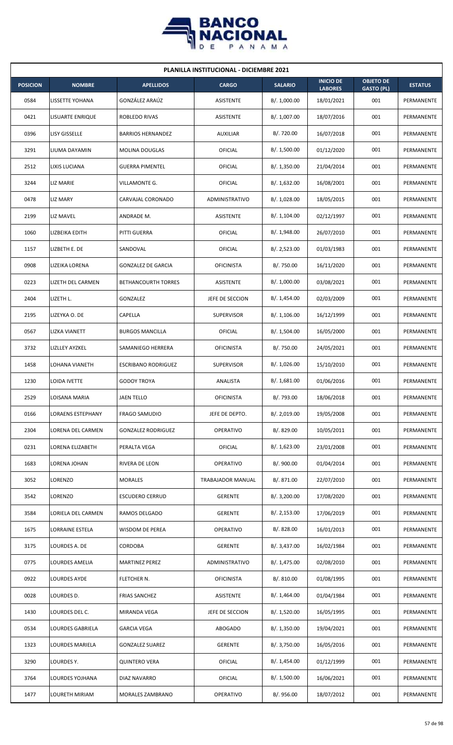| PLANILLA INSTITUCIONAL - DICIEMBRE 2021 | | | | | | | |
|---|---|---|---|---|---|---|---|
| POSICION | NOMBRE | APELLIDOS | CARGO | SALARIO | INICIO DE LABORES | OBJETO DE GASTO (PL) | ESTATUS |
| 0584 | LISSETTE YOHANA | GONZÁLEZ ARAÚZ | ASISTENTE | B/. 1,000.00 | 18/01/2021 | 001 | PERMANENTE |
| 0421 | LISUARTE ENRIQUE | ROBLEDO RIVAS | ASISTENTE | B/. 1,007.00 | 18/07/2016 | 001 | PERMANENTE |
| 0396 | LISY GISSELLE | BARRIOS HERNANDEZ | AUXILIAR | B/. 720.00 | 16/07/2018 | 001 | PERMANENTE |
| 3291 | LIUMA DAYAMIN | MOLINA DOUGLAS | OFICIAL | B/. 1,500.00 | 01/12/2020 | 001 | PERMANENTE |
| 2512 | LIXIS LUCIANA | GUERRA PIMENTEL | OFICIAL | B/. 1,350.00 | 21/04/2014 | 001 | PERMANENTE |
| 3244 | LIZ MARIE | VILLAMONTE G. | OFICIAL | B/. 1,632.00 | 16/08/2001 | 001 | PERMANENTE |
| 0478 | LIZ MARY | CARVAJAL CORONADO | ADMINISTRATIVO | B/. 1,028.00 | 18/05/2015 | 001 | PERMANENTE |
| 2199 | LIZ MAVEL | ANDRADE M. | ASISTENTE | B/. 1,104.00 | 02/12/1997 | 001 | PERMANENTE |
| 1060 | LIZBEIKA EDITH | PITTI GUERRA | OFICIAL | B/. 1,948.00 | 26/07/2010 | 001 | PERMANENTE |
| 1157 | LIZBETH E. DE | SANDOVAL | OFICIAL | B/. 2,523.00 | 01/03/1983 | 001 | PERMANENTE |
| 0908 | LIZEIKA LORENA | GONZALEZ DE GARCIA | OFICINISTA | B/. 750.00 | 16/11/2020 | 001 | PERMANENTE |
| 0223 | LIZETH DEL CARMEN | BETHANCOURTH TORRES | ASISTENTE | B/. 1,000.00 | 03/08/2021 | 001 | PERMANENTE |
| 2404 | LIZETH L. | GONZALEZ | JEFE DE SECCION | B/. 1,454.00 | 02/03/2009 | 001 | PERMANENTE |
| 2195 | LIZEYKA O. DE | CAPELLA | SUPERVISOR | B/. 1,106.00 | 16/12/1999 | 001 | PERMANENTE |
| 0567 | LIZKA VIANETT | BURGOS MANCILLA | OFICIAL | B/. 1,504.00 | 16/05/2000 | 001 | PERMANENTE |
| 3732 | LIZLLEY AYZKEL | SAMANIEGO HERRERA | OFICINISTA | B/. 750.00 | 24/05/2021 | 001 | PERMANENTE |
| 1458 | LOHANA VIANETH | ESCRIBANO RODRIGUEZ | SUPERVISOR | B/. 1,026.00 | 15/10/2010 | 001 | PERMANENTE |
| 1230 | LOIDA IVETTE | GODOY TROYA | ANALISTA | B/. 1,681.00 | 01/06/2016 | 001 | PERMANENTE |
| 2529 | LOISANA MARIA | JAEN TELLO | OFICINISTA | B/. 793.00 | 18/06/2018 | 001 | PERMANENTE |
| 0166 | LORAENS ESTEPHANY | FRAGO SAMUDIO | JEFE DE DEPTO. | B/. 2,019.00 | 19/05/2008 | 001 | PERMANENTE |
| 2304 | LORENA DEL CARMEN | GONZALEZ RODRIGUEZ | OPERATIVO | B/. 829.00 | 10/05/2011 | 001 | PERMANENTE |
| 0231 | LORENA ELIZABETH | PERALTA VEGA | OFICIAL | B/. 1,623.00 | 23/01/2008 | 001 | PERMANENTE |
| 1683 | LORENA JOHAN | RIVERA DE LEON | OPERATIVO | B/. 900.00 | 01/04/2014 | 001 | PERMANENTE |
| 3052 | LORENZO | MORALES | TRABAJADOR MANUAL | B/. 871.00 | 22/07/2010 | 001 | PERMANENTE |
| 3542 | LORENZO | ESCUDERO CERRUD | GERENTE | B/. 3,200.00 | 17/08/2020 | 001 | PERMANENTE |
| 3584 | LORIELA DEL CARMEN | RAMOS DELGADO | GERENTE | B/. 2,153.00 | 17/06/2019 | 001 | PERMANENTE |
| 1675 | LORRAINE ESTELA | WISDOM DE PEREA | OPERATIVO | B/. 828.00 | 16/01/2013 | 001 | PERMANENTE |
| 3175 | LOURDES A. DE | CORDOBA | GERENTE | B/. 3,437.00 | 16/02/1984 | 001 | PERMANENTE |
| 0775 | LOURDES AMELIA | MARTINEZ PEREZ | ADMINISTRATIVO | B/. 1,475.00 | 02/08/2010 | 001 | PERMANENTE |
| 0922 | LOURDES AYDE | FLETCHER N. | OFICINISTA | B/. 810.00 | 01/08/1995 | 001 | PERMANENTE |
| 0028 | LOURDES D. | FRIAS SANCHEZ | ASISTENTE | B/. 1,464.00 | 01/04/1984 | 001 | PERMANENTE |
| 1430 | LOURDES DEL C. | MIRANDA VEGA | JEFE DE SECCION | B/. 1,520.00 | 16/05/1995 | 001 | PERMANENTE |
| 0534 | LOURDES GABRIELA | GARCIA VEGA | ABOGADO | B/. 1,350.00 | 19/04/2021 | 001 | PERMANENTE |
| 1323 | LOURDES MARIELA | GONZALEZ SUAREZ | GERENTE | B/. 3,750.00 | 16/05/2016 | 001 | PERMANENTE |
| 3290 | LOURDES Y. | QUINTERO VERA | OFICIAL | B/. 1,454.00 | 01/12/1999 | 001 | PERMANENTE |
| 3764 | LOURDES YOJHANA | DIAZ NAVARRO | OFICIAL | B/. 1,500.00 | 16/06/2021 | 001 | PERMANENTE |
| 1477 | LOURETH MIRIAM | MORALES ZAMBRANO | OPERATIVO | B/. 956.00 | 18/07/2012 | 001 | PERMANENTE |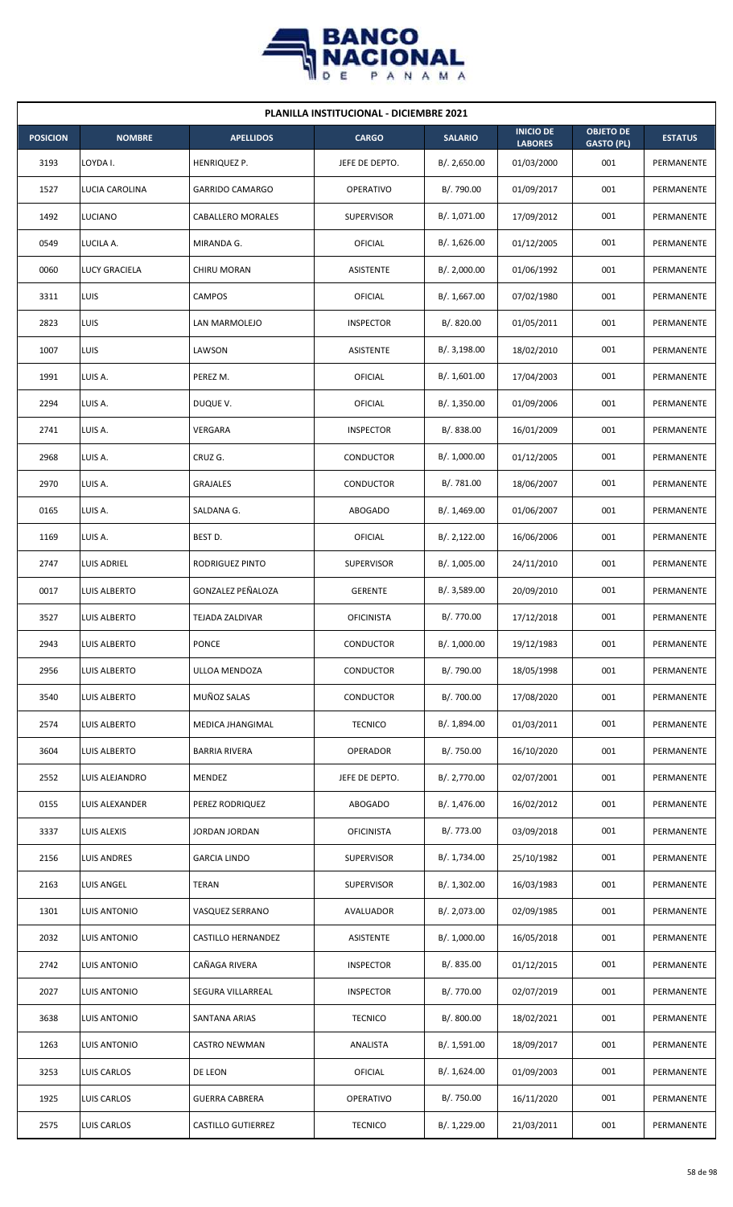| PLANILLA INSTITUCIONAL - DICIEMBRE 2021 | | | | | | | |
|---|---|---|---|---|---|---|---|
| **POSICION** | **NOMBRE** | **APELLIDOS** | **CARGO** | **SALARIO** | **INICIO DE LABORES** | **OBJETO DE GASTO (PL)** | **ESTATUS** |
| 3193 | LOYDA I. | HENRIQUEZ P. | JEFE DE DEPTO. | B/. 2,650.00 | 01/03/2000 | 001 | PERMANENTE |
| 1527 | LUCIA CAROLINA | GARRIDO CAMARGO | OPERATIVO | B/. 790.00 | 01/09/2017 | 001 | PERMANENTE |
| 1492 | LUCIANO | CABALLERO MORALES | SUPERVISOR | B/. 1,071.00 | 17/09/2012 | 001 | PERMANENTE |
| 0549 | LUCILA A. | MIRANDA G. | OFICIAL | B/. 1,626.00 | 01/12/2005 | 001 | PERMANENTE |
| 0060 | LUCY GRACIELA | CHIRU MORAN | ASISTENTE | B/. 2,000.00 | 01/06/1992 | 001 | PERMANENTE |
| 3311 | LUIS | CAMPOS | OFICIAL | B/. 1,667.00 | 07/02/1980 | 001 | PERMANENTE |
| 2823 | LUIS | LAN MARMOLEJO | INSPECTOR | B/. 820.00 | 01/05/2011 | 001 | PERMANENTE |
| 1007 | LUIS | LAWSON | ASISTENTE | B/. 3,198.00 | 18/02/2010 | 001 | PERMANENTE |
| 1991 | LUIS A. | PEREZ M. | OFICIAL | B/. 1,601.00 | 17/04/2003 | 001 | PERMANENTE |
| 2294 | LUIS A. | DUQUE V. | OFICIAL | B/. 1,350.00 | 01/09/2006 | 001 | PERMANENTE |
| 2741 | LUIS A. | VERGARA | INSPECTOR | B/. 838.00 | 16/01/2009 | 001 | PERMANENTE |
| 2968 | LUIS A. | CRUZ G. | CONDUCTOR | B/. 1,000.00 | 01/12/2005 | 001 | PERMANENTE |
| 2970 | LUIS A. | GRAJALES | CONDUCTOR | B/. 781.00 | 18/06/2007 | 001 | PERMANENTE |
| 0165 | LUIS A. | SALDANA G. | ABOGADO | B/. 1,469.00 | 01/06/2007 | 001 | PERMANENTE |
| 1169 | LUIS A. | BEST D. | OFICIAL | B/. 2,122.00 | 16/06/2006 | 001 | PERMANENTE |
| 2747 | LUIS ADRIEL | RODRIGUEZ PINTO | SUPERVISOR | B/. 1,005.00 | 24/11/2010 | 001 | PERMANENTE |
| 0017 | LUIS ALBERTO | GONZALEZ PEÑALOZA | GERENTE | B/. 3,589.00 | 20/09/2010 | 001 | PERMANENTE |
| 3527 | LUIS ALBERTO | TEJADA ZALDIVAR | OFICINISTA | B/. 770.00 | 17/12/2018 | 001 | PERMANENTE |
| 2943 | LUIS ALBERTO | PONCE | CONDUCTOR | B/. 1,000.00 | 19/12/1983 | 001 | PERMANENTE |
| 2956 | LUIS ALBERTO | ULLOA MENDOZA | CONDUCTOR | B/. 790.00 | 18/05/1998 | 001 | PERMANENTE |
| 3540 | LUIS ALBERTO | MUÑOZ SALAS | CONDUCTOR | B/. 700.00 | 17/08/2020 | 001 | PERMANENTE |
| 2574 | LUIS ALBERTO | MEDICA JHANGIMAL | TECNICO | B/. 1,894.00 | 01/03/2011 | 001 | PERMANENTE |
| 3604 | LUIS ALBERTO | BARRIA RIVERA | OPERADOR | B/. 750.00 | 16/10/2020 | 001 | PERMANENTE |
| 2552 | LUIS ALEJANDRO | MENDEZ | JEFE DE DEPTO. | B/. 2,770.00 | 02/07/2001 | 001 | PERMANENTE |
| 0155 | LUIS ALEXANDER | PEREZ RODRIQUEZ | ABOGADO | B/. 1,476.00 | 16/02/2012 | 001 | PERMANENTE |
| 3337 | LUIS ALEXIS | JORDAN JORDAN | OFICINISTA | B/. 773.00 | 03/09/2018 | 001 | PERMANENTE |
| 2156 | LUIS ANDRES | GARCIA LINDO | SUPERVISOR | B/. 1,734.00 | 25/10/1982 | 001 | PERMANENTE |
| 2163 | LUIS ANGEL | TERAN | SUPERVISOR | B/. 1,302.00 | 16/03/1983 | 001 | PERMANENTE |
| 1301 | LUIS ANTONIO | VASQUEZ SERRANO | AVALUADOR | B/. 2,073.00 | 02/09/1985 | 001 | PERMANENTE |
| 2032 | LUIS ANTONIO | CASTILLO HERNANDEZ | ASISTENTE | B/. 1,000.00 | 16/05/2018 | 001 | PERMANENTE |
| 2742 | LUIS ANTONIO | CAÑAGA RIVERA | INSPECTOR | B/. 835.00 | 01/12/2015 | 001 | PERMANENTE |
| 2027 | LUIS ANTONIO | SEGURA VILLARREAL | INSPECTOR | B/. 770.00 | 02/07/2019 | 001 | PERMANENTE |
| 3638 | LUIS ANTONIO | SANTANA ARIAS | TECNICO | B/. 800.00 | 18/02/2021 | 001 | PERMANENTE |
| 1263 | LUIS ANTONIO | CASTRO NEWMAN | ANALISTA | B/. 1,591.00 | 18/09/2017 | 001 | PERMANENTE |
| 3253 | LUIS CARLOS | DE LEON | OFICIAL | B/. 1,624.00 | 01/09/2003 | 001 | PERMANENTE |
| 1925 | LUIS CARLOS | GUERRA CABRERA | OPERATIVO | B/. 750.00 | 16/11/2020 | 001 | PERMANENTE |
| 2575 | LUIS CARLOS | CASTILLO GUTIERREZ | TECNICO | B/. 1,229.00 | 21/03/2011 | 001 | PERMANENTE |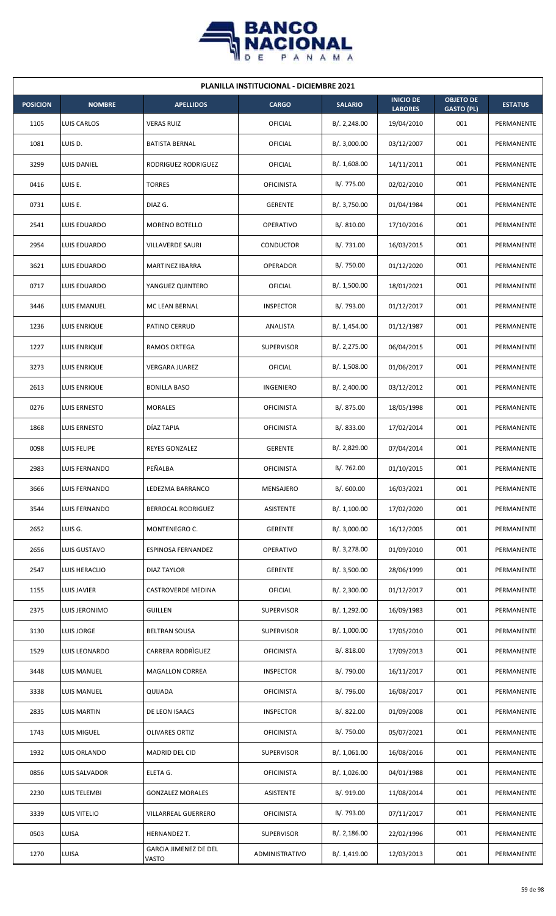**PLANILLA INSTITUCIONAL - DICIEMBRE 2021**

| POSICION | NOMBRE | APELLIDOS | CARGO | SALARIO | INICIO DE LABORES | OBJETO DE GASTO (PL) | ESTATUS |
|---|---|---|---|---|---|---|---|
| 1105 | LUIS CARLOS | VERAS RUIZ | OFICIAL | B/. 2,248.00 | 19/04/2010 | 001 | PERMANENTE |
| 1081 | LUIS D. | BATISTA BERNAL | OFICIAL | B/. 3,000.00 | 03/12/2007 | 001 | PERMANENTE |
| 3299 | LUIS DANIEL | RODRIGUEZ RODRIGUEZ | OFICIAL | B/. 1,608.00 | 14/11/2011 | 001 | PERMANENTE |
| 0416 | LUIS E. | TORRES | OFICINISTA | B/. 775.00 | 02/02/2010 | 001 | PERMANENTE |
| 0731 | LUIS E. | DIAZ G. | GERENTE | B/. 3,750.00 | 01/04/1984 | 001 | PERMANENTE |
| 2541 | LUIS EDUARDO | MORENO BOTELLO | OPERATIVO | B/. 810.00 | 17/10/2016 | 001 | PERMANENTE |
| 2954 | LUIS EDUARDO | VILLAVERDE SAURI | CONDUCTOR | B/. 731.00 | 16/03/2015 | 001 | PERMANENTE |
| 3621 | LUIS EDUARDO | MARTINEZ IBARRA | OPERADOR | B/. 750.00 | 01/12/2020 | 001 | PERMANENTE |
| 0717 | LUIS EDUARDO | YANGUEZ QUINTERO | OFICIAL | B/. 1,500.00 | 18/01/2021 | 001 | PERMANENTE |
| 3446 | LUIS EMANUEL | MC LEAN BERNAL | INSPECTOR | B/. 793.00 | 01/12/2017 | 001 | PERMANENTE |
| 1236 | LUIS ENRIQUE | PATINO CERRUD | ANALISTA | B/. 1,454.00 | 01/12/1987 | 001 | PERMANENTE |
| 1227 | LUIS ENRIQUE | RAMOS ORTEGA | SUPERVISOR | B/. 2,275.00 | 06/04/2015 | 001 | PERMANENTE |
| 3273 | LUIS ENRIQUE | VERGARA JUAREZ | OFICIAL | B/. 1,508.00 | 01/06/2017 | 001 | PERMANENTE |
| 2613 | LUIS ENRIQUE | BONILLA BASO | INGENIERO | B/. 2,400.00 | 03/12/2012 | 001 | PERMANENTE |
| 0276 | LUIS ERNESTO | MORALES | OFICINISTA | B/. 875.00 | 18/05/1998 | 001 | PERMANENTE |
| 1868 | LUIS ERNESTO | DÍAZ TAPIA | OFICINISTA | B/. 833.00 | 17/02/2014 | 001 | PERMANENTE |
| 0098 | LUIS FELIPE | REYES GONZALEZ | GERENTE | B/. 2,829.00 | 07/04/2014 | 001 | PERMANENTE |
| 2983 | LUIS FERNANDO | PEÑALBA | OFICINISTA | B/. 762.00 | 01/10/2015 | 001 | PERMANENTE |
| 3666 | LUIS FERNANDO | LEDEZMA BARRANCO | MENSAJERO | B/. 600.00 | 16/03/2021 | 001 | PERMANENTE |
| 3544 | LUIS FERNANDO | BERROCAL RODRIGUEZ | ASISTENTE | B/. 1,100.00 | 17/02/2020 | 001 | PERMANENTE |
| 2652 | LUIS G. | MONTENEGRO C. | GERENTE | B/. 3,000.00 | 16/12/2005 | 001 | PERMANENTE |
| 2656 | LUIS GUSTAVO | ESPINOSA FERNANDEZ | OPERATIVO | B/. 3,278.00 | 01/09/2010 | 001 | PERMANENTE |
| 2547 | LUIS HERACLIO | DIAZ TAYLOR | GERENTE | B/. 3,500.00 | 28/06/1999 | 001 | PERMANENTE |
| 1155 | LUIS JAVIER | CASTROVERDE MEDINA | OFICIAL | B/. 2,300.00 | 01/12/2017 | 001 | PERMANENTE |
| 2375 | LUIS JERONIMO | GUILLEN | SUPERVISOR | B/. 1,292.00 | 16/09/1983 | 001 | PERMANENTE |
| 3130 | LUIS JORGE | BELTRAN SOUSA | SUPERVISOR | B/. 1,000.00 | 17/05/2010 | 001 | PERMANENTE |
| 1529 | LUIS LEONARDO | CARRERA RODRÌGUEZ | OFICINISTA | B/. 818.00 | 17/09/2013 | 001 | PERMANENTE |
| 3448 | LUIS MANUEL | MAGALLON CORREA | INSPECTOR | B/. 790.00 | 16/11/2017 | 001 | PERMANENTE |
| 3338 | LUIS MANUEL | QUIJADA | OFICINISTA | B/. 796.00 | 16/08/2017 | 001 | PERMANENTE |
| 2835 | LUIS MARTIN | DE LEON ISAACS | INSPECTOR | B/. 822.00 | 01/09/2008 | 001 | PERMANENTE |
| 1743 | LUIS MIGUEL | OLIVARES ORTIZ | OFICINISTA | B/. 750.00 | 05/07/2021 | 001 | PERMANENTE |
| 1932 | LUIS ORLANDO | MADRID DEL CID | SUPERVISOR | B/. 1,061.00 | 16/08/2016 | 001 | PERMANENTE |
| 0856 | LUIS SALVADOR | ELETA G. | OFICINISTA | B/. 1,026.00 | 04/01/1988 | 001 | PERMANENTE |
| 2230 | LUIS TELEMBI | GONZALEZ MORALES | ASISTENTE | B/. 919.00 | 11/08/2014 | 001 | PERMANENTE |
| 3339 | LUIS VITELIO | VILLARREAL GUERRERO | OFICINISTA | B/. 793.00 | 07/11/2017 | 001 | PERMANENTE |
| 0503 | LUISA | HERNANDEZ T. | SUPERVISOR | B/. 2,186.00 | 22/02/1996 | 001 | PERMANENTE |
| 1270 | LUISA | GARCIA JIMENEZ DE DEL VASTO | ADMINISTRATIVO | B/. 1,419.00 | 12/03/2013 | 001 | PERMANENTE |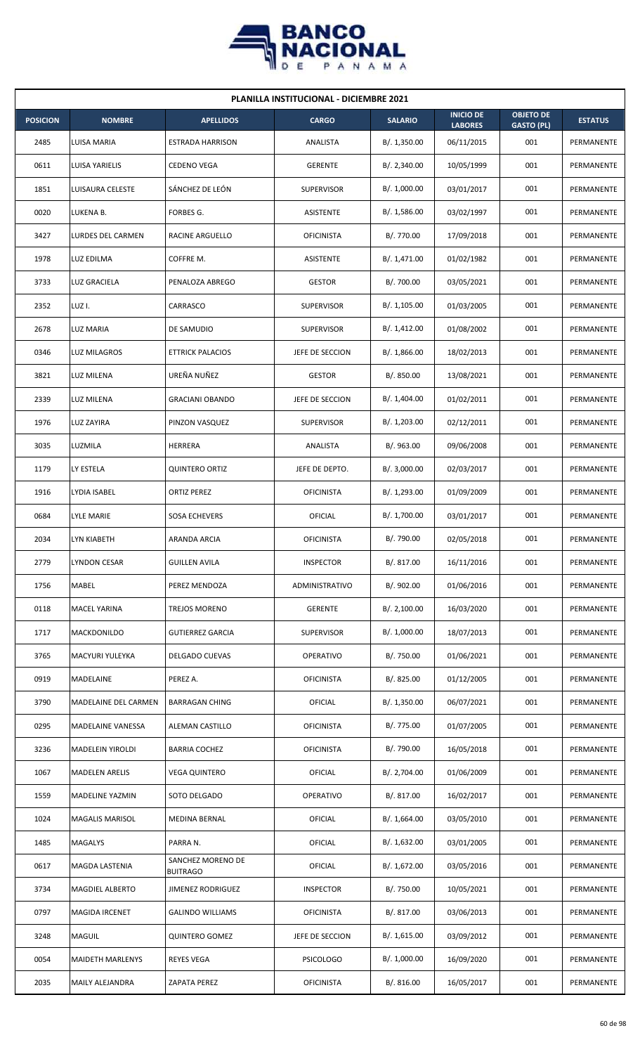| PLANILLA INSTITUCIONAL - DICIEMBRE 2021 | | | | | | | |
|---|---|---|---|---|---|---|---|
| **POSICION** | **NOMBRE** | **APELLIDOS** | **CARGO** | **SALARIO** | **INICIO DE LABORES** | **OBJETO DE GASTO (PL)** | **ESTATUS** |
| 2485 | LUISA MARIA | ESTRADA HARRISON | ANALISTA | B/. 1,350.00 | 06/11/2015 | 001 | PERMANENTE |
| 0611 | LUISA YARIELIS | CEDENO VEGA | GERENTE | B/. 2,340.00 | 10/05/1999 | 001 | PERMANENTE |
| 1851 | LUISAURA CELESTE | SÁNCHEZ DE LEÓN | SUPERVISOR | B/. 1,000.00 | 03/01/2017 | 001 | PERMANENTE |
| 0020 | LUKENA B. | FORBES G. | ASISTENTE | B/. 1,586.00 | 03/02/1997 | 001 | PERMANENTE |
| 3427 | LURDES DEL CARMEN | RACINE ARGUELLO | OFICINISTA | B/. 770.00 | 17/09/2018 | 001 | PERMANENTE |
| 1978 | LUZ EDILMA | COFFRE M. | ASISTENTE | B/. 1,471.00 | 01/02/1982 | 001 | PERMANENTE |
| 3733 | LUZ GRACIELA | PENALOZA ABREGO | GESTOR | B/. 700.00 | 03/05/2021 | 001 | PERMANENTE |
| 2352 | LUZ I. | CARRASCO | SUPERVISOR | B/. 1,105.00 | 01/03/2005 | 001 | PERMANENTE |
| 2678 | LUZ MARIA | DE SAMUDIO | SUPERVISOR | B/. 1,412.00 | 01/08/2002 | 001 | PERMANENTE |
| 0346 | LUZ MILAGROS | ETTRICK PALACIOS | JEFE DE SECCION | B/. 1,866.00 | 18/02/2013 | 001 | PERMANENTE |
| 3821 | LUZ MILENA | UREÑA NUÑEZ | GESTOR | B/. 850.00 | 13/08/2021 | 001 | PERMANENTE |
| 2339 | LUZ MILENA | GRACIANI OBANDO | JEFE DE SECCION | B/. 1,404.00 | 01/02/2011 | 001 | PERMANENTE |
| 1976 | LUZ ZAYIRA | PINZON VASQUEZ | SUPERVISOR | B/. 1,203.00 | 02/12/2011 | 001 | PERMANENTE |
| 3035 | LUZMILA | HERRERA | ANALISTA | B/. 963.00 | 09/06/2008 | 001 | PERMANENTE |
| 1179 | LY ESTELA | QUINTERO ORTIZ | JEFE DE DEPTO. | B/. 3,000.00 | 02/03/2017 | 001 | PERMANENTE |
| 1916 | LYDIA ISABEL | ORTIZ PEREZ | OFICINISTA | B/. 1,293.00 | 01/09/2009 | 001 | PERMANENTE |
| 0684 | LYLE MARIE | SOSA ECHEVERS | OFICIAL | B/. 1,700.00 | 03/01/2017 | 001 | PERMANENTE |
| 2034 | LYN KIABETH | ARANDA ARCIA | OFICINISTA | B/. 790.00 | 02/05/2018 | 001 | PERMANENTE |
| 2779 | LYNDON CESAR | GUILLEN AVILA | INSPECTOR | B/. 817.00 | 16/11/2016 | 001 | PERMANENTE |
| 1756 | MABEL | PEREZ MENDOZA | ADMINISTRATIVO | B/. 902.00 | 01/06/2016 | 001 | PERMANENTE |
| 0118 | MACEL YARINA | TREJOS MORENO | GERENTE | B/. 2,100.00 | 16/03/2020 | 001 | PERMANENTE |
| 1717 | MACKDONILDO | GUTIERREZ GARCIA | SUPERVISOR | B/. 1,000.00 | 18/07/2013 | 001 | PERMANENTE |
| 3765 | MACYURI YULEYKA | DELGADO CUEVAS | OPERATIVO | B/. 750.00 | 01/06/2021 | 001 | PERMANENTE |
| 0919 | MADELAINE | PEREZ A. | OFICINISTA | B/. 825.00 | 01/12/2005 | 001 | PERMANENTE |
| 3790 | MADELAINE DEL CARMEN | BARRAGAN CHING | OFICIAL | B/. 1,350.00 | 06/07/2021 | 001 | PERMANENTE |
| 0295 | MADELAINE VANESSA | ALEMAN CASTILLO | OFICINISTA | B/. 775.00 | 01/07/2005 | 001 | PERMANENTE |
| 3236 | MADELEIN YIROLDI | BARRIA COCHEZ | OFICINISTA | B/. 790.00 | 16/05/2018 | 001 | PERMANENTE |
| 1067 | MADELEN ARELIS | VEGA QUINTERO | OFICIAL | B/. 2,704.00 | 01/06/2009 | 001 | PERMANENTE |
| 1559 | MADELINE YAZMIN | SOTO DELGADO | OPERATIVO | B/. 817.00 | 16/02/2017 | 001 | PERMANENTE |
| 1024 | MAGALIS MARISOL | MEDINA BERNAL | OFICIAL | B/. 1,664.00 | 03/05/2010 | 001 | PERMANENTE |
| 1485 | MAGALYS | PARRA N. | OFICIAL | B/. 1,632.00 | 03/01/2005 | 001 | PERMANENTE |
| 0617 | MAGDA LASTENIA | SANCHEZ MORENO DE BUITRAGO | OFICIAL | B/. 1,672.00 | 03/05/2016 | 001 | PERMANENTE |
| 3734 | MAGDIEL ALBERTO | JIMENEZ RODRIGUEZ | INSPECTOR | B/. 750.00 | 10/05/2021 | 001 | PERMANENTE |
| 0797 | MAGIDA IRCENET | GALINDO WILLIAMS | OFICINISTA | B/. 817.00 | 03/06/2013 | 001 | PERMANENTE |
| 3248 | MAGUIL | QUINTERO GOMEZ | JEFE DE SECCION | B/. 1,615.00 | 03/09/2012 | 001 | PERMANENTE |
| 0054 | MAIDETH MARLENYS | REYES VEGA | PSICOLOGO | B/. 1,000.00 | 16/09/2020 | 001 | PERMANENTE |
| 2035 | MAILY ALEJANDRA | ZAPATA PEREZ | OFICINISTA | B/. 816.00 | 16/05/2017 | 001 | PERMANENTE |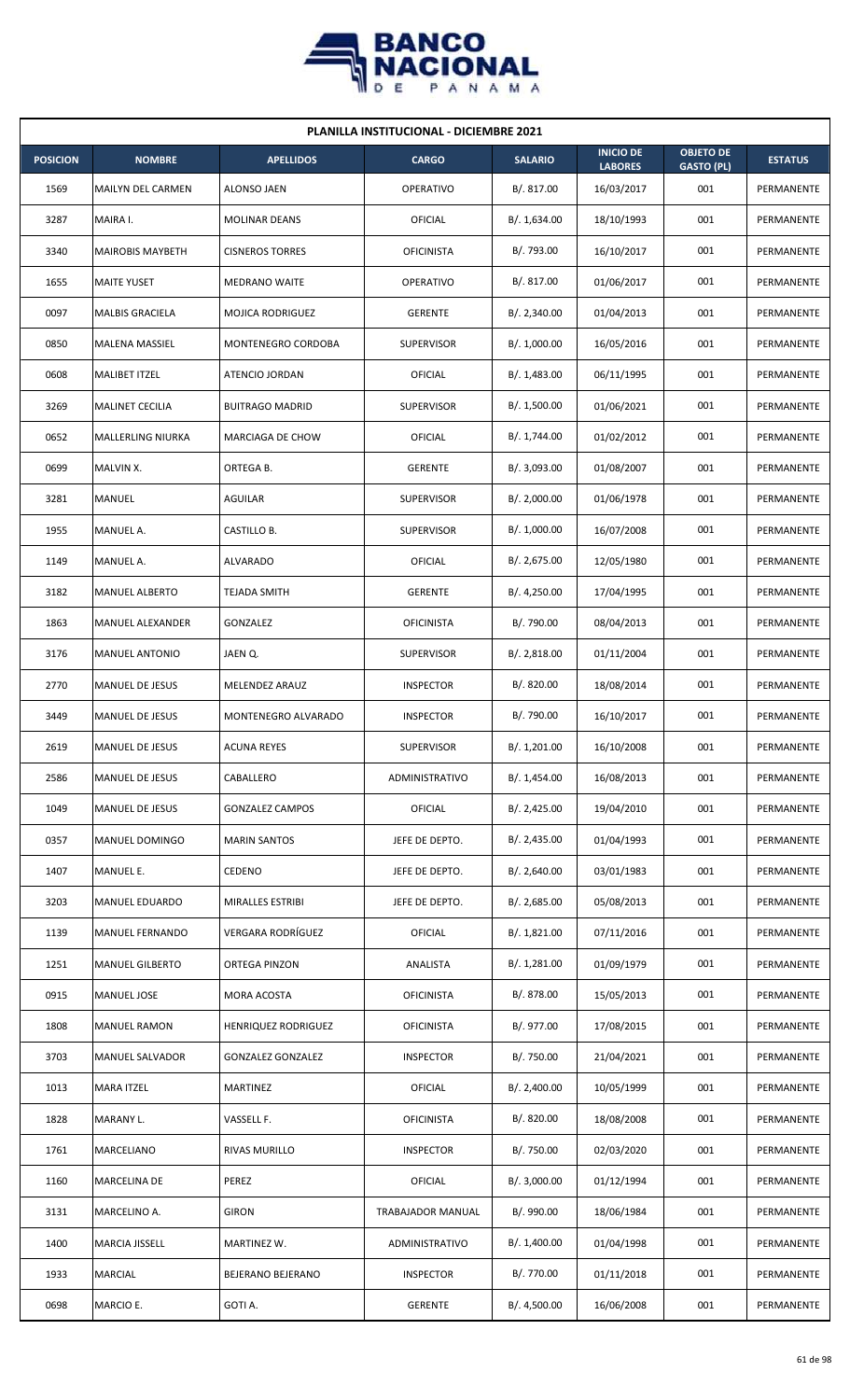## PLANILLA INSTITUCIONAL - DICIEMBRE 2021

| POSICION | NOMBRE | APELLIDOS | CARGO | SALARIO | INICIO DE LABORES | OBJETO DE GASTO (PL) | ESTATUS |
|---|---|---|---|---|---|---|---|
| 1569 | MAILYN DEL CARMEN | ALONSO JAEN | OPERATIVO | B/. 817.00 | 16/03/2017 | 001 | PERMANENTE |
| 3287 | MAIRA I. | MOLINAR DEANS | OFICIAL | B/. 1,634.00 | 18/10/1993 | 001 | PERMANENTE |
| 3340 | MAIROBIS MAYBETH | CISNEROS TORRES | OFICINISTA | B/. 793.00 | 16/10/2017 | 001 | PERMANENTE |
| 1655 | MAITE YUSET | MEDRANO WAITE | OPERATIVO | B/. 817.00 | 01/06/2017 | 001 | PERMANENTE |
| 0097 | MALBIS GRACIELA | MOJICA RODRIGUEZ | GERENTE | B/. 2,340.00 | 01/04/2013 | 001 | PERMANENTE |
| 0850 | MALENA MASSIEL | MONTENEGRO CORDOBA | SUPERVISOR | B/. 1,000.00 | 16/05/2016 | 001 | PERMANENTE |
| 0608 | MALIBET ITZEL | ATENCIO JORDAN | OFICIAL | B/. 1,483.00 | 06/11/1995 | 001 | PERMANENTE |
| 3269 | MALINET CECILIA | BUITRAGO MADRID | SUPERVISOR | B/. 1,500.00 | 01/06/2021 | 001 | PERMANENTE |
| 0652 | MALLERLING NIURKA | MARCIAGA DE CHOW | OFICIAL | B/. 1,744.00 | 01/02/2012 | 001 | PERMANENTE |
| 0699 | MALVIN X. | ORTEGA B. | GERENTE | B/. 3,093.00 | 01/08/2007 | 001 | PERMANENTE |
| 3281 | MANUEL | AGUILAR | SUPERVISOR | B/. 2,000.00 | 01/06/1978 | 001 | PERMANENTE |
| 1955 | MANUEL A. | CASTILLO B. | SUPERVISOR | B/. 1,000.00 | 16/07/2008 | 001 | PERMANENTE |
| 1149 | MANUEL A. | ALVARADO | OFICIAL | B/. 2,675.00 | 12/05/1980 | 001 | PERMANENTE |
| 3182 | MANUEL ALBERTO | TEJADA SMITH | GERENTE | B/. 4,250.00 | 17/04/1995 | 001 | PERMANENTE |
| 1863 | MANUEL ALEXANDER | GONZALEZ | OFICINISTA | B/. 790.00 | 08/04/2013 | 001 | PERMANENTE |
| 3176 | MANUEL ANTONIO | JAEN Q. | SUPERVISOR | B/. 2,818.00 | 01/11/2004 | 001 | PERMANENTE |
| 2770 | MANUEL DE JESUS | MELENDEZ ARAUZ | INSPECTOR | B/. 820.00 | 18/08/2014 | 001 | PERMANENTE |
| 3449 | MANUEL DE JESUS | MONTENEGRO ALVARADO | INSPECTOR | B/. 790.00 | 16/10/2017 | 001 | PERMANENTE |
| 2619 | MANUEL DE JESUS | ACUNA REYES | SUPERVISOR | B/. 1,201.00 | 16/10/2008 | 001 | PERMANENTE |
| 2586 | MANUEL DE JESUS | CABALLERO | ADMINISTRATIVO | B/. 1,454.00 | 16/08/2013 | 001 | PERMANENTE |
| 1049 | MANUEL DE JESUS | GONZALEZ CAMPOS | OFICIAL | B/. 2,425.00 | 19/04/2010 | 001 | PERMANENTE |
| 0357 | MANUEL DOMINGO | MARIN SANTOS | JEFE DE DEPTO. | B/. 2,435.00 | 01/04/1993 | 001 | PERMANENTE |
| 1407 | MANUEL E. | CEDENO | JEFE DE DEPTO. | B/. 2,640.00 | 03/01/1983 | 001 | PERMANENTE |
| 3203 | MANUEL EDUARDO | MIRALLES ESTRIBI | JEFE DE DEPTO. | B/. 2,685.00 | 05/08/2013 | 001 | PERMANENTE |
| 1139 | MANUEL FERNANDO | VERGARA RODRÍGUEZ | OFICIAL | B/. 1,821.00 | 07/11/2016 | 001 | PERMANENTE |
| 1251 | MANUEL GILBERTO | ORTEGA PINZON | ANALISTA | B/. 1,281.00 | 01/09/1979 | 001 | PERMANENTE |
| 0915 | MANUEL JOSE | MORA ACOSTA | OFICINISTA | B/. 878.00 | 15/05/2013 | 001 | PERMANENTE |
| 1808 | MANUEL RAMON | HENRIQUEZ RODRIGUEZ | OFICINISTA | B/. 977.00 | 17/08/2015 | 001 | PERMANENTE |
| 3703 | MANUEL SALVADOR | GONZALEZ GONZALEZ | INSPECTOR | B/. 750.00 | 21/04/2021 | 001 | PERMANENTE |
| 1013 | MARA ITZEL | MARTINEZ | OFICIAL | B/. 2,400.00 | 10/05/1999 | 001 | PERMANENTE |
| 1828 | MARANY L. | VASSELL F. | OFICINISTA | B/. 820.00 | 18/08/2008 | 001 | PERMANENTE |
| 1761 | MARCELIANO | RIVAS MURILLO | INSPECTOR | B/. 750.00 | 02/03/2020 | 001 | PERMANENTE |
| 1160 | MARCELINA DE | PEREZ | OFICIAL | B/. 3,000.00 | 01/12/1994 | 001 | PERMANENTE |
| 3131 | MARCELINO A. | GIRON | TRABAJADOR MANUAL | B/. 990.00 | 18/06/1984 | 001 | PERMANENTE |
| 1400 | MARCIA JISSELL | MARTINEZ W. | ADMINISTRATIVO | B/. 1,400.00 | 01/04/1998 | 001 | PERMANENTE |
| 1933 | MARCIAL | BEJERANO BEJERANO | INSPECTOR | B/. 770.00 | 01/11/2018 | 001 | PERMANENTE |
| 0698 | MARCIO E. | GOTI A. | GERENTE | B/. 4,500.00 | 16/06/2008 | 001 | PERMANENTE |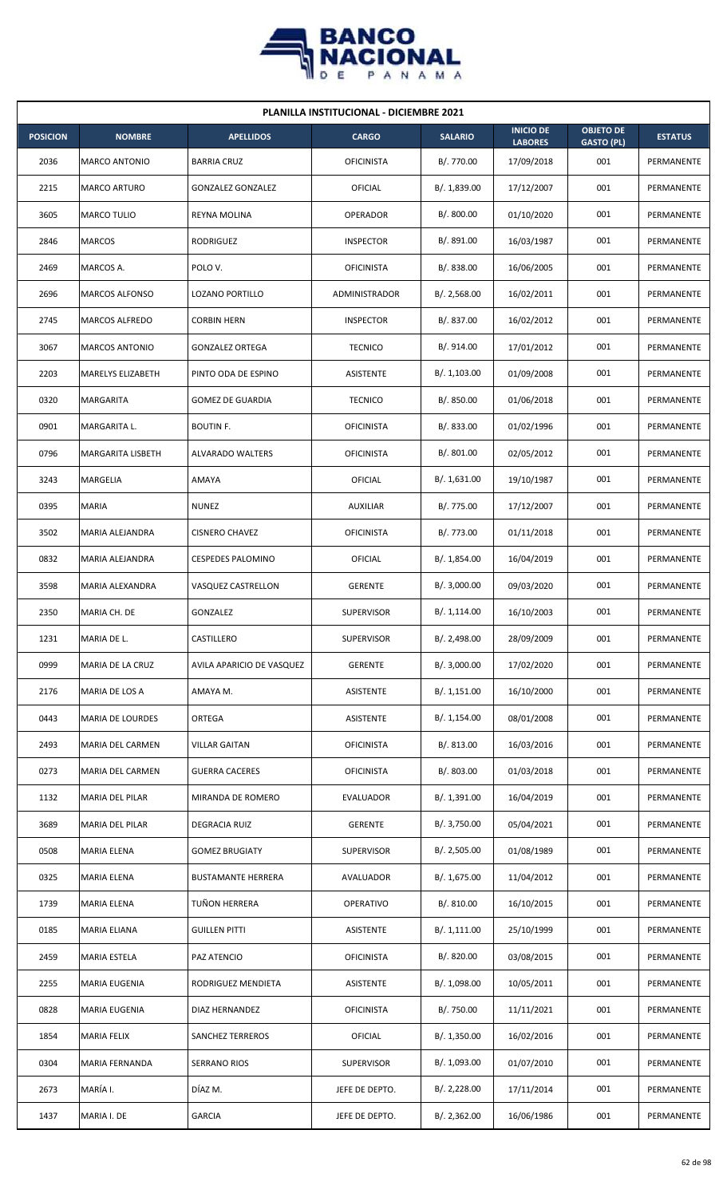| PLANILLA INSTITUCIONAL - DICIEMBRE 2021 | | | | | | | |
|---|---|---|---|---|---|---|---|
| **POSICION** | **NOMBRE** | **APELLIDOS** | **CARGO** | **SALARIO** | **INICIO DE LABORES** | **OBJETO DE GASTO (PL)** | **ESTATUS** |
| 2036 | MARCO ANTONIO | BARRIA CRUZ | OFICINISTA | B/. 770.00 | 17/09/2018 | 001 | PERMANENTE |
| 2215 | MARCO ARTURO | GONZALEZ GONZALEZ | OFICIAL | B/. 1,839.00 | 17/12/2007 | 001 | PERMANENTE |
| 3605 | MARCO TULIO | REYNA MOLINA | OPERADOR | B/. 800.00 | 01/10/2020 | 001 | PERMANENTE |
| 2846 | MARCOS | RODRIGUEZ | INSPECTOR | B/. 891.00 | 16/03/1987 | 001 | PERMANENTE |
| 2469 | MARCOS A. | POLO V. | OFICINISTA | B/. 838.00 | 16/06/2005 | 001 | PERMANENTE |
| 2696 | MARCOS ALFONSO | LOZANO PORTILLO | ADMINISTRADOR | B/. 2,568.00 | 16/02/2011 | 001 | PERMANENTE |
| 2745 | MARCOS ALFREDO | CORBIN HERN | INSPECTOR | B/. 837.00 | 16/02/2012 | 001 | PERMANENTE |
| 3067 | MARCOS ANTONIO | GONZALEZ ORTEGA | TECNICO | B/. 914.00 | 17/01/2012 | 001 | PERMANENTE |
| 2203 | MARELYS ELIZABETH | PINTO ODA DE ESPINO | ASISTENTE | B/. 1,103.00 | 01/09/2008 | 001 | PERMANENTE |
| 0320 | MARGARITA | GOMEZ DE GUARDIA | TECNICO | B/. 850.00 | 01/06/2018 | 001 | PERMANENTE |
| 0901 | MARGARITA L. | BOUTIN F. | OFICINISTA | B/. 833.00 | 01/02/1996 | 001 | PERMANENTE |
| 0796 | MARGARITA LISBETH | ALVARADO WALTERS | OFICINISTA | B/. 801.00 | 02/05/2012 | 001 | PERMANENTE |
| 3243 | MARGELIA | AMAYA | OFICIAL | B/. 1,631.00 | 19/10/1987 | 001 | PERMANENTE |
| 0395 | MARIA | NUNEZ | AUXILIAR | B/. 775.00 | 17/12/2007 | 001 | PERMANENTE |
| 3502 | MARIA ALEJANDRA | CISNERO CHAVEZ | OFICINISTA | B/. 773.00 | 01/11/2018 | 001 | PERMANENTE |
| 0832 | MARIA ALEJANDRA | CESPEDES PALOMINO | OFICIAL | B/. 1,854.00 | 16/04/2019 | 001 | PERMANENTE |
| 3598 | MARIA ALEXANDRA | VASQUEZ CASTRELLON | GERENTE | B/. 3,000.00 | 09/03/2020 | 001 | PERMANENTE |
| 2350 | MARIA CH. DE | GONZALEZ | SUPERVISOR | B/. 1,114.00 | 16/10/2003 | 001 | PERMANENTE |
| 1231 | MARIA DE L. | CASTILLERO | SUPERVISOR | B/. 2,498.00 | 28/09/2009 | 001 | PERMANENTE |
| 0999 | MARIA DE LA CRUZ | AVILA APARICIO DE VASQUEZ | GERENTE | B/. 3,000.00 | 17/02/2020 | 001 | PERMANENTE |
| 2176 | MARIA DE LOS A | AMAYA M. | ASISTENTE | B/. 1,151.00 | 16/10/2000 | 001 | PERMANENTE |
| 0443 | MARIA DE LOURDES | ORTEGA | ASISTENTE | B/. 1,154.00 | 08/01/2008 | 001 | PERMANENTE |
| 2493 | MARIA DEL CARMEN | VILLAR GAITAN | OFICINISTA | B/. 813.00 | 16/03/2016 | 001 | PERMANENTE |
| 0273 | MARIA DEL CARMEN | GUERRA CACERES | OFICINISTA | B/. 803.00 | 01/03/2018 | 001 | PERMANENTE |
| 1132 | MARIA DEL PILAR | MIRANDA DE ROMERO | EVALUADOR | B/. 1,391.00 | 16/04/2019 | 001 | PERMANENTE |
| 3689 | MARIA DEL PILAR | DEGRACIA RUIZ | GERENTE | B/. 3,750.00 | 05/04/2021 | 001 | PERMANENTE |
| 0508 | MARIA ELENA | GOMEZ BRUGIATY | SUPERVISOR | B/. 2,505.00 | 01/08/1989 | 001 | PERMANENTE |
| 0325 | MARIA ELENA | BUSTAMANTE HERRERA | AVALUADOR | B/. 1,675.00 | 11/04/2012 | 001 | PERMANENTE |
| 1739 | MARIA ELENA | TUÑON HERRERA | OPERATIVO | B/. 810.00 | 16/10/2015 | 001 | PERMANENTE |
| 0185 | MARIA ELIANA | GUILLEN PITTI | ASISTENTE | B/. 1,111.00 | 25/10/1999 | 001 | PERMANENTE |
| 2459 | MARIA ESTELA | PAZ ATENCIO | OFICINISTA | B/. 820.00 | 03/08/2015 | 001 | PERMANENTE |
| 2255 | MARIA EUGENIA | RODRIGUEZ MENDIETA | ASISTENTE | B/. 1,098.00 | 10/05/2011 | 001 | PERMANENTE |
| 0828 | MARIA EUGENIA | DIAZ HERNANDEZ | OFICINISTA | B/. 750.00 | 11/11/2021 | 001 | PERMANENTE |
| 1854 | MARIA FELIX | SANCHEZ TERREROS | OFICIAL | B/. 1,350.00 | 16/02/2016 | 001 | PERMANENTE |
| 0304 | MARIA FERNANDA | SERRANO RIOS | SUPERVISOR | B/. 1,093.00 | 01/07/2010 | 001 | PERMANENTE |
| 2673 | MARÍA I. | DÍAZ M. | JEFE DE DEPTO. | B/. 2,228.00 | 17/11/2014 | 001 | PERMANENTE |
| 1437 | MARIA I. DE | GARCIA | JEFE DE DEPTO. | B/. 2,362.00 | 16/06/1986 | 001 | PERMANENTE |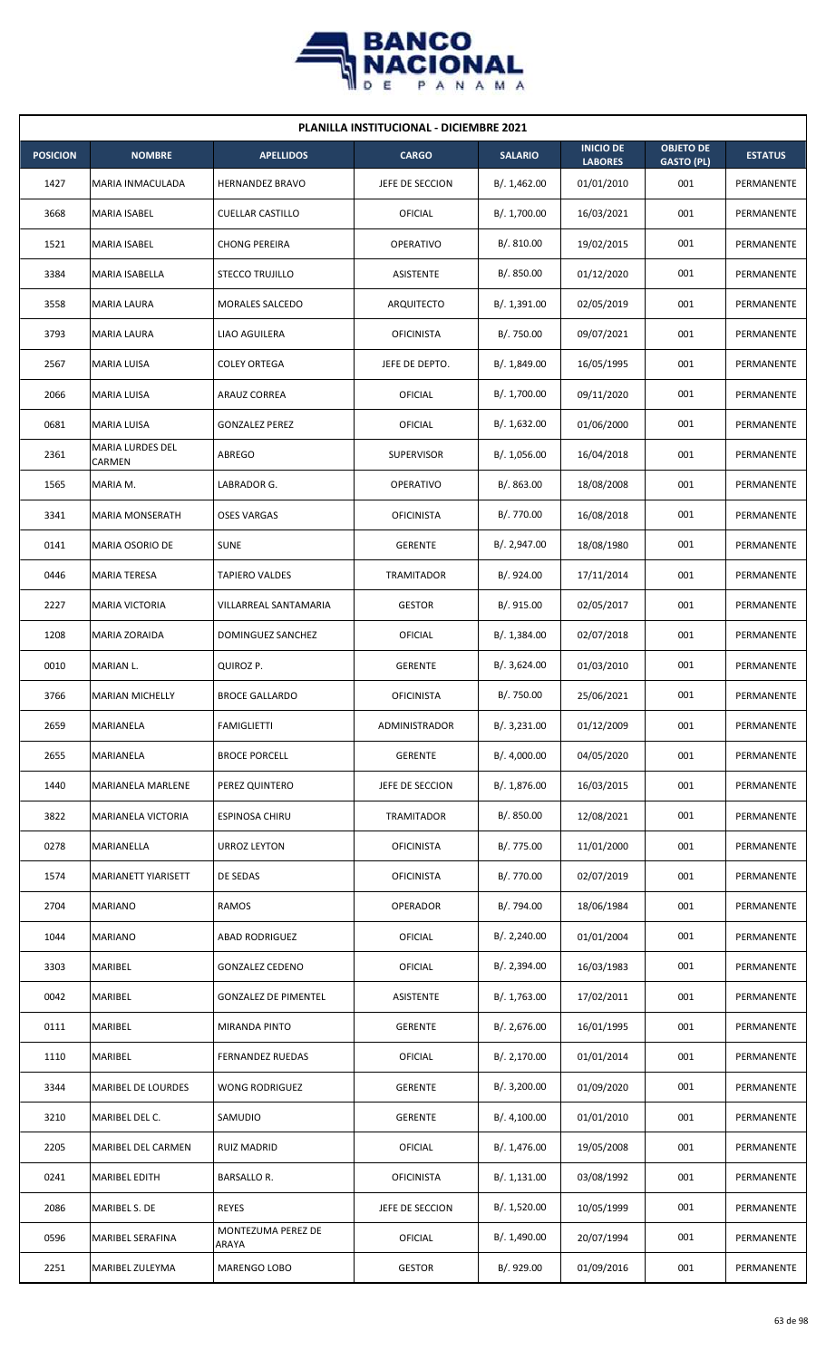| PLANILLA INSTITUCIONAL - DICIEMBRE 2021 | | | | | | | |
|---|---|---|---|---|---|---|---|
| **POSICION** | **NOMBRE** | **APELLIDOS** | **CARGO** | **SALARIO** | **INICIO DE LABORES** | **OBJETO DE GASTO (PL)** | **ESTATUS** |
| 1427 | MARIA INMACULADA | HERNANDEZ BRAVO | JEFE DE SECCION | B/. 1,462.00 | 01/01/2010 | 001 | PERMANENTE |
| 3668 | MARIA ISABEL | CUELLAR CASTILLO | OFICIAL | B/. 1,700.00 | 16/03/2021 | 001 | PERMANENTE |
| 1521 | MARIA ISABEL | CHONG PEREIRA | OPERATIVO | B/. 810.00 | 19/02/2015 | 001 | PERMANENTE |
| 3384 | MARIA ISABELLA | STECCO TRUJILLO | ASISTENTE | B/. 850.00 | 01/12/2020 | 001 | PERMANENTE |
| 3558 | MARIA LAURA | MORALES SALCEDO | ARQUITECTO | B/. 1,391.00 | 02/05/2019 | 001 | PERMANENTE |
| 3793 | MARIA LAURA | LIAO AGUILERA | OFICINISTA | B/. 750.00 | 09/07/2021 | 001 | PERMANENTE |
| 2567 | MARIA LUISA | COLEY ORTEGA | JEFE DE DEPTO. | B/. 1,849.00 | 16/05/1995 | 001 | PERMANENTE |
| 2066 | MARIA LUISA | ARAUZ CORREA | OFICIAL | B/. 1,700.00 | 09/11/2020 | 001 | PERMANENTE |
| 0681 | MARIA LUISA | GONZALEZ PEREZ | OFICIAL | B/. 1,632.00 | 01/06/2000 | 001 | PERMANENTE |
| 2361 | MARIA LURDES DEL CARMEN | ABREGO | SUPERVISOR | B/. 1,056.00 | 16/04/2018 | 001 | PERMANENTE |
| 1565 | MARIA M. | LABRADOR G. | OPERATIVO | B/. 863.00 | 18/08/2008 | 001 | PERMANENTE |
| 3341 | MARIA MONSERATH | OSES VARGAS | OFICINISTA | B/. 770.00 | 16/08/2018 | 001 | PERMANENTE |
| 0141 | MARIA OSORIO DE | SUNE | GERENTE | B/. 2,947.00 | 18/08/1980 | 001 | PERMANENTE |
| 0446 | MARIA TERESA | TAPIERO VALDES | TRAMITADOR | B/. 924.00 | 17/11/2014 | 001 | PERMANENTE |
| 2227 | MARIA VICTORIA | VILLARREAL SANTAMARIA | GESTOR | B/. 915.00 | 02/05/2017 | 001 | PERMANENTE |
| 1208 | MARIA ZORAIDA | DOMINGUEZ SANCHEZ | OFICIAL | B/. 1,384.00 | 02/07/2018 | 001 | PERMANENTE |
| 0010 | MARIAN L. | QUIROZ P. | GERENTE | B/. 3,624.00 | 01/03/2010 | 001 | PERMANENTE |
| 3766 | MARIAN MICHELLY | BROCE GALLARDO | OFICINISTA | B/. 750.00 | 25/06/2021 | 001 | PERMANENTE |
| 2659 | MARIANELA | FAMIGLIETTI | ADMINISTRADOR | B/. 3,231.00 | 01/12/2009 | 001 | PERMANENTE |
| 2655 | MARIANELA | BROCE PORCELL | GERENTE | B/. 4,000.00 | 04/05/2020 | 001 | PERMANENTE |
| 1440 | MARIANELA MARLENE | PEREZ QUINTERO | JEFE DE SECCION | B/. 1,876.00 | 16/03/2015 | 001 | PERMANENTE |
| 3822 | MARIANELA VICTORIA | ESPINOSA CHIRU | TRAMITADOR | B/. 850.00 | 12/08/2021 | 001 | PERMANENTE |
| 0278 | MARIANELLA | URROZ LEYTON | OFICINISTA | B/. 775.00 | 11/01/2000 | 001 | PERMANENTE |
| 1574 | MARIANETT YIARISETT | DE SEDAS | OFICINISTA | B/. 770.00 | 02/07/2019 | 001 | PERMANENTE |
| 2704 | MARIANO | RAMOS | OPERADOR | B/. 794.00 | 18/06/1984 | 001 | PERMANENTE |
| 1044 | MARIANO | ABAD RODRIGUEZ | OFICIAL | B/. 2,240.00 | 01/01/2004 | 001 | PERMANENTE |
| 3303 | MARIBEL | GONZALEZ CEDENO | OFICIAL | B/. 2,394.00 | 16/03/1983 | 001 | PERMANENTE |
| 0042 | MARIBEL | GONZALEZ DE PIMENTEL | ASISTENTE | B/. 1,763.00 | 17/02/2011 | 001 | PERMANENTE |
| 0111 | MARIBEL | MIRANDA PINTO | GERENTE | B/. 2,676.00 | 16/01/1995 | 001 | PERMANENTE |
| 1110 | MARIBEL | FERNANDEZ RUEDAS | OFICIAL | B/. 2,170.00 | 01/01/2014 | 001 | PERMANENTE |
| 3344 | MARIBEL DE LOURDES | WONG RODRIGUEZ | GERENTE | B/. 3,200.00 | 01/09/2020 | 001 | PERMANENTE |
| 3210 | MARIBEL DEL C. | SAMUDIO | GERENTE | B/. 4,100.00 | 01/01/2010 | 001 | PERMANENTE |
| 2205 | MARIBEL DEL CARMEN | RUIZ MADRID | OFICIAL | B/. 1,476.00 | 19/05/2008 | 001 | PERMANENTE |
| 0241 | MARIBEL EDITH | BARSALLO R. | OFICINISTA | B/. 1,131.00 | 03/08/1992 | 001 | PERMANENTE |
| 2086 | MARIBEL S. DE | REYES | JEFE DE SECCION | B/. 1,520.00 | 10/05/1999 | 001 | PERMANENTE |
| 0596 | MARIBEL SERAFINA | MONTEZUMA PEREZ DE ARAYA | OFICIAL | B/. 1,490.00 | 20/07/1994 | 001 | PERMANENTE |
| 2251 | MARIBEL ZULEYMA | MARENGO LOBO | GESTOR | B/. 929.00 | 01/09/2016 | 001 | PERMANENTE |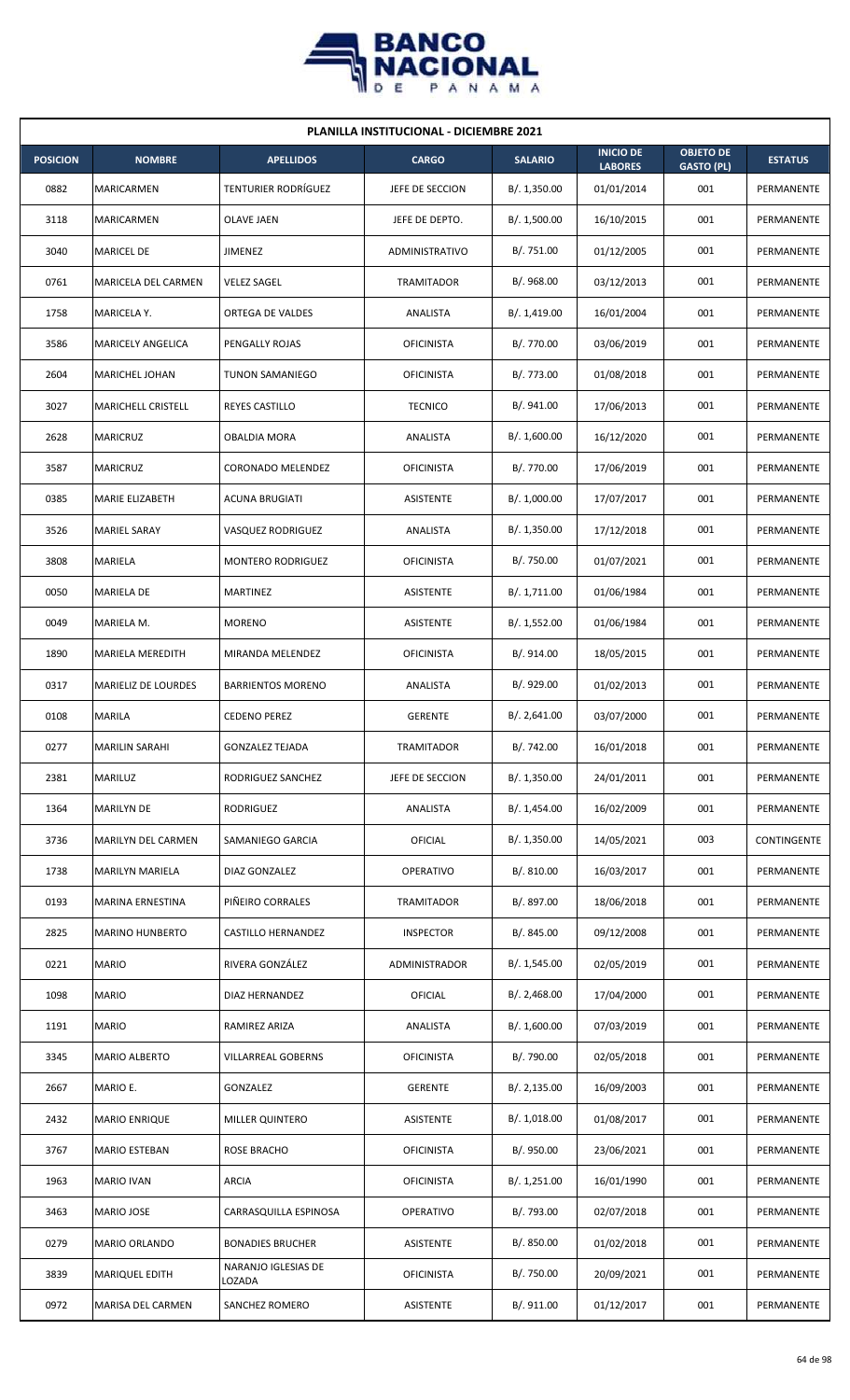**PLANILLA INSTITUCIONAL - DICIEMBRE 2021**

| POSICION | NOMBRE | APELLIDOS | CARGO | SALARIO | INICIO DE LABORES | OBJETO DE GASTO (PL) | ESTATUS |
|---|---|---|---|---|---|---|---|
| 0882 | MARICARMEN | TENTURIER RODRÍGUEZ | JEFE DE SECCION | B/. 1,350.00 | 01/01/2014 | 001 | PERMANENTE |
| 3118 | MARICARMEN | OLAVE JAEN | JEFE DE DEPTO. | B/. 1,500.00 | 16/10/2015 | 001 | PERMANENTE |
| 3040 | MARICEL DE | JIMENEZ | ADMINISTRATIVO | B/. 751.00 | 01/12/2005 | 001 | PERMANENTE |
| 0761 | MARICELA DEL CARMEN | VELEZ SAGEL | TRAMITADOR | B/. 968.00 | 03/12/2013 | 001 | PERMANENTE |
| 1758 | MARICELA Y. | ORTEGA DE VALDES | ANALISTA | B/. 1,419.00 | 16/01/2004 | 001 | PERMANENTE |
| 3586 | MARICELY ANGELICA | PENGALLY ROJAS | OFICINISTA | B/. 770.00 | 03/06/2019 | 001 | PERMANENTE |
| 2604 | MARICHEL JOHAN | TUNON SAMANIEGO | OFICINISTA | B/. 773.00 | 01/08/2018 | 001 | PERMANENTE |
| 3027 | MARICHELL CRISTELL | REYES CASTILLO | TECNICO | B/. 941.00 | 17/06/2013 | 001 | PERMANENTE |
| 2628 | MARICRUZ | OBALDIA MORA | ANALISTA | B/. 1,600.00 | 16/12/2020 | 001 | PERMANENTE |
| 3587 | MARICRUZ | CORONADO MELENDEZ | OFICINISTA | B/. 770.00 | 17/06/2019 | 001 | PERMANENTE |
| 0385 | MARIE ELIZABETH | ACUNA BRUGIATI | ASISTENTE | B/. 1,000.00 | 17/07/2017 | 001 | PERMANENTE |
| 3526 | MARIEL SARAY | VASQUEZ RODRIGUEZ | ANALISTA | B/. 1,350.00 | 17/12/2018 | 001 | PERMANENTE |
| 3808 | MARIELA | MONTERO RODRIGUEZ | OFICINISTA | B/. 750.00 | 01/07/2021 | 001 | PERMANENTE |
| 0050 | MARIELA DE | MARTINEZ | ASISTENTE | B/. 1,711.00 | 01/06/1984 | 001 | PERMANENTE |
| 0049 | MARIELA M. | MORENO | ASISTENTE | B/. 1,552.00 | 01/06/1984 | 001 | PERMANENTE |
| 1890 | MARIELA MEREDITH | MIRANDA MELENDEZ | OFICINISTA | B/. 914.00 | 18/05/2015 | 001 | PERMANENTE |
| 0317 | MARIELIZ DE LOURDES | BARRIENTOS MORENO | ANALISTA | B/. 929.00 | 01/02/2013 | 001 | PERMANENTE |
| 0108 | MARILA | CEDENO PEREZ | GERENTE | B/. 2,641.00 | 03/07/2000 | 001 | PERMANENTE |
| 0277 | MARILIN SARAHI | GONZALEZ TEJADA | TRAMITADOR | B/. 742.00 | 16/01/2018 | 001 | PERMANENTE |
| 2381 | MARILUZ | RODRIGUEZ SANCHEZ | JEFE DE SECCION | B/. 1,350.00 | 24/01/2011 | 001 | PERMANENTE |
| 1364 | MARILYN DE | RODRIGUEZ | ANALISTA | B/. 1,454.00 | 16/02/2009 | 001 | PERMANENTE |
| 3736 | MARILYN DEL CARMEN | SAMANIEGO GARCIA | OFICIAL | B/. 1,350.00 | 14/05/2021 | 003 | CONTINGENTE |
| 1738 | MARILYN MARIELA | DIAZ GONZALEZ | OPERATIVO | B/. 810.00 | 16/03/2017 | 001 | PERMANENTE |
| 0193 | MARINA ERNESTINA | PIÑEIRO CORRALES | TRAMITADOR | B/. 897.00 | 18/06/2018 | 001 | PERMANENTE |
| 2825 | MARINO HUNBERTO | CASTILLO HERNANDEZ | INSPECTOR | B/. 845.00 | 09/12/2008 | 001 | PERMANENTE |
| 0221 | MARIO | RIVERA GONZÁLEZ | ADMINISTRADOR | B/. 1,545.00 | 02/05/2019 | 001 | PERMANENTE |
| 1098 | MARIO | DIAZ HERNANDEZ | OFICIAL | B/. 2,468.00 | 17/04/2000 | 001 | PERMANENTE |
| 1191 | MARIO | RAMIREZ ARIZA | ANALISTA | B/. 1,600.00 | 07/03/2019 | 001 | PERMANENTE |
| 3345 | MARIO ALBERTO | VILLARREAL GOBERNS | OFICINISTA | B/. 790.00 | 02/05/2018 | 001 | PERMANENTE |
| 2667 | MARIO E. | GONZALEZ | GERENTE | B/. 2,135.00 | 16/09/2003 | 001 | PERMANENTE |
| 2432 | MARIO ENRIQUE | MILLER QUINTERO | ASISTENTE | B/. 1,018.00 | 01/08/2017 | 001 | PERMANENTE |
| 3767 | MARIO ESTEBAN | ROSE BRACHO | OFICINISTA | B/. 950.00 | 23/06/2021 | 001 | PERMANENTE |
| 1963 | MARIO IVAN | ARCIA | OFICINISTA | B/. 1,251.00 | 16/01/1990 | 001 | PERMANENTE |
| 3463 | MARIO JOSE | CARRASQUILLA ESPINOSA | OPERATIVO | B/. 793.00 | 02/07/2018 | 001 | PERMANENTE |
| 0279 | MARIO ORLANDO | BONADIES BRUCHER | ASISTENTE | B/. 850.00 | 01/02/2018 | 001 | PERMANENTE |
| 3839 | MARIQUEL EDITH | NARANJO IGLESIAS DE LOZADA | OFICINISTA | B/. 750.00 | 20/09/2021 | 001 | PERMANENTE |
| 0972 | MARISA DEL CARMEN | SANCHEZ ROMERO | ASISTENTE | B/. 911.00 | 01/12/2017 | 001 | PERMANENTE |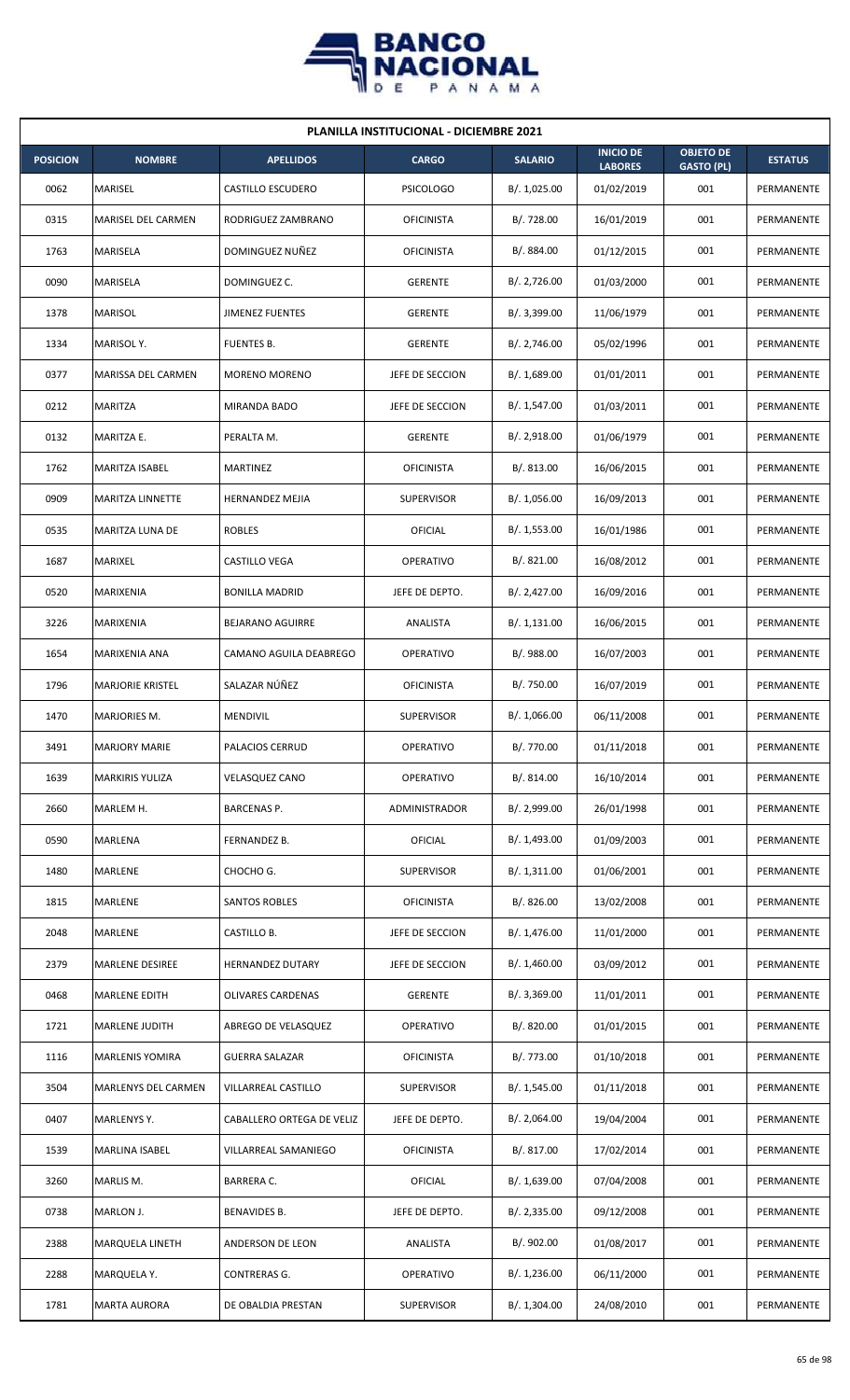| PLANILLA INSTITUCIONAL - DICIEMBRE 2021 | | | | | | | |
|---|---|---|---|---|---|---|---|
| POSICION | NOMBRE | APELLIDOS | CARGO | SALARIO | INICIO DE LABORES | OBJETO DE GASTO (PL) | ESTATUS |
| 0062 | MARISEL | CASTILLO ESCUDERO | PSICOLOGO | B/. 1,025.00 | 01/02/2019 | 001 | PERMANENTE |
| 0315 | MARISEL DEL CARMEN | RODRIGUEZ ZAMBRANO | OFICINISTA | B/. 728.00 | 16/01/2019 | 001 | PERMANENTE |
| 1763 | MARISELA | DOMINGUEZ NUÑEZ | OFICINISTA | B/. 884.00 | 01/12/2015 | 001 | PERMANENTE |
| 0090 | MARISELA | DOMINGUEZ C. | GERENTE | B/. 2,726.00 | 01/03/2000 | 001 | PERMANENTE |
| 1378 | MARISOL | JIMENEZ FUENTES | GERENTE | B/. 3,399.00 | 11/06/1979 | 001 | PERMANENTE |
| 1334 | MARISOL Y. | FUENTES B. | GERENTE | B/. 2,746.00 | 05/02/1996 | 001 | PERMANENTE |
| 0377 | MARISSA DEL CARMEN | MORENO MORENO | JEFE DE SECCION | B/. 1,689.00 | 01/01/2011 | 001 | PERMANENTE |
| 0212 | MARITZA | MIRANDA BADO | JEFE DE SECCION | B/. 1,547.00 | 01/03/2011 | 001 | PERMANENTE |
| 0132 | MARITZA E. | PERALTA M. | GERENTE | B/. 2,918.00 | 01/06/1979 | 001 | PERMANENTE |
| 1762 | MARITZA ISABEL | MARTINEZ | OFICINISTA | B/. 813.00 | 16/06/2015 | 001 | PERMANENTE |
| 0909 | MARITZA LINNETTE | HERNANDEZ MEJIA | SUPERVISOR | B/. 1,056.00 | 16/09/2013 | 001 | PERMANENTE |
| 0535 | MARITZA LUNA DE | ROBLES | OFICIAL | B/. 1,553.00 | 16/01/1986 | 001 | PERMANENTE |
| 1687 | MARIXEL | CASTILLO VEGA | OPERATIVO | B/. 821.00 | 16/08/2012 | 001 | PERMANENTE |
| 0520 | MARIXENIA | BONILLA MADRID | JEFE DE DEPTO. | B/. 2,427.00 | 16/09/2016 | 001 | PERMANENTE |
| 3226 | MARIXENIA | BEJARANO AGUIRRE | ANALISTA | B/. 1,131.00 | 16/06/2015 | 001 | PERMANENTE |
| 1654 | MARIXENIA ANA | CAMANO AGUILA DEABREGO | OPERATIVO | B/. 988.00 | 16/07/2003 | 001 | PERMANENTE |
| 1796 | MARJORIE KRISTEL | SALAZAR NÚÑEZ | OFICINISTA | B/. 750.00 | 16/07/2019 | 001 | PERMANENTE |
| 1470 | MARJORIES M. | MENDIVIL | SUPERVISOR | B/. 1,066.00 | 06/11/2008 | 001 | PERMANENTE |
| 3491 | MARJORY MARIE | PALACIOS CERRUD | OPERATIVO | B/. 770.00 | 01/11/2018 | 001 | PERMANENTE |
| 1639 | MARKIRIS YULIZA | VELASQUEZ CANO | OPERATIVO | B/. 814.00 | 16/10/2014 | 001 | PERMANENTE |
| 2660 | MARLEM H. | BARCENAS P. | ADMINISTRADOR | B/. 2,999.00 | 26/01/1998 | 001 | PERMANENTE |
| 0590 | MARLENA | FERNANDEZ B. | OFICIAL | B/. 1,493.00 | 01/09/2003 | 001 | PERMANENTE |
| 1480 | MARLENE | CHOCHO G. | SUPERVISOR | B/. 1,311.00 | 01/06/2001 | 001 | PERMANENTE |
| 1815 | MARLENE | SANTOS ROBLES | OFICINISTA | B/. 826.00 | 13/02/2008 | 001 | PERMANENTE |
| 2048 | MARLENE | CASTILLO B. | JEFE DE SECCION | B/. 1,476.00 | 11/01/2000 | 001 | PERMANENTE |
| 2379 | MARLENE DESIREE | HERNANDEZ DUTARY | JEFE DE SECCION | B/. 1,460.00 | 03/09/2012 | 001 | PERMANENTE |
| 0468 | MARLENE EDITH | OLIVARES CARDENAS | GERENTE | B/. 3,369.00 | 11/01/2011 | 001 | PERMANENTE |
| 1721 | MARLENE JUDITH | ABREGO DE VELASQUEZ | OPERATIVO | B/. 820.00 | 01/01/2015 | 001 | PERMANENTE |
| 1116 | MARLENIS YOMIRA | GUERRA SALAZAR | OFICINISTA | B/. 773.00 | 01/10/2018 | 001 | PERMANENTE |
| 3504 | MARLENYS DEL CARMEN | VILLARREAL CASTILLO | SUPERVISOR | B/. 1,545.00 | 01/11/2018 | 001 | PERMANENTE |
| 0407 | MARLENYS Y. | CABALLERO ORTEGA DE VELIZ | JEFE DE DEPTO. | B/. 2,064.00 | 19/04/2004 | 001 | PERMANENTE |
| 1539 | MARLINA ISABEL | VILLARREAL SAMANIEGO | OFICINISTA | B/. 817.00 | 17/02/2014 | 001 | PERMANENTE |
| 3260 | MARLIS M. | BARRERA C. | OFICIAL | B/. 1,639.00 | 07/04/2008 | 001 | PERMANENTE |
| 0738 | MARLON J. | BENAVIDES B. | JEFE DE DEPTO. | B/. 2,335.00 | 09/12/2008 | 001 | PERMANENTE |
| 2388 | MARQUELA LINETH | ANDERSON DE LEON | ANALISTA | B/. 902.00 | 01/08/2017 | 001 | PERMANENTE |
| 2288 | MARQUELA Y. | CONTRERAS G. | OPERATIVO | B/. 1,236.00 | 06/11/2000 | 001 | PERMANENTE |
| 1781 | MARTA AURORA | DE OBALDIA PRESTAN | SUPERVISOR | B/. 1,304.00 | 24/08/2010 | 001 | PERMANENTE |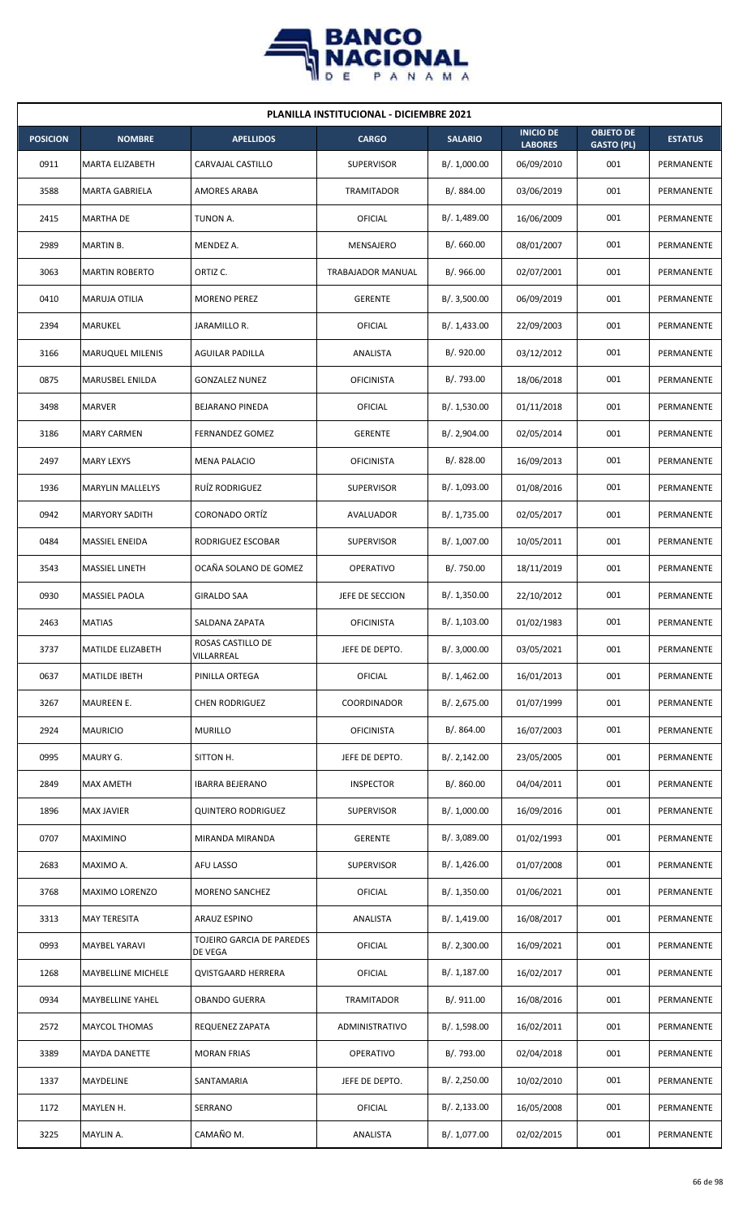## PLANILLA INSTITUCIONAL - DICIEMBRE 2021

| POSICION | NOMBRE | APELLIDOS | CARGO | SALARIO | INICIO DE LABORES | OBJETO DE GASTO (PL) | ESTATUS |
|---|---|---|---|---|---|---|---|
| 0911 | MARTA ELIZABETH | CARVAJAL CASTILLO | SUPERVISOR | B/. 1,000.00 | 06/09/2010 | 001 | PERMANENTE |
| 3588 | MARTA GABRIELA | AMORES ARABA | TRAMITADOR | B/. 884.00 | 03/06/2019 | 001 | PERMANENTE |
| 2415 | MARTHA DE | TUNON A. | OFICIAL | B/. 1,489.00 | 16/06/2009 | 001 | PERMANENTE |
| 2989 | MARTIN B. | MENDEZ A. | MENSAJERO | B/. 660.00 | 08/01/2007 | 001 | PERMANENTE |
| 3063 | MARTIN ROBERTO | ORTIZ C. | TRABAJADOR MANUAL | B/. 966.00 | 02/07/2001 | 001 | PERMANENTE |
| 0410 | MARUJA OTILIA | MORENO PEREZ | GERENTE | B/. 3,500.00 | 06/09/2019 | 001 | PERMANENTE |
| 2394 | MARUKEL | JARAMILLO R. | OFICIAL | B/. 1,433.00 | 22/09/2003 | 001 | PERMANENTE |
| 3166 | MARUQUEL MILENIS | AGUILAR PADILLA | ANALISTA | B/. 920.00 | 03/12/2012 | 001 | PERMANENTE |
| 0875 | MARUSBEL ENILDA | GONZALEZ NUNEZ | OFICINISTA | B/. 793.00 | 18/06/2018 | 001 | PERMANENTE |
| 3498 | MARVER | BEJARANO PINEDA | OFICIAL | B/. 1,530.00 | 01/11/2018 | 001 | PERMANENTE |
| 3186 | MARY CARMEN | FERNANDEZ GOMEZ | GERENTE | B/. 2,904.00 | 02/05/2014 | 001 | PERMANENTE |
| 2497 | MARY LEXYS | MENA PALACIO | OFICINISTA | B/. 828.00 | 16/09/2013 | 001 | PERMANENTE |
| 1936 | MARYLIN MALLELYS | RUÍZ RODRIGUEZ | SUPERVISOR | B/. 1,093.00 | 01/08/2016 | 001 | PERMANENTE |
| 0942 | MARYORY SADITH | CORONADO ORTÍZ | AVALUADOR | B/. 1,735.00 | 02/05/2017 | 001 | PERMANENTE |
| 0484 | MASSIEL ENEIDA | RODRIGUEZ ESCOBAR | SUPERVISOR | B/. 1,007.00 | 10/05/2011 | 001 | PERMANENTE |
| 3543 | MASSIEL LINETH | OCAÑA SOLANO DE GOMEZ | OPERATIVO | B/. 750.00 | 18/11/2019 | 001 | PERMANENTE |
| 0930 | MASSIEL PAOLA | GIRALDO SAA | JEFE DE SECCION | B/. 1,350.00 | 22/10/2012 | 001 | PERMANENTE |
| 2463 | MATIAS | SALDANA ZAPATA | OFICINISTA | B/. 1,103.00 | 01/02/1983 | 001 | PERMANENTE |
| 3737 | MATILDE ELIZABETH | ROSAS CASTILLO DE VILLARREAL | JEFE DE DEPTO. | B/. 3,000.00 | 03/05/2021 | 001 | PERMANENTE |
| 0637 | MATILDE IBETH | PINILLA ORTEGA | OFICIAL | B/. 1,462.00 | 16/01/2013 | 001 | PERMANENTE |
| 3267 | MAUREEN E. | CHEN RODRIGUEZ | COORDINADOR | B/. 2,675.00 | 01/07/1999 | 001 | PERMANENTE |
| 2924 | MAURICIO | MURILLO | OFICINISTA | B/. 864.00 | 16/07/2003 | 001 | PERMANENTE |
| 0995 | MAURY G. | SITTON H. | JEFE DE DEPTO. | B/. 2,142.00 | 23/05/2005 | 001 | PERMANENTE |
| 2849 | MAX AMETH | IBARRA BEJERANO | INSPECTOR | B/. 860.00 | 04/04/2011 | 001 | PERMANENTE |
| 1896 | MAX JAVIER | QUINTERO RODRIGUEZ | SUPERVISOR | B/. 1,000.00 | 16/09/2016 | 001 | PERMANENTE |
| 0707 | MAXIMINO | MIRANDA MIRANDA | GERENTE | B/. 3,089.00 | 01/02/1993 | 001 | PERMANENTE |
| 2683 | MAXIMO A. | AFU LASSO | SUPERVISOR | B/. 1,426.00 | 01/07/2008 | 001 | PERMANENTE |
| 3768 | MAXIMO LORENZO | MORENO SANCHEZ | OFICIAL | B/. 1,350.00 | 01/06/2021 | 001 | PERMANENTE |
| 3313 | MAY TERESITA | ARAUZ ESPINO | ANALISTA | B/. 1,419.00 | 16/08/2017 | 001 | PERMANENTE |
| 0993 | MAYBEL YARAVI | TOJEIRO GARCIA DE PAREDES DE VEGA | OFICIAL | B/. 2,300.00 | 16/09/2021 | 001 | PERMANENTE |
| 1268 | MAYBELLINE MICHELE | QVISTGAARD HERRERA | OFICIAL | B/. 1,187.00 | 16/02/2017 | 001 | PERMANENTE |
| 0934 | MAYBELLINE YAHEL | OBANDO GUERRA | TRAMITADOR | B/. 911.00 | 16/08/2016 | 001 | PERMANENTE |
| 2572 | MAYCOL THOMAS | REQUENEZ ZAPATA | ADMINISTRATIVO | B/. 1,598.00 | 16/02/2011 | 001 | PERMANENTE |
| 3389 | MAYDA DANETTE | MORAN FRIAS | OPERATIVO | B/. 793.00 | 02/04/2018 | 001 | PERMANENTE |
| 1337 | MAYDELINE | SANTAMARIA | JEFE DE DEPTO. | B/. 2,250.00 | 10/02/2010 | 001 | PERMANENTE |
| 1172 | MAYLEN H. | SERRANO | OFICIAL | B/. 2,133.00 | 16/05/2008 | 001 | PERMANENTE |
| 3225 | MAYLIN A. | CAMAÑO M. | ANALISTA | B/. 1,077.00 | 02/02/2015 | 001 | PERMANENTE |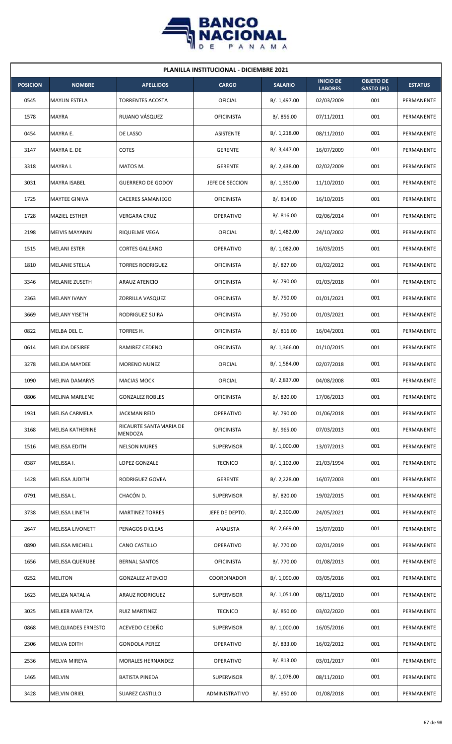| PLANILLA INSTITUCIONAL - DICIEMBRE 2021 | | | | | | | |
|---|---|---|---|---|---|---|---|
| **POSICION** | **NOMBRE** | **APELLIDOS** | **CARGO** | **SALARIO** | **INICIO DE LABORES** | **OBJETO DE GASTO (PL)** | **ESTATUS** |
| 0545 | MAYLIN ESTELA | TORRENTES ACOSTA | OFICIAL | B/. 1,497.00 | 02/03/2009 | 001 | PERMANENTE |
| 1578 | MAYRA | RUJANO VÁSQUEZ | OFICINISTA | B/. 856.00 | 07/11/2011 | 001 | PERMANENTE |
| 0454 | MAYRA E. | DE LASSO | ASISTENTE | B/. 1,218.00 | 08/11/2010 | 001 | PERMANENTE |
| 3147 | MAYRA E. DE | COTES | GERENTE | B/. 3,447.00 | 16/07/2009 | 001 | PERMANENTE |
| 3318 | MAYRA I. | MATOS M. | GERENTE | B/. 2,438.00 | 02/02/2009 | 001 | PERMANENTE |
| 3031 | MAYRA ISABEL | GUERRERO DE GODOY | JEFE DE SECCION | B/. 1,350.00 | 11/10/2010 | 001 | PERMANENTE |
| 1725 | MAYTEE GINIVA | CACERES SAMANIEGO | OFICINISTA | B/. 814.00 | 16/10/2015 | 001 | PERMANENTE |
| 1728 | MAZIEL ESTHER | VERGARA CRUZ | OPERATIVO | B/. 816.00 | 02/06/2014 | 001 | PERMANENTE |
| 2198 | MEIVIS MAYANIN | RIQUELME VEGA | OFICIAL | B/. 1,482.00 | 24/10/2002 | 001 | PERMANENTE |
| 1515 | MELANI ESTER | CORTES GALEANO | OPERATIVO | B/. 1,082.00 | 16/03/2015 | 001 | PERMANENTE |
| 1810 | MELANIE STELLA | TORRES RODRIGUEZ | OFICINISTA | B/. 827.00 | 01/02/2012 | 001 | PERMANENTE |
| 3346 | MELANIE ZUSETH | ARAUZ ATENCIO | OFICINISTA | B/. 790.00 | 01/03/2018 | 001 | PERMANENTE |
| 2363 | MELANY IVANY | ZORRILLA VASQUEZ | OFICINISTA | B/. 750.00 | 01/01/2021 | 001 | PERMANENTE |
| 3669 | MELANY YISETH | RODRIGUEZ SUIRA | OFICINISTA | B/. 750.00 | 01/03/2021 | 001 | PERMANENTE |
| 0822 | MELBA DEL C. | TORRES H. | OFICINISTA | B/. 816.00 | 16/04/2001 | 001 | PERMANENTE |
| 0614 | MELIDA DESIREE | RAMIREZ CEDENO | OFICINISTA | B/. 1,366.00 | 01/10/2015 | 001 | PERMANENTE |
| 3278 | MELIDA MAYDEE | MORENO NUNEZ | OFICIAL | B/. 1,584.00 | 02/07/2018 | 001 | PERMANENTE |
| 1090 | MELINA DAMARYS | MACIAS MOCK | OFICIAL | B/. 2,837.00 | 04/08/2008 | 001 | PERMANENTE |
| 0806 | MELINA MARLENE | GONZALEZ ROBLES | OFICINISTA | B/. 820.00 | 17/06/2013 | 001 | PERMANENTE |
| 1931 | MELISA CARMELA | JACKMAN REID | OPERATIVO | B/. 790.00 | 01/06/2018 | 001 | PERMANENTE |
| 3168 | MELISA KATHERINE | RICAURTE SANTAMARIA DE MENDOZA | OFICINISTA | B/. 965.00 | 07/03/2013 | 001 | PERMANENTE |
| 1516 | MELISSA EDITH | NELSON MURES | SUPERVISOR | B/. 1,000.00 | 13/07/2013 | 001 | PERMANENTE |
| 0387 | MELISSA I. | LOPEZ GONZALE | TECNICO | B/. 1,102.00 | 21/03/1994 | 001 | PERMANENTE |
| 1428 | MELISSA JUDITH | RODRIGUEZ GOVEA | GERENTE | B/. 2,228.00 | 16/07/2003 | 001 | PERMANENTE |
| 0791 | MELISSA L. | CHACÓN D. | SUPERVISOR | B/. 820.00 | 19/02/2015 | 001 | PERMANENTE |
| 3738 | MELISSA LINETH | MARTINEZ TORRES | JEFE DE DEPTO. | B/. 2,300.00 | 24/05/2021 | 001 | PERMANENTE |
| 2647 | MELISSA LIVONETT | PENAGOS DICLEAS | ANALISTA | B/. 2,669.00 | 15/07/2010 | 001 | PERMANENTE |
| 0890 | MELISSA MICHELL | CANO CASTILLO | OPERATIVO | B/. 770.00 | 02/01/2019 | 001 | PERMANENTE |
| 1656 | MELISSA QUERUBE | BERNAL SANTOS | OFICINISTA | B/. 770.00 | 01/08/2013 | 001 | PERMANENTE |
| 0252 | MELITON | GONZALEZ ATENCIO | COORDINADOR | B/. 1,090.00 | 03/05/2016 | 001 | PERMANENTE |
| 1623 | MELIZA NATALIA | ARAUZ RODRIGUEZ | SUPERVISOR | B/. 1,051.00 | 08/11/2010 | 001 | PERMANENTE |
| 3025 | MELKER MARITZA | RUIZ MARTINEZ | TECNICO | B/. 850.00 | 03/02/2020 | 001 | PERMANENTE |
| 0868 | MELQUIADES ERNESTO | ACEVEDO CEDEÑO | SUPERVISOR | B/. 1,000.00 | 16/05/2016 | 001 | PERMANENTE |
| 2306 | MELVA EDITH | GONDOLA PEREZ | OPERATIVO | B/. 833.00 | 16/02/2012 | 001 | PERMANENTE |
| 2536 | MELVA MIREYA | MORALES HERNANDEZ | OPERATIVO | B/. 813.00 | 03/01/2017 | 001 | PERMANENTE |
| 1465 | MELVIN | BATISTA PINEDA | SUPERVISOR | B/. 1,078.00 | 08/11/2010 | 001 | PERMANENTE |
| 3428 | MELVIN ORIEL | SUAREZ CASTILLO | ADMINISTRATIVO | B/. 850.00 | 01/08/2018 | 001 | PERMANENTE |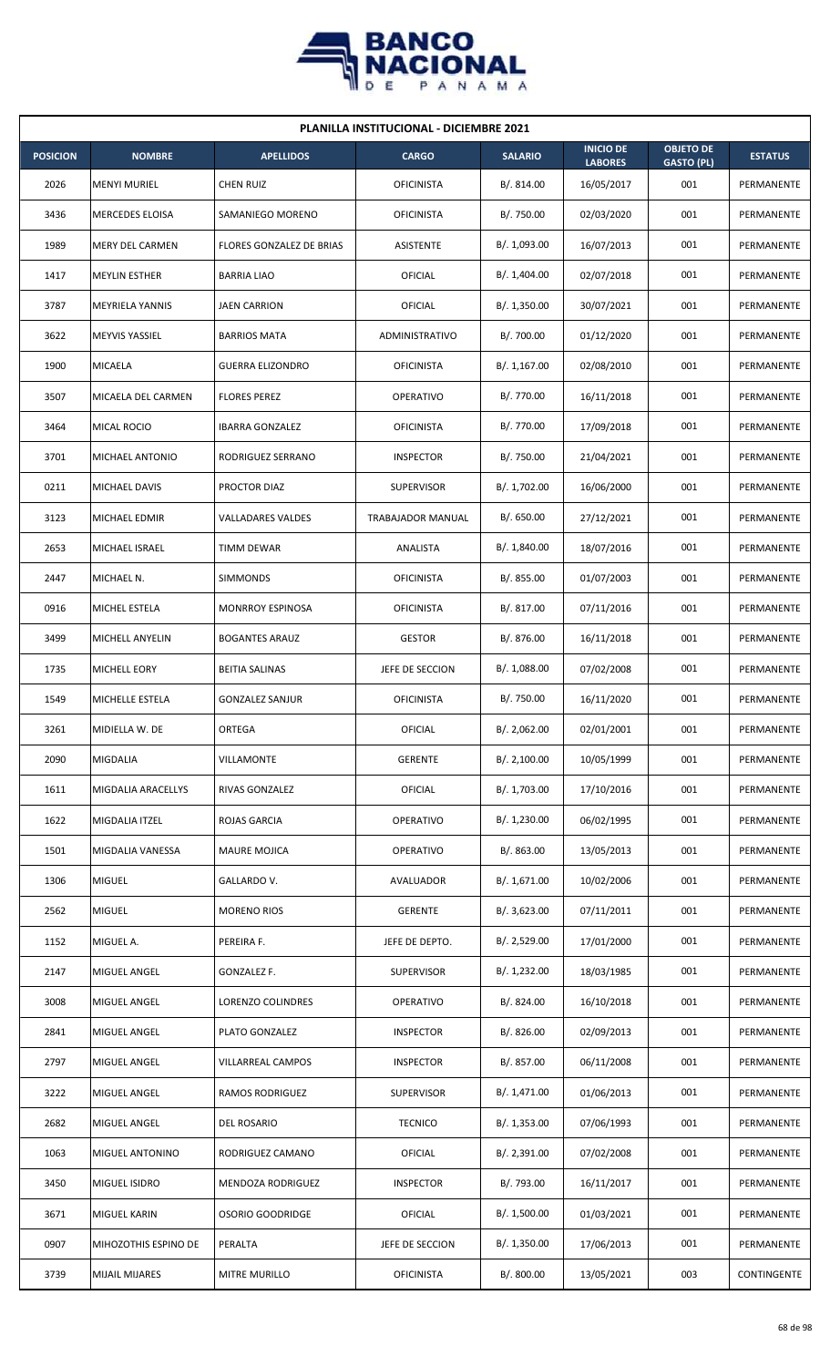# PLANILLA INSTITUCIONAL - DICIEMBRE 2021

| POSICION | NOMBRE | APELLIDOS | CARGO | SALARIO | INICIO DE LABORES | OBJETO DE GASTO (PL) | ESTATUS |
|---|---|---|---|---|---|---|---|
| 2026 | MENYI MURIEL | CHEN RUIZ | OFICINISTA | B/. 814.00 | 16/05/2017 | 001 | PERMANENTE |
| 3436 | MERCEDES ELOISA | SAMANIEGO MORENO | OFICINISTA | B/. 750.00 | 02/03/2020 | 001 | PERMANENTE |
| 1989 | MERY DEL CARMEN | FLORES GONZALEZ DE BRIAS | ASISTENTE | B/. 1,093.00 | 16/07/2013 | 001 | PERMANENTE |
| 1417 | MEYLIN ESTHER | BARRIA LIAO | OFICIAL | B/. 1,404.00 | 02/07/2018 | 001 | PERMANENTE |
| 3787 | MEYRIELA YANNIS | JAEN CARRION | OFICIAL | B/. 1,350.00 | 30/07/2021 | 001 | PERMANENTE |
| 3622 | MEYVIS YASSIEL | BARRIOS MATA | ADMINISTRATIVO | B/. 700.00 | 01/12/2020 | 001 | PERMANENTE |
| 1900 | MICAELA | GUERRA ELIZONDRO | OFICINISTA | B/. 1,167.00 | 02/08/2010 | 001 | PERMANENTE |
| 3507 | MICAELA DEL CARMEN | FLORES PEREZ | OPERATIVO | B/. 770.00 | 16/11/2018 | 001 | PERMANENTE |
| 3464 | MICAL ROCIO | IBARRA GONZALEZ | OFICINISTA | B/. 770.00 | 17/09/2018 | 001 | PERMANENTE |
| 3701 | MICHAEL ANTONIO | RODRIGUEZ SERRANO | INSPECTOR | B/. 750.00 | 21/04/2021 | 001 | PERMANENTE |
| 0211 | MICHAEL DAVIS | PROCTOR DIAZ | SUPERVISOR | B/. 1,702.00 | 16/06/2000 | 001 | PERMANENTE |
| 3123 | MICHAEL EDMIR | VALLADARES VALDES | TRABAJADOR MANUAL | B/. 650.00 | 27/12/2021 | 001 | PERMANENTE |
| 2653 | MICHAEL ISRAEL | TIMM DEWAR | ANALISTA | B/. 1,840.00 | 18/07/2016 | 001 | PERMANENTE |
| 2447 | MICHAEL N. | SIMMONDS | OFICINISTA | B/. 855.00 | 01/07/2003 | 001 | PERMANENTE |
| 0916 | MICHEL ESTELA | MONRROY ESPINOSA | OFICINISTA | B/. 817.00 | 07/11/2016 | 001 | PERMANENTE |
| 3499 | MICHELL ANYELIN | BOGANTES ARAUZ | GESTOR | B/. 876.00 | 16/11/2018 | 001 | PERMANENTE |
| 1735 | MICHELL EORY | BEITIA SALINAS | JEFE DE SECCION | B/. 1,088.00 | 07/02/2008 | 001 | PERMANENTE |
| 1549 | MICHELLE ESTELA | GONZALEZ SANJUR | OFICINISTA | B/. 750.00 | 16/11/2020 | 001 | PERMANENTE |
| 3261 | MIDIELLA W. DE | ORTEGA | OFICIAL | B/. 2,062.00 | 02/01/2001 | 001 | PERMANENTE |
| 2090 | MIGDALIA | VILLAMONTE | GERENTE | B/. 2,100.00 | 10/05/1999 | 001 | PERMANENTE |
| 1611 | MIGDALIA ARACELLYS | RIVAS GONZALEZ | OFICIAL | B/. 1,703.00 | 17/10/2016 | 001 | PERMANENTE |
| 1622 | MIGDALIA ITZEL | ROJAS GARCIA | OPERATIVO | B/. 1,230.00 | 06/02/1995 | 001 | PERMANENTE |
| 1501 | MIGDALIA VANESSA | MAURE MOJICA | OPERATIVO | B/. 863.00 | 13/05/2013 | 001 | PERMANENTE |
| 1306 | MIGUEL | GALLARDO V. | AVALUADOR | B/. 1,671.00 | 10/02/2006 | 001 | PERMANENTE |
| 2562 | MIGUEL | MORENO RIOS | GERENTE | B/. 3,623.00 | 07/11/2011 | 001 | PERMANENTE |
| 1152 | MIGUEL A. | PEREIRA F. | JEFE DE DEPTO. | B/. 2,529.00 | 17/01/2000 | 001 | PERMANENTE |
| 2147 | MIGUEL ANGEL | GONZALEZ F. | SUPERVISOR | B/. 1,232.00 | 18/03/1985 | 001 | PERMANENTE |
| 3008 | MIGUEL ANGEL | LORENZO COLINDRES | OPERATIVO | B/. 824.00 | 16/10/2018 | 001 | PERMANENTE |
| 2841 | MIGUEL ANGEL | PLATO GONZALEZ | INSPECTOR | B/. 826.00 | 02/09/2013 | 001 | PERMANENTE |
| 2797 | MIGUEL ANGEL | VILLARREAL CAMPOS | INSPECTOR | B/. 857.00 | 06/11/2008 | 001 | PERMANENTE |
| 3222 | MIGUEL ANGEL | RAMOS RODRIGUEZ | SUPERVISOR | B/. 1,471.00 | 01/06/2013 | 001 | PERMANENTE |
| 2682 | MIGUEL ANGEL | DEL ROSARIO | TECNICO | B/. 1,353.00 | 07/06/1993 | 001 | PERMANENTE |
| 1063 | MIGUEL ANTONINO | RODRIGUEZ CAMANO | OFICIAL | B/. 2,391.00 | 07/02/2008 | 001 | PERMANENTE |
| 3450 | MIGUEL ISIDRO | MENDOZA RODRIGUEZ | INSPECTOR | B/. 793.00 | 16/11/2017 | 001 | PERMANENTE |
| 3671 | MIGUEL KARIN | OSORIO GOODRIDGE | OFICIAL | B/. 1,500.00 | 01/03/2021 | 001 | PERMANENTE |
| 0907 | MIHOZOTHIS ESPINO DE | PERALTA | JEFE DE SECCION | B/. 1,350.00 | 17/06/2013 | 001 | PERMANENTE |
| 3739 | MIJAIL MIJARES | MITRE MURILLO | OFICINISTA | B/. 800.00 | 13/05/2021 | 003 | CONTINGENTE |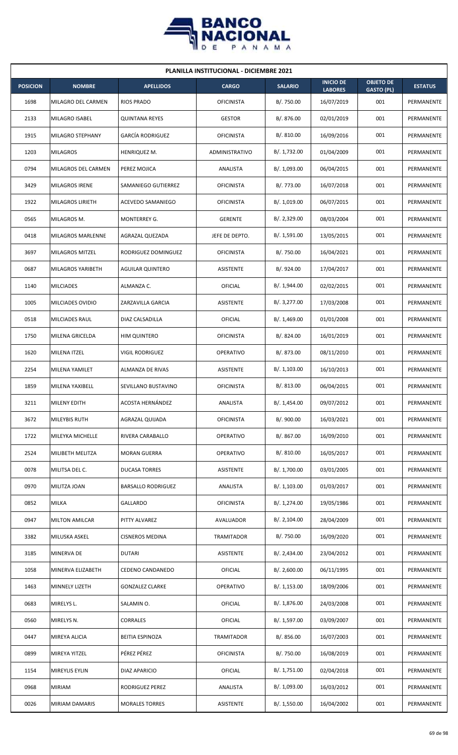| PLANILLA INSTITUCIONAL - DICIEMBRE 2021 | | | | | | | |
|---|---|---|---|---|---|---|---|
| **POSICION** | **NOMBRE** | **APELLIDOS** | **CARGO** | **SALARIO** | **INICIO DE LABORES** | **OBJETO DE GASTO (PL)** | **ESTATUS** |
| 1698 | MILAGRO DEL CARMEN | RIOS PRADO | OFICINISTA | B/. 750.00 | 16/07/2019 | 001 | PERMANENTE |
| 2133 | MILAGRO ISABEL | QUINTANA REYES | GESTOR | B/. 876.00 | 02/01/2019 | 001 | PERMANENTE |
| 1915 | MILAGRO STEPHANY | GARCÍA RODRIGUEZ | OFICINISTA | B/. 810.00 | 16/09/2016 | 001 | PERMANENTE |
| 1203 | MILAGROS | HENRIQUEZ M. | ADMINISTRATIVO | B/. 1,732.00 | 01/04/2009 | 001 | PERMANENTE |
| 0794 | MILAGROS DEL CARMEN | PEREZ MOJICA | ANALISTA | B/. 1,093.00 | 06/04/2015 | 001 | PERMANENTE |
| 3429 | MILAGROS IRENE | SAMANIEGO GUTIERREZ | OFICINISTA | B/. 773.00 | 16/07/2018 | 001 | PERMANENTE |
| 1922 | MILAGROS LIRIETH | ACEVEDO SAMANIEGO | OFICINISTA | B/. 1,019.00 | 06/07/2015 | 001 | PERMANENTE |
| 0565 | MILAGROS M. | MONTERREY G. | GERENTE | B/. 2,329.00 | 08/03/2004 | 001 | PERMANENTE |
| 0418 | MILAGROS MARLENNE | AGRAZAL QUEZADA | JEFE DE DEPTO. | B/. 1,591.00 | 13/05/2015 | 001 | PERMANENTE |
| 3697 | MILAGROS MITZEL | RODRIGUEZ DOMINGUEZ | OFICINISTA | B/. 750.00 | 16/04/2021 | 001 | PERMANENTE |
| 0687 | MILAGROS YARIBETH | AGUILAR QUINTERO | ASISTENTE | B/. 924.00 | 17/04/2017 | 001 | PERMANENTE |
| 1140 | MILCIADES | ALMANZA C. | OFICIAL | B/. 1,944.00 | 02/02/2015 | 001 | PERMANENTE |
| 1005 | MILCIADES OVIDIO | ZARZAVILLA GARCIA | ASISTENTE | B/. 3,277.00 | 17/03/2008 | 001 | PERMANENTE |
| 0518 | MILCIADES RAUL | DIAZ CALSADILLA | OFICIAL | B/. 1,469.00 | 01/01/2008 | 001 | PERMANENTE |
| 1750 | MILENA GRICELDA | HIM QUINTERO | OFICINISTA | B/. 824.00 | 16/01/2019 | 001 | PERMANENTE |
| 1620 | MILENA ITZEL | VIGIL RODRIGUEZ | OPERATIVO | B/. 873.00 | 08/11/2010 | 001 | PERMANENTE |
| 2254 | MILENA YAMILET | ALMANZA DE RIVAS | ASISTENTE | B/. 1,103.00 | 16/10/2013 | 001 | PERMANENTE |
| 1859 | MILENA YAXIBELL | SEVILLANO BUSTAVINO | OFICINISTA | B/. 813.00 | 06/04/2015 | 001 | PERMANENTE |
| 3211 | MILENY EDITH | ACOSTA HERNÁNDEZ | ANALISTA | B/. 1,454.00 | 09/07/2012 | 001 | PERMANENTE |
| 3672 | MILEYBIS RUTH | AGRAZAL QUIJADA | OFICINISTA | B/. 900.00 | 16/03/2021 | 001 | PERMANENTE |
| 1722 | MILEYKA MICHELLE | RIVERA CARABALLO | OPERATIVO | B/. 867.00 | 16/09/2010 | 001 | PERMANENTE |
| 2524 | MILIBETH MELITZA | MORAN GUERRA | OPERATIVO | B/. 810.00 | 16/05/2017 | 001 | PERMANENTE |
| 0078 | MILITSA DEL C. | DUCASA TORRES | ASISTENTE | B/. 1,700.00 | 03/01/2005 | 001 | PERMANENTE |
| 0970 | MILITZA JOAN | BARSALLO RODRIGUEZ | ANALISTA | B/. 1,103.00 | 01/03/2017 | 001 | PERMANENTE |
| 0852 | MILKA | GALLARDO | OFICINISTA | B/. 1,274.00 | 19/05/1986 | 001 | PERMANENTE |
| 0947 | MILTON AMILCAR | PITTY ALVAREZ | AVALUADOR | B/. 2,104.00 | 28/04/2009 | 001 | PERMANENTE |
| 3382 | MILUSKA ASKEL | CISNEROS MEDINA | TRAMITADOR | B/. 750.00 | 16/09/2020 | 001 | PERMANENTE |
| 3185 | MINERVA DE | DUTARI | ASISTENTE | B/. 2,434.00 | 23/04/2012 | 001 | PERMANENTE |
| 1058 | MINERVA ELIZABETH | CEDENO CANDANEDO | OFICIAL | B/. 2,600.00 | 06/11/1995 | 001 | PERMANENTE |
| 1463 | MINNELY LIZETH | GONZALEZ CLARKE | OPERATIVO | B/. 1,153.00 | 18/09/2006 | 001 | PERMANENTE |
| 0683 | MIRELYS L. | SALAMIN O. | OFICIAL | B/. 1,876.00 | 24/03/2008 | 001 | PERMANENTE |
| 0560 | MIRELYS N. | CORRALES | OFICIAL | B/. 1,597.00 | 03/09/2007 | 001 | PERMANENTE |
| 0447 | MIREYA ALICIA | BEITIA ESPINOZA | TRAMITADOR | B/. 856.00 | 16/07/2003 | 001 | PERMANENTE |
| 0899 | MIREYA YITZEL | PÉREZ PÉREZ | OFICINISTA | B/. 750.00 | 16/08/2019 | 001 | PERMANENTE |
| 1154 | MIREYLIS EYLIN | DIAZ APARICIO | OFICIAL | B/. 1,751.00 | 02/04/2018 | 001 | PERMANENTE |
| 0968 | MIRIAM | RODRIGUEZ PEREZ | ANALISTA | B/. 1,093.00 | 16/03/2012 | 001 | PERMANENTE |
| 0026 | MIRIAM DAMARIS | MORALES TORRES | ASISTENTE | B/. 1,550.00 | 16/04/2002 | 001 | PERMANENTE |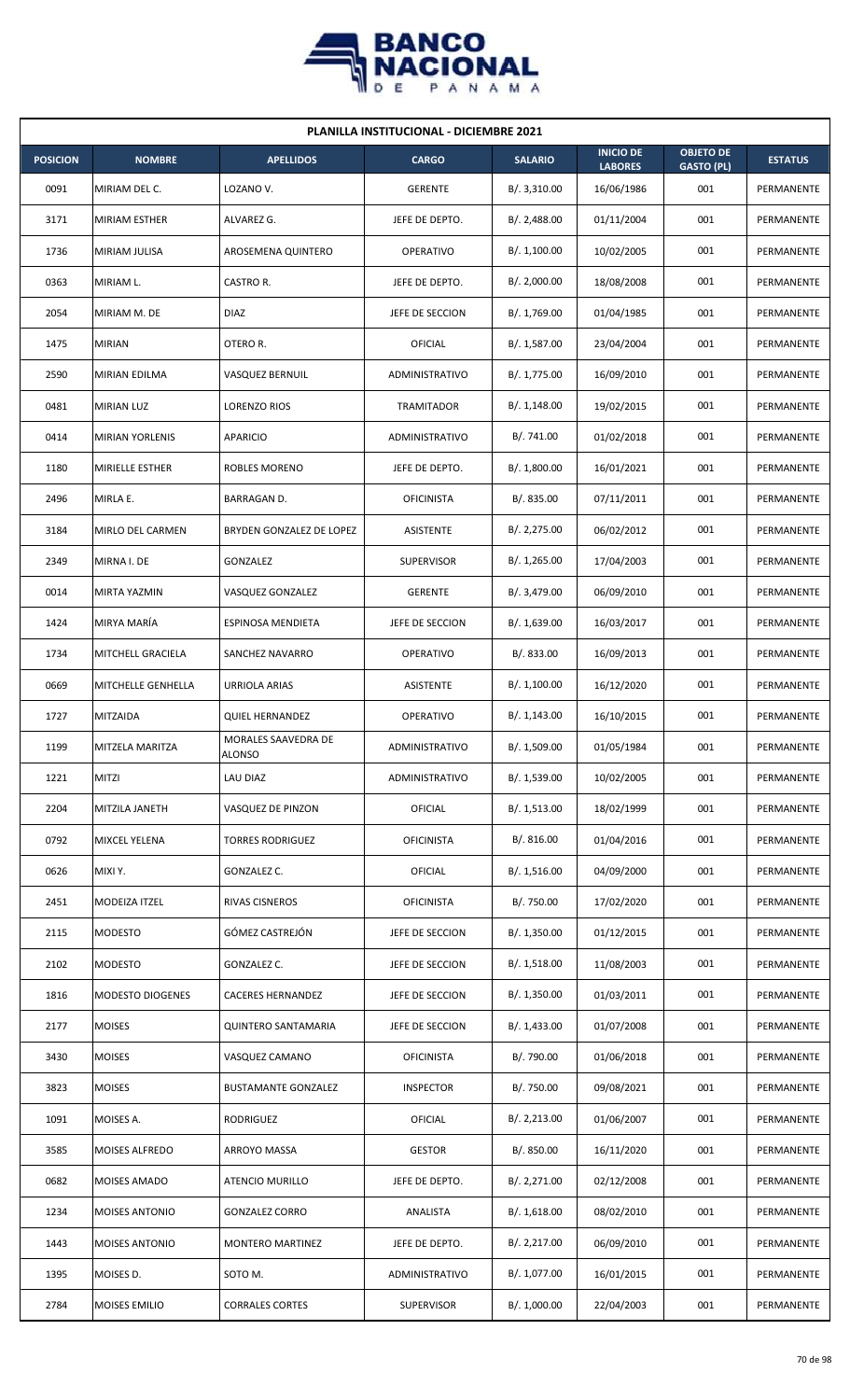**PLANILLA INSTITUCIONAL - DICIEMBRE 2021**

| POSICION | NOMBRE | APELLIDOS | CARGO | SALARIO | INICIO DE LABORES | OBJETO DE GASTO (PL) | ESTATUS |
|---|---|---|---|---|---|---|---|
| 0091 | MIRIAM DEL C. | LOZANO V. | GERENTE | B/. 3,310.00 | 16/06/1986 | 001 | PERMANENTE |
| 3171 | MIRIAM ESTHER | ALVAREZ G. | JEFE DE DEPTO. | B/. 2,488.00 | 01/11/2004 | 001 | PERMANENTE |
| 1736 | MIRIAM JULISA | AROSEMENA QUINTERO | OPERATIVO | B/. 1,100.00 | 10/02/2005 | 001 | PERMANENTE |
| 0363 | MIRIAM L. | CASTRO R. | JEFE DE DEPTO. | B/. 2,000.00 | 18/08/2008 | 001 | PERMANENTE |
| 2054 | MIRIAM M. DE | DIAZ | JEFE DE SECCION | B/. 1,769.00 | 01/04/1985 | 001 | PERMANENTE |
| 1475 | MIRIAN | OTERO R. | OFICIAL | B/. 1,587.00 | 23/04/2004 | 001 | PERMANENTE |
| 2590 | MIRIAN EDILMA | VASQUEZ BERNUIL | ADMINISTRATIVO | B/. 1,775.00 | 16/09/2010 | 001 | PERMANENTE |
| 0481 | MIRIAN LUZ | LORENZO RIOS | TRAMITADOR | B/. 1,148.00 | 19/02/2015 | 001 | PERMANENTE |
| 0414 | MIRIAN YORLENIS | APARICIO | ADMINISTRATIVO | B/. 741.00 | 01/02/2018 | 001 | PERMANENTE |
| 1180 | MIRIELLE ESTHER | ROBLES MORENO | JEFE DE DEPTO. | B/. 1,800.00 | 16/01/2021 | 001 | PERMANENTE |
| 2496 | MIRLA E. | BARRAGAN D. | OFICINISTA | B/. 835.00 | 07/11/2011 | 001 | PERMANENTE |
| 3184 | MIRLO DEL CARMEN | BRYDEN GONZALEZ DE LOPEZ | ASISTENTE | B/. 2,275.00 | 06/02/2012 | 001 | PERMANENTE |
| 2349 | MIRNA I. DE | GONZALEZ | SUPERVISOR | B/. 1,265.00 | 17/04/2003 | 001 | PERMANENTE |
| 0014 | MIRTA YAZMIN | VASQUEZ GONZALEZ | GERENTE | B/. 3,479.00 | 06/09/2010 | 001 | PERMANENTE |
| 1424 | MIRYA MARÍA | ESPINOSA MENDIETA | JEFE DE SECCION | B/. 1,639.00 | 16/03/2017 | 001 | PERMANENTE |
| 1734 | MITCHELL GRACIELA | SANCHEZ NAVARRO | OPERATIVO | B/. 833.00 | 16/09/2013 | 001 | PERMANENTE |
| 0669 | MITCHELLE GENHELLA | URRIOLA ARIAS | ASISTENTE | B/. 1,100.00 | 16/12/2020 | 001 | PERMANENTE |
| 1727 | MITZAIDA | QUIEL HERNANDEZ | OPERATIVO | B/. 1,143.00 | 16/10/2015 | 001 | PERMANENTE |
| 1199 | MITZELA MARITZA | MORALES SAAVEDRA DE ALONSO | ADMINISTRATIVO | B/. 1,509.00 | 01/05/1984 | 001 | PERMANENTE |
| 1221 | MITZI | LAU DIAZ | ADMINISTRATIVO | B/. 1,539.00 | 10/02/2005 | 001 | PERMANENTE |
| 2204 | MITZILA JANETH | VASQUEZ DE PINZON | OFICIAL | B/. 1,513.00 | 18/02/1999 | 001 | PERMANENTE |
| 0792 | MIXCEL YELENA | TORRES RODRIGUEZ | OFICINISTA | B/. 816.00 | 01/04/2016 | 001 | PERMANENTE |
| 0626 | MIXI Y. | GONZALEZ C. | OFICIAL | B/. 1,516.00 | 04/09/2000 | 001 | PERMANENTE |
| 2451 | MODEIZA ITZEL | RIVAS CISNEROS | OFICINISTA | B/. 750.00 | 17/02/2020 | 001 | PERMANENTE |
| 2115 | MODESTO | GÓMEZ CASTREJÓN | JEFE DE SECCION | B/. 1,350.00 | 01/12/2015 | 001 | PERMANENTE |
| 2102 | MODESTO | GONZALEZ C. | JEFE DE SECCION | B/. 1,518.00 | 11/08/2003 | 001 | PERMANENTE |
| 1816 | MODESTO DIOGENES | CACERES HERNANDEZ | JEFE DE SECCION | B/. 1,350.00 | 01/03/2011 | 001 | PERMANENTE |
| 2177 | MOISES | QUINTERO SANTAMARIA | JEFE DE SECCION | B/. 1,433.00 | 01/07/2008 | 001 | PERMANENTE |
| 3430 | MOISES | VASQUEZ CAMANO | OFICINISTA | B/. 790.00 | 01/06/2018 | 001 | PERMANENTE |
| 3823 | MOISES | BUSTAMANTE GONZALEZ | INSPECTOR | B/. 750.00 | 09/08/2021 | 001 | PERMANENTE |
| 1091 | MOISES A. | RODRIGUEZ | OFICIAL | B/. 2,213.00 | 01/06/2007 | 001 | PERMANENTE |
| 3585 | MOISES ALFREDO | ARROYO MASSA | GESTOR | B/. 850.00 | 16/11/2020 | 001 | PERMANENTE |
| 0682 | MOISES AMADO | ATENCIO MURILLO | JEFE DE DEPTO. | B/. 2,271.00 | 02/12/2008 | 001 | PERMANENTE |
| 1234 | MOISES ANTONIO | GONZALEZ CORRO | ANALISTA | B/. 1,618.00 | 08/02/2010 | 001 | PERMANENTE |
| 1443 | MOISES ANTONIO | MONTERO MARTINEZ | JEFE DE DEPTO. | B/. 2,217.00 | 06/09/2010 | 001 | PERMANENTE |
| 1395 | MOISES D. | SOTO M. | ADMINISTRATIVO | B/. 1,077.00 | 16/01/2015 | 001 | PERMANENTE |
| 2784 | MOISES EMILIO | CORRALES CORTES | SUPERVISOR | B/. 1,000.00 | 22/04/2003 | 001 | PERMANENTE |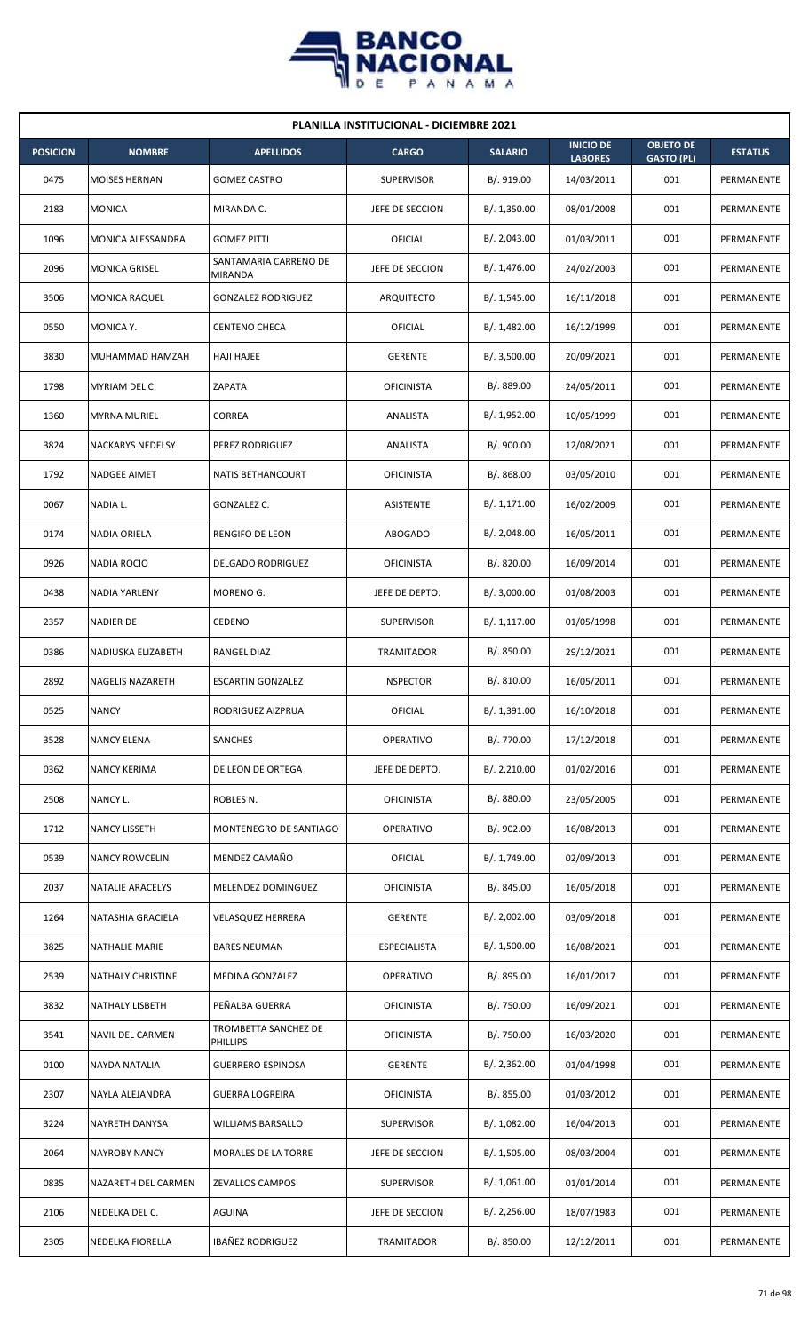| PLANILLA INSTITUCIONAL - DICIEMBRE 2021 | | | | | | | |
|---|---|---|---|---|---|---|---|
| **POSICION** | **NOMBRE** | **APELLIDOS** | **CARGO** | **SALARIO** | **INICIO DE LABORES** | **OBJETO DE GASTO (PL)** | **ESTATUS** |
| 0475 | MOISES HERNAN | GOMEZ CASTRO | SUPERVISOR | B/. 919.00 | 14/03/2011 | 001 | PERMANENTE |
| 2183 | MONICA | MIRANDA C. | JEFE DE SECCION | B/. 1,350.00 | 08/01/2008 | 001 | PERMANENTE |
| 1096 | MONICA ALESSANDRA | GOMEZ PITTI | OFICIAL | B/. 2,043.00 | 01/03/2011 | 001 | PERMANENTE |
| 2096 | MONICA GRISEL | SANTAMARIA CARRENO DE MIRANDA | JEFE DE SECCION | B/. 1,476.00 | 24/02/2003 | 001 | PERMANENTE |
| 3506 | MONICA RAQUEL | GONZALEZ RODRIGUEZ | ARQUITECTO | B/. 1,545.00 | 16/11/2018 | 001 | PERMANENTE |
| 0550 | MONICA Y. | CENTENO CHECA | OFICIAL | B/. 1,482.00 | 16/12/1999 | 001 | PERMANENTE |
| 3830 | MUHAMMAD HAMZAH | HAJI HAJEE | GERENTE | B/. 3,500.00 | 20/09/2021 | 001 | PERMANENTE |
| 1798 | MYRIAM DEL C. | ZAPATA | OFICINISTA | B/. 889.00 | 24/05/2011 | 001 | PERMANENTE |
| 1360 | MYRNA MURIEL | CORREA | ANALISTA | B/. 1,952.00 | 10/05/1999 | 001 | PERMANENTE |
| 3824 | NACKARYS NEDELSY | PEREZ RODRIGUEZ | ANALISTA | B/. 900.00 | 12/08/2021 | 001 | PERMANENTE |
| 1792 | NADGEE AIMET | NATIS BETHANCOURT | OFICINISTA | B/. 868.00 | 03/05/2010 | 001 | PERMANENTE |
| 0067 | NADIA L. | GONZALEZ C. | ASISTENTE | B/. 1,171.00 | 16/02/2009 | 001 | PERMANENTE |
| 0174 | NADIA ORIELA | RENGIFO DE LEON | ABOGADO | B/. 2,048.00 | 16/05/2011 | 001 | PERMANENTE |
| 0926 | NADIA ROCIO | DELGADO RODRIGUEZ | OFICINISTA | B/. 820.00 | 16/09/2014 | 001 | PERMANENTE |
| 0438 | NADIA YARLENY | MORENO G. | JEFE DE DEPTO. | B/. 3,000.00 | 01/08/2003 | 001 | PERMANENTE |
| 2357 | NADIER DE | CEDENO | SUPERVISOR | B/. 1,117.00 | 01/05/1998 | 001 | PERMANENTE |
| 0386 | NADIUSKA ELIZABETH | RANGEL DIAZ | TRAMITADOR | B/. 850.00 | 29/12/2021 | 001 | PERMANENTE |
| 2892 | NAGELIS NAZARETH | ESCARTIN GONZALEZ | INSPECTOR | B/. 810.00 | 16/05/2011 | 001 | PERMANENTE |
| 0525 | NANCY | RODRIGUEZ AIZPRUA | OFICIAL | B/. 1,391.00 | 16/10/2018 | 001 | PERMANENTE |
| 3528 | NANCY ELENA | SANCHES | OPERATIVO | B/. 770.00 | 17/12/2018 | 001 | PERMANENTE |
| 0362 | NANCY KERIMA | DE LEON DE ORTEGA | JEFE DE DEPTO. | B/. 2,210.00 | 01/02/2016 | 001 | PERMANENTE |
| 2508 | NANCY L. | ROBLES N. | OFICINISTA | B/. 880.00 | 23/05/2005 | 001 | PERMANENTE |
| 1712 | NANCY LISSETH | MONTENEGRO DE SANTIAGO | OPERATIVO | B/. 902.00 | 16/08/2013 | 001 | PERMANENTE |
| 0539 | NANCY ROWCELIN | MENDEZ CAMAÑO | OFICIAL | B/. 1,749.00 | 02/09/2013 | 001 | PERMANENTE |
| 2037 | NATALIE ARACELYS | MELENDEZ DOMINGUEZ | OFICINISTA | B/. 845.00 | 16/05/2018 | 001 | PERMANENTE |
| 1264 | NATASHIA GRACIELA | VELASQUEZ HERRERA | GERENTE | B/. 2,002.00 | 03/09/2018 | 001 | PERMANENTE |
| 3825 | NATHALIE MARIE | BARES NEUMAN | ESPECIALISTA | B/. 1,500.00 | 16/08/2021 | 001 | PERMANENTE |
| 2539 | NATHALY CHRISTINE | MEDINA GONZALEZ | OPERATIVO | B/. 895.00 | 16/01/2017 | 001 | PERMANENTE |
| 3832 | NATHALY LISBETH | PEÑALBA GUERRA | OFICINISTA | B/. 750.00 | 16/09/2021 | 001 | PERMANENTE |
| 3541 | NAVIL DEL CARMEN | TROMBETTA SANCHEZ DE PHILLIPS | OFICINISTA | B/. 750.00 | 16/03/2020 | 001 | PERMANENTE |
| 0100 | NAYDA NATALIA | GUERRERO ESPINOSA | GERENTE | B/. 2,362.00 | 01/04/1998 | 001 | PERMANENTE |
| 2307 | NAYLA ALEJANDRA | GUERRA LOGREIRA | OFICINISTA | B/. 855.00 | 01/03/2012 | 001 | PERMANENTE |
| 3224 | NAYRETH DANYSA | WILLIAMS BARSALLO | SUPERVISOR | B/. 1,082.00 | 16/04/2013 | 001 | PERMANENTE |
| 2064 | NAYROBY NANCY | MORALES DE LA TORRE | JEFE DE SECCION | B/. 1,505.00 | 08/03/2004 | 001 | PERMANENTE |
| 0835 | NAZARETH DEL CARMEN | ZEVALLOS CAMPOS | SUPERVISOR | B/. 1,061.00 | 01/01/2014 | 001 | PERMANENTE |
| 2106 | NEDELKA DEL C. | AGUINA | JEFE DE SECCION | B/. 2,256.00 | 18/07/1983 | 001 | PERMANENTE |
| 2305 | NEDELKA FIORELLA | IBAÑEZ RODRIGUEZ | TRAMITADOR | B/. 850.00 | 12/12/2011 | 001 | PERMANENTE |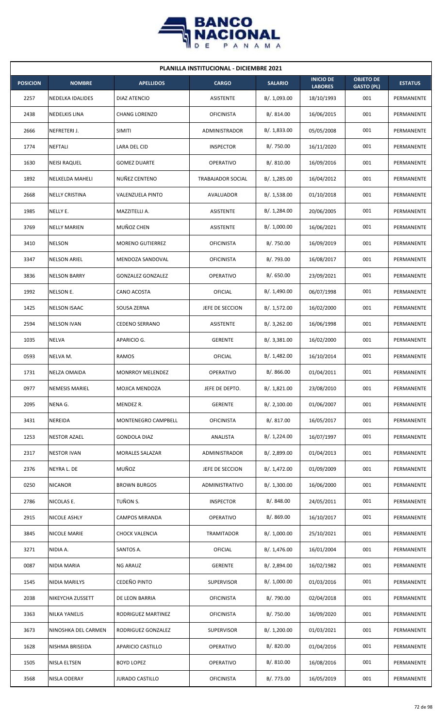**PLANILLA INSTITUCIONAL - DICIEMBRE 2021**

| POSICION | NOMBRE | APELLIDOS | CARGO | SALARIO | INICIO DE LABORES | OBJETO DE GASTO (PL) | ESTATUS |
|---|---|---|---|---|---|---|---|
| 2257 | NEDELKA IDALIDES | DIAZ ATENCIO | ASISTENTE | B/. 1,093.00 | 18/10/1993 | 001 | PERMANENTE |
| 2438 | NEDELKIS LINA | CHANG LORENZO | OFICINISTA | B/. 814.00 | 16/06/2015 | 001 | PERMANENTE |
| 2666 | NEFRETERI J. | SIMITI | ADMINISTRADOR | B/. 1,833.00 | 05/05/2008 | 001 | PERMANENTE |
| 1774 | NEFTALI | LARA DEL CID | INSPECTOR | B/. 750.00 | 16/11/2020 | 001 | PERMANENTE |
| 1630 | NEISI RAQUEL | GOMEZ DUARTE | OPERATIVO | B/. 810.00 | 16/09/2016 | 001 | PERMANENTE |
| 1892 | NELKELDA MAHELI | NUÑEZ CENTENO | TRABAJADOR SOCIAL | B/. 1,285.00 | 16/04/2012 | 001 | PERMANENTE |
| 2668 | NELLY CRISTINA | VALENZUELA PINTO | AVALUADOR | B/. 1,538.00 | 01/10/2018 | 001 | PERMANENTE |
| 1985 | NELLY E. | MAZZITELLI A. | ASISTENTE | B/. 1,284.00 | 20/06/2005 | 001 | PERMANENTE |
| 3769 | NELLY MARIEN | MUÑOZ CHEN | ASISTENTE | B/. 1,000.00 | 16/06/2021 | 001 | PERMANENTE |
| 3410 | NELSON | MORENO GUTIERREZ | OFICINISTA | B/. 750.00 | 16/09/2019 | 001 | PERMANENTE |
| 3347 | NELSON ARIEL | MENDOZA SANDOVAL | OFICINISTA | B/. 793.00 | 16/08/2017 | 001 | PERMANENTE |
| 3836 | NELSON BARRY | GONZALEZ GONZALEZ | OPERATIVO | B/. 650.00 | 23/09/2021 | 001 | PERMANENTE |
| 1992 | NELSON E. | CANO ACOSTA | OFICIAL | B/. 1,490.00 | 06/07/1998 | 001 | PERMANENTE |
| 1425 | NELSON ISAAC | SOUSA ZERNA | JEFE DE SECCION | B/. 1,572.00 | 16/02/2000 | 001 | PERMANENTE |
| 2594 | NELSON IVAN | CEDENO SERRANO | ASISTENTE | B/. 3,262.00 | 16/06/1998 | 001 | PERMANENTE |
| 1035 | NELVA | APARICIO G. | GERENTE | B/. 3,381.00 | 16/02/2000 | 001 | PERMANENTE |
| 0593 | NELVA M. | RAMOS | OFICIAL | B/. 1,482.00 | 16/10/2014 | 001 | PERMANENTE |
| 1731 | NELZA OMAIDA | MONRROY MELENDEZ | OPERATIVO | B/. 866.00 | 01/04/2011 | 001 | PERMANENTE |
| 0977 | NEMESIS MARIEL | MOJICA MENDOZA | JEFE DE DEPTO. | B/. 1,821.00 | 23/08/2010 | 001 | PERMANENTE |
| 2095 | NENA G. | MENDEZ R. | GERENTE | B/. 2,100.00 | 01/06/2007 | 001 | PERMANENTE |
| 3431 | NEREIDA | MONTENEGRO CAMPBELL | OFICINISTA | B/. 817.00 | 16/05/2017 | 001 | PERMANENTE |
| 1253 | NESTOR AZAEL | GONDOLA DIAZ | ANALISTA | B/. 1,224.00 | 16/07/1997 | 001 | PERMANENTE |
| 2317 | NESTOR IVAN | MORALES SALAZAR | ADMINISTRADOR | B/. 2,899.00 | 01/04/2013 | 001 | PERMANENTE |
| 2376 | NEYRA L. DE | MUÑOZ | JEFE DE SECCION | B/. 1,472.00 | 01/09/2009 | 001 | PERMANENTE |
| 0250 | NICANOR | BROWN BURGOS | ADMINISTRATIVO | B/. 1,300.00 | 16/06/2000 | 001 | PERMANENTE |
| 2786 | NICOLAS E. | TUÑON S. | INSPECTOR | B/. 848.00 | 24/05/2011 | 001 | PERMANENTE |
| 2915 | NICOLE ASHLY | CAMPOS MIRANDA | OPERATIVO | B/. 869.00 | 16/10/2017 | 001 | PERMANENTE |
| 3845 | NICOLE MARIE | CHOCK VALENCIA | TRAMITADOR | B/. 1,000.00 | 25/10/2021 | 001 | PERMANENTE |
| 3271 | NIDIA A. | SANTOS A. | OFICIAL | B/. 1,476.00 | 16/01/2004 | 001 | PERMANENTE |
| 0087 | NIDIA MARIA | NG ARAUZ | GERENTE | B/. 2,894.00 | 16/02/1982 | 001 | PERMANENTE |
| 1545 | NIDIA MARILYS | CEDEÑO PINTO | SUPERVISOR | B/. 1,000.00 | 01/03/2016 | 001 | PERMANENTE |
| 2038 | NIKEYCHA ZUSSETT | DE LEON BARRIA | OFICINISTA | B/. 790.00 | 02/04/2018 | 001 | PERMANENTE |
| 3363 | NILKA YANELIS | RODRIGUEZ MARTINEZ | OFICINISTA | B/. 750.00 | 16/09/2020 | 001 | PERMANENTE |
| 3673 | NINOSHKA DEL CARMEN | RODRIGUEZ GONZALEZ | SUPERVISOR | B/. 1,200.00 | 01/03/2021 | 001 | PERMANENTE |
| 1628 | NISHMA BRISEIDA | APARICIO CASTILLO | OPERATIVO | B/. 820.00 | 01/04/2016 | 001 | PERMANENTE |
| 1505 | NISLA ELTSEN | BOYD LOPEZ | OPERATIVO | B/. 810.00 | 16/08/2016 | 001 | PERMANENTE |
| 3568 | NISLA ODERAY | JURADO CASTILLO | OFICINISTA | B/. 773.00 | 16/05/2019 | 001 | PERMANENTE |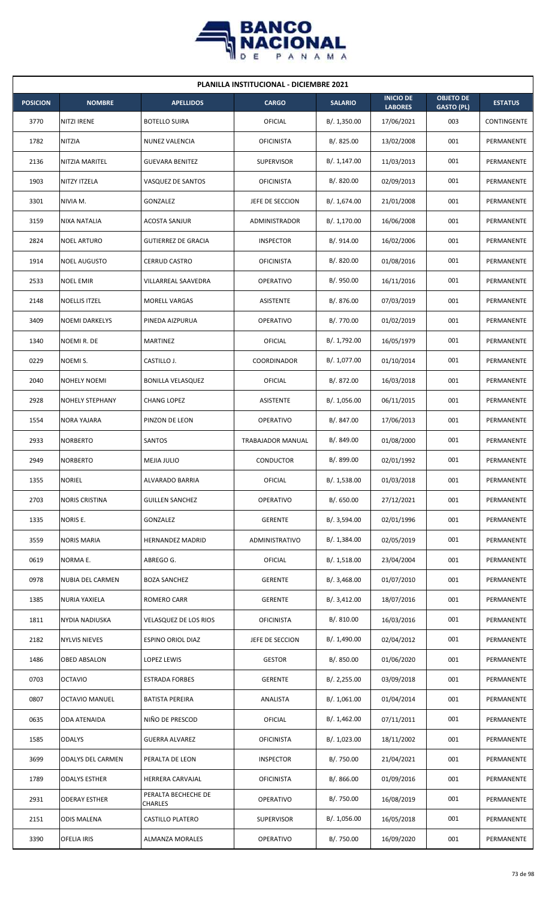## PLANILLA INSTITUCIONAL - DICIEMBRE 2021

| POSICION | NOMBRE | APELLIDOS | CARGO | SALARIO | INICIO DE LABORES | OBJETO DE GASTO (PL) | ESTATUS |
|---|---|---|---|---|---|---|---|
| 3770 | NITZI IRENE | BOTELLO SUIRA | OFICIAL | B/. 1,350.00 | 17/06/2021 | 003 | CONTINGENTE |
| 1782 | NITZIA | NUNEZ VALENCIA | OFICINISTA | B/. 825.00 | 13/02/2008 | 001 | PERMANENTE |
| 2136 | NITZIA MARITEL | GUEVARA BENITEZ | SUPERVISOR | B/. 1,147.00 | 11/03/2013 | 001 | PERMANENTE |
| 1903 | NITZY ITZELA | VASQUEZ DE SANTOS | OFICINISTA | B/. 820.00 | 02/09/2013 | 001 | PERMANENTE |
| 3301 | NIVIA M. | GONZALEZ | JEFE DE SECCION | B/. 1,674.00 | 21/01/2008 | 001 | PERMANENTE |
| 3159 | NIXA NATALIA | ACOSTA SANJUR | ADMINISTRADOR | B/. 1,170.00 | 16/06/2008 | 001 | PERMANENTE |
| 2824 | NOEL ARTURO | GUTIERREZ DE GRACIA | INSPECTOR | B/. 914.00 | 16/02/2006 | 001 | PERMANENTE |
| 1914 | NOEL AUGUSTO | CERRUD CASTRO | OFICINISTA | B/. 820.00 | 01/08/2016 | 001 | PERMANENTE |
| 2533 | NOEL EMIR | VILLARREAL SAAVEDRA | OPERATIVO | B/. 950.00 | 16/11/2016 | 001 | PERMANENTE |
| 2148 | NOELLIS ITZEL | MORELL VARGAS | ASISTENTE | B/. 876.00 | 07/03/2019 | 001 | PERMANENTE |
| 3409 | NOEMI DARKELYS | PINEDA AIZPURUA | OPERATIVO | B/. 770.00 | 01/02/2019 | 001 | PERMANENTE |
| 1340 | NOEMI R. DE | MARTINEZ | OFICIAL | B/. 1,792.00 | 16/05/1979 | 001 | PERMANENTE |
| 0229 | NOEMI S. | CASTILLO J. | COORDINADOR | B/. 1,077.00 | 01/10/2014 | 001 | PERMANENTE |
| 2040 | NOHELY NOEMI | BONILLA VELASQUEZ | OFICIAL | B/. 872.00 | 16/03/2018 | 001 | PERMANENTE |
| 2928 | NOHELY STEPHANY | CHANG LOPEZ | ASISTENTE | B/. 1,056.00 | 06/11/2015 | 001 | PERMANENTE |
| 1554 | NORA YAJARA | PINZON DE LEON | OPERATIVO | B/. 847.00 | 17/06/2013 | 001 | PERMANENTE |
| 2933 | NORBERTO | SANTOS | TRABAJADOR MANUAL | B/. 849.00 | 01/08/2000 | 001 | PERMANENTE |
| 2949 | NORBERTO | MEJIA JULIO | CONDUCTOR | B/. 899.00 | 02/01/1992 | 001 | PERMANENTE |
| 1355 | NORIEL | ALVARADO BARRIA | OFICIAL | B/. 1,538.00 | 01/03/2018 | 001 | PERMANENTE |
| 2703 | NORIS CRISTINA | GUILLEN SANCHEZ | OPERATIVO | B/. 650.00 | 27/12/2021 | 001 | PERMANENTE |
| 1335 | NORIS E. | GONZALEZ | GERENTE | B/. 3,594.00 | 02/01/1996 | 001 | PERMANENTE |
| 3559 | NORIS MARIA | HERNANDEZ MADRID | ADMINISTRATIVO | B/. 1,384.00 | 02/05/2019 | 001 | PERMANENTE |
| 0619 | NORMA E. | ABREGO G. | OFICIAL | B/. 1,518.00 | 23/04/2004 | 001 | PERMANENTE |
| 0978 | NUBIA DEL CARMEN | BOZA SANCHEZ | GERENTE | B/. 3,468.00 | 01/07/2010 | 001 | PERMANENTE |
| 1385 | NURIA YAXIELA | ROMERO CARR | GERENTE | B/. 3,412.00 | 18/07/2016 | 001 | PERMANENTE |
| 1811 | NYDIA NADIUSKA | VELASQUEZ DE LOS RIOS | OFICINISTA | B/. 810.00 | 16/03/2016 | 001 | PERMANENTE |
| 2182 | NYLVIS NIEVES | ESPINO ORIOL DIAZ | JEFE DE SECCION | B/. 1,490.00 | 02/04/2012 | 001 | PERMANENTE |
| 1486 | OBED ABSALON | LOPEZ LEWIS | GESTOR | B/. 850.00 | 01/06/2020 | 001 | PERMANENTE |
| 0703 | OCTAVIO | ESTRADA FORBES | GERENTE | B/. 2,255.00 | 03/09/2018 | 001 | PERMANENTE |
| 0807 | OCTAVIO MANUEL | BATISTA PEREIRA | ANALISTA | B/. 1,061.00 | 01/04/2014 | 001 | PERMANENTE |
| 0635 | ODA ATENAIDA | NIÑO DE PRESCOD | OFICIAL | B/. 1,462.00 | 07/11/2011 | 001 | PERMANENTE |
| 1585 | ODALYS | GUERRA ALVAREZ | OFICINISTA | B/. 1,023.00 | 18/11/2002 | 001 | PERMANENTE |
| 3699 | ODALYS DEL CARMEN | PERALTA DE LEON | INSPECTOR | B/. 750.00 | 21/04/2021 | 001 | PERMANENTE |
| 1789 | ODALYS ESTHER | HERRERA CARVAJAL | OFICINISTA | B/. 866.00 | 01/09/2016 | 001 | PERMANENTE |
| 2931 | ODERAY ESTHER | PERALTA BECHECHE DE CHARLES | OPERATIVO | B/. 750.00 | 16/08/2019 | 001 | PERMANENTE |
| 2151 | ODIS MALENA | CASTILLO PLATERO | SUPERVISOR | B/. 1,056.00 | 16/05/2018 | 001 | PERMANENTE |
| 3390 | OFELIA IRIS | ALMANZA MORALES | OPERATIVO | B/. 750.00 | 16/09/2020 | 001 | PERMANENTE |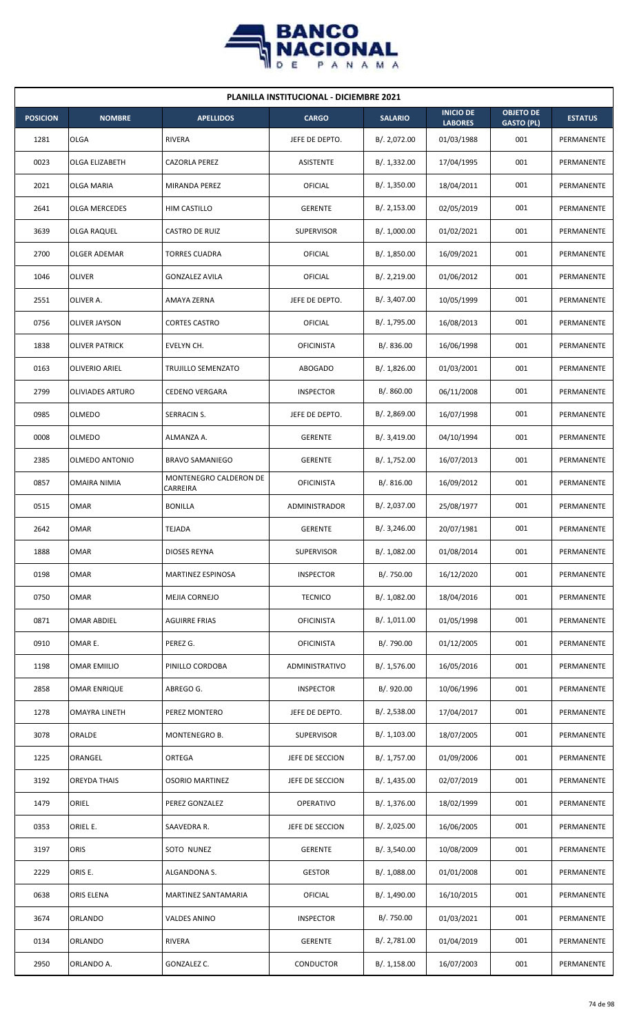| PLANILLA INSTITUCIONAL - DICIEMBRE 2021 | | | | | | | |
|---|---|---|---|---|---|---|---|
| **POSICION** | **NOMBRE** | **APELLIDOS** | **CARGO** | **SALARIO** | **INICIO DE LABORES** | **OBJETO DE GASTO (PL)** | **ESTATUS** |
| 1281 | OLGA | RIVERA | JEFE DE DEPTO. | B/. 2,072.00 | 01/03/1988 | 001 | PERMANENTE |
| 0023 | OLGA ELIZABETH | CAZORLA PEREZ | ASISTENTE | B/. 1,332.00 | 17/04/1995 | 001 | PERMANENTE |
| 2021 | OLGA MARIA | MIRANDA PEREZ | OFICIAL | B/. 1,350.00 | 18/04/2011 | 001 | PERMANENTE |
| 2641 | OLGA MERCEDES | HIM CASTILLO | GERENTE | B/. 2,153.00 | 02/05/2019 | 001 | PERMANENTE |
| 3639 | OLGA RAQUEL | CASTRO DE RUIZ | SUPERVISOR | B/. 1,000.00 | 01/02/2021 | 001 | PERMANENTE |
| 2700 | OLGER ADEMAR | TORRES CUADRA | OFICIAL | B/. 1,850.00 | 16/09/2021 | 001 | PERMANENTE |
| 1046 | OLIVER | GONZALEZ AVILA | OFICIAL | B/. 2,219.00 | 01/06/2012 | 001 | PERMANENTE |
| 2551 | OLIVER A. | AMAYA ZERNA | JEFE DE DEPTO. | B/. 3,407.00 | 10/05/1999 | 001 | PERMANENTE |
| 0756 | OLIVER JAYSON | CORTES CASTRO | OFICIAL | B/. 1,795.00 | 16/08/2013 | 001 | PERMANENTE |
| 1838 | OLIVER PATRICK | EVELYN CH. | OFICINISTA | B/. 836.00 | 16/06/1998 | 001 | PERMANENTE |
| 0163 | OLIVERIO ARIEL | TRUJILLO SEMENZATO | ABOGADO | B/. 1,826.00 | 01/03/2001 | 001 | PERMANENTE |
| 2799 | OLIVIADES ARTURO | CEDENO VERGARA | INSPECTOR | B/. 860.00 | 06/11/2008 | 001 | PERMANENTE |
| 0985 | OLMEDO | SERRACIN S. | JEFE DE DEPTO. | B/. 2,869.00 | 16/07/1998 | 001 | PERMANENTE |
| 0008 | OLMEDO | ALMANZA A. | GERENTE | B/. 3,419.00 | 04/10/1994 | 001 | PERMANENTE |
| 2385 | OLMEDO ANTONIO | BRAVO SAMANIEGO | GERENTE | B/. 1,752.00 | 16/07/2013 | 001 | PERMANENTE |
| 0857 | OMAIRA NIMIA | MONTENEGRO CALDERON DE CARREIRA | OFICINISTA | B/. 816.00 | 16/09/2012 | 001 | PERMANENTE |
| 0515 | OMAR | BONILLA | ADMINISTRADOR | B/. 2,037.00 | 25/08/1977 | 001 | PERMANENTE |
| 2642 | OMAR | TEJADA | GERENTE | B/. 3,246.00 | 20/07/1981 | 001 | PERMANENTE |
| 1888 | OMAR | DIOSES REYNA | SUPERVISOR | B/. 1,082.00 | 01/08/2014 | 001 | PERMANENTE |
| 0198 | OMAR | MARTINEZ ESPINOSA | INSPECTOR | B/. 750.00 | 16/12/2020 | 001 | PERMANENTE |
| 0750 | OMAR | MEJIA CORNEJO | TECNICO | B/. 1,082.00 | 18/04/2016 | 001 | PERMANENTE |
| 0871 | OMAR ABDIEL | AGUIRRE FRIAS | OFICINISTA | B/. 1,011.00 | 01/05/1998 | 001 | PERMANENTE |
| 0910 | OMAR E. | PEREZ G. | OFICINISTA | B/. 790.00 | 01/12/2005 | 001 | PERMANENTE |
| 1198 | OMAR EMIILIO | PINILLO CORDOBA | ADMINISTRATIVO | B/. 1,576.00 | 16/05/2016 | 001 | PERMANENTE |
| 2858 | OMAR ENRIQUE | ABREGO G. | INSPECTOR | B/. 920.00 | 10/06/1996 | 001 | PERMANENTE |
| 1278 | OMAYRA LINETH | PEREZ MONTERO | JEFE DE DEPTO. | B/. 2,538.00 | 17/04/2017 | 001 | PERMANENTE |
| 3078 | ORALDE | MONTENEGRO B. | SUPERVISOR | B/. 1,103.00 | 18/07/2005 | 001 | PERMANENTE |
| 1225 | ORANGEL | ORTEGA | JEFE DE SECCION | B/. 1,757.00 | 01/09/2006 | 001 | PERMANENTE |
| 3192 | OREYDA THAIS | OSORIO MARTINEZ | JEFE DE SECCION | B/. 1,435.00 | 02/07/2019 | 001 | PERMANENTE |
| 1479 | ORIEL | PEREZ GONZALEZ | OPERATIVO | B/. 1,376.00 | 18/02/1999 | 001 | PERMANENTE |
| 0353 | ORIEL E. | SAAVEDRA R. | JEFE DE SECCION | B/. 2,025.00 | 16/06/2005 | 001 | PERMANENTE |
| 3197 | ORIS | SOTO NUNEZ | GERENTE | B/. 3,540.00 | 10/08/2009 | 001 | PERMANENTE |
| 2229 | ORIS E. | ALGANDONA S. | GESTOR | B/. 1,088.00 | 01/01/2008 | 001 | PERMANENTE |
| 0638 | ORIS ELENA | MARTINEZ SANTAMARIA | OFICIAL | B/. 1,490.00 | 16/10/2015 | 001 | PERMANENTE |
| 3674 | ORLANDO | VALDES ANINO | INSPECTOR | B/. 750.00 | 01/03/2021 | 001 | PERMANENTE |
| 0134 | ORLANDO | RIVERA | GERENTE | B/. 2,781.00 | 01/04/2019 | 001 | PERMANENTE |
| 2950 | ORLANDO A. | GONZALEZ C. | CONDUCTOR | B/. 1,158.00 | 16/07/2003 | 001 | PERMANENTE |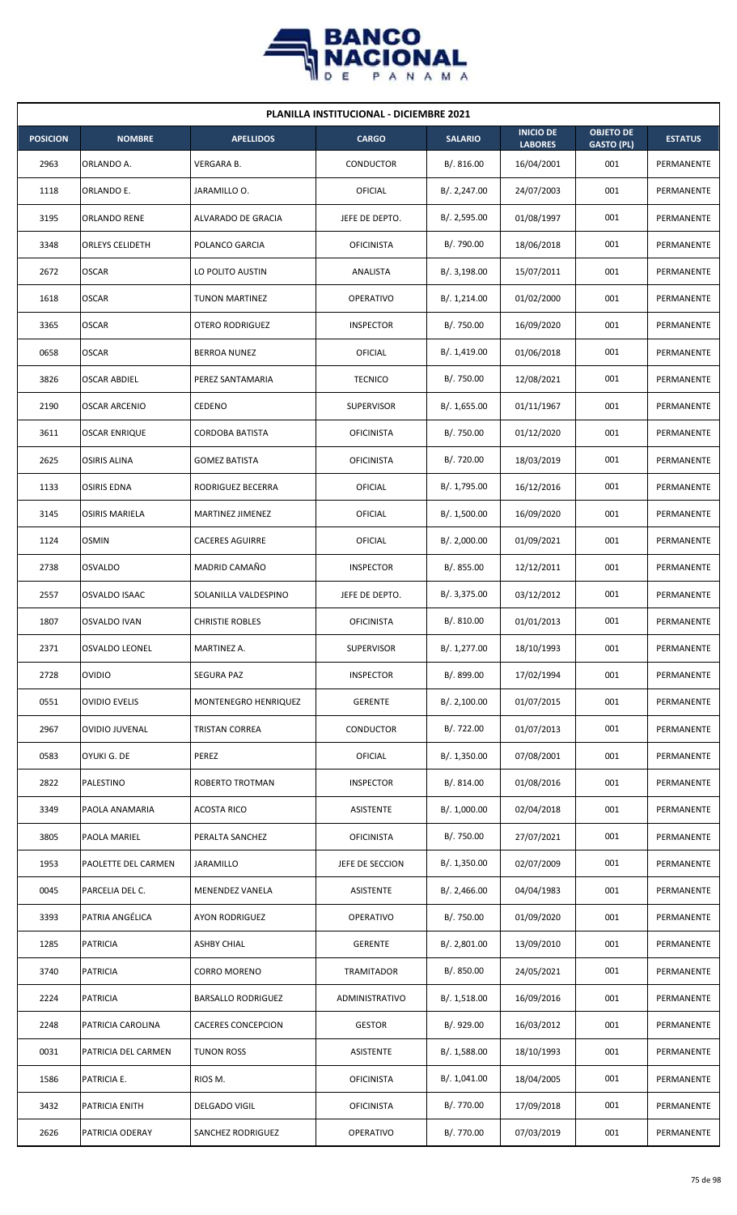| PLANILLA INSTITUCIONAL - DICIEMBRE 2021 | | | | | | | |
|---|---|---|---|---|---|---|---|
| POSICION | NOMBRE | APELLIDOS | CARGO | SALARIO | INICIO DE LABORES | OBJETO DE GASTO (PL) | ESTATUS |
| 2963 | ORLANDO A. | VERGARA B. | CONDUCTOR | B/. 816.00 | 16/04/2001 | 001 | PERMANENTE |
| 1118 | ORLANDO E. | JARAMILLO O. | OFICIAL | B/. 2,247.00 | 24/07/2003 | 001 | PERMANENTE |
| 3195 | ORLANDO RENE | ALVARADO DE GRACIA | JEFE DE DEPTO. | B/. 2,595.00 | 01/08/1997 | 001 | PERMANENTE |
| 3348 | ORLEYS CELIDETH | POLANCO GARCIA | OFICINISTA | B/. 790.00 | 18/06/2018 | 001 | PERMANENTE |
| 2672 | OSCAR | LO POLITO AUSTIN | ANALISTA | B/. 3,198.00 | 15/07/2011 | 001 | PERMANENTE |
| 1618 | OSCAR | TUNON MARTINEZ | OPERATIVO | B/. 1,214.00 | 01/02/2000 | 001 | PERMANENTE |
| 3365 | OSCAR | OTERO RODRIGUEZ | INSPECTOR | B/. 750.00 | 16/09/2020 | 001 | PERMANENTE |
| 0658 | OSCAR | BERROA NUNEZ | OFICIAL | B/. 1,419.00 | 01/06/2018 | 001 | PERMANENTE |
| 3826 | OSCAR ABDIEL | PEREZ SANTAMARIA | TECNICO | B/. 750.00 | 12/08/2021 | 001 | PERMANENTE |
| 2190 | OSCAR ARCENIO | CEDENO | SUPERVISOR | B/. 1,655.00 | 01/11/1967 | 001 | PERMANENTE |
| 3611 | OSCAR ENRIQUE | CORDOBA BATISTA | OFICINISTA | B/. 750.00 | 01/12/2020 | 001 | PERMANENTE |
| 2625 | OSIRIS ALINA | GOMEZ BATISTA | OFICINISTA | B/. 720.00 | 18/03/2019 | 001 | PERMANENTE |
| 1133 | OSIRIS EDNA | RODRIGUEZ BECERRA | OFICIAL | B/. 1,795.00 | 16/12/2016 | 001 | PERMANENTE |
| 3145 | OSIRIS MARIELA | MARTINEZ JIMENEZ | OFICIAL | B/. 1,500.00 | 16/09/2020 | 001 | PERMANENTE |
| 1124 | OSMIN | CACERES AGUIRRE | OFICIAL | B/. 2,000.00 | 01/09/2021 | 001 | PERMANENTE |
| 2738 | OSVALDO | MADRID CAMAÑO | INSPECTOR | B/. 855.00 | 12/12/2011 | 001 | PERMANENTE |
| 2557 | OSVALDO ISAAC | SOLANILLA VALDESPINO | JEFE DE DEPTO. | B/. 3,375.00 | 03/12/2012 | 001 | PERMANENTE |
| 1807 | OSVALDO IVAN | CHRISTIE ROBLES | OFICINISTA | B/. 810.00 | 01/01/2013 | 001 | PERMANENTE |
| 2371 | OSVALDO LEONEL | MARTINEZ A. | SUPERVISOR | B/. 1,277.00 | 18/10/1993 | 001 | PERMANENTE |
| 2728 | OVIDIO | SEGURA PAZ | INSPECTOR | B/. 899.00 | 17/02/1994 | 001 | PERMANENTE |
| 0551 | OVIDIO EVELIS | MONTENEGRO HENRIQUEZ | GERENTE | B/. 2,100.00 | 01/07/2015 | 001 | PERMANENTE |
| 2967 | OVIDIO JUVENAL | TRISTAN CORREA | CONDUCTOR | B/. 722.00 | 01/07/2013 | 001 | PERMANENTE |
| 0583 | OYUKI G. DE | PEREZ | OFICIAL | B/. 1,350.00 | 07/08/2001 | 001 | PERMANENTE |
| 2822 | PALESTINO | ROBERTO TROTMAN | INSPECTOR | B/. 814.00 | 01/08/2016 | 001 | PERMANENTE |
| 3349 | PAOLA ANAMARIA | ACOSTA RICO | ASISTENTE | B/. 1,000.00 | 02/04/2018 | 001 | PERMANENTE |
| 3805 | PAOLA MARIEL | PERALTA SANCHEZ | OFICINISTA | B/. 750.00 | 27/07/2021 | 001 | PERMANENTE |
| 1953 | PAOLETTE DEL CARMEN | JARAMILLO | JEFE DE SECCION | B/. 1,350.00 | 02/07/2009 | 001 | PERMANENTE |
| 0045 | PARCELIA DEL C. | MENENDEZ VANELA | ASISTENTE | B/. 2,466.00 | 04/04/1983 | 001 | PERMANENTE |
| 3393 | PATRIA ANGÉLICA | AYON RODRIGUEZ | OPERATIVO | B/. 750.00 | 01/09/2020 | 001 | PERMANENTE |
| 1285 | PATRICIA | ASHBY CHIAL | GERENTE | B/. 2,801.00 | 13/09/2010 | 001 | PERMANENTE |
| 3740 | PATRICIA | CORRO MORENO | TRAMITADOR | B/. 850.00 | 24/05/2021 | 001 | PERMANENTE |
| 2224 | PATRICIA | BARSALLO RODRIGUEZ | ADMINISTRATIVO | B/. 1,518.00 | 16/09/2016 | 001 | PERMANENTE |
| 2248 | PATRICIA CAROLINA | CACERES CONCEPCION | GESTOR | B/. 929.00 | 16/03/2012 | 001 | PERMANENTE |
| 0031 | PATRICIA DEL CARMEN | TUNON ROSS | ASISTENTE | B/. 1,588.00 | 18/10/1993 | 001 | PERMANENTE |
| 1586 | PATRICIA E. | RIOS M. | OFICINISTA | B/. 1,041.00 | 18/04/2005 | 001 | PERMANENTE |
| 3432 | PATRICIA ENITH | DELGADO VIGIL | OFICINISTA | B/. 770.00 | 17/09/2018 | 001 | PERMANENTE |
| 2626 | PATRICIA ODERAY | SANCHEZ RODRIGUEZ | OPERATIVO | B/. 770.00 | 07/03/2019 | 001 | PERMANENTE |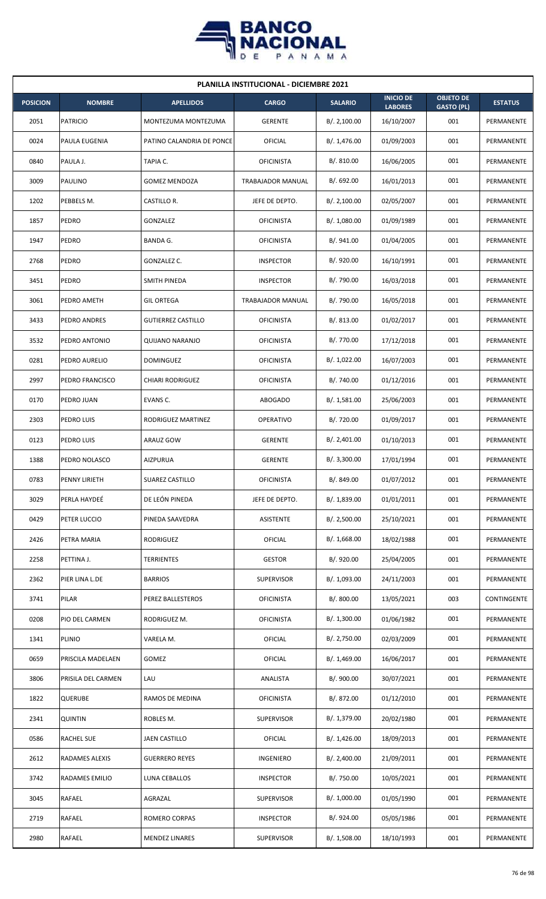# PLANILLA INSTITUCIONAL - DICIEMBRE 2021

| POSICION | NOMBRE | APELLIDOS | CARGO | SALARIO | INICIO DE LABORES | OBJETO DE GASTO (PL) | ESTATUS |
|---|---|---|---|---|---|---|---|
| 2051 | PATRICIO | MONTEZUMA MONTEZUMA | GERENTE | B/. 2,100.00 | 16/10/2007 | 001 | PERMANENTE |
| 0024 | PAULA EUGENIA | PATINO CALANDRIA DE PONCE | OFICIAL | B/. 1,476.00 | 01/09/2003 | 001 | PERMANENTE |
| 0840 | PAULA J. | TAPIA C. | OFICINISTA | B/. 810.00 | 16/06/2005 | 001 | PERMANENTE |
| 3009 | PAULINO | GOMEZ MENDOZA | TRABAJADOR MANUAL | B/. 692.00 | 16/01/2013 | 001 | PERMANENTE |
| 1202 | PEBBELS M. | CASTILLO R. | JEFE DE DEPTO. | B/. 2,100.00 | 02/05/2007 | 001 | PERMANENTE |
| 1857 | PEDRO | GONZALEZ | OFICINISTA | B/. 1,080.00 | 01/09/1989 | 001 | PERMANENTE |
| 1947 | PEDRO | BANDA G. | OFICINISTA | B/. 941.00 | 01/04/2005 | 001 | PERMANENTE |
| 2768 | PEDRO | GONZALEZ C. | INSPECTOR | B/. 920.00 | 16/10/1991 | 001 | PERMANENTE |
| 3451 | PEDRO | SMITH PINEDA | INSPECTOR | B/. 790.00 | 16/03/2018 | 001 | PERMANENTE |
| 3061 | PEDRO AMETH | GIL ORTEGA | TRABAJADOR MANUAL | B/. 790.00 | 16/05/2018 | 001 | PERMANENTE |
| 3433 | PEDRO ANDRES | GUTIERREZ CASTILLO | OFICINISTA | B/. 813.00 | 01/02/2017 | 001 | PERMANENTE |
| 3532 | PEDRO ANTONIO | QUIJANO NARANJO | OFICINISTA | B/. 770.00 | 17/12/2018 | 001 | PERMANENTE |
| 0281 | PEDRO AURELIO | DOMINGUEZ | OFICINISTA | B/. 1,022.00 | 16/07/2003 | 001 | PERMANENTE |
| 2997 | PEDRO FRANCISCO | CHIARI RODRIGUEZ | OFICINISTA | B/. 740.00 | 01/12/2016 | 001 | PERMANENTE |
| 0170 | PEDRO JUAN | EVANS C. | ABOGADO | B/. 1,581.00 | 25/06/2003 | 001 | PERMANENTE |
| 2303 | PEDRO LUIS | RODRIGUEZ MARTINEZ | OPERATIVO | B/. 720.00 | 01/09/2017 | 001 | PERMANENTE |
| 0123 | PEDRO LUIS | ARAUZ GOW | GERENTE | B/. 2,401.00 | 01/10/2013 | 001 | PERMANENTE |
| 1388 | PEDRO NOLASCO | AIZPURUA | GERENTE | B/. 3,300.00 | 17/01/1994 | 001 | PERMANENTE |
| 0783 | PENNY LIRIETH | SUAREZ CASTILLO | OFICINISTA | B/. 849.00 | 01/07/2012 | 001 | PERMANENTE |
| 3029 | PERLA HAYDEÉ | DE LEÓN PINEDA | JEFE DE DEPTO. | B/. 1,839.00 | 01/01/2011 | 001 | PERMANENTE |
| 0429 | PETER LUCCIO | PINEDA SAAVEDRA | ASISTENTE | B/. 2,500.00 | 25/10/2021 | 001 | PERMANENTE |
| 2426 | PETRA MARIA | RODRIGUEZ | OFICIAL | B/. 1,668.00 | 18/02/1988 | 001 | PERMANENTE |
| 2258 | PETTINA J. | TERRIENTES | GESTOR | B/. 920.00 | 25/04/2005 | 001 | PERMANENTE |
| 2362 | PIER LINA L.DE | BARRIOS | SUPERVISOR | B/. 1,093.00 | 24/11/2003 | 001 | PERMANENTE |
| 3741 | PILAR | PEREZ BALLESTEROS | OFICINISTA | B/. 800.00 | 13/05/2021 | 003 | CONTINGENTE |
| 0208 | PIO DEL CARMEN | RODRIGUEZ M. | OFICINISTA | B/. 1,300.00 | 01/06/1982 | 001 | PERMANENTE |
| 1341 | PLINIO | VARELA M. | OFICIAL | B/. 2,750.00 | 02/03/2009 | 001 | PERMANENTE |
| 0659 | PRISCILA MADELAEN | GOMEZ | OFICIAL | B/. 1,469.00 | 16/06/2017 | 001 | PERMANENTE |
| 3806 | PRISILA DEL CARMEN | LAU | ANALISTA | B/. 900.00 | 30/07/2021 | 001 | PERMANENTE |
| 1822 | QUERUBE | RAMOS DE MEDINA | OFICINISTA | B/. 872.00 | 01/12/2010 | 001 | PERMANENTE |
| 2341 | QUINTIN | ROBLES M. | SUPERVISOR | B/. 1,379.00 | 20/02/1980 | 001 | PERMANENTE |
| 0586 | RACHEL SUE | JAEN CASTILLO | OFICIAL | B/. 1,426.00 | 18/09/2013 | 001 | PERMANENTE |
| 2612 | RADAMES ALEXIS | GUERRERO REYES | INGENIERO | B/. 2,400.00 | 21/09/2011 | 001 | PERMANENTE |
| 3742 | RADAMES EMILIO | LUNA CEBALLOS | INSPECTOR | B/. 750.00 | 10/05/2021 | 001 | PERMANENTE |
| 3045 | RAFAEL | AGRAZAL | SUPERVISOR | B/. 1,000.00 | 01/05/1990 | 001 | PERMANENTE |
| 2719 | RAFAEL | ROMERO CORPAS | INSPECTOR | B/. 924.00 | 05/05/1986 | 001 | PERMANENTE |
| 2980 | RAFAEL | MENDEZ LINARES | SUPERVISOR | B/. 1,508.00 | 18/10/1993 | 001 | PERMANENTE |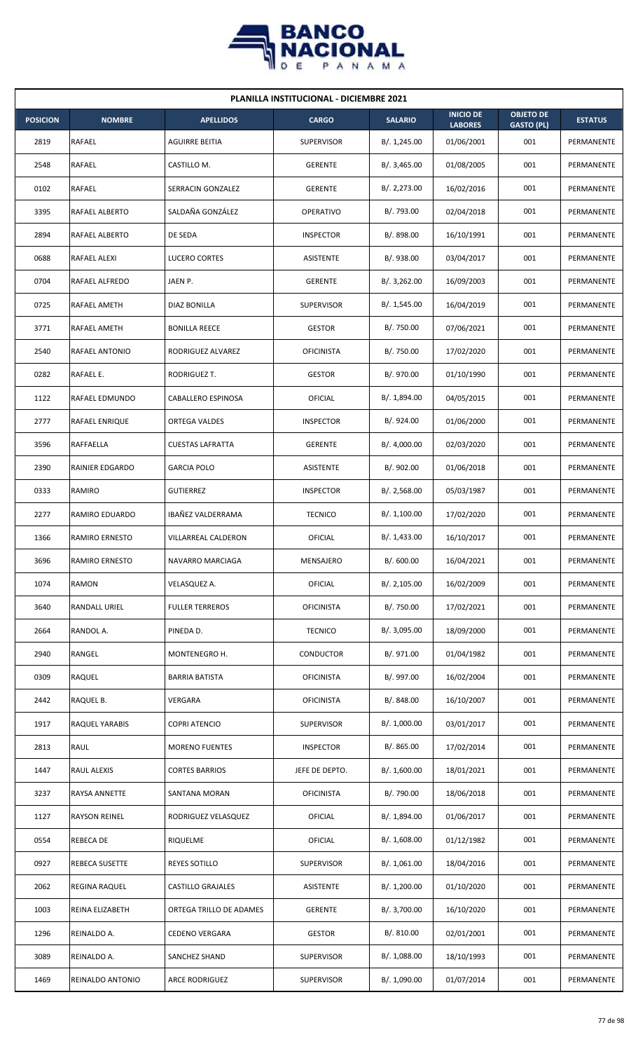**PLANILLA INSTITUCIONAL - DICIEMBRE 2021**

| POSICION | NOMBRE | APELLIDOS | CARGO | SALARIO | INICIO DE LABORES | OBJETO DE GASTO (PL) | ESTATUS |
|---|---|---|---|---|---|---|---|
| 2819 | RAFAEL | AGUIRRE BEITIA | SUPERVISOR | B/. 1,245.00 | 01/06/2001 | 001 | PERMANENTE |
| 2548 | RAFAEL | CASTILLO M. | GERENTE | B/. 3,465.00 | 01/08/2005 | 001 | PERMANENTE |
| 0102 | RAFAEL | SERRACIN GONZALEZ | GERENTE | B/. 2,273.00 | 16/02/2016 | 001 | PERMANENTE |
| 3395 | RAFAEL ALBERTO | SALDAÑA GONZÁLEZ | OPERATIVO | B/. 793.00 | 02/04/2018 | 001 | PERMANENTE |
| 2894 | RAFAEL ALBERTO | DE SEDA | INSPECTOR | B/. 898.00 | 16/10/1991 | 001 | PERMANENTE |
| 0688 | RAFAEL ALEXI | LUCERO CORTES | ASISTENTE | B/. 938.00 | 03/04/2017 | 001 | PERMANENTE |
| 0704 | RAFAEL ALFREDO | JAEN P. | GERENTE | B/. 3,262.00 | 16/09/2003 | 001 | PERMANENTE |
| 0725 | RAFAEL AMETH | DIAZ BONILLA | SUPERVISOR | B/. 1,545.00 | 16/04/2019 | 001 | PERMANENTE |
| 3771 | RAFAEL AMETH | BONILLA REECE | GESTOR | B/. 750.00 | 07/06/2021 | 001 | PERMANENTE |
| 2540 | RAFAEL ANTONIO | RODRIGUEZ ALVAREZ | OFICINISTA | B/. 750.00 | 17/02/2020 | 001 | PERMANENTE |
| 0282 | RAFAEL E. | RODRIGUEZ T. | GESTOR | B/. 970.00 | 01/10/1990 | 001 | PERMANENTE |
| 1122 | RAFAEL EDMUNDO | CABALLERO ESPINOSA | OFICIAL | B/. 1,894.00 | 04/05/2015 | 001 | PERMANENTE |
| 2777 | RAFAEL ENRIQUE | ORTEGA VALDES | INSPECTOR | B/. 924.00 | 01/06/2000 | 001 | PERMANENTE |
| 3596 | RAFFAELLA | CUESTAS LAFRATTA | GERENTE | B/. 4,000.00 | 02/03/2020 | 001 | PERMANENTE |
| 2390 | RAINIER EDGARDO | GARCIA POLO | ASISTENTE | B/. 902.00 | 01/06/2018 | 001 | PERMANENTE |
| 0333 | RAMIRO | GUTIERREZ | INSPECTOR | B/. 2,568.00 | 05/03/1987 | 001 | PERMANENTE |
| 2277 | RAMIRO EDUARDO | IBAÑEZ VALDERRAMA | TECNICO | B/. 1,100.00 | 17/02/2020 | 001 | PERMANENTE |
| 1366 | RAMIRO ERNESTO | VILLARREAL CALDERON | OFICIAL | B/. 1,433.00 | 16/10/2017 | 001 | PERMANENTE |
| 3696 | RAMIRO ERNESTO | NAVARRO MARCIAGA | MENSAJERO | B/. 600.00 | 16/04/2021 | 001 | PERMANENTE |
| 1074 | RAMON | VELASQUEZ A. | OFICIAL | B/. 2,105.00 | 16/02/2009 | 001 | PERMANENTE |
| 3640 | RANDALL URIEL | FULLER TERREROS | OFICINISTA | B/. 750.00 | 17/02/2021 | 001 | PERMANENTE |
| 2664 | RANDOL A. | PINEDA D. | TECNICO | B/. 3,095.00 | 18/09/2000 | 001 | PERMANENTE |
| 2940 | RANGEL | MONTENEGRO H. | CONDUCTOR | B/. 971.00 | 01/04/1982 | 001 | PERMANENTE |
| 0309 | RAQUEL | BARRIA BATISTA | OFICINISTA | B/. 997.00 | 16/02/2004 | 001 | PERMANENTE |
| 2442 | RAQUEL B. | VERGARA | OFICINISTA | B/. 848.00 | 16/10/2007 | 001 | PERMANENTE |
| 1917 | RAQUEL YARABIS | COPRI ATENCIO | SUPERVISOR | B/. 1,000.00 | 03/01/2017 | 001 | PERMANENTE |
| 2813 | RAUL | MORENO FUENTES | INSPECTOR | B/. 865.00 | 17/02/2014 | 001 | PERMANENTE |
| 1447 | RAUL ALEXIS | CORTES BARRIOS | JEFE DE DEPTO. | B/. 1,600.00 | 18/01/2021 | 001 | PERMANENTE |
| 3237 | RAYSA ANNETTE | SANTANA MORAN | OFICINISTA | B/. 790.00 | 18/06/2018 | 001 | PERMANENTE |
| 1127 | RAYSON REINEL | RODRIGUEZ VELASQUEZ | OFICIAL | B/. 1,894.00 | 01/06/2017 | 001 | PERMANENTE |
| 0554 | REBECA DE | RIQUELME | OFICIAL | B/. 1,608.00 | 01/12/1982 | 001 | PERMANENTE |
| 0927 | REBECA SUSETTE | REYES SOTILLO | SUPERVISOR | B/. 1,061.00 | 18/04/2016 | 001 | PERMANENTE |
| 2062 | REGINA RAQUEL | CASTILLO GRAJALES | ASISTENTE | B/. 1,200.00 | 01/10/2020 | 001 | PERMANENTE |
| 1003 | REINA ELIZABETH | ORTEGA TRILLO DE ADAMES | GERENTE | B/. 3,700.00 | 16/10/2020 | 001 | PERMANENTE |
| 1296 | REINALDO A. | CEDENO VERGARA | GESTOR | B/. 810.00 | 02/01/2001 | 001 | PERMANENTE |
| 3089 | REINALDO A. | SANCHEZ SHAND | SUPERVISOR | B/. 1,088.00 | 18/10/1993 | 001 | PERMANENTE |
| 1469 | REINALDO ANTONIO | ARCE RODRIGUEZ | SUPERVISOR | B/. 1,090.00 | 01/07/2014 | 001 | PERMANENTE |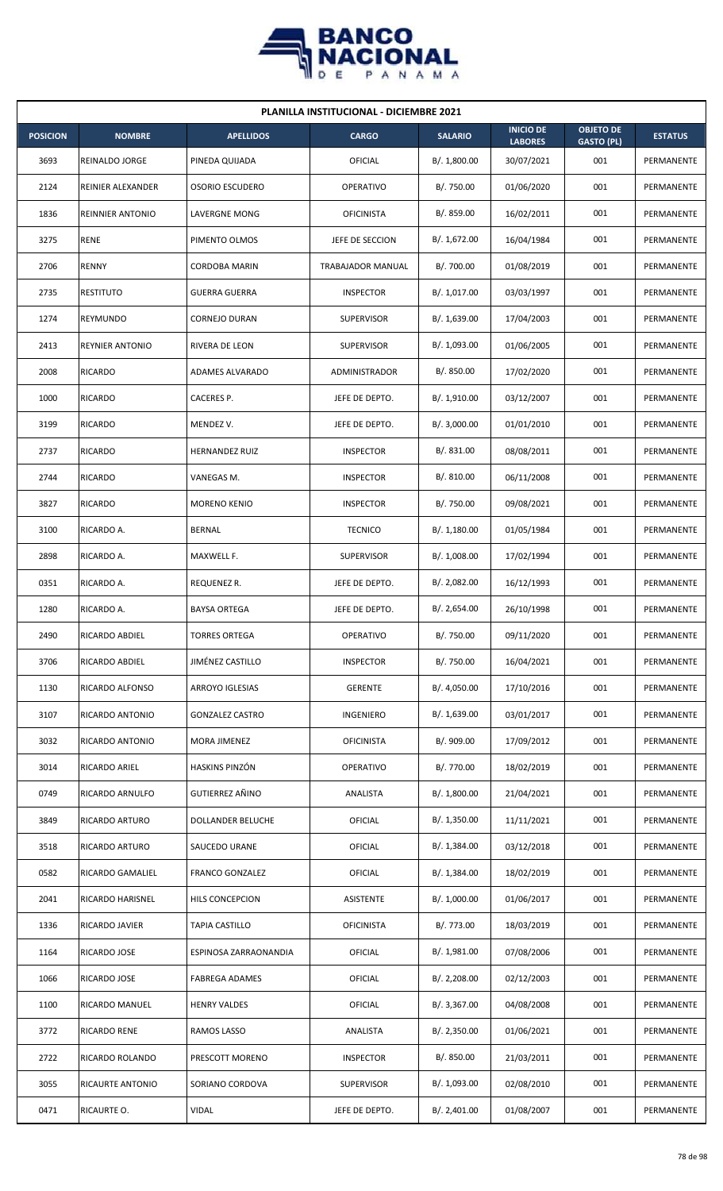| PLANILLA INSTITUCIONAL - DICIEMBRE 2021 | | | | | | | |
|---|---|---|---|---|---|---|---|
| **POSICION** | **NOMBRE** | **APELLIDOS** | **CARGO** | **SALARIO** | **INICIO DE LABORES** | **OBJETO DE GASTO (PL)** | **ESTATUS** |
| 3693 | REINALDO JORGE | PINEDA QUIJADA | OFICIAL | B/. 1,800.00 | 30/07/2021 | 001 | PERMANENTE |
| 2124 | REINIER ALEXANDER | OSORIO ESCUDERO | OPERATIVO | B/. 750.00 | 01/06/2020 | 001 | PERMANENTE |
| 1836 | REINNIER ANTONIO | LAVERGNE MONG | OFICINISTA | B/. 859.00 | 16/02/2011 | 001 | PERMANENTE |
| 3275 | RENE | PIMENTO OLMOS | JEFE DE SECCION | B/. 1,672.00 | 16/04/1984 | 001 | PERMANENTE |
| 2706 | RENNY | CORDOBA MARIN | TRABAJADOR MANUAL | B/. 700.00 | 01/08/2019 | 001 | PERMANENTE |
| 2735 | RESTITUTO | GUERRA GUERRA | INSPECTOR | B/. 1,017.00 | 03/03/1997 | 001 | PERMANENTE |
| 1274 | REYMUNDO | CORNEJO DURAN | SUPERVISOR | B/. 1,639.00 | 17/04/2003 | 001 | PERMANENTE |
| 2413 | REYNIER ANTONIO | RIVERA DE LEON | SUPERVISOR | B/. 1,093.00 | 01/06/2005 | 001 | PERMANENTE |
| 2008 | RICARDO | ADAMES ALVARADO | ADMINISTRADOR | B/. 850.00 | 17/02/2020 | 001 | PERMANENTE |
| 1000 | RICARDO | CACERES P. | JEFE DE DEPTO. | B/. 1,910.00 | 03/12/2007 | 001 | PERMANENTE |
| 3199 | RICARDO | MENDEZ V. | JEFE DE DEPTO. | B/. 3,000.00 | 01/01/2010 | 001 | PERMANENTE |
| 2737 | RICARDO | HERNANDEZ RUIZ | INSPECTOR | B/. 831.00 | 08/08/2011 | 001 | PERMANENTE |
| 2744 | RICARDO | VANEGAS M. | INSPECTOR | B/. 810.00 | 06/11/2008 | 001 | PERMANENTE |
| 3827 | RICARDO | MORENO KENIO | INSPECTOR | B/. 750.00 | 09/08/2021 | 001 | PERMANENTE |
| 3100 | RICARDO A. | BERNAL | TECNICO | B/. 1,180.00 | 01/05/1984 | 001 | PERMANENTE |
| 2898 | RICARDO A. | MAXWELL F. | SUPERVISOR | B/. 1,008.00 | 17/02/1994 | 001 | PERMANENTE |
| 0351 | RICARDO A. | REQUENEZ R. | JEFE DE DEPTO. | B/. 2,082.00 | 16/12/1993 | 001 | PERMANENTE |
| 1280 | RICARDO A. | BAYSA ORTEGA | JEFE DE DEPTO. | B/. 2,654.00 | 26/10/1998 | 001 | PERMANENTE |
| 2490 | RICARDO ABDIEL | TORRES ORTEGA | OPERATIVO | B/. 750.00 | 09/11/2020 | 001 | PERMANENTE |
| 3706 | RICARDO ABDIEL | JIMÉNEZ CASTILLO | INSPECTOR | B/. 750.00 | 16/04/2021 | 001 | PERMANENTE |
| 1130 | RICARDO ALFONSO | ARROYO IGLESIAS | GERENTE | B/. 4,050.00 | 17/10/2016 | 001 | PERMANENTE |
| 3107 | RICARDO ANTONIO | GONZALEZ CASTRO | INGENIERO | B/. 1,639.00 | 03/01/2017 | 001 | PERMANENTE |
| 3032 | RICARDO ANTONIO | MORA JIMENEZ | OFICINISTA | B/. 909.00 | 17/09/2012 | 001 | PERMANENTE |
| 3014 | RICARDO ARIEL | HASKINS PINZÓN | OPERATIVO | B/. 770.00 | 18/02/2019 | 001 | PERMANENTE |
| 0749 | RICARDO ARNULFO | GUTIERREZ AÑINO | ANALISTA | B/. 1,800.00 | 21/04/2021 | 001 | PERMANENTE |
| 3849 | RICARDO ARTURO | DOLLANDER BELUCHE | OFICIAL | B/. 1,350.00 | 11/11/2021 | 001 | PERMANENTE |
| 3518 | RICARDO ARTURO | SAUCEDO URANE | OFICIAL | B/. 1,384.00 | 03/12/2018 | 001 | PERMANENTE |
| 0582 | RICARDO GAMALIEL | FRANCO GONZALEZ | OFICIAL | B/. 1,384.00 | 18/02/2019 | 001 | PERMANENTE |
| 2041 | RICARDO HARISNEL | HILS CONCEPCION | ASISTENTE | B/. 1,000.00 | 01/06/2017 | 001 | PERMANENTE |
| 1336 | RICARDO JAVIER | TAPIA CASTILLO | OFICINISTA | B/. 773.00 | 18/03/2019 | 001 | PERMANENTE |
| 1164 | RICARDO JOSE | ESPINOSA ZARRAONANDIA | OFICIAL | B/. 1,981.00 | 07/08/2006 | 001 | PERMANENTE |
| 1066 | RICARDO JOSE | FABREGA ADAMES | OFICIAL | B/. 2,208.00 | 02/12/2003 | 001 | PERMANENTE |
| 1100 | RICARDO MANUEL | HENRY VALDES | OFICIAL | B/. 3,367.00 | 04/08/2008 | 001 | PERMANENTE |
| 3772 | RICARDO RENE | RAMOS LASSO | ANALISTA | B/. 2,350.00 | 01/06/2021 | 001 | PERMANENTE |
| 2722 | RICARDO ROLANDO | PRESCOTT MORENO | INSPECTOR | B/. 850.00 | 21/03/2011 | 001 | PERMANENTE |
| 3055 | RICAURTE ANTONIO | SORIANO CORDOVA | SUPERVISOR | B/. 1,093.00 | 02/08/2010 | 001 | PERMANENTE |
| 0471 | RICAURTE O. | VIDAL | JEFE DE DEPTO. | B/. 2,401.00 | 01/08/2007 | 001 | PERMANENTE |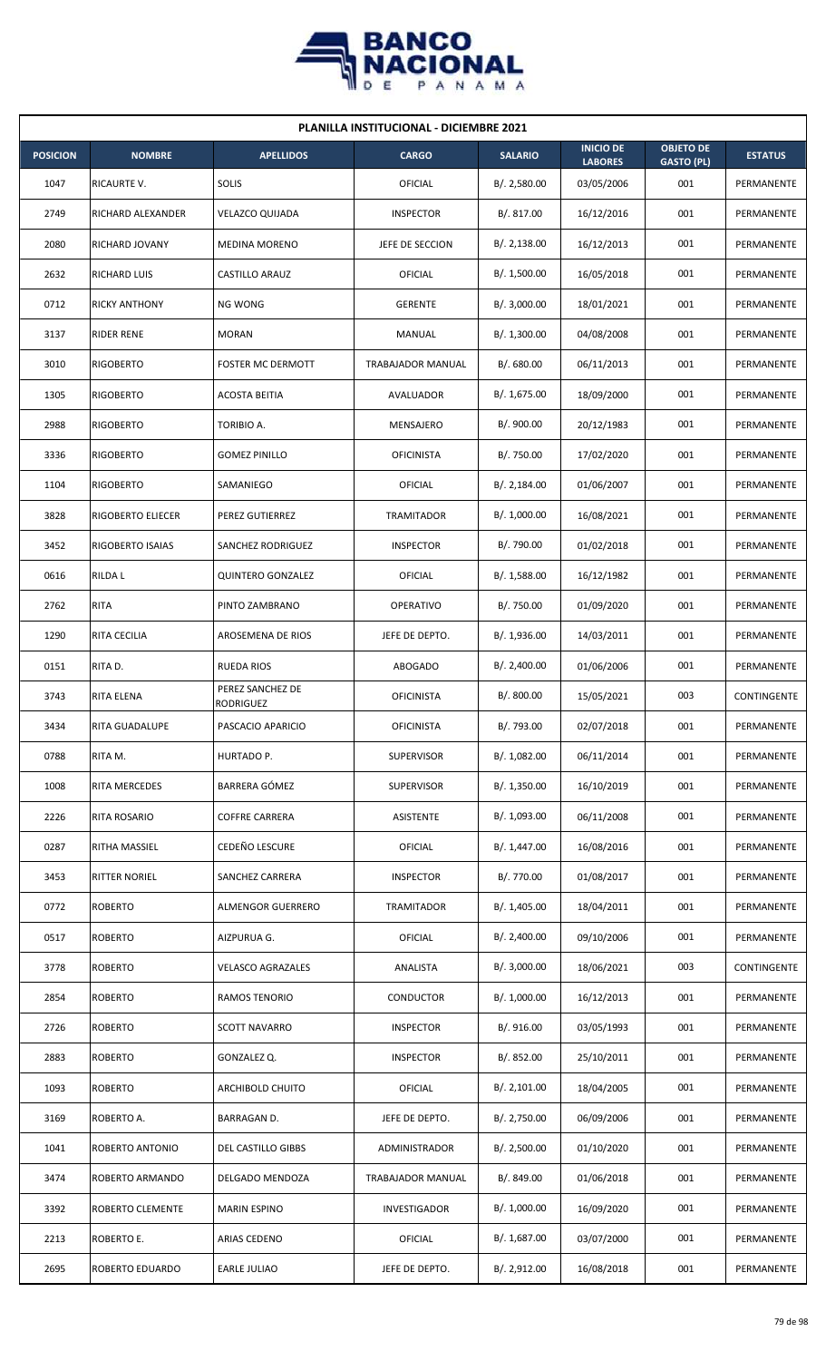**PLANILLA INSTITUCIONAL - DICIEMBRE 2021**

| POSICION | NOMBRE | APELLIDOS | CARGO | SALARIO | INICIO DE LABORES | OBJETO DE GASTO (PL) | ESTATUS |
|---|---|---|---|---|---|---|---|
| 1047 | RICAURTE V. | SOLIS | OFICIAL | B/. 2,580.00 | 03/05/2006 | 001 | PERMANENTE |
| 2749 | RICHARD ALEXANDER | VELAZCO QUIJADA | INSPECTOR | B/. 817.00 | 16/12/2016 | 001 | PERMANENTE |
| 2080 | RICHARD JOVANY | MEDINA MORENO | JEFE DE SECCION | B/. 2,138.00 | 16/12/2013 | 001 | PERMANENTE |
| 2632 | RICHARD LUIS | CASTILLO ARAUZ | OFICIAL | B/. 1,500.00 | 16/05/2018 | 001 | PERMANENTE |
| 0712 | RICKY ANTHONY | NG WONG | GERENTE | B/. 3,000.00 | 18/01/2021 | 001 | PERMANENTE |
| 3137 | RIDER RENE | MORAN | MANUAL | B/. 1,300.00 | 04/08/2008 | 001 | PERMANENTE |
| 3010 | RIGOBERTO | FOSTER MC DERMOTT | TRABAJADOR MANUAL | B/. 680.00 | 06/11/2013 | 001 | PERMANENTE |
| 1305 | RIGOBERTO | ACOSTA BEITIA | AVALUADOR | B/. 1,675.00 | 18/09/2000 | 001 | PERMANENTE |
| 2988 | RIGOBERTO | TORIBIO A. | MENSAJERO | B/. 900.00 | 20/12/1983 | 001 | PERMANENTE |
| 3336 | RIGOBERTO | GOMEZ PINILLO | OFICINISTA | B/. 750.00 | 17/02/2020 | 001 | PERMANENTE |
| 1104 | RIGOBERTO | SAMANIEGO | OFICIAL | B/. 2,184.00 | 01/06/2007 | 001 | PERMANENTE |
| 3828 | RIGOBERTO ELIECER | PEREZ GUTIERREZ | TRAMITADOR | B/. 1,000.00 | 16/08/2021 | 001 | PERMANENTE |
| 3452 | RIGOBERTO ISAIAS | SANCHEZ RODRIGUEZ | INSPECTOR | B/. 790.00 | 01/02/2018 | 001 | PERMANENTE |
| 0616 | RILDA L | QUINTERO GONZALEZ | OFICIAL | B/. 1,588.00 | 16/12/1982 | 001 | PERMANENTE |
| 2762 | RITA | PINTO ZAMBRANO | OPERATIVO | B/. 750.00 | 01/09/2020 | 001 | PERMANENTE |
| 1290 | RITA CECILIA | AROSEMENA DE RIOS | JEFE DE DEPTO. | B/. 1,936.00 | 14/03/2011 | 001 | PERMANENTE |
| 0151 | RITA D. | RUEDA RIOS | ABOGADO | B/. 2,400.00 | 01/06/2006 | 001 | PERMANENTE |
| 3743 | RITA ELENA | PEREZ SANCHEZ DE RODRIGUEZ | OFICINISTA | B/. 800.00 | 15/05/2021 | 003 | CONTINGENTE |
| 3434 | RITA GUADALUPE | PASCACIO APARICIO | OFICINISTA | B/. 793.00 | 02/07/2018 | 001 | PERMANENTE |
| 0788 | RITA M. | HURTADO P. | SUPERVISOR | B/. 1,082.00 | 06/11/2014 | 001 | PERMANENTE |
| 1008 | RITA MERCEDES | BARRERA GÓMEZ | SUPERVISOR | B/. 1,350.00 | 16/10/2019 | 001 | PERMANENTE |
| 2226 | RITA ROSARIO | COFFRE CARRERA | ASISTENTE | B/. 1,093.00 | 06/11/2008 | 001 | PERMANENTE |
| 0287 | RITHA MASSIEL | CEDEÑO LESCURE | OFICIAL | B/. 1,447.00 | 16/08/2016 | 001 | PERMANENTE |
| 3453 | RITTER NORIEL | SANCHEZ CARRERA | INSPECTOR | B/. 770.00 | 01/08/2017 | 001 | PERMANENTE |
| 0772 | ROBERTO | ALMENGOR GUERRERO | TRAMITADOR | B/. 1,405.00 | 18/04/2011 | 001 | PERMANENTE |
| 0517 | ROBERTO | AIZPURUA G. | OFICIAL | B/. 2,400.00 | 09/10/2006 | 001 | PERMANENTE |
| 3778 | ROBERTO | VELASCO AGRAZALES | ANALISTA | B/. 3,000.00 | 18/06/2021 | 003 | CONTINGENTE |
| 2854 | ROBERTO | RAMOS TENORIO | CONDUCTOR | B/. 1,000.00 | 16/12/2013 | 001 | PERMANENTE |
| 2726 | ROBERTO | SCOTT NAVARRO | INSPECTOR | B/. 916.00 | 03/05/1993 | 001 | PERMANENTE |
| 2883 | ROBERTO | GONZALEZ Q. | INSPECTOR | B/. 852.00 | 25/10/2011 | 001 | PERMANENTE |
| 1093 | ROBERTO | ARCHIBOLD CHUITO | OFICIAL | B/. 2,101.00 | 18/04/2005 | 001 | PERMANENTE |
| 3169 | ROBERTO A. | BARRAGAN D. | JEFE DE DEPTO. | B/. 2,750.00 | 06/09/2006 | 001 | PERMANENTE |
| 1041 | ROBERTO ANTONIO | DEL CASTILLO GIBBS | ADMINISTRADOR | B/. 2,500.00 | 01/10/2020 | 001 | PERMANENTE |
| 3474 | ROBERTO ARMANDO | DELGADO MENDOZA | TRABAJADOR MANUAL | B/. 849.00 | 01/06/2018 | 001 | PERMANENTE |
| 3392 | ROBERTO CLEMENTE | MARIN ESPINO | INVESTIGADOR | B/. 1,000.00 | 16/09/2020 | 001 | PERMANENTE |
| 2213 | ROBERTO E. | ARIAS CEDENO | OFICIAL | B/. 1,687.00 | 03/07/2000 | 001 | PERMANENTE |
| 2695 | ROBERTO EDUARDO | EARLE JULIAO | JEFE DE DEPTO. | B/. 2,912.00 | 16/08/2018 | 001 | PERMANENTE |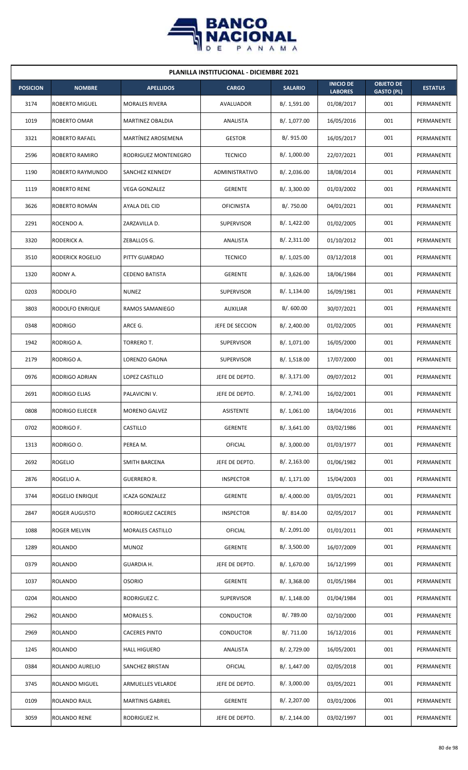| PLANILLA INSTITUCIONAL - DICIEMBRE 2021 | | | | | | | |
|---|---|---|---|---|---|---|---|
| **POSICION** | **NOMBRE** | **APELLIDOS** | **CARGO** | **SALARIO** | **INICIO DE LABORES** | **OBJETO DE GASTO (PL)** | **ESTATUS** |
| 3174 | ROBERTO MIGUEL | MORALES RIVERA | AVALUADOR | B/. 1,591.00 | 01/08/2017 | 001 | PERMANENTE |
| 1019 | ROBERTO OMAR | MARTINEZ OBALDIA | ANALISTA | B/. 1,077.00 | 16/05/2016 | 001 | PERMANENTE |
| 3321 | ROBERTO RAFAEL | MARTÍNEZ AROSEMENA | GESTOR | B/. 915.00 | 16/05/2017 | 001 | PERMANENTE |
| 2596 | ROBERTO RAMIRO | RODRIGUEZ MONTENEGRO | TECNICO | B/. 1,000.00 | 22/07/2021 | 001 | PERMANENTE |
| 1190 | ROBERTO RAYMUNDO | SANCHEZ KENNEDY | ADMINISTRATIVO | B/. 2,036.00 | 18/08/2014 | 001 | PERMANENTE |
| 1119 | ROBERTO RENE | VEGA GONZALEZ | GERENTE | B/. 3,300.00 | 01/03/2002 | 001 | PERMANENTE |
| 3626 | ROBERTO ROMÁN | AYALA DEL CID | OFICINISTA | B/. 750.00 | 04/01/2021 | 001 | PERMANENTE |
| 2291 | ROCENDO A. | ZARZAVILLA D. | SUPERVISOR | B/. 1,422.00 | 01/02/2005 | 001 | PERMANENTE |
| 3320 | RODERICK A. | ZEBALLOS G. | ANALISTA | B/. 2,311.00 | 01/10/2012 | 001 | PERMANENTE |
| 3510 | RODERICK ROGELIO | PITTY GUARDAO | TECNICO | B/. 1,025.00 | 03/12/2018 | 001 | PERMANENTE |
| 1320 | RODNY A. | CEDENO BATISTA | GERENTE | B/. 3,626.00 | 18/06/1984 | 001 | PERMANENTE |
| 0203 | RODOLFO | NUNEZ | SUPERVISOR | B/. 1,134.00 | 16/09/1981 | 001 | PERMANENTE |
| 3803 | RODOLFO ENRIQUE | RAMOS SAMANIEGO | AUXILIAR | B/. 600.00 | 30/07/2021 | 001 | PERMANENTE |
| 0348 | RODRIGO | ARCE G. | JEFE DE SECCION | B/. 2,400.00 | 01/02/2005 | 001 | PERMANENTE |
| 1942 | RODRIGO A. | TORRERO T. | SUPERVISOR | B/. 1,071.00 | 16/05/2000 | 001 | PERMANENTE |
| 2179 | RODRIGO A. | LORENZO GAONA | SUPERVISOR | B/. 1,518.00 | 17/07/2000 | 001 | PERMANENTE |
| 0976 | RODRIGO ADRIAN | LOPEZ CASTILLO | JEFE DE DEPTO. | B/. 3,171.00 | 09/07/2012 | 001 | PERMANENTE |
| 2691 | RODRIGO ELIAS | PALAVICINI V. | JEFE DE DEPTO. | B/. 2,741.00 | 16/02/2001 | 001 | PERMANENTE |
| 0808 | RODRIGO ELIECER | MORENO GALVEZ | ASISTENTE | B/. 1,061.00 | 18/04/2016 | 001 | PERMANENTE |
| 0702 | RODRIGO F. | CASTILLO | GERENTE | B/. 3,641.00 | 03/02/1986 | 001 | PERMANENTE |
| 1313 | RODRIGO O. | PEREA M. | OFICIAL | B/. 3,000.00 | 01/03/1977 | 001 | PERMANENTE |
| 2692 | ROGELIO | SMITH BARCENA | JEFE DE DEPTO. | B/. 2,163.00 | 01/06/1982 | 001 | PERMANENTE |
| 2876 | ROGELIO A. | GUERRERO R. | INSPECTOR | B/. 1,171.00 | 15/04/2003 | 001 | PERMANENTE |
| 3744 | ROGELIO ENRIQUE | ICAZA GONZALEZ | GERENTE | B/. 4,000.00 | 03/05/2021 | 001 | PERMANENTE |
| 2847 | ROGER AUGUSTO | RODRIGUEZ CACERES | INSPECTOR | B/. 814.00 | 02/05/2017 | 001 | PERMANENTE |
| 1088 | ROGER MELVIN | MORALES CASTILLO | OFICIAL | B/. 2,091.00 | 01/01/2011 | 001 | PERMANENTE |
| 1289 | ROLANDO | MUNOZ | GERENTE | B/. 3,500.00 | 16/07/2009 | 001 | PERMANENTE |
| 0379 | ROLANDO | GUARDIA H. | JEFE DE DEPTO. | B/. 1,670.00 | 16/12/1999 | 001 | PERMANENTE |
| 1037 | ROLANDO | OSORIO | GERENTE | B/. 3,368.00 | 01/05/1984 | 001 | PERMANENTE |
| 0204 | ROLANDO | RODRIGUEZ C. | SUPERVISOR | B/. 1,148.00 | 01/04/1984 | 001 | PERMANENTE |
| 2962 | ROLANDO | MORALES S. | CONDUCTOR | B/. 789.00 | 02/10/2000 | 001 | PERMANENTE |
| 2969 | ROLANDO | CACERES PINTO | CONDUCTOR | B/. 711.00 | 16/12/2016 | 001 | PERMANENTE |
| 1245 | ROLANDO | HALL HIGUERO | ANALISTA | B/. 2,729.00 | 16/05/2001 | 001 | PERMANENTE |
| 0384 | ROLANDO AURELIO | SANCHEZ BRISTAN | OFICIAL | B/. 1,447.00 | 02/05/2018 | 001 | PERMANENTE |
| 3745 | ROLANDO MIGUEL | ARMUELLES VELARDE | JEFE DE DEPTO. | B/. 3,000.00 | 03/05/2021 | 001 | PERMANENTE |
| 0109 | ROLANDO RAUL | MARTINIS GABRIEL | GERENTE | B/. 2,207.00 | 03/01/2006 | 001 | PERMANENTE |
| 3059 | ROLANDO RENE | RODRIGUEZ H. | JEFE DE DEPTO. | B/. 2,144.00 | 03/02/1997 | 001 | PERMANENTE |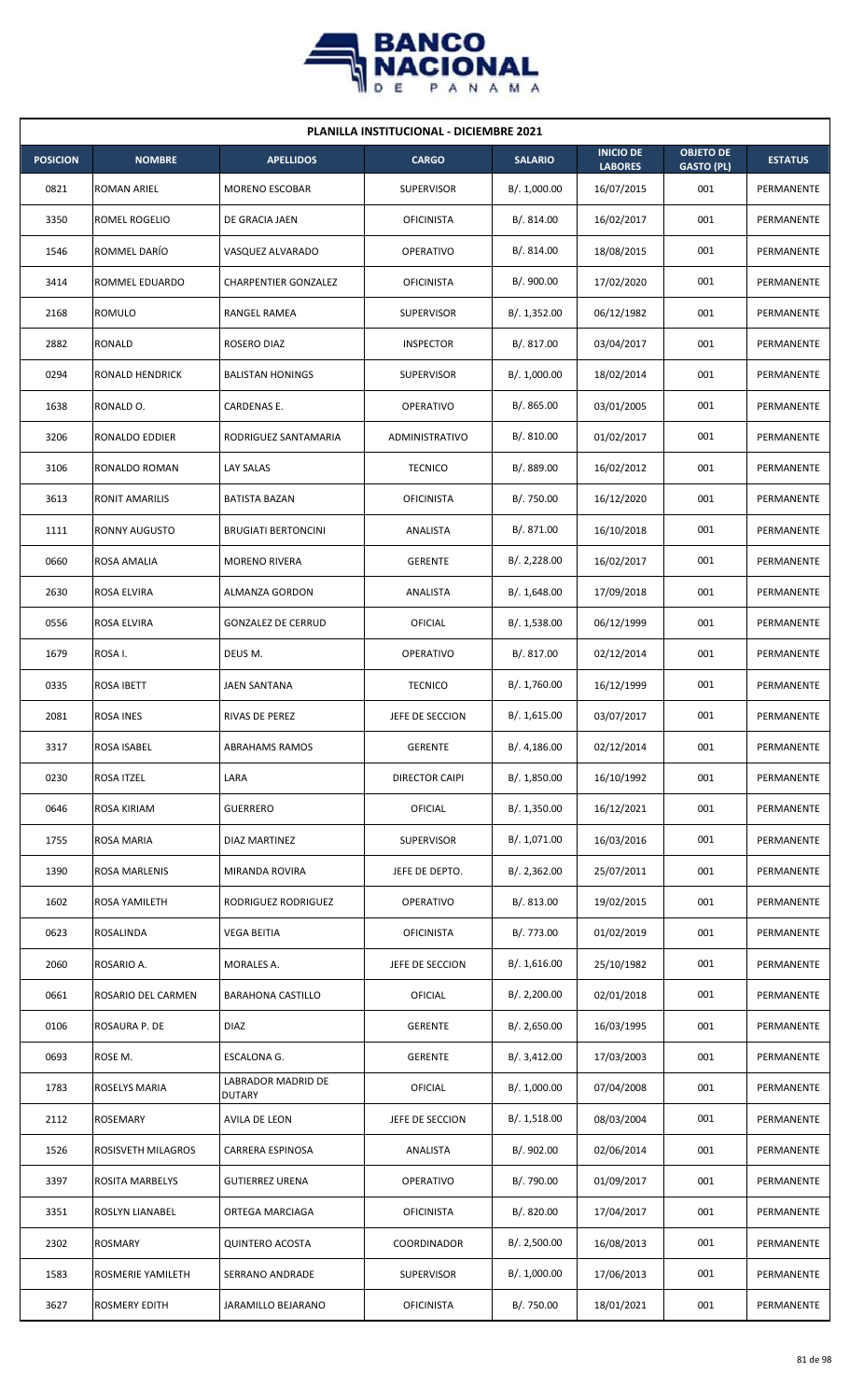**PLANILLA INSTITUCIONAL - DICIEMBRE 2021**

| POSICION | NOMBRE | APELLIDOS | CARGO | SALARIO | INICIO DE LABORES | OBJETO DE GASTO (PL) | ESTATUS |
|---|---|---|---|---|---|---|---|
| 0821 | ROMAN ARIEL | MORENO ESCOBAR | SUPERVISOR | B/. 1,000.00 | 16/07/2015 | 001 | PERMANENTE |
| 3350 | ROMEL ROGELIO | DE GRACIA JAEN | OFICINISTA | B/. 814.00 | 16/02/2017 | 001 | PERMANENTE |
| 1546 | ROMMEL DARÍO | VASQUEZ ALVARADO | OPERATIVO | B/. 814.00 | 18/08/2015 | 001 | PERMANENTE |
| 3414 | ROMMEL EDUARDO | CHARPENTIER GONZALEZ | OFICINISTA | B/. 900.00 | 17/02/2020 | 001 | PERMANENTE |
| 2168 | ROMULO | RANGEL RAMEA | SUPERVISOR | B/. 1,352.00 | 06/12/1982 | 001 | PERMANENTE |
| 2882 | RONALD | ROSERO DIAZ | INSPECTOR | B/. 817.00 | 03/04/2017 | 001 | PERMANENTE |
| 0294 | RONALD HENDRICK | BALISTAN HONINGS | SUPERVISOR | B/. 1,000.00 | 18/02/2014 | 001 | PERMANENTE |
| 1638 | RONALD O. | CARDENAS E. | OPERATIVO | B/. 865.00 | 03/01/2005 | 001 | PERMANENTE |
| 3206 | RONALDO EDDIER | RODRIGUEZ SANTAMARIA | ADMINISTRATIVO | B/. 810.00 | 01/02/2017 | 001 | PERMANENTE |
| 3106 | RONALDO ROMAN | LAY SALAS | TECNICO | B/. 889.00 | 16/02/2012 | 001 | PERMANENTE |
| 3613 | RONIT AMARILIS | BATISTA BAZAN | OFICINISTA | B/. 750.00 | 16/12/2020 | 001 | PERMANENTE |
| 1111 | RONNY AUGUSTO | BRUGIATI BERTONCINI | ANALISTA | B/. 871.00 | 16/10/2018 | 001 | PERMANENTE |
| 0660 | ROSA AMALIA | MORENO RIVERA | GERENTE | B/. 2,228.00 | 16/02/2017 | 001 | PERMANENTE |
| 2630 | ROSA ELVIRA | ALMANZA GORDON | ANALISTA | B/. 1,648.00 | 17/09/2018 | 001 | PERMANENTE |
| 0556 | ROSA ELVIRA | GONZALEZ DE CERRUD | OFICIAL | B/. 1,538.00 | 06/12/1999 | 001 | PERMANENTE |
| 1679 | ROSA I. | DEUS M. | OPERATIVO | B/. 817.00 | 02/12/2014 | 001 | PERMANENTE |
| 0335 | ROSA IBETT | JAEN SANTANA | TECNICO | B/. 1,760.00 | 16/12/1999 | 001 | PERMANENTE |
| 2081 | ROSA INES | RIVAS DE PEREZ | JEFE DE SECCION | B/. 1,615.00 | 03/07/2017 | 001 | PERMANENTE |
| 3317 | ROSA ISABEL | ABRAHAMS RAMOS | GERENTE | B/. 4,186.00 | 02/12/2014 | 001 | PERMANENTE |
| 0230 | ROSA ITZEL | LARA | DIRECTOR CAIPI | B/. 1,850.00 | 16/10/1992 | 001 | PERMANENTE |
| 0646 | ROSA KIRIAM | GUERRERO | OFICIAL | B/. 1,350.00 | 16/12/2021 | 001 | PERMANENTE |
| 1755 | ROSA MARIA | DIAZ MARTINEZ | SUPERVISOR | B/. 1,071.00 | 16/03/2016 | 001 | PERMANENTE |
| 1390 | ROSA MARLENIS | MIRANDA ROVIRA | JEFE DE DEPTO. | B/. 2,362.00 | 25/07/2011 | 001 | PERMANENTE |
| 1602 | ROSA YAMILETH | RODRIGUEZ RODRIGUEZ | OPERATIVO | B/. 813.00 | 19/02/2015 | 001 | PERMANENTE |
| 0623 | ROSALINDA | VEGA BEITIA | OFICINISTA | B/. 773.00 | 01/02/2019 | 001 | PERMANENTE |
| 2060 | ROSARIO A. | MORALES A. | JEFE DE SECCION | B/. 1,616.00 | 25/10/1982 | 001 | PERMANENTE |
| 0661 | ROSARIO DEL CARMEN | BARAHONA CASTILLO | OFICIAL | B/. 2,200.00 | 02/01/2018 | 001 | PERMANENTE |
| 0106 | ROSAURA P. DE | DIAZ | GERENTE | B/. 2,650.00 | 16/03/1995 | 001 | PERMANENTE |
| 0693 | ROSE M. | ESCALONA G. | GERENTE | B/. 3,412.00 | 17/03/2003 | 001 | PERMANENTE |
| 1783 | ROSELYS MARIA | LABRADOR MADRID DE DUTARY | OFICIAL | B/. 1,000.00 | 07/04/2008 | 001 | PERMANENTE |
| 2112 | ROSEMARY | AVILA DE LEON | JEFE DE SECCION | B/. 1,518.00 | 08/03/2004 | 001 | PERMANENTE |
| 1526 | ROSISVETH MILAGROS | CARRERA ESPINOSA | ANALISTA | B/. 902.00 | 02/06/2014 | 001 | PERMANENTE |
| 3397 | ROSITA MARBELYS | GUTIERREZ URENA | OPERATIVO | B/. 790.00 | 01/09/2017 | 001 | PERMANENTE |
| 3351 | ROSLYN LIANABEL | ORTEGA MARCIAGA | OFICINISTA | B/. 820.00 | 17/04/2017 | 001 | PERMANENTE |
| 2302 | ROSMARY | QUINTERO ACOSTA | COORDINADOR | B/. 2,500.00 | 16/08/2013 | 001 | PERMANENTE |
| 1583 | ROSMERIE YAMILETH | SERRANO ANDRADE | SUPERVISOR | B/. 1,000.00 | 17/06/2013 | 001 | PERMANENTE |
| 3627 | ROSMERY EDITH | JARAMILLO BEJARANO | OFICINISTA | B/. 750.00 | 18/01/2021 | 001 | PERMANENTE |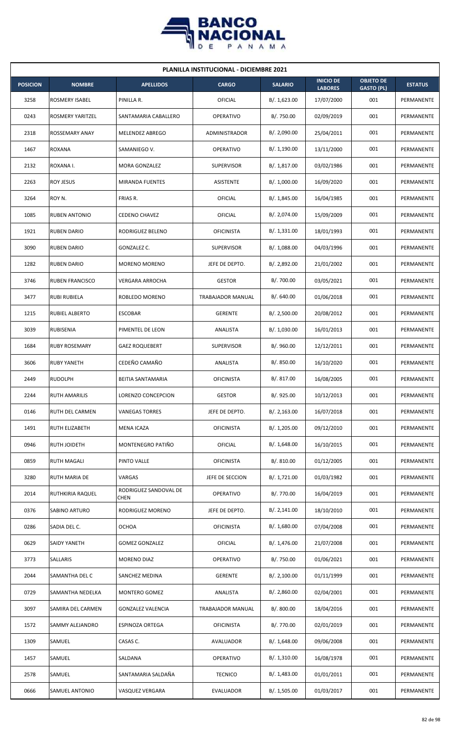| PLANILLA INSTITUCIONAL - DICIEMBRE 2021 | | | | | | | |
|---|---|---|---|---|---|---|---|
| **POSICION** | **NOMBRE** | **APELLIDOS** | **CARGO** | **SALARIO** | **INICIO DE LABORES** | **OBJETO DE GASTO (PL)** | **ESTATUS** |
| 3258 | ROSMERY ISABEL | PINILLA R. | OFICIAL | B/. 1,623.00 | 17/07/2000 | 001 | PERMANENTE |
| 0243 | ROSMERY YARITZEL | SANTAMARIA CABALLERO | OPERATIVO | B/. 750.00 | 02/09/2019 | 001 | PERMANENTE |
| 2318 | ROSSEMARY ANAY | MELENDEZ ABREGO | ADMINISTRADOR | B/. 2,090.00 | 25/04/2011 | 001 | PERMANENTE |
| 1467 | ROXANA | SAMANIEGO V. | OPERATIVO | B/. 1,190.00 | 13/11/2000 | 001 | PERMANENTE |
| 2132 | ROXANA I. | MORA GONZALEZ | SUPERVISOR | B/. 1,817.00 | 03/02/1986 | 001 | PERMANENTE |
| 2263 | ROY JESUS | MIRANDA FUENTES | ASISTENTE | B/. 1,000.00 | 16/09/2020 | 001 | PERMANENTE |
| 3264 | ROY N. | FRIAS R. | OFICIAL | B/. 1,845.00 | 16/04/1985 | 001 | PERMANENTE |
| 1085 | RUBEN ANTONIO | CEDENO CHAVEZ | OFICIAL | B/. 2,074.00 | 15/09/2009 | 001 | PERMANENTE |
| 1921 | RUBEN DARIO | RODRIGUEZ BELENO | OFICINISTA | B/. 1,331.00 | 18/01/1993 | 001 | PERMANENTE |
| 3090 | RUBEN DARIO | GONZALEZ C. | SUPERVISOR | B/. 1,088.00 | 04/03/1996 | 001 | PERMANENTE |
| 1282 | RUBEN DARIO | MORENO MORENO | JEFE DE DEPTO. | B/. 2,892.00 | 21/01/2002 | 001 | PERMANENTE |
| 3746 | RUBEN FRANCISCO | VERGARA ARROCHA | GESTOR | B/. 700.00 | 03/05/2021 | 001 | PERMANENTE |
| 3477 | RUBI RUBIELA | ROBLEDO MORENO | TRABAJADOR MANUAL | B/. 640.00 | 01/06/2018 | 001 | PERMANENTE |
| 1215 | RUBIEL ALBERTO | ESCOBAR | GERENTE | B/. 2,500.00 | 20/08/2012 | 001 | PERMANENTE |
| 3039 | RUBISENIA | PIMENTEL DE LEON | ANALISTA | B/. 1,030.00 | 16/01/2013 | 001 | PERMANENTE |
| 1684 | RUBY ROSEMARY | GAEZ ROQUEBERT | SUPERVISOR | B/. 960.00 | 12/12/2011 | 001 | PERMANENTE |
| 3606 | RUBY YANETH | CEDEÑO CAMAÑO | ANALISTA | B/. 850.00 | 16/10/2020 | 001 | PERMANENTE |
| 2449 | RUDOLPH | BEITIA SANTAMARIA | OFICINISTA | B/. 817.00 | 16/08/2005 | 001 | PERMANENTE |
| 2244 | RUTH AMARILIS | LORENZO CONCEPCION | GESTOR | B/. 925.00 | 10/12/2013 | 001 | PERMANENTE |
| 0146 | RUTH DEL CARMEN | VANEGAS TORRES | JEFE DE DEPTO. | B/. 2,163.00 | 16/07/2018 | 001 | PERMANENTE |
| 1491 | RUTH ELIZABETH | MENA ICAZA | OFICINISTA | B/. 1,205.00 | 09/12/2010 | 001 | PERMANENTE |
| 0946 | RUTH JOIDETH | MONTENEGRO PATIÑO | OFICIAL | B/. 1,648.00 | 16/10/2015 | 001 | PERMANENTE |
| 0859 | RUTH MAGALI | PINTO VALLE | OFICINISTA | B/. 810.00 | 01/12/2005 | 001 | PERMANENTE |
| 3280 | RUTH MARIA DE | VARGAS | JEFE DE SECCION | B/. 1,721.00 | 01/03/1982 | 001 | PERMANENTE |
| 2014 | RUTHKIRIA RAQUEL | RODRIGUEZ SANDOVAL DE CHEN | OPERATIVO | B/. 770.00 | 16/04/2019 | 001 | PERMANENTE |
| 0376 | SABINO ARTURO | RODRIGUEZ MORENO | JEFE DE DEPTO. | B/. 2,141.00 | 18/10/2010 | 001 | PERMANENTE |
| 0286 | SADIA DEL C. | OCHOA | OFICINISTA | B/. 1,680.00 | 07/04/2008 | 001 | PERMANENTE |
| 0629 | SAIDY YANETH | GOMEZ GONZALEZ | OFICIAL | B/. 1,476.00 | 21/07/2008 | 001 | PERMANENTE |
| 3773 | SALLARIS | MORENO DIAZ | OPERATIVO | B/. 750.00 | 01/06/2021 | 001 | PERMANENTE |
| 2044 | SAMANTHA DEL C | SANCHEZ MEDINA | GERENTE | B/. 2,100.00 | 01/11/1999 | 001 | PERMANENTE |
| 0729 | SAMANTHA NEDELKA | MONTERO GOMEZ | ANALISTA | B/. 2,860.00 | 02/04/2001 | 001 | PERMANENTE |
| 3097 | SAMIRA DEL CARMEN | GONZALEZ VALENCIA | TRABAJADOR MANUAL | B/. 800.00 | 18/04/2016 | 001 | PERMANENTE |
| 1572 | SAMMY ALEJANDRO | ESPINOZA ORTEGA | OFICINISTA | B/. 770.00 | 02/01/2019 | 001 | PERMANENTE |
| 1309 | SAMUEL | CASAS C. | AVALUADOR | B/. 1,648.00 | 09/06/2008 | 001 | PERMANENTE |
| 1457 | SAMUEL | SALDANA | OPERATIVO | B/. 1,310.00 | 16/08/1978 | 001 | PERMANENTE |
| 2578 | SAMUEL | SANTAMARIA SALDAÑA | TECNICO | B/. 1,483.00 | 01/01/2011 | 001 | PERMANENTE |
| 0666 | SAMUEL ANTONIO | VASQUEZ VERGARA | EVALUADOR | B/. 1,505.00 | 01/03/2017 | 001 | PERMANENTE |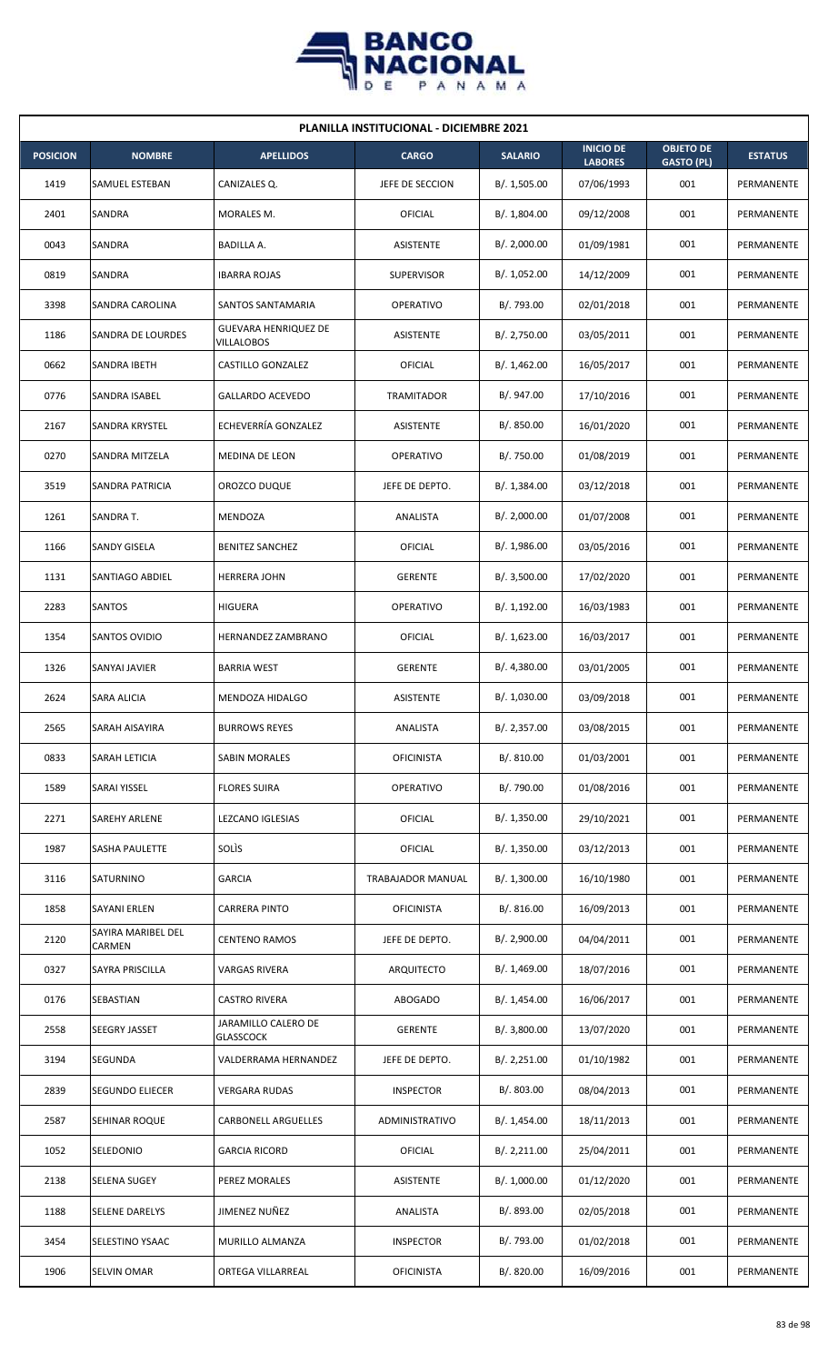## PLANILLA INSTITUCIONAL - DICIEMBRE 2021

| POSICION | NOMBRE | APELLIDOS | CARGO | SALARIO | INICIO DE LABORES | OBJETO DE GASTO (PL) | ESTATUS |
|---|---|---|---|---|---|---|---|
| 1419 | SAMUEL ESTEBAN | CANIZALES Q. | JEFE DE SECCION | B/. 1,505.00 | 07/06/1993 | 001 | PERMANENTE |
| 2401 | SANDRA | MORALES M. | OFICIAL | B/. 1,804.00 | 09/12/2008 | 001 | PERMANENTE |
| 0043 | SANDRA | BADILLA A. | ASISTENTE | B/. 2,000.00 | 01/09/1981 | 001 | PERMANENTE |
| 0819 | SANDRA | IBARRA ROJAS | SUPERVISOR | B/. 1,052.00 | 14/12/2009 | 001 | PERMANENTE |
| 3398 | SANDRA CAROLINA | SANTOS SANTAMARIA | OPERATIVO | B/. 793.00 | 02/01/2018 | 001 | PERMANENTE |
| 1186 | SANDRA DE LOURDES | GUEVARA HENRIQUEZ DE VILLALOBOS | ASISTENTE | B/. 2,750.00 | 03/05/2011 | 001 | PERMANENTE |
| 0662 | SANDRA IBETH | CASTILLO GONZALEZ | OFICIAL | B/. 1,462.00 | 16/05/2017 | 001 | PERMANENTE |
| 0776 | SANDRA ISABEL | GALLARDO ACEVEDO | TRAMITADOR | B/. 947.00 | 17/10/2016 | 001 | PERMANENTE |
| 2167 | SANDRA KRYSTEL | ECHEVERRÍA GONZALEZ | ASISTENTE | B/. 850.00 | 16/01/2020 | 001 | PERMANENTE |
| 0270 | SANDRA MITZELA | MEDINA DE LEON | OPERATIVO | B/. 750.00 | 01/08/2019 | 001 | PERMANENTE |
| 3519 | SANDRA PATRICIA | OROZCO DUQUE | JEFE DE DEPTO. | B/. 1,384.00 | 03/12/2018 | 001 | PERMANENTE |
| 1261 | SANDRA T. | MENDOZA | ANALISTA | B/. 2,000.00 | 01/07/2008 | 001 | PERMANENTE |
| 1166 | SANDY GISELA | BENITEZ SANCHEZ | OFICIAL | B/. 1,986.00 | 03/05/2016 | 001 | PERMANENTE |
| 1131 | SANTIAGO ABDIEL | HERRERA JOHN | GERENTE | B/. 3,500.00 | 17/02/2020 | 001 | PERMANENTE |
| 2283 | SANTOS | HIGUERA | OPERATIVO | B/. 1,192.00 | 16/03/1983 | 001 | PERMANENTE |
| 1354 | SANTOS OVIDIO | HERNANDEZ ZAMBRANO | OFICIAL | B/. 1,623.00 | 16/03/2017 | 001 | PERMANENTE |
| 1326 | SANYAI JAVIER | BARRIA WEST | GERENTE | B/. 4,380.00 | 03/01/2005 | 001 | PERMANENTE |
| 2624 | SARA ALICIA | MENDOZA HIDALGO | ASISTENTE | B/. 1,030.00 | 03/09/2018 | 001 | PERMANENTE |
| 2565 | SARAH AISAYIRA | BURROWS REYES | ANALISTA | B/. 2,357.00 | 03/08/2015 | 001 | PERMANENTE |
| 0833 | SARAH LETICIA | SABIN MORALES | OFICINISTA | B/. 810.00 | 01/03/2001 | 001 | PERMANENTE |
| 1589 | SARAI YISSEL | FLORES SUIRA | OPERATIVO | B/. 790.00 | 01/08/2016 | 001 | PERMANENTE |
| 2271 | SAREHY ARLENE | LEZCANO IGLESIAS | OFICIAL | B/. 1,350.00 | 29/10/2021 | 001 | PERMANENTE |
| 1987 | SASHA PAULETTE | SOLÌS | OFICIAL | B/. 1,350.00 | 03/12/2013 | 001 | PERMANENTE |
| 3116 | SATURNINO | GARCIA | TRABAJADOR MANUAL | B/. 1,300.00 | 16/10/1980 | 001 | PERMANENTE |
| 1858 | SAYANI ERLEN | CARRERA PINTO | OFICINISTA | B/. 816.00 | 16/09/2013 | 001 | PERMANENTE |
| 2120 | SAYIRA MARIBEL DEL CARMEN | CENTENO RAMOS | JEFE DE DEPTO. | B/. 2,900.00 | 04/04/2011 | 001 | PERMANENTE |
| 0327 | SAYRA PRISCILLA | VARGAS RIVERA | ARQUITECTO | B/. 1,469.00 | 18/07/2016 | 001 | PERMANENTE |
| 0176 | SEBASTIAN | CASTRO RIVERA | ABOGADO | B/. 1,454.00 | 16/06/2017 | 001 | PERMANENTE |
| 2558 | SEEGRY JASSET | JARAMILLO CALERO DE GLASSCOCK | GERENTE | B/. 3,800.00 | 13/07/2020 | 001 | PERMANENTE |
| 3194 | SEGUNDA | VALDERRAMA HERNANDEZ | JEFE DE DEPTO. | B/. 2,251.00 | 01/10/1982 | 001 | PERMANENTE |
| 2839 | SEGUNDO ELIECER | VERGARA RUDAS | INSPECTOR | B/. 803.00 | 08/04/2013 | 001 | PERMANENTE |
| 2587 | SEHINAR ROQUE | CARBONELL ARGUELLES | ADMINISTRATIVO | B/. 1,454.00 | 18/11/2013 | 001 | PERMANENTE |
| 1052 | SELEDONIO | GARCIA RICORD | OFICIAL | B/. 2,211.00 | 25/04/2011 | 001 | PERMANENTE |
| 2138 | SELENA SUGEY | PEREZ MORALES | ASISTENTE | B/. 1,000.00 | 01/12/2020 | 001 | PERMANENTE |
| 1188 | SELENE DARELYS | JIMENEZ NUÑEZ | ANALISTA | B/. 893.00 | 02/05/2018 | 001 | PERMANENTE |
| 3454 | SELESTINO YSAAC | MURILLO ALMANZA | INSPECTOR | B/. 793.00 | 01/02/2018 | 001 | PERMANENTE |
| 1906 | SELVIN OMAR | ORTEGA VILLARREAL | OFICINISTA | B/. 820.00 | 16/09/2016 | 001 | PERMANENTE |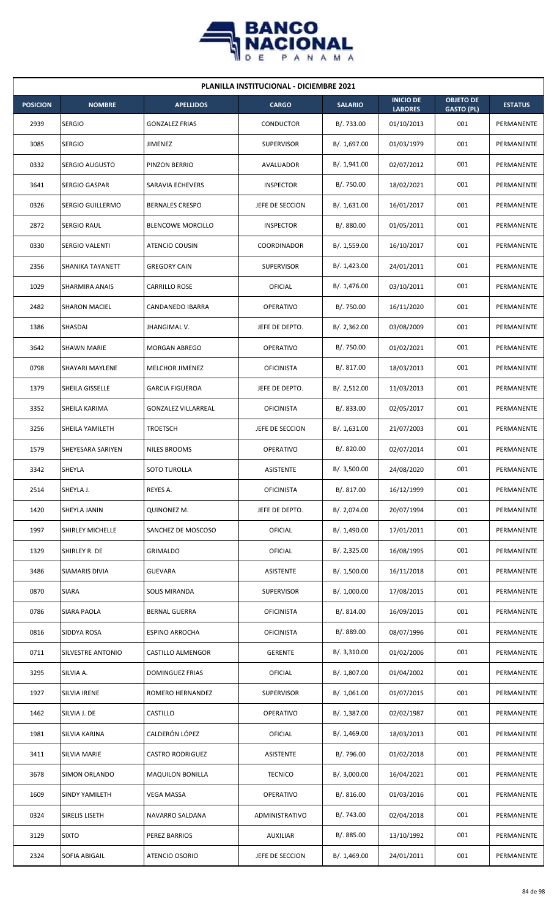## PLANILLA INSTITUCIONAL - DICIEMBRE 2021

| POSICION | NOMBRE | APELLIDOS | CARGO | SALARIO | INICIO DE LABORES | OBJETO DE GASTO (PL) | ESTATUS |
|---|---|---|---|---|---|---|---|
| 2939 | SERGIO | GONZALEZ FRIAS | CONDUCTOR | B/. 733.00 | 01/10/2013 | 001 | PERMANENTE |
| 3085 | SERGIO | JIMENEZ | SUPERVISOR | B/. 1,697.00 | 01/03/1979 | 001 | PERMANENTE |
| 0332 | SERGIO AUGUSTO | PINZON BERRIO | AVALUADOR | B/. 1,941.00 | 02/07/2012 | 001 | PERMANENTE |
| 3641 | SERGIO GASPAR | SARAVIA ECHEVERS | INSPECTOR | B/. 750.00 | 18/02/2021 | 001 | PERMANENTE |
| 0326 | SERGIO GUILLERMO | BERNALES CRESPO | JEFE DE SECCION | B/. 1,631.00 | 16/01/2017 | 001 | PERMANENTE |
| 2872 | SERGIO RAUL | BLENCOWE MORCILLO | INSPECTOR | B/. 880.00 | 01/05/2011 | 001 | PERMANENTE |
| 0330 | SERGIO VALENTI | ATENCIO COUSIN | COORDINADOR | B/. 1,559.00 | 16/10/2017 | 001 | PERMANENTE |
| 2356 | SHANIKA TAYANETT | GREGORY CAIN | SUPERVISOR | B/. 1,423.00 | 24/01/2011 | 001 | PERMANENTE |
| 1029 | SHARMIRA ANAIS | CARRILLO ROSE | OFICIAL | B/. 1,476.00 | 03/10/2011 | 001 | PERMANENTE |
| 2482 | SHARON MACIEL | CANDANEDO IBARRA | OPERATIVO | B/. 750.00 | 16/11/2020 | 001 | PERMANENTE |
| 1386 | SHASDAI | JHANGIMAL V. | JEFE DE DEPTO. | B/. 2,362.00 | 03/08/2009 | 001 | PERMANENTE |
| 3642 | SHAWN MARIE | MORGAN ABREGO | OPERATIVO | B/. 750.00 | 01/02/2021 | 001 | PERMANENTE |
| 0798 | SHAYARI MAYLENE | MELCHOR JIMENEZ | OFICINISTA | B/. 817.00 | 18/03/2013 | 001 | PERMANENTE |
| 1379 | SHEILA GISSELLE | GARCIA FIGUEROA | JEFE DE DEPTO. | B/. 2,512.00 | 11/03/2013 | 001 | PERMANENTE |
| 3352 | SHEILA KARIMA | GONZALEZ VILLARREAL | OFICINISTA | B/. 833.00 | 02/05/2017 | 001 | PERMANENTE |
| 3256 | SHEILA YAMILETH | TROETSCH | JEFE DE SECCION | B/. 1,631.00 | 21/07/2003 | 001 | PERMANENTE |
| 1579 | SHEYESARA SARIYEN | NILES BROOMS | OPERATIVO | B/. 820.00 | 02/07/2014 | 001 | PERMANENTE |
| 3342 | SHEYLA | SOTO TUROLLA | ASISTENTE | B/. 3,500.00 | 24/08/2020 | 001 | PERMANENTE |
| 2514 | SHEYLA J. | REYES A. | OFICINISTA | B/. 817.00 | 16/12/1999 | 001 | PERMANENTE |
| 1420 | SHEYLA JANIN | QUINONEZ M. | JEFE DE DEPTO. | B/. 2,074.00 | 20/07/1994 | 001 | PERMANENTE |
| 1997 | SHIRLEY MICHELLE | SANCHEZ DE MOSCOSO | OFICIAL | B/. 1,490.00 | 17/01/2011 | 001 | PERMANENTE |
| 1329 | SHIRLEY R. DE | GRIMALDO | OFICIAL | B/. 2,325.00 | 16/08/1995 | 001 | PERMANENTE |
| 3486 | SIAMARIS DIVIA | GUEVARA | ASISTENTE | B/. 1,500.00 | 16/11/2018 | 001 | PERMANENTE |
| 0870 | SIARA | SOLIS MIRANDA | SUPERVISOR | B/. 1,000.00 | 17/08/2015 | 001 | PERMANENTE |
| 0786 | SIARA PAOLA | BERNAL GUERRA | OFICINISTA | B/. 814.00 | 16/09/2015 | 001 | PERMANENTE |
| 0816 | SIDDYA ROSA | ESPINO ARROCHA | OFICINISTA | B/. 889.00 | 08/07/1996 | 001 | PERMANENTE |
| 0711 | SILVESTRE ANTONIO | CASTILLO ALMENGOR | GERENTE | B/. 3,310.00 | 01/02/2006 | 001 | PERMANENTE |
| 3295 | SILVIA A. | DOMINGUEZ FRIAS | OFICIAL | B/. 1,807.00 | 01/04/2002 | 001 | PERMANENTE |
| 1927 | SILVIA IRENE | ROMERO HERNANDEZ | SUPERVISOR | B/. 1,061.00 | 01/07/2015 | 001 | PERMANENTE |
| 1462 | SILVIA J. DE | CASTILLO | OPERATIVO | B/. 1,387.00 | 02/02/1987 | 001 | PERMANENTE |
| 1981 | SILVIA KARINA | CALDERÓN LÓPEZ | OFICIAL | B/. 1,469.00 | 18/03/2013 | 001 | PERMANENTE |
| 3411 | SILVIA MARIE | CASTRO RODRIGUEZ | ASISTENTE | B/. 796.00 | 01/02/2018 | 001 | PERMANENTE |
| 3678 | SIMON ORLANDO | MAQUILON BONILLA | TECNICO | B/. 3,000.00 | 16/04/2021 | 001 | PERMANENTE |
| 1609 | SINDY YAMILETH | VEGA MASSA | OPERATIVO | B/. 816.00 | 01/03/2016 | 001 | PERMANENTE |
| 0324 | SIRELIS LISETH | NAVARRO SALDANA | ADMINISTRATIVO | B/. 743.00 | 02/04/2018 | 001 | PERMANENTE |
| 3129 | SIXTO | PEREZ BARRIOS | AUXILIAR | B/. 885.00 | 13/10/1992 | 001 | PERMANENTE |
| 2324 | SOFIA ABIGAIL | ATENCIO OSORIO | JEFE DE SECCION | B/. 1,469.00 | 24/01/2011 | 001 | PERMANENTE |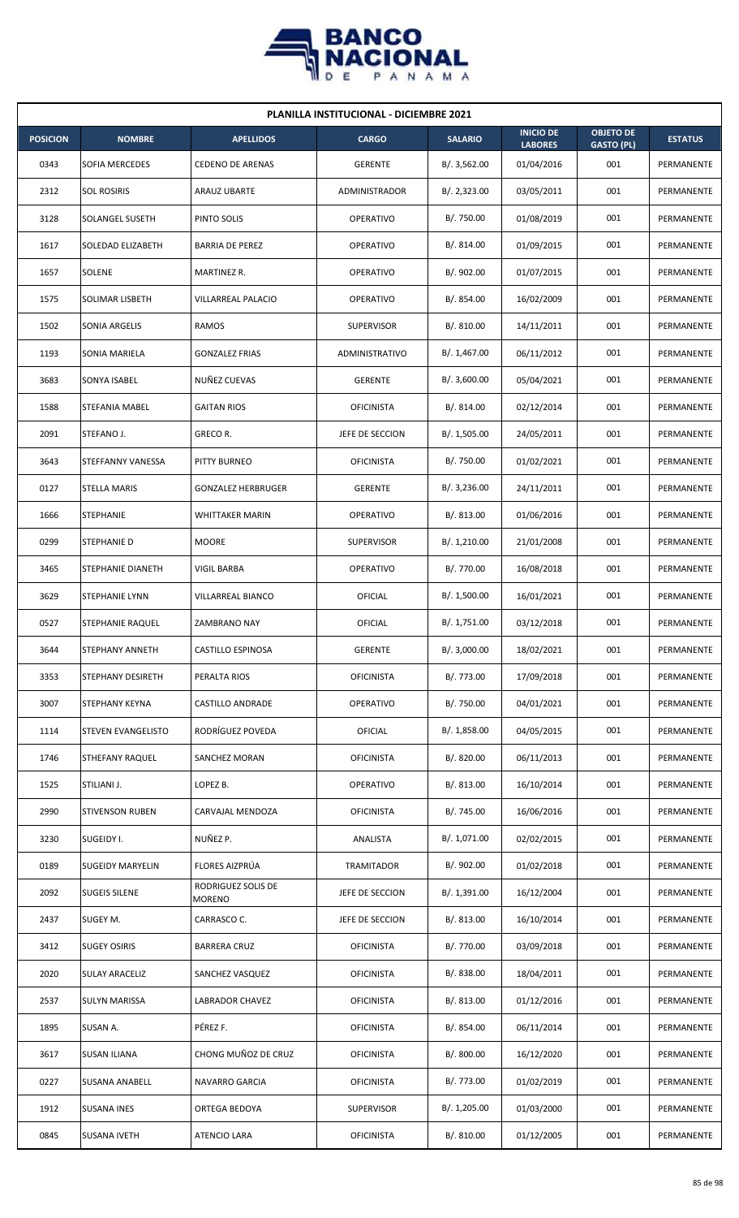**PLANILLA INSTITUCIONAL - DICIEMBRE 2021**

| POSICION | NOMBRE | APELLIDOS | CARGO | SALARIO | INICIO DE LABORES | OBJETO DE GASTO (PL) | ESTATUS |
|---|---|---|---|---|---|---|---|
| 0343 | SOFIA MERCEDES | CEDENO DE ARENAS | GERENTE | B/. 3,562.00 | 01/04/2016 | 001 | PERMANENTE |
| 2312 | SOL ROSIRIS | ARAUZ UBARTE | ADMINISTRADOR | B/. 2,323.00 | 03/05/2011 | 001 | PERMANENTE |
| 3128 | SOLANGEL SUSETH | PINTO SOLIS | OPERATIVO | B/. 750.00 | 01/08/2019 | 001 | PERMANENTE |
| 1617 | SOLEDAD ELIZABETH | BARRIA DE PEREZ | OPERATIVO | B/. 814.00 | 01/09/2015 | 001 | PERMANENTE |
| 1657 | SOLENE | MARTINEZ R. | OPERATIVO | B/. 902.00 | 01/07/2015 | 001 | PERMANENTE |
| 1575 | SOLIMAR LISBETH | VILLARREAL PALACIO | OPERATIVO | B/. 854.00 | 16/02/2009 | 001 | PERMANENTE |
| 1502 | SONIA ARGELIS | RAMOS | SUPERVISOR | B/. 810.00 | 14/11/2011 | 001 | PERMANENTE |
| 1193 | SONIA MARIELA | GONZALEZ FRIAS | ADMINISTRATIVO | B/. 1,467.00 | 06/11/2012 | 001 | PERMANENTE |
| 3683 | SONYA ISABEL | NUÑEZ CUEVAS | GERENTE | B/. 3,600.00 | 05/04/2021 | 001 | PERMANENTE |
| 1588 | STEFANIA MABEL | GAITAN RIOS | OFICINISTA | B/. 814.00 | 02/12/2014 | 001 | PERMANENTE |
| 2091 | STEFANO J. | GRECO R. | JEFE DE SECCION | B/. 1,505.00 | 24/05/2011 | 001 | PERMANENTE |
| 3643 | STEFFANNY VANESSA | PITTY BURNEO | OFICINISTA | B/. 750.00 | 01/02/2021 | 001 | PERMANENTE |
| 0127 | STELLA MARIS | GONZALEZ HERBRUGER | GERENTE | B/. 3,236.00 | 24/11/2011 | 001 | PERMANENTE |
| 1666 | STEPHANIE | WHITTAKER MARIN | OPERATIVO | B/. 813.00 | 01/06/2016 | 001 | PERMANENTE |
| 0299 | STEPHANIE D | MOORE | SUPERVISOR | B/. 1,210.00 | 21/01/2008 | 001 | PERMANENTE |
| 3465 | STEPHANIE DIANETH | VIGIL BARBA | OPERATIVO | B/. 770.00 | 16/08/2018 | 001 | PERMANENTE |
| 3629 | STEPHANIE LYNN | VILLARREAL BIANCO | OFICIAL | B/. 1,500.00 | 16/01/2021 | 001 | PERMANENTE |
| 0527 | STEPHANIE RAQUEL | ZAMBRANO NAY | OFICIAL | B/. 1,751.00 | 03/12/2018 | 001 | PERMANENTE |
| 3644 | STEPHANY ANNETH | CASTILLO ESPINOSA | GERENTE | B/. 3,000.00 | 18/02/2021 | 001 | PERMANENTE |
| 3353 | STEPHANY DESIRETH | PERALTA RIOS | OFICINISTA | B/. 773.00 | 17/09/2018 | 001 | PERMANENTE |
| 3007 | STEPHANY KEYNA | CASTILLO ANDRADE | OPERATIVO | B/. 750.00 | 04/01/2021 | 001 | PERMANENTE |
| 1114 | STEVEN EVANGELISTO | RODRÍGUEZ POVEDA | OFICIAL | B/. 1,858.00 | 04/05/2015 | 001 | PERMANENTE |
| 1746 | STHEFANY RAQUEL | SANCHEZ MORAN | OFICINISTA | B/. 820.00 | 06/11/2013 | 001 | PERMANENTE |
| 1525 | STILIANI J. | LOPEZ B. | OPERATIVO | B/. 813.00 | 16/10/2014 | 001 | PERMANENTE |
| 2990 | STIVENSON RUBEN | CARVAJAL MENDOZA | OFICINISTA | B/. 745.00 | 16/06/2016 | 001 | PERMANENTE |
| 3230 | SUGEIDY I. | NUÑEZ P. | ANALISTA | B/. 1,071.00 | 02/02/2015 | 001 | PERMANENTE |
| 0189 | SUGEIDY MARYELIN | FLORES AIZPRÚA | TRAMITADOR | B/. 902.00 | 01/02/2018 | 001 | PERMANENTE |
| 2092 | SUGEIS SILENE | RODRIGUEZ SOLIS DE MORENO | JEFE DE SECCION | B/. 1,391.00 | 16/12/2004 | 001 | PERMANENTE |
| 2437 | SUGEY M. | CARRASCO C. | JEFE DE SECCION | B/. 813.00 | 16/10/2014 | 001 | PERMANENTE |
| 3412 | SUGEY OSIRIS | BARRERA CRUZ | OFICINISTA | B/. 770.00 | 03/09/2018 | 001 | PERMANENTE |
| 2020 | SULAY ARACELIZ | SANCHEZ VASQUEZ | OFICINISTA | B/. 838.00 | 18/04/2011 | 001 | PERMANENTE |
| 2537 | SULYN MARISSA | LABRADOR CHAVEZ | OFICINISTA | B/. 813.00 | 01/12/2016 | 001 | PERMANENTE |
| 1895 | SUSAN A. | PÉREZ F. | OFICINISTA | B/. 854.00 | 06/11/2014 | 001 | PERMANENTE |
| 3617 | SUSAN ILIANA | CHONG MUÑOZ DE CRUZ | OFICINISTA | B/. 800.00 | 16/12/2020 | 001 | PERMANENTE |
| 0227 | SUSANA ANABELL | NAVARRO GARCIA | OFICINISTA | B/. 773.00 | 01/02/2019 | 001 | PERMANENTE |
| 1912 | SUSANA INES | ORTEGA BEDOYA | SUPERVISOR | B/. 1,205.00 | 01/03/2000 | 001 | PERMANENTE |
| 0845 | SUSANA IVETH | ATENCIO LARA | OFICINISTA | B/. 810.00 | 01/12/2005 | 001 | PERMANENTE |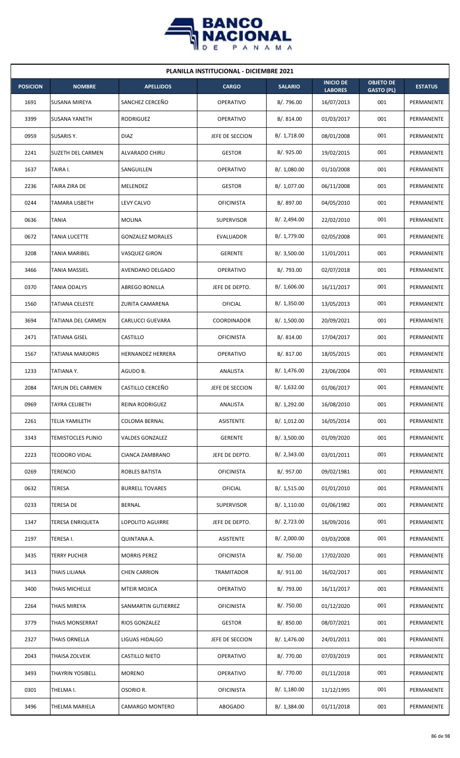**PLANILLA INSTITUCIONAL - DICIEMBRE 2021**

| POSICION | NOMBRE | APELLIDOS | CARGO | SALARIO | INICIO DE LABORES | OBJETO DE GASTO (PL) | ESTATUS |
|---|---|---|---|---|---|---|---|
| 1691 | SUSANA MIREYA | SANCHEZ CERCEÑO | OPERATIVO | B/. 796.00 | 16/07/2013 | 001 | PERMANENTE |
| 3399 | SUSANA YANETH | RODRIGUEZ | OPERATIVO | B/. 814.00 | 01/03/2017 | 001 | PERMANENTE |
| 0959 | SUSARIS Y. | DIAZ | JEFE DE SECCION | B/. 1,718.00 | 08/01/2008 | 001 | PERMANENTE |
| 2241 | SUZETH DEL CARMEN | ALVARADO CHIRU | GESTOR | B/. 925.00 | 19/02/2015 | 001 | PERMANENTE |
| 1637 | TAIRA I. | SANGUILLEN | OPERATIVO | B/. 1,080.00 | 01/10/2008 | 001 | PERMANENTE |
| 2236 | TAIRA ZIRA DE | MELENDEZ | GESTOR | B/. 1,077.00 | 06/11/2008 | 001 | PERMANENTE |
| 0244 | TAMARA LISBETH | LEVY CALVO | OFICINISTA | B/. 897.00 | 04/05/2010 | 001 | PERMANENTE |
| 0636 | TANIA | MOLINA | SUPERVISOR | B/. 2,494.00 | 22/02/2010 | 001 | PERMANENTE |
| 0672 | TANIA LUCETTE | GONZALEZ MORALES | EVALUADOR | B/. 1,779.00 | 02/05/2008 | 001 | PERMANENTE |
| 3208 | TANIA MARIBEL | VASQUEZ GIRON | GERENTE | B/. 3,500.00 | 11/01/2011 | 001 | PERMANENTE |
| 3466 | TANIA MASSIEL | AVENDANO DELGADO | OPERATIVO | B/. 793.00 | 02/07/2018 | 001 | PERMANENTE |
| 0370 | TANIA ODALYS | ABREGO BONILLA | JEFE DE DEPTO. | B/. 1,606.00 | 16/11/2017 | 001 | PERMANENTE |
| 1560 | TATIANA CELESTE | ZURITA CAMARENA | OFICIAL | B/. 1,350.00 | 13/05/2013 | 001 | PERMANENTE |
| 3694 | TATIANA DEL CARMEN | CARLUCCI GUEVARA | COORDINADOR | B/. 1,500.00 | 20/09/2021 | 001 | PERMANENTE |
| 2471 | TATIANA GISEL | CASTILLO | OFICINISTA | B/. 814.00 | 17/04/2017 | 001 | PERMANENTE |
| 1567 | TATIANA MARJORIS | HERNANDEZ HERRERA | OPERATIVO | B/. 817.00 | 18/05/2015 | 001 | PERMANENTE |
| 1233 | TATIANA Y. | AGUDO B. | ANALISTA | B/. 1,476.00 | 23/06/2004 | 001 | PERMANENTE |
| 2084 | TAYLIN DEL CARMEN | CASTILLO CERCEÑO | JEFE DE SECCION | B/. 1,632.00 | 01/06/2017 | 001 | PERMANENTE |
| 0969 | TAYRA CELIBETH | REINA RODRIGUEZ | ANALISTA | B/. 1,292.00 | 16/08/2010 | 001 | PERMANENTE |
| 2261 | TELIA YAMILETH | COLOMA BERNAL | ASISTENTE | B/. 1,012.00 | 16/05/2014 | 001 | PERMANENTE |
| 3343 | TEMISTOCLES PLINIO | VALDES GONZALEZ | GERENTE | B/. 3,500.00 | 01/09/2020 | 001 | PERMANENTE |
| 2223 | TEODORO VIDAL | CIANCA ZAMBRANO | JEFE DE DEPTO. | B/. 2,343.00 | 03/01/2011 | 001 | PERMANENTE |
| 0269 | TERENCIO | ROBLES BATISTA | OFICINISTA | B/. 957.00 | 09/02/1981 | 001 | PERMANENTE |
| 0632 | TERESA | BURRELL TOVARES | OFICIAL | B/. 1,515.00 | 01/01/2010 | 001 | PERMANENTE |
| 0233 | TERESA DE | BERNAL | SUPERVISOR | B/. 1,110.00 | 01/06/1982 | 001 | PERMANENTE |
| 1347 | TERESA ENRIQUETA | LOPOLITO AGUIRRE | JEFE DE DEPTO. | B/. 2,723.00 | 16/09/2016 | 001 | PERMANENTE |
| 2197 | TERESA I. | QUINTANA A. | ASISTENTE | B/. 2,000.00 | 03/03/2008 | 001 | PERMANENTE |
| 3435 | TERRY PUCHER | MORRIS PEREZ | OFICINISTA | B/. 750.00 | 17/02/2020 | 001 | PERMANENTE |
| 3413 | THAIS LILIANA | CHEN CARRION | TRAMITADOR | B/. 911.00 | 16/02/2017 | 001 | PERMANENTE |
| 3400 | THAIS MICHELLE | MTEIR MOJICA | OPERATIVO | B/. 793.00 | 16/11/2017 | 001 | PERMANENTE |
| 2264 | THAIS MIREYA | SANMARTIN GUTIERREZ | OFICINISTA | B/. 750.00 | 01/12/2020 | 001 | PERMANENTE |
| 3779 | THAIS MONSERRAT | RIOS GONZALEZ | GESTOR | B/. 850.00 | 08/07/2021 | 001 | PERMANENTE |
| 2327 | THAIS ORNELLA | LIGUAS HIDALGO | JEFE DE SECCION | B/. 1,476.00 | 24/01/2011 | 001 | PERMANENTE |
| 2043 | THAISA ZOLVEIK | CASTILLO NIETO | OPERATIVO | B/. 770.00 | 07/03/2019 | 001 | PERMANENTE |
| 3493 | THAYRIN YOSIBELL | MORENO | OPERATIVO | B/. 770.00 | 01/11/2018 | 001 | PERMANENTE |
| 0301 | THELMA I. | OSORIO R. | OFICINISTA | B/. 1,180.00 | 11/12/1995 | 001 | PERMANENTE |
| 3496 | THELMA MARIELA | CAMARGO MONTERO | ABOGADO | B/. 1,384.00 | 01/11/2018 | 001 | PERMANENTE |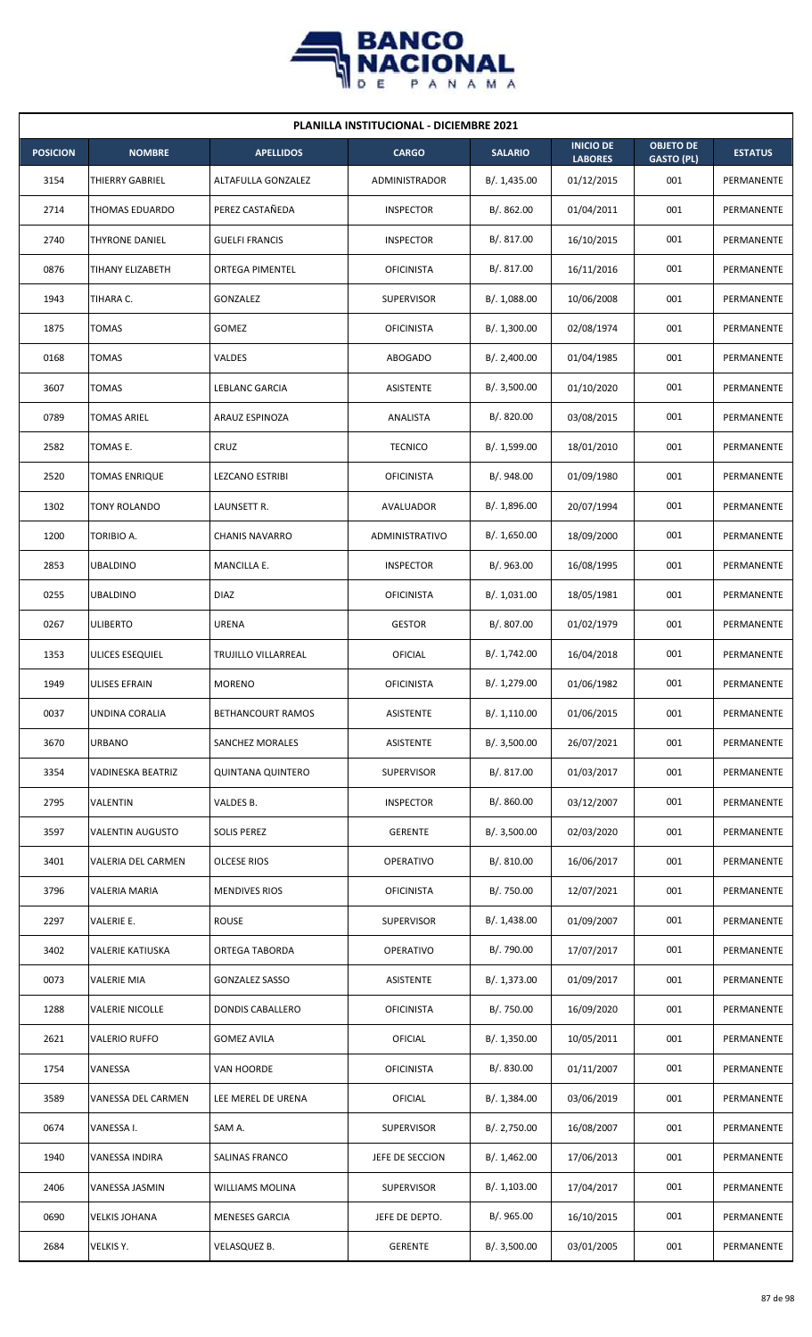| PLANILLA INSTITUCIONAL - DICIEMBRE 2021 | | | | | | | |
|---|---|---|---|---|---|---|---|
| **POSICION** | **NOMBRE** | **APELLIDOS** | **CARGO** | **SALARIO** | **INICIO DE LABORES** | **OBJETO DE GASTO (PL)** | **ESTATUS** |
| 3154 | THIERRY GABRIEL | ALTAFULLA GONZALEZ | ADMINISTRADOR | B/. 1,435.00 | 01/12/2015 | 001 | PERMANENTE |
| 2714 | THOMAS EDUARDO | PEREZ CASTAÑEDA | INSPECTOR | B/. 862.00 | 01/04/2011 | 001 | PERMANENTE |
| 2740 | THYRONE DANIEL | GUELFI FRANCIS | INSPECTOR | B/. 817.00 | 16/10/2015 | 001 | PERMANENTE |
| 0876 | TIHANY ELIZABETH | ORTEGA PIMENTEL | OFICINISTA | B/. 817.00 | 16/11/2016 | 001 | PERMANENTE |
| 1943 | TIHARA C. | GONZALEZ | SUPERVISOR | B/. 1,088.00 | 10/06/2008 | 001 | PERMANENTE |
| 1875 | TOMAS | GOMEZ | OFICINISTA | B/. 1,300.00 | 02/08/1974 | 001 | PERMANENTE |
| 0168 | TOMAS | VALDES | ABOGADO | B/. 2,400.00 | 01/04/1985 | 001 | PERMANENTE |
| 3607 | TOMAS | LEBLANC GARCIA | ASISTENTE | B/. 3,500.00 | 01/10/2020 | 001 | PERMANENTE |
| 0789 | TOMAS ARIEL | ARAUZ ESPINOZA | ANALISTA | B/. 820.00 | 03/08/2015 | 001 | PERMANENTE |
| 2582 | TOMAS E. | CRUZ | TECNICO | B/. 1,599.00 | 18/01/2010 | 001 | PERMANENTE |
| 2520 | TOMAS ENRIQUE | LEZCANO ESTRIBI | OFICINISTA | B/. 948.00 | 01/09/1980 | 001 | PERMANENTE |
| 1302 | TONY ROLANDO | LAUNSETT R. | AVALUADOR | B/. 1,896.00 | 20/07/1994 | 001 | PERMANENTE |
| 1200 | TORIBIO A. | CHANIS NAVARRO | ADMINISTRATIVO | B/. 1,650.00 | 18/09/2000 | 001 | PERMANENTE |
| 2853 | UBALDINO | MANCILLA E. | INSPECTOR | B/. 963.00 | 16/08/1995 | 001 | PERMANENTE |
| 0255 | UBALDINO | DIAZ | OFICINISTA | B/. 1,031.00 | 18/05/1981 | 001 | PERMANENTE |
| 0267 | ULIBERTO | URENA | GESTOR | B/. 807.00 | 01/02/1979 | 001 | PERMANENTE |
| 1353 | ULICES ESEQUIEL | TRUJILLO VILLARREAL | OFICIAL | B/. 1,742.00 | 16/04/2018 | 001 | PERMANENTE |
| 1949 | ULISES EFRAIN | MORENO | OFICINISTA | B/. 1,279.00 | 01/06/1982 | 001 | PERMANENTE |
| 0037 | UNDINA CORALIA | BETHANCOURT RAMOS | ASISTENTE | B/. 1,110.00 | 01/06/2015 | 001 | PERMANENTE |
| 3670 | URBANO | SANCHEZ MORALES | ASISTENTE | B/. 3,500.00 | 26/07/2021 | 001 | PERMANENTE |
| 3354 | VADINESKA BEATRIZ | QUINTANA QUINTERO | SUPERVISOR | B/. 817.00 | 01/03/2017 | 001 | PERMANENTE |
| 2795 | VALENTIN | VALDES B. | INSPECTOR | B/. 860.00 | 03/12/2007 | 001 | PERMANENTE |
| 3597 | VALENTIN AUGUSTO | SOLIS PEREZ | GERENTE | B/. 3,500.00 | 02/03/2020 | 001 | PERMANENTE |
| 3401 | VALERIA DEL CARMEN | OLCESE RIOS | OPERATIVO | B/. 810.00 | 16/06/2017 | 001 | PERMANENTE |
| 3796 | VALERIA MARIA | MENDIVES RIOS | OFICINISTA | B/. 750.00 | 12/07/2021 | 001 | PERMANENTE |
| 2297 | VALERIE E. | ROUSE | SUPERVISOR | B/. 1,438.00 | 01/09/2007 | 001 | PERMANENTE |
| 3402 | VALERIE KATIUSKA | ORTEGA TABORDA | OPERATIVO | B/. 790.00 | 17/07/2017 | 001 | PERMANENTE |
| 0073 | VALERIE MIA | GONZALEZ SASSO | ASISTENTE | B/. 1,373.00 | 01/09/2017 | 001 | PERMANENTE |
| 1288 | VALERIE NICOLLE | DONDIS CABALLERO | OFICINISTA | B/. 750.00 | 16/09/2020 | 001 | PERMANENTE |
| 2621 | VALERIO RUFFO | GOMEZ AVILA | OFICIAL | B/. 1,350.00 | 10/05/2011 | 001 | PERMANENTE |
| 1754 | VANESSA | VAN HOORDE | OFICINISTA | B/. 830.00 | 01/11/2007 | 001 | PERMANENTE |
| 3589 | VANESSA DEL CARMEN | LEE MEREL DE URENA | OFICIAL | B/. 1,384.00 | 03/06/2019 | 001 | PERMANENTE |
| 0674 | VANESSA I. | SAM A. | SUPERVISOR | B/. 2,750.00 | 16/08/2007 | 001 | PERMANENTE |
| 1940 | VANESSA INDIRA | SALINAS FRANCO | JEFE DE SECCION | B/. 1,462.00 | 17/06/2013 | 001 | PERMANENTE |
| 2406 | VANESSA JASMIN | WILLIAMS MOLINA | SUPERVISOR | B/. 1,103.00 | 17/04/2017 | 001 | PERMANENTE |
| 0690 | VELKIS JOHANA | MENESES GARCIA | JEFE DE DEPTO. | B/. 965.00 | 16/10/2015 | 001 | PERMANENTE |
| 2684 | VELKIS Y. | VELASQUEZ B. | GERENTE | B/. 3,500.00 | 03/01/2005 | 001 | PERMANENTE |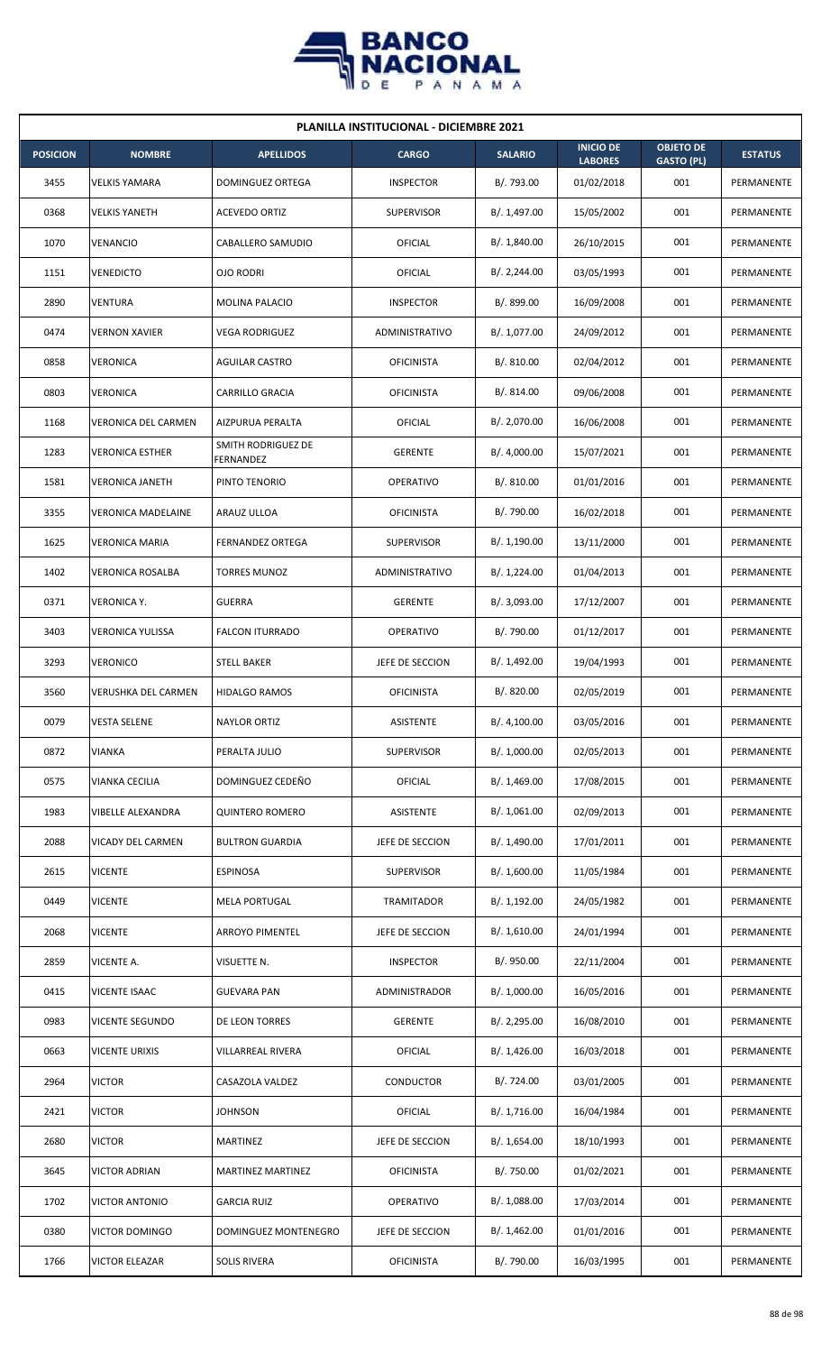## PLANILLA INSTITUCIONAL - DICIEMBRE 2021

| POSICION | NOMBRE | APELLIDOS | CARGO | SALARIO | INICIO DE LABORES | OBJETO DE GASTO (PL) | ESTATUS |
|---|---|---|---|---|---|---|---|
| 3455 | VELKIS YAMARA | DOMINGUEZ ORTEGA | INSPECTOR | B/. 793.00 | 01/02/2018 | 001 | PERMANENTE |
| 0368 | VELKIS YANETH | ACEVEDO ORTIZ | SUPERVISOR | B/. 1,497.00 | 15/05/2002 | 001 | PERMANENTE |
| 1070 | VENANCIO | CABALLERO SAMUDIO | OFICIAL | B/. 1,840.00 | 26/10/2015 | 001 | PERMANENTE |
| 1151 | VENEDICTO | OJO RODRI | OFICIAL | B/. 2,244.00 | 03/05/1993 | 001 | PERMANENTE |
| 2890 | VENTURA | MOLINA PALACIO | INSPECTOR | B/. 899.00 | 16/09/2008 | 001 | PERMANENTE |
| 0474 | VERNON XAVIER | VEGA RODRIGUEZ | ADMINISTRATIVO | B/. 1,077.00 | 24/09/2012 | 001 | PERMANENTE |
| 0858 | VERONICA | AGUILAR CASTRO | OFICINISTA | B/. 810.00 | 02/04/2012 | 001 | PERMANENTE |
| 0803 | VERONICA | CARRILLO GRACIA | OFICINISTA | B/. 814.00 | 09/06/2008 | 001 | PERMANENTE |
| 1168 | VERONICA DEL CARMEN | AIZPURUA PERALTA | OFICIAL | B/. 2,070.00 | 16/06/2008 | 001 | PERMANENTE |
| 1283 | VERONICA ESTHER | SMITH RODRIGUEZ DE FERNANDEZ | GERENTE | B/. 4,000.00 | 15/07/2021 | 001 | PERMANENTE |
| 1581 | VERONICA JANETH | PINTO TENORIO | OPERATIVO | B/. 810.00 | 01/01/2016 | 001 | PERMANENTE |
| 3355 | VERONICA MADELAINE | ARAUZ ULLOA | OFICINISTA | B/. 790.00 | 16/02/2018 | 001 | PERMANENTE |
| 1625 | VERONICA MARIA | FERNANDEZ ORTEGA | SUPERVISOR | B/. 1,190.00 | 13/11/2000 | 001 | PERMANENTE |
| 1402 | VERONICA ROSALBA | TORRES MUNOZ | ADMINISTRATIVO | B/. 1,224.00 | 01/04/2013 | 001 | PERMANENTE |
| 0371 | VERONICA Y. | GUERRA | GERENTE | B/. 3,093.00 | 17/12/2007 | 001 | PERMANENTE |
| 3403 | VERONICA YULISSA | FALCON ITURRADO | OPERATIVO | B/. 790.00 | 01/12/2017 | 001 | PERMANENTE |
| 3293 | VERONICO | STELL BAKER | JEFE DE SECCION | B/. 1,492.00 | 19/04/1993 | 001 | PERMANENTE |
| 3560 | VERUSHKA DEL CARMEN | HIDALGO RAMOS | OFICINISTA | B/. 820.00 | 02/05/2019 | 001 | PERMANENTE |
| 0079 | VESTA SELENE | NAYLOR ORTIZ | ASISTENTE | B/. 4,100.00 | 03/05/2016 | 001 | PERMANENTE |
| 0872 | VIANKA | PERALTA JULIO | SUPERVISOR | B/. 1,000.00 | 02/05/2013 | 001 | PERMANENTE |
| 0575 | VIANKA CECILIA | DOMINGUEZ CEDEÑO | OFICIAL | B/. 1,469.00 | 17/08/2015 | 001 | PERMANENTE |
| 1983 | VIBELLE ALEXANDRA | QUINTERO ROMERO | ASISTENTE | B/. 1,061.00 | 02/09/2013 | 001 | PERMANENTE |
| 2088 | VICADY DEL CARMEN | BULTRON GUARDIA | JEFE DE SECCION | B/. 1,490.00 | 17/01/2011 | 001 | PERMANENTE |
| 2615 | VICENTE | ESPINOSA | SUPERVISOR | B/. 1,600.00 | 11/05/1984 | 001 | PERMANENTE |
| 0449 | VICENTE | MELA PORTUGAL | TRAMITADOR | B/. 1,192.00 | 24/05/1982 | 001 | PERMANENTE |
| 2068 | VICENTE | ARROYO PIMENTEL | JEFE DE SECCION | B/. 1,610.00 | 24/01/1994 | 001 | PERMANENTE |
| 2859 | VICENTE A. | VISUETTE N. | INSPECTOR | B/. 950.00 | 22/11/2004 | 001 | PERMANENTE |
| 0415 | VICENTE ISAAC | GUEVARA PAN | ADMINISTRADOR | B/. 1,000.00 | 16/05/2016 | 001 | PERMANENTE |
| 0983 | VICENTE SEGUNDO | DE LEON TORRES | GERENTE | B/. 2,295.00 | 16/08/2010 | 001 | PERMANENTE |
| 0663 | VICENTE URIXIS | VILLARREAL RIVERA | OFICIAL | B/. 1,426.00 | 16/03/2018 | 001 | PERMANENTE |
| 2964 | VICTOR | CASAZOLA VALDEZ | CONDUCTOR | B/. 724.00 | 03/01/2005 | 001 | PERMANENTE |
| 2421 | VICTOR | JOHNSON | OFICIAL | B/. 1,716.00 | 16/04/1984 | 001 | PERMANENTE |
| 2680 | VICTOR | MARTINEZ | JEFE DE SECCION | B/. 1,654.00 | 18/10/1993 | 001 | PERMANENTE |
| 3645 | VICTOR ADRIAN | MARTINEZ MARTINEZ | OFICINISTA | B/. 750.00 | 01/02/2021 | 001 | PERMANENTE |
| 1702 | VICTOR ANTONIO | GARCIA RUIZ | OPERATIVO | B/. 1,088.00 | 17/03/2014 | 001 | PERMANENTE |
| 0380 | VICTOR DOMINGO | DOMINGUEZ MONTENEGRO | JEFE DE SECCION | B/. 1,462.00 | 01/01/2016 | 001 | PERMANENTE |
| 1766 | VICTOR ELEAZAR | SOLIS RIVERA | OFICINISTA | B/. 790.00 | 16/03/1995 | 001 | PERMANENTE |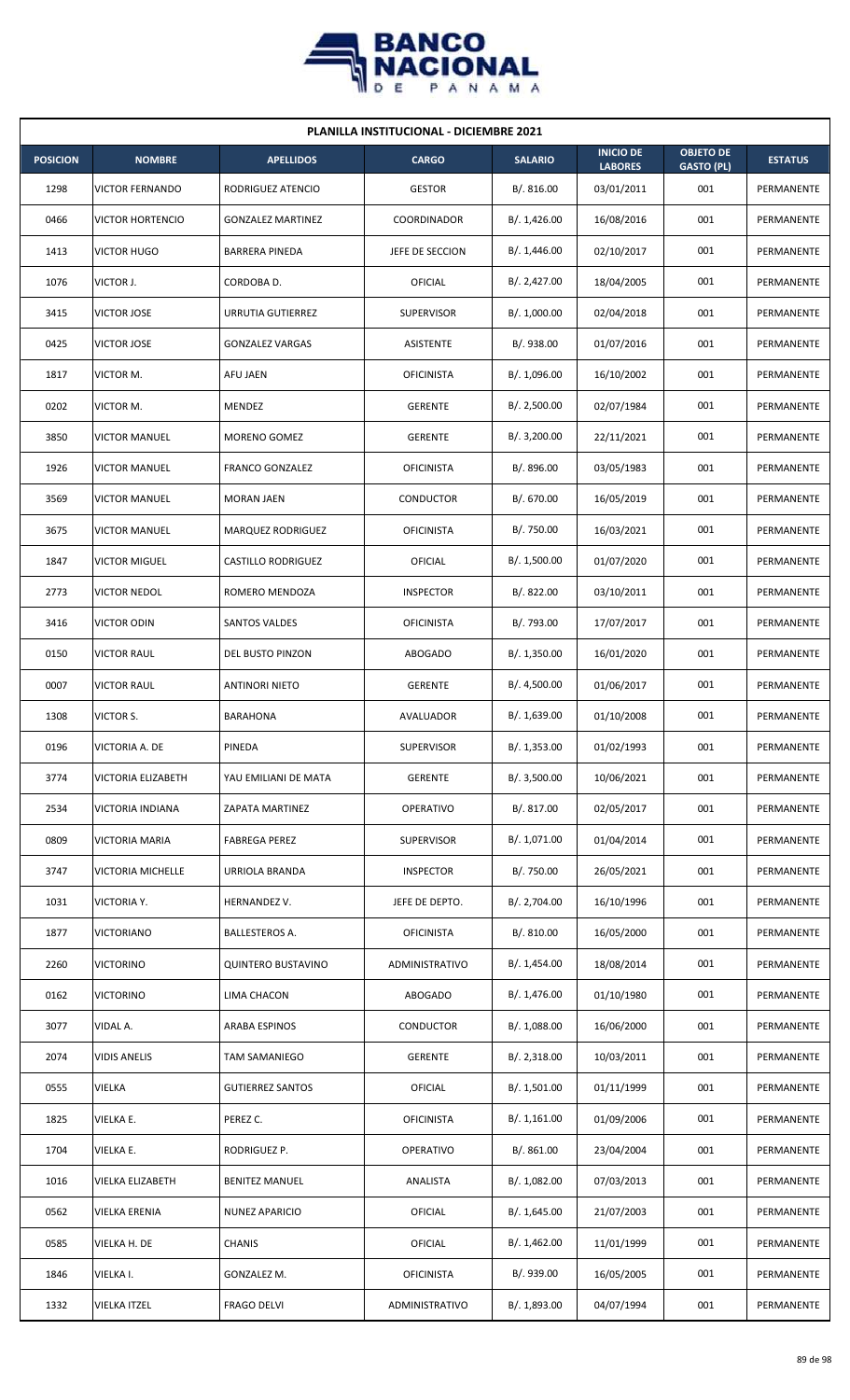# PLANILLA INSTITUCIONAL - DICIEMBRE 2021

| POSICION | NOMBRE | APELLIDOS | CARGO | SALARIO | INICIO DE LABORES | OBJETO DE GASTO (PL) | ESTATUS |
|---|---|---|---|---|---|---|---|
| 1298 | VICTOR FERNANDO | RODRIGUEZ ATENCIO | GESTOR | B/. 816.00 | 03/01/2011 | 001 | PERMANENTE |
| 0466 | VICTOR HORTENCIO | GONZALEZ MARTINEZ | COORDINADOR | B/. 1,426.00 | 16/08/2016 | 001 | PERMANENTE |
| 1413 | VICTOR HUGO | BARRERA PINEDA | JEFE DE SECCION | B/. 1,446.00 | 02/10/2017 | 001 | PERMANENTE |
| 1076 | VICTOR J. | CORDOBA D. | OFICIAL | B/. 2,427.00 | 18/04/2005 | 001 | PERMANENTE |
| 3415 | VICTOR JOSE | URRUTIA GUTIERREZ | SUPERVISOR | B/. 1,000.00 | 02/04/2018 | 001 | PERMANENTE |
| 0425 | VICTOR JOSE | GONZALEZ VARGAS | ASISTENTE | B/. 938.00 | 01/07/2016 | 001 | PERMANENTE |
| 1817 | VICTOR M. | AFU JAEN | OFICINISTA | B/. 1,096.00 | 16/10/2002 | 001 | PERMANENTE |
| 0202 | VICTOR M. | MENDEZ | GERENTE | B/. 2,500.00 | 02/07/1984 | 001 | PERMANENTE |
| 3850 | VICTOR MANUEL | MORENO GOMEZ | GERENTE | B/. 3,200.00 | 22/11/2021 | 001 | PERMANENTE |
| 1926 | VICTOR MANUEL | FRANCO GONZALEZ | OFICINISTA | B/. 896.00 | 03/05/1983 | 001 | PERMANENTE |
| 3569 | VICTOR MANUEL | MORAN JAEN | CONDUCTOR | B/. 670.00 | 16/05/2019 | 001 | PERMANENTE |
| 3675 | VICTOR MANUEL | MARQUEZ RODRIGUEZ | OFICINISTA | B/. 750.00 | 16/03/2021 | 001 | PERMANENTE |
| 1847 | VICTOR MIGUEL | CASTILLO RODRIGUEZ | OFICIAL | B/. 1,500.00 | 01/07/2020 | 001 | PERMANENTE |
| 2773 | VICTOR NEDOL | ROMERO MENDOZA | INSPECTOR | B/. 822.00 | 03/10/2011 | 001 | PERMANENTE |
| 3416 | VICTOR ODIN | SANTOS VALDES | OFICINISTA | B/. 793.00 | 17/07/2017 | 001 | PERMANENTE |
| 0150 | VICTOR RAUL | DEL BUSTO PINZON | ABOGADO | B/. 1,350.00 | 16/01/2020 | 001 | PERMANENTE |
| 0007 | VICTOR RAUL | ANTINORI NIETO | GERENTE | B/. 4,500.00 | 01/06/2017 | 001 | PERMANENTE |
| 1308 | VICTOR S. | BARAHONA | AVALUADOR | B/. 1,639.00 | 01/10/2008 | 001 | PERMANENTE |
| 0196 | VICTORIA A. DE | PINEDA | SUPERVISOR | B/. 1,353.00 | 01/02/1993 | 001 | PERMANENTE |
| 3774 | VICTORIA ELIZABETH | YAU EMILIANI DE MATA | GERENTE | B/. 3,500.00 | 10/06/2021 | 001 | PERMANENTE |
| 2534 | VICTORIA INDIANA | ZAPATA MARTINEZ | OPERATIVO | B/. 817.00 | 02/05/2017 | 001 | PERMANENTE |
| 0809 | VICTORIA MARIA | FABREGA PEREZ | SUPERVISOR | B/. 1,071.00 | 01/04/2014 | 001 | PERMANENTE |
| 3747 | VICTORIA MICHELLE | URRIOLA BRANDA | INSPECTOR | B/. 750.00 | 26/05/2021 | 001 | PERMANENTE |
| 1031 | VICTORIA Y. | HERNANDEZ V. | JEFE DE DEPTO. | B/. 2,704.00 | 16/10/1996 | 001 | PERMANENTE |
| 1877 | VICTORIANO | BALLESTEROS A. | OFICINISTA | B/. 810.00 | 16/05/2000 | 001 | PERMANENTE |
| 2260 | VICTORINO | QUINTERO BUSTAVINO | ADMINISTRATIVO | B/. 1,454.00 | 18/08/2014 | 001 | PERMANENTE |
| 0162 | VICTORINO | LIMA CHACON | ABOGADO | B/. 1,476.00 | 01/10/1980 | 001 | PERMANENTE |
| 3077 | VIDAL A. | ARABA ESPINOS | CONDUCTOR | B/. 1,088.00 | 16/06/2000 | 001 | PERMANENTE |
| 2074 | VIDIS ANELIS | TAM SAMANIEGO | GERENTE | B/. 2,318.00 | 10/03/2011 | 001 | PERMANENTE |
| 0555 | VIELKA | GUTIERREZ SANTOS | OFICIAL | B/. 1,501.00 | 01/11/1999 | 001 | PERMANENTE |
| 1825 | VIELKA E. | PEREZ C. | OFICINISTA | B/. 1,161.00 | 01/09/2006 | 001 | PERMANENTE |
| 1704 | VIELKA E. | RODRIGUEZ P. | OPERATIVO | B/. 861.00 | 23/04/2004 | 001 | PERMANENTE |
| 1016 | VIELKA ELIZABETH | BENITEZ MANUEL | ANALISTA | B/. 1,082.00 | 07/03/2013 | 001 | PERMANENTE |
| 0562 | VIELKA ERENIA | NUNEZ APARICIO | OFICIAL | B/. 1,645.00 | 21/07/2003 | 001 | PERMANENTE |
| 0585 | VIELKA H. DE | CHANIS | OFICIAL | B/. 1,462.00 | 11/01/1999 | 001 | PERMANENTE |
| 1846 | VIELKA I. | GONZALEZ M. | OFICINISTA | B/. 939.00 | 16/05/2005 | 001 | PERMANENTE |
| 1332 | VIELKA ITZEL | FRAGO DELVI | ADMINISTRATIVO | B/. 1,893.00 | 04/07/1994 | 001 | PERMANENTE |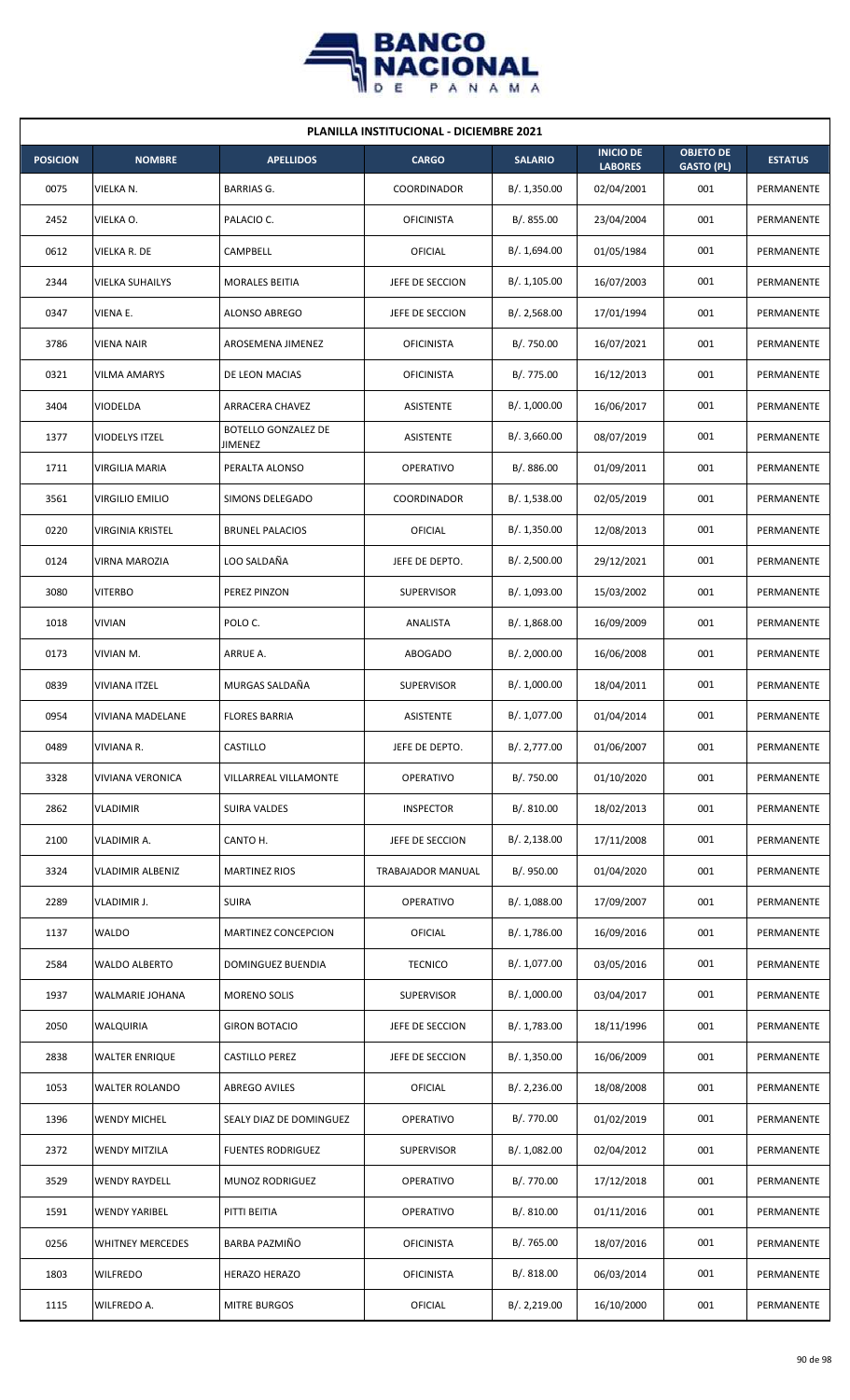| PLANILLA INSTITUCIONAL - DICIEMBRE 2021 | | | | | | | |
|---|---|---|---|---|---|---|---|
| **POSICION** | **NOMBRE** | **APELLIDOS** | **CARGO** | **SALARIO** | **INICIO DE LABORES** | **OBJETO DE GASTO (PL)** | **ESTATUS** |
| 0075 | VIELKA N. | BARRIAS G. | COORDINADOR | B/. 1,350.00 | 02/04/2001 | 001 | PERMANENTE |
| 2452 | VIELKA O. | PALACIO C. | OFICINISTA | B/. 855.00 | 23/04/2004 | 001 | PERMANENTE |
| 0612 | VIELKA R. DE | CAMPBELL | OFICIAL | B/. 1,694.00 | 01/05/1984 | 001 | PERMANENTE |
| 2344 | VIELKA SUHAILYS | MORALES BEITIA | JEFE DE SECCION | B/. 1,105.00 | 16/07/2003 | 001 | PERMANENTE |
| 0347 | VIENA E. | ALONSO ABREGO | JEFE DE SECCION | B/. 2,568.00 | 17/01/1994 | 001 | PERMANENTE |
| 3786 | VIENA NAIR | AROSEMENA JIMENEZ | OFICINISTA | B/. 750.00 | 16/07/2021 | 001 | PERMANENTE |
| 0321 | VILMA AMARYS | DE LEON MACIAS | OFICINISTA | B/. 775.00 | 16/12/2013 | 001 | PERMANENTE |
| 3404 | VIODELDA | ARRACERA CHAVEZ | ASISTENTE | B/. 1,000.00 | 16/06/2017 | 001 | PERMANENTE |
| 1377 | VIODELYS ITZEL | BOTELLO GONZALEZ DE JIMENEZ | ASISTENTE | B/. 3,660.00 | 08/07/2019 | 001 | PERMANENTE |
| 1711 | VIRGILIA MARIA | PERALTA ALONSO | OPERATIVO | B/. 886.00 | 01/09/2011 | 001 | PERMANENTE |
| 3561 | VIRGILIO EMILIO | SIMONS DELEGADO | COORDINADOR | B/. 1,538.00 | 02/05/2019 | 001 | PERMANENTE |
| 0220 | VIRGINIA KRISTEL | BRUNEL PALACIOS | OFICIAL | B/. 1,350.00 | 12/08/2013 | 001 | PERMANENTE |
| 0124 | VIRNA MAROZIA | LOO SALDAÑA | JEFE DE DEPTO. | B/. 2,500.00 | 29/12/2021 | 001 | PERMANENTE |
| 3080 | VITERBO | PEREZ PINZON | SUPERVISOR | B/. 1,093.00 | 15/03/2002 | 001 | PERMANENTE |
| 1018 | VIVIAN | POLO C. | ANALISTA | B/. 1,868.00 | 16/09/2009 | 001 | PERMANENTE |
| 0173 | VIVIAN M. | ARRUE A. | ABOGADO | B/. 2,000.00 | 16/06/2008 | 001 | PERMANENTE |
| 0839 | VIVIANA ITZEL | MURGAS SALDAÑA | SUPERVISOR | B/. 1,000.00 | 18/04/2011 | 001 | PERMANENTE |
| 0954 | VIVIANA MADELANE | FLORES BARRIA | ASISTENTE | B/. 1,077.00 | 01/04/2014 | 001 | PERMANENTE |
| 0489 | VIVIANA R. | CASTILLO | JEFE DE DEPTO. | B/. 2,777.00 | 01/06/2007 | 001 | PERMANENTE |
| 3328 | VIVIANA VERONICA | VILLARREAL VILLAMONTE | OPERATIVO | B/. 750.00 | 01/10/2020 | 001 | PERMANENTE |
| 2862 | VLADIMIR | SUIRA VALDES | INSPECTOR | B/. 810.00 | 18/02/2013 | 001 | PERMANENTE |
| 2100 | VLADIMIR A. | CANTO H. | JEFE DE SECCION | B/. 2,138.00 | 17/11/2008 | 001 | PERMANENTE |
| 3324 | VLADIMIR ALBENIZ | MARTINEZ RIOS | TRABAJADOR MANUAL | B/. 950.00 | 01/04/2020 | 001 | PERMANENTE |
| 2289 | VLADIMIR J. | SUIRA | OPERATIVO | B/. 1,088.00 | 17/09/2007 | 001 | PERMANENTE |
| 1137 | WALDO | MARTINEZ CONCEPCION | OFICIAL | B/. 1,786.00 | 16/09/2016 | 001 | PERMANENTE |
| 2584 | WALDO ALBERTO | DOMINGUEZ BUENDIA | TECNICO | B/. 1,077.00 | 03/05/2016 | 001 | PERMANENTE |
| 1937 | WALMARIE JOHANA | MORENO SOLIS | SUPERVISOR | B/. 1,000.00 | 03/04/2017 | 001 | PERMANENTE |
| 2050 | WALQUIRIA | GIRON BOTACIO | JEFE DE SECCION | B/. 1,783.00 | 18/11/1996 | 001 | PERMANENTE |
| 2838 | WALTER ENRIQUE | CASTILLO PEREZ | JEFE DE SECCION | B/. 1,350.00 | 16/06/2009 | 001 | PERMANENTE |
| 1053 | WALTER ROLANDO | ABREGO AVILES | OFICIAL | B/. 2,236.00 | 18/08/2008 | 001 | PERMANENTE |
| 1396 | WENDY MICHEL | SEALY DIAZ DE DOMINGUEZ | OPERATIVO | B/. 770.00 | 01/02/2019 | 001 | PERMANENTE |
| 2372 | WENDY MITZILA | FUENTES RODRIGUEZ | SUPERVISOR | B/. 1,082.00 | 02/04/2012 | 001 | PERMANENTE |
| 3529 | WENDY RAYDELL | MUNOZ RODRIGUEZ | OPERATIVO | B/. 770.00 | 17/12/2018 | 001 | PERMANENTE |
| 1591 | WENDY YARIBEL | PITTI BEITIA | OPERATIVO | B/. 810.00 | 01/11/2016 | 001 | PERMANENTE |
| 0256 | WHITNEY MERCEDES | BARBA PAZMIÑO | OFICINISTA | B/. 765.00 | 18/07/2016 | 001 | PERMANENTE |
| 1803 | WILFREDO | HERAZO HERAZO | OFICINISTA | B/. 818.00 | 06/03/2014 | 001 | PERMANENTE |
| 1115 | WILFREDO A. | MITRE BURGOS | OFICIAL | B/. 2,219.00 | 16/10/2000 | 001 | PERMANENTE |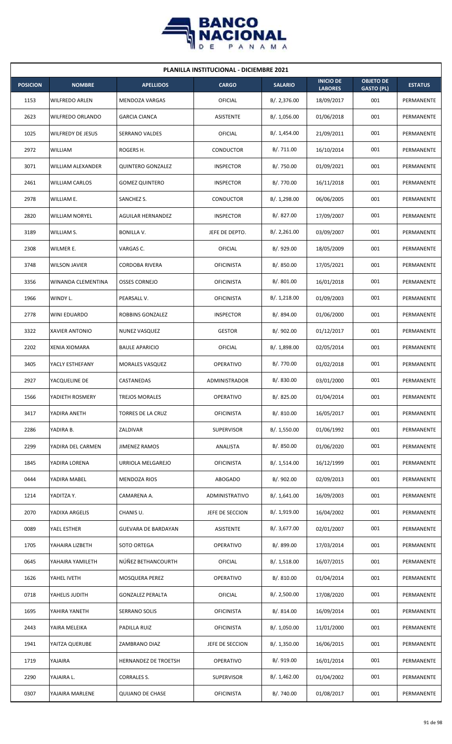| PLANILLA INSTITUCIONAL - DICIEMBRE 2021 | | | | | | | |
|---|---|---|---|---|---|---|---|
| **POSICION** | **NOMBRE** | **APELLIDOS** | **CARGO** | **SALARIO** | **INICIO DE LABORES** | **OBJETO DE GASTO (PL)** | **ESTATUS** |
| 1153 | WILFREDO ARLEN | MENDOZA VARGAS | OFICIAL | B/. 2,376.00 | 18/09/2017 | 001 | PERMANENTE |
| 2623 | WILFREDO ORLANDO | GARCIA CIANCA | ASISTENTE | B/. 1,056.00 | 01/06/2018 | 001 | PERMANENTE |
| 1025 | WILFREDY DE JESUS | SERRANO VALDES | OFICIAL | B/. 1,454.00 | 21/09/2011 | 001 | PERMANENTE |
| 2972 | WILLIAM | ROGERS H. | CONDUCTOR | B/. 711.00 | 16/10/2014 | 001 | PERMANENTE |
| 3071 | WILLIAM ALEXANDER | QUINTERO GONZALEZ | INSPECTOR | B/. 750.00 | 01/09/2021 | 001 | PERMANENTE |
| 2461 | WILLIAM CARLOS | GOMEZ QUINTERO | INSPECTOR | B/. 770.00 | 16/11/2018 | 001 | PERMANENTE |
| 2978 | WILLIAM E. | SANCHEZ S. | CONDUCTOR | B/. 1,298.00 | 06/06/2005 | 001 | PERMANENTE |
| 2820 | WILLIAM NORYEL | AGUILAR HERNANDEZ | INSPECTOR | B/. 827.00 | 17/09/2007 | 001 | PERMANENTE |
| 3189 | WILLIAM S. | BONILLA V. | JEFE DE DEPTO. | B/. 2,261.00 | 03/09/2007 | 001 | PERMANENTE |
| 2308 | WILMER E. | VARGAS C. | OFICIAL | B/. 929.00 | 18/05/2009 | 001 | PERMANENTE |
| 3748 | WILSON JAVIER | CORDOBA RIVERA | OFICINISTA | B/. 850.00 | 17/05/2021 | 001 | PERMANENTE |
| 3356 | WINANDA CLEMENTINA | OSSES CORNEJO | OFICINISTA | B/. 801.00 | 16/01/2018 | 001 | PERMANENTE |
| 1966 | WINDY L. | PEARSALL V. | OFICINISTA | B/. 1,218.00 | 01/09/2003 | 001 | PERMANENTE |
| 2778 | WINI EDUARDO | ROBBINS GONZALEZ | INSPECTOR | B/. 894.00 | 01/06/2000 | 001 | PERMANENTE |
| 3322 | XAVIER ANTONIO | NUNEZ VASQUEZ | GESTOR | B/. 902.00 | 01/12/2017 | 001 | PERMANENTE |
| 2202 | XENIA XIOMARA | BAULE APARICIO | OFICIAL | B/. 1,898.00 | 02/05/2014 | 001 | PERMANENTE |
| 3405 | YACLY ESTHEFANY | MORALES VASQUEZ | OPERATIVO | B/. 770.00 | 01/02/2018 | 001 | PERMANENTE |
| 2927 | YACQUELINE DE | CASTANEDAS | ADMINISTRADOR | B/. 830.00 | 03/01/2000 | 001 | PERMANENTE |
| 1566 | YADIETH ROSMERY | TREJOS MORALES | OPERATIVO | B/. 825.00 | 01/04/2014 | 001 | PERMANENTE |
| 3417 | YADIRA ANETH | TORRES DE LA CRUZ | OFICINISTA | B/. 810.00 | 16/05/2017 | 001 | PERMANENTE |
| 2286 | YADIRA B. | ZALDIVAR | SUPERVISOR | B/. 1,550.00 | 01/06/1992 | 001 | PERMANENTE |
| 2299 | YADIRA DEL CARMEN | JIMENEZ RAMOS | ANALISTA | B/. 850.00 | 01/06/2020 | 001 | PERMANENTE |
| 1845 | YADIRA LORENA | URRIOLA MELGAREJO | OFICINISTA | B/. 1,514.00 | 16/12/1999 | 001 | PERMANENTE |
| 0444 | YADIRA MABEL | MENDOZA RIOS | ABOGADO | B/. 902.00 | 02/09/2013 | 001 | PERMANENTE |
| 1214 | YADITZA Y. | CAMARENA A. | ADMINISTRATIVO | B/. 1,641.00 | 16/09/2003 | 001 | PERMANENTE |
| 2070 | YADIXA ARGELIS | CHANIS U. | JEFE DE SECCION | B/. 1,919.00 | 16/04/2002 | 001 | PERMANENTE |
| 0089 | YAEL ESTHER | GUEVARA DE BARDAYAN | ASISTENTE | B/. 3,677.00 | 02/01/2007 | 001 | PERMANENTE |
| 1705 | YAHAIRA LIZBETH | SOTO ORTEGA | OPERATIVO | B/. 899.00 | 17/03/2014 | 001 | PERMANENTE |
| 0645 | YAHAIRA YAMILETH | NÚÑEZ BETHANCOURTH | OFICIAL | B/. 1,518.00 | 16/07/2015 | 001 | PERMANENTE |
| 1626 | YAHEL IVETH | MOSQUERA PEREZ | OPERATIVO | B/. 810.00 | 01/04/2014 | 001 | PERMANENTE |
| 0718 | YAHELIS JUDITH | GONZALEZ PERALTA | OFICIAL | B/. 2,500.00 | 17/08/2020 | 001 | PERMANENTE |
| 1695 | YAHIRA YANETH | SERRANO SOLIS | OFICINISTA | B/. 814.00 | 16/09/2014 | 001 | PERMANENTE |
| 2443 | YAIRA MELEIKA | PADILLA RUIZ | OFICINISTA | B/. 1,050.00 | 11/01/2000 | 001 | PERMANENTE |
| 1941 | YAITZA QUERUBE | ZAMBRANO DIAZ | JEFE DE SECCION | B/. 1,350.00 | 16/06/2015 | 001 | PERMANENTE |
| 1719 | YAJAIRA | HERNANDEZ DE TROETSH | OPERATIVO | B/. 919.00 | 16/01/2014 | 001 | PERMANENTE |
| 2290 | YAJAIRA L. | CORRALES S. | SUPERVISOR | B/. 1,462.00 | 01/04/2002 | 001 | PERMANENTE |
| 0307 | YAJAIRA MARLENE | QUIJANO DE CHASE | OFICINISTA | B/. 740.00 | 01/08/2017 | 001 | PERMANENTE |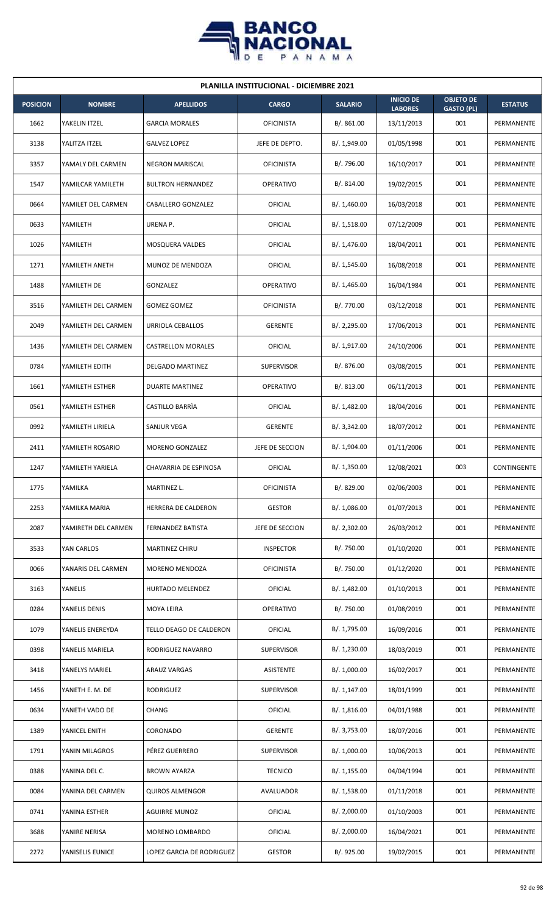| PLANILLA INSTITUCIONAL - DICIEMBRE 2021 | | | | | | | |
|---|---|---|---|---|---|---|---|
| **POSICION** | **NOMBRE** | **APELLIDOS** | **CARGO** | **SALARIO** | **INICIO DE LABORES** | **OBJETO DE GASTO (PL)** | **ESTATUS** |
| 1662 | YAKELIN ITZEL | GARCIA MORALES | OFICINISTA | B/. 861.00 | 13/11/2013 | 001 | PERMANENTE |
| 3138 | YALITZA ITZEL | GALVEZ LOPEZ | JEFE DE DEPTO. | B/. 1,949.00 | 01/05/1998 | 001 | PERMANENTE |
| 3357 | YAMALY DEL CARMEN | NEGRON MARISCAL | OFICINISTA | B/. 796.00 | 16/10/2017 | 001 | PERMANENTE |
| 1547 | YAMILCAR YAMILETH | BULTRON HERNANDEZ | OPERATIVO | B/. 814.00 | 19/02/2015 | 001 | PERMANENTE |
| 0664 | YAMILET DEL CARMEN | CABALLERO GONZALEZ | OFICIAL | B/. 1,460.00 | 16/03/2018 | 001 | PERMANENTE |
| 0633 | YAMILETH | URENA P. | OFICIAL | B/. 1,518.00 | 07/12/2009 | 001 | PERMANENTE |
| 1026 | YAMILETH | MOSQUERA VALDES | OFICIAL | B/. 1,476.00 | 18/04/2011 | 001 | PERMANENTE |
| 1271 | YAMILETH ANETH | MUNOZ DE MENDOZA | OFICIAL | B/. 1,545.00 | 16/08/2018 | 001 | PERMANENTE |
| 1488 | YAMILETH DE | GONZALEZ | OPERATIVO | B/. 1,465.00 | 16/04/1984 | 001 | PERMANENTE |
| 3516 | YAMILETH DEL CARMEN | GOMEZ GOMEZ | OFICINISTA | B/. 770.00 | 03/12/2018 | 001 | PERMANENTE |
| 2049 | YAMILETH DEL CARMEN | URRIOLA CEBALLOS | GERENTE | B/. 2,295.00 | 17/06/2013 | 001 | PERMANENTE |
| 1436 | YAMILETH DEL CARMEN | CASTRELLON MORALES | OFICIAL | B/. 1,917.00 | 24/10/2006 | 001 | PERMANENTE |
| 0784 | YAMILETH EDITH | DELGADO MARTINEZ | SUPERVISOR | B/. 876.00 | 03/08/2015 | 001 | PERMANENTE |
| 1661 | YAMILETH ESTHER | DUARTE MARTINEZ | OPERATIVO | B/. 813.00 | 06/11/2013 | 001 | PERMANENTE |
| 0561 | YAMILETH ESTHER | CASTILLO BARRÌA | OFICIAL | B/. 1,482.00 | 18/04/2016 | 001 | PERMANENTE |
| 0992 | YAMILETH LIRIELA | SANJUR VEGA | GERENTE | B/. 3,342.00 | 18/07/2012 | 001 | PERMANENTE |
| 2411 | YAMILETH ROSARIO | MORENO GONZALEZ | JEFE DE SECCION | B/. 1,904.00 | 01/11/2006 | 001 | PERMANENTE |
| 1247 | YAMILETH YARIELA | CHAVARRIA DE ESPINOSA | OFICIAL | B/. 1,350.00 | 12/08/2021 | 003 | CONTINGENTE |
| 1775 | YAMILKA | MARTINEZ L. | OFICINISTA | B/. 829.00 | 02/06/2003 | 001 | PERMANENTE |
| 2253 | YAMILKA MARIA | HERRERA DE CALDERON | GESTOR | B/. 1,086.00 | 01/07/2013 | 001 | PERMANENTE |
| 2087 | YAMIRETH DEL CARMEN | FERNANDEZ BATISTA | JEFE DE SECCION | B/. 2,302.00 | 26/03/2012 | 001 | PERMANENTE |
| 3533 | YAN CARLOS | MARTINEZ CHIRU | INSPECTOR | B/. 750.00 | 01/10/2020 | 001 | PERMANENTE |
| 0066 | YANARIS DEL CARMEN | MORENO MENDOZA | OFICINISTA | B/. 750.00 | 01/12/2020 | 001 | PERMANENTE |
| 3163 | YANELIS | HURTADO MELENDEZ | OFICIAL | B/. 1,482.00 | 01/10/2013 | 001 | PERMANENTE |
| 0284 | YANELIS DENIS | MOYA LEIRA | OPERATIVO | B/. 750.00 | 01/08/2019 | 001 | PERMANENTE |
| 1079 | YANELIS ENEREYDA | TELLO DEAGO DE CALDERON | OFICIAL | B/. 1,795.00 | 16/09/2016 | 001 | PERMANENTE |
| 0398 | YANELIS MARIELA | RODRIGUEZ NAVARRO | SUPERVISOR | B/. 1,230.00 | 18/03/2019 | 001 | PERMANENTE |
| 3418 | YANELYS MARIEL | ARAUZ VARGAS | ASISTENTE | B/. 1,000.00 | 16/02/2017 | 001 | PERMANENTE |
| 1456 | YANETH E. M. DE | RODRIGUEZ | SUPERVISOR | B/. 1,147.00 | 18/01/1999 | 001 | PERMANENTE |
| 0634 | YANETH VADO DE | CHANG | OFICIAL | B/. 1,816.00 | 04/01/1988 | 001 | PERMANENTE |
| 1389 | YANICEL ENITH | CORONADO | GERENTE | B/. 3,753.00 | 18/07/2016 | 001 | PERMANENTE |
| 1791 | YANIN MILAGROS | PÉREZ GUERRERO | SUPERVISOR | B/. 1,000.00 | 10/06/2013 | 001 | PERMANENTE |
| 0388 | YANINA DEL C. | BROWN AYARZA | TECNICO | B/. 1,155.00 | 04/04/1994 | 001 | PERMANENTE |
| 0084 | YANINA DEL CARMEN | QUIROS ALMENGOR | AVALUADOR | B/. 1,538.00 | 01/11/2018 | 001 | PERMANENTE |
| 0741 | YANINA ESTHER | AGUIRRE MUNOZ | OFICIAL | B/. 2,000.00 | 01/10/2003 | 001 | PERMANENTE |
| 3688 | YANIRE NERISA | MORENO LOMBARDO | OFICIAL | B/. 2,000.00 | 16/04/2021 | 001 | PERMANENTE |
| 2272 | YANISELIS EUNICE | LOPEZ GARCIA DE RODRIGUEZ | GESTOR | B/. 925.00 | 19/02/2015 | 001 | PERMANENTE |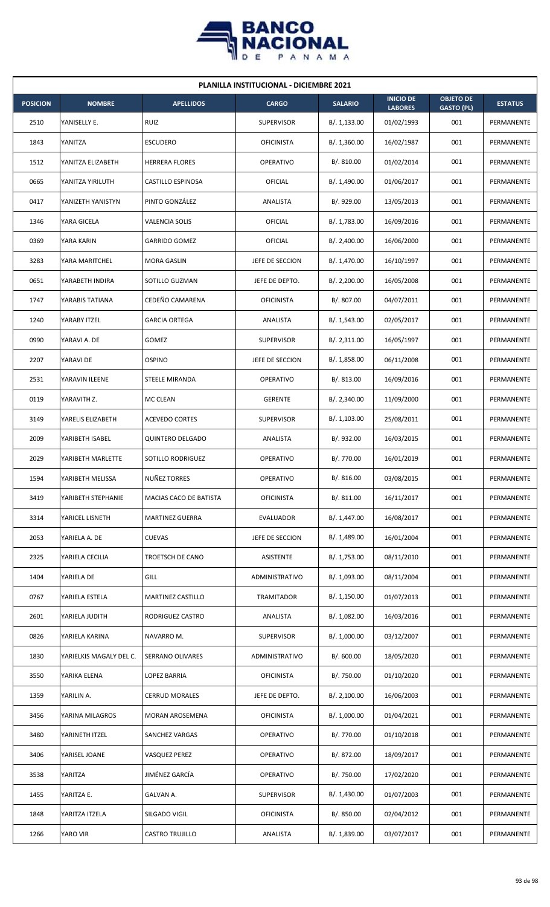| PLANILLA INSTITUCIONAL - DICIEMBRE 2021 | | | | | | | |
|---|---|---|---|---|---|---|---|
| **POSICION** | **NOMBRE** | **APELLIDOS** | **CARGO** | **SALARIO** | **INICIO DE LABORES** | **OBJETO DE GASTO (PL)** | **ESTATUS** |
| 2510 | YANISELLY E. | RUIZ | SUPERVISOR | B/. 1,133.00 | 01/02/1993 | 001 | PERMANENTE |
| 1843 | YANITZA | ESCUDERO | OFICINISTA | B/. 1,360.00 | 16/02/1987 | 001 | PERMANENTE |
| 1512 | YANITZA ELIZABETH | HERRERA FLORES | OPERATIVO | B/. 810.00 | 01/02/2014 | 001 | PERMANENTE |
| 0665 | YANITZA YIRILUTH | CASTILLO ESPINOSA | OFICIAL | B/. 1,490.00 | 01/06/2017 | 001 | PERMANENTE |
| 0417 | YANIZETH YANISTYN | PINTO GONZÁLEZ | ANALISTA | B/. 929.00 | 13/05/2013 | 001 | PERMANENTE |
| 1346 | YARA GICELA | VALENCIA SOLIS | OFICIAL | B/. 1,783.00 | 16/09/2016 | 001 | PERMANENTE |
| 0369 | YARA KARIN | GARRIDO GOMEZ | OFICIAL | B/. 2,400.00 | 16/06/2000 | 001 | PERMANENTE |
| 3283 | YARA MARITCHEL | MORA GASLIN | JEFE DE SECCION | B/. 1,470.00 | 16/10/1997 | 001 | PERMANENTE |
| 0651 | YARABETH INDIRA | SOTILLO GUZMAN | JEFE DE DEPTO. | B/. 2,200.00 | 16/05/2008 | 001 | PERMANENTE |
| 1747 | YARABIS TATIANA | CEDEÑO CAMARENA | OFICINISTA | B/. 807.00 | 04/07/2011 | 001 | PERMANENTE |
| 1240 | YARABY ITZEL | GARCIA ORTEGA | ANALISTA | B/. 1,543.00 | 02/05/2017 | 001 | PERMANENTE |
| 0990 | YARAVI A. DE | GOMEZ | SUPERVISOR | B/. 2,311.00 | 16/05/1997 | 001 | PERMANENTE |
| 2207 | YARAVI DE | OSPINO | JEFE DE SECCION | B/. 1,858.00 | 06/11/2008 | 001 | PERMANENTE |
| 2531 | YARAVIN ILEENE | STEELE MIRANDA | OPERATIVO | B/. 813.00 | 16/09/2016 | 001 | PERMANENTE |
| 0119 | YARAVITH Z. | MC CLEAN | GERENTE | B/. 2,340.00 | 11/09/2000 | 001 | PERMANENTE |
| 3149 | YARELIS ELIZABETH | ACEVEDO CORTES | SUPERVISOR | B/. 1,103.00 | 25/08/2011 | 001 | PERMANENTE |
| 2009 | YARIBETH ISABEL | QUINTERO DELGADO | ANALISTA | B/. 932.00 | 16/03/2015 | 001 | PERMANENTE |
| 2029 | YARIBETH MARLETTE | SOTILLO RODRIGUEZ | OPERATIVO | B/. 770.00 | 16/01/2019 | 001 | PERMANENTE |
| 1594 | YARIBETH MELISSA | NUÑEZ TORRES | OPERATIVO | B/. 816.00 | 03/08/2015 | 001 | PERMANENTE |
| 3419 | YARIBETH STEPHANIE | MACIAS CACO DE BATISTA | OFICINISTA | B/. 811.00 | 16/11/2017 | 001 | PERMANENTE |
| 3314 | YARICEL LISNETH | MARTINEZ GUERRA | EVALUADOR | B/. 1,447.00 | 16/08/2017 | 001 | PERMANENTE |
| 2053 | YARIELA A. DE | CUEVAS | JEFE DE SECCION | B/. 1,489.00 | 16/01/2004 | 001 | PERMANENTE |
| 2325 | YARIELA CECILIA | TROETSCH DE CANO | ASISTENTE | B/. 1,753.00 | 08/11/2010 | 001 | PERMANENTE |
| 1404 | YARIELA DE | GILL | ADMINISTRATIVO | B/. 1,093.00 | 08/11/2004 | 001 | PERMANENTE |
| 0767 | YARIELA ESTELA | MARTINEZ CASTILLO | TRAMITADOR | B/. 1,150.00 | 01/07/2013 | 001 | PERMANENTE |
| 2601 | YARIELA JUDITH | RODRIGUEZ CASTRO | ANALISTA | B/. 1,082.00 | 16/03/2016 | 001 | PERMANENTE |
| 0826 | YARIELA KARINA | NAVARRO M. | SUPERVISOR | B/. 1,000.00 | 03/12/2007 | 001 | PERMANENTE |
| 1830 | YARIELKIS MAGALY DEL C. | SERRANO OLIVARES | ADMINISTRATIVO | B/. 600.00 | 18/05/2020 | 001 | PERMANENTE |
| 3550 | YARIKA ELENA | LOPEZ BARRIA | OFICINISTA | B/. 750.00 | 01/10/2020 | 001 | PERMANENTE |
| 1359 | YARILIN A. | CERRUD MORALES | JEFE DE DEPTO. | B/. 2,100.00 | 16/06/2003 | 001 | PERMANENTE |
| 3456 | YARINA MILAGROS | MORAN AROSEMENA | OFICINISTA | B/. 1,000.00 | 01/04/2021 | 001 | PERMANENTE |
| 3480 | YARINETH ITZEL | SANCHEZ VARGAS | OPERATIVO | B/. 770.00 | 01/10/2018 | 001 | PERMANENTE |
| 3406 | YARISEL JOANE | VASQUEZ PEREZ | OPERATIVO | B/. 872.00 | 18/09/2017 | 001 | PERMANENTE |
| 3538 | YARITZA | JIMÉNEZ GARCÍA | OPERATIVO | B/. 750.00 | 17/02/2020 | 001 | PERMANENTE |
| 1455 | YARITZA E. | GALVAN A. | SUPERVISOR | B/. 1,430.00 | 01/07/2003 | 001 | PERMANENTE |
| 1848 | YARITZA ITZELA | SILGADO VIGIL | OFICINISTA | B/. 850.00 | 02/04/2012 | 001 | PERMANENTE |
| 1266 | YARO VIR | CASTRO TRUJILLO | ANALISTA | B/. 1,839.00 | 03/07/2017 | 001 | PERMANENTE |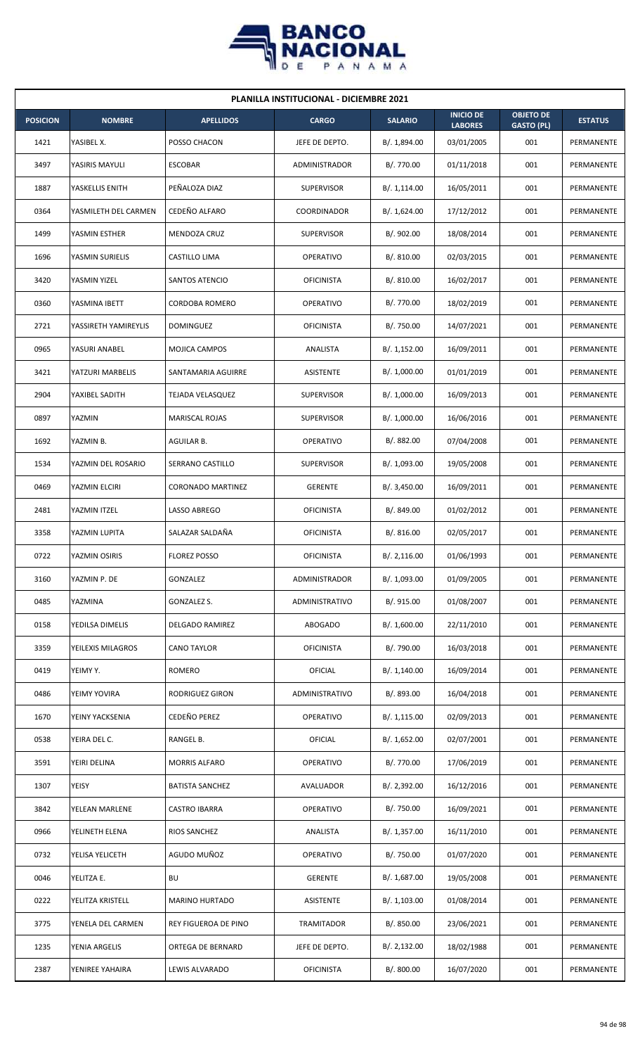**PLANILLA INSTITUCIONAL - DICIEMBRE 2021**

| POSICION | NOMBRE | APELLIDOS | CARGO | SALARIO | INICIO DE LABORES | OBJETO DE GASTO (PL) | ESTATUS |
|---|---|---|---|---|---|---|---|
| 1421 | YASIBEL X. | POSSO CHACON | JEFE DE DEPTO. | B/. 1,894.00 | 03/01/2005 | 001 | PERMANENTE |
| 3497 | YASIRIS MAYULI | ESCOBAR | ADMINISTRADOR | B/. 770.00 | 01/11/2018 | 001 | PERMANENTE |
| 1887 | YASKELLIS ENITH | PEÑALOZA DIAZ | SUPERVISOR | B/. 1,114.00 | 16/05/2011 | 001 | PERMANENTE |
| 0364 | YASMILETH DEL CARMEN | CEDEÑO ALFARO | COORDINADOR | B/. 1,624.00 | 17/12/2012 | 001 | PERMANENTE |
| 1499 | YASMIN ESTHER | MENDOZA CRUZ | SUPERVISOR | B/. 902.00 | 18/08/2014 | 001 | PERMANENTE |
| 1696 | YASMIN SURIELIS | CASTILLO LIMA | OPERATIVO | B/. 810.00 | 02/03/2015 | 001 | PERMANENTE |
| 3420 | YASMIN YIZEL | SANTOS ATENCIO | OFICINISTA | B/. 810.00 | 16/02/2017 | 001 | PERMANENTE |
| 0360 | YASMINA IBETT | CORDOBA ROMERO | OPERATIVO | B/. 770.00 | 18/02/2019 | 001 | PERMANENTE |
| 2721 | YASSIRETH YAMIREYLIS | DOMINGUEZ | OFICINISTA | B/. 750.00 | 14/07/2021 | 001 | PERMANENTE |
| 0965 | YASURI ANABEL | MOJICA CAMPOS | ANALISTA | B/. 1,152.00 | 16/09/2011 | 001 | PERMANENTE |
| 3421 | YATZURI MARBELIS | SANTAMARIA AGUIRRE | ASISTENTE | B/. 1,000.00 | 01/01/2019 | 001 | PERMANENTE |
| 2904 | YAXIBEL SADITH | TEJADA VELASQUEZ | SUPERVISOR | B/. 1,000.00 | 16/09/2013 | 001 | PERMANENTE |
| 0897 | YAZMIN | MARISCAL ROJAS | SUPERVISOR | B/. 1,000.00 | 16/06/2016 | 001 | PERMANENTE |
| 1692 | YAZMIN B. | AGUILAR B. | OPERATIVO | B/. 882.00 | 07/04/2008 | 001 | PERMANENTE |
| 1534 | YAZMIN DEL ROSARIO | SERRANO CASTILLO | SUPERVISOR | B/. 1,093.00 | 19/05/2008 | 001 | PERMANENTE |
| 0469 | YAZMIN ELCIRI | CORONADO MARTINEZ | GERENTE | B/. 3,450.00 | 16/09/2011 | 001 | PERMANENTE |
| 2481 | YAZMIN ITZEL | LASSO ABREGO | OFICINISTA | B/. 849.00 | 01/02/2012 | 001 | PERMANENTE |
| 3358 | YAZMIN LUPITA | SALAZAR SALDAÑA | OFICINISTA | B/. 816.00 | 02/05/2017 | 001 | PERMANENTE |
| 0722 | YAZMIN OSIRIS | FLOREZ POSSO | OFICINISTA | B/. 2,116.00 | 01/06/1993 | 001 | PERMANENTE |
| 3160 | YAZMIN P. DE | GONZALEZ | ADMINISTRADOR | B/. 1,093.00 | 01/09/2005 | 001 | PERMANENTE |
| 0485 | YAZMINA | GONZALEZ S. | ADMINISTRATIVO | B/. 915.00 | 01/08/2007 | 001 | PERMANENTE |
| 0158 | YEDILSA DIMELIS | DELGADO RAMIREZ | ABOGADO | B/. 1,600.00 | 22/11/2010 | 001 | PERMANENTE |
| 3359 | YEILEXIS MILAGROS | CANO TAYLOR | OFICINISTA | B/. 790.00 | 16/03/2018 | 001 | PERMANENTE |
| 0419 | YEIMY Y. | ROMERO | OFICIAL | B/. 1,140.00 | 16/09/2014 | 001 | PERMANENTE |
| 0486 | YEIMY YOVIRA | RODRIGUEZ GIRON | ADMINISTRATIVO | B/. 893.00 | 16/04/2018 | 001 | PERMANENTE |
| 1670 | YEINY YACKSENIA | CEDEÑO PEREZ | OPERATIVO | B/. 1,115.00 | 02/09/2013 | 001 | PERMANENTE |
| 0538 | YEIRA DEL C. | RANGEL B. | OFICIAL | B/. 1,652.00 | 02/07/2001 | 001 | PERMANENTE |
| 3591 | YEIRI DELINA | MORRIS ALFARO | OPERATIVO | B/. 770.00 | 17/06/2019 | 001 | PERMANENTE |
| 1307 | YEISY | BATISTA SANCHEZ | AVALUADOR | B/. 2,392.00 | 16/12/2016 | 001 | PERMANENTE |
| 3842 | YELEAN MARLENE | CASTRO IBARRA | OPERATIVO | B/. 750.00 | 16/09/2021 | 001 | PERMANENTE |
| 0966 | YELINETH ELENA | RIOS SANCHEZ | ANALISTA | B/. 1,357.00 | 16/11/2010 | 001 | PERMANENTE |
| 0732 | YELISA YELICETH | AGUDO MUÑOZ | OPERATIVO | B/. 750.00 | 01/07/2020 | 001 | PERMANENTE |
| 0046 | YELITZA E. | BU | GERENTE | B/. 1,687.00 | 19/05/2008 | 001 | PERMANENTE |
| 0222 | YELITZA KRISTELL | MARINO HURTADO | ASISTENTE | B/. 1,103.00 | 01/08/2014 | 001 | PERMANENTE |
| 3775 | YENELA DEL CARMEN | REY FIGUEROA DE PINO | TRAMITADOR | B/. 850.00 | 23/06/2021 | 001 | PERMANENTE |
| 1235 | YENIA ARGELIS | ORTEGA DE BERNARD | JEFE DE DEPTO. | B/. 2,132.00 | 18/02/1988 | 001 | PERMANENTE |
| 2387 | YENIREE YAHAIRA | LEWIS ALVARADO | OFICINISTA | B/. 800.00 | 16/07/2020 | 001 | PERMANENTE |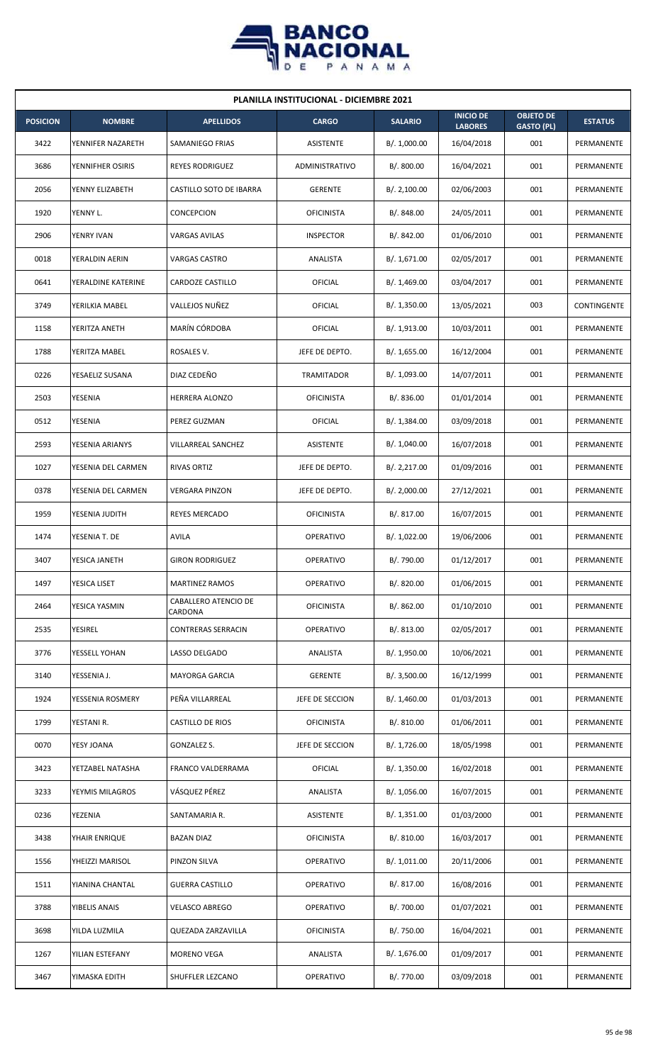## PLANILLA INSTITUCIONAL - DICIEMBRE 2021

| POSICION | NOMBRE | APELLIDOS | CARGO | SALARIO | INICIO DE LABORES | OBJETO DE GASTO (PL) | ESTATUS |
|---|---|---|---|---|---|---|---|
| 3422 | YENNIFER NAZARETH | SAMANIEGO FRIAS | ASISTENTE | B/. 1,000.00 | 16/04/2018 | 001 | PERMANENTE |
| 3686 | YENNIFHER OSIRIS | REYES RODRIGUEZ | ADMINISTRATIVO | B/. 800.00 | 16/04/2021 | 001 | PERMANENTE |
| 2056 | YENNY ELIZABETH | CASTILLO SOTO DE IBARRA | GERENTE | B/. 2,100.00 | 02/06/2003 | 001 | PERMANENTE |
| 1920 | YENNY L. | CONCEPCION | OFICINISTA | B/. 848.00 | 24/05/2011 | 001 | PERMANENTE |
| 2906 | YENRY IVAN | VARGAS AVILAS | INSPECTOR | B/. 842.00 | 01/06/2010 | 001 | PERMANENTE |
| 0018 | YERALDIN AERIN | VARGAS CASTRO | ANALISTA | B/. 1,671.00 | 02/05/2017 | 001 | PERMANENTE |
| 0641 | YERALDINE KATERINE | CARDOZE CASTILLO | OFICIAL | B/. 1,469.00 | 03/04/2017 | 001 | PERMANENTE |
| 3749 | YERILKIA MABEL | VALLEJOS NUÑEZ | OFICIAL | B/. 1,350.00 | 13/05/2021 | 003 | CONTINGENTE |
| 1158 | YERITZA ANETH | MARÍN CÓRDOBA | OFICIAL | B/. 1,913.00 | 10/03/2011 | 001 | PERMANENTE |
| 1788 | YERITZA MABEL | ROSALES V. | JEFE DE DEPTO. | B/. 1,655.00 | 16/12/2004 | 001 | PERMANENTE |
| 0226 | YESAELIZ SUSANA | DIAZ CEDEÑO | TRAMITADOR | B/. 1,093.00 | 14/07/2011 | 001 | PERMANENTE |
| 2503 | YESENIA | HERRERA ALONZO | OFICINISTA | B/. 836.00 | 01/01/2014 | 001 | PERMANENTE |
| 0512 | YESENIA | PEREZ GUZMAN | OFICIAL | B/. 1,384.00 | 03/09/2018 | 001 | PERMANENTE |
| 2593 | YESENIA ARIANYS | VILLARREAL SANCHEZ | ASISTENTE | B/. 1,040.00 | 16/07/2018 | 001 | PERMANENTE |
| 1027 | YESENIA DEL CARMEN | RIVAS ORTIZ | JEFE DE DEPTO. | B/. 2,217.00 | 01/09/2016 | 001 | PERMANENTE |
| 0378 | YESENIA DEL CARMEN | VERGARA PINZON | JEFE DE DEPTO. | B/. 2,000.00 | 27/12/2021 | 001 | PERMANENTE |
| 1959 | YESENIA JUDITH | REYES MERCADO | OFICINISTA | B/. 817.00 | 16/07/2015 | 001 | PERMANENTE |
| 1474 | YESENIA T. DE | AVILA | OPERATIVO | B/. 1,022.00 | 19/06/2006 | 001 | PERMANENTE |
| 3407 | YESICA JANETH | GIRON RODRIGUEZ | OPERATIVO | B/. 790.00 | 01/12/2017 | 001 | PERMANENTE |
| 1497 | YESICA LISET | MARTINEZ RAMOS | OPERATIVO | B/. 820.00 | 01/06/2015 | 001 | PERMANENTE |
| 2464 | YESICA YASMIN | CABALLERO ATENCIO DE CARDONA | OFICINISTA | B/. 862.00 | 01/10/2010 | 001 | PERMANENTE |
| 2535 | YESIREL | CONTRERAS SERRACIN | OPERATIVO | B/. 813.00 | 02/05/2017 | 001 | PERMANENTE |
| 3776 | YESSELL YOHAN | LASSO DELGADO | ANALISTA | B/. 1,950.00 | 10/06/2021 | 001 | PERMANENTE |
| 3140 | YESSENIA J. | MAYORGA GARCIA | GERENTE | B/. 3,500.00 | 16/12/1999 | 001 | PERMANENTE |
| 1924 | YESSENIA ROSMERY | PEÑA VILLARREAL | JEFE DE SECCION | B/. 1,460.00 | 01/03/2013 | 001 | PERMANENTE |
| 1799 | YESTANI R. | CASTILLO DE RIOS | OFICINISTA | B/. 810.00 | 01/06/2011 | 001 | PERMANENTE |
| 0070 | YESY JOANA | GONZALEZ S. | JEFE DE SECCION | B/. 1,726.00 | 18/05/1998 | 001 | PERMANENTE |
| 3423 | YETZABEL NATASHA | FRANCO VALDERRAMA | OFICIAL | B/. 1,350.00 | 16/02/2018 | 001 | PERMANENTE |
| 3233 | YEYMIS MILAGROS | VÁSQUEZ PÉREZ | ANALISTA | B/. 1,056.00 | 16/07/2015 | 001 | PERMANENTE |
| 0236 | YEZENIA | SANTAMARIA R. | ASISTENTE | B/. 1,351.00 | 01/03/2000 | 001 | PERMANENTE |
| 3438 | YHAIR ENRIQUE | BAZAN DIAZ | OFICINISTA | B/. 810.00 | 16/03/2017 | 001 | PERMANENTE |
| 1556 | YHEIZZI MARISOL | PINZON SILVA | OPERATIVO | B/. 1,011.00 | 20/11/2006 | 001 | PERMANENTE |
| 1511 | YIANINA CHANTAL | GUERRA CASTILLO | OPERATIVO | B/. 817.00 | 16/08/2016 | 001 | PERMANENTE |
| 3788 | YIBELIS ANAIS | VELASCO ABREGO | OPERATIVO | B/. 700.00 | 01/07/2021 | 001 | PERMANENTE |
| 3698 | YILDA LUZMILA | QUEZADA ZARZAVILLA | OFICINISTA | B/. 750.00 | 16/04/2021 | 001 | PERMANENTE |
| 1267 | YILIAN ESTEFANY | MORENO VEGA | ANALISTA | B/. 1,676.00 | 01/09/2017 | 001 | PERMANENTE |
| 3467 | YIMASKA EDITH | SHUFFLER LEZCANO | OPERATIVO | B/. 770.00 | 03/09/2018 | 001 | PERMANENTE |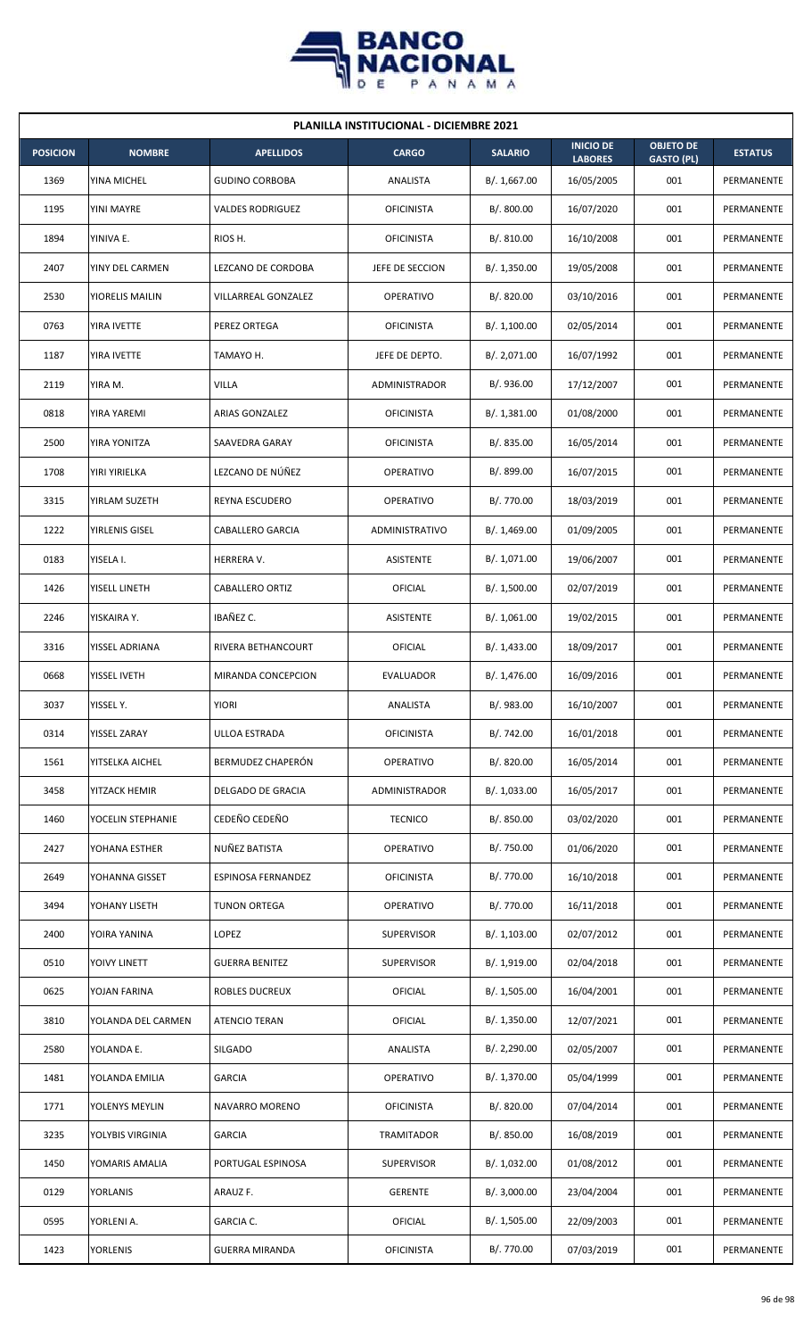| PLANILLA INSTITUCIONAL - DICIEMBRE 2021 | | | | | | | |
|---|---|---|---|---|---|---|---|
| **POSICION** | **NOMBRE** | **APELLIDOS** | **CARGO** | **SALARIO** | **INICIO DE LABORES** | **OBJETO DE GASTO (PL)** | **ESTATUS** |
| 1369 | YINA MICHEL | GUDINO CORBOBA | ANALISTA | B/. 1,667.00 | 16/05/2005 | 001 | PERMANENTE |
| 1195 | YINI MAYRE | VALDES RODRIGUEZ | OFICINISTA | B/. 800.00 | 16/07/2020 | 001 | PERMANENTE |
| 1894 | YINIVA E. | RIOS H. | OFICINISTA | B/. 810.00 | 16/10/2008 | 001 | PERMANENTE |
| 2407 | YINY DEL CARMEN | LEZCANO DE CORDOBA | JEFE DE SECCION | B/. 1,350.00 | 19/05/2008 | 001 | PERMANENTE |
| 2530 | YIORELIS MAILIN | VILLARREAL GONZALEZ | OPERATIVO | B/. 820.00 | 03/10/2016 | 001 | PERMANENTE |
| 0763 | YIRA IVETTE | PEREZ ORTEGA | OFICINISTA | B/. 1,100.00 | 02/05/2014 | 001 | PERMANENTE |
| 1187 | YIRA IVETTE | TAMAYO H. | JEFE DE DEPTO. | B/. 2,071.00 | 16/07/1992 | 001 | PERMANENTE |
| 2119 | YIRA M. | VILLA | ADMINISTRADOR | B/. 936.00 | 17/12/2007 | 001 | PERMANENTE |
| 0818 | YIRA YAREMI | ARIAS GONZALEZ | OFICINISTA | B/. 1,381.00 | 01/08/2000 | 001 | PERMANENTE |
| 2500 | YIRA YONITZA | SAAVEDRA GARAY | OFICINISTA | B/. 835.00 | 16/05/2014 | 001 | PERMANENTE |
| 1708 | YIRI YIRIELKA | LEZCANO DE NÚÑEZ | OPERATIVO | B/. 899.00 | 16/07/2015 | 001 | PERMANENTE |
| 3315 | YIRLAM SUZETH | REYNA ESCUDERO | OPERATIVO | B/. 770.00 | 18/03/2019 | 001 | PERMANENTE |
| 1222 | YIRLENIS GISEL | CABALLERO GARCIA | ADMINISTRATIVO | B/. 1,469.00 | 01/09/2005 | 001 | PERMANENTE |
| 0183 | YISELA I. | HERRERA V. | ASISTENTE | B/. 1,071.00 | 19/06/2007 | 001 | PERMANENTE |
| 1426 | YISELL LINETH | CABALLERO ORTIZ | OFICIAL | B/. 1,500.00 | 02/07/2019 | 001 | PERMANENTE |
| 2246 | YISKAIRA Y. | IBAÑEZ C. | ASISTENTE | B/. 1,061.00 | 19/02/2015 | 001 | PERMANENTE |
| 3316 | YISSEL ADRIANA | RIVERA BETHANCOURT | OFICIAL | B/. 1,433.00 | 18/09/2017 | 001 | PERMANENTE |
| 0668 | YISSEL IVETH | MIRANDA CONCEPCION | EVALUADOR | B/. 1,476.00 | 16/09/2016 | 001 | PERMANENTE |
| 3037 | YISSEL Y. | YIORI | ANALISTA | B/. 983.00 | 16/10/2007 | 001 | PERMANENTE |
| 0314 | YISSEL ZARAY | ULLOA ESTRADA | OFICINISTA | B/. 742.00 | 16/01/2018 | 001 | PERMANENTE |
| 1561 | YITSELKA AICHEL | BERMUDEZ CHAPERÓN | OPERATIVO | B/. 820.00 | 16/05/2014 | 001 | PERMANENTE |
| 3458 | YITZACK HEMIR | DELGADO DE GRACIA | ADMINISTRADOR | B/. 1,033.00 | 16/05/2017 | 001 | PERMANENTE |
| 1460 | YOCELIN STEPHANIE | CEDEÑO CEDEÑO | TECNICO | B/. 850.00 | 03/02/2020 | 001 | PERMANENTE |
| 2427 | YOHANA ESTHER | NUÑEZ BATISTA | OPERATIVO | B/. 750.00 | 01/06/2020 | 001 | PERMANENTE |
| 2649 | YOHANNA GISSET | ESPINOSA FERNANDEZ | OFICINISTA | B/. 770.00 | 16/10/2018 | 001 | PERMANENTE |
| 3494 | YOHANY LISETH | TUNON ORTEGA | OPERATIVO | B/. 770.00 | 16/11/2018 | 001 | PERMANENTE |
| 2400 | YOIRA YANINA | LOPEZ | SUPERVISOR | B/. 1,103.00 | 02/07/2012 | 001 | PERMANENTE |
| 0510 | YOIVY LINETT | GUERRA BENITEZ | SUPERVISOR | B/. 1,919.00 | 02/04/2018 | 001 | PERMANENTE |
| 0625 | YOJAN FARINA | ROBLES DUCREUX | OFICIAL | B/. 1,505.00 | 16/04/2001 | 001 | PERMANENTE |
| 3810 | YOLANDA DEL CARMEN | ATENCIO TERAN | OFICIAL | B/. 1,350.00 | 12/07/2021 | 001 | PERMANENTE |
| 2580 | YOLANDA E. | SILGADO | ANALISTA | B/. 2,290.00 | 02/05/2007 | 001 | PERMANENTE |
| 1481 | YOLANDA EMILIA | GARCIA | OPERATIVO | B/. 1,370.00 | 05/04/1999 | 001 | PERMANENTE |
| 1771 | YOLENYS MEYLIN | NAVARRO MORENO | OFICINISTA | B/. 820.00 | 07/04/2014 | 001 | PERMANENTE |
| 3235 | YOLYBIS VIRGINIA | GARCIA | TRAMITADOR | B/. 850.00 | 16/08/2019 | 001 | PERMANENTE |
| 1450 | YOMARIS AMALIA | PORTUGAL ESPINOSA | SUPERVISOR | B/. 1,032.00 | 01/08/2012 | 001 | PERMANENTE |
| 0129 | YORLANIS | ARAUZ F. | GERENTE | B/. 3,000.00 | 23/04/2004 | 001 | PERMANENTE |
| 0595 | YORLENI A. | GARCIA C. | OFICIAL | B/. 1,505.00 | 22/09/2003 | 001 | PERMANENTE |
| 1423 | YORLENIS | GUERRA MIRANDA | OFICINISTA | B/. 770.00 | 07/03/2019 | 001 | PERMANENTE |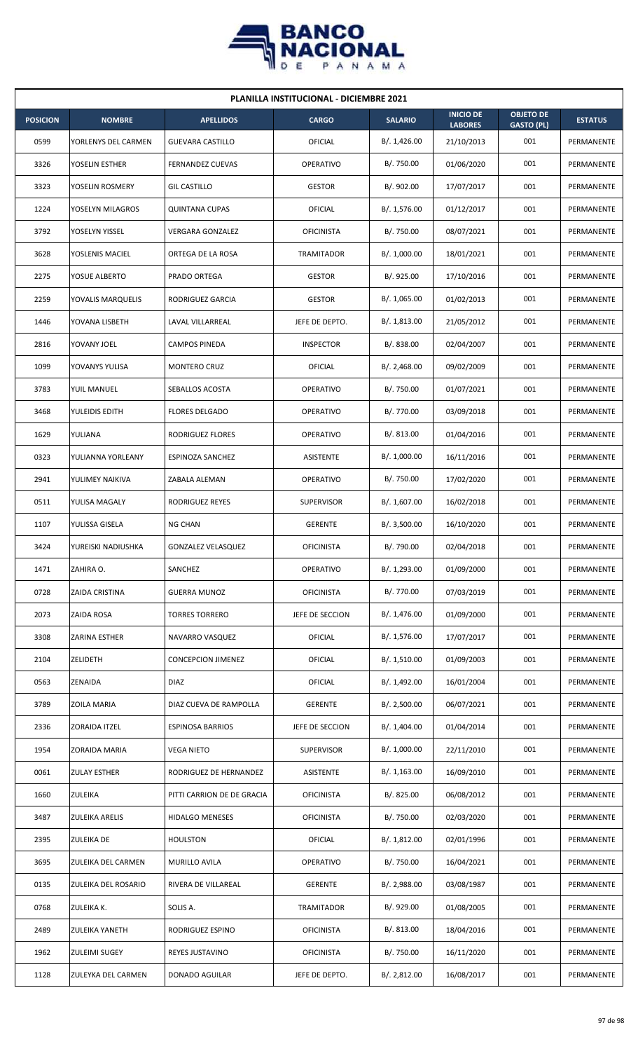| PLANILLA INSTITUCIONAL - DICIEMBRE 2021 | | | | | | | |
|---|---|---|---|---|---|---|---|
| POSICION | NOMBRE | APELLIDOS | CARGO | SALARIO | INICIO DE LABORES | OBJETO DE GASTO (PL) | ESTATUS |
| 0599 | YORLENYS DEL CARMEN | GUEVARA CASTILLO | OFICIAL | B/. 1,426.00 | 21/10/2013 | 001 | PERMANENTE |
| 3326 | YOSELIN ESTHER | FERNANDEZ CUEVAS | OPERATIVO | B/. 750.00 | 01/06/2020 | 001 | PERMANENTE |
| 3323 | YOSELIN ROSMERY | GIL CASTILLO | GESTOR | B/. 902.00 | 17/07/2017 | 001 | PERMANENTE |
| 1224 | YOSELYN MILAGROS | QUINTANA CUPAS | OFICIAL | B/. 1,576.00 | 01/12/2017 | 001 | PERMANENTE |
| 3792 | YOSELYN YISSEL | VERGARA GONZALEZ | OFICINISTA | B/. 750.00 | 08/07/2021 | 001 | PERMANENTE |
| 3628 | YOSLENIS MACIEL | ORTEGA DE LA ROSA | TRAMITADOR | B/. 1,000.00 | 18/01/2021 | 001 | PERMANENTE |
| 2275 | YOSUE ALBERTO | PRADO ORTEGA | GESTOR | B/. 925.00 | 17/10/2016 | 001 | PERMANENTE |
| 2259 | YOVALIS MARQUELIS | RODRIGUEZ GARCIA | GESTOR | B/. 1,065.00 | 01/02/2013 | 001 | PERMANENTE |
| 1446 | YOVANA LISBETH | LAVAL VILLARREAL | JEFE DE DEPTO. | B/. 1,813.00 | 21/05/2012 | 001 | PERMANENTE |
| 2816 | YOVANY JOEL | CAMPOS PINEDA | INSPECTOR | B/. 838.00 | 02/04/2007 | 001 | PERMANENTE |
| 1099 | YOVANYS YULISA | MONTERO CRUZ | OFICIAL | B/. 2,468.00 | 09/02/2009 | 001 | PERMANENTE |
| 3783 | YUIL MANUEL | SEBALLOS ACOSTA | OPERATIVO | B/. 750.00 | 01/07/2021 | 001 | PERMANENTE |
| 3468 | YULEIDIS EDITH | FLORES DELGADO | OPERATIVO | B/. 770.00 | 03/09/2018 | 001 | PERMANENTE |
| 1629 | YULIANA | RODRIGUEZ FLORES | OPERATIVO | B/. 813.00 | 01/04/2016 | 001 | PERMANENTE |
| 0323 | YULIANNA YORLEANY | ESPINOZA SANCHEZ | ASISTENTE | B/. 1,000.00 | 16/11/2016 | 001 | PERMANENTE |
| 2941 | YULIMEY NAIKIVA | ZABALA ALEMAN | OPERATIVO | B/. 750.00 | 17/02/2020 | 001 | PERMANENTE |
| 0511 | YULISA MAGALY | RODRIGUEZ REYES | SUPERVISOR | B/. 1,607.00 | 16/02/2018 | 001 | PERMANENTE |
| 1107 | YULISSA GISELA | NG CHAN | GERENTE | B/. 3,500.00 | 16/10/2020 | 001 | PERMANENTE |
| 3424 | YUREISKI NADIUSHKA | GONZALEZ VELASQUEZ | OFICINISTA | B/. 790.00 | 02/04/2018 | 001 | PERMANENTE |
| 1471 | ZAHIRA O. | SANCHEZ | OPERATIVO | B/. 1,293.00 | 01/09/2000 | 001 | PERMANENTE |
| 0728 | ZAIDA CRISTINA | GUERRA MUNOZ | OFICINISTA | B/. 770.00 | 07/03/2019 | 001 | PERMANENTE |
| 2073 | ZAIDA ROSA | TORRES TORRERO | JEFE DE SECCION | B/. 1,476.00 | 01/09/2000 | 001 | PERMANENTE |
| 3308 | ZARINA ESTHER | NAVARRO VASQUEZ | OFICIAL | B/. 1,576.00 | 17/07/2017 | 001 | PERMANENTE |
| 2104 | ZELIDETH | CONCEPCION JIMENEZ | OFICIAL | B/. 1,510.00 | 01/09/2003 | 001 | PERMANENTE |
| 0563 | ZENAIDA | DIAZ | OFICIAL | B/. 1,492.00 | 16/01/2004 | 001 | PERMANENTE |
| 3789 | ZOILA MARIA | DIAZ CUEVA DE RAMPOLLA | GERENTE | B/. 2,500.00 | 06/07/2021 | 001 | PERMANENTE |
| 2336 | ZORAIDA ITZEL | ESPINOSA BARRIOS | JEFE DE SECCION | B/. 1,404.00 | 01/04/2014 | 001 | PERMANENTE |
| 1954 | ZORAIDA MARIA | VEGA NIETO | SUPERVISOR | B/. 1,000.00 | 22/11/2010 | 001 | PERMANENTE |
| 0061 | ZULAY ESTHER | RODRIGUEZ DE HERNANDEZ | ASISTENTE | B/. 1,163.00 | 16/09/2010 | 001 | PERMANENTE |
| 1660 | ZULEIKA | PITTI CARRION DE DE GRACIA | OFICINISTA | B/. 825.00 | 06/08/2012 | 001 | PERMANENTE |
| 3487 | ZULEIKA ARELIS | HIDALGO MENESES | OFICINISTA | B/. 750.00 | 02/03/2020 | 001 | PERMANENTE |
| 2395 | ZULEIKA DE | HOULSTON | OFICIAL | B/. 1,812.00 | 02/01/1996 | 001 | PERMANENTE |
| 3695 | ZULEIKA DEL CARMEN | MURILLO AVILA | OPERATIVO | B/. 750.00 | 16/04/2021 | 001 | PERMANENTE |
| 0135 | ZULEIKA DEL ROSARIO | RIVERA DE VILLAREAL | GERENTE | B/. 2,988.00 | 03/08/1987 | 001 | PERMANENTE |
| 0768 | ZULEIKA K. | SOLIS A. | TRAMITADOR | B/. 929.00 | 01/08/2005 | 001 | PERMANENTE |
| 2489 | ZULEIKA YANETH | RODRIGUEZ ESPINO | OFICINISTA | B/. 813.00 | 18/04/2016 | 001 | PERMANENTE |
| 1962 | ZULEIMI SUGEY | REYES JUSTAVINO | OFICINISTA | B/. 750.00 | 16/11/2020 | 001 | PERMANENTE |
| 1128 | ZULEYKA DEL CARMEN | DONADO AGUILAR | JEFE DE DEPTO. | B/. 2,812.00 | 16/08/2017 | 001 | PERMANENTE |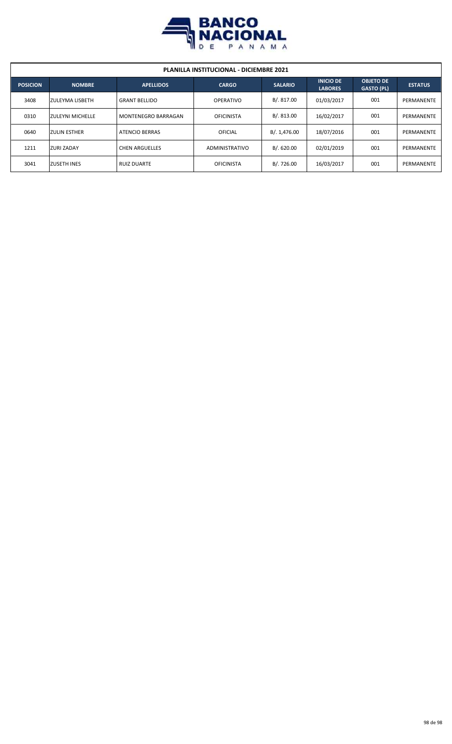## PLANILLA INSTITUCIONAL - DICIEMBRE 2021

| POSICION | NOMBRE | APELLIDOS | CARGO | SALARIO | INICIO DE LABORES | OBJETO DE GASTO (PL) | ESTATUS |
|---|---|---|---|---|---|---|---|
| 3408 | ZULEYMA LISBETH | GRANT BELLIDO | OPERATIVO | B/. 817.00 | 01/03/2017 | 001 | PERMANENTE |
| 0310 | ZULEYNI MICHELLE | MONTENEGRO BARRAGAN | OFICINISTA | B/. 813.00 | 16/02/2017 | 001 | PERMANENTE |
| 0640 | ZULIN ESTHER | ATENCIO BERRAS | OFICIAL | B/. 1,476.00 | 18/07/2016 | 001 | PERMANENTE |
| 1211 | ZURI ZADAY | CHEN ARGUELLES | ADMINISTRATIVO | B/. 620.00 | 02/01/2019 | 001 | PERMANENTE |
| 3041 | ZUSETH INES | RUIZ DUARTE | OFICINISTA | B/. 726.00 | 16/03/2017 | 001 | PERMANENTE |